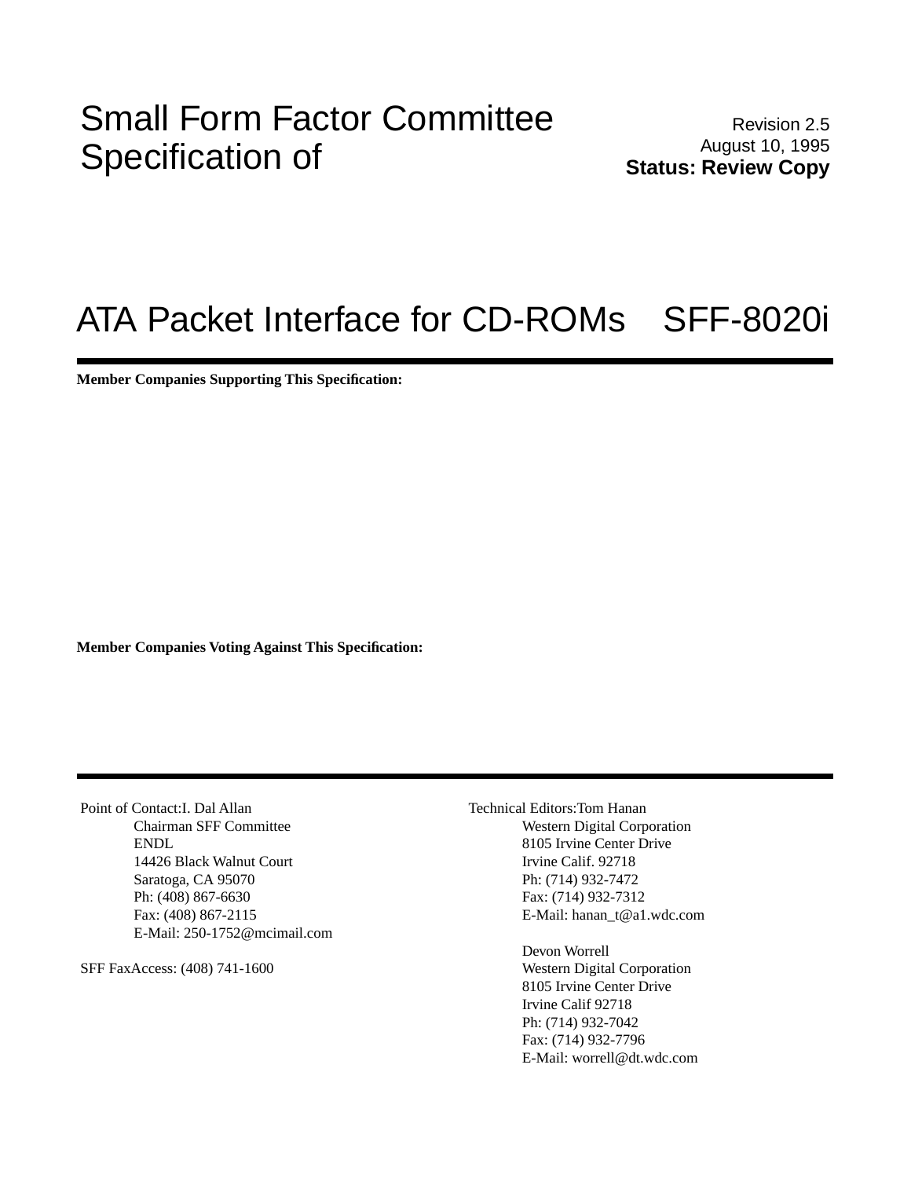# Small Form Factor Committee Specification of

Revision 2.5
August 10, 1995
**Status: Review Copy**

# ATA Packet Interface for CD-ROMs SFF-8020i

---

**Member Companies Supporting This Specification:**

**Member Companies Voting Against This Specification:**

---

Point of Contact: I. Dal Allan
Chairman SFF Committee
ENDL
14426 Black Walnut Court
Saratoga, CA 95070
Ph: (408) 867-6630
Fax: (408) 867-2115
E-Mail: 250-1752@mcimail.com

SFF FaxAccess: (408) 741-1600

Technical Editors: Tom Hanan
Western Digital Corporation
8105 Irvine Center Drive
Irvine Calif. 92718
Ph: (714) 932-7472
Fax: (714) 932-7312
E-Mail: hanan_t@a1.wdc.com

Devon Worrell
Western Digital Corporation
8105 Irvine Center Drive
Irvine Calif 92718
Ph: (714) 932-7042
Fax: (714) 932-7796
E-Mail: worrell@dt.wdc.com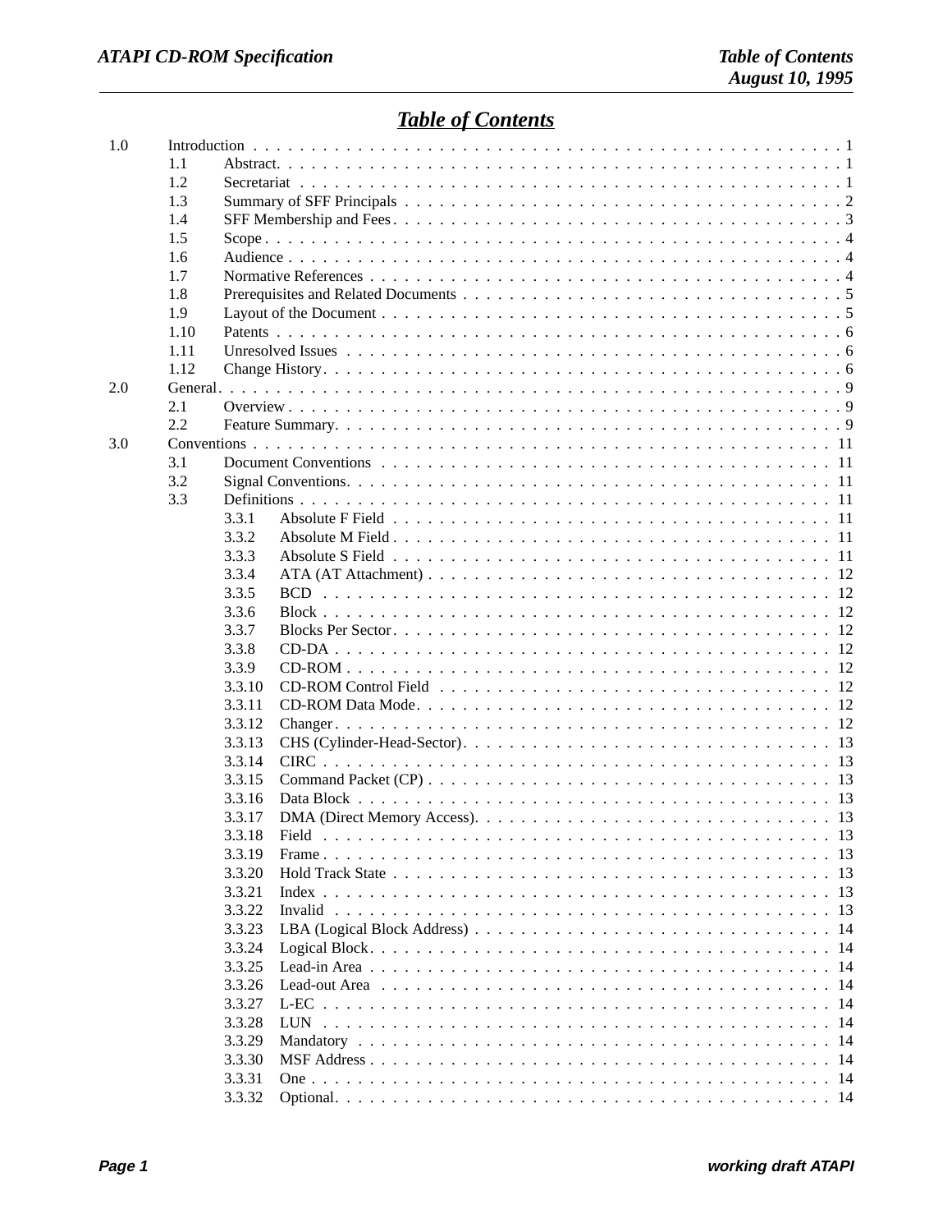# Table of Contents

| | | | |
|---|---|---|---|
| 1.0 | Introduction | | 1 |
| | 1.1 | Abstract | 1 |
| | 1.2 | Secretariat | 1 |
| | 1.3 | Summary of SFF Principals | 2 |
| | 1.4 | SFF Membership and Fees | 3 |
| | 1.5 | Scope | 4 |
| | 1.6 | Audience | 4 |
| | 1.7 | Normative References | 4 |
| | 1.8 | Prerequisites and Related Documents | 5 |
| | 1.9 | Layout of the Document | 5 |
| | 1.10 | Patents | 6 |
| | 1.11 | Unresolved Issues | 6 |
| | 1.12 | Change History | 6 |
| 2.0 | General | | 9 |
| | 2.1 | Overview | 9 |
| | 2.2 | Feature Summary | 9 |
| 3.0 | Conventions | | 11 |
| | 3.1 | Document Conventions | 11 |
| | 3.2 | Signal Conventions | 11 |
| | 3.3 | Definitions | 11 |
| | | 3.3.1 Absolute F Field | 11 |
| | | 3.3.2 Absolute M Field | 11 |
| | | 3.3.3 Absolute S Field | 11 |
| | | 3.3.4 ATA (AT Attachment) | 12 |
| | | 3.3.5 BCD | 12 |
| | | 3.3.6 Block | 12 |
| | | 3.3.7 Blocks Per Sector | 12 |
| | | 3.3.8 CD-DA | 12 |
| | | 3.3.9 CD-ROM | 12 |
| | | 3.3.10 CD-ROM Control Field | 12 |
| | | 3.3.11 CD-ROM Data Mode | 12 |
| | | 3.3.12 Changer | 12 |
| | | 3.3.13 CHS (Cylinder-Head-Sector) | 13 |
| | | 3.3.14 CIRC | 13 |
| | | 3.3.15 Command Packet (CP) | 13 |
| | | 3.3.16 Data Block | 13 |
| | | 3.3.17 DMA (Direct Memory Access) | 13 |
| | | 3.3.18 Field | 13 |
| | | 3.3.19 Frame | 13 |
| | | 3.3.20 Hold Track State | 13 |
| | | 3.3.21 Index | 13 |
| | | 3.3.22 Invalid | 13 |
| | | 3.3.23 LBA (Logical Block Address) | 14 |
| | | 3.3.24 Logical Block | 14 |
| | | 3.3.25 Lead-in Area | 14 |
| | | 3.3.26 Lead-out Area | 14 |
| | | 3.3.27 L-EC | 14 |
| | | 3.3.28 LUN | 14 |
| | | 3.3.29 Mandatory | 14 |
| | | 3.3.30 MSF Address | 14 |
| | | 3.3.31 One | 14 |
| | | 3.3.32 Optional | 14 |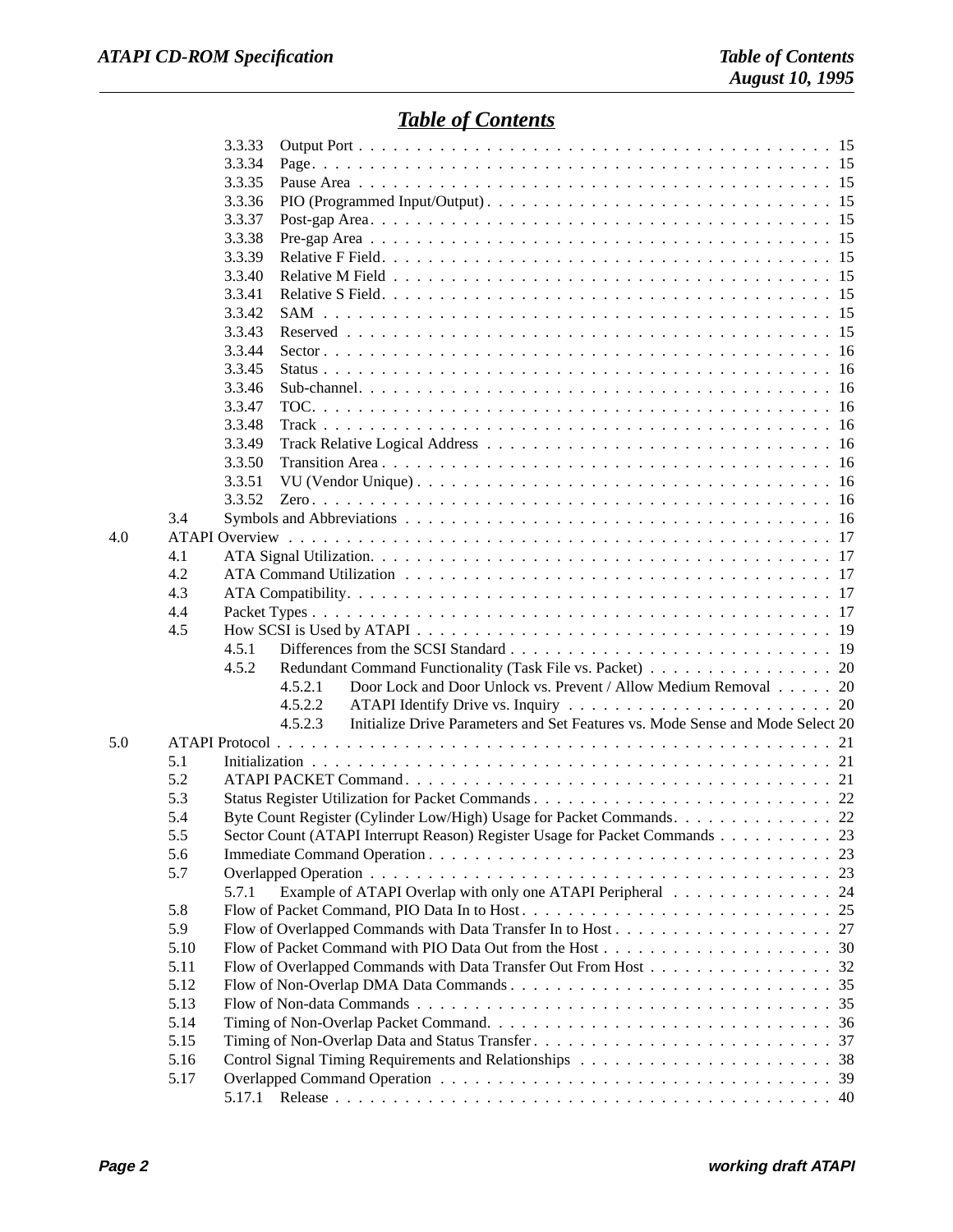# Table of Contents

| | | | | |
|---|---|---|---|---|
| | | 3.3.33 | Output Port | 15 |
| | | 3.3.34 | Page | 15 |
| | | 3.3.35 | Pause Area | 15 |
| | | 3.3.36 | PIO (Programmed Input/Output) | 15 |
| | | 3.3.37 | Post-gap Area | 15 |
| | | 3.3.38 | Pre-gap Area | 15 |
| | | 3.3.39 | Relative F Field | 15 |
| | | 3.3.40 | Relative M Field | 15 |
| | | 3.3.41 | Relative S Field | 15 |
| | | 3.3.42 | SAM | 15 |
| | | 3.3.43 | Reserved | 15 |
| | | 3.3.44 | Sector | 16 |
| | | 3.3.45 | Status | 16 |
| | | 3.3.46 | Sub-channel | 16 |
| | | 3.3.47 | TOC | 16 |
| | | 3.3.48 | Track | 16 |
| | | 3.3.49 | Track Relative Logical Address | 16 |
| | | 3.3.50 | Transition Area | 16 |
| | | 3.3.51 | VU (Vendor Unique) | 16 |
| | | 3.3.52 | Zero | 16 |
| | 3.4 | | Symbols and Abbreviations | 16 |
| 4.0 | | | ATAPI Overview | 17 |
| | 4.1 | | ATA Signal Utilization | 17 |
| | 4.2 | | ATA Command Utilization | 17 |
| | 4.3 | | ATA Compatibility | 17 |
| | 4.4 | | Packet Types | 17 |
| | 4.5 | | How SCSI is Used by ATAPI | 19 |
| | | 4.5.1 | Differences from the SCSI Standard | 19 |
| | | 4.5.2 | Redundant Command Functionality (Task File vs. Packet) | 20 |
| | | 4.5.2.1 | Door Lock and Door Unlock vs. Prevent / Allow Medium Removal | 20 |
| | | 4.5.2.2 | ATAPI Identify Drive vs. Inquiry | 20 |
| | | 4.5.2.3 | Initialize Drive Parameters and Set Features vs. Mode Sense and Mode Select | 20 |
| 5.0 | | | ATAPI Protocol | 21 |
| | 5.1 | | Initialization | 21 |
| | 5.2 | | ATAPI PACKET Command | 21 |
| | 5.3 | | Status Register Utilization for Packet Commands | 22 |
| | 5.4 | | Byte Count Register (Cylinder Low/High) Usage for Packet Commands | 22 |
| | 5.5 | | Sector Count (ATAPI Interrupt Reason) Register Usage for Packet Commands | 23 |
| | 5.6 | | Immediate Command Operation | 23 |
| | 5.7 | | Overlapped Operation | 23 |
| | | 5.7.1 | Example of ATAPI Overlap with only one ATAPI Peripheral | 24 |
| | 5.8 | | Flow of Packet Command, PIO Data In to Host | 25 |
| | 5.9 | | Flow of Overlapped Commands with Data Transfer In to Host | 27 |
| | 5.10 | | Flow of Packet Command with PIO Data Out from the Host | 30 |
| | 5.11 | | Flow of Overlapped Commands with Data Transfer Out From Host | 32 |
| | 5.12 | | Flow of Non-Overlap DMA Data Commands | 35 |
| | 5.13 | | Flow of Non-data Commands | 35 |
| | 5.14 | | Timing of Non-Overlap Packet Command | 36 |
| | 5.15 | | Timing of Non-Overlap Data and Status Transfer | 37 |
| | 5.16 | | Control Signal Timing Requirements and Relationships | 38 |
| | 5.17 | | Overlapped Command Operation | 39 |
| | | 5.17.1 | Release | 40 |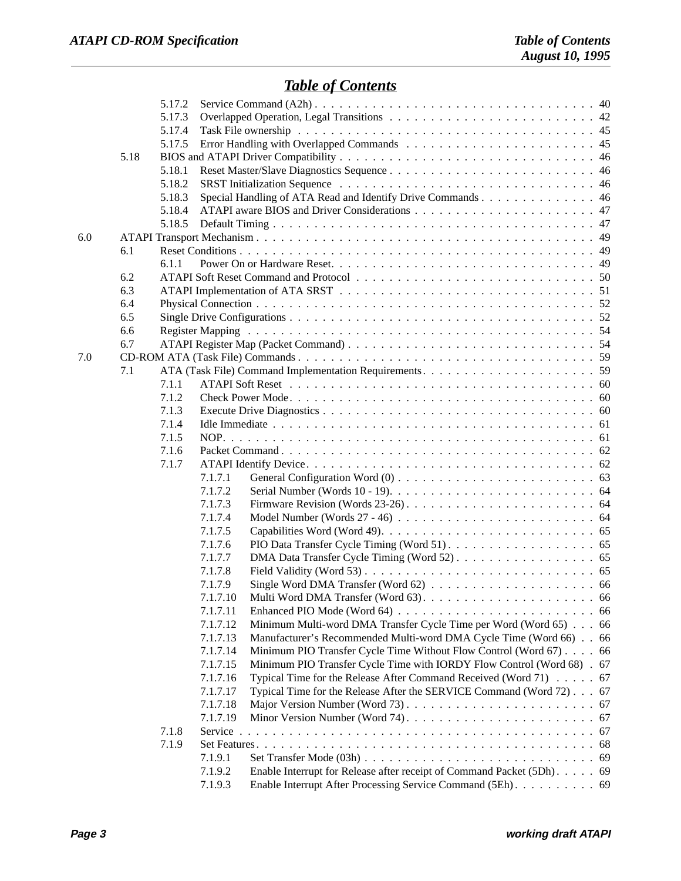## Table of Contents

- 5.17.2 Service Command (A2h) . . . 40
- 5.17.3 Overlapped Operation, Legal Transitions . . . 42
- 5.17.4 Task File ownership . . . 45
- 5.17.5 Error Handling with Overlapped Commands . . . 45
- 5.18 BIOS and ATAPI Driver Compatibility . . . 46
  - 5.18.1 Reset Master/Slave Diagnostics Sequence . . . 46
  - 5.18.2 SRST Initialization Sequence . . . 46
  - 5.18.3 Special Handling of ATA Read and Identify Drive Commands . . . 46
  - 5.18.4 ATAPI aware BIOS and Driver Considerations . . . 47
  - 5.18.5 Default Timing . . . 47

6.0 ATAPI Transport Mechanism . . . 49
- 6.1 Reset Conditions . . . 49
  - 6.1.1 Power On or Hardware Reset. . . . 49
- 6.2 ATAPI Soft Reset Command and Protocol . . . 50
- 6.3 ATAPI Implementation of ATA SRST . . . 51
- 6.4 Physical Connection . . . 52
- 6.5 Single Drive Configurations . . . 52
- 6.6 Register Mapping . . . 54
- 6.7 ATAPI Register Map (Packet Command) . . . 54

7.0 CD-ROM ATA (Task File) Commands . . . 59
- 7.1 ATA (Task File) Command Implementation Requirements . . . 59
  - 7.1.1 ATAPI Soft Reset . . . 60
  - 7.1.2 Check Power Mode . . . 60
  - 7.1.3 Execute Drive Diagnostics . . . 60
  - 7.1.4 Idle Immediate . . . 61
  - 7.1.5 NOP. . . . 61
  - 7.1.6 Packet Command . . . 62
  - 7.1.7 ATAPI Identify Device . . . 62
    - 7.1.7.1 General Configuration Word (0) . . . 63
    - 7.1.7.2 Serial Number (Words 10 - 19). . . . 64
    - 7.1.7.3 Firmware Revision (Words 23-26) . . . 64
    - 7.1.7.4 Model Number (Words 27 - 46) . . . 64
    - 7.1.7.5 Capabilities Word (Word 49). . . . 65
    - 7.1.7.6 PIO Data Transfer Cycle Timing (Word 51) . . . 65
    - 7.1.7.7 DMA Data Transfer Cycle Timing (Word 52) . . . 65
    - 7.1.7.8 Field Validity (Word 53) . . . 65
    - 7.1.7.9 Single Word DMA Transfer (Word 62) . . . 66
    - 7.1.7.10 Multi Word DMA Transfer (Word 63). . . . 66
    - 7.1.7.11 Enhanced PIO Mode (Word 64) . . . 66
    - 7.1.7.12 Minimum Multi-word DMA Transfer Cycle Time per Word (Word 65) . . . 66
    - 7.1.7.13 Manufacturer's Recommended Multi-word DMA Cycle Time (Word 66) . . 66
    - 7.1.7.14 Minimum PIO Transfer Cycle Time Without Flow Control (Word 67) . . . 66
    - 7.1.7.15 Minimum PIO Transfer Cycle Time with IORDY Flow Control (Word 68) . 67
    - 7.1.7.16 Typical Time for the Release After Command Received (Word 71) . . . 67
    - 7.1.7.17 Typical Time for the Release After the SERVICE Command (Word 72) . . . 67
    - 7.1.7.18 Major Version Number (Word 73) . . . 67
    - 7.1.7.19 Minor Version Number (Word 74) . . . 67
  - 7.1.8 Service . . . 67
  - 7.1.9 Set Features . . . 68
    - 7.1.9.1 Set Transfer Mode (03h) . . . 69
    - 7.1.9.2 Enable Interrupt for Release after receipt of Command Packet (5Dh) . . . 69
    - 7.1.9.3 Enable Interrupt After Processing Service Command (5Eh) . . . 69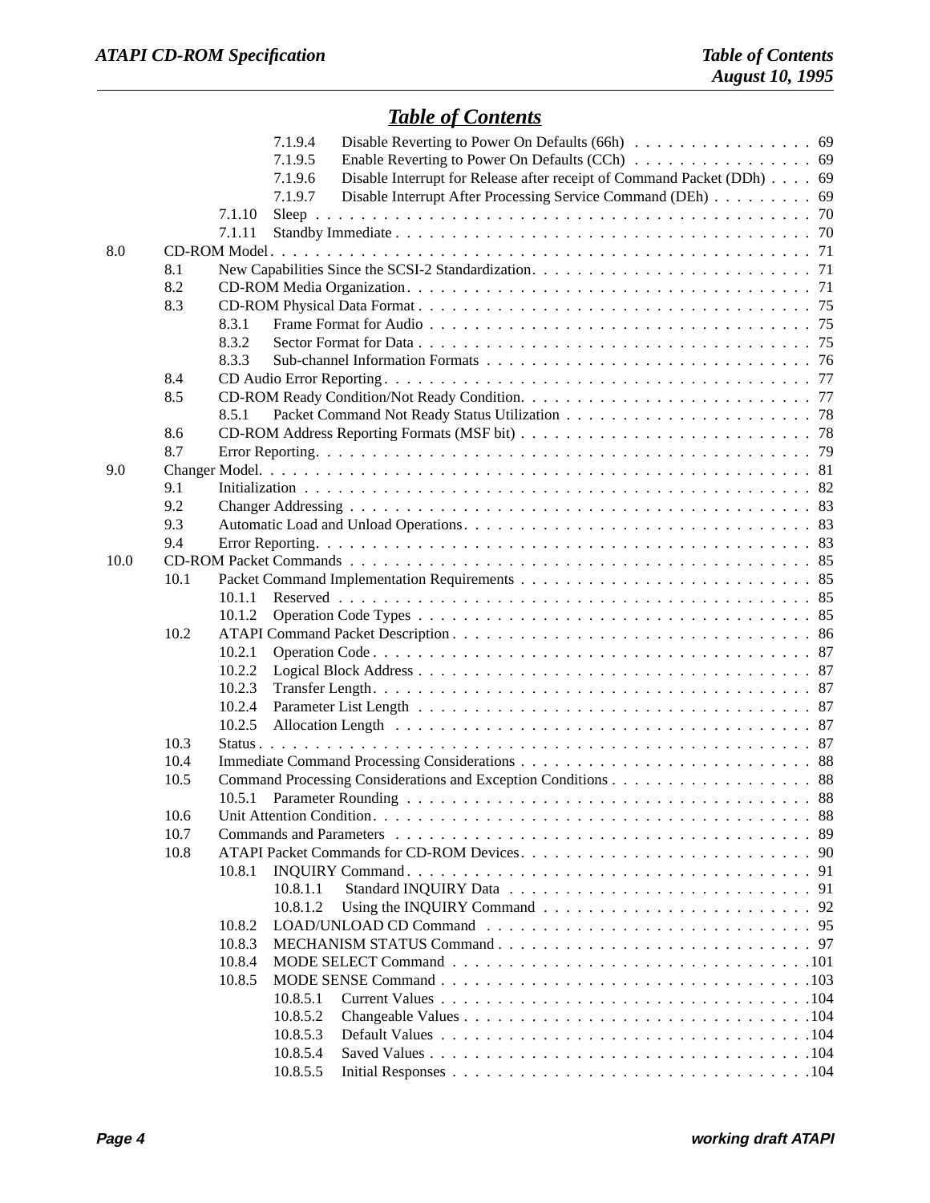## Table of Contents

- 7.1.9.4 Disable Reverting to Power On Defaults (66h) . . . 69
- 7.1.9.5 Enable Reverting to Power On Defaults (CCh) . . . 69
- 7.1.9.6 Disable Interrupt for Release after receipt of Command Packet (DDh) . . . 69
- 7.1.9.7 Disable Interrupt After Processing Service Command (DEh) . . . 69
- 7.1.10 Sleep . . . 70
- 7.1.11 Standby Immediate . . . 70
- 8.0 CD-ROM Model . . . 71
  - 8.1 New Capabilities Since the SCSI-2 Standardization . . . 71
  - 8.2 CD-ROM Media Organization . . . 71
  - 8.3 CD-ROM Physical Data Format . . . 75
    - 8.3.1 Frame Format for Audio . . . 75
    - 8.3.2 Sector Format for Data . . . 75
    - 8.3.3 Sub-channel Information Formats . . . 76
  - 8.4 CD Audio Error Reporting . . . 77
  - 8.5 CD-ROM Ready Condition/Not Ready Condition . . . 77
    - 8.5.1 Packet Command Not Ready Status Utilization . . . 78
  - 8.6 CD-ROM Address Reporting Formats (MSF bit) . . . 78
  - 8.7 Error Reporting . . . 79
- 9.0 Changer Model . . . 81
  - 9.1 Initialization . . . 82
  - 9.2 Changer Addressing . . . 83
  - 9.3 Automatic Load and Unload Operations . . . 83
  - 9.4 Error Reporting . . . 83
- 10.0 CD-ROM Packet Commands . . . 85
  - 10.1 Packet Command Implementation Requirements . . . 85
    - 10.1.1 Reserved . . . 85
    - 10.1.2 Operation Code Types . . . 85
  - 10.2 ATAPI Command Packet Description . . . 86
    - 10.2.1 Operation Code . . . 87
    - 10.2.2 Logical Block Address . . . 87
    - 10.2.3 Transfer Length . . . 87
    - 10.2.4 Parameter List Length . . . 87
    - 10.2.5 Allocation Length . . . 87
  - 10.3 Status . . . 87
  - 10.4 Immediate Command Processing Considerations . . . 88
  - 10.5 Command Processing Considerations and Exception Conditions . . . 88
    - 10.5.1 Parameter Rounding . . . 88
  - 10.6 Unit Attention Condition . . . 88
  - 10.7 Commands and Parameters . . . 89
  - 10.8 ATAPI Packet Commands for CD-ROM Devices . . . 90
    - 10.8.1 INQUIRY Command . . . 91
      - 10.8.1.1 Standard INQUIRY Data . . . 91
      - 10.8.1.2 Using the INQUIRY Command . . . 92
    - 10.8.2 LOAD/UNLOAD CD Command . . . 95
    - 10.8.3 MECHANISM STATUS Command . . . 97
    - 10.8.4 MODE SELECT Command . . . 101
    - 10.8.5 MODE SENSE Command . . . 103
      - 10.8.5.1 Current Values . . . 104
      - 10.8.5.2 Changeable Values . . . 104
      - 10.8.5.3 Default Values . . . 104
      - 10.8.5.4 Saved Values . . . 104
      - 10.8.5.5 Initial Responses . . . 104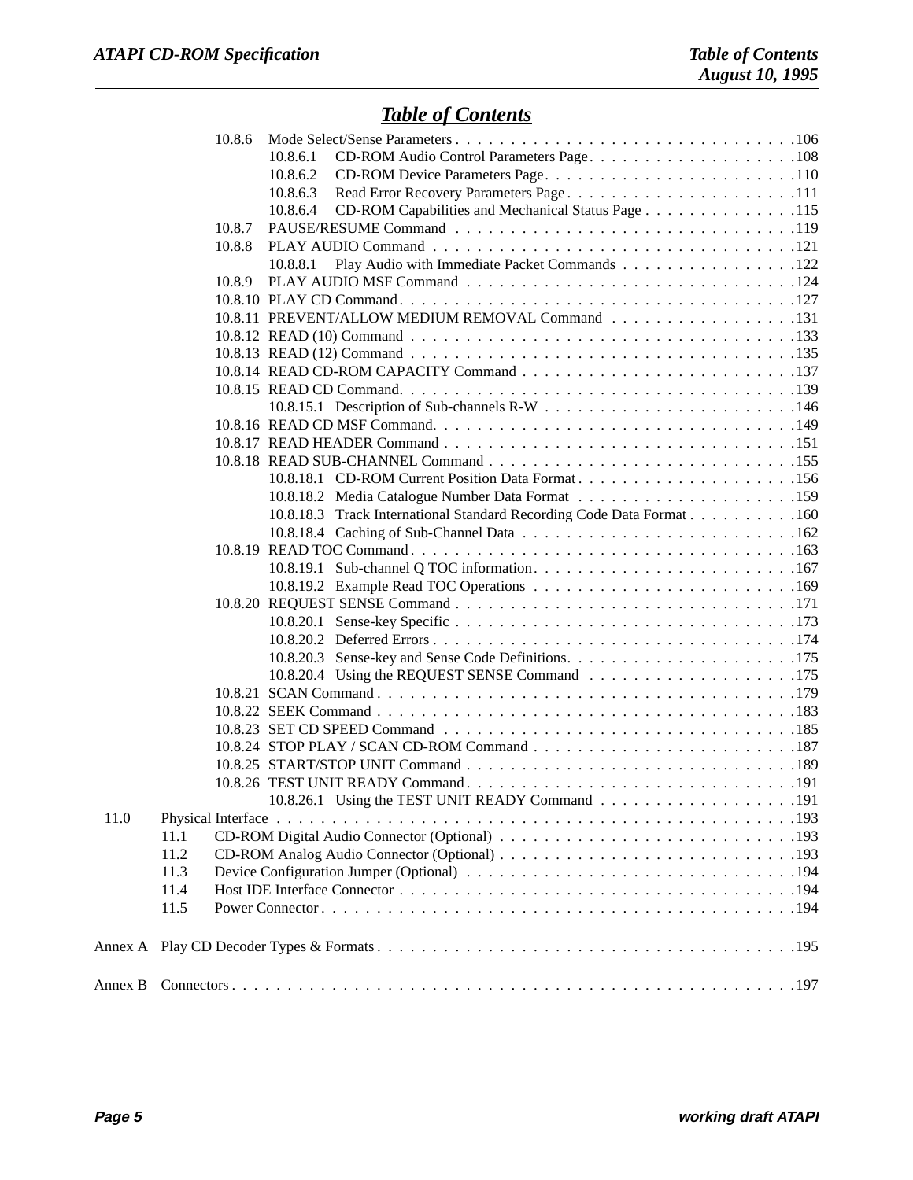# Table of Contents

- 10.8.6 Mode Select/Sense Parameters . . . 106
  - 10.8.6.1 CD-ROM Audio Control Parameters Page . . . 108
  - 10.8.6.2 CD-ROM Device Parameters Page . . . 110
  - 10.8.6.3 Read Error Recovery Parameters Page . . . 111
  - 10.8.6.4 CD-ROM Capabilities and Mechanical Status Page . . . 115
- 10.8.7 PAUSE/RESUME Command . . . 119
- 10.8.8 PLAY AUDIO Command . . . 121
  - 10.8.8.1 Play Audio with Immediate Packet Commands . . . 122
- 10.8.9 PLAY AUDIO MSF Command . . . 124
- 10.8.10 PLAY CD Command . . . 127
- 10.8.11 PREVENT/ALLOW MEDIUM REMOVAL Command . . . 131
- 10.8.12 READ (10) Command . . . 133
- 10.8.13 READ (12) Command . . . 135
- 10.8.14 READ CD-ROM CAPACITY Command . . . 137
- 10.8.15 READ CD Command . . . 139
  - 10.8.15.1 Description of Sub-channels R-W . . . 146
- 10.8.16 READ CD MSF Command . . . 149
- 10.8.17 READ HEADER Command . . . 151
- 10.8.18 READ SUB-CHANNEL Command . . . 155
  - 10.8.18.1 CD-ROM Current Position Data Format . . . 156
  - 10.8.18.2 Media Catalogue Number Data Format . . . 159
  - 10.8.18.3 Track International Standard Recording Code Data Format . . . 160
  - 10.8.18.4 Caching of Sub-Channel Data . . . 162
- 10.8.19 READ TOC Command . . . 163
  - 10.8.19.1 Sub-channel Q TOC information . . . 167
  - 10.8.19.2 Example Read TOC Operations . . . 169
- 10.8.20 REQUEST SENSE Command . . . 171
  - 10.8.20.1 Sense-key Specific . . . 173
  - 10.8.20.2 Deferred Errors . . . 174
  - 10.8.20.3 Sense-key and Sense Code Definitions . . . 175
  - 10.8.20.4 Using the REQUEST SENSE Command . . . 175
- 10.8.21 SCAN Command . . . 179
- 10.8.22 SEEK Command . . . 183
- 10.8.23 SET CD SPEED Command . . . 185
- 10.8.24 STOP PLAY / SCAN CD-ROM Command . . . 187
- 10.8.25 START/STOP UNIT Command . . . 189
- 10.8.26 TEST UNIT READY Command . . . 191
  - 10.8.26.1 Using the TEST UNIT READY Command . . . 191

11.0 Physical Interface . . . 193
- 11.1 CD-ROM Digital Audio Connector (Optional) . . . 193
- 11.2 CD-ROM Analog Audio Connector (Optional) . . . 193
- 11.3 Device Configuration Jumper (Optional) . . . 194
- 11.4 Host IDE Interface Connector . . . 194
- 11.5 Power Connector . . . 194

Annex A Play CD Decoder Types & Formats . . . 195

Annex B Connectors . . . 197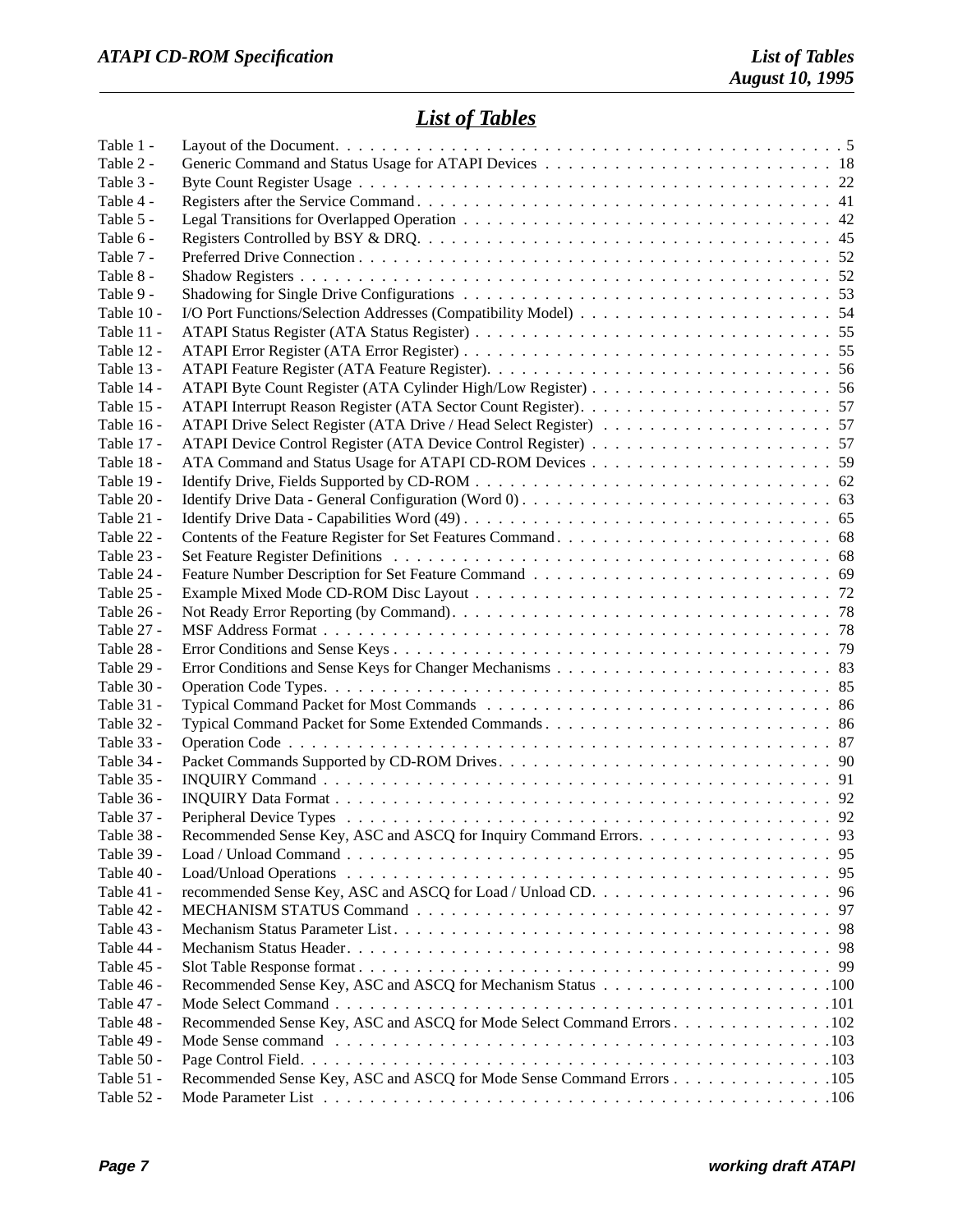## List of Tables

| | | |
|---|---|---|
| Table 1 - | Layout of the Document | 5 |
| Table 2 - | Generic Command and Status Usage for ATAPI Devices | 18 |
| Table 3 - | Byte Count Register Usage | 22 |
| Table 4 - | Registers after the Service Command | 41 |
| Table 5 - | Legal Transitions for Overlapped Operation | 42 |
| Table 6 - | Registers Controlled by BSY & DRQ | 45 |
| Table 7 - | Preferred Drive Connection | 52 |
| Table 8 - | Shadow Registers | 52 |
| Table 9 - | Shadowing for Single Drive Configurations | 53 |
| Table 10 - | I/O Port Functions/Selection Addresses (Compatibility Model) | 54 |
| Table 11 - | ATAPI Status Register (ATA Status Register) | 55 |
| Table 12 - | ATAPI Error Register (ATA Error Register) | 55 |
| Table 13 - | ATAPI Feature Register (ATA Feature Register) | 56 |
| Table 14 - | ATAPI Byte Count Register (ATA Cylinder High/Low Register) | 56 |
| Table 15 - | ATAPI Interrupt Reason Register (ATA Sector Count Register) | 57 |
| Table 16 - | ATAPI Drive Select Register (ATA Drive / Head Select Register) | 57 |
| Table 17 - | ATAPI Device Control Register (ATA Device Control Register) | 57 |
| Table 18 - | ATA Command and Status Usage for ATAPI CD-ROM Devices | 59 |
| Table 19 - | Identify Drive, Fields Supported by CD-ROM | 62 |
| Table 20 - | Identify Drive Data - General Configuration (Word 0) | 63 |
| Table 21 - | Identify Drive Data - Capabilities Word (49) | 65 |
| Table 22 - | Contents of the Feature Register for Set Features Command | 68 |
| Table 23 - | Set Feature Register Definitions | 68 |
| Table 24 - | Feature Number Description for Set Feature Command | 69 |
| Table 25 - | Example Mixed Mode CD-ROM Disc Layout | 72 |
| Table 26 - | Not Ready Error Reporting (by Command) | 78 |
| Table 27 - | MSF Address Format | 78 |
| Table 28 - | Error Conditions and Sense Keys | 79 |
| Table 29 - | Error Conditions and Sense Keys for Changer Mechanisms | 83 |
| Table 30 - | Operation Code Types | 85 |
| Table 31 - | Typical Command Packet for Most Commands | 86 |
| Table 32 - | Typical Command Packet for Some Extended Commands | 86 |
| Table 33 - | Operation Code | 87 |
| Table 34 - | Packet Commands Supported by CD-ROM Drives | 90 |
| Table 35 - | INQUIRY Command | 91 |
| Table 36 - | INQUIRY Data Format | 92 |
| Table 37 - | Peripheral Device Types | 92 |
| Table 38 - | Recommended Sense Key, ASC and ASCQ for Inquiry Command Errors | 93 |
| Table 39 - | Load / Unload Command | 95 |
| Table 40 - | Load/Unload Operations | 95 |
| Table 41 - | recommended Sense Key, ASC and ASCQ for Load / Unload CD | 96 |
| Table 42 - | MECHANISM STATUS Command | 97 |
| Table 43 - | Mechanism Status Parameter List | 98 |
| Table 44 - | Mechanism Status Header | 98 |
| Table 45 - | Slot Table Response format | 99 |
| Table 46 - | Recommended Sense Key, ASC and ASCQ for Mechanism Status | 100 |
| Table 47 - | Mode Select Command | 101 |
| Table 48 - | Recommended Sense Key, ASC and ASCQ for Mode Select Command Errors | 102 |
| Table 49 - | Mode Sense command | 103 |
| Table 50 - | Page Control Field | 103 |
| Table 51 - | Recommended Sense Key, ASC and ASCQ for Mode Sense Command Errors | 105 |
| Table 52 - | Mode Parameter List | 106 |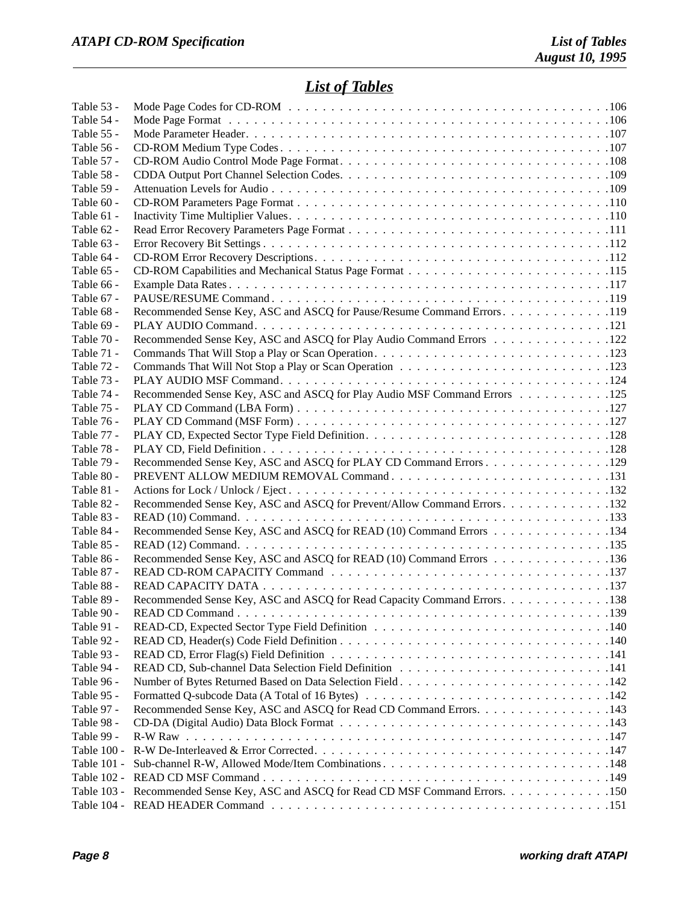## List of Tables

| | | |
|---|---|---|
| Table 53 - | Mode Page Codes for CD-ROM | 106 |
| Table 54 - | Mode Page Format | 106 |
| Table 55 - | Mode Parameter Header | 107 |
| Table 56 - | CD-ROM Medium Type Codes | 107 |
| Table 57 - | CD-ROM Audio Control Mode Page Format | 108 |
| Table 58 - | CDDA Output Port Channel Selection Codes | 109 |
| Table 59 - | Attenuation Levels for Audio | 109 |
| Table 60 - | CD-ROM Parameters Page Format | 110 |
| Table 61 - | Inactivity Time Multiplier Values | 110 |
| Table 62 - | Read Error Recovery Parameters Page Format | 111 |
| Table 63 - | Error Recovery Bit Settings | 112 |
| Table 64 - | CD-ROM Error Recovery Descriptions | 112 |
| Table 65 - | CD-ROM Capabilities and Mechanical Status Page Format | 115 |
| Table 66 - | Example Data Rates | 117 |
| Table 67 - | PAUSE/RESUME Command | 119 |
| Table 68 - | Recommended Sense Key, ASC and ASCQ for Pause/Resume Command Errors | 119 |
| Table 69 - | PLAY AUDIO Command | 121 |
| Table 70 - | Recommended Sense Key, ASC and ASCQ for Play Audio Command Errors | 122 |
| Table 71 - | Commands That Will Stop a Play or Scan Operation | 123 |
| Table 72 - | Commands That Will Not Stop a Play or Scan Operation | 123 |
| Table 73 - | PLAY AUDIO MSF Command | 124 |
| Table 74 - | Recommended Sense Key, ASC and ASCQ for Play Audio MSF Command Errors | 125 |
| Table 75 - | PLAY CD Command (LBA Form) | 127 |
| Table 76 - | PLAY CD Command (MSF Form) | 127 |
| Table 77 - | PLAY CD, Expected Sector Type Field Definition | 128 |
| Table 78 - | PLAY CD, Field Definition | 128 |
| Table 79 - | Recommended Sense Key, ASC and ASCQ for PLAY CD Command Errors | 129 |
| Table 80 - | PREVENT ALLOW MEDIUM REMOVAL Command | 131 |
| Table 81 - | Actions for Lock / Unlock / Eject | 132 |
| Table 82 - | Recommended Sense Key, ASC and ASCQ for Prevent/Allow Command Errors | 132 |
| Table 83 - | READ (10) Command | 133 |
| Table 84 - | Recommended Sense Key, ASC and ASCQ for READ (10) Command Errors | 134 |
| Table 85 - | READ (12) Command | 135 |
| Table 86 - | Recommended Sense Key, ASC and ASCQ for READ (10) Command Errors | 136 |
| Table 87 - | READ CD-ROM CAPACITY Command | 137 |
| Table 88 - | READ CAPACITY DATA | 137 |
| Table 89 - | Recommended Sense Key, ASC and ASCQ for Read Capacity Command Errors | 138 |
| Table 90 - | READ CD Command | 139 |
| Table 91 - | READ-CD, Expected Sector Type Field Definition | 140 |
| Table 92 - | READ CD, Header(s) Code Field Definition | 140 |
| Table 93 - | READ CD, Error Flag(s) Field Definition | 141 |
| Table 94 - | READ CD, Sub-channel Data Selection Field Definition | 141 |
| Table 96 - | Number of Bytes Returned Based on Data Selection Field | 142 |
| Table 95 - | Formatted Q-subcode Data (A Total of 16 Bytes) | 142 |
| Table 97 - | Recommended Sense Key, ASC and ASCQ for Read CD Command Errors | 143 |
| Table 98 - | CD-DA (Digital Audio) Data Block Format | 143 |
| Table 99 - | R-W Raw | 147 |
| Table 100 - | R-W De-Interleaved & Error Corrected | 147 |
| Table 101 - | Sub-channel R-W, Allowed Mode/Item Combinations | 148 |
| Table 102 - | READ CD MSF Command | 149 |
| Table 103 - | Recommended Sense Key, ASC and ASCQ for Read CD MSF Command Errors | 150 |
| Table 104 - | READ HEADER Command | 151 |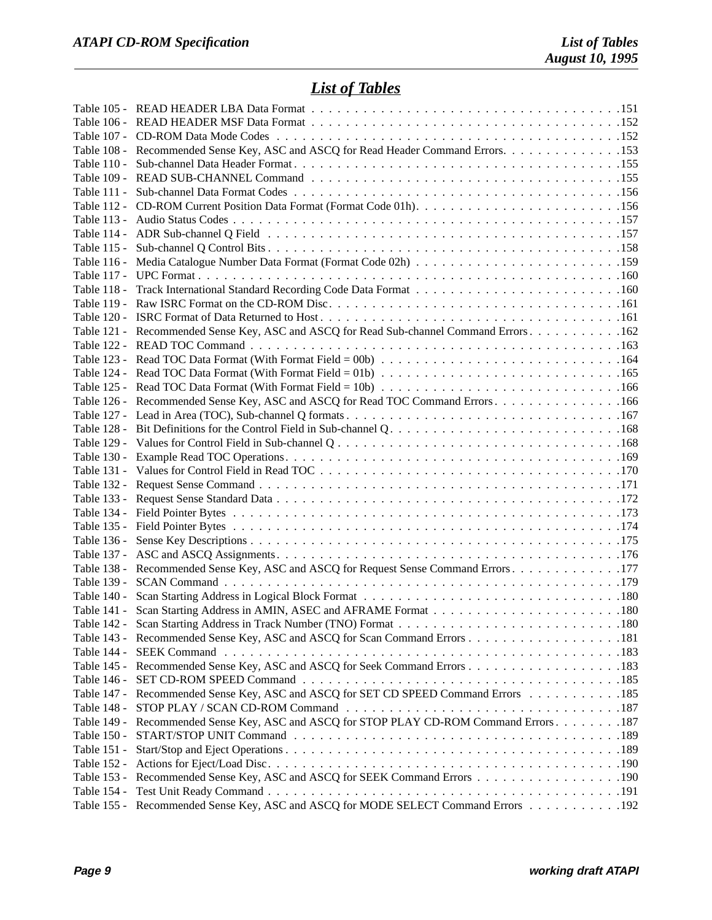## List of Tables

Table 105 - READ HEADER LBA Data Format . . . . . . . . . . . . . . . . . . . . . . . . . . . . . . . . . . . .151
Table 106 - READ HEADER MSF Data Format . . . . . . . . . . . . . . . . . . . . . . . . . . . . . . . . . . . .152
Table 107 - CD-ROM Data Mode Codes . . . . . . . . . . . . . . . . . . . . . . . . . . . . . . . . . . . . . . . .152
Table 108 - Recommended Sense Key, ASC and ASCQ for Read Header Command Errors. . . . . . . . . . . . . . .153
Table 110 - Sub-channel Data Header Format . . . . . . . . . . . . . . . . . . . . . . . . . . . . . . . . . . . . .155
Table 109 - READ SUB-CHANNEL Command . . . . . . . . . . . . . . . . . . . . . . . . . . . . . . . . . . . .155
Table 111 - Sub-channel Data Format Codes . . . . . . . . . . . . . . . . . . . . . . . . . . . . . . . . . . . . .156
Table 112 - CD-ROM Current Position Data Format (Format Code 01h). . . . . . . . . . . . . . . . . . . . . . . . .156
Table 113 - Audio Status Codes . . . . . . . . . . . . . . . . . . . . . . . . . . . . . . . . . . . . . . . . . . . .157
Table 114 - ADR Sub-channel Q Field . . . . . . . . . . . . . . . . . . . . . . . . . . . . . . . . . . . . . . . . .157
Table 115 - Sub-channel Q Control Bits . . . . . . . . . . . . . . . . . . . . . . . . . . . . . . . . . . . . . . . .158
Table 116 - Media Catalogue Number Data Format (Format Code 02h) . . . . . . . . . . . . . . . . . . . . . . . . .159
Table 117 - UPC Format . . . . . . . . . . . . . . . . . . . . . . . . . . . . . . . . . . . . . . . . . . . . . . .160
Table 118 - Track International Standard Recording Code Data Format . . . . . . . . . . . . . . . . . . . . . . . .160
Table 119 - Raw ISRC Format on the CD-ROM Disc. . . . . . . . . . . . . . . . . . . . . . . . . . . . . . . . . .161
Table 120 - ISRC Format of Data Returned to Host . . . . . . . . . . . . . . . . . . . . . . . . . . . . . . . . . .161
Table 121 - Recommended Sense Key, ASC and ASCQ for Read Sub-channel Command Errors . . . . . . . . . . .162
Table 122 - READ TOC Command . . . . . . . . . . . . . . . . . . . . . . . . . . . . . . . . . . . . . . . . . . .163
Table 123 - Read TOC Data Format (With Format Field = 00b) . . . . . . . . . . . . . . . . . . . . . . . . . . . .164
Table 124 - Read TOC Data Format (With Format Field = 01b) . . . . . . . . . . . . . . . . . . . . . . . . . . . .165
Table 125 - Read TOC Data Format (With Format Field = 10b) . . . . . . . . . . . . . . . . . . . . . . . . . . . .166
Table 126 - Recommended Sense Key, ASC and ASCQ for Read TOC Command Errors . . . . . . . . . . . . . . .166
Table 127 - Lead in Area (TOC), Sub-channel Q formats . . . . . . . . . . . . . . . . . . . . . . . . . . . . . . . .167
Table 128 - Bit Definitions for the Control Field in Sub-channel Q . . . . . . . . . . . . . . . . . . . . . . . . . . .168
Table 129 - Values for Control Field in Sub-channel Q . . . . . . . . . . . . . . . . . . . . . . . . . . . . . . . . .168
Table 130 - Example Read TOC Operations. . . . . . . . . . . . . . . . . . . . . . . . . . . . . . . . . . . . . . .169
Table 131 - Values for Control Field in Read TOC . . . . . . . . . . . . . . . . . . . . . . . . . . . . . . . . . . .170
Table 132 - Request Sense Command . . . . . . . . . . . . . . . . . . . . . . . . . . . . . . . . . . . . . . . . .171
Table 133 - Request Sense Standard Data . . . . . . . . . . . . . . . . . . . . . . . . . . . . . . . . . . . . . . .172
Table 134 - Field Pointer Bytes . . . . . . . . . . . . . . . . . . . . . . . . . . . . . . . . . . . . . . . . . . . .173
Table 135 - Field Pointer Bytes . . . . . . . . . . . . . . . . . . . . . . . . . . . . . . . . . . . . . . . . . . . .174
Table 136 - Sense Key Descriptions . . . . . . . . . . . . . . . . . . . . . . . . . . . . . . . . . . . . . . . . . .175
Table 137 - ASC and ASCQ Assignments. . . . . . . . . . . . . . . . . . . . . . . . . . . . . . . . . . . . . . . .176
Table 138 - Recommended Sense Key, ASC and ASCQ for Request Sense Command Errors . . . . . . . . . . . . .177
Table 139 - SCAN Command . . . . . . . . . . . . . . . . . . . . . . . . . . . . . . . . . . . . . . . . . . . . . .179
Table 140 - Scan Starting Address in Logical Block Format . . . . . . . . . . . . . . . . . . . . . . . . . . . . . .180
Table 141 - Scan Starting Address in AMIN, ASEC and AFRAME Format . . . . . . . . . . . . . . . . . . . . . . .180
Table 142 - Scan Starting Address in Track Number (TNO) Format . . . . . . . . . . . . . . . . . . . . . . . . . . .180
Table 143 - Recommended Sense Key, ASC and ASCQ for Scan Command Errors . . . . . . . . . . . . . . . . . . .181
Table 144 - SEEK Command . . . . . . . . . . . . . . . . . . . . . . . . . . . . . . . . . . . . . . . . . . . . . .183
Table 145 - Recommended Sense Key, ASC and ASCQ for Seek Command Errors . . . . . . . . . . . . . . . . . . .183
Table 146 - SET CD-ROM SPEED Command . . . . . . . . . . . . . . . . . . . . . . . . . . . . . . . . . . . . .185
Table 147 - Recommended Sense Key, ASC and ASCQ for SET CD SPEED Command Errors . . . . . . . . . . . .185
Table 148 - STOP PLAY / SCAN CD-ROM Command . . . . . . . . . . . . . . . . . . . . . . . . . . . . . . . . .187
Table 149 - Recommended Sense Key, ASC and ASCQ for STOP PLAY CD-ROM Command Errors . . . . . . . . .187
Table 150 - START/STOP UNIT Command . . . . . . . . . . . . . . . . . . . . . . . . . . . . . . . . . . . . . . .189
Table 151 - Start/Stop and Eject Operations . . . . . . . . . . . . . . . . . . . . . . . . . . . . . . . . . . . . . .189
Table 152 - Actions for Eject/Load Disc. . . . . . . . . . . . . . . . . . . . . . . . . . . . . . . . . . . . . . . . .190
Table 153 - Recommended Sense Key, ASC and ASCQ for SEEK Command Errors . . . . . . . . . . . . . . . . . .190
Table 154 - Test Unit Ready Command . . . . . . . . . . . . . . . . . . . . . . . . . . . . . . . . . . . . . . . . .191
Table 155 - Recommended Sense Key, ASC and ASCQ for MODE SELECT Command Errors . . . . . . . . . . . .192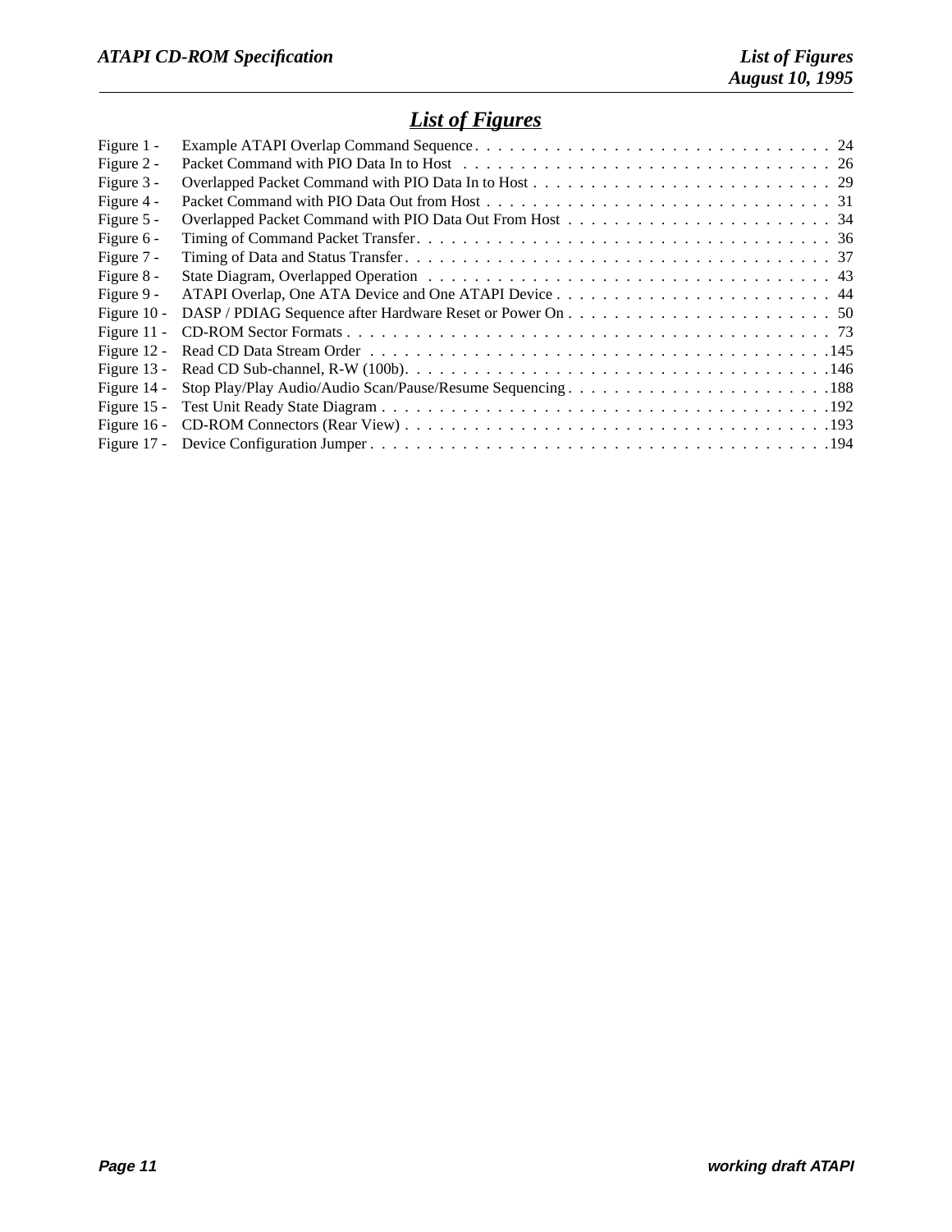# List of Figures

| | | |
|---|---|---|
| Figure 1 - | Example ATAPI Overlap Command Sequence | 24 |
| Figure 2 - | Packet Command with PIO Data In to Host | 26 |
| Figure 3 - | Overlapped Packet Command with PIO Data In to Host | 29 |
| Figure 4 - | Packet Command with PIO Data Out from Host | 31 |
| Figure 5 - | Overlapped Packet Command with PIO Data Out From Host | 34 |
| Figure 6 - | Timing of Command Packet Transfer | 36 |
| Figure 7 - | Timing of Data and Status Transfer | 37 |
| Figure 8 - | State Diagram, Overlapped Operation | 43 |
| Figure 9 - | ATAPI Overlap, One ATA Device and One ATAPI Device | 44 |
| Figure 10 - | DASP / PDIAG Sequence after Hardware Reset or Power On | 50 |
| Figure 11 - | CD-ROM Sector Formats | 73 |
| Figure 12 - | Read CD Data Stream Order | 145 |
| Figure 13 - | Read CD Sub-channel, R-W (100b) | 146 |
| Figure 14 - | Stop Play/Play Audio/Audio Scan/Pause/Resume Sequencing | 188 |
| Figure 15 - | Test Unit Ready State Diagram | 192 |
| Figure 16 - | CD-ROM Connectors (Rear View) | 193 |
| Figure 17 - | Device Configuration Jumper | 194 |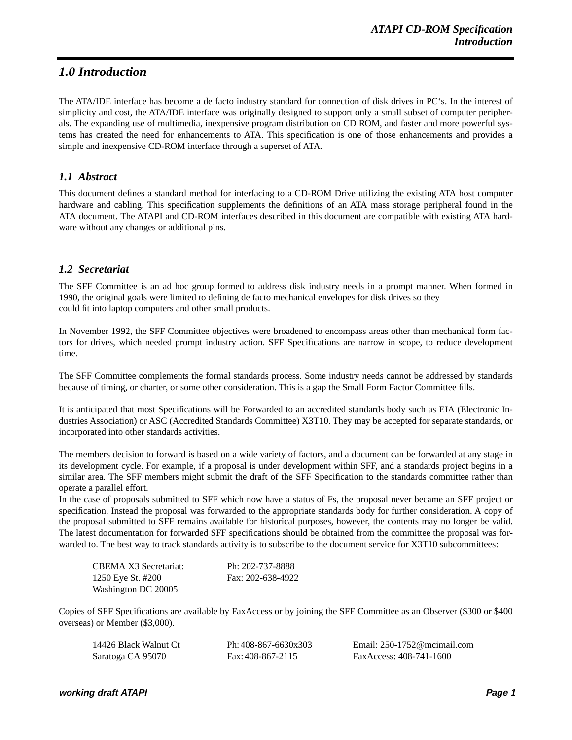# 1.0 Introduction

The ATA/IDE interface has become a de facto industry standard for connection of disk drives in PC's. In the interest of simplicity and cost, the ATA/IDE interface was originally designed to support only a small subset of computer peripherals. The expanding use of multimedia, inexpensive program distribution on CD ROM, and faster and more powerful systems has created the need for enhancements to ATA. This specification is one of those enhancements and provides a simple and inexpensive CD-ROM interface through a superset of ATA.

## 1.1 Abstract

This document defines a standard method for interfacing to a CD-ROM Drive utilizing the existing ATA host computer hardware and cabling. This specification supplements the definitions of an ATA mass storage peripheral found in the ATA document. The ATAPI and CD-ROM interfaces described in this document are compatible with existing ATA hardware without any changes or additional pins.

## 1.2 Secretariat

The SFF Committee is an ad hoc group formed to address disk industry needs in a prompt manner. When formed in 1990, the original goals were limited to defining de facto mechanical envelopes for disk drives so they could fit into laptop computers and other small products.

In November 1992, the SFF Committee objectives were broadened to encompass areas other than mechanical form factors for drives, which needed prompt industry action. SFF Specifications are narrow in scope, to reduce development time.

The SFF Committee complements the formal standards process. Some industry needs cannot be addressed by standards because of timing, or charter, or some other consideration. This is a gap the Small Form Factor Committee fills.

It is anticipated that most Specifications will be Forwarded to an accredited standards body such as EIA (Electronic Industries Association) or ASC (Accredited Standards Committee) X3T10. They may be accepted for separate standards, or incorporated into other standards activities.

The members decision to forward is based on a wide variety of factors, and a document can be forwarded at any stage in its development cycle. For example, if a proposal is under development within SFF, and a standards project begins in a similar area. The SFF members might submit the draft of the SFF Specification to the standards committee rather than operate a parallel effort.
In the case of proposals submitted to SFF which now have a status of Fs, the proposal never became an SFF project or specification. Instead the proposal was forwarded to the appropriate standards body for further consideration. A copy of the proposal submitted to SFF remains available for historical purposes, however, the contents may no longer be valid. The latest documentation for forwarded SFF specifications should be obtained from the committee the proposal was forwarded to. The best way to track standards activity is to subscribe to the document service for X3T10 subcommittees:

| | |
|---|---|
| CBEMA X3 Secretariat: | Ph: 202-737-8888 |
| 1250 Eye St. #200 | Fax: 202-638-4922 |
| Washington DC 20005 | |

Copies of SFF Specifications are available by FaxAccess or by joining the SFF Committee as an Observer ($300 or $400 overseas) or Member ($3,000).

| | | |
|---|---|---|
| 14426 Black Walnut Ct | Ph: 408-867-6630x303 | Email: 250-1752@mcimail.com |
| Saratoga CA 95070 | Fax: 408-867-2115 | FaxAccess: 408-741-1600 |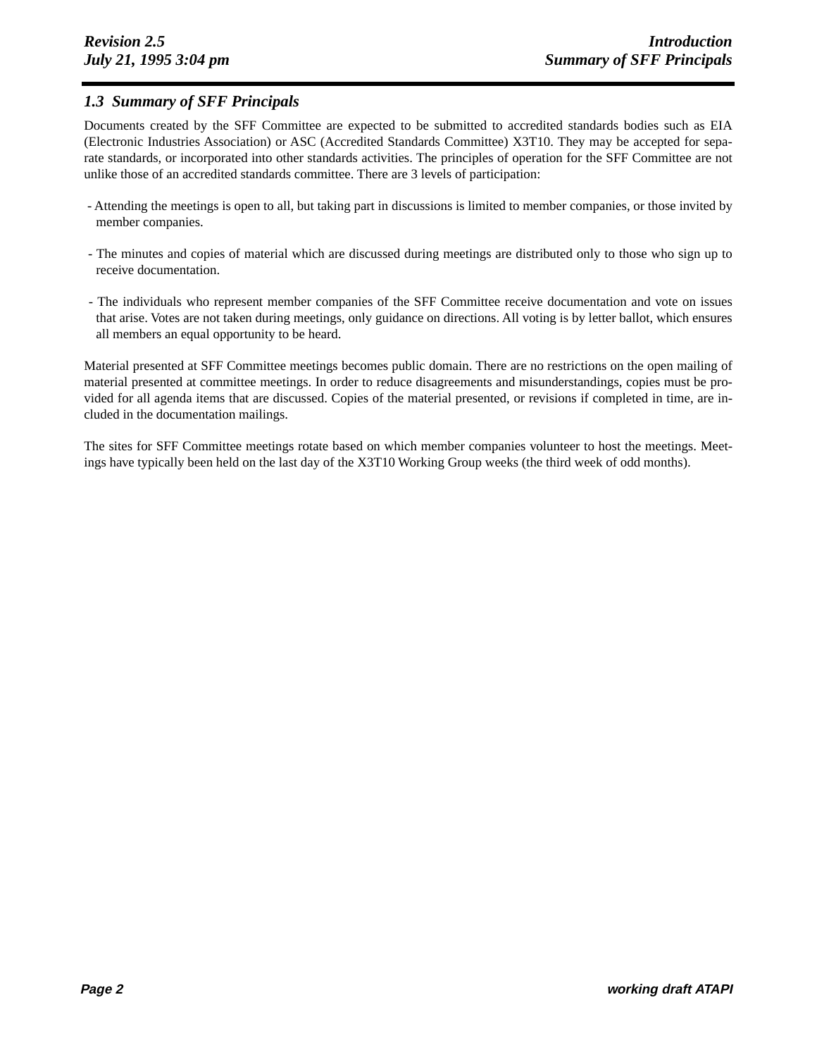## 1.3 Summary of SFF Principals

Documents created by the SFF Committee are expected to be submitted to accredited standards bodies such as EIA (Electronic Industries Association) or ASC (Accredited Standards Committee) X3T10. They may be accepted for separate standards, or incorporated into other standards activities. The principles of operation for the SFF Committee are not unlike those of an accredited standards committee. There are 3 levels of participation:

- Attending the meetings is open to all, but taking part in discussions is limited to member companies, or those invited by member companies.
- The minutes and copies of material which are discussed during meetings are distributed only to those who sign up to receive documentation.
- The individuals who represent member companies of the SFF Committee receive documentation and vote on issues that arise. Votes are not taken during meetings, only guidance on directions. All voting is by letter ballot, which ensures all members an equal opportunity to be heard.

Material presented at SFF Committee meetings becomes public domain. There are no restrictions on the open mailing of material presented at committee meetings. In order to reduce disagreements and misunderstandings, copies must be provided for all agenda items that are discussed. Copies of the material presented, or revisions if completed in time, are included in the documentation mailings.

The sites for SFF Committee meetings rotate based on which member companies volunteer to host the meetings. Meetings have typically been held on the last day of the X3T10 Working Group weeks (the third week of odd months).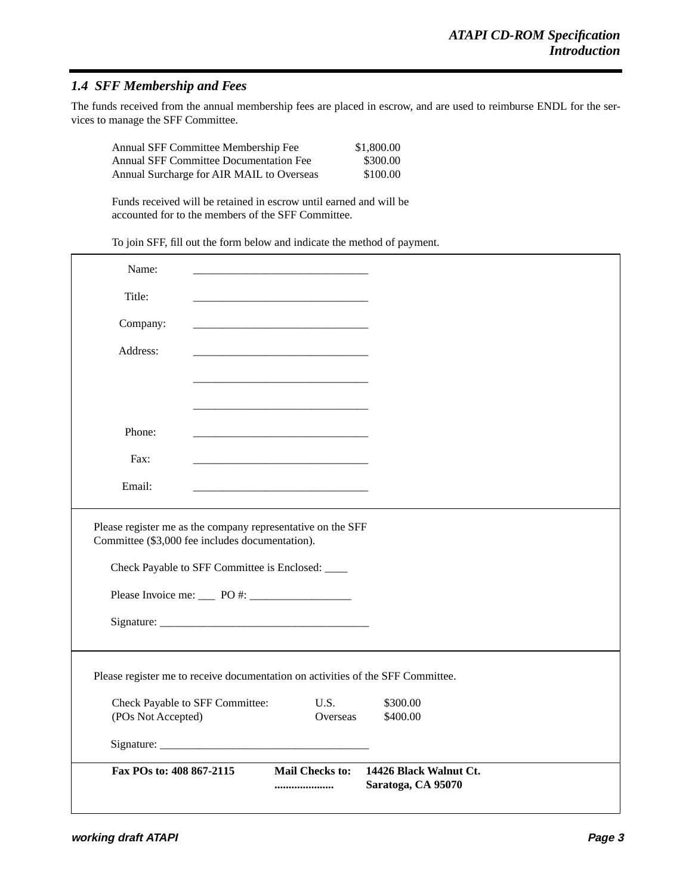## 1.4 SFF Membership and Fees

The funds received from the annual membership fees are placed in escrow, and are used to reimburse ENDL for the services to manage the SFF Committee.

| | |
|---|---|
| Annual SFF Committee Membership Fee | $1,800.00 |
| Annual SFF Committee Documentation Fee | $300.00 |
| Annual Surcharge for AIR MAIL to Overseas | $100.00 |

Funds received will be retained in escrow until earned and will be accounted for to the members of the SFF Committee.

To join SFF, fill out the form below and indicate the method of payment.

Name: ________________________________

Title: ________________________________

Company: ________________________________

Address: ________________________________

________________________________

________________________________

Phone: ________________________________

Fax: ________________________________

Email: ________________________________

---

Please register me as the company representative on the SFF Committee ($3,000 fee includes documentation).

Check Payable to SFF Committee is Enclosed: ____

Please Invoice me: ___ PO #: __________________

Signature: _____________________________________

---

Please register me to receive documentation on activities of the SFF Committee.

| | | |
|---|---|---|
| Check Payable to SFF Committee: | U.S. | $300.00 |
| (POs Not Accepted) | Overseas | $400.00 |

Signature: _____________________________________

---

**Fax POs to: 408 867-2115** **Mail Checks to:** **14426 Black Walnut Ct.**
**....................** **Saratoga, CA 95070**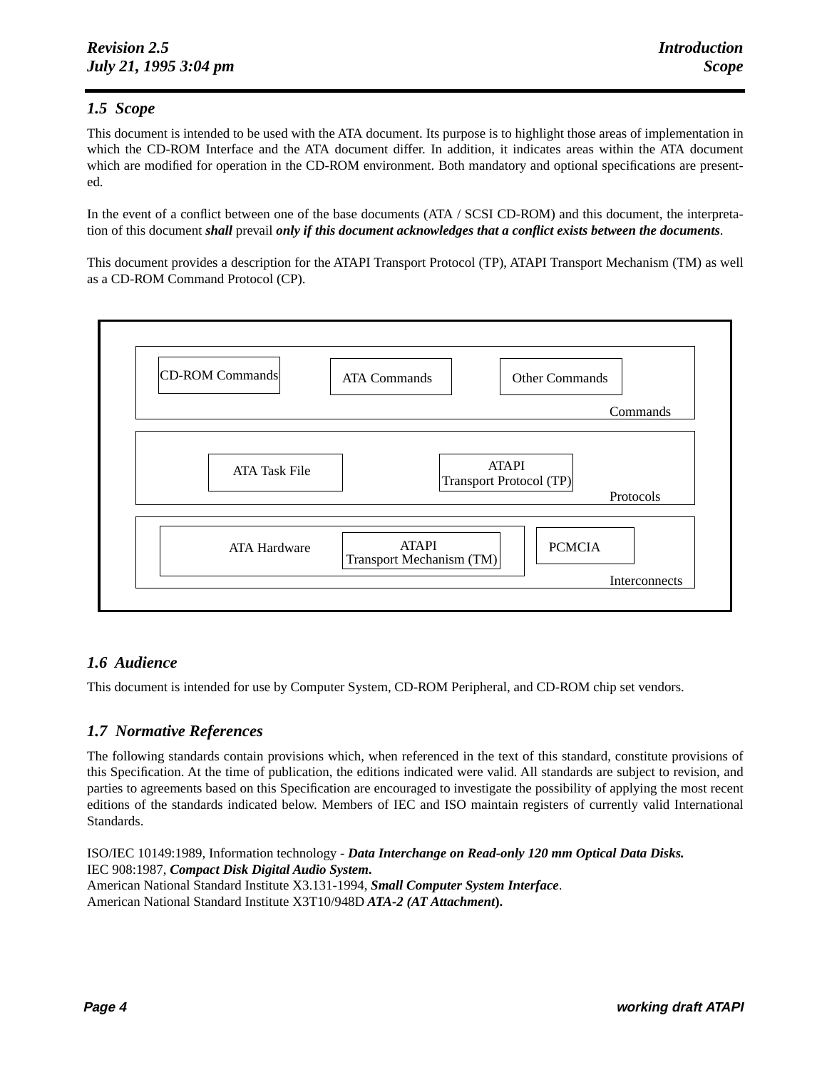## 1.5 Scope

This document is intended to be used with the ATA document. Its purpose is to highlight those areas of implementation in which the CD-ROM Interface and the ATA document differ. In addition, it indicates areas within the ATA document which are modified for operation in the CD-ROM environment. Both mandatory and optional specifications are presented.

In the event of a conflict between one of the base documents (ATA / SCSI CD-ROM) and this document, the interpretation of this document ***shall*** prevail ***only if this document acknowledges that a conflict exists between the documents***.

This document provides a description for the ATAPI Transport Protocol (TP), ATAPI Transport Mechanism (TM) as well as a CD-ROM Command Protocol (CP).

CD-ROM Commands | ATA Commands | Other Commands — Commands

ATA Task File | ATAPI Transport Protocol (TP) — Protocols

ATA Hardware | ATAPI Transport Mechanism (TM) | PCMCIA — Interconnects

## 1.6 Audience

This document is intended for use by Computer System, CD-ROM Peripheral, and CD-ROM chip set vendors.

## 1.7 Normative References

The following standards contain provisions which, when referenced in the text of this standard, constitute provisions of this Specification. At the time of publication, the editions indicated were valid. All standards are subject to revision, and parties to agreements based on this Specification are encouraged to investigate the possibility of applying the most recent editions of the standards indicated below. Members of IEC and ISO maintain registers of currently valid International Standards.

ISO/IEC 10149:1989, Information technology - ***Data Interchange on Read-only 120 mm Optical Data Disks.***
IEC 908:1987, ***Compact Disk Digital Audio System.***
American National Standard Institute X3.131-1994, ***Small Computer System Interface***.
American National Standard Institute X3T10/948D ***ATA-2 (AT Attachment).***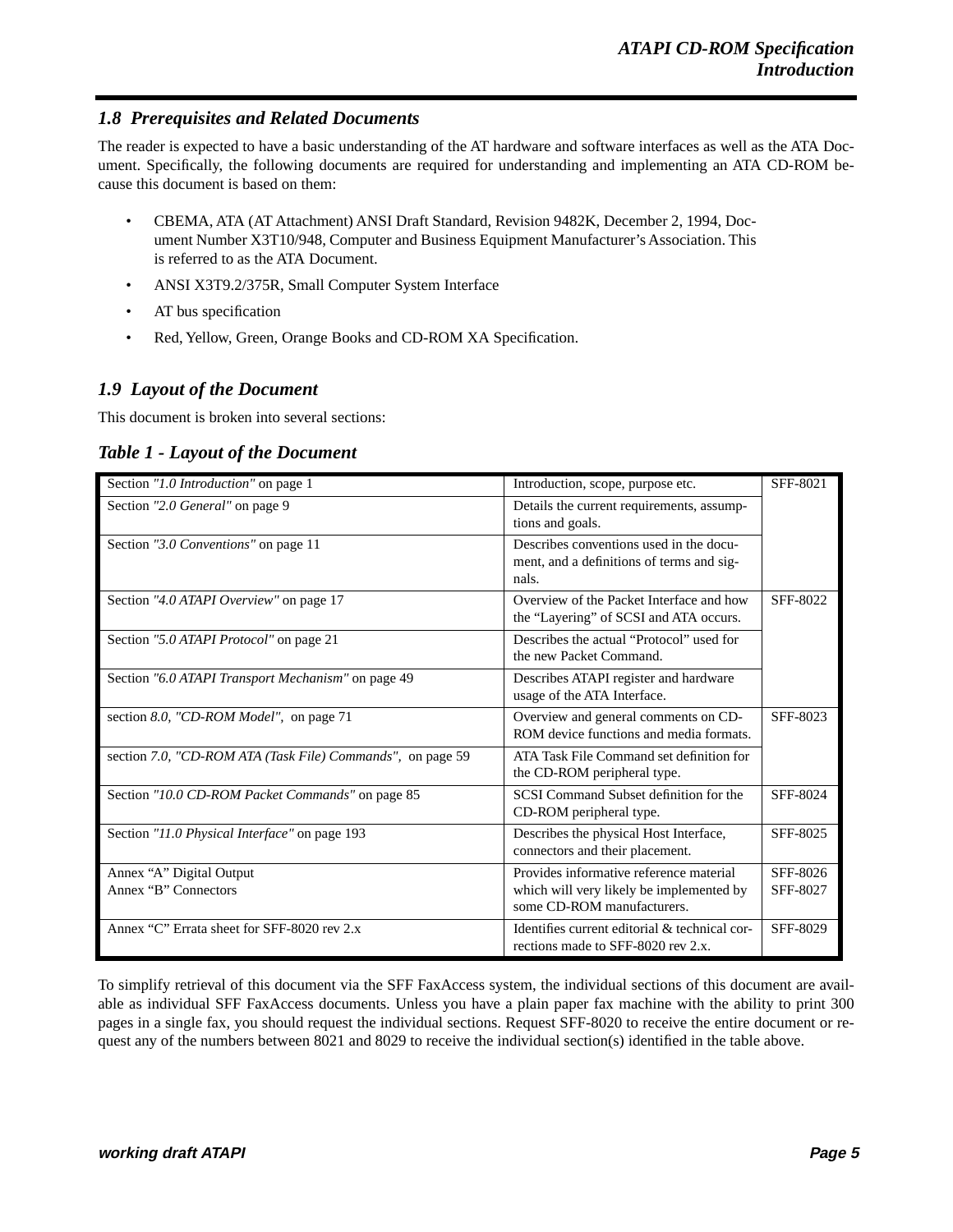### 1.8 Prerequisites and Related Documents

The reader is expected to have a basic understanding of the AT hardware and software interfaces as well as the ATA Document. Specifically, the following documents are required for understanding and implementing an ATA CD-ROM because this document is based on them:

- CBEMA, ATA (AT Attachment) ANSI Draft Standard, Revision 9482K, December 2, 1994, Document Number X3T10/948, Computer and Business Equipment Manufacturer's Association. This is referred to as the ATA Document.
- ANSI X3T9.2/375R, Small Computer System Interface
- AT bus specification
- Red, Yellow, Green, Orange Books and CD-ROM XA Specification.

### 1.9 Layout of the Document

This document is broken into several sections:

**Table 1 - Layout of the Document**

| | | |
|---|---|---|
| Section *"1.0 Introduction"* on page 1 | Introduction, scope, purpose etc. | SFF-8021 |
| Section *"2.0 General"* on page 9 | Details the current requirements, assumptions and goals. | |
| Section *"3.0 Conventions"* on page 11 | Describes conventions used in the document, and a definitions of terms and signals. | |
| Section *"4.0 ATAPI Overview"* on page 17 | Overview of the Packet Interface and how the "Layering" of SCSI and ATA occurs. | SFF-8022 |
| Section *"5.0 ATAPI Protocol"* on page 21 | Describes the actual "Protocol" used for the new Packet Command. | |
| Section *"6.0 ATAPI Transport Mechanism"* on page 49 | Describes ATAPI register and hardware usage of the ATA Interface. | |
| section *8.0, "CD-ROM Model",* on page 71 | Overview and general comments on CD-ROM device functions and media formats. | SFF-8023 |
| section *7.0, "CD-ROM ATA (Task File) Commands",* on page 59 | ATA Task File Command set definition for the CD-ROM peripheral type. | |
| Section *"10.0 CD-ROM Packet Commands"* on page 85 | SCSI Command Subset definition for the CD-ROM peripheral type. | SFF-8024 |
| Section *"11.0 Physical Interface"* on page 193 | Describes the physical Host Interface, connectors and their placement. | SFF-8025 |
| Annex "A" Digital Output<br>Annex "B" Connectors | Provides informative reference material which will very likely be implemented by some CD-ROM manufacturers. | SFF-8026<br>SFF-8027 |
| Annex "C" Errata sheet for SFF-8020 rev 2.x | Identifies current editorial & technical corrections made to SFF-8020 rev 2.x. | SFF-8029 |

To simplify retrieval of this document via the SFF FaxAccess system, the individual sections of this document are available as individual SFF FaxAccess documents. Unless you have a plain paper fax machine with the ability to print 300 pages in a single fax, you should request the individual sections. Request SFF-8020 to receive the entire document or request any of the numbers between 8021 and 8029 to receive the individual section(s) identified in the table above.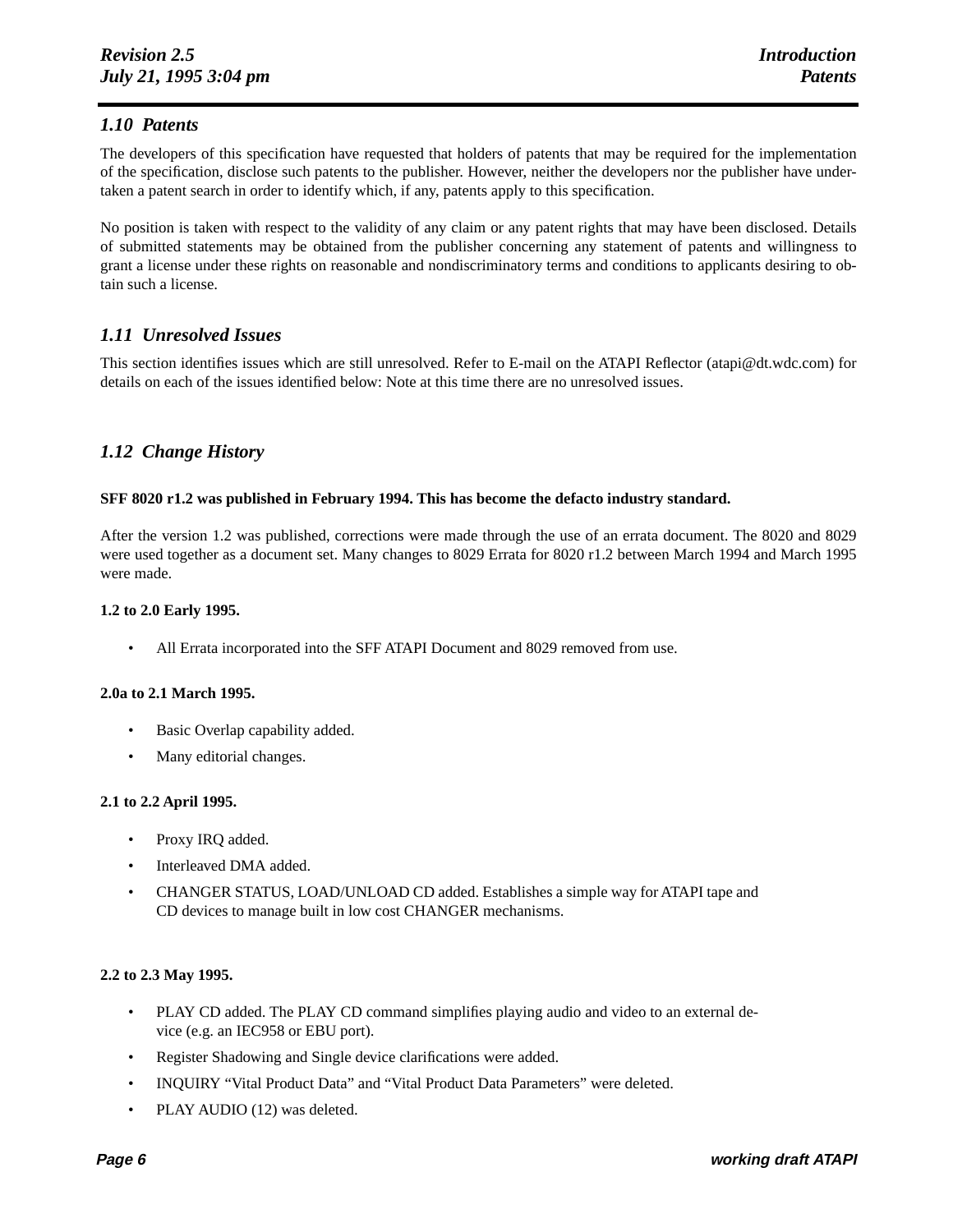## 1.10 Patents

The developers of this specification have requested that holders of patents that may be required for the implementation of the specification, disclose such patents to the publisher. However, neither the developers nor the publisher have undertaken a patent search in order to identify which, if any, patents apply to this specification.

No position is taken with respect to the validity of any claim or any patent rights that may have been disclosed. Details of submitted statements may be obtained from the publisher concerning any statement of patents and willingness to grant a license under these rights on reasonable and nondiscriminatory terms and conditions to applicants desiring to obtain such a license.

## 1.11 Unresolved Issues

This section identifies issues which are still unresolved. Refer to E-mail on the ATAPI Reflector (atapi@dt.wdc.com) for details on each of the issues identified below: Note at this time there are no unresolved issues.

## 1.12 Change History

**SFF 8020 r1.2 was published in February 1994. This has become the defacto industry standard.**

After the version 1.2 was published, corrections were made through the use of an errata document. The 8020 and 8029 were used together as a document set. Many changes to 8029 Errata for 8020 r1.2 between March 1994 and March 1995 were made.

**1.2 to 2.0 Early 1995.**

- All Errata incorporated into the SFF ATAPI Document and 8029 removed from use.

**2.0a to 2.1 March 1995.**

- Basic Overlap capability added.
- Many editorial changes.

**2.1 to 2.2 April 1995.**

- Proxy IRQ added.
- Interleaved DMA added.
- CHANGER STATUS, LOAD/UNLOAD CD added. Establishes a simple way for ATAPI tape and CD devices to manage built in low cost CHANGER mechanisms.

**2.2 to 2.3 May 1995.**

- PLAY CD added. The PLAY CD command simplifies playing audio and video to an external device (e.g. an IEC958 or EBU port).
- Register Shadowing and Single device clarifications were added.
- INQUIRY “Vital Product Data” and “Vital Product Data Parameters” were deleted.
- PLAY AUDIO (12) was deleted.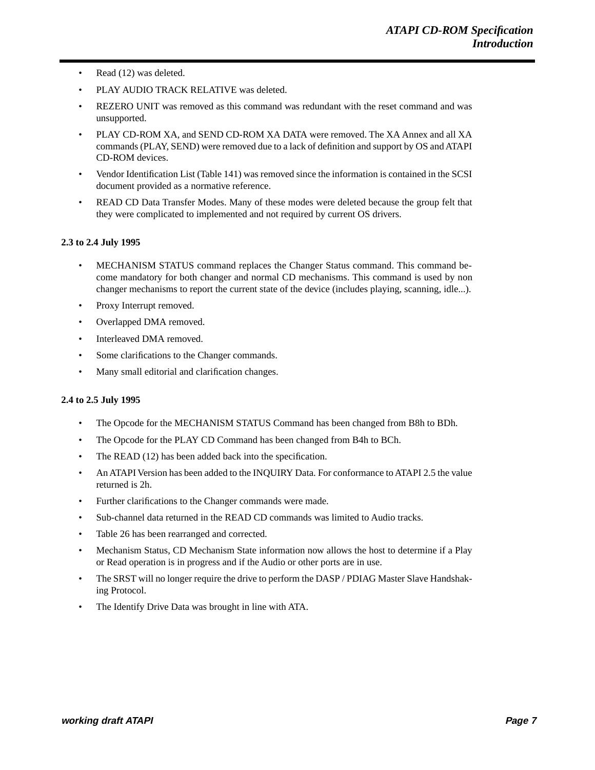- Read (12) was deleted.
- PLAY AUDIO TRACK RELATIVE was deleted.
- REZERO UNIT was removed as this command was redundant with the reset command and was unsupported.
- PLAY CD-ROM XA, and SEND CD-ROM XA DATA were removed. The XA Annex and all XA commands (PLAY, SEND) were removed due to a lack of definition and support by OS and ATAPI CD-ROM devices.
- Vendor Identification List (Table 141) was removed since the information is contained in the SCSI document provided as a normative reference.
- READ CD Data Transfer Modes. Many of these modes were deleted because the group felt that they were complicated to implemented and not required by current OS drivers.

**2.3 to 2.4 July 1995**

- MECHANISM STATUS command replaces the Changer Status command. This command become mandatory for both changer and normal CD mechanisms. This command is used by non changer mechanisms to report the current state of the device (includes playing, scanning, idle...).
- Proxy Interrupt removed.
- Overlapped DMA removed.
- Interleaved DMA removed.
- Some clarifications to the Changer commands.
- Many small editorial and clarification changes.

**2.4 to 2.5 July 1995**

- The Opcode for the MECHANISM STATUS Command has been changed from B8h to BDh.
- The Opcode for the PLAY CD Command has been changed from B4h to BCh.
- The READ (12) has been added back into the specification.
- An ATAPI Version has been added to the INQUIRY Data. For conformance to ATAPI 2.5 the value returned is 2h.
- Further clarifications to the Changer commands were made.
- Sub-channel data returned in the READ CD commands was limited to Audio tracks.
- Table 26 has been rearranged and corrected.
- Mechanism Status, CD Mechanism State information now allows the host to determine if a Play or Read operation is in progress and if the Audio or other ports are in use.
- The SRST will no longer require the drive to perform the DASP / PDIAG Master Slave Handshaking Protocol.
- The Identify Drive Data was brought in line with ATA.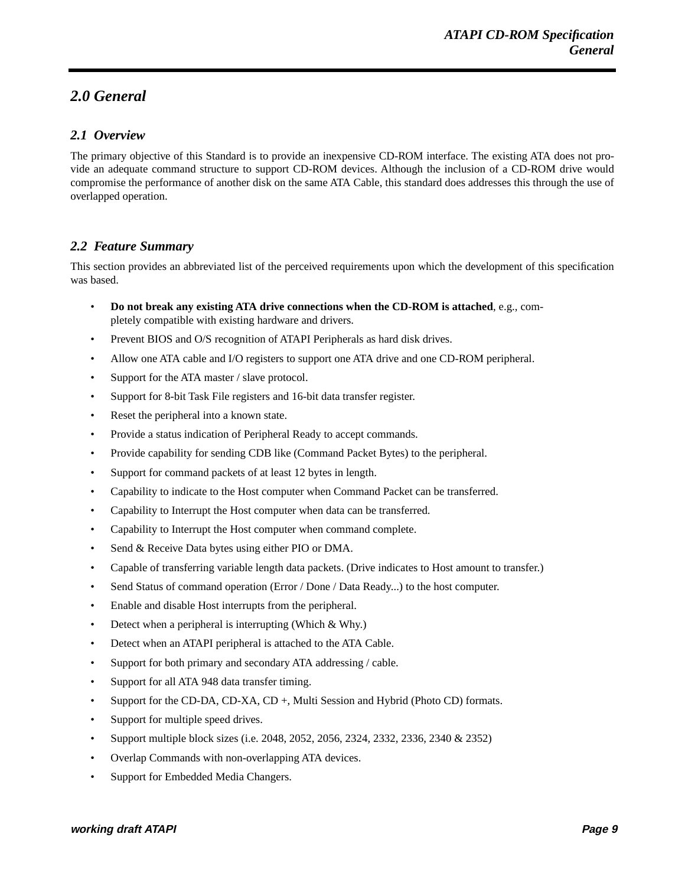## 2.0 General

### 2.1 Overview

The primary objective of this Standard is to provide an inexpensive CD-ROM interface. The existing ATA does not provide an adequate command structure to support CD-ROM devices. Although the inclusion of a CD-ROM drive would compromise the performance of another disk on the same ATA Cable, this standard does addresses this through the use of overlapped operation.

### 2.2 Feature Summary

This section provides an abbreviated list of the perceived requirements upon which the development of this specification was based.

- **Do not break any existing ATA drive connections when the CD-ROM is attached**, e.g., completely compatible with existing hardware and drivers.
- Prevent BIOS and O/S recognition of ATAPI Peripherals as hard disk drives.
- Allow one ATA cable and I/O registers to support one ATA drive and one CD-ROM peripheral.
- Support for the ATA master / slave protocol.
- Support for 8-bit Task File registers and 16-bit data transfer register.
- Reset the peripheral into a known state.
- Provide a status indication of Peripheral Ready to accept commands.
- Provide capability for sending CDB like (Command Packet Bytes) to the peripheral.
- Support for command packets of at least 12 bytes in length.
- Capability to indicate to the Host computer when Command Packet can be transferred.
- Capability to Interrupt the Host computer when data can be transferred.
- Capability to Interrupt the Host computer when command complete.
- Send & Receive Data bytes using either PIO or DMA.
- Capable of transferring variable length data packets. (Drive indicates to Host amount to transfer.)
- Send Status of command operation (Error / Done / Data Ready...) to the host computer.
- Enable and disable Host interrupts from the peripheral.
- Detect when a peripheral is interrupting (Which & Why.)
- Detect when an ATAPI peripheral is attached to the ATA Cable.
- Support for both primary and secondary ATA addressing / cable.
- Support for all ATA 948 data transfer timing.
- Support for the CD-DA, CD-XA, CD +, Multi Session and Hybrid (Photo CD) formats.
- Support for multiple speed drives.
- Support multiple block sizes (i.e. 2048, 2052, 2056, 2324, 2332, 2336, 2340 & 2352)
- Overlap Commands with non-overlapping ATA devices.
- Support for Embedded Media Changers.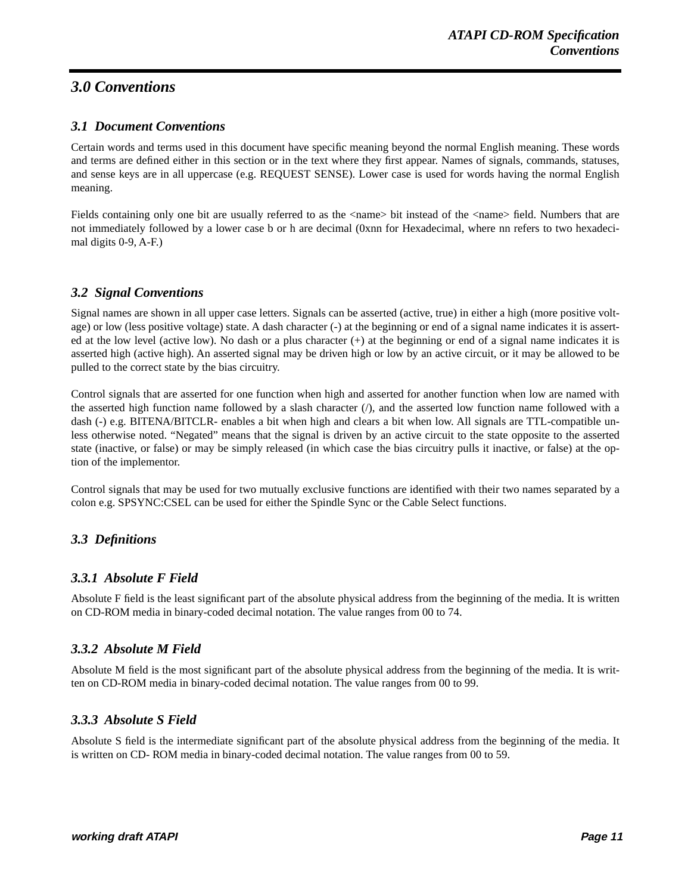# 3.0 Conventions

## 3.1 Document Conventions

Certain words and terms used in this document have specific meaning beyond the normal English meaning. These words and terms are defined either in this section or in the text where they first appear. Names of signals, commands, statuses, and sense keys are in all uppercase (e.g. REQUEST SENSE). Lower case is used for words having the normal English meaning.

Fields containing only one bit are usually referred to as the <name> bit instead of the <name> field. Numbers that are not immediately followed by a lower case b or h are decimal (0xnn for Hexadecimal, where nn refers to two hexadecimal digits 0-9, A-F.)

## 3.2 Signal Conventions

Signal names are shown in all upper case letters. Signals can be asserted (active, true) in either a high (more positive voltage) or low (less positive voltage) state. A dash character (-) at the beginning or end of a signal name indicates it is asserted at the low level (active low). No dash or a plus character (+) at the beginning or end of a signal name indicates it is asserted high (active high). An asserted signal may be driven high or low by an active circuit, or it may be allowed to be pulled to the correct state by the bias circuitry.

Control signals that are asserted for one function when high and asserted for another function when low are named with the asserted high function name followed by a slash character (/), and the asserted low function name followed with a dash (-) e.g. BITENA/BITCLR- enables a bit when high and clears a bit when low. All signals are TTL-compatible unless otherwise noted. "Negated" means that the signal is driven by an active circuit to the state opposite to the asserted state (inactive, or false) or may be simply released (in which case the bias circuitry pulls it inactive, or false) at the option of the implementor.

Control signals that may be used for two mutually exclusive functions are identified with their two names separated by a colon e.g. SPSYNC:CSEL can be used for either the Spindle Sync or the Cable Select functions.

## 3.3 Definitions

### 3.3.1 Absolute F Field

Absolute F field is the least significant part of the absolute physical address from the beginning of the media. It is written on CD-ROM media in binary-coded decimal notation. The value ranges from 00 to 74.

### 3.3.2 Absolute M Field

Absolute M field is the most significant part of the absolute physical address from the beginning of the media. It is written on CD-ROM media in binary-coded decimal notation. The value ranges from 00 to 99.

### 3.3.3 Absolute S Field

Absolute S field is the intermediate significant part of the absolute physical address from the beginning of the media. It is written on CD- ROM media in binary-coded decimal notation. The value ranges from 00 to 59.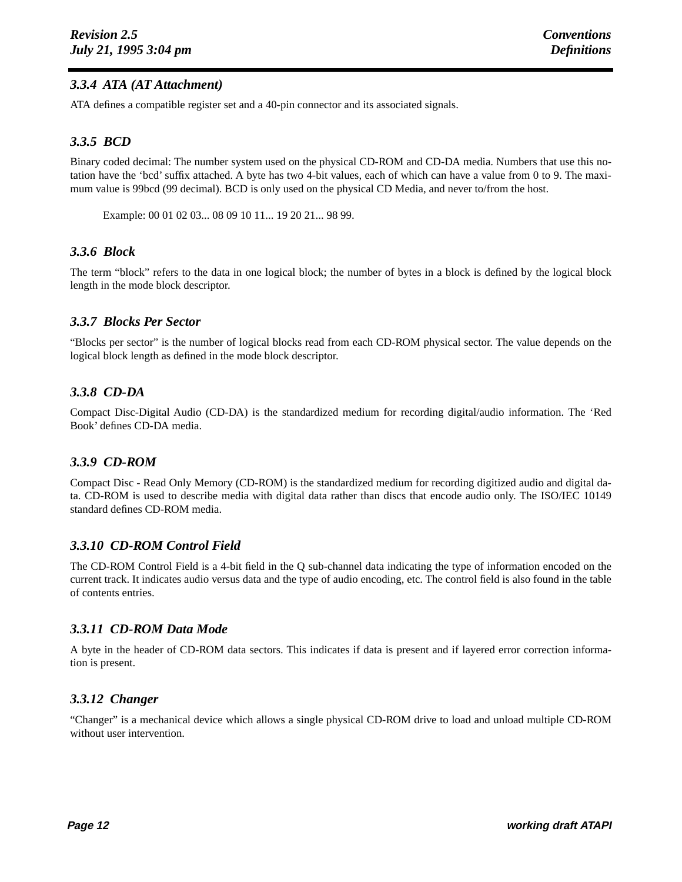### 3.3.4 ATA (AT Attachment)

ATA defines a compatible register set and a 40-pin connector and its associated signals.

### 3.3.5 BCD

Binary coded decimal: The number system used on the physical CD-ROM and CD-DA media. Numbers that use this notation have the ‘bcd’ suffix attached. A byte has two 4-bit values, each of which can have a value from 0 to 9. The maximum value is 99bcd (99 decimal). BCD is only used on the physical CD Media, and never to/from the host.

Example: 00 01 02 03... 08 09 10 11... 19 20 21... 98 99.

### 3.3.6 Block

The term “block” refers to the data in one logical block; the number of bytes in a block is defined by the logical block length in the mode block descriptor.

### 3.3.7 Blocks Per Sector

“Blocks per sector” is the number of logical blocks read from each CD-ROM physical sector. The value depends on the logical block length as defined in the mode block descriptor.

### 3.3.8 CD-DA

Compact Disc-Digital Audio (CD-DA) is the standardized medium for recording digital/audio information. The ‘Red Book’ defines CD-DA media.

### 3.3.9 CD-ROM

Compact Disc - Read Only Memory (CD-ROM) is the standardized medium for recording digitized audio and digital data. CD-ROM is used to describe media with digital data rather than discs that encode audio only. The ISO/IEC 10149 standard defines CD-ROM media.

### 3.3.10 CD-ROM Control Field

The CD-ROM Control Field is a 4-bit field in the Q sub-channel data indicating the type of information encoded on the current track. It indicates audio versus data and the type of audio encoding, etc. The control field is also found in the table of contents entries.

### 3.3.11 CD-ROM Data Mode

A byte in the header of CD-ROM data sectors. This indicates if data is present and if layered error correction information is present.

### 3.3.12 Changer

“Changer” is a mechanical device which allows a single physical CD-ROM drive to load and unload multiple CD-ROM without user intervention.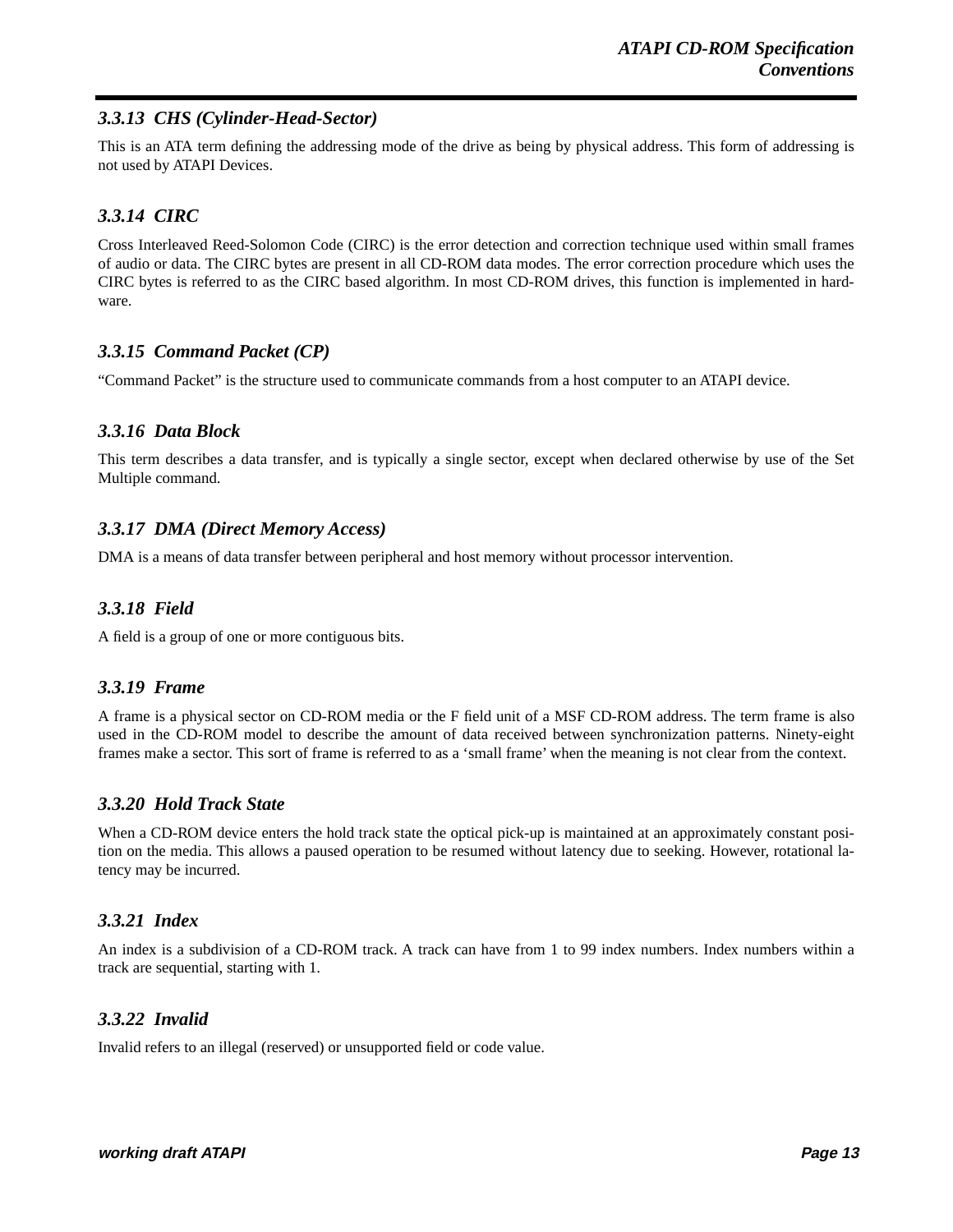### *3.3.13 CHS (Cylinder-Head-Sector)*

This is an ATA term defining the addressing mode of the drive as being by physical address. This form of addressing is not used by ATAPI Devices.

### *3.3.14 CIRC*

Cross Interleaved Reed-Solomon Code (CIRC) is the error detection and correction technique used within small frames of audio or data. The CIRC bytes are present in all CD-ROM data modes. The error correction procedure which uses the CIRC bytes is referred to as the CIRC based algorithm. In most CD-ROM drives, this function is implemented in hardware.

### *3.3.15 Command Packet (CP)*

"Command Packet" is the structure used to communicate commands from a host computer to an ATAPI device.

### *3.3.16 Data Block*

This term describes a data transfer, and is typically a single sector, except when declared otherwise by use of the Set Multiple command.

### *3.3.17 DMA (Direct Memory Access)*

DMA is a means of data transfer between peripheral and host memory without processor intervention.

### *3.3.18 Field*

A field is a group of one or more contiguous bits.

### *3.3.19 Frame*

A frame is a physical sector on CD-ROM media or the F field unit of a MSF CD-ROM address. The term frame is also used in the CD-ROM model to describe the amount of data received between synchronization patterns. Ninety-eight frames make a sector. This sort of frame is referred to as a 'small frame' when the meaning is not clear from the context.

### *3.3.20 Hold Track State*

When a CD-ROM device enters the hold track state the optical pick-up is maintained at an approximately constant position on the media. This allows a paused operation to be resumed without latency due to seeking. However, rotational latency may be incurred.

### *3.3.21 Index*

An index is a subdivision of a CD-ROM track. A track can have from 1 to 99 index numbers. Index numbers within a track are sequential, starting with 1.

### *3.3.22 Invalid*

Invalid refers to an illegal (reserved) or unsupported field or code value.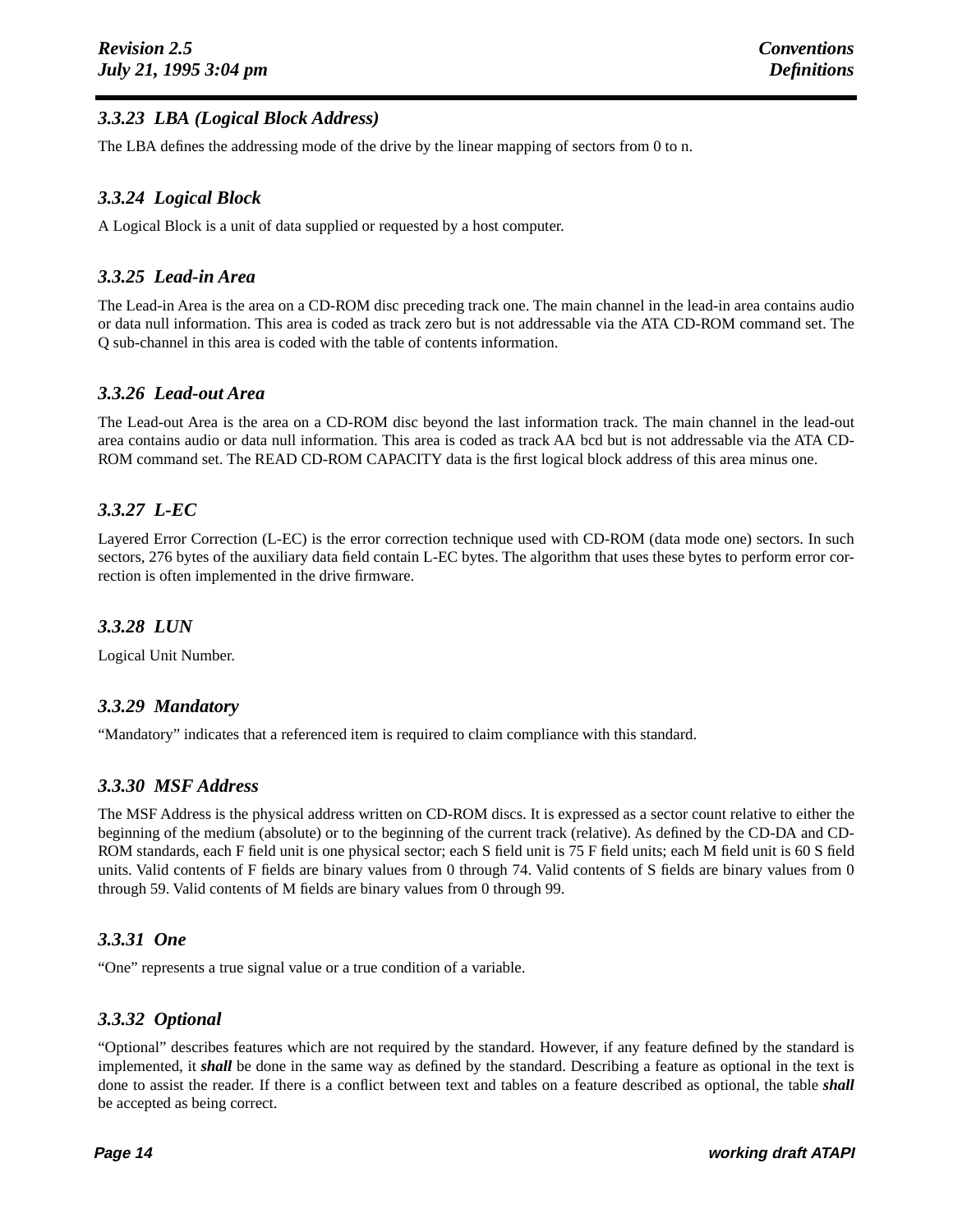### *3.3.23 LBA (Logical Block Address)*

The LBA defines the addressing mode of the drive by the linear mapping of sectors from 0 to n.

### *3.3.24 Logical Block*

A Logical Block is a unit of data supplied or requested by a host computer.

### *3.3.25 Lead-in Area*

The Lead-in Area is the area on a CD-ROM disc preceding track one. The main channel in the lead-in area contains audio or data null information. This area is coded as track zero but is not addressable via the ATA CD-ROM command set. The Q sub-channel in this area is coded with the table of contents information.

### *3.3.26 Lead-out Area*

The Lead-out Area is the area on a CD-ROM disc beyond the last information track. The main channel in the lead-out area contains audio or data null information. This area is coded as track AA bcd but is not addressable via the ATA CD-ROM command set. The READ CD-ROM CAPACITY data is the first logical block address of this area minus one.

### *3.3.27 L-EC*

Layered Error Correction (L-EC) is the error correction technique used with CD-ROM (data mode one) sectors. In such sectors, 276 bytes of the auxiliary data field contain L-EC bytes. The algorithm that uses these bytes to perform error correction is often implemented in the drive firmware.

### *3.3.28 LUN*

Logical Unit Number.

### *3.3.29 Mandatory*

“Mandatory” indicates that a referenced item is required to claim compliance with this standard.

### *3.3.30 MSF Address*

The MSF Address is the physical address written on CD-ROM discs. It is expressed as a sector count relative to either the beginning of the medium (absolute) or to the beginning of the current track (relative). As defined by the CD-DA and CD-ROM standards, each F field unit is one physical sector; each S field unit is 75 F field units; each M field unit is 60 S field units. Valid contents of F fields are binary values from 0 through 74. Valid contents of S fields are binary values from 0 through 59. Valid contents of M fields are binary values from 0 through 99.

### *3.3.31 One*

“One” represents a true signal value or a true condition of a variable.

### *3.3.32 Optional*

“Optional” describes features which are not required by the standard. However, if any feature defined by the standard is implemented, it ***shall*** be done in the same way as defined by the standard. Describing a feature as optional in the text is done to assist the reader. If there is a conflict between text and tables on a feature described as optional, the table ***shall*** be accepted as being correct.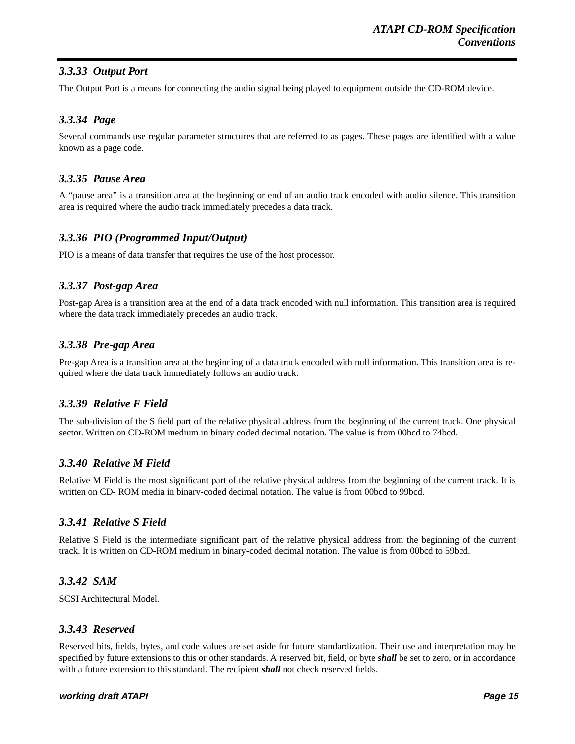### *3.3.33 Output Port*

The Output Port is a means for connecting the audio signal being played to equipment outside the CD-ROM device.

### *3.3.34 Page*

Several commands use regular parameter structures that are referred to as pages. These pages are identified with a value known as a page code.

### *3.3.35 Pause Area*

A "pause area" is a transition area at the beginning or end of an audio track encoded with audio silence. This transition area is required where the audio track immediately precedes a data track.

### *3.3.36 PIO (Programmed Input/Output)*

PIO is a means of data transfer that requires the use of the host processor.

### *3.3.37 Post-gap Area*

Post-gap Area is a transition area at the end of a data track encoded with null information. This transition area is required where the data track immediately precedes an audio track.

### *3.3.38 Pre-gap Area*

Pre-gap Area is a transition area at the beginning of a data track encoded with null information. This transition area is required where the data track immediately follows an audio track.

### *3.3.39 Relative F Field*

The sub-division of the S field part of the relative physical address from the beginning of the current track. One physical sector. Written on CD-ROM medium in binary coded decimal notation. The value is from 00bcd to 74bcd.

### *3.3.40 Relative M Field*

Relative M Field is the most significant part of the relative physical address from the beginning of the current track. It is written on CD- ROM media in binary-coded decimal notation. The value is from 00bcd to 99bcd.

### *3.3.41 Relative S Field*

Relative S Field is the intermediate significant part of the relative physical address from the beginning of the current track. It is written on CD-ROM medium in binary-coded decimal notation. The value is from 00bcd to 59bcd.

### *3.3.42 SAM*

SCSI Architectural Model.

### *3.3.43 Reserved*

Reserved bits, fields, bytes, and code values are set aside for future standardization. Their use and interpretation may be specified by future extensions to this or other standards. A reserved bit, field, or byte ***shall*** be set to zero, or in accordance with a future extension to this standard. The recipient ***shall*** not check reserved fields.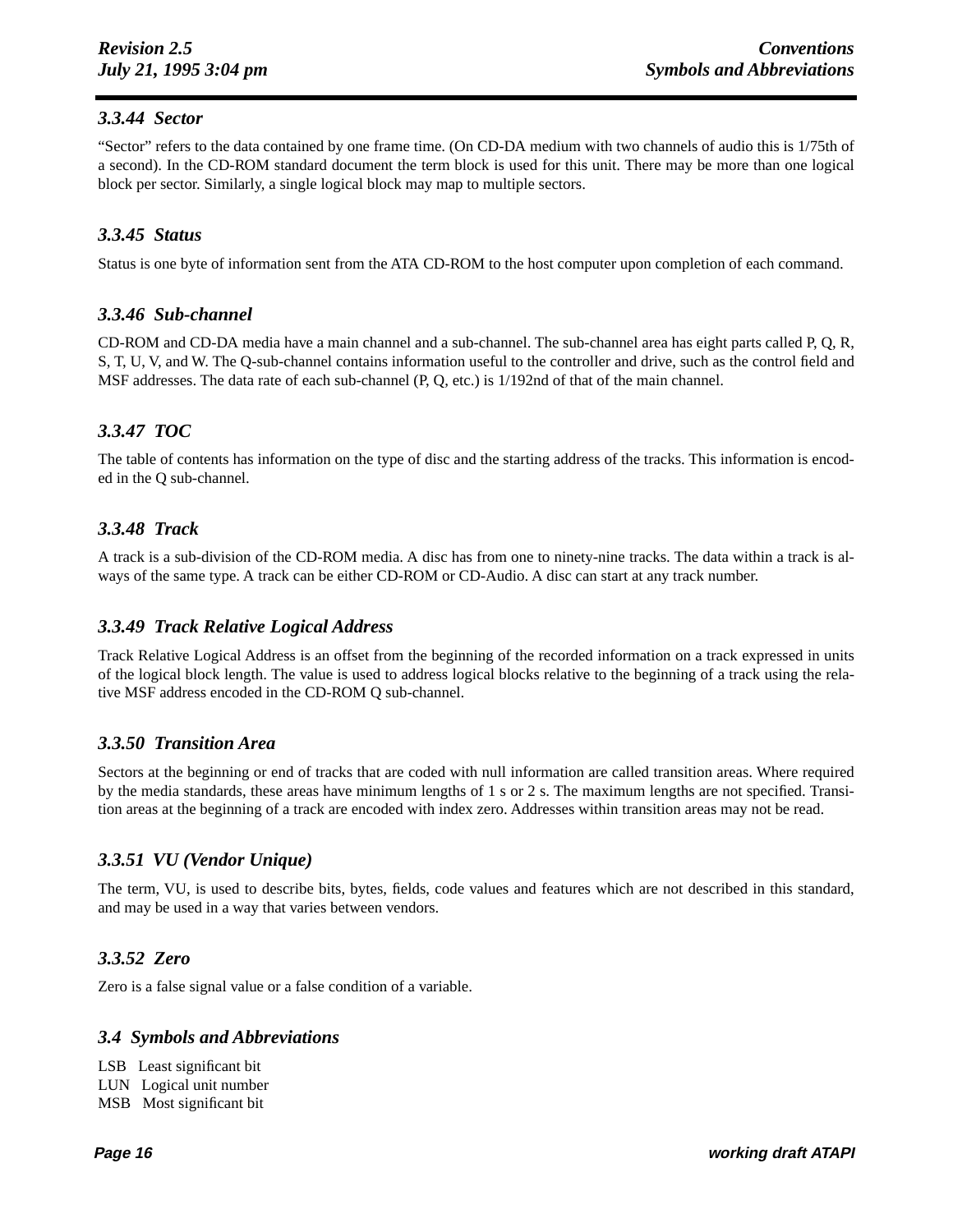### 3.3.44 Sector

"Sector" refers to the data contained by one frame time. (On CD-DA medium with two channels of audio this is 1/75th of a second). In the CD-ROM standard document the term block is used for this unit. There may be more than one logical block per sector. Similarly, a single logical block may map to multiple sectors.

### 3.3.45 Status

Status is one byte of information sent from the ATA CD-ROM to the host computer upon completion of each command.

### 3.3.46 Sub-channel

CD-ROM and CD-DA media have a main channel and a sub-channel. The sub-channel area has eight parts called P, Q, R, S, T, U, V, and W. The Q-sub-channel contains information useful to the controller and drive, such as the control field and MSF addresses. The data rate of each sub-channel (P, Q, etc.) is 1/192nd of that of the main channel.

### 3.3.47 TOC

The table of contents has information on the type of disc and the starting address of the tracks. This information is encoded in the Q sub-channel.

### 3.3.48 Track

A track is a sub-division of the CD-ROM media. A disc has from one to ninety-nine tracks. The data within a track is always of the same type. A track can be either CD-ROM or CD-Audio. A disc can start at any track number.

### 3.3.49 Track Relative Logical Address

Track Relative Logical Address is an offset from the beginning of the recorded information on a track expressed in units of the logical block length. The value is used to address logical blocks relative to the beginning of a track using the relative MSF address encoded in the CD-ROM Q sub-channel.

### 3.3.50 Transition Area

Sectors at the beginning or end of tracks that are coded with null information are called transition areas. Where required by the media standards, these areas have minimum lengths of 1 s or 2 s. The maximum lengths are not specified. Transition areas at the beginning of a track are encoded with index zero. Addresses within transition areas may not be read.

### 3.3.51 VU (Vendor Unique)

The term, VU, is used to describe bits, bytes, fields, code values and features which are not described in this standard, and may be used in a way that varies between vendors.

### 3.3.52 Zero

Zero is a false signal value or a false condition of a variable.

## 3.4 Symbols and Abbreviations

LSB Least significant bit
LUN Logical unit number
MSB Most significant bit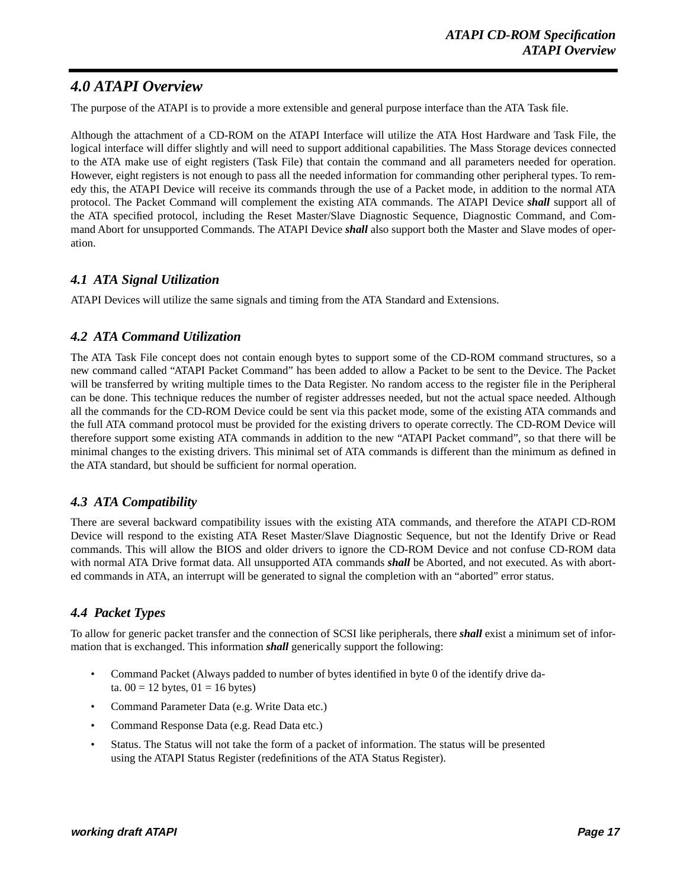# *4.0 ATAPI Overview*

The purpose of the ATAPI is to provide a more extensible and general purpose interface than the ATA Task file.

Although the attachment of a CD-ROM on the ATAPI Interface will utilize the ATA Host Hardware and Task File, the logical interface will differ slightly and will need to support additional capabilities. The Mass Storage devices connected to the ATA make use of eight registers (Task File) that contain the command and all parameters needed for operation. However, eight registers is not enough to pass all the needed information for commanding other peripheral types. To remedy this, the ATAPI Device will receive its commands through the use of a Packet mode, in addition to the normal ATA protocol. The Packet Command will complement the existing ATA commands. The ATAPI Device ***shall*** support all of the ATA specified protocol, including the Reset Master/Slave Diagnostic Sequence, Diagnostic Command, and Command Abort for unsupported Commands. The ATAPI Device ***shall*** also support both the Master and Slave modes of operation.

## *4.1 ATA Signal Utilization*

ATAPI Devices will utilize the same signals and timing from the ATA Standard and Extensions.

## *4.2 ATA Command Utilization*

The ATA Task File concept does not contain enough bytes to support some of the CD-ROM command structures, so a new command called “ATAPI Packet Command” has been added to allow a Packet to be sent to the Device. The Packet will be transferred by writing multiple times to the Data Register. No random access to the register file in the Peripheral can be done. This technique reduces the number of register addresses needed, but not the actual space needed. Although all the commands for the CD-ROM Device could be sent via this packet mode, some of the existing ATA commands and the full ATA command protocol must be provided for the existing drivers to operate correctly. The CD-ROM Device will therefore support some existing ATA commands in addition to the new “ATAPI Packet command”, so that there will be minimal changes to the existing drivers. This minimal set of ATA commands is different than the minimum as defined in the ATA standard, but should be sufficient for normal operation.

## *4.3 ATA Compatibility*

There are several backward compatibility issues with the existing ATA commands, and therefore the ATAPI CD-ROM Device will respond to the existing ATA Reset Master/Slave Diagnostic Sequence, but not the Identify Drive or Read commands. This will allow the BIOS and older drivers to ignore the CD-ROM Device and not confuse CD-ROM data with normal ATA Drive format data. All unsupported ATA commands ***shall*** be Aborted, and not executed. As with aborted commands in ATA, an interrupt will be generated to signal the completion with an “aborted” error status.

## *4.4 Packet Types*

To allow for generic packet transfer and the connection of SCSI like peripherals, there ***shall*** exist a minimum set of information that is exchanged. This information ***shall*** generically support the following:

- Command Packet (Always padded to number of bytes identified in byte 0 of the identify drive data. 00 = 12 bytes, 01 = 16 bytes)
- Command Parameter Data (e.g. Write Data etc.)
- Command Response Data (e.g. Read Data etc.)
- Status. The Status will not take the form of a packet of information. The status will be presented using the ATAPI Status Register (redefinitions of the ATA Status Register).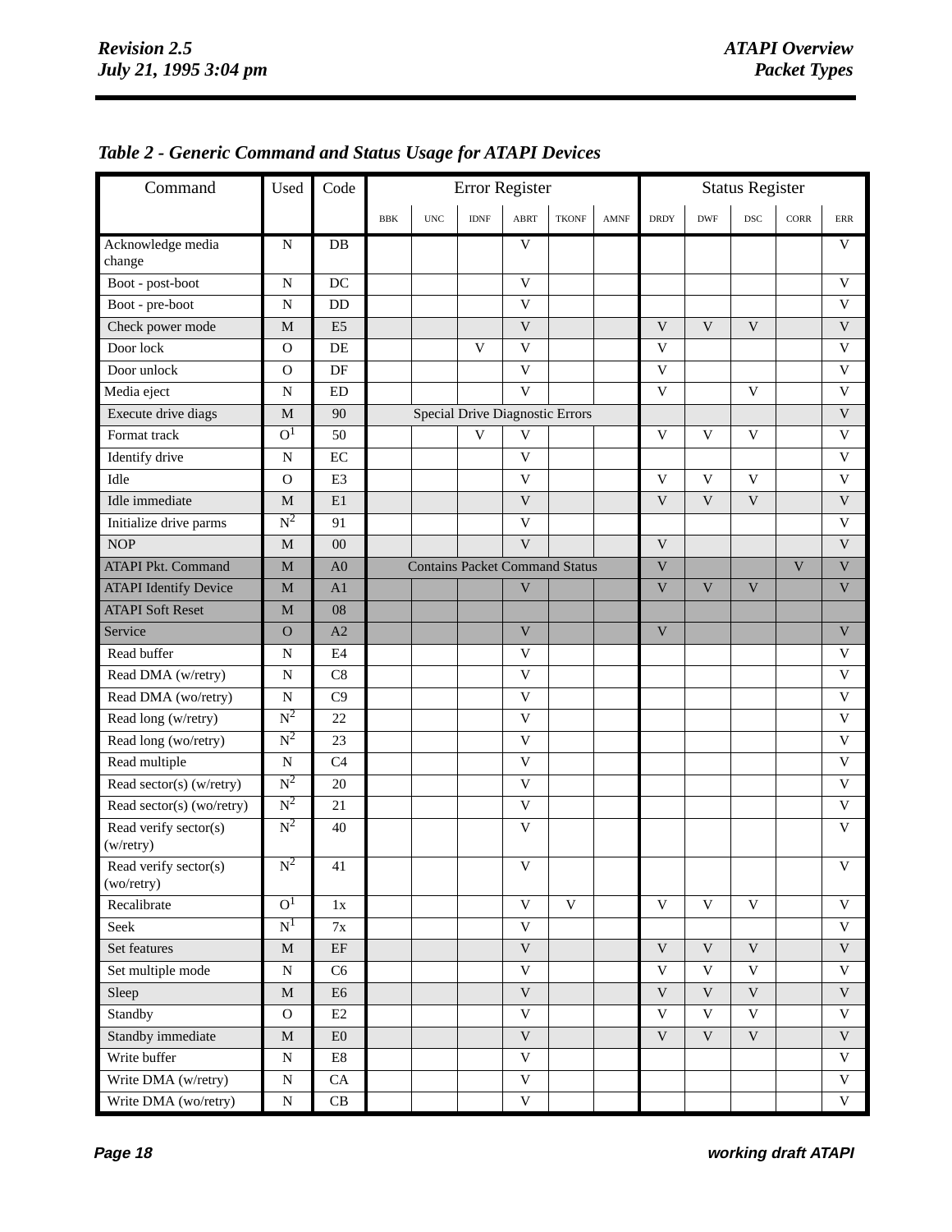### *Table 2 - Generic Command and Status Usage for ATAPI Devices*

| Command | Used | Code | Error Register | | | | | | Status Register | | | | |
|---|---|---|---|---|---|---|---|---|---|---|---|---|---|
| | | | BBK | UNC | IDNF | ABRT | TKONF | AMNF | DRDY | DWF | DSC | CORR | ERR |
| Acknowledge media change | N | DB | | | | V | | | | | | | V |
| Boot - post-boot | N | DC | | | | V | | | | | | | V |
| Boot - pre-boot | N | DD | | | | V | | | | | | | V |
| Check power mode | M | E5 | | | | V | | | V | V | V | | V |
| Door lock | O | DE | | | V | V | | | V | | | | V |
| Door unlock | O | DF | | | | V | | | V | | | | V |
| Media eject | N | ED | | | | V | | | V | | V | | V |
| Execute drive diags | M | 90 | Special Drive Diagnostic Errors | | | | | | | | | | V |
| Format track | O[1] | 50 | | | V | V | | | V | V | V | | V |
| Identify drive | N | EC | | | | V | | | | | | | V |
| Idle | O | E3 | | | | V | | | V | V | V | | V |
| Idle immediate | M | E1 | | | | V | | | V | V | V | | V |
| Initialize drive parms | N[2] | 91 | | | | V | | | | | | | V |
| NOP | M | 00 | | | | V | | | V | | | | V |
| ATAPI Pkt. Command | M | A0 | Contains Packet Command Status | | | | | | V | | | V | V |
| ATAPI Identify Device | M | A1 | | | | V | | | V | V | V | | V |
| ATAPI Soft Reset | M | 08 | | | | | | | | | | | |
| Service | O | A2 | | | | V | | | V | | | | V |
| Read buffer | N | E4 | | | | V | | | | | | | V |
| Read DMA (w/retry) | N | C8 | | | | V | | | | | | | V |
| Read DMA (wo/retry) | N | C9 | | | | V | | | | | | | V |
| Read long (w/retry) | N[2] | 22 | | | | V | | | | | | | V |
| Read long (wo/retry) | N[2] | 23 | | | | V | | | | | | | V |
| Read multiple | N | C4 | | | | V | | | | | | | V |
| Read sector(s) (w/retry) | N[2] | 20 | | | | V | | | | | | | V |
| Read sector(s) (wo/retry) | N[2] | 21 | | | | V | | | | | | | V |
| Read verify sector(s) (w/retry) | N[2] | 40 | | | | V | | | | | | | V |
| Read verify sector(s) (wo/retry) | N[2] | 41 | | | | V | | | | | | | V |
| Recalibrate | O[1] | 1x | | | | V | V | | V | V | V | | V |
| Seek | N[1] | 7x | | | | V | | | | | | | V |
| Set features | M | EF | | | | V | | | V | V | V | | V |
| Set multiple mode | N | C6 | | | | V | | | V | V | V | | V |
| Sleep | M | E6 | | | | V | | | V | V | V | | V |
| Standby | O | E2 | | | | V | | | V | V | V | | V |
| Standby immediate | M | E0 | | | | V | | | V | V | V | | V |
| Write buffer | N | E8 | | | | V | | | | | | | V |
| Write DMA (w/retry) | N | CA | | | | V | | | | | | | V |
| Write DMA (wo/retry) | N | CB | | | | V | | | | | | | V |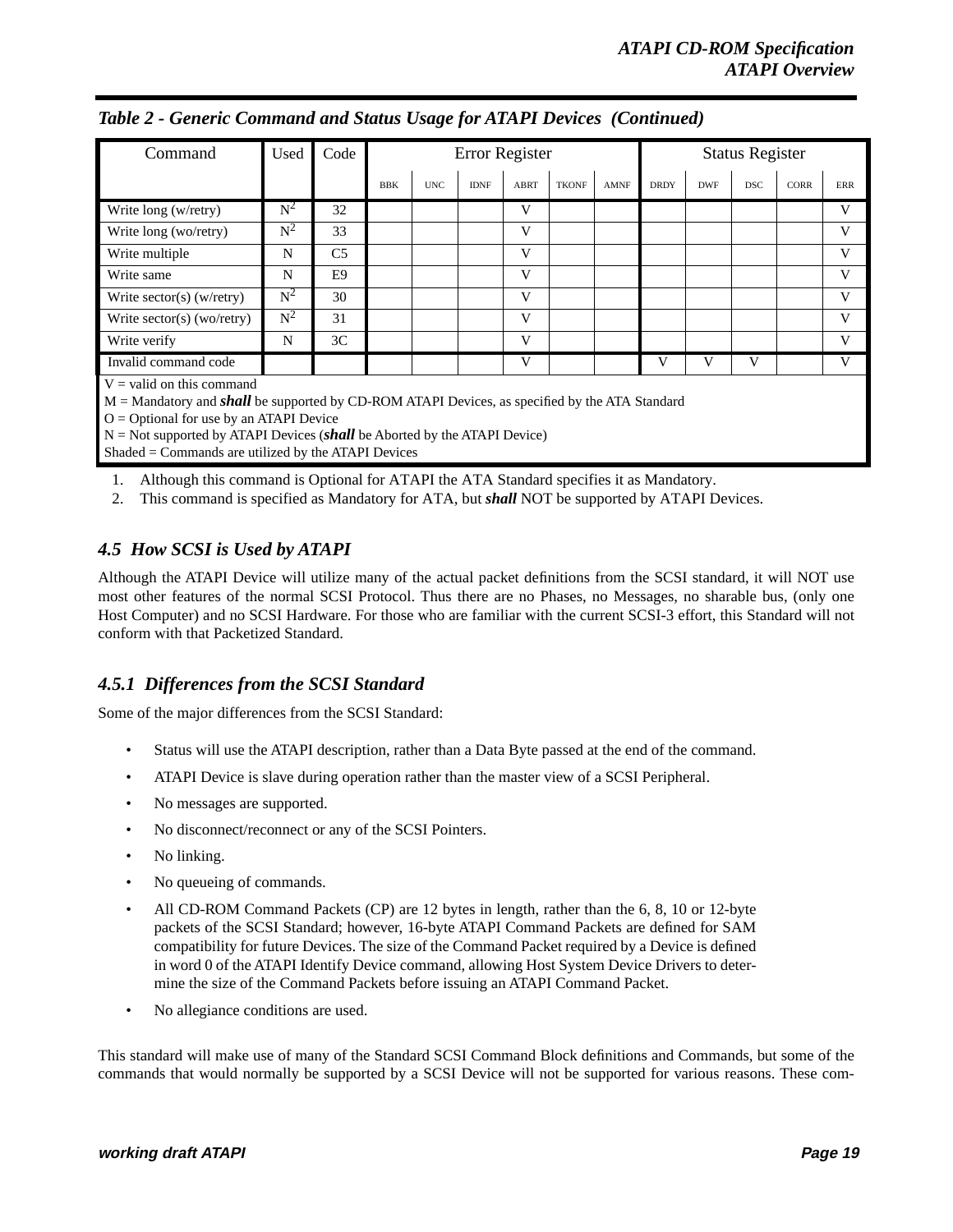*Table 2 - Generic Command and Status Usage for ATAPI Devices (Continued)*

| Command | Used | Code | Error Register | | | | | | Status Register | | | | |
|---|---|---|---|---|---|---|---|---|---|---|---|---|---|
| | | | BBK | UNC | IDNF | ABRT | TKONF | AMNF | DRDY | DWF | DSC | CORR | ERR |
| Write long (w/retry) | N[2] | 32 | | | | V | | | | | | | V |
| Write long (wo/retry) | N[2] | 33 | | | | V | | | | | | | V |
| Write multiple | N | C5 | | | | V | | | | | | | V |
| Write same | N | E9 | | | | V | | | | | | | V |
| Write sector(s) (w/retry) | N[2] | 30 | | | | V | | | | | | | V |
| Write sector(s) (wo/retry) | N[2] | 31 | | | | V | | | | | | | V |
| Write verify | N | 3C | | | | V | | | | | | | V |
| Invalid command code | | | | | | V | | | V | V | V | | V |

V = valid on this command
M = Mandatory and ***shall*** be supported by CD-ROM ATAPI Devices, as specified by the ATA Standard
O = Optional for use by an ATAPI Device
N = Not supported by ATAPI Devices (***shall*** be Aborted by the ATAPI Device)
Shaded = Commands are utilized by the ATAPI Devices

1. Although this command is Optional for ATAPI the ATA Standard specifies it as Mandatory.
2. This command is specified as Mandatory for ATA, but ***shall*** NOT be supported by ATAPI Devices.

### *4.5 How SCSI is Used by ATAPI*

Although the ATAPI Device will utilize many of the actual packet definitions from the SCSI standard, it will NOT use most other features of the normal SCSI Protocol. Thus there are no Phases, no Messages, no sharable bus, (only one Host Computer) and no SCSI Hardware. For those who are familiar with the current SCSI-3 effort, this Standard will not conform with that Packetized Standard.

#### *4.5.1 Differences from the SCSI Standard*

Some of the major differences from the SCSI Standard:

- Status will use the ATAPI description, rather than a Data Byte passed at the end of the command.
- ATAPI Device is slave during operation rather than the master view of a SCSI Peripheral.
- No messages are supported.
- No disconnect/reconnect or any of the SCSI Pointers.
- No linking.
- No queueing of commands.
- All CD-ROM Command Packets (CP) are 12 bytes in length, rather than the 6, 8, 10 or 12-byte packets of the SCSI Standard; however, 16-byte ATAPI Command Packets are defined for SAM compatibility for future Devices. The size of the Command Packet required by a Device is defined in word 0 of the ATAPI Identify Device command, allowing Host System Device Drivers to determine the size of the Command Packets before issuing an ATAPI Command Packet.
- No allegiance conditions are used.

This standard will make use of many of the Standard SCSI Command Block definitions and Commands, but some of the commands that would normally be supported by a SCSI Device will not be supported for various reasons. These com-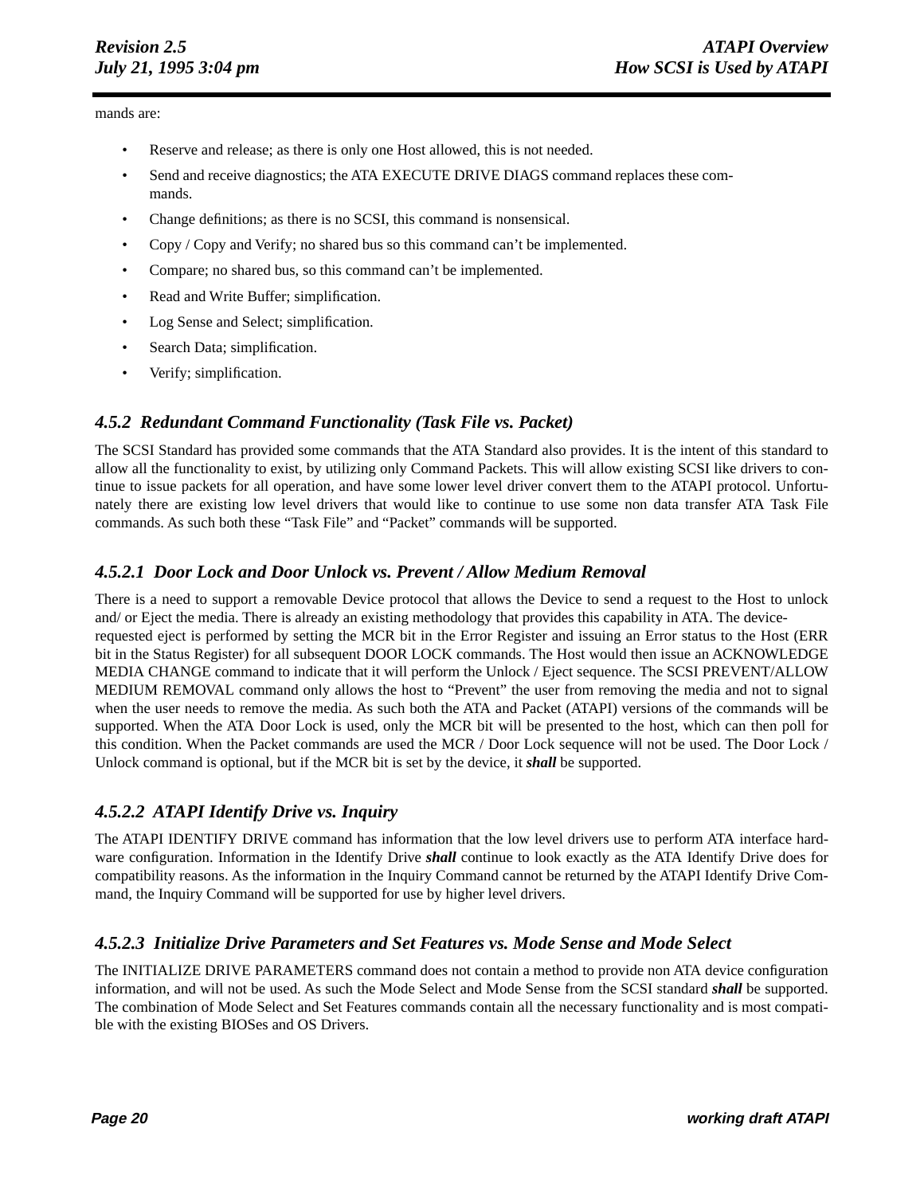mands are:

- Reserve and release; as there is only one Host allowed, this is not needed.
- Send and receive diagnostics; the ATA EXECUTE DRIVE DIAGS command replaces these commands.
- Change definitions; as there is no SCSI, this command is nonsensical.
- Copy / Copy and Verify; no shared bus so this command can't be implemented.
- Compare; no shared bus, so this command can't be implemented.
- Read and Write Buffer; simplification.
- Log Sense and Select; simplification.
- Search Data; simplification.
- Verify; simplification.

### *4.5.2 Redundant Command Functionality (Task File vs. Packet)*

The SCSI Standard has provided some commands that the ATA Standard also provides. It is the intent of this standard to allow all the functionality to exist, by utilizing only Command Packets. This will allow existing SCSI like drivers to continue to issue packets for all operation, and have some lower level driver convert them to the ATAPI protocol. Unfortunately there are existing low level drivers that would like to continue to use some non data transfer ATA Task File commands. As such both these "Task File" and "Packet" commands will be supported.

#### *4.5.2.1 Door Lock and Door Unlock vs. Prevent / Allow Medium Removal*

There is a need to support a removable Device protocol that allows the Device to send a request to the Host to unlock and/ or Eject the media. There is already an existing methodology that provides this capability in ATA. The device-requested eject is performed by setting the MCR bit in the Error Register and issuing an Error status to the Host (ERR bit in the Status Register) for all subsequent DOOR LOCK commands. The Host would then issue an ACKNOWLEDGE MEDIA CHANGE command to indicate that it will perform the Unlock / Eject sequence. The SCSI PREVENT/ALLOW MEDIUM REMOVAL command only allows the host to "Prevent" the user from removing the media and not to signal when the user needs to remove the media. As such both the ATA and Packet (ATAPI) versions of the commands will be supported. When the ATA Door Lock is used, only the MCR bit will be presented to the host, which can then poll for this condition. When the Packet commands are used the MCR / Door Lock sequence will not be used. The Door Lock / Unlock command is optional, but if the MCR bit is set by the device, it ***shall*** be supported.

#### *4.5.2.2 ATAPI Identify Drive vs. Inquiry*

The ATAPI IDENTIFY DRIVE command has information that the low level drivers use to perform ATA interface hardware configuration. Information in the Identify Drive ***shall*** continue to look exactly as the ATA Identify Drive does for compatibility reasons. As the information in the Inquiry Command cannot be returned by the ATAPI Identify Drive Command, the Inquiry Command will be supported for use by higher level drivers.

#### *4.5.2.3 Initialize Drive Parameters and Set Features vs. Mode Sense and Mode Select*

The INITIALIZE DRIVE PARAMETERS command does not contain a method to provide non ATA device configuration information, and will not be used. As such the Mode Select and Mode Sense from the SCSI standard ***shall*** be supported. The combination of Mode Select and Set Features commands contain all the necessary functionality and is most compatible with the existing BIOSes and OS Drivers.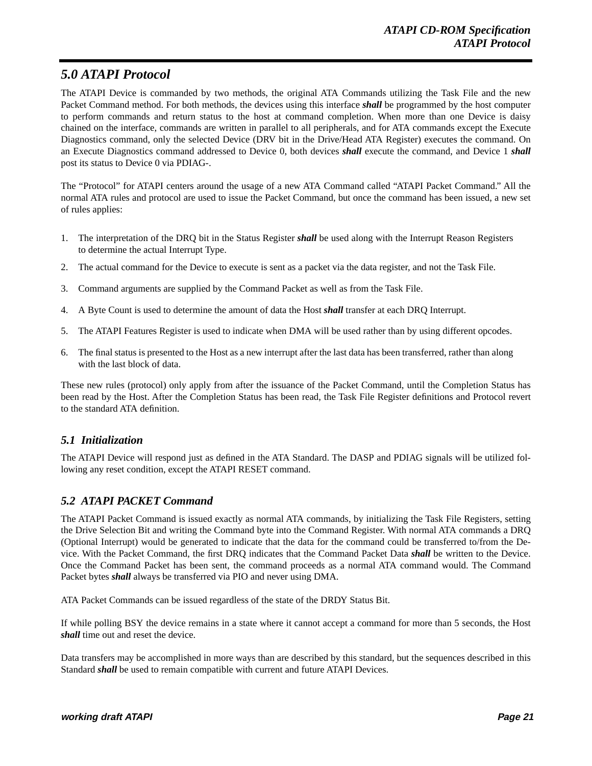# 5.0 ATAPI Protocol

The ATAPI Device is commanded by two methods, the original ATA Commands utilizing the Task File and the new Packet Command method. For both methods, the devices using this interface ***shall*** be programmed by the host computer to perform commands and return status to the host at command completion. When more than one Device is daisy chained on the interface, commands are written in parallel to all peripherals, and for ATA commands except the Execute Diagnostics command, only the selected Device (DRV bit in the Drive/Head ATA Register) executes the command. On an Execute Diagnostics command addressed to Device 0, both devices ***shall*** execute the command, and Device 1 ***shall*** post its status to Device 0 via PDIAG-.

The "Protocol" for ATAPI centers around the usage of a new ATA Command called "ATAPI Packet Command." All the normal ATA rules and protocol are used to issue the Packet Command, but once the command has been issued, a new set of rules applies:

1. The interpretation of the DRQ bit in the Status Register ***shall*** be used along with the Interrupt Reason Registers to determine the actual Interrupt Type.
2. The actual command for the Device to execute is sent as a packet via the data register, and not the Task File.
3. Command arguments are supplied by the Command Packet as well as from the Task File.
4. A Byte Count is used to determine the amount of data the Host ***shall*** transfer at each DRQ Interrupt.
5. The ATAPI Features Register is used to indicate when DMA will be used rather than by using different opcodes.
6. The final status is presented to the Host as a new interrupt after the last data has been transferred, rather than along with the last block of data.

These new rules (protocol) only apply from after the issuance of the Packet Command, until the Completion Status has been read by the Host. After the Completion Status has been read, the Task File Register definitions and Protocol revert to the standard ATA definition.

## 5.1 Initialization

The ATAPI Device will respond just as defined in the ATA Standard. The DASP and PDIAG signals will be utilized following any reset condition, except the ATAPI RESET command.

## 5.2 ATAPI PACKET Command

The ATAPI Packet Command is issued exactly as normal ATA commands, by initializing the Task File Registers, setting the Drive Selection Bit and writing the Command byte into the Command Register. With normal ATA commands a DRQ (Optional Interrupt) would be generated to indicate that the data for the command could be transferred to/from the Device. With the Packet Command, the first DRQ indicates that the Command Packet Data ***shall*** be written to the Device. Once the Command Packet has been sent, the command proceeds as a normal ATA command would. The Command Packet bytes ***shall*** always be transferred via PIO and never using DMA.

ATA Packet Commands can be issued regardless of the state of the DRDY Status Bit.

If while polling BSY the device remains in a state where it cannot accept a command for more than 5 seconds, the Host ***shall*** time out and reset the device.

Data transfers may be accomplished in more ways than are described by this standard, but the sequences described in this Standard ***shall*** be used to remain compatible with current and future ATAPI Devices.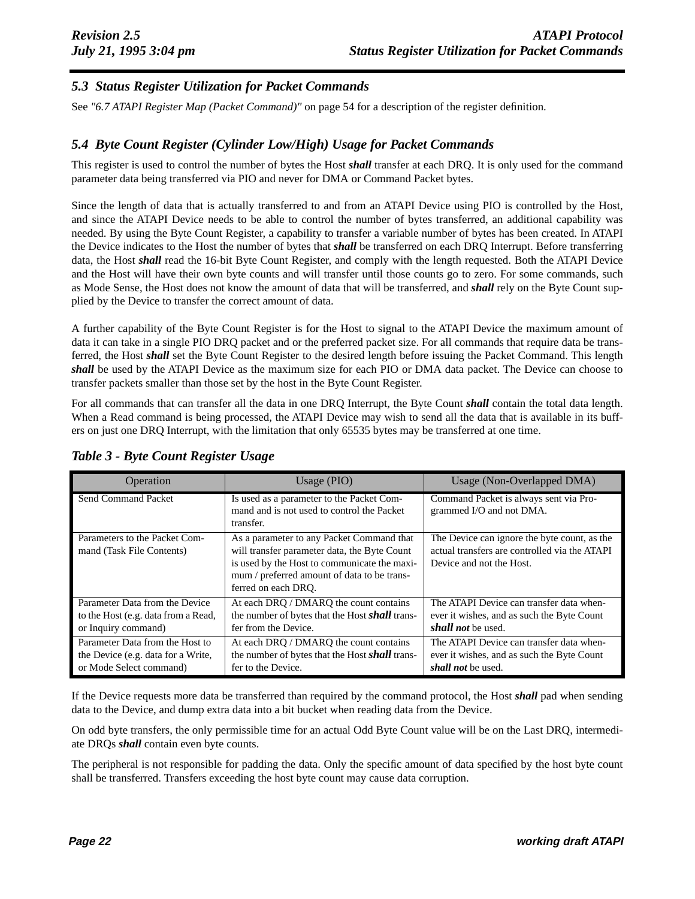## *5.3 Status Register Utilization for Packet Commands*

See *"6.7 ATAPI Register Map (Packet Command)"* on page 54 for a description of the register definition.

## *5.4 Byte Count Register (Cylinder Low/High) Usage for Packet Commands*

This register is used to control the number of bytes the Host ***shall*** transfer at each DRQ. It is only used for the command parameter data being transferred via PIO and never for DMA or Command Packet bytes.

Since the length of data that is actually transferred to and from an ATAPI Device using PIO is controlled by the Host, and since the ATAPI Device needs to be able to control the number of bytes transferred, an additional capability was needed. By using the Byte Count Register, a capability to transfer a variable number of bytes has been created. In ATAPI the Device indicates to the Host the number of bytes that ***shall*** be transferred on each DRQ Interrupt. Before transferring data, the Host ***shall*** read the 16-bit Byte Count Register, and comply with the length requested. Both the ATAPI Device and the Host will have their own byte counts and will transfer until those counts go to zero. For some commands, such as Mode Sense, the Host does not know the amount of data that will be transferred, and ***shall*** rely on the Byte Count supplied by the Device to transfer the correct amount of data.

A further capability of the Byte Count Register is for the Host to signal to the ATAPI Device the maximum amount of data it can take in a single PIO DRQ packet and or the preferred packet size. For all commands that require data be transferred, the Host ***shall*** set the Byte Count Register to the desired length before issuing the Packet Command. This length ***shall*** be used by the ATAPI Device as the maximum size for each PIO or DMA data packet. The Device can choose to transfer packets smaller than those set by the host in the Byte Count Register.

For all commands that can transfer all the data in one DRQ Interrupt, the Byte Count ***shall*** contain the total data length. When a Read command is being processed, the ATAPI Device may wish to send all the data that is available in its buffers on just one DRQ Interrupt, with the limitation that only 65535 bytes may be transferred at one time.

### *Table 3 - Byte Count Register Usage*

| Operation | Usage (PIO) | Usage (Non-Overlapped DMA) |
|---|---|---|
| Send Command Packet | Is used as a parameter to the Packet Command and is not used to control the Packet transfer. | Command Packet is always sent via Programmed I/O and not DMA. |
| Parameters to the Packet Command (Task File Contents) | As a parameter to any Packet Command that will transfer parameter data, the Byte Count is used by the Host to communicate the maximum / preferred amount of data to be transferred on each DRQ. | The Device can ignore the byte count, as the actual transfers are controlled via the ATAPI Device and not the Host. |
| Parameter Data from the Device to the Host (e.g. data from a Read, or Inquiry command) | At each DRQ / DMARQ the count contains the number of bytes that the Host ***shall*** transfer from the Device. | The ATAPI Device can transfer data whenever it wishes, and as such the Byte Count ***shall not*** be used. |
| Parameter Data from the Host to the Device (e.g. data for a Write, or Mode Select command) | At each DRQ / DMARQ the count contains the number of bytes that the Host ***shall*** transfer to the Device. | The ATAPI Device can transfer data whenever it wishes, and as such the Byte Count ***shall not*** be used. |

If the Device requests more data be transferred than required by the command protocol, the Host ***shall*** pad when sending data to the Device, and dump extra data into a bit bucket when reading data from the Device.

On odd byte transfers, the only permissible time for an actual Odd Byte Count value will be on the Last DRQ, intermediate DRQs ***shall*** contain even byte counts.

The peripheral is not responsible for padding the data. Only the specific amount of data specified by the host byte count shall be transferred. Transfers exceeding the host byte count may cause data corruption.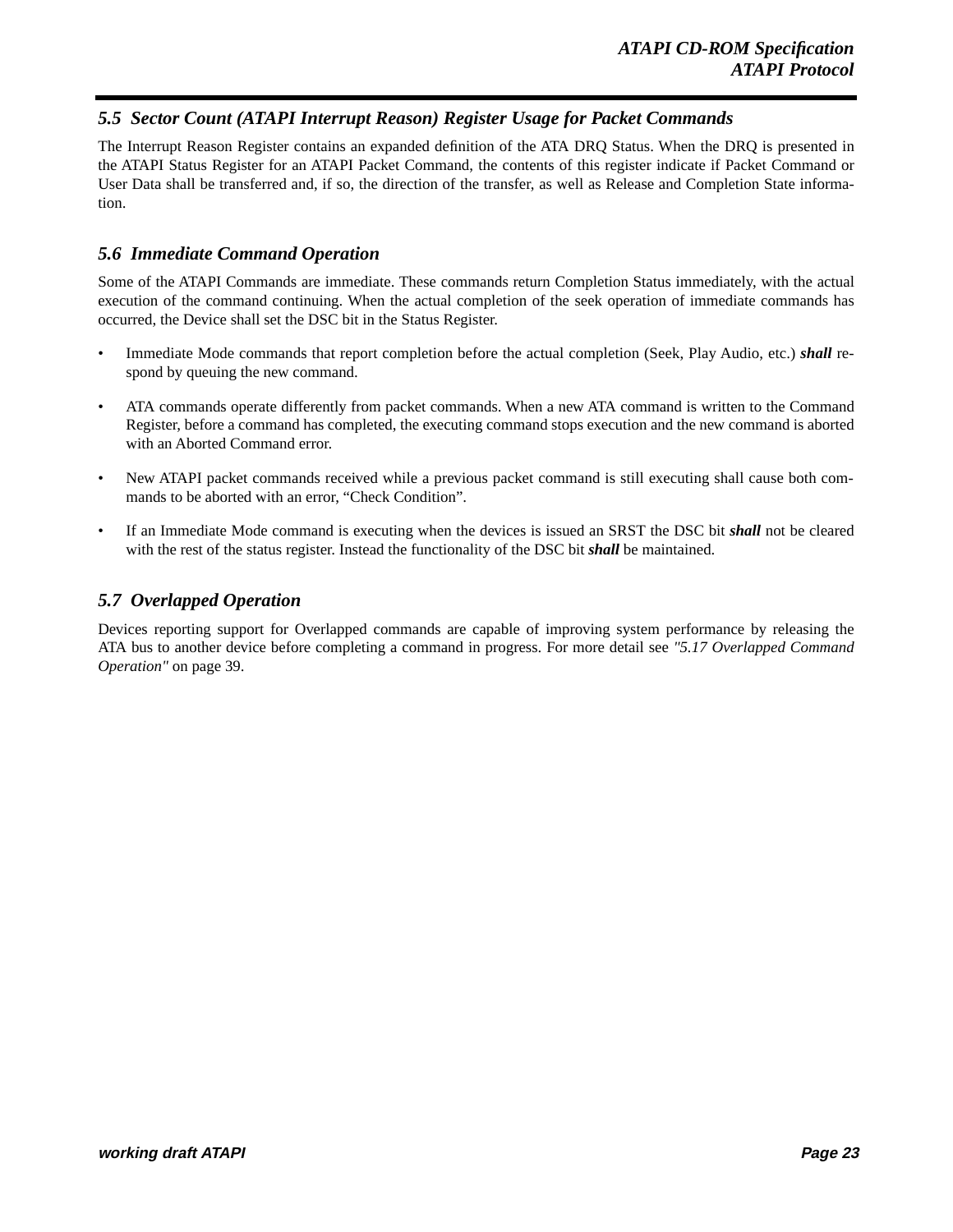## *5.5 Sector Count (ATAPI Interrupt Reason) Register Usage for Packet Commands*

The Interrupt Reason Register contains an expanded definition of the ATA DRQ Status. When the DRQ is presented in the ATAPI Status Register for an ATAPI Packet Command, the contents of this register indicate if Packet Command or User Data shall be transferred and, if so, the direction of the transfer, as well as Release and Completion State information.

## *5.6 Immediate Command Operation*

Some of the ATAPI Commands are immediate. These commands return Completion Status immediately, with the actual execution of the command continuing. When the actual completion of the seek operation of immediate commands has occurred, the Device shall set the DSC bit in the Status Register.

- Immediate Mode commands that report completion before the actual completion (Seek, Play Audio, etc.) ***shall*** respond by queuing the new command.
- ATA commands operate differently from packet commands. When a new ATA command is written to the Command Register, before a command has completed, the executing command stops execution and the new command is aborted with an Aborted Command error.
- New ATAPI packet commands received while a previous packet command is still executing shall cause both commands to be aborted with an error, "Check Condition".
- If an Immediate Mode command is executing when the devices is issued an SRST the DSC bit ***shall*** not be cleared with the rest of the status register. Instead the functionality of the DSC bit ***shall*** be maintained.

## *5.7 Overlapped Operation*

Devices reporting support for Overlapped commands are capable of improving system performance by releasing the ATA bus to another device before completing a command in progress. For more detail see *"5.17 Overlapped Command Operation"* on page 39.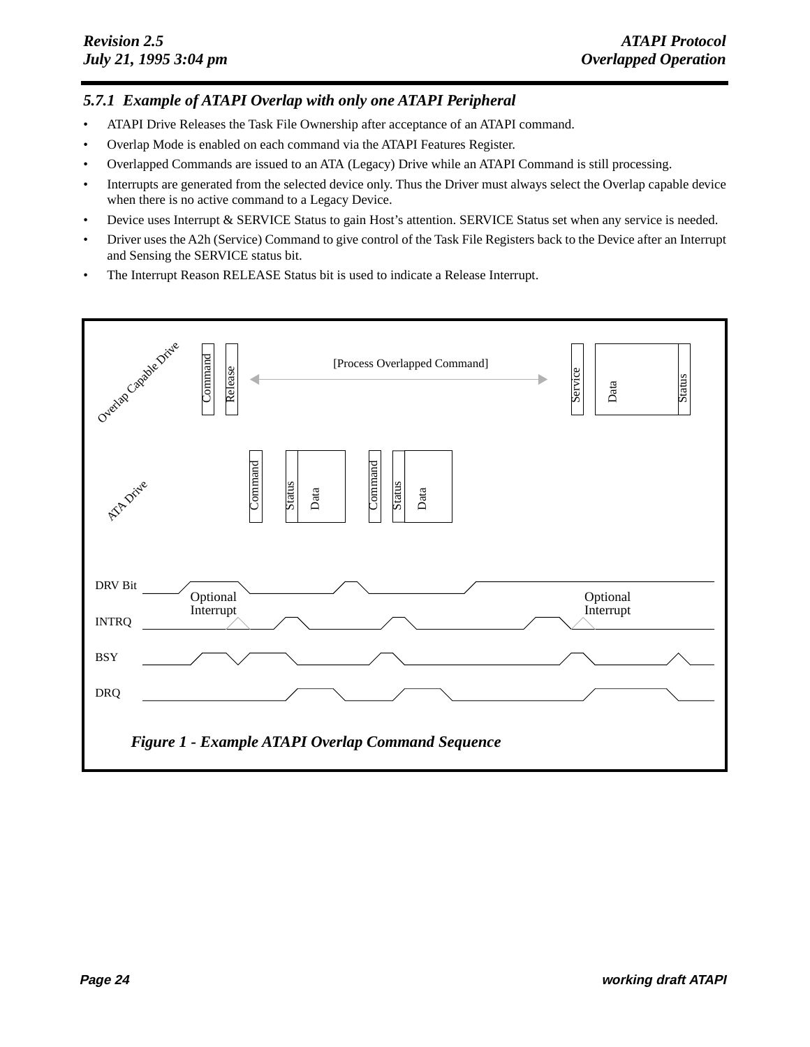### 5.7.1 Example of ATAPI Overlap with only one ATAPI Peripheral

- ATAPI Drive Releases the Task File Ownership after acceptance of an ATAPI command.
- Overlap Mode is enabled on each command via the ATAPI Features Register.
- Overlapped Commands are issued to an ATA (Legacy) Drive while an ATAPI Command is still processing.
- Interrupts are generated from the selected device only. Thus the Driver must always select the Overlap capable device when there is no active command to a Legacy Device.
- Device uses Interrupt & SERVICE Status to gain Host's attention. SERVICE Status set when any service is needed.
- Driver uses the A2h (Service) Command to give control of the Task File Registers back to the Device after an Interrupt and Sensing the SERVICE status bit.
- The Interrupt Reason RELEASE Status bit is used to indicate a Release Interrupt.

Overlap Capable Drive: Command, Release, [Process Overlapped Command], Service, Data, Status

ATA Drive: Command, Status, Data, Command, Status, Data

DRV Bit, INTRQ, BSY, DRQ — Optional Interrupt, Optional Interrupt

*Figure 1 - Example ATAPI Overlap Command Sequence*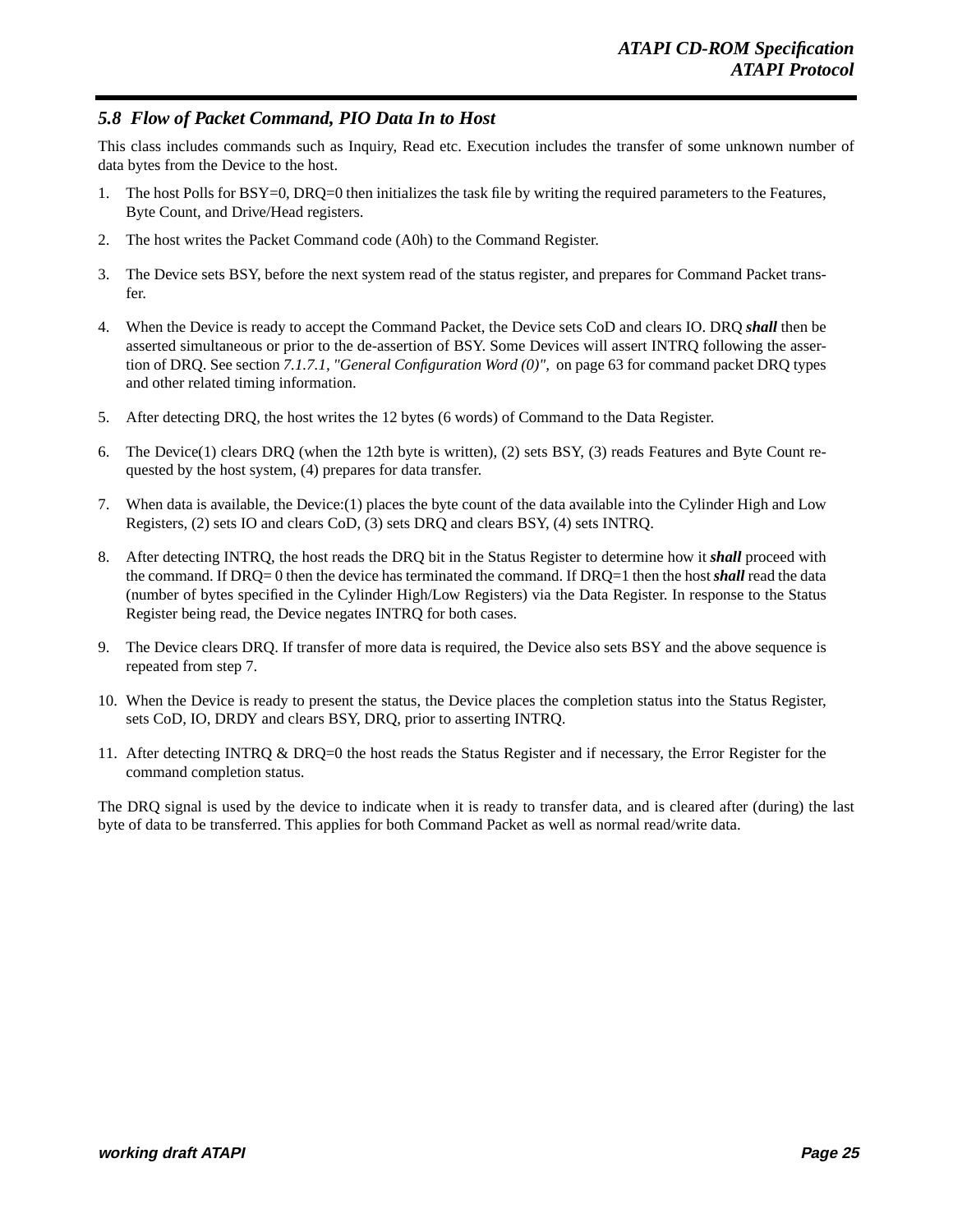## *5.8 Flow of Packet Command, PIO Data In to Host*

This class includes commands such as Inquiry, Read etc. Execution includes the transfer of some unknown number of data bytes from the Device to the host.

1. The host Polls for BSY=0, DRQ=0 then initializes the task file by writing the required parameters to the Features, Byte Count, and Drive/Head registers.
2. The host writes the Packet Command code (A0h) to the Command Register.
3. The Device sets BSY, before the next system read of the status register, and prepares for Command Packet transfer.
4. When the Device is ready to accept the Command Packet, the Device sets CoD and clears IO. DRQ ***shall*** then be asserted simultaneous or prior to the de-assertion of BSY. Some Devices will assert INTRQ following the assertion of DRQ. See section *7.1.7.1, "General Configuration Word (0)",* on page 63 for command packet DRQ types and other related timing information.
5. After detecting DRQ, the host writes the 12 bytes (6 words) of Command to the Data Register.
6. The Device(1) clears DRQ (when the 12th byte is written), (2) sets BSY, (3) reads Features and Byte Count requested by the host system, (4) prepares for data transfer.
7. When data is available, the Device:(1) places the byte count of the data available into the Cylinder High and Low Registers, (2) sets IO and clears CoD, (3) sets DRQ and clears BSY, (4) sets INTRQ.
8. After detecting INTRQ, the host reads the DRQ bit in the Status Register to determine how it ***shall*** proceed with the command. If DRQ= 0 then the device has terminated the command. If DRQ=1 then the host ***shall*** read the data (number of bytes specified in the Cylinder High/Low Registers) via the Data Register. In response to the Status Register being read, the Device negates INTRQ for both cases.
9. The Device clears DRQ. If transfer of more data is required, the Device also sets BSY and the above sequence is repeated from step 7.
10. When the Device is ready to present the status, the Device places the completion status into the Status Register, sets CoD, IO, DRDY and clears BSY, DRQ, prior to asserting INTRQ.
11. After detecting INTRQ & DRQ=0 the host reads the Status Register and if necessary, the Error Register for the command completion status.

The DRQ signal is used by the device to indicate when it is ready to transfer data, and is cleared after (during) the last byte of data to be transferred. This applies for both Command Packet as well as normal read/write data.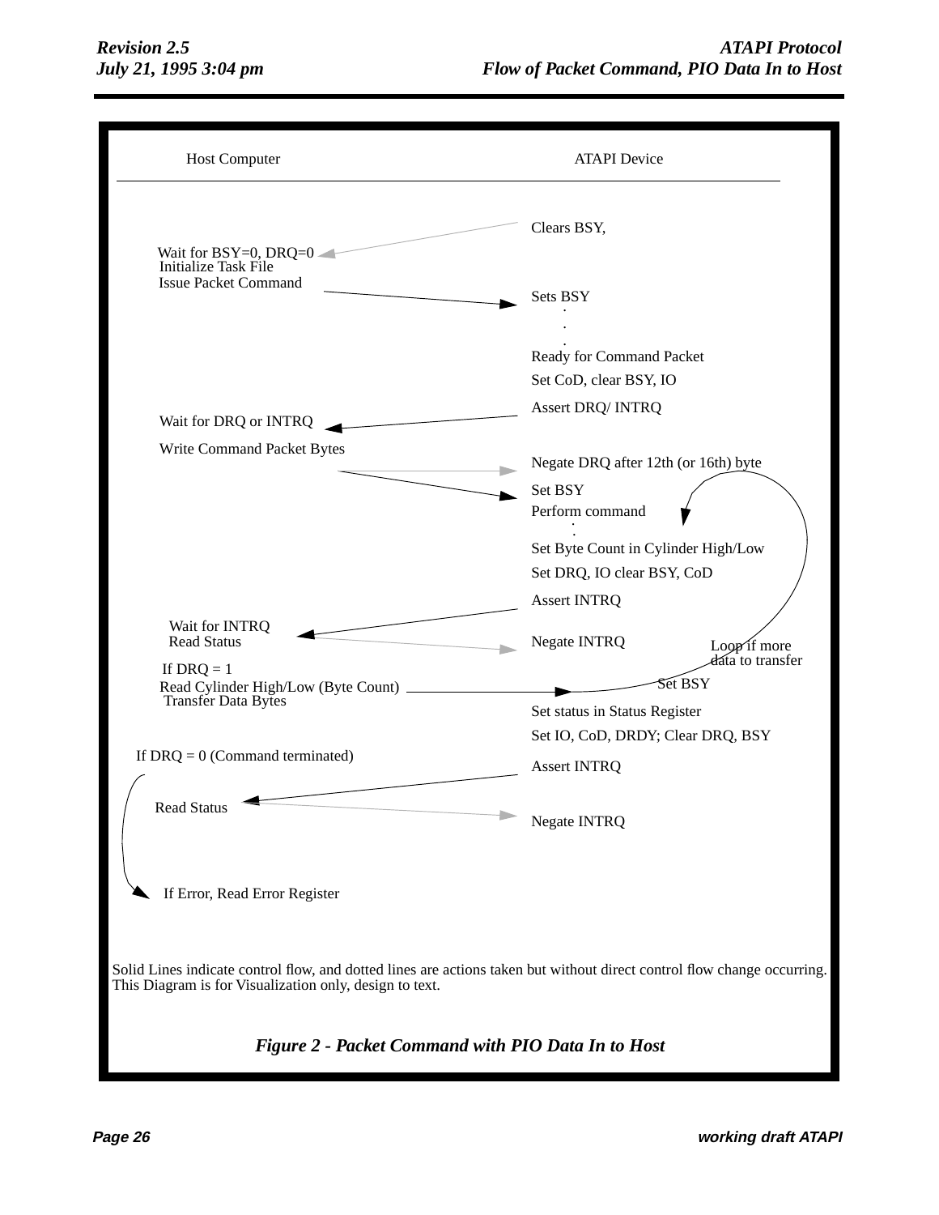| Host Computer | ATAPI Device |
| --- | --- |
| | Clears BSY, |
| Wait for BSY=0, DRQ=0 | |
| Initialize Task File | |
| Issue Packet Command | Sets BSY |
| | . |
| | . |
| | . |
| | Ready for Command Packet |
| | Set CoD, clear BSY, IO |
| | Assert DRQ/ INTRQ |
| Wait for DRQ or INTRQ | |
| Write Command Packet Bytes | Negate DRQ after 12th (or 16th) byte |
| | Set BSY |
| | Perform command |
| | . |
| | . |
| | Set Byte Count in Cylinder High/Low |
| | Set DRQ, IO clear BSY, CoD |
| | Assert INTRQ |
| Wait for INTRQ | |
| Read Status | Negate INTRQ |
| | Loop if more data to transfer |
| If DRQ = 1 | |
| Read Cylinder High/Low (Byte Count) | Set BSY |
| Transfer Data Bytes | |
| | Set status in Status Register |
| | Set IO, CoD, DRDY; Clear DRQ, BSY |
| If DRQ = 0 (Command terminated) | Assert INTRQ |
| Read Status | Negate INTRQ |
| If Error, Read Error Register | |

Solid Lines indicate control flow, and dotted lines are actions taken but without direct control flow change occurring. This Diagram is for Visualization only, design to text.

***Figure 2 - Packet Command with PIO Data In to Host***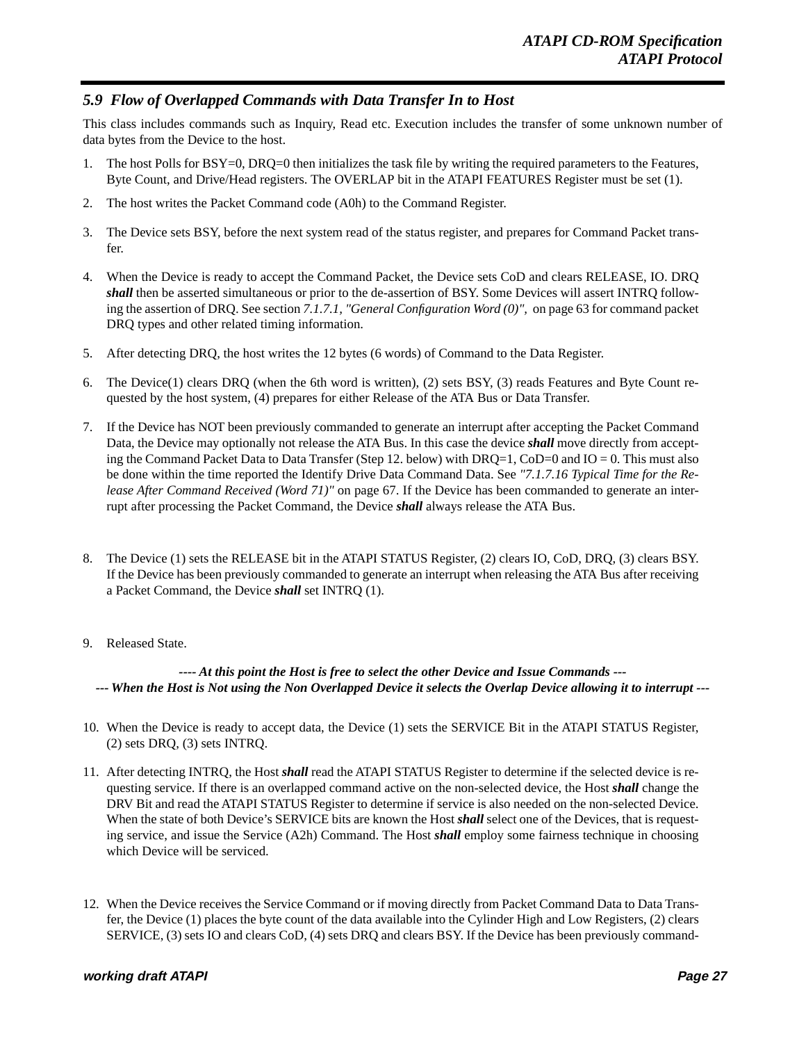### *5.9 Flow of Overlapped Commands with Data Transfer In to Host*

This class includes commands such as Inquiry, Read etc. Execution includes the transfer of some unknown number of data bytes from the Device to the host.

1. The host Polls for BSY=0, DRQ=0 then initializes the task file by writing the required parameters to the Features, Byte Count, and Drive/Head registers. The OVERLAP bit in the ATAPI FEATURES Register must be set (1).

2. The host writes the Packet Command code (A0h) to the Command Register.

3. The Device sets BSY, before the next system read of the status register, and prepares for Command Packet transfer.

4. When the Device is ready to accept the Command Packet, the Device sets CoD and clears RELEASE, IO. DRQ ***shall*** then be asserted simultaneous or prior to the de-assertion of BSY. Some Devices will assert INTRQ following the assertion of DRQ. See section *7.1.7.1, "General Configuration Word (0)",* on page 63 for command packet DRQ types and other related timing information.

5. After detecting DRQ, the host writes the 12 bytes (6 words) of Command to the Data Register.

6. The Device(1) clears DRQ (when the 6th word is written), (2) sets BSY, (3) reads Features and Byte Count requested by the host system, (4) prepares for either Release of the ATA Bus or Data Transfer.

7. If the Device has NOT been previously commanded to generate an interrupt after accepting the Packet Command Data, the Device may optionally not release the ATA Bus. In this case the device ***shall*** move directly from accepting the Command Packet Data to Data Transfer (Step 12. below) with DRQ=1, CoD=0 and IO = 0. This must also be done within the time reported the Identify Drive Data Command Data. See *"7.1.7.16 Typical Time for the Release After Command Received (Word 71)"* on page 67. If the Device has been commanded to generate an interrupt after processing the Packet Command, the Device ***shall*** always release the ATA Bus.

8. The Device (1) sets the RELEASE bit in the ATAPI STATUS Register, (2) clears IO, CoD, DRQ, (3) clears BSY. If the Device has been previously commanded to generate an interrupt when releasing the ATA Bus after receiving a Packet Command, the Device ***shall*** set INTRQ (1).

9. Released State.

***---- At this point the Host is free to select the other Device and Issue Commands ---***
***--- When the Host is Not using the Non Overlapped Device it selects the Overlap Device allowing it to interrupt ---***

10. When the Device is ready to accept data, the Device (1) sets the SERVICE Bit in the ATAPI STATUS Register, (2) sets DRQ, (3) sets INTRQ.

11. After detecting INTRQ, the Host ***shall*** read the ATAPI STATUS Register to determine if the selected device is requesting service. If there is an overlapped command active on the non-selected device, the Host ***shall*** change the DRV Bit and read the ATAPI STATUS Register to determine if service is also needed on the non-selected Device. When the state of both Device's SERVICE bits are known the Host ***shall*** select one of the Devices, that is requesting service, and issue the Service (A2h) Command. The Host ***shall*** employ some fairness technique in choosing which Device will be serviced.

12. When the Device receives the Service Command or if moving directly from Packet Command Data to Data Transfer, the Device (1) places the byte count of the data available into the Cylinder High and Low Registers, (2) clears SERVICE, (3) sets IO and clears CoD, (4) sets DRQ and clears BSY. If the Device has been previously command-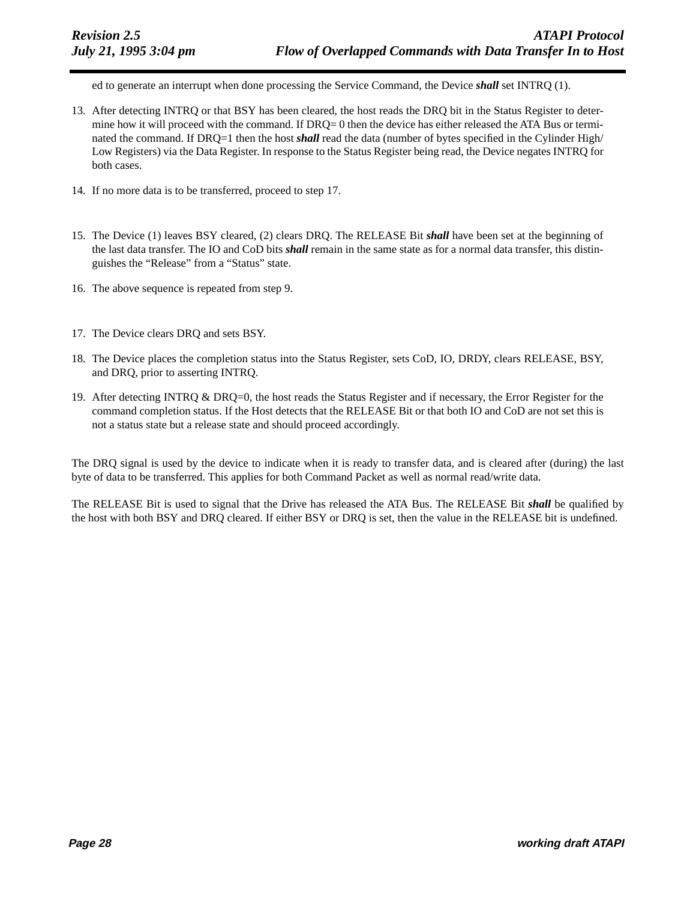ed to generate an interrupt when done processing the Service Command, the Device ***shall*** set INTRQ (1).

13. After detecting INTRQ or that BSY has been cleared, the host reads the DRQ bit in the Status Register to determine how it will proceed with the command. If DRQ= 0 then the device has either released the ATA Bus or terminated the command. If DRQ=1 then the host ***shall*** read the data (number of bytes specified in the Cylinder High/Low Registers) via the Data Register. In response to the Status Register being read, the Device negates INTRQ for both cases.

14. If no more data is to be transferred, proceed to step 17.

15. The Device (1) leaves BSY cleared, (2) clears DRQ. The RELEASE Bit ***shall*** have been set at the beginning of the last data transfer. The IO and CoD bits ***shall*** remain in the same state as for a normal data transfer, this distinguishes the "Release" from a "Status" state.

16. The above sequence is repeated from step 9.

17. The Device clears DRQ and sets BSY.

18. The Device places the completion status into the Status Register, sets CoD, IO, DRDY, clears RELEASE, BSY, and DRQ, prior to asserting INTRQ.

19. After detecting INTRQ & DRQ=0, the host reads the Status Register and if necessary, the Error Register for the command completion status. If the Host detects that the RELEASE Bit or that both IO and CoD are not set this is not a status state but a release state and should proceed accordingly.

The DRQ signal is used by the device to indicate when it is ready to transfer data, and is cleared after (during) the last byte of data to be transferred. This applies for both Command Packet as well as normal read/write data.

The RELEASE Bit is used to signal that the Drive has released the ATA Bus. The RELEASE Bit ***shall*** be qualified by the host with both BSY and DRQ cleared. If either BSY or DRQ is set, then the value in the RELEASE bit is undefined.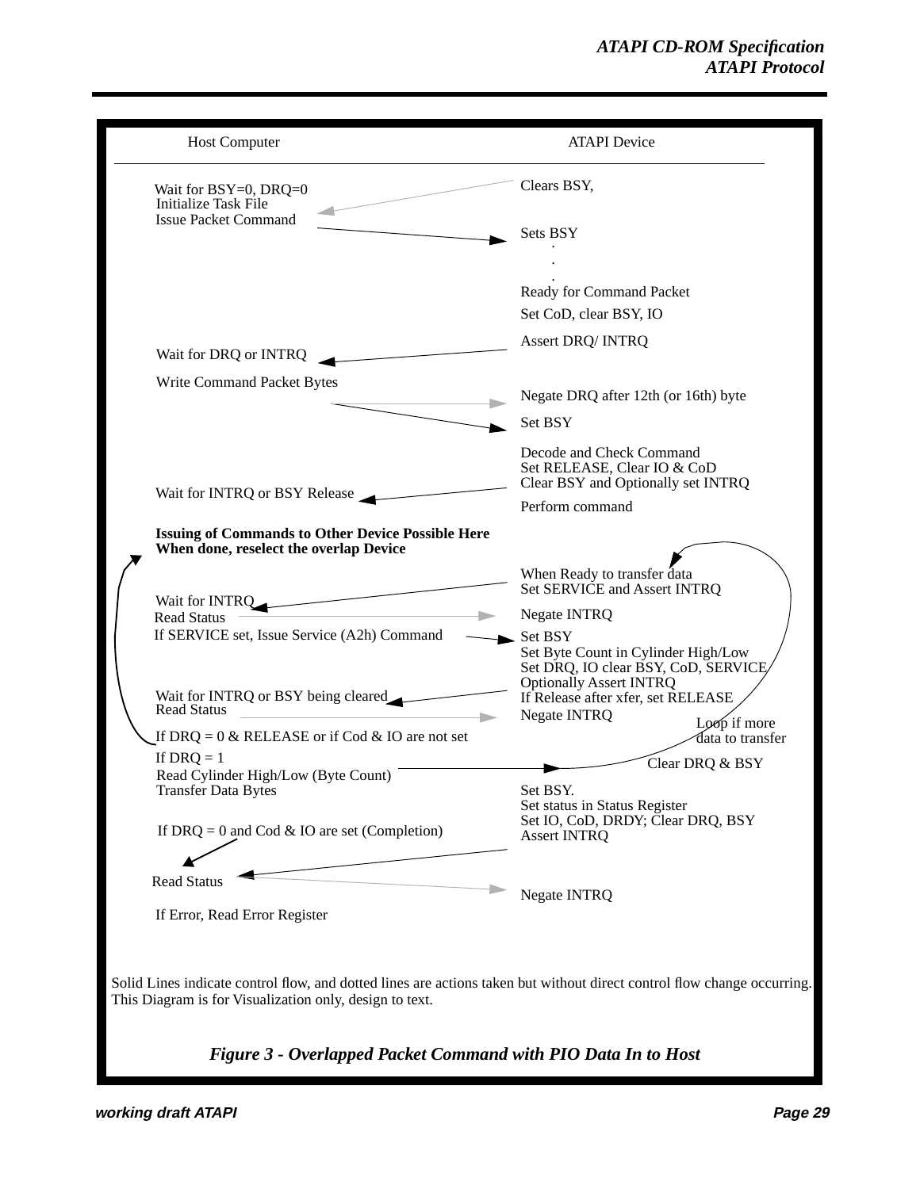| Host Computer | ATAPI Device |
|---|---|
| Wait for BSY=0, DRQ=0 | Clears BSY, |
| Initialize Task File | |
| Issue Packet Command | Sets BSY |
| | . |
| | . |
| | . |
| | Ready for Command Packet |
| | Set CoD, clear BSY, IO |
| Wait for DRQ or INTRQ | Assert DRQ/ INTRQ |
| Write Command Packet Bytes | Negate DRQ after 12th (or 16th) byte |
| | Set BSY |
| | Decode and Check Command |
| | Set RELEASE, Clear IO & CoD |
| Wait for INTRQ or BSY Release | Clear BSY and Optionally set INTRQ |
| | Perform command |
| **Issuing of Commands to Other Device Possible Here** | |
| **When done, reselect the overlap Device** | |
| | When Ready to transfer data |
| Wait for INTRQ | Set SERVICE and Assert INTRQ |
| Read Status | Negate INTRQ |
| If SERVICE set, Issue Service (A2h) Command | Set BSY |
| | Set Byte Count in Cylinder High/Low |
| | Set DRQ, IO clear BSY, CoD, SERVICE |
| | Optionally Assert INTRQ |
| Wait for INTRQ or BSY being cleared | If Release after xfer, set RELEASE |
| Read Status | Negate INTRQ |
| If DRQ = 0 & RELEASE or if Cod & IO are not set | Loop if more data to transfer |
| If DRQ = 1 | Clear DRQ & BSY |
| Read Cylinder High/Low (Byte Count) | |
| Transfer Data Bytes | Set BSY. |
| | Set status in Status Register |
| If DRQ = 0 and Cod & IO are set (Completion) | Set IO, CoD, DRDY; Clear DRQ, BSY |
| | Assert INTRQ |
| Read Status | Negate INTRQ |
| If Error, Read Error Register | |

Solid Lines indicate control flow, and dotted lines are actions taken but without direct control flow change occurring. This Diagram is for Visualization only, design to text.

*Figure 3 - Overlapped Packet Command with PIO Data In to Host*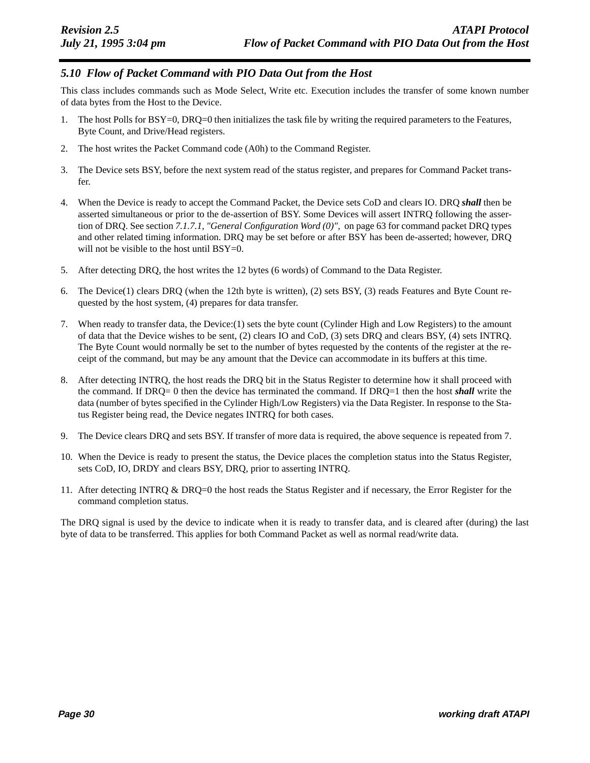### *5.10 Flow of Packet Command with PIO Data Out from the Host*

This class includes commands such as Mode Select, Write etc. Execution includes the transfer of some known number of data bytes from the Host to the Device.

1. The host Polls for BSY=0, DRQ=0 then initializes the task file by writing the required parameters to the Features, Byte Count, and Drive/Head registers.

2. The host writes the Packet Command code (A0h) to the Command Register.

3. The Device sets BSY, before the next system read of the status register, and prepares for Command Packet transfer.

4. When the Device is ready to accept the Command Packet, the Device sets CoD and clears IO. DRQ ***shall*** then be asserted simultaneous or prior to the de-assertion of BSY. Some Devices will assert INTRQ following the assertion of DRQ. See section *7.1.7.1, "General Configuration Word (0)",* on page 63 for command packet DRQ types and other related timing information. DRQ may be set before or after BSY has been de-asserted; however, DRQ will not be visible to the host until BSY=0.

5. After detecting DRQ, the host writes the 12 bytes (6 words) of Command to the Data Register.

6. The Device(1) clears DRQ (when the 12th byte is written), (2) sets BSY, (3) reads Features and Byte Count requested by the host system, (4) prepares for data transfer.

7. When ready to transfer data, the Device:(1) sets the byte count (Cylinder High and Low Registers) to the amount of data that the Device wishes to be sent, (2) clears IO and CoD, (3) sets DRQ and clears BSY, (4) sets INTRQ. The Byte Count would normally be set to the number of bytes requested by the contents of the register at the receipt of the command, but may be any amount that the Device can accommodate in its buffers at this time.

8. After detecting INTRQ, the host reads the DRQ bit in the Status Register to determine how it shall proceed with the command. If DRQ= 0 then the device has terminated the command. If DRQ=1 then the host ***shall*** write the data (number of bytes specified in the Cylinder High/Low Registers) via the Data Register. In response to the Status Register being read, the Device negates INTRQ for both cases.

9. The Device clears DRQ and sets BSY. If transfer of more data is required, the above sequence is repeated from 7.

10. When the Device is ready to present the status, the Device places the completion status into the Status Register, sets CoD, IO, DRDY and clears BSY, DRQ, prior to asserting INTRQ.

11. After detecting INTRQ & DRQ=0 the host reads the Status Register and if necessary, the Error Register for the command completion status.

The DRQ signal is used by the device to indicate when it is ready to transfer data, and is cleared after (during) the last byte of data to be transferred. This applies for both Command Packet as well as normal read/write data.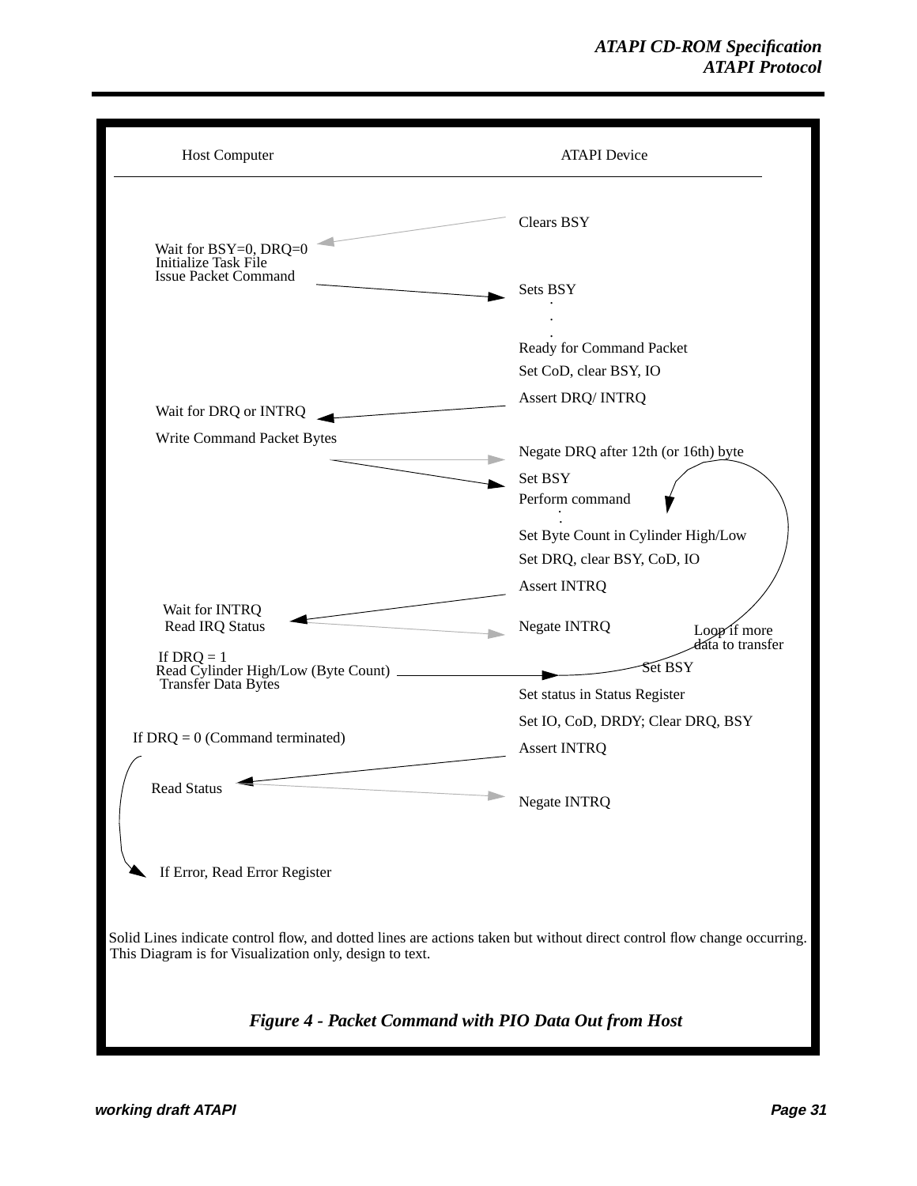| Host Computer | ATAPI Device |
| --- | --- |
| | Clears BSY |
| Wait for BSY=0, DRQ=0<br>Initialize Task File<br>Issue Packet Command | |
| | Sets BSY<br>.<br>.<br>.<br>Ready for Command Packet<br>Set CoD, clear BSY, IO<br>Assert DRQ/ INTRQ |
| Wait for DRQ or INTRQ | |
| Write Command Packet Bytes | Negate DRQ after 12th (or 16th) byte<br>Set BSY<br>Perform command<br>.<br>.<br>Set Byte Count in Cylinder High/Low<br>Set DRQ, clear BSY, CoD, IO<br>Assert INTRQ |
| Wait for INTRQ<br>Read IRQ Status | Negate INTRQ |
| | Loop if more data to transfer |
| If DRQ = 1<br>Read Cylinder High/Low (Byte Count)<br>Transfer Data Bytes | Set BSY |
| | Set status in Status Register<br>Set IO, CoD, DRDY; Clear DRQ, BSY<br>Assert INTRQ |
| If DRQ = 0 (Command terminated) | |
| Read Status | Negate INTRQ |
| If Error, Read Error Register | |

Solid Lines indicate control flow, and dotted lines are actions taken but without direct control flow change occurring. This Diagram is for Visualization only, design to text.

***Figure 4 - Packet Command with PIO Data Out from Host***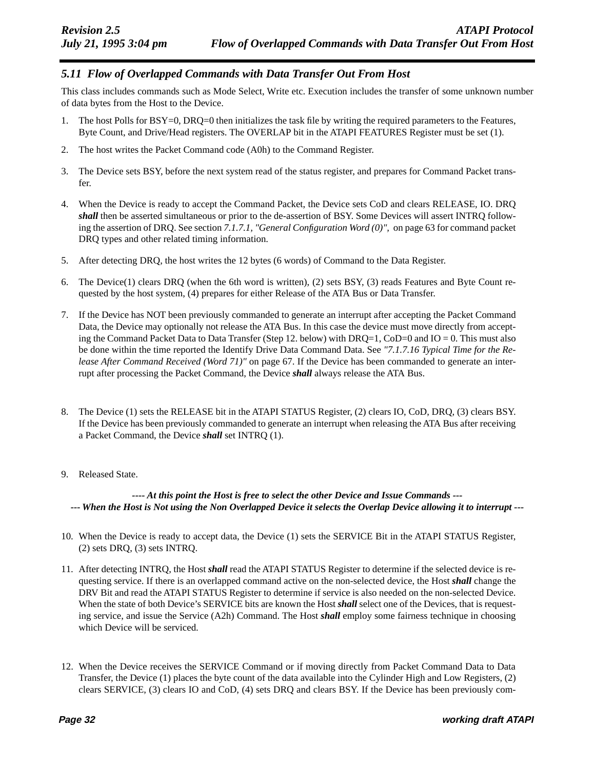### 5.11 Flow of Overlapped Commands with Data Transfer Out From Host

This class includes commands such as Mode Select, Write etc. Execution includes the transfer of some unknown number of data bytes from the Host to the Device.

1. The host Polls for BSY=0, DRQ=0 then initializes the task file by writing the required parameters to the Features, Byte Count, and Drive/Head registers. The OVERLAP bit in the ATAPI FEATURES Register must be set (1).

2. The host writes the Packet Command code (A0h) to the Command Register.

3. The Device sets BSY, before the next system read of the status register, and prepares for Command Packet transfer.

4. When the Device is ready to accept the Command Packet, the Device sets CoD and clears RELEASE, IO. DRQ ***shall*** then be asserted simultaneous or prior to the de-assertion of BSY. Some Devices will assert INTRQ following the assertion of DRQ. See section *7.1.7.1, "General Configuration Word (0)",* on page 63 for command packet DRQ types and other related timing information.

5. After detecting DRQ, the host writes the 12 bytes (6 words) of Command to the Data Register.

6. The Device(1) clears DRQ (when the 6th word is written), (2) sets BSY, (3) reads Features and Byte Count requested by the host system, (4) prepares for either Release of the ATA Bus or Data Transfer.

7. If the Device has NOT been previously commanded to generate an interrupt after accepting the Packet Command Data, the Device may optionally not release the ATA Bus. In this case the device must move directly from accepting the Command Packet Data to Data Transfer (Step 12. below) with DRQ=1, CoD=0 and IO = 0. This must also be done within the time reported the Identify Drive Data Command Data. See *"7.1.7.16 Typical Time for the Release After Command Received (Word 71)"* on page 67. If the Device has been commanded to generate an interrupt after processing the Packet Command, the Device ***shall*** always release the ATA Bus.

8. The Device (1) sets the RELEASE bit in the ATAPI STATUS Register, (2) clears IO, CoD, DRQ, (3) clears BSY. If the Device has been previously commanded to generate an interrupt when releasing the ATA Bus after receiving a Packet Command, the Device ***shall*** set INTRQ (1).

9. Released State.

***---- At this point the Host is free to select the other Device and Issue Commands ---***
***--- When the Host is Not using the Non Overlapped Device it selects the Overlap Device allowing it to interrupt ---***

10. When the Device is ready to accept data, the Device (1) sets the SERVICE Bit in the ATAPI STATUS Register, (2) sets DRQ, (3) sets INTRQ.

11. After detecting INTRQ, the Host ***shall*** read the ATAPI STATUS Register to determine if the selected device is requesting service. If there is an overlapped command active on the non-selected device, the Host ***shall*** change the DRV Bit and read the ATAPI STATUS Register to determine if service is also needed on the non-selected Device. When the state of both Device's SERVICE bits are known the Host ***shall*** select one of the Devices, that is requesting service, and issue the Service (A2h) Command. The Host ***shall*** employ some fairness technique in choosing which Device will be serviced.

12. When the Device receives the SERVICE Command or if moving directly from Packet Command Data to Data Transfer, the Device (1) places the byte count of the data available into the Cylinder High and Low Registers, (2) clears SERVICE, (3) clears IO and CoD, (4) sets DRQ and clears BSY. If the Device has been previously com-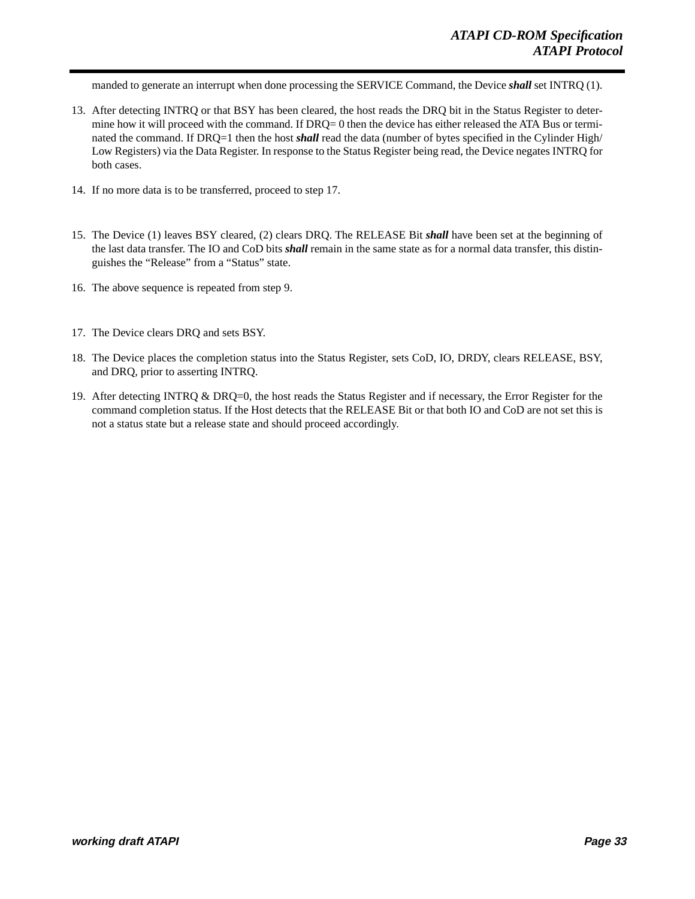manded to generate an interrupt when done processing the SERVICE Command, the Device ***shall*** set INTRQ (1).

13. After detecting INTRQ or that BSY has been cleared, the host reads the DRQ bit in the Status Register to determine how it will proceed with the command. If DRQ= 0 then the device has either released the ATA Bus or terminated the command. If DRQ=1 then the host ***shall*** read the data (number of bytes specified in the Cylinder High/Low Registers) via the Data Register. In response to the Status Register being read, the Device negates INTRQ for both cases.

14. If no more data is to be transferred, proceed to step 17.

15. The Device (1) leaves BSY cleared, (2) clears DRQ. The RELEASE Bit ***shall*** have been set at the beginning of the last data transfer. The IO and CoD bits ***shall*** remain in the same state as for a normal data transfer, this distinguishes the "Release" from a "Status" state.

16. The above sequence is repeated from step 9.

17. The Device clears DRQ and sets BSY.

18. The Device places the completion status into the Status Register, sets CoD, IO, DRDY, clears RELEASE, BSY, and DRQ, prior to asserting INTRQ.

19. After detecting INTRQ & DRQ=0, the host reads the Status Register and if necessary, the Error Register for the command completion status. If the Host detects that the RELEASE Bit or that both IO and CoD are not set this is not a status state but a release state and should proceed accordingly.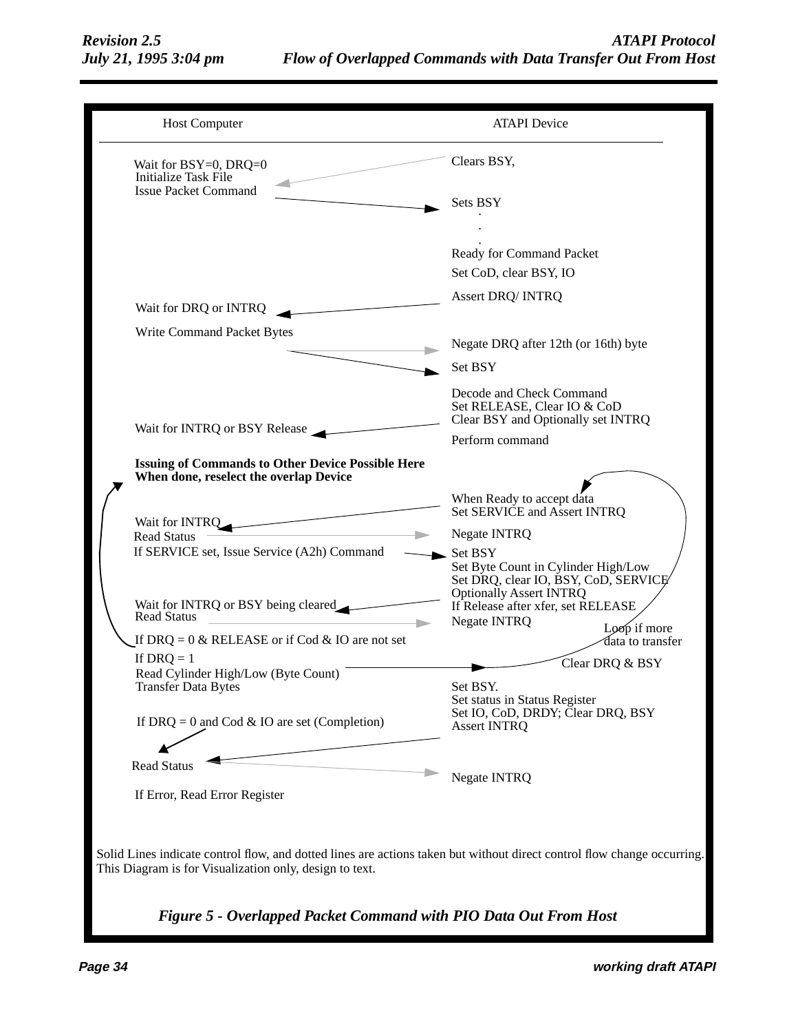| Host Computer | ATAPI Device |
| --- | --- |
| Wait for BSY=0, DRQ=0 | Clears BSY, |
| Initialize Task File | |
| Issue Packet Command | Sets BSY |
| | . |
| | . |
| | . |
| | Ready for Command Packet |
| | Set CoD, clear BSY, IO |
| Wait for DRQ or INTRQ | Assert DRQ/ INTRQ |
| Write Command Packet Bytes | Negate DRQ after 12th (or 16th) byte |
| | Set BSY |
| | Decode and Check Command |
| | Set RELEASE, Clear IO & CoD |
| Wait for INTRQ or BSY Release | Clear BSY and Optionally set INTRQ |
| | Perform command |
| **Issuing of Commands to Other Device Possible Here** | |
| **When done, reselect the overlap Device** | |
| | When Ready to accept data |
| Wait for INTRQ | Set SERVICE and Assert INTRQ |
| Read Status | Negate INTRQ |
| If SERVICE set, Issue Service (A2h) Command | Set BSY |
| | Set Byte Count in Cylinder High/Low |
| | Set DRQ, clear IO, BSY, CoD, SERVICE |
| | Optionally Assert INTRQ |
| Wait for INTRQ or BSY being cleared | If Release after xfer, set RELEASE |
| Read Status | Negate INTRQ |
| If DRQ = 0 & RELEASE or if Cod & IO are not set | Loop if more data to transfer |
| If DRQ = 1 | Clear DRQ & BSY |
| Read Cylinder High/Low (Byte Count) | |
| Transfer Data Bytes | Set BSY. |
| | Set status in Status Register |
| If DRQ = 0 and Cod & IO are set (Completion) | Set IO, CoD, DRDY; Clear DRQ, BSY |
| | Assert INTRQ |
| Read Status | Negate INTRQ |
| If Error, Read Error Register | |

Solid Lines indicate control flow, and dotted lines are actions taken but without direct control flow change occurring. This Diagram is for Visualization only, design to text.

*Figure 5 - Overlapped Packet Command with PIO Data Out From Host*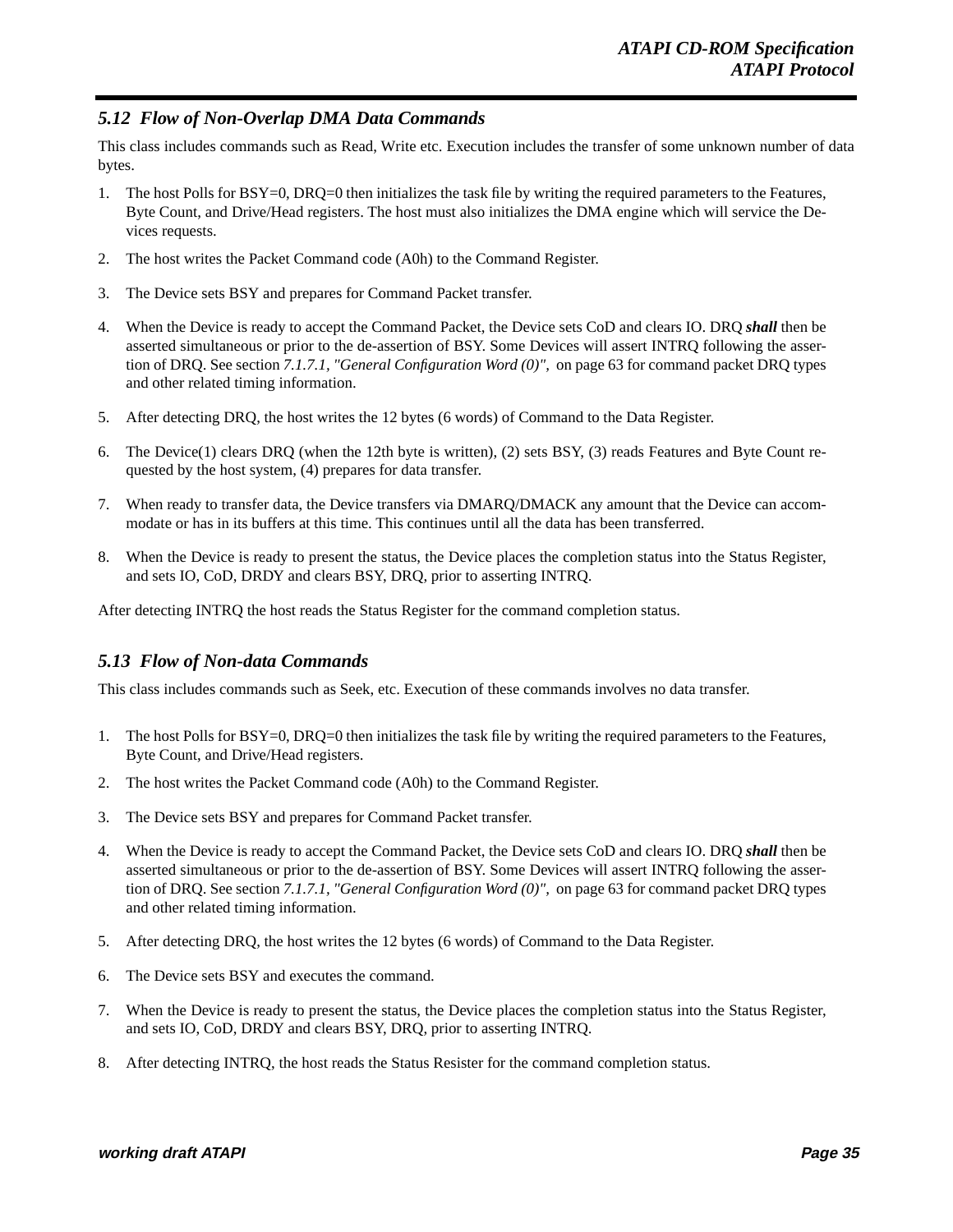## *5.12 Flow of Non-Overlap DMA Data Commands*

This class includes commands such as Read, Write etc. Execution includes the transfer of some unknown number of data bytes.

1. The host Polls for BSY=0, DRQ=0 then initializes the task file by writing the required parameters to the Features, Byte Count, and Drive/Head registers. The host must also initializes the DMA engine which will service the Devices requests.
2. The host writes the Packet Command code (A0h) to the Command Register.
3. The Device sets BSY and prepares for Command Packet transfer.
4. When the Device is ready to accept the Command Packet, the Device sets CoD and clears IO. DRQ ***shall*** then be asserted simultaneous or prior to the de-assertion of BSY. Some Devices will assert INTRQ following the assertion of DRQ. See section *7.1.7.1, "General Configuration Word (0)",* on page 63 for command packet DRQ types and other related timing information.
5. After detecting DRQ, the host writes the 12 bytes (6 words) of Command to the Data Register.
6. The Device(1) clears DRQ (when the 12th byte is written), (2) sets BSY, (3) reads Features and Byte Count requested by the host system, (4) prepares for data transfer.
7. When ready to transfer data, the Device transfers via DMARQ/DMACK any amount that the Device can accommodate or has in its buffers at this time. This continues until all the data has been transferred.
8. When the Device is ready to present the status, the Device places the completion status into the Status Register, and sets IO, CoD, DRDY and clears BSY, DRQ, prior to asserting INTRQ.

After detecting INTRQ the host reads the Status Register for the command completion status.

## *5.13 Flow of Non-data Commands*

This class includes commands such as Seek, etc. Execution of these commands involves no data transfer.

1. The host Polls for BSY=0, DRQ=0 then initializes the task file by writing the required parameters to the Features, Byte Count, and Drive/Head registers.
2. The host writes the Packet Command code (A0h) to the Command Register.
3. The Device sets BSY and prepares for Command Packet transfer.
4. When the Device is ready to accept the Command Packet, the Device sets CoD and clears IO. DRQ ***shall*** then be asserted simultaneous or prior to the de-assertion of BSY. Some Devices will assert INTRQ following the assertion of DRQ. See section *7.1.7.1, "General Configuration Word (0)",* on page 63 for command packet DRQ types and other related timing information.
5. After detecting DRQ, the host writes the 12 bytes (6 words) of Command to the Data Register.
6. The Device sets BSY and executes the command.
7. When the Device is ready to present the status, the Device places the completion status into the Status Register, and sets IO, CoD, DRDY and clears BSY, DRQ, prior to asserting INTRQ.
8. After detecting INTRQ, the host reads the Status Resister for the command completion status.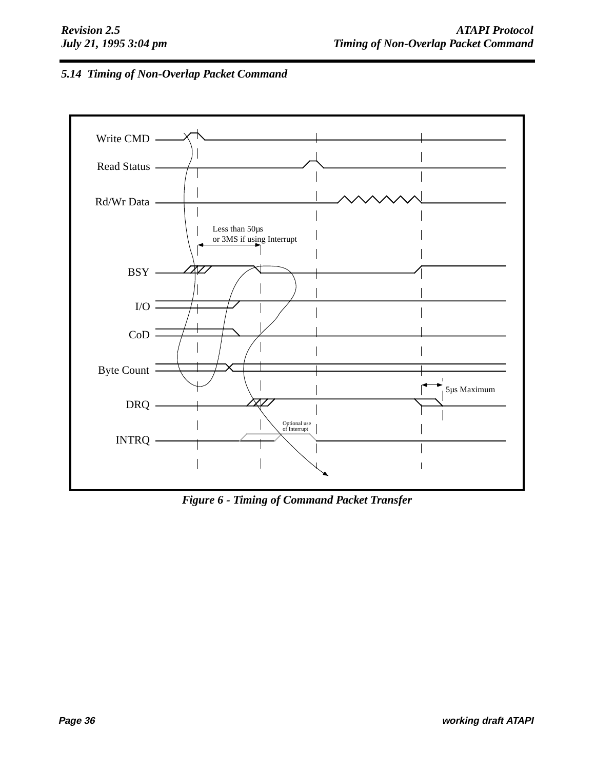### 5.14 Timing of Non-Overlap Packet Command

Write CMD

Read Status

Rd/Wr Data

Less than 50µs
or 3MS if using Interrupt

BSY

I/O

CoD

Byte Count

5µs Maximum

DRQ

Optional use
of Interrupt

INTRQ

*Figure 6 - Timing of Command Packet Transfer*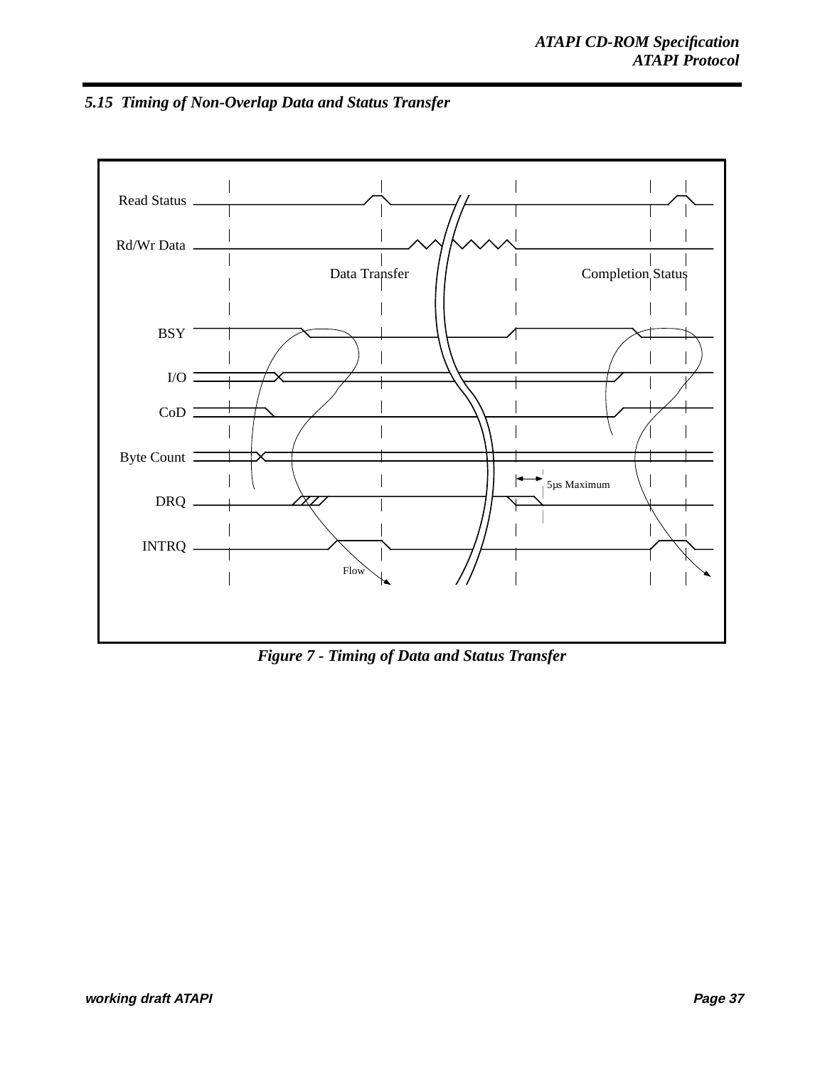## 5.15 Timing of Non-Overlap Data and Status Transfer

Read Status

Rd/Wr Data

Data Transfer

Completion Status

BSY

I/O

CoD

Byte Count

5µs Maximum

DRQ

INTRQ

Flow

*Figure 7 - Timing of Data and Status Transfer*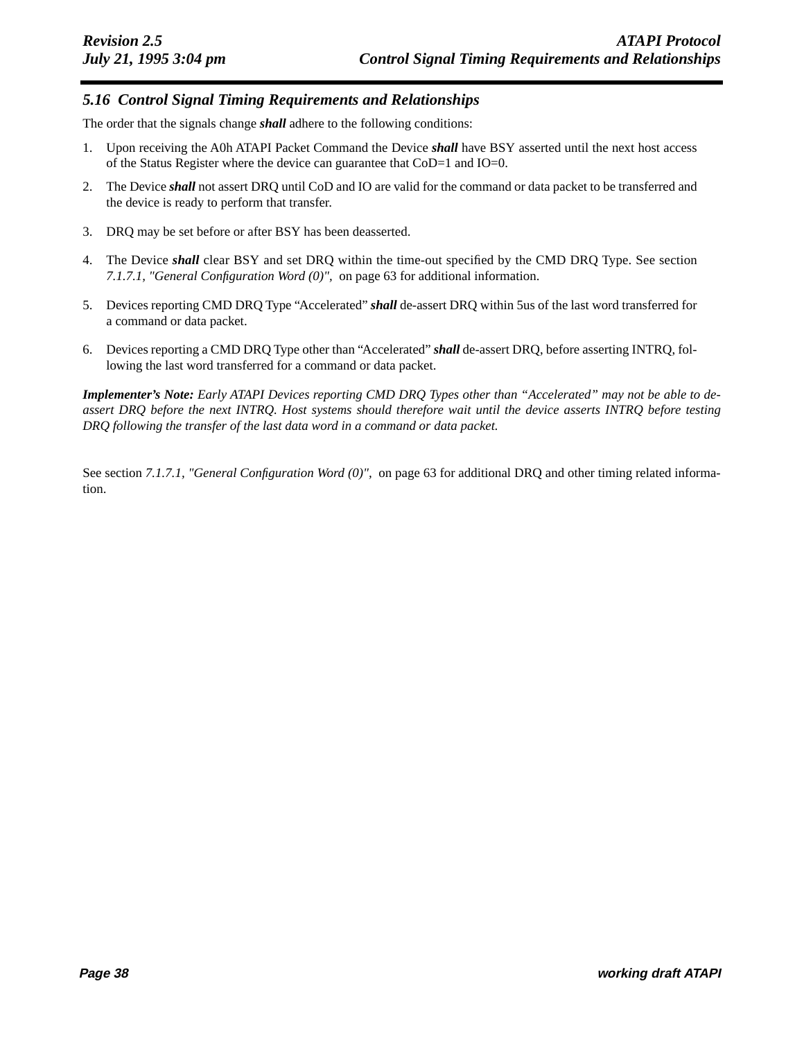### 5.16 Control Signal Timing Requirements and Relationships

The order that the signals change ***shall*** adhere to the following conditions:

1. Upon receiving the A0h ATAPI Packet Command the Device ***shall*** have BSY asserted until the next host access of the Status Register where the device can guarantee that CoD=1 and IO=0.
2. The Device ***shall*** not assert DRQ until CoD and IO are valid for the command or data packet to be transferred and the device is ready to perform that transfer.
3. DRQ may be set before or after BSY has been deasserted.
4. The Device ***shall*** clear BSY and set DRQ within the time-out specified by the CMD DRQ Type. See section *7.1.7.1, "General Configuration Word (0)",* on page 63 for additional information.
5. Devices reporting CMD DRQ Type "Accelerated" ***shall*** de-assert DRQ within 5us of the last word transferred for a command or data packet.
6. Devices reporting a CMD DRQ Type other than "Accelerated" ***shall*** de-assert DRQ, before asserting INTRQ, following the last word transferred for a command or data packet.

***Implementer's Note:*** *Early ATAPI Devices reporting CMD DRQ Types other than "Accelerated" may not be able to de-assert DRQ before the next INTRQ. Host systems should therefore wait until the device asserts INTRQ before testing DRQ following the transfer of the last data word in a command or data packet.*

See section *7.1.7.1, "General Configuration Word (0)",* on page 63 for additional DRQ and other timing related information.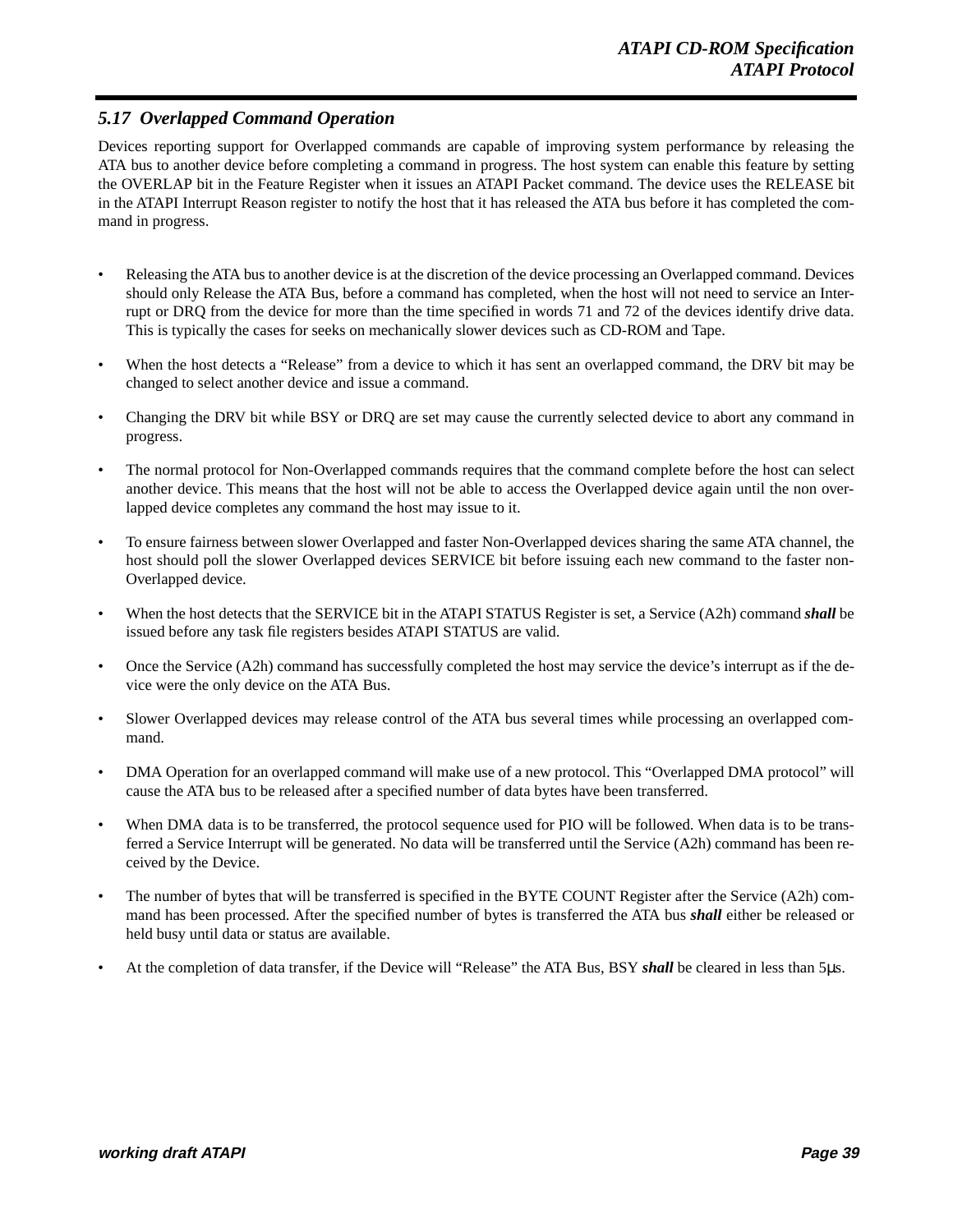## 5.17 Overlapped Command Operation

Devices reporting support for Overlapped commands are capable of improving system performance by releasing the ATA bus to another device before completing a command in progress. The host system can enable this feature by setting the OVERLAP bit in the Feature Register when it issues an ATAPI Packet command. The device uses the RELEASE bit in the ATAPI Interrupt Reason register to notify the host that it has released the ATA bus before it has completed the command in progress.

- Releasing the ATA bus to another device is at the discretion of the device processing an Overlapped command. Devices should only Release the ATA Bus, before a command has completed, when the host will not need to service an Interrupt or DRQ from the device for more than the time specified in words 71 and 72 of the devices identify drive data. This is typically the cases for seeks on mechanically slower devices such as CD-ROM and Tape.
- When the host detects a “Release” from a device to which it has sent an overlapped command, the DRV bit may be changed to select another device and issue a command.
- Changing the DRV bit while BSY or DRQ are set may cause the currently selected device to abort any command in progress.
- The normal protocol for Non-Overlapped commands requires that the command complete before the host can select another device. This means that the host will not be able to access the Overlapped device again until the non overlapped device completes any command the host may issue to it.
- To ensure fairness between slower Overlapped and faster Non-Overlapped devices sharing the same ATA channel, the host should poll the slower Overlapped devices SERVICE bit before issuing each new command to the faster non-Overlapped device.
- When the host detects that the SERVICE bit in the ATAPI STATUS Register is set, a Service (A2h) command ***shall*** be issued before any task file registers besides ATAPI STATUS are valid.
- Once the Service (A2h) command has successfully completed the host may service the device’s interrupt as if the device were the only device on the ATA Bus.
- Slower Overlapped devices may release control of the ATA bus several times while processing an overlapped command.
- DMA Operation for an overlapped command will make use of a new protocol. This “Overlapped DMA protocol” will cause the ATA bus to be released after a specified number of data bytes have been transferred.
- When DMA data is to be transferred, the protocol sequence used for PIO will be followed. When data is to be transferred a Service Interrupt will be generated. No data will be transferred until the Service (A2h) command has been received by the Device.
- The number of bytes that will be transferred is specified in the BYTE COUNT Register after the Service (A2h) command has been processed. After the specified number of bytes is transferred the ATA bus ***shall*** either be released or held busy until data or status are available.
- At the completion of data transfer, if the Device will “Release” the ATA Bus, BSY ***shall*** be cleared in less than 5μs.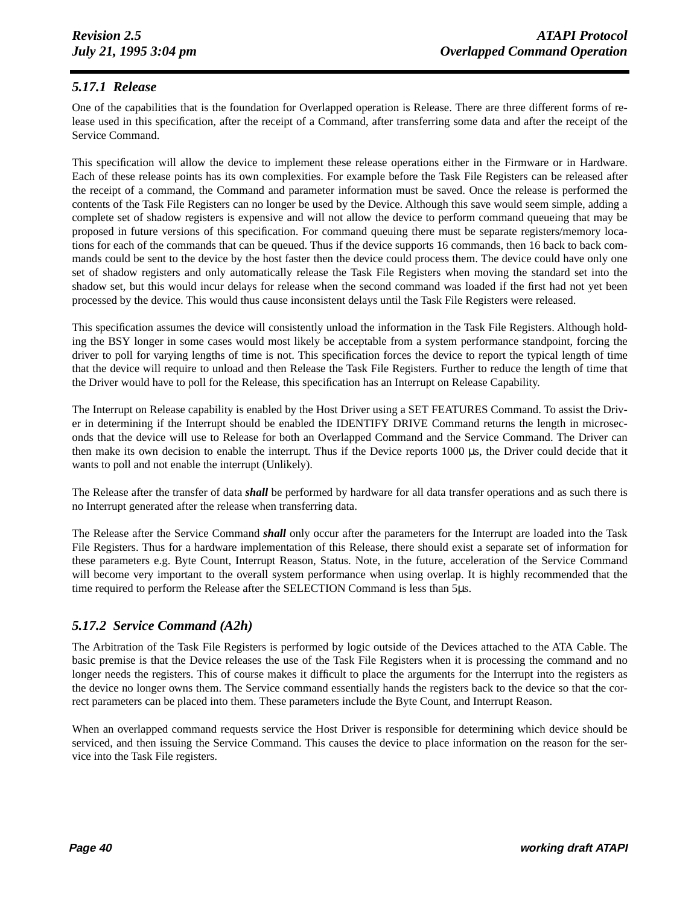### *5.17.1 Release*

One of the capabilities that is the foundation for Overlapped operation is Release. There are three different forms of release used in this specification, after the receipt of a Command, after transferring some data and after the receipt of the Service Command.

This specification will allow the device to implement these release operations either in the Firmware or in Hardware. Each of these release points has its own complexities. For example before the Task File Registers can be released after the receipt of a command, the Command and parameter information must be saved. Once the release is performed the contents of the Task File Registers can no longer be used by the Device. Although this save would seem simple, adding a complete set of shadow registers is expensive and will not allow the device to perform command queueing that may be proposed in future versions of this specification. For command queuing there must be separate registers/memory locations for each of the commands that can be queued. Thus if the device supports 16 commands, then 16 back to back commands could be sent to the device by the host faster then the device could process them. The device could have only one set of shadow registers and only automatically release the Task File Registers when moving the standard set into the shadow set, but this would incur delays for release when the second command was loaded if the first had not yet been processed by the device. This would thus cause inconsistent delays until the Task File Registers were released.

This specification assumes the device will consistently unload the information in the Task File Registers. Although holding the BSY longer in some cases would most likely be acceptable from a system performance standpoint, forcing the driver to poll for varying lengths of time is not. This specification forces the device to report the typical length of time that the device will require to unload and then Release the Task File Registers. Further to reduce the length of time that the Driver would have to poll for the Release, this specification has an Interrupt on Release Capability.

The Interrupt on Release capability is enabled by the Host Driver using a SET FEATURES Command. To assist the Driver in determining if the Interrupt should be enabled the IDENTIFY DRIVE Command returns the length in microseconds that the device will use to Release for both an Overlapped Command and the Service Command. The Driver can then make its own decision to enable the interrupt. Thus if the Device reports 1000 μs, the Driver could decide that it wants to poll and not enable the interrupt (Unlikely).

The Release after the transfer of data ***shall*** be performed by hardware for all data transfer operations and as such there is no Interrupt generated after the release when transferring data.

The Release after the Service Command ***shall*** only occur after the parameters for the Interrupt are loaded into the Task File Registers. Thus for a hardware implementation of this Release, there should exist a separate set of information for these parameters e.g. Byte Count, Interrupt Reason, Status. Note, in the future, acceleration of the Service Command will become very important to the overall system performance when using overlap. It is highly recommended that the time required to perform the Release after the SELECTION Command is less than 5μs.

### *5.17.2 Service Command (A2h)*

The Arbitration of the Task File Registers is performed by logic outside of the Devices attached to the ATA Cable. The basic premise is that the Device releases the use of the Task File Registers when it is processing the command and no longer needs the registers. This of course makes it difficult to place the arguments for the Interrupt into the registers as the device no longer owns them. The Service command essentially hands the registers back to the device so that the correct parameters can be placed into them. These parameters include the Byte Count, and Interrupt Reason.

When an overlapped command requests service the Host Driver is responsible for determining which device should be serviced, and then issuing the Service Command. This causes the device to place information on the reason for the service into the Task File registers.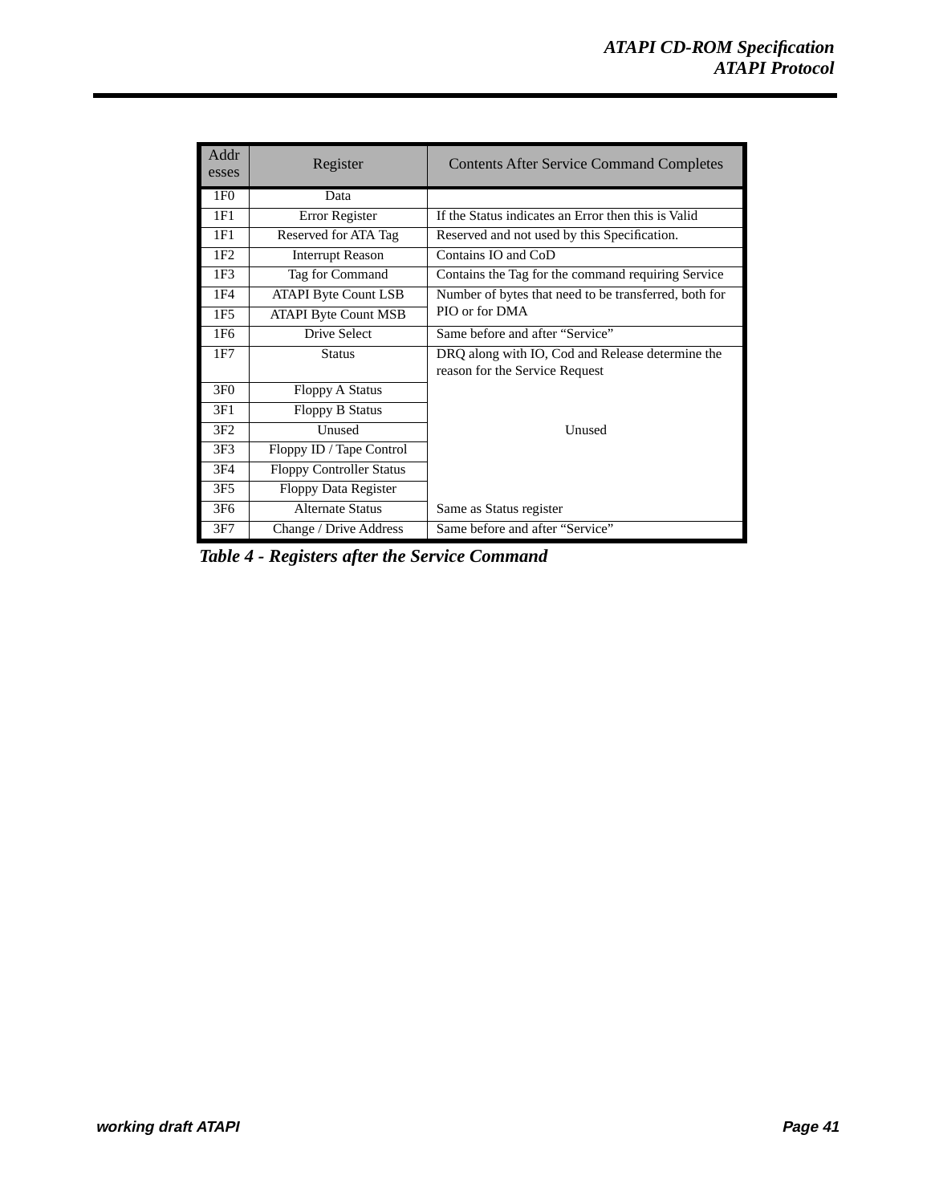| Addresses | Register | Contents After Service Command Completes |
|---|---|---|
| 1F0 | Data | |
| 1F1 | Error Register | If the Status indicates an Error then this is Valid |
| 1F1 | Reserved for ATA Tag | Reserved and not used by this Specification. |
| 1F2 | Interrupt Reason | Contains IO and CoD |
| 1F3 | Tag for Command | Contains the Tag for the command requiring Service |
| 1F4 | ATAPI Byte Count LSB | Number of bytes that need to be transferred, both for PIO or for DMA |
| 1F5 | ATAPI Byte Count MSB | |
| 1F6 | Drive Select | Same before and after "Service" |
| 1F7 | Status | DRQ along with IO, Cod and Release determine the reason for the Service Request |
| 3F0 | Floppy A Status | Unused |
| 3F1 | Floppy B Status | |
| 3F2 | Unused | |
| 3F3 | Floppy ID / Tape Control | |
| 3F4 | Floppy Controller Status | |
| 3F5 | Floppy Data Register | |
| 3F6 | Alternate Status | Same as Status register |
| 3F7 | Change / Drive Address | Same before and after "Service" |

***Table 4 - Registers after the Service Command***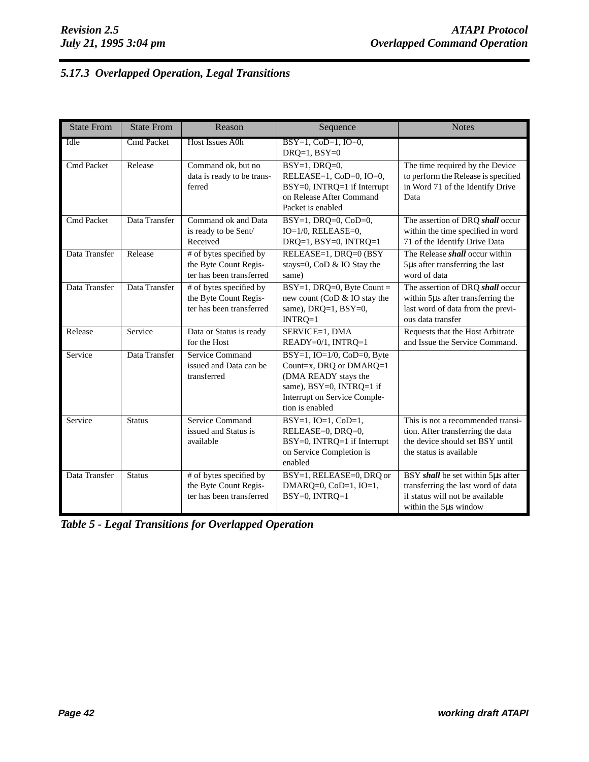### 5.17.3 Overlapped Operation, Legal Transitions

| State From | State From | Reason | Sequence | Notes |
|---|---|---|---|---|
| Idle | Cmd Packet | Host Issues A0h | BSY=1, CoD=1, IO=0, DRQ=1, BSY=0 | |
| Cmd Packet | Release | Command ok, but no data is ready to be transferred | BSY=1, DRQ=0, RELEASE=1, CoD=0, IO=0, BSY=0, INTRQ=1 if Interrupt on Release After Command Packet is enabled | The time required by the Device to perform the Release is specified in Word 71 of the Identify Drive Data |
| Cmd Packet | Data Transfer | Command ok and Data is ready to be Sent/Received | BSY=1, DRQ=0, CoD=0, IO=1/0, RELEASE=0, DRQ=1, BSY=0, INTRQ=1 | The assertion of DRQ ***shall*** occur within the time specified in word 71 of the Identify Drive Data |
| Data Transfer | Release | # of bytes specified by the Byte Count Register has been transferred | RELEASE=1, DRQ=0 (BSY stays=0, CoD & IO Stay the same) | The Release ***shall*** occur within 5μs after transferring the last word of data |
| Data Transfer | Data Transfer | # of bytes specified by the Byte Count Register has been transferred | BSY=1, DRQ=0, Byte Count = new count (CoD & IO stay the same), DRQ=1, BSY=0, INTRQ=1 | The assertion of DRQ ***shall*** occur within 5μs after transferring the last word of data from the previous data transfer |
| Release | Service | Data or Status is ready for the Host | SERVICE=1, DMA READY=0/1, INTRQ=1 | Requests that the Host Arbitrate and Issue the Service Command. |
| Service | Data Transfer | Service Command issued and Data can be transferred | BSY=1, IO=1/0, CoD=0, Byte Count=x, DRQ or DMARQ=1 (DMA READY stays the same), BSY=0, INTRQ=1 if Interrupt on Service Completion is enabled | |
| Service | Status | Service Command issued and Status is available | BSY=1, IO=1, CoD=1, RELEASE=0, DRQ=0, BSY=0, INTRQ=1 if Interrupt on Service Completion is enabled | This is not a recommended transition. After transferring the data the device should set BSY until the status is available |
| Data Transfer | Status | # of bytes specified by the Byte Count Register has been transferred | BSY=1, RELEASE=0, DRQ or DMARQ=0, CoD=1, IO=1, BSY=0, INTRQ=1 | BSY ***shall*** be set within 5μs after transferring the last word of data if status will not be available within the 5μs window |

***Table 5 - Legal Transitions for Overlapped Operation***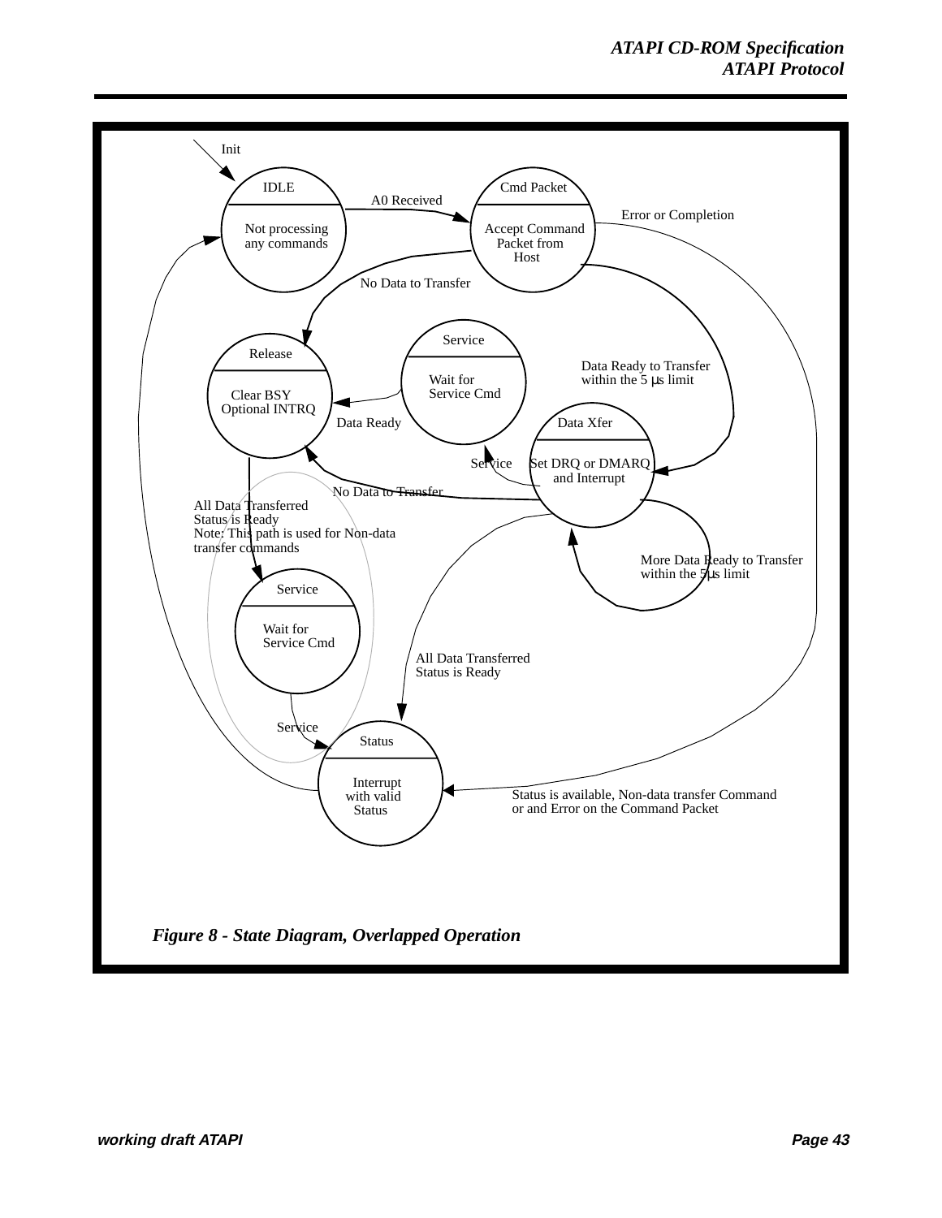Init

IDLE

Not processing any commands

A0 Received

Cmd Packet

Accept Command Packet from Host

Error or Completion

No Data to Transfer

Release

Clear BSY Optional INTRQ

Service

Wait for Service Cmd

Data Ready

Data Ready to Transfer within the 5 μs limit

Data Xfer

Set DRQ or DMARQ and Interrupt

Service

No Data to Transfer

All Data Transferred Status is Ready Note: This path is used for Non-data transfer commands

More Data Ready to Transfer within the 5μs limit

Service

Wait for Service Cmd

All Data Transferred Status is Ready

Service

Status

Interrupt with valid Status

Status is available, Non-data transfer Command or and Error on the Command Packet

*Figure 8 - State Diagram, Overlapped Operation*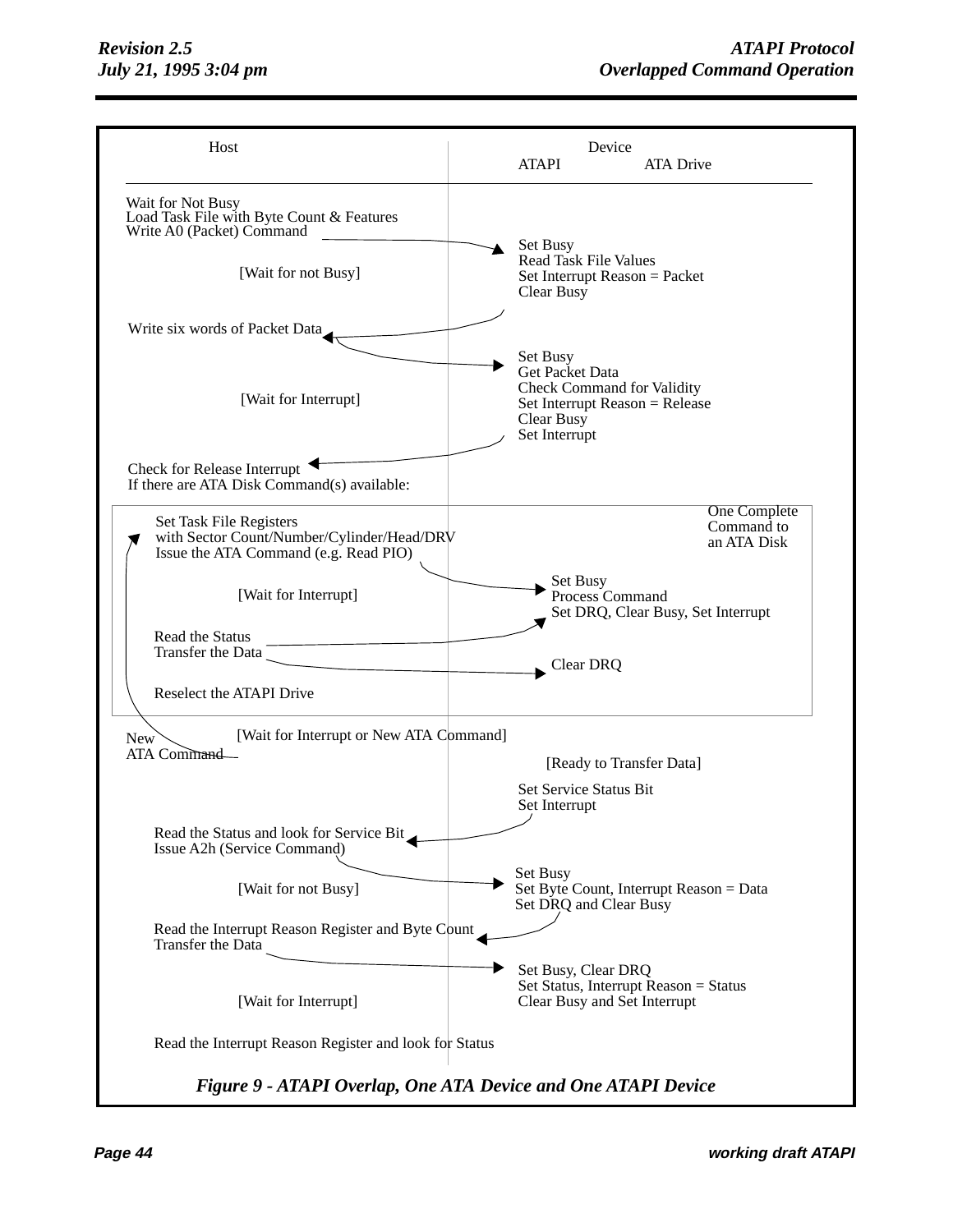| Host | Device: ATAPI | Device: ATA Drive |
|---|---|---|
| Wait for Not Busy<br>Load Task File with Byte Count & Features<br>Write A0 (Packet) Command | | |
| [Wait for not Busy] | Set Busy<br>Read Task File Values<br>Set Interrupt Reason = Packet<br>Clear Busy | |
| Write six words of Packet Data | | |
| [Wait for Interrupt] | Set Busy<br>Get Packet Data<br>Check Command for Validity<br>Set Interrupt Reason = Release<br>Clear Busy<br>Set Interrupt | |
| Check for Release Interrupt<br>If there are ATA Disk Command(s) available: | | |
| Set Task File Registers<br>with Sector Count/Number/Cylinder/Head/DRV<br>Issue the ATA Command (e.g. Read PIO) | | One Complete Command to an ATA Disk |
| [Wait for Interrupt] | | Set Busy<br>Process Command<br>Set DRQ, Clear Busy, Set Interrupt |
| Read the Status<br>Transfer the Data | | Clear DRQ |
| Reselect the ATAPI Drive | | |
| [Wait for Interrupt or New ATA Command]<br>New ATA Command | | |
| | [Ready to Transfer Data] | |
| | Set Service Status Bit<br>Set Interrupt | |
| Read the Status and look for Service Bit<br>Issue A2h (Service Command) | | |
| [Wait for not Busy] | Set Busy<br>Set Byte Count, Interrupt Reason = Data<br>Set DRQ and Clear Busy | |
| Read the Interrupt Reason Register and Byte Count<br>Transfer the Data | | |
| [Wait for Interrupt] | Set Busy, Clear DRQ<br>Set Status, Interrupt Reason = Status<br>Clear Busy and Set Interrupt | |
| Read the Interrupt Reason Register and look for Status | | |

*Figure 9 - ATAPI Overlap, One ATA Device and One ATAPI Device*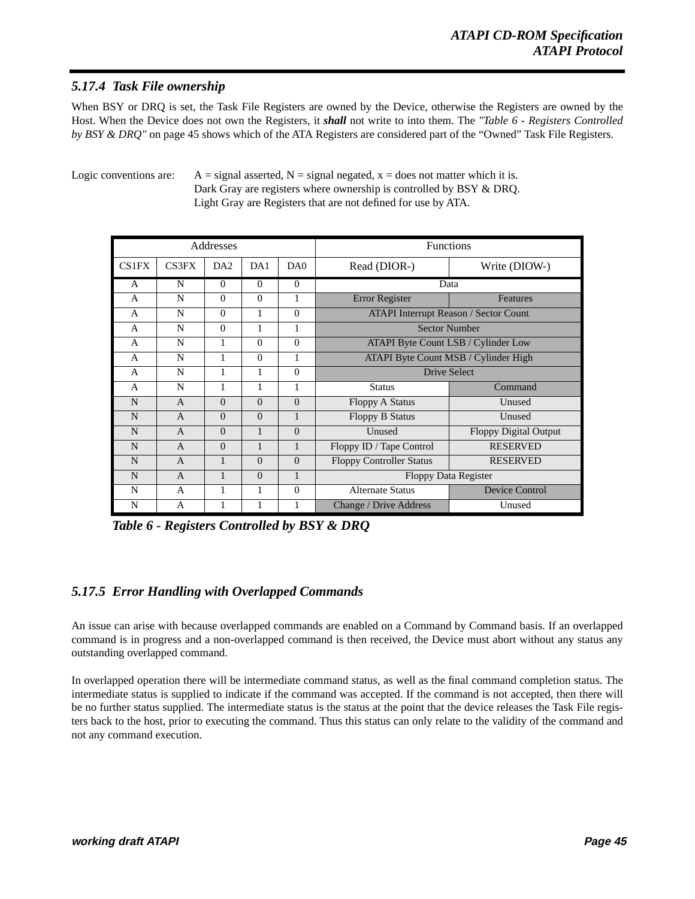### *5.17.4 Task File ownership*

When BSY or DRQ is set, the Task File Registers are owned by the Device, otherwise the Registers are owned by the Host. When the Device does not own the Registers, it ***shall*** not write to into them. The *"Table 6 - Registers Controlled by BSY & DRQ"* on page 45 shows which of the ATA Registers are considered part of the "Owned" Task File Registers.

Logic conventions are: A = signal asserted, N = signal negated, x = does not matter which it is.
Dark Gray are registers where ownership is controlled by BSY & DRQ.
Light Gray are Registers that are not defined for use by ATA.

| Addresses | | | | | Functions | |
|---|---|---|---|---|---|---|
| CS1FX | CS3FX | DA2 | DA1 | DA0 | Read (DIOR-) | Write (DIOW-) |
| A | N | 0 | 0 | 0 | Data | |
| A | N | 0 | 0 | 1 | Error Register | Features |
| A | N | 0 | 1 | 0 | ATAPI Interrupt Reason / Sector Count | |
| A | N | 0 | 1 | 1 | Sector Number | |
| A | N | 1 | 0 | 0 | ATAPI Byte Count LSB / Cylinder Low | |
| A | N | 1 | 0 | 1 | ATAPI Byte Count MSB / Cylinder High | |
| A | N | 1 | 1 | 0 | Drive Select | |
| A | N | 1 | 1 | 1 | Status | Command |
| N | A | 0 | 0 | 0 | Floppy A Status | Unused |
| N | A | 0 | 0 | 1 | Floppy B Status | Unused |
| N | A | 0 | 1 | 0 | Unused | Floppy Digital Output |
| N | A | 0 | 1 | 1 | Floppy ID / Tape Control | RESERVED |
| N | A | 1 | 0 | 0 | Floppy Controller Status | RESERVED |
| N | A | 1 | 0 | 1 | Floppy Data Register | |
| N | A | 1 | 1 | 0 | Alternate Status | Device Control |
| N | A | 1 | 1 | 1 | Change / Drive Address | Unused |

***Table 6 - Registers Controlled by BSY & DRQ***

### *5.17.5 Error Handling with Overlapped Commands*

An issue can arise with because overlapped commands are enabled on a Command by Command basis. If an overlapped command is in progress and a non-overlapped command is then received, the Device must abort without any status any outstanding overlapped command.

In overlapped operation there will be intermediate command status, as well as the final command completion status. The intermediate status is supplied to indicate if the command was accepted. If the command is not accepted, then there will be no further status supplied. The intermediate status is the status at the point that the device releases the Task File registers back to the host, prior to executing the command. Thus this status can only relate to the validity of the command and not any command execution.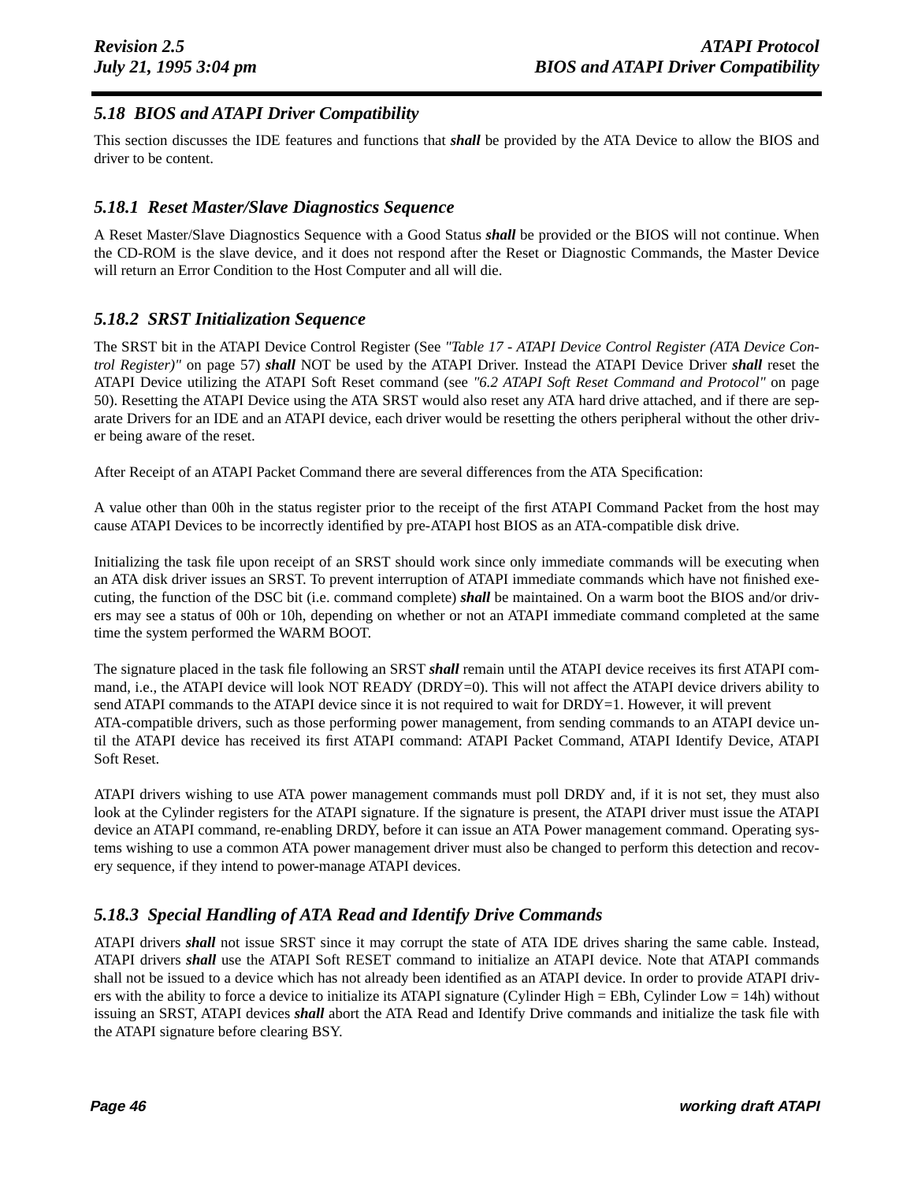## 5.18 BIOS and ATAPI Driver Compatibility

This section discusses the IDE features and functions that ***shall*** be provided by the ATA Device to allow the BIOS and driver to be content.

### 5.18.1 Reset Master/Slave Diagnostics Sequence

A Reset Master/Slave Diagnostics Sequence with a Good Status ***shall*** be provided or the BIOS will not continue. When the CD-ROM is the slave device, and it does not respond after the Reset or Diagnostic Commands, the Master Device will return an Error Condition to the Host Computer and all will die.

### 5.18.2 SRST Initialization Sequence

The SRST bit in the ATAPI Device Control Register (See *"Table 17 - ATAPI Device Control Register (ATA Device Control Register)"* on page 57) ***shall*** NOT be used by the ATAPI Driver. Instead the ATAPI Device Driver ***shall*** reset the ATAPI Device utilizing the ATAPI Soft Reset command (see *"6.2 ATAPI Soft Reset Command and Protocol"* on page 50). Resetting the ATAPI Device using the ATA SRST would also reset any ATA hard drive attached, and if there are separate Drivers for an IDE and an ATAPI device, each driver would be resetting the others peripheral without the other driver being aware of the reset.

After Receipt of an ATAPI Packet Command there are several differences from the ATA Specification:

A value other than 00h in the status register prior to the receipt of the first ATAPI Command Packet from the host may cause ATAPI Devices to be incorrectly identified by pre-ATAPI host BIOS as an ATA-compatible disk drive.

Initializing the task file upon receipt of an SRST should work since only immediate commands will be executing when an ATA disk driver issues an SRST. To prevent interruption of ATAPI immediate commands which have not finished executing, the function of the DSC bit (i.e. command complete) ***shall*** be maintained. On a warm boot the BIOS and/or drivers may see a status of 00h or 10h, depending on whether or not an ATAPI immediate command completed at the same time the system performed the WARM BOOT.

The signature placed in the task file following an SRST ***shall*** remain until the ATAPI device receives its first ATAPI command, i.e., the ATAPI device will look NOT READY (DRDY=0). This will not affect the ATAPI device drivers ability to send ATAPI commands to the ATAPI device since it is not required to wait for DRDY=1. However, it will prevent ATA-compatible drivers, such as those performing power management, from sending commands to an ATAPI device until the ATAPI device has received its first ATAPI command: ATAPI Packet Command, ATAPI Identify Device, ATAPI Soft Reset.

ATAPI drivers wishing to use ATA power management commands must poll DRDY and, if it is not set, they must also look at the Cylinder registers for the ATAPI signature. If the signature is present, the ATAPI driver must issue the ATAPI device an ATAPI command, re-enabling DRDY, before it can issue an ATA Power management command. Operating systems wishing to use a common ATA power management driver must also be changed to perform this detection and recovery sequence, if they intend to power-manage ATAPI devices.

### 5.18.3 Special Handling of ATA Read and Identify Drive Commands

ATAPI drivers ***shall*** not issue SRST since it may corrupt the state of ATA IDE drives sharing the same cable. Instead, ATAPI drivers ***shall*** use the ATAPI Soft RESET command to initialize an ATAPI device. Note that ATAPI commands shall not be issued to a device which has not already been identified as an ATAPI device. In order to provide ATAPI drivers with the ability to force a device to initialize its ATAPI signature (Cylinder High = EBh, Cylinder Low = 14h) without issuing an SRST, ATAPI devices ***shall*** abort the ATA Read and Identify Drive commands and initialize the task file with the ATAPI signature before clearing BSY.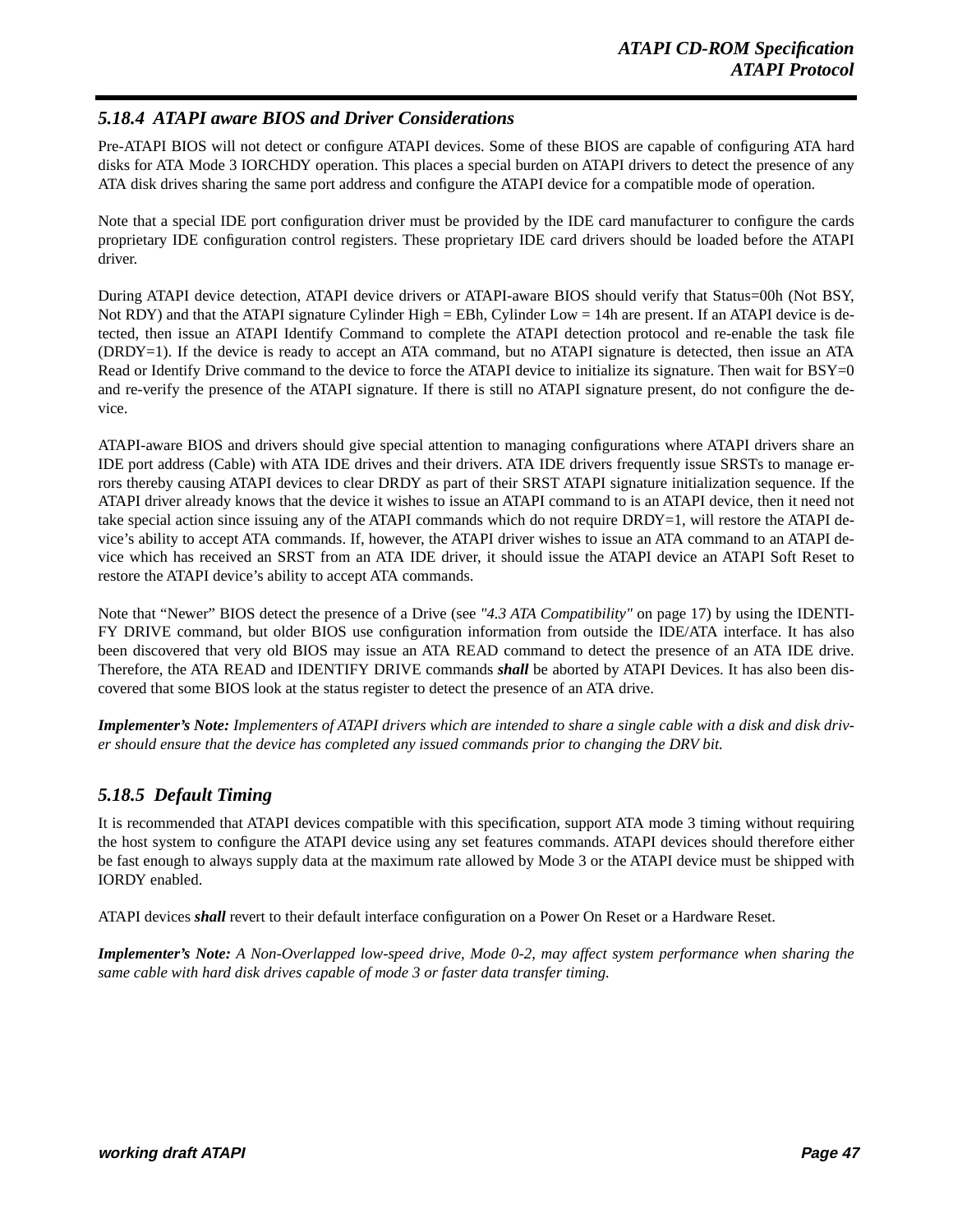### 5.18.4 ATAPI aware BIOS and Driver Considerations

Pre-ATAPI BIOS will not detect or configure ATAPI devices. Some of these BIOS are capable of configuring ATA hard disks for ATA Mode 3 IORCHDY operation. This places a special burden on ATAPI drivers to detect the presence of any ATA disk drives sharing the same port address and configure the ATAPI device for a compatible mode of operation.

Note that a special IDE port configuration driver must be provided by the IDE card manufacturer to configure the cards proprietary IDE configuration control registers. These proprietary IDE card drivers should be loaded before the ATAPI driver.

During ATAPI device detection, ATAPI device drivers or ATAPI-aware BIOS should verify that Status=00h (Not BSY, Not RDY) and that the ATAPI signature Cylinder High = EBh, Cylinder Low = 14h are present. If an ATAPI device is detected, then issue an ATAPI Identify Command to complete the ATAPI detection protocol and re-enable the task file (DRDY=1). If the device is ready to accept an ATA command, but no ATAPI signature is detected, then issue an ATA Read or Identify Drive command to the device to force the ATAPI device to initialize its signature. Then wait for BSY=0 and re-verify the presence of the ATAPI signature. If there is still no ATAPI signature present, do not configure the device.

ATAPI-aware BIOS and drivers should give special attention to managing configurations where ATAPI drivers share an IDE port address (Cable) with ATA IDE drives and their drivers. ATA IDE drivers frequently issue SRSTs to manage errors thereby causing ATAPI devices to clear DRDY as part of their SRST ATAPI signature initialization sequence. If the ATAPI driver already knows that the device it wishes to issue an ATAPI command to is an ATAPI device, then it need not take special action since issuing any of the ATAPI commands which do not require DRDY=1, will restore the ATAPI device's ability to accept ATA commands. If, however, the ATAPI driver wishes to issue an ATA command to an ATAPI device which has received an SRST from an ATA IDE driver, it should issue the ATAPI device an ATAPI Soft Reset to restore the ATAPI device's ability to accept ATA commands.

Note that "Newer" BIOS detect the presence of a Drive (see *"4.3 ATA Compatibility"* on page 17) by using the IDENTIFY DRIVE command, but older BIOS use configuration information from outside the IDE/ATA interface. It has also been discovered that very old BIOS may issue an ATA READ command to detect the presence of an ATA IDE drive. Therefore, the ATA READ and IDENTIFY DRIVE commands ***shall*** be aborted by ATAPI Devices. It has also been discovered that some BIOS look at the status register to detect the presence of an ATA drive.

***Implementer's Note:*** *Implementers of ATAPI drivers which are intended to share a single cable with a disk and disk driver should ensure that the device has completed any issued commands prior to changing the DRV bit.*

### 5.18.5 Default Timing

It is recommended that ATAPI devices compatible with this specification, support ATA mode 3 timing without requiring the host system to configure the ATAPI device using any set features commands. ATAPI devices should therefore either be fast enough to always supply data at the maximum rate allowed by Mode 3 or the ATAPI device must be shipped with IORDY enabled.

ATAPI devices ***shall*** revert to their default interface configuration on a Power On Reset or a Hardware Reset.

***Implementer's Note:*** *A Non-Overlapped low-speed drive, Mode 0-2, may affect system performance when sharing the same cable with hard disk drives capable of mode 3 or faster data transfer timing.*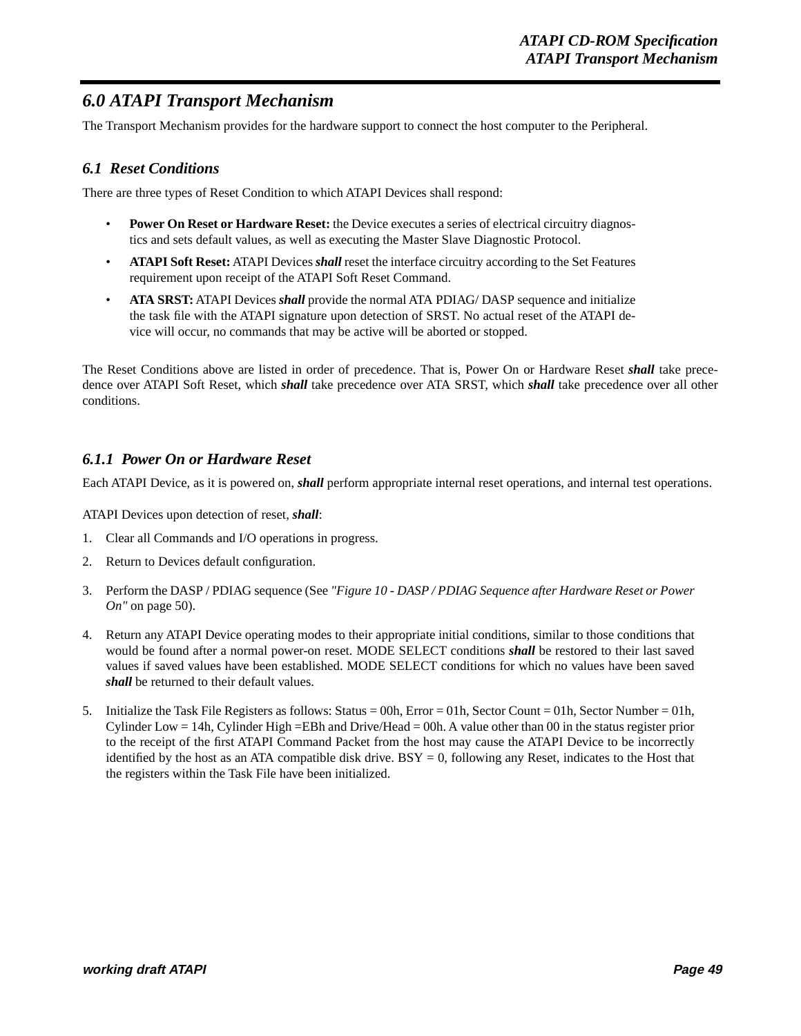# *6.0 ATAPI Transport Mechanism*

The Transport Mechanism provides for the hardware support to connect the host computer to the Peripheral.

## *6.1 Reset Conditions*

There are three types of Reset Condition to which ATAPI Devices shall respond:

- **Power On Reset or Hardware Reset:** the Device executes a series of electrical circuitry diagnostics and sets default values, as well as executing the Master Slave Diagnostic Protocol.
- **ATAPI Soft Reset:** ATAPI Devices ***shall*** reset the interface circuitry according to the Set Features requirement upon receipt of the ATAPI Soft Reset Command.
- **ATA SRST:** ATAPI Devices ***shall*** provide the normal ATA PDIAG/ DASP sequence and initialize the task file with the ATAPI signature upon detection of SRST. No actual reset of the ATAPI device will occur, no commands that may be active will be aborted or stopped.

The Reset Conditions above are listed in order of precedence. That is, Power On or Hardware Reset ***shall*** take precedence over ATAPI Soft Reset, which ***shall*** take precedence over ATA SRST, which ***shall*** take precedence over all other conditions.

### *6.1.1 Power On or Hardware Reset*

Each ATAPI Device, as it is powered on, ***shall*** perform appropriate internal reset operations, and internal test operations.

ATAPI Devices upon detection of reset, ***shall***:

1. Clear all Commands and I/O operations in progress.
2. Return to Devices default configuration.
3. Perform the DASP / PDIAG sequence (See *"Figure 10 - DASP / PDIAG Sequence after Hardware Reset or Power On"* on page 50).
4. Return any ATAPI Device operating modes to their appropriate initial conditions, similar to those conditions that would be found after a normal power-on reset. MODE SELECT conditions ***shall*** be restored to their last saved values if saved values have been established. MODE SELECT conditions for which no values have been saved ***shall*** be returned to their default values.
5. Initialize the Task File Registers as follows: Status = 00h, Error = 01h, Sector Count = 01h, Sector Number = 01h, Cylinder Low = 14h, Cylinder High =EBh and Drive/Head = 00h. A value other than 00 in the status register prior to the receipt of the first ATAPI Command Packet from the host may cause the ATAPI Device to be incorrectly identified by the host as an ATA compatible disk drive. BSY = 0, following any Reset, indicates to the Host that the registers within the Task File have been initialized.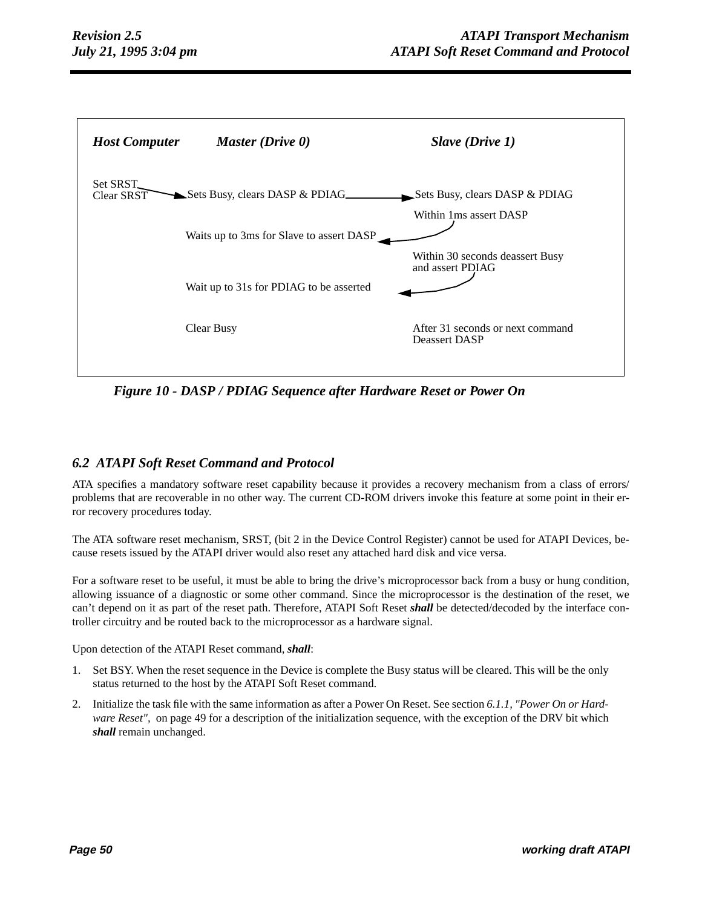| Host Computer | Master (Drive 0) | Slave (Drive 1) |
|---|---|---|
| Set SRST<br>Clear SRST | → Sets Busy, clears DASP & PDIAG | → Sets Busy, clears DASP & PDIAG |
| | | Within 1ms assert DASP |
| | Waits up to 3ms for Slave to assert DASP ← | |
| | | Within 30 seconds deassert Busy and assert PDIAG |
| | Wait up to 31s for PDIAG to be asserted ← | |
| | Clear Busy | After 31 seconds or next command Deassert DASP |

*Figure 10 - DASP / PDIAG Sequence after Hardware Reset or Power On*

## *6.2 ATAPI Soft Reset Command and Protocol*

ATA specifies a mandatory software reset capability because it provides a recovery mechanism from a class of errors/problems that are recoverable in no other way. The current CD-ROM drivers invoke this feature at some point in their error recovery procedures today.

The ATA software reset mechanism, SRST, (bit 2 in the Device Control Register) cannot be used for ATAPI Devices, because resets issued by the ATAPI driver would also reset any attached hard disk and vice versa.

For a software reset to be useful, it must be able to bring the drive's microprocessor back from a busy or hung condition, allowing issuance of a diagnostic or some other command. Since the microprocessor is the destination of the reset, we can't depend on it as part of the reset path. Therefore, ATAPI Soft Reset ***shall*** be detected/decoded by the interface controller circuitry and be routed back to the microprocessor as a hardware signal.

Upon detection of the ATAPI Reset command, ***shall***:

1. Set BSY. When the reset sequence in the Device is complete the Busy status will be cleared. This will be the only status returned to the host by the ATAPI Soft Reset command.
2. Initialize the task file with the same information as after a Power On Reset. See section *6.1.1, "Power On or Hardware Reset",* on page 49 for a description of the initialization sequence, with the exception of the DRV bit which ***shall*** remain unchanged.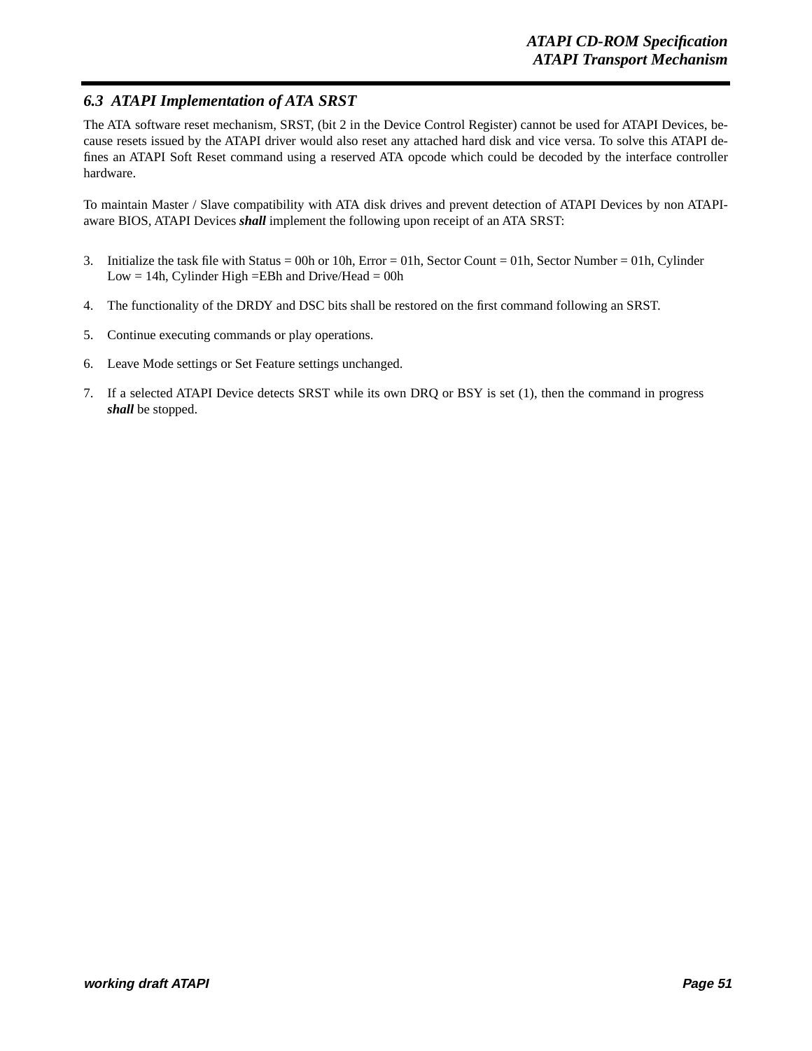## 6.3 ATAPI Implementation of ATA SRST

The ATA software reset mechanism, SRST, (bit 2 in the Device Control Register) cannot be used for ATAPI Devices, because resets issued by the ATAPI driver would also reset any attached hard disk and vice versa. To solve this ATAPI defines an ATAPI Soft Reset command using a reserved ATA opcode which could be decoded by the interface controller hardware.

To maintain Master / Slave compatibility with ATA disk drives and prevent detection of ATAPI Devices by non ATAPI-aware BIOS, ATAPI Devices ***shall*** implement the following upon receipt of an ATA SRST:

3. Initialize the task file with Status = 00h or 10h, Error = 01h, Sector Count = 01h, Sector Number = 01h, Cylinder Low = 14h, Cylinder High =EBh and Drive/Head = 00h
4. The functionality of the DRDY and DSC bits shall be restored on the first command following an SRST.
5. Continue executing commands or play operations.
6. Leave Mode settings or Set Feature settings unchanged.
7. If a selected ATAPI Device detects SRST while its own DRQ or BSY is set (1), then the command in progress ***shall*** be stopped.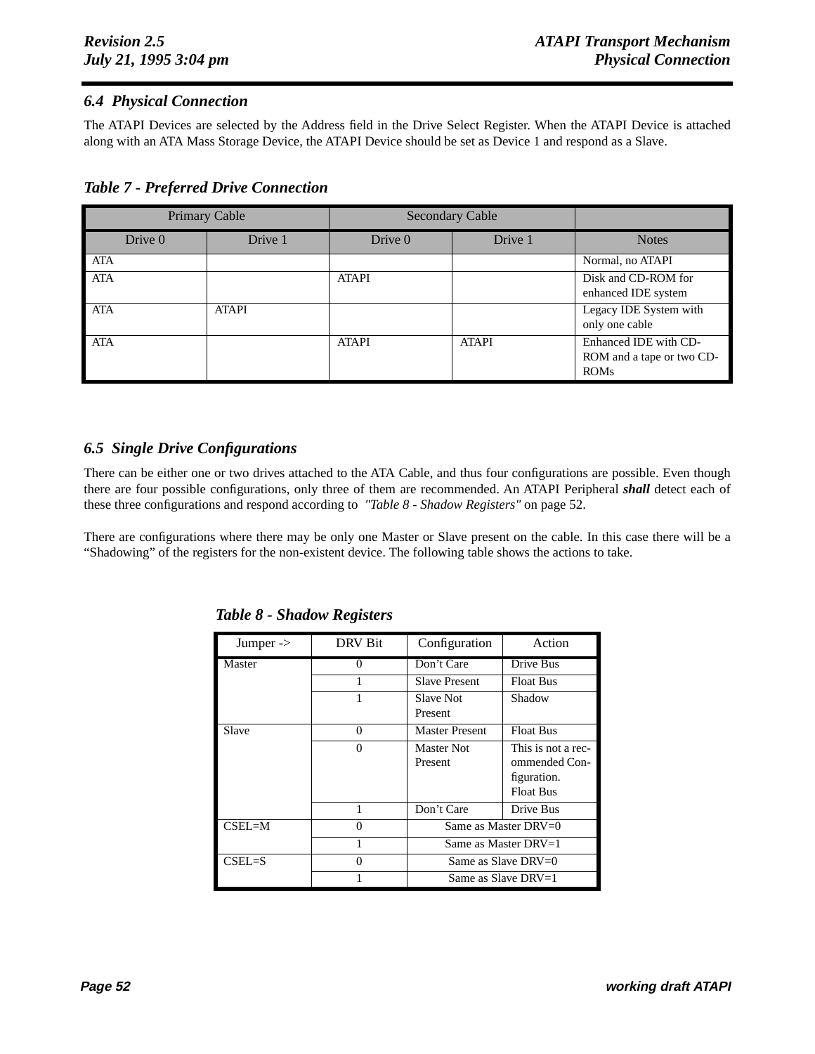## 6.4 Physical Connection

The ATAPI Devices are selected by the Address field in the Drive Select Register. When the ATAPI Device is attached along with an ATA Mass Storage Device, the ATAPI Device should be set as Device 1 and respond as a Slave.

### *Table 7 - Preferred Drive Connection*

| Primary Cable | | Secondary Cable | | |
|---|---|---|---|---|
| Drive 0 | Drive 1 | Drive 0 | Drive 1 | Notes |
| ATA | | | | Normal, no ATAPI |
| ATA | | ATAPI | | Disk and CD-ROM for enhanced IDE system |
| ATA | ATAPI | | | Legacy IDE System with only one cable |
| ATA | | ATAPI | ATAPI | Enhanced IDE with CD-ROM and a tape or two CD-ROMs |

## 6.5 Single Drive Configurations

There can be either one or two drives attached to the ATA Cable, and thus four configurations are possible. Even though there are four possible configurations, only three of them are recommended. An ATAPI Peripheral ***shall*** detect each of these three configurations and respond according to *"Table 8 - Shadow Registers"* on page 52.

There are configurations where there may be only one Master or Slave present on the cable. In this case there will be a “Shadowing” of the registers for the non-existent device. The following table shows the actions to take.

### *Table 8 - Shadow Registers*

| Jumper -> | DRV Bit | Configuration | Action |
|---|---|---|---|
| Master | 0 | Don’t Care | Drive Bus |
| | 1 | Slave Present | Float Bus |
| | 1 | Slave Not Present | Shadow |
| Slave | 0 | Master Present | Float Bus |
| | 0 | Master Not Present | This is not a recommended Configuration. Float Bus |
| | 1 | Don’t Care | Drive Bus |
| CSEL=M | 0 | Same as Master DRV=0 | |
| | 1 | Same as Master DRV=1 | |
| CSEL=S | 0 | Same as Slave DRV=0 | |
| | 1 | Same as Slave DRV=1 | |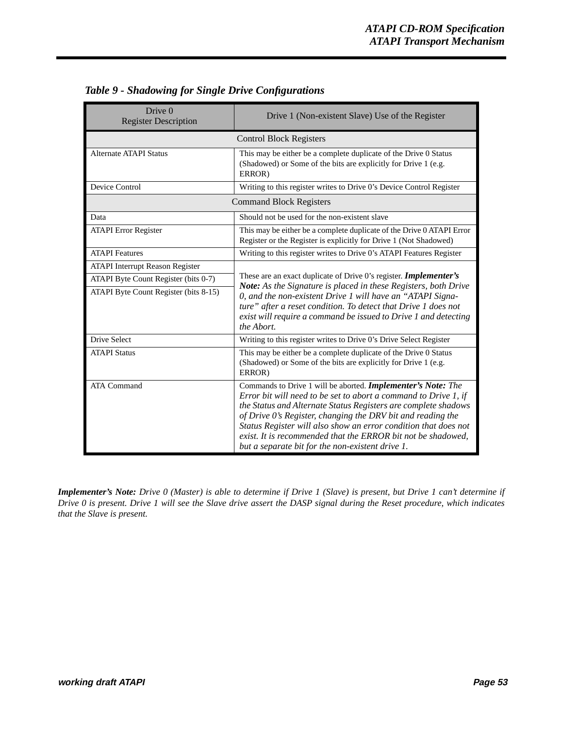*Table 9 - Shadowing for Single Drive Configurations*

| Drive 0<br>Register Description | Drive 1 (Non-existent Slave) Use of the Register |
|---|---|
| **Control Block Registers** | |
| Alternate ATAPI Status | This may be either be a complete duplicate of the Drive 0 Status (Shadowed) or Some of the bits are explicitly for Drive 1 (e.g. ERROR) |
| Device Control | Writing to this register writes to Drive 0's Device Control Register |
| **Command Block Registers** | |
| Data | Should not be used for the non-existent slave |
| ATAPI Error Register | This may be either be a complete duplicate of the Drive 0 ATAPI Error Register or the Register is explicitly for Drive 1 (Not Shadowed) |
| ATAPI Features | Writing to this register writes to Drive 0's ATAPI Features Register |
| ATAPI Interrupt Reason Register<br>ATAPI Byte Count Register (bits 0-7)<br>ATAPI Byte Count Register (bits 8-15) | These are an exact duplicate of Drive 0's register. ***Implementer's Note:*** *As the Signature is placed in these Registers, both Drive 0, and the non-existent Drive 1 will have an "ATAPI Signature" after a reset condition. To detect that Drive 1 does not exist will require a command be issued to Drive 1 and detecting the Abort.* |
| Drive Select | Writing to this register writes to Drive 0's Drive Select Register |
| ATAPI Status | This may be either be a complete duplicate of the Drive 0 Status (Shadowed) or Some of the bits are explicitly for Drive 1 (e.g. ERROR) |
| ATA Command | Commands to Drive 1 will be aborted. ***Implementer's Note:*** *The Error bit will need to be set to abort a command to Drive 1, if the Status and Alternate Status Registers are complete shadows of Drive 0's Register, changing the DRV bit and reading the Status Register will also show an error condition that does not exist. It is recommended that the ERROR bit not be shadowed, but a separate bit for the non-existent drive 1.* |

***Implementer's Note:*** *Drive 0 (Master) is able to determine if Drive 1 (Slave) is present, but Drive 1 can't determine if Drive 0 is present. Drive 1 will see the Slave drive assert the DASP signal during the Reset procedure, which indicates that the Slave is present.*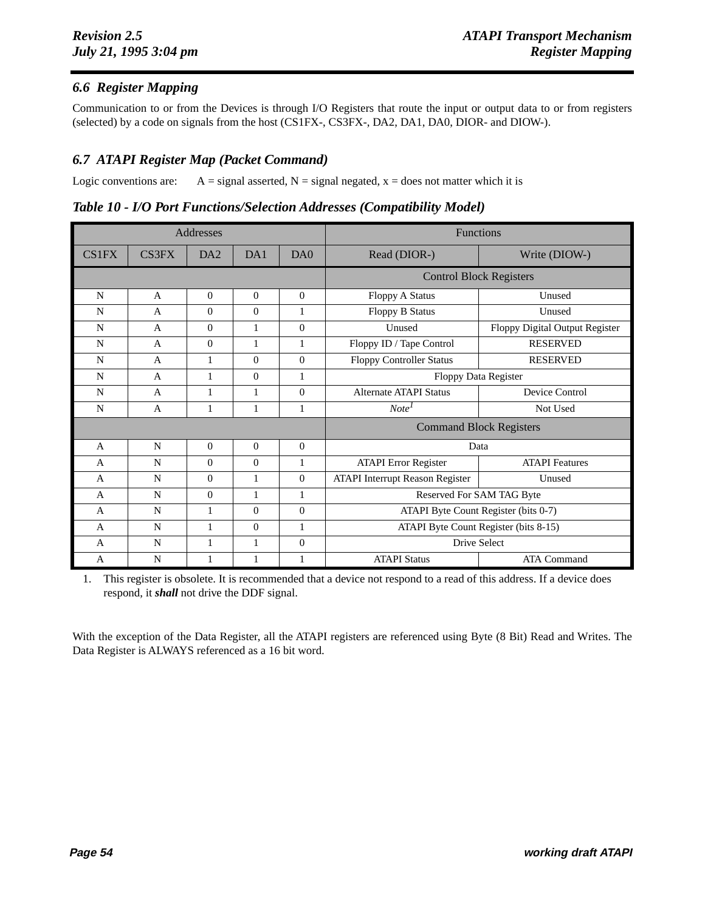### 6.6 Register Mapping

Communication to or from the Devices is through I/O Registers that route the input or output data to or from registers (selected) by a code on signals from the host (CS1FX-, CS3FX-, DA2, DA1, DA0, DIOR- and DIOW-).

### 6.7 ATAPI Register Map (Packet Command)

Logic conventions are: A = signal asserted, N = signal negated, x = does not matter which it is

***Table 10 - I/O Port Functions/Selection Addresses (Compatibility Model)***

| Addresses | | | | | Functions | |
|---|---|---|---|---|---|---|
| CS1FX | CS3FX | DA2 | DA1 | DA0 | Read (DIOR-) | Write (DIOW-) |
| | | | | | Control Block Registers | |
| N | A | 0 | 0 | 0 | Floppy A Status | Unused |
| N | A | 0 | 0 | 1 | Floppy B Status | Unused |
| N | A | 0 | 1 | 0 | Unused | Floppy Digital Output Register |
| N | A | 0 | 1 | 1 | Floppy ID / Tape Control | RESERVED |
| N | A | 1 | 0 | 0 | Floppy Controller Status | RESERVED |
| N | A | 1 | 0 | 1 | Floppy Data Register | |
| N | A | 1 | 1 | 0 | Alternate ATAPI Status | Device Control |
| N | A | 1 | 1 | 1 | *Note*[1] | Not Used |
| | | | | | Command Block Registers | |
| A | N | 0 | 0 | 0 | Data | |
| A | N | 0 | 0 | 1 | ATAPI Error Register | ATAPI Features |
| A | N | 0 | 1 | 0 | ATAPI Interrupt Reason Register | Unused |
| A | N | 0 | 1 | 1 | Reserved For SAM TAG Byte | |
| A | N | 1 | 0 | 0 | ATAPI Byte Count Register (bits 0-7) | |
| A | N | 1 | 0 | 1 | ATAPI Byte Count Register (bits 8-15) | |
| A | N | 1 | 1 | 0 | Drive Select | |
| A | N | 1 | 1 | 1 | ATAPI Status | ATA Command |

1. This register is obsolete. It is recommended that a device not respond to a read of this address. If a device does respond, it ***shall*** not drive the DDF signal.

With the exception of the Data Register, all the ATAPI registers are referenced using Byte (8 Bit) Read and Writes. The Data Register is ALWAYS referenced as a 16 bit word.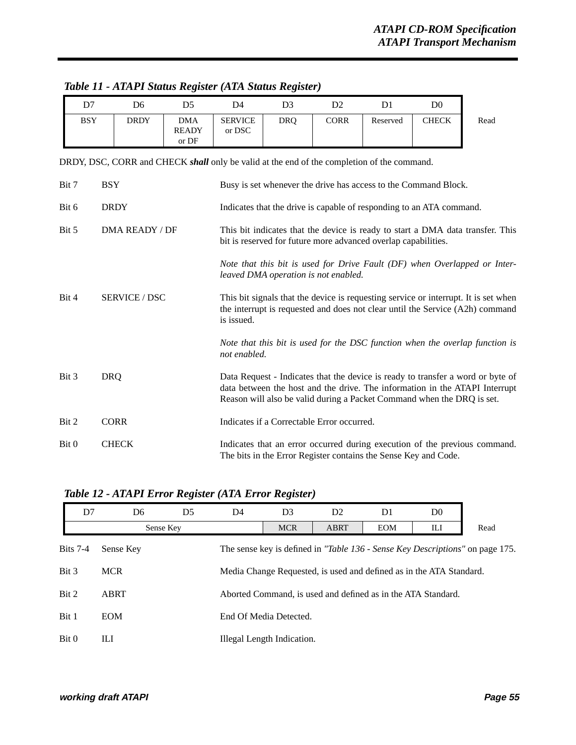### Table 11 - ATAPI Status Register (ATA Status Register)

| D7 | D6 | D5 | D4 | D3 | D2 | D1 | D0 | |
|---|---|---|---|---|---|---|---|---|
| BSY | DRDY | DMA READY or DF | SERVICE or DSC | DRQ | CORR | Reserved | CHECK | Read |

DRDY, DSC, CORR and CHECK ***shall*** only be valid at the end of the completion of the command.

| | | |
|---|---|---|
| Bit 7 | BSY | Busy is set whenever the drive has access to the Command Block. |
| Bit 6 | DRDY | Indicates that the drive is capable of responding to an ATA command. |
| Bit 5 | DMA READY / DF | This bit indicates that the device is ready to start a DMA data transfer. This bit is reserved for future more advanced overlap capabilities. *Note that this bit is used for Drive Fault (DF) when Overlapped or Interleaved DMA operation is not enabled.* |
| Bit 4 | SERVICE / DSC | This bit signals that the device is requesting service or interrupt. It is set when the interrupt is requested and does not clear until the Service (A2h) command is issued. *Note that this bit is used for the DSC function when the overlap function is not enabled.* |
| Bit 3 | DRQ | Data Request - Indicates that the device is ready to transfer a word or byte of data between the host and the drive. The information in the ATAPI Interrupt Reason will also be valid during a Packet Command when the DRQ is set. |
| Bit 2 | CORR | Indicates if a Correctable Error occurred. |
| Bit 0 | CHECK | Indicates that an error occurred during execution of the previous command. The bits in the Error Register contains the Sense Key and Code. |

### Table 12 - ATAPI Error Register (ATA Error Register)

| D7 | D6 | D5 | D4 | D3 | D2 | D1 | D0 | |
|---|---|---|---|---|---|---|---|---|
| Sense Key | | | | MCR | ABRT | EOM | ILI | Read |

| | | |
|---|---|---|
| Bits 7-4 | Sense Key | The sense key is defined in *"Table 136 - Sense Key Descriptions"* on page 175. |
| Bit 3 | MCR | Media Change Requested, is used and defined as in the ATA Standard. |
| Bit 2 | ABRT | Aborted Command, is used and defined as in the ATA Standard. |
| Bit 1 | EOM | End Of Media Detected. |
| Bit 0 | ILI | Illegal Length Indication. |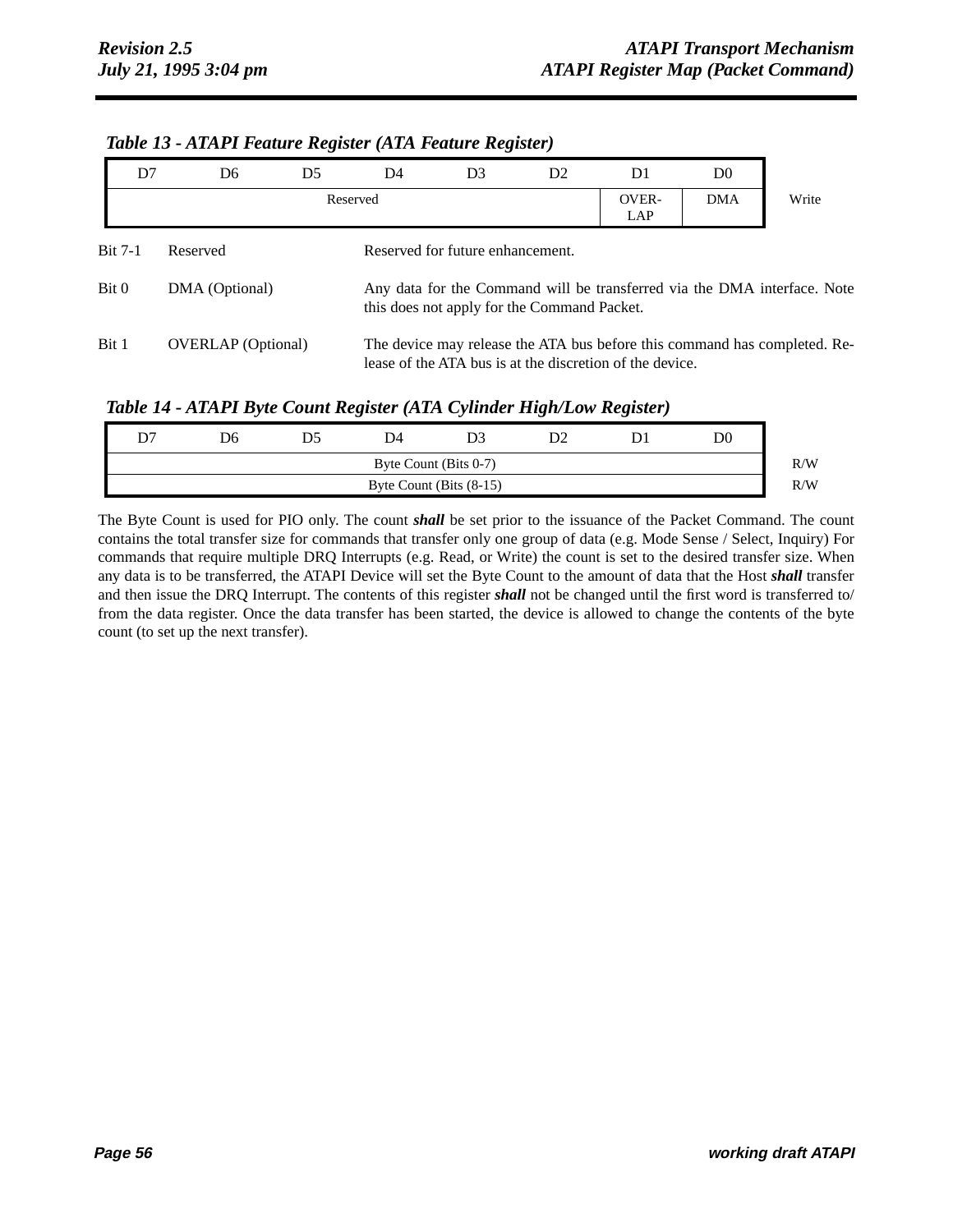***Table 13 - ATAPI Feature Register (ATA Feature Register)***

| D7 | D6 | D5 | D4 | D3 | D2 | D1 | D0 | |
|---|---|---|---|---|---|---|---|---|
| Reserved | | | | | | OVER-LAP | DMA | Write |

| | | |
|---|---|---|
| Bit 7-1 | Reserved | Reserved for future enhancement. |
| Bit 0 | DMA (Optional) | Any data for the Command will be transferred via the DMA interface. Note this does not apply for the Command Packet. |
| Bit 1 | OVERLAP (Optional) | The device may release the ATA bus before this command has completed. Release of the ATA bus is at the discretion of the device. |

***Table 14 - ATAPI Byte Count Register (ATA Cylinder High/Low Register)***

| D7 | D6 | D5 | D4 | D3 | D2 | D1 | D0 | |
|---|---|---|---|---|---|---|---|---|
| Byte Count (Bits 0-7) | | | | | | | | R/W |
| Byte Count (Bits (8-15) | | | | | | | | R/W |

The Byte Count is used for PIO only. The count ***shall*** be set prior to the issuance of the Packet Command. The count contains the total transfer size for commands that transfer only one group of data (e.g. Mode Sense / Select, Inquiry) For commands that require multiple DRQ Interrupts (e.g. Read, or Write) the count is set to the desired transfer size. When any data is to be transferred, the ATAPI Device will set the Byte Count to the amount of data that the Host ***shall*** transfer and then issue the DRQ Interrupt. The contents of this register ***shall*** not be changed until the first word is transferred to/from the data register. Once the data transfer has been started, the device is allowed to change the contents of the byte count (to set up the next transfer).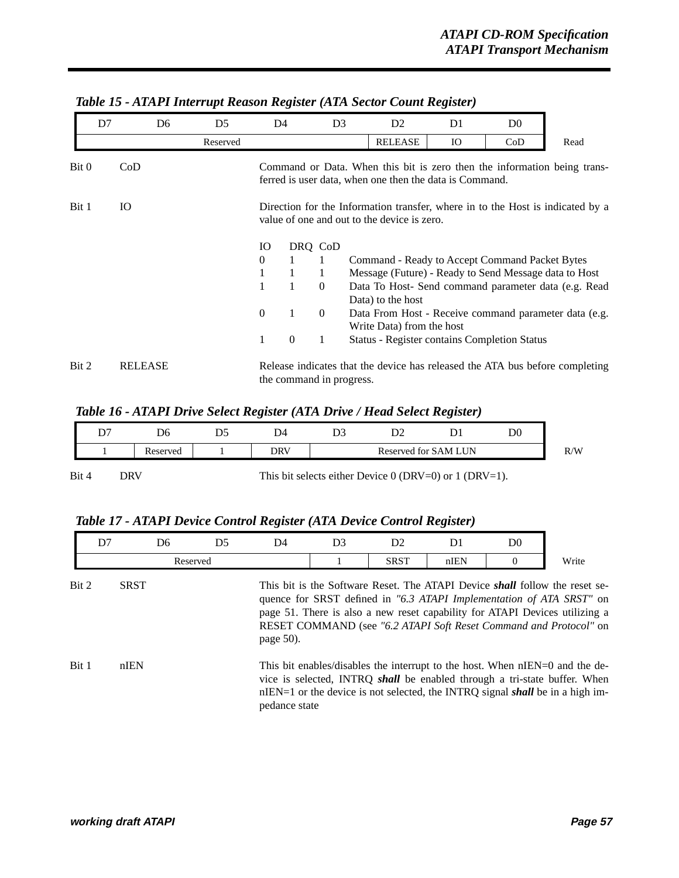***Table 15 - ATAPI Interrupt Reason Register (ATA Sector Count Register)***

| D7 | D6 | D5 | D4 | D3 | D2 | D1 | D0 | |
|---|---|---|---|---|---|---|---|---|
| Reserved | | | | | RELEASE | IO | CoD | Read |

Bit 0 CoD — Command or Data. When this bit is zero then the information being transferred is user data, when one then the data is Command.

Bit 1 IO — Direction for the Information transfer, where in to the Host is indicated by a value of one and out to the device is zero.

| IO | DRQ | CoD | |
|---|---|---|---|
| 0 | 1 | 1 | Command - Ready to Accept Command Packet Bytes |
| 1 | 1 | 1 | Message (Future) - Ready to Send Message data to Host |
| 1 | 1 | 0 | Data To Host- Send command parameter data (e.g. Read Data) to the host |
| 0 | 1 | 0 | Data From Host - Receive command parameter data (e.g. Write Data) from the host |
| 1 | 0 | 1 | Status - Register contains Completion Status |

Bit 2 RELEASE — Release indicates that the device has released the ATA bus before completing the command in progress.

***Table 16 - ATAPI Drive Select Register (ATA Drive / Head Select Register)***

| D7 | D6 | D5 | D4 | D3 | D2 | D1 | D0 | |
|---|---|---|---|---|---|---|---|---|
| 1 | Reserved | 1 | DRV | Reserved for SAM LUN | | | | R/W |

Bit 4 DRV — This bit selects either Device 0 (DRV=0) or 1 (DRV=1).

***Table 17 - ATAPI Device Control Register (ATA Device Control Register)***

| D7 | D6 | D5 | D4 | D3 | D2 | D1 | D0 | |
|---|---|---|---|---|---|---|---|---|
| Reserved | | | | 1 | SRST | nIEN | 0 | Write |

Bit 2 SRST — This bit is the Software Reset. The ATAPI Device ***shall*** follow the reset sequence for SRST defined in *"6.3 ATAPI Implementation of ATA SRST"* on page 51. There is also a new reset capability for ATAPI Devices utilizing a RESET COMMAND (see *"6.2 ATAPI Soft Reset Command and Protocol"* on page 50).

Bit 1 nIEN — This bit enables/disables the interrupt to the host. When nIEN=0 and the device is selected, INTRQ ***shall*** be enabled through a tri-state buffer. When nIEN=1 or the device is not selected, the INTRQ signal ***shall*** be in a high impedance state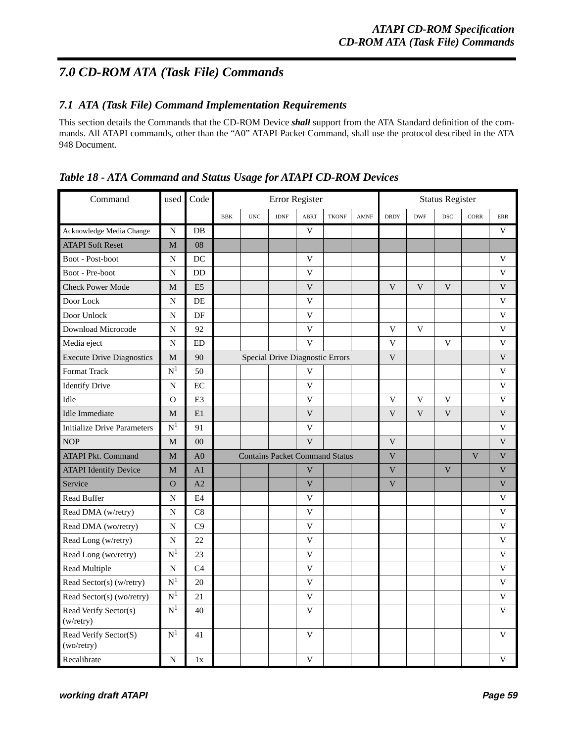# 7.0 CD-ROM ATA (Task File) Commands

## 7.1 ATA (Task File) Command Implementation Requirements

This section details the Commands that the CD-ROM Device ***shall*** support from the ATA Standard definition of the commands. All ATAPI commands, other than the “A0” ATAPI Packet Command, shall use the protocol described in the ATA 948 Document.

### *Table 18 - ATA Command and Status Usage for ATAPI CD-ROM Devices*

| Command | used | Code | Error Register | | | | | | Status Register | | | | |
|---|---|---|---|---|---|---|---|---|---|---|---|---|---|
| | | | BBK | UNC | IDNF | ABRT | TKONF | AMNF | DRDY | DWF | DSC | CORR | ERR |
| Acknowledge Media Change | N | DB | | | | V | | | | | | | V |
| ATAPI Soft Reset | M | 08 | | | | | | | | | | | |
| Boot - Post-boot | N | DC | | | | V | | | | | | | V |
| Boot - Pre-boot | N | DD | | | | V | | | | | | | V |
| Check Power Mode | M | E5 | | | | V | | | V | V | V | | V |
| Door Lock | N | DE | | | | V | | | | | | | V |
| Door Unlock | N | DF | | | | V | | | | | | | V |
| Download Microcode | N | 92 | | | | V | | | V | V | | | V |
| Media eject | N | ED | | | | V | | | V | | V | | V |
| Execute Drive Diagnostics | M | 90 | Special Drive Diagnostic Errors | | | | | | V | | | | V |
| Format Track | N[1] | 50 | | | | V | | | | | | | V |
| Identify Drive | N | EC | | | | V | | | | | | | V |
| Idle | O | E3 | | | | V | | | V | V | V | | V |
| Idle Immediate | M | E1 | | | | V | | | V | V | V | | V |
| Initialize Drive Parameters | N[1] | 91 | | | | V | | | | | | | V |
| NOP | M | 00 | | | | V | | | V | | | | V |
| ATAPI Pkt. Command | M | A0 | Contains Packet Command Status | | | | | | V | | | V | V |
| ATAPI Identify Device | M | A1 | | | | V | | | V | | V | | V |
| Service | O | A2 | | | | V | | | V | | | | V |
| Read Buffer | N | E4 | | | | V | | | | | | | V |
| Read DMA (w/retry) | N | C8 | | | | V | | | | | | | V |
| Read DMA (wo/retry) | N | C9 | | | | V | | | | | | | V |
| Read Long (w/retry) | N | 22 | | | | V | | | | | | | V |
| Read Long (wo/retry) | N[1] | 23 | | | | V | | | | | | | V |
| Read Multiple | N | C4 | | | | V | | | | | | | V |
| Read Sector(s) (w/retry) | N[1] | 20 | | | | V | | | | | | | V |
| Read Sector(s) (wo/retry) | N[1] | 21 | | | | V | | | | | | | V |
| Read Verify Sector(s) (w/retry) | N[1] | 40 | | | | V | | | | | | | V |
| Read Verify Sector(S) (wo/retry) | N[1] | 41 | | | | V | | | | | | | V |
| Recalibrate | N | 1x | | | | V | | | | | | | V |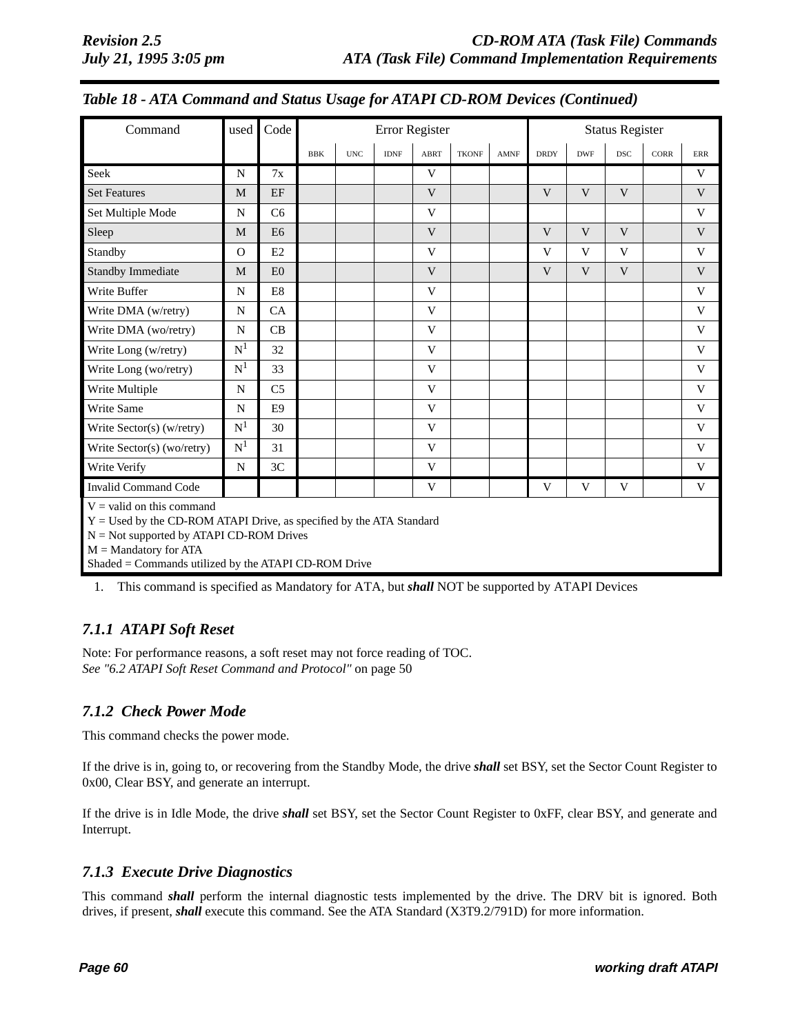### Table 18 - ATA Command and Status Usage for ATAPI CD-ROM Devices (Continued)

| Command | used | Code | Error Register | | | | | | Status Register | | | | |
|---|---|---|---|---|---|---|---|---|---|---|---|---|---|
| | | | BBK | UNC | IDNF | ABRT | TKONF | AMNF | DRDY | DWF | DSC | CORR | ERR |
| Seek | N | 7x | | | | V | | | | | | | V |
| Set Features | M | EF | | | | V | | | V | V | V | | V |
| Set Multiple Mode | N | C6 | | | | V | | | | | | | V |
| Sleep | M | E6 | | | | V | | | V | V | V | | V |
| Standby | O | E2 | | | | V | | | V | V | V | | V |
| Standby Immediate | M | E0 | | | | V | | | V | V | V | | V |
| Write Buffer | N | E8 | | | | V | | | | | | | V |
| Write DMA (w/retry) | N | CA | | | | V | | | | | | | V |
| Write DMA (wo/retry) | N | CB | | | | V | | | | | | | V |
| Write Long (w/retry) | N[1] | 32 | | | | V | | | | | | | V |
| Write Long (wo/retry) | N[1] | 33 | | | | V | | | | | | | V |
| Write Multiple | N | C5 | | | | V | | | | | | | V |
| Write Same | N | E9 | | | | V | | | | | | | V |
| Write Sector(s) (w/retry) | N[1] | 30 | | | | V | | | | | | | V |
| Write Sector(s) (wo/retry) | N[1] | 31 | | | | V | | | | | | | V |
| Write Verify | N | 3C | | | | V | | | | | | | V |
| Invalid Command Code | | | | | | V | | | V | V | V | | V |

V = valid on this command
Y = Used by the CD-ROM ATAPI Drive, as specified by the ATA Standard
N = Not supported by ATAPI CD-ROM Drives
M = Mandatory for ATA
Shaded = Commands utilized by the ATAPI CD-ROM Drive

1. This command is specified as Mandatory for ATA, but ***shall*** NOT be supported by ATAPI Devices

### *7.1.1 ATAPI Soft Reset*

Note: For performance reasons, a soft reset may not force reading of TOC.
*See "6.2 ATAPI Soft Reset Command and Protocol"* on page 50

### *7.1.2 Check Power Mode*

This command checks the power mode.

If the drive is in, going to, or recovering from the Standby Mode, the drive ***shall*** set BSY, set the Sector Count Register to 0x00, Clear BSY, and generate an interrupt.

If the drive is in Idle Mode, the drive ***shall*** set BSY, set the Sector Count Register to 0xFF, clear BSY, and generate and Interrupt.

### *7.1.3 Execute Drive Diagnostics*

This command ***shall*** perform the internal diagnostic tests implemented by the drive. The DRV bit is ignored. Both drives, if present, ***shall*** execute this command. See the ATA Standard (X3T9.2/791D) for more information.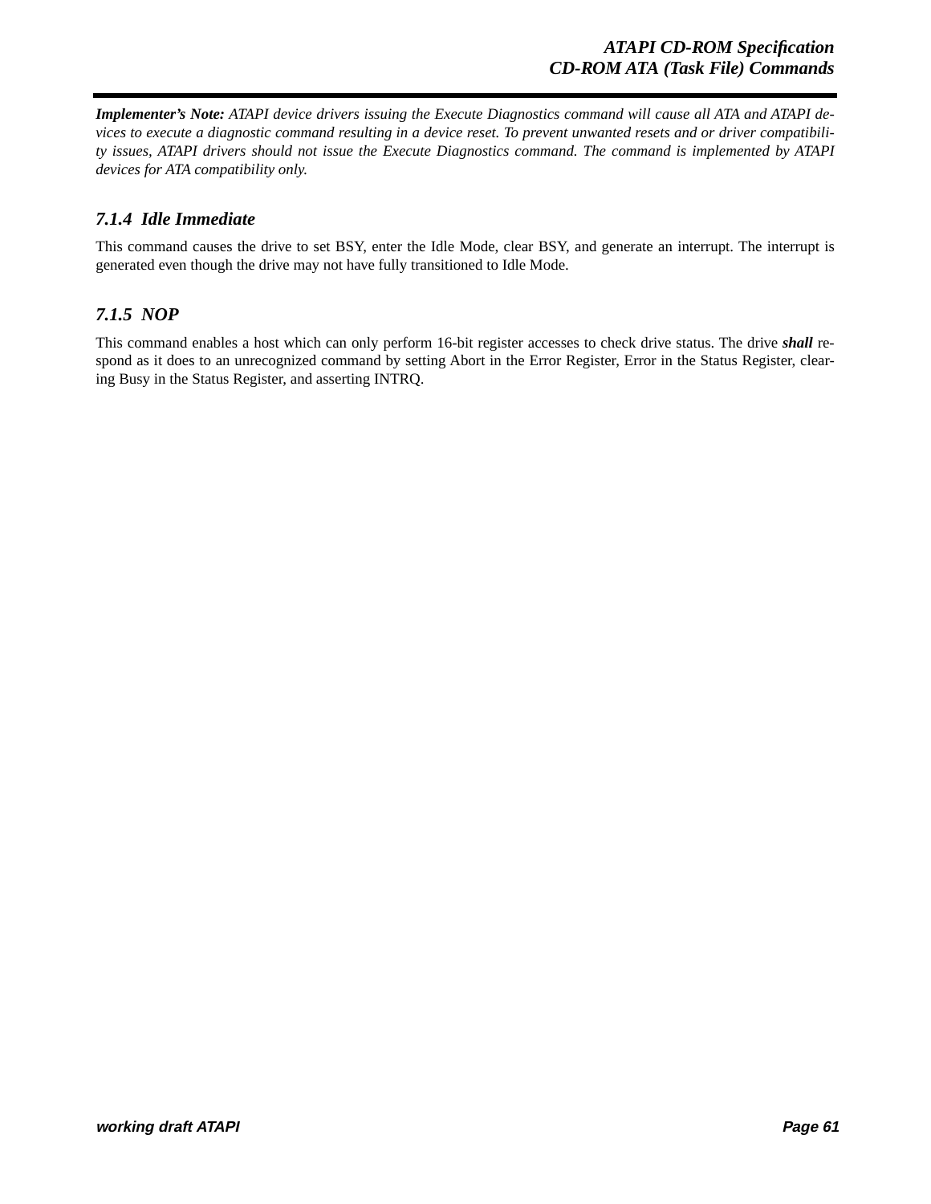***Implementer's Note:*** *ATAPI device drivers issuing the Execute Diagnostics command will cause all ATA and ATAPI devices to execute a diagnostic command resulting in a device reset. To prevent unwanted resets and or driver compatibility issues, ATAPI drivers should not issue the Execute Diagnostics command. The command is implemented by ATAPI devices for ATA compatibility only.*

### 7.1.4 Idle Immediate

This command causes the drive to set BSY, enter the Idle Mode, clear BSY, and generate an interrupt. The interrupt is generated even though the drive may not have fully transitioned to Idle Mode.

### 7.1.5 NOP

This command enables a host which can only perform 16-bit register accesses to check drive status. The drive ***shall*** respond as it does to an unrecognized command by setting Abort in the Error Register, Error in the Status Register, clearing Busy in the Status Register, and asserting INTRQ.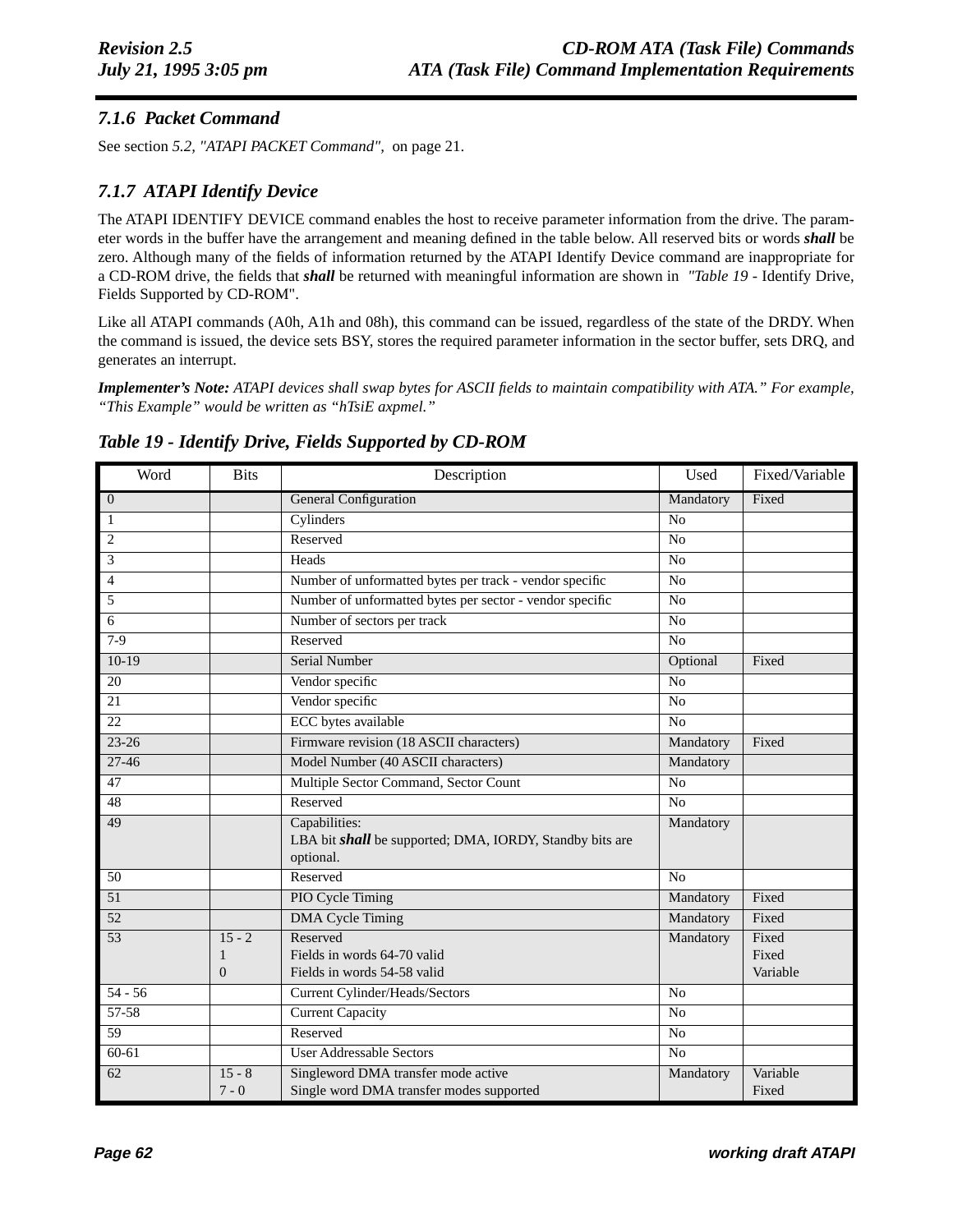### 7.1.6 Packet Command

See section *5.2, "ATAPI PACKET Command",* on page 21.

### 7.1.7 ATAPI Identify Device

The ATAPI IDENTIFY DEVICE command enables the host to receive parameter information from the drive. The parameter words in the buffer have the arrangement and meaning defined in the table below. All reserved bits or words ***shall*** be zero. Although many of the fields of information returned by the ATAPI Identify Device command are inappropriate for a CD-ROM drive, the fields that ***shall*** be returned with meaningful information are shown in *"Table 19* - Identify Drive, Fields Supported by CD-ROM".

Like all ATAPI commands (A0h, A1h and 08h), this command can be issued, regardless of the state of the DRDY. When the command is issued, the device sets BSY, stores the required parameter information in the sector buffer, sets DRQ, and generates an interrupt.

***Implementer's Note:*** *ATAPI devices shall swap bytes for ASCII fields to maintain compatibility with ATA." For example, "This Example" would be written as "hTsiE axpmel."*

***Table 19 - Identify Drive, Fields Supported by CD-ROM***

| Word | Bits | Description | Used | Fixed/Variable |
|---|---|---|---|---|
| 0 | | General Configuration | Mandatory | Fixed |
| 1 | | Cylinders | No | |
| 2 | | Reserved | No | |
| 3 | | Heads | No | |
| 4 | | Number of unformatted bytes per track - vendor specific | No | |
| 5 | | Number of unformatted bytes per sector - vendor specific | No | |
| 6 | | Number of sectors per track | No | |
| 7-9 | | Reserved | No | |
| 10-19 | | Serial Number | Optional | Fixed |
| 20 | | Vendor specific | No | |
| 21 | | Vendor specific | No | |
| 22 | | ECC bytes available | No | |
| 23-26 | | Firmware revision (18 ASCII characters) | Mandatory | Fixed |
| 27-46 | | Model Number (40 ASCII characters) | Mandatory | |
| 47 | | Multiple Sector Command, Sector Count | No | |
| 48 | | Reserved | No | |
| 49 | | Capabilities:<br>LBA bit ***shall*** be supported; DMA, IORDY, Standby bits are optional. | Mandatory | |
| 50 | | Reserved | No | |
| 51 | | PIO Cycle Timing | Mandatory | Fixed |
| 52 | | DMA Cycle Timing | Mandatory | Fixed |
| 53 | 15 - 2<br>1<br>0 | Reserved<br>Fields in words 64-70 valid<br>Fields in words 54-58 valid | Mandatory | Fixed<br>Fixed<br>Variable |
| 54 - 56 | | Current Cylinder/Heads/Sectors | No | |
| 57-58 | | Current Capacity | No | |
| 59 | | Reserved | No | |
| 60-61 | | User Addressable Sectors | No | |
| 62 | 15 - 8<br>7 - 0 | Singleword DMA transfer mode active<br>Single word DMA transfer modes supported | Mandatory | Variable<br>Fixed |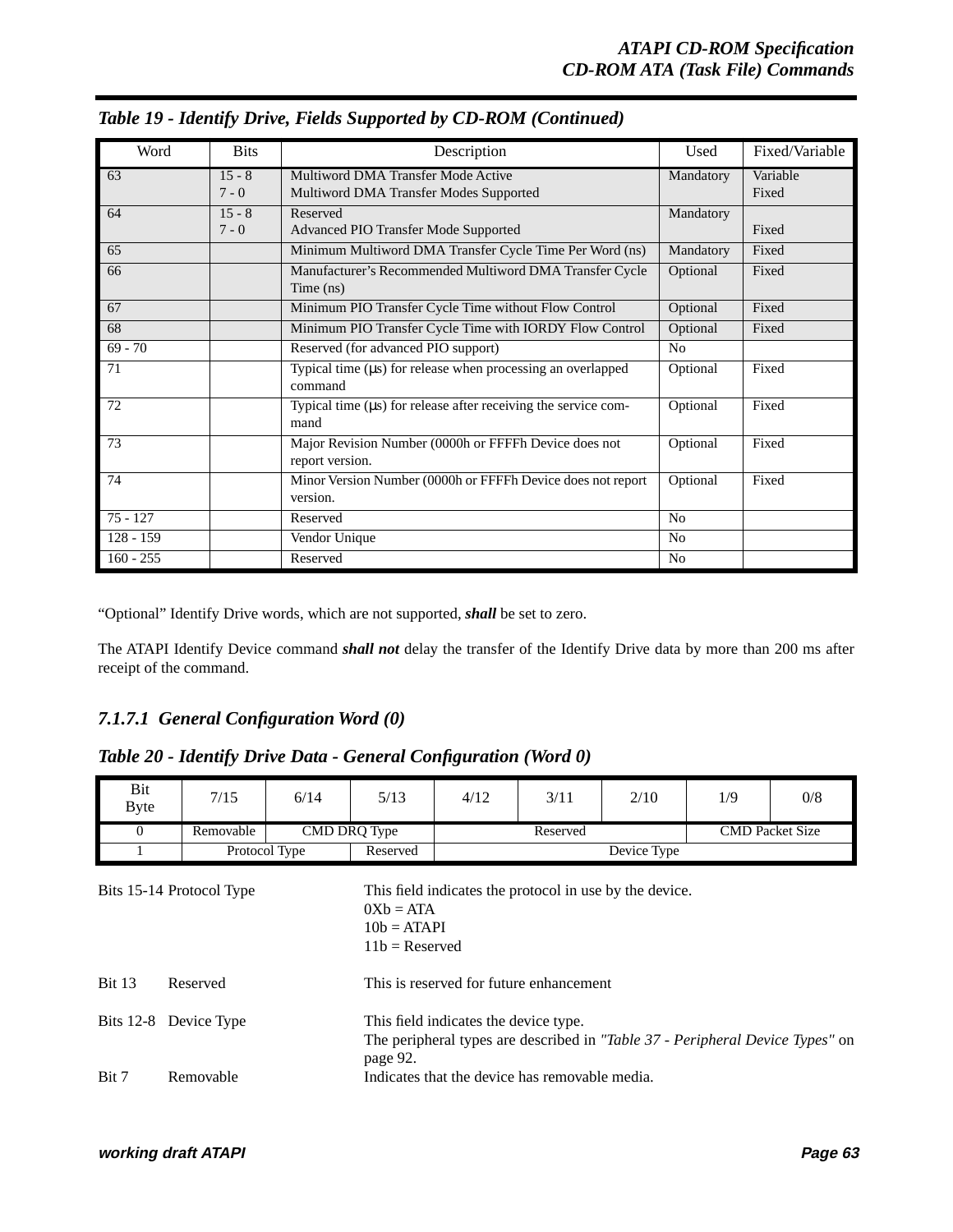**Table 19 - Identify Drive, Fields Supported by CD-ROM (Continued)**

| Word | Bits | Description | Used | Fixed/Variable |
|---|---|---|---|---|
| 63 | 15 - 8<br>7 - 0 | Multiword DMA Transfer Mode Active<br>Multiword DMA Transfer Modes Supported | Mandatory | Variable<br>Fixed |
| 64 | 15 - 8<br>7 - 0 | Reserved<br>Advanced PIO Transfer Mode Supported | Mandatory | <br>Fixed |
| 65 | | Minimum Multiword DMA Transfer Cycle Time Per Word (ns) | Mandatory | Fixed |
| 66 | | Manufacturer's Recommended Multiword DMA Transfer Cycle Time (ns) | Optional | Fixed |
| 67 | | Minimum PIO Transfer Cycle Time without Flow Control | Optional | Fixed |
| 68 | | Minimum PIO Transfer Cycle Time with IORDY Flow Control | Optional | Fixed |
| 69 - 70 | | Reserved (for advanced PIO support) | No | |
| 71 | | Typical time (µs) for release when processing an overlapped command | Optional | Fixed |
| 72 | | Typical time (µs) for release after receiving the service command | Optional | Fixed |
| 73 | | Major Revision Number (0000h or FFFFh Device does not report version. | Optional | Fixed |
| 74 | | Minor Version Number (0000h or FFFFh Device does not report version. | Optional | Fixed |
| 75 - 127 | | Reserved | No | |
| 128 - 159 | | Vendor Unique | No | |
| 160 - 255 | | Reserved | No | |

"Optional" Identify Drive words, which are not supported, ***shall*** be set to zero.

The ATAPI Identify Device command ***shall not*** delay the transfer of the Identify Drive data by more than 200 ms after receipt of the command.

### *7.1.7.1 General Configuration Word (0)*

**Table 20 - Identify Drive Data - General Configuration (Word 0)**

| Bit<br>Byte | 7/15 | 6/14 | 5/13 | 4/12 | 3/11 | 2/10 | 1/9 | 0/8 |
|---|---|---|---|---|---|---|---|---|
| 0 | Removable | CMD DRQ Type | | Reserved | | | CMD Packet Size | |
| 1 | Protocol Type | | Reserved | Device Type | | | | |

Bits 15-14 Protocol Type — This field indicates the protocol in use by the device.
0Xb = ATA
10b = ATAPI
11b = Reserved

Bit 13 Reserved — This is reserved for future enhancement

Bits 12-8 Device Type — This field indicates the device type.
The peripheral types are described in *"Table 37 - Peripheral Device Types"* on page 92.

Bit 7 Removable — Indicates that the device has removable media.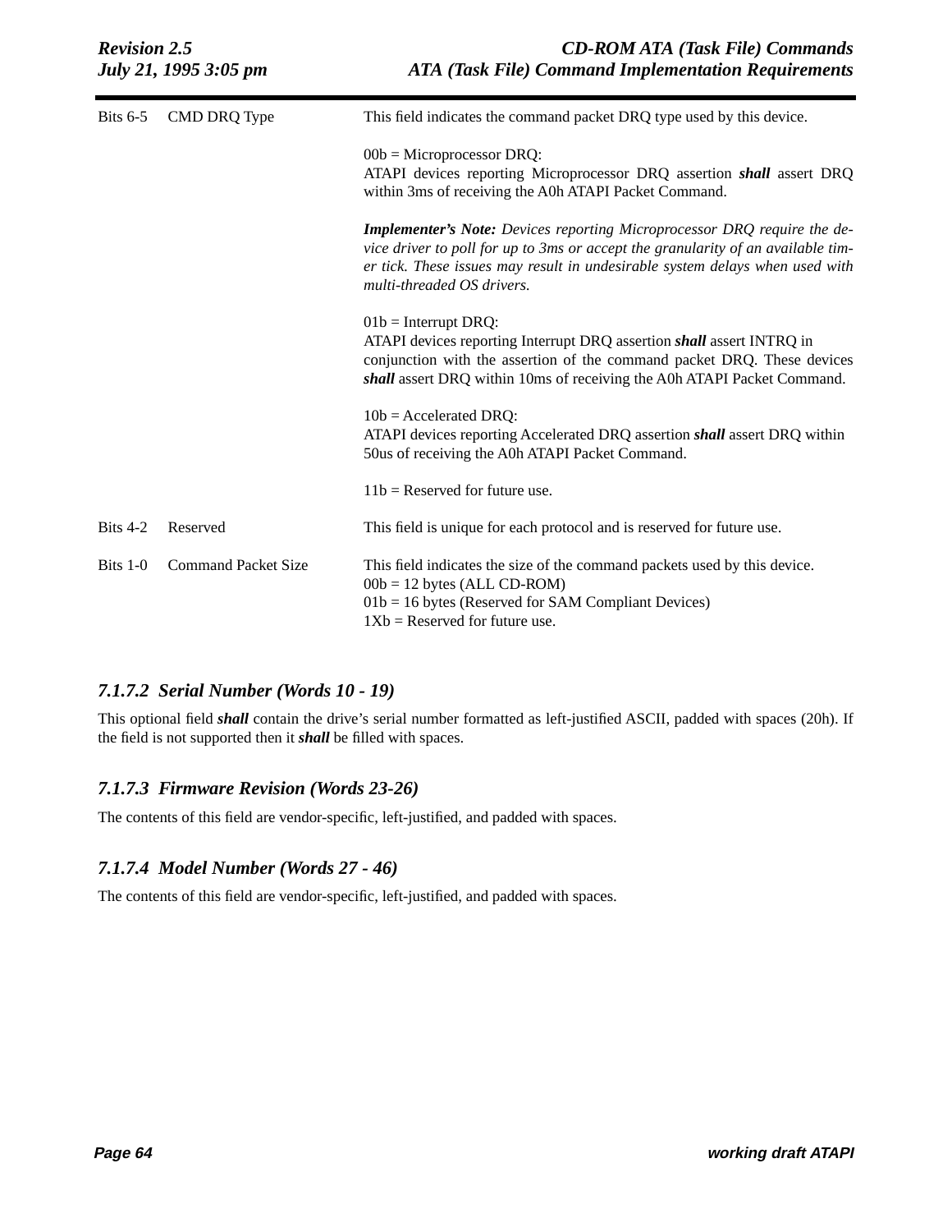| | | |
|---|---|---|
| Bits 6-5 | CMD DRQ Type | This field indicates the command packet DRQ type used by this device.<br><br>00b = Microprocessor DRQ:<br>ATAPI devices reporting Microprocessor DRQ assertion ***shall*** assert DRQ within 3ms of receiving the A0h ATAPI Packet Command.<br><br>***Implementer's Note:*** *Devices reporting Microprocessor DRQ require the device driver to poll for up to 3ms or accept the granularity of an available timer tick. These issues may result in undesirable system delays when used with multi-threaded OS drivers.*<br><br>01b = Interrupt DRQ:<br>ATAPI devices reporting Interrupt DRQ assertion ***shall*** assert INTRQ in conjunction with the assertion of the command packet DRQ. These devices ***shall*** assert DRQ within 10ms of receiving the A0h ATAPI Packet Command.<br><br>10b = Accelerated DRQ:<br>ATAPI devices reporting Accelerated DRQ assertion ***shall*** assert DRQ within 50us of receiving the A0h ATAPI Packet Command.<br><br>11b = Reserved for future use. |
| Bits 4-2 | Reserved | This field is unique for each protocol and is reserved for future use. |
| Bits 1-0 | Command Packet Size | This field indicates the size of the command packets used by this device.<br>00b = 12 bytes (ALL CD-ROM)<br>01b = 16 bytes (Reserved for SAM Compliant Devices)<br>1Xb = Reserved for future use. |

### *7.1.7.2 Serial Number (Words 10 - 19)*

This optional field ***shall*** contain the drive's serial number formatted as left-justified ASCII, padded with spaces (20h). If the field is not supported then it ***shall*** be filled with spaces.

### *7.1.7.3 Firmware Revision (Words 23-26)*

The contents of this field are vendor-specific, left-justified, and padded with spaces.

### *7.1.7.4 Model Number (Words 27 - 46)*

The contents of this field are vendor-specific, left-justified, and padded with spaces.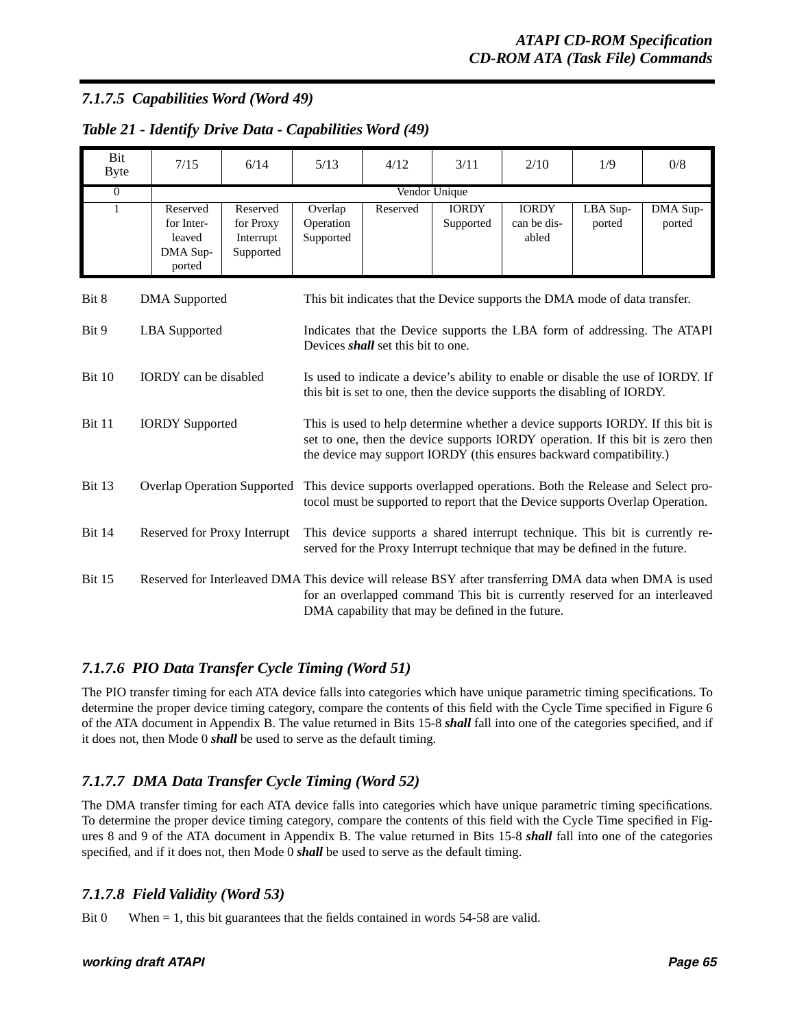#### *7.1.7.5 Capabilities Word (Word 49)*

***Table 21 - Identify Drive Data - Capabilities Word (49)***

| Bit Byte | 7/15 | 6/14 | 5/13 | 4/12 | 3/11 | 2/10 | 1/9 | 0/8 |
|---|---|---|---|---|---|---|---|---|
| 0 | Vendor Unique | | | | | | | |
| 1 | Reserved for Interleaved DMA Supported | Reserved for Proxy Interrupt Supported | Overlap Operation Supported | Reserved | IORDY Supported | IORDY can be disabled | LBA Supported | DMA Supported |

Bit 8 DMA Supported This bit indicates that the Device supports the DMA mode of data transfer.

Bit 9 LBA Supported Indicates that the Device supports the LBA form of addressing. The ATAPI Devices ***shall*** set this bit to one.

Bit 10 IORDY can be disabled Is used to indicate a device's ability to enable or disable the use of IORDY. If this bit is set to one, then the device supports the disabling of IORDY.

Bit 11 IORDY Supported This is used to help determine whether a device supports IORDY. If this bit is set to one, then the device supports IORDY operation. If this bit is zero then the device may support IORDY (this ensures backward compatibility.)

Bit 13 Overlap Operation Supported This device supports overlapped operations. Both the Release and Select protocol must be supported to report that the Device supports Overlap Operation.

Bit 14 Reserved for Proxy Interrupt This device supports a shared interrupt technique. This bit is currently reserved for the Proxy Interrupt technique that may be defined in the future.

Bit 15 Reserved for Interleaved DMA This device will release BSY after transferring DMA data when DMA is used for an overlapped command This bit is currently reserved for an interleaved DMA capability that may be defined in the future.

#### *7.1.7.6 PIO Data Transfer Cycle Timing (Word 51)*

The PIO transfer timing for each ATA device falls into categories which have unique parametric timing specifications. To determine the proper device timing category, compare the contents of this field with the Cycle Time specified in Figure 6 of the ATA document in Appendix B. The value returned in Bits 15-8 ***shall*** fall into one of the categories specified, and if it does not, then Mode 0 ***shall*** be used to serve as the default timing.

#### *7.1.7.7 DMA Data Transfer Cycle Timing (Word 52)*

The DMA transfer timing for each ATA device falls into categories which have unique parametric timing specifications. To determine the proper device timing category, compare the contents of this field with the Cycle Time specified in Figures 8 and 9 of the ATA document in Appendix B. The value returned in Bits 15-8 ***shall*** fall into one of the categories specified, and if it does not, then Mode 0 ***shall*** be used to serve as the default timing.

#### *7.1.7.8 Field Validity (Word 53)*

Bit 0 When = 1, this bit guarantees that the fields contained in words 54-58 are valid.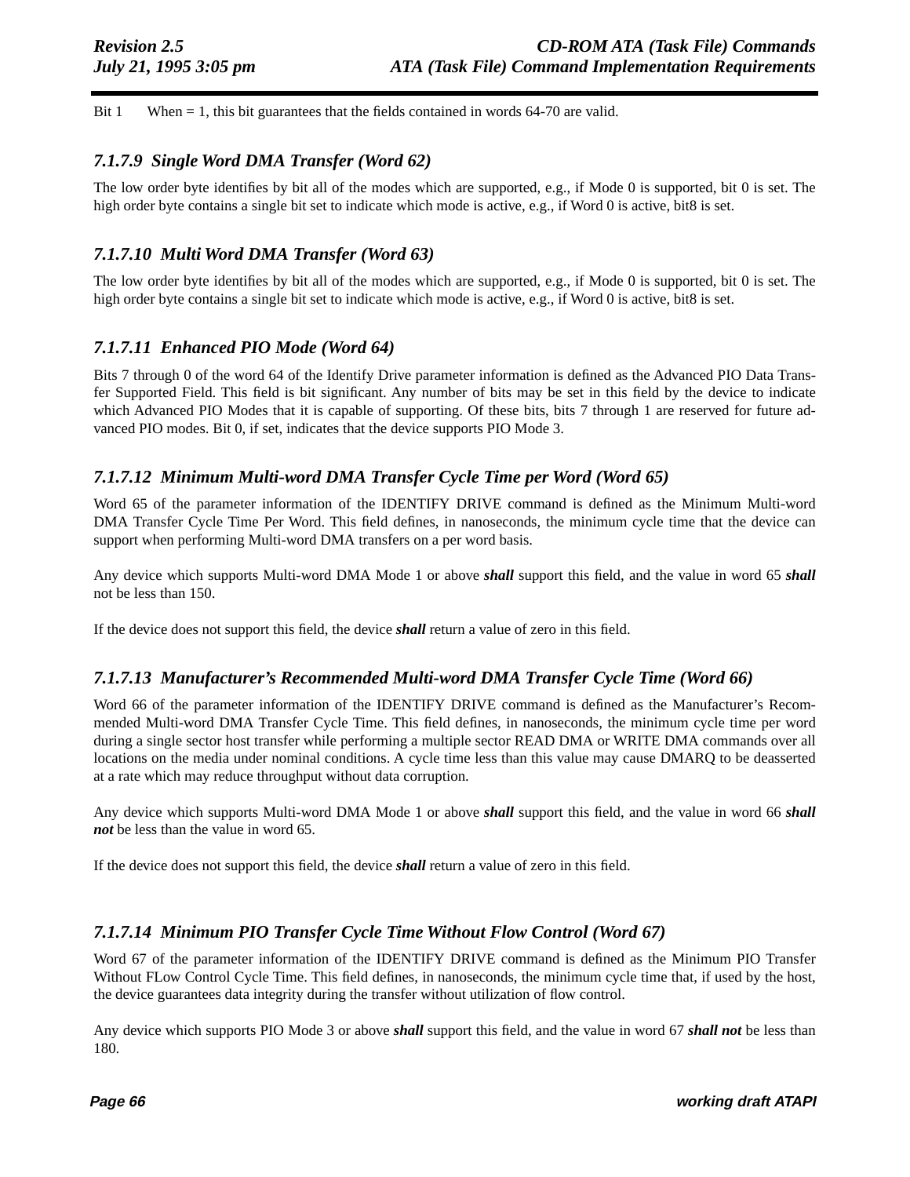Bit 1 When = 1, this bit guarantees that the fields contained in words 64-70 are valid.

### 7.1.7.9 Single Word DMA Transfer (Word 62)

The low order byte identifies by bit all of the modes which are supported, e.g., if Mode 0 is supported, bit 0 is set. The high order byte contains a single bit set to indicate which mode is active, e.g., if Word 0 is active, bit8 is set.

### 7.1.7.10 Multi Word DMA Transfer (Word 63)

The low order byte identifies by bit all of the modes which are supported, e.g., if Mode 0 is supported, bit 0 is set. The high order byte contains a single bit set to indicate which mode is active, e.g., if Word 0 is active, bit8 is set.

### 7.1.7.11 Enhanced PIO Mode (Word 64)

Bits 7 through 0 of the word 64 of the Identify Drive parameter information is defined as the Advanced PIO Data Transfer Supported Field. This field is bit significant. Any number of bits may be set in this field by the device to indicate which Advanced PIO Modes that it is capable of supporting. Of these bits, bits 7 through 1 are reserved for future advanced PIO modes. Bit 0, if set, indicates that the device supports PIO Mode 3.

### 7.1.7.12 Minimum Multi-word DMA Transfer Cycle Time per Word (Word 65)

Word 65 of the parameter information of the IDENTIFY DRIVE command is defined as the Minimum Multi-word DMA Transfer Cycle Time Per Word. This field defines, in nanoseconds, the minimum cycle time that the device can support when performing Multi-word DMA transfers on a per word basis.

Any device which supports Multi-word DMA Mode 1 or above ***shall*** support this field, and the value in word 65 ***shall*** not be less than 150.

If the device does not support this field, the device ***shall*** return a value of zero in this field.

### 7.1.7.13 Manufacturer's Recommended Multi-word DMA Transfer Cycle Time (Word 66)

Word 66 of the parameter information of the IDENTIFY DRIVE command is defined as the Manufacturer's Recommended Multi-word DMA Transfer Cycle Time. This field defines, in nanoseconds, the minimum cycle time per word during a single sector host transfer while performing a multiple sector READ DMA or WRITE DMA commands over all locations on the media under nominal conditions. A cycle time less than this value may cause DMARQ to be deasserted at a rate which may reduce throughput without data corruption.

Any device which supports Multi-word DMA Mode 1 or above ***shall*** support this field, and the value in word 66 ***shall not*** be less than the value in word 65.

If the device does not support this field, the device ***shall*** return a value of zero in this field.

### 7.1.7.14 Minimum PIO Transfer Cycle Time Without Flow Control (Word 67)

Word 67 of the parameter information of the IDENTIFY DRIVE command is defined as the Minimum PIO Transfer Without FLow Control Cycle Time. This field defines, in nanoseconds, the minimum cycle time that, if used by the host, the device guarantees data integrity during the transfer without utilization of flow control.

Any device which supports PIO Mode 3 or above ***shall*** support this field, and the value in word 67 ***shall not*** be less than 180.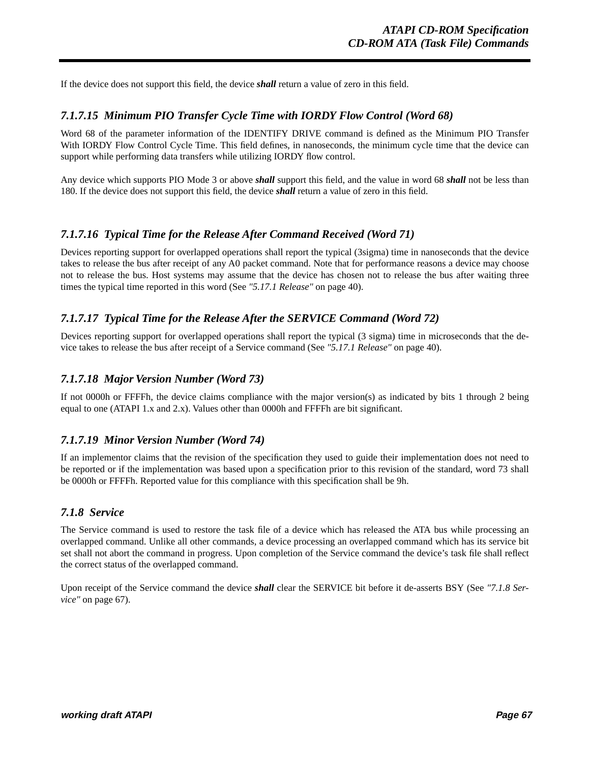If the device does not support this field, the device ***shall*** return a value of zero in this field.

### *7.1.7.15 Minimum PIO Transfer Cycle Time with IORDY Flow Control (Word 68)*

Word 68 of the parameter information of the IDENTIFY DRIVE command is defined as the Minimum PIO Transfer With IORDY Flow Control Cycle Time. This field defines, in nanoseconds, the minimum cycle time that the device can support while performing data transfers while utilizing IORDY flow control.

Any device which supports PIO Mode 3 or above ***shall*** support this field, and the value in word 68 ***shall*** not be less than 180. If the device does not support this field, the device ***shall*** return a value of zero in this field.

### *7.1.7.16 Typical Time for the Release After Command Received (Word 71)*

Devices reporting support for overlapped operations shall report the typical (3sigma) time in nanoseconds that the device takes to release the bus after receipt of any A0 packet command. Note that for performance reasons a device may choose not to release the bus. Host systems may assume that the device has chosen not to release the bus after waiting three times the typical time reported in this word (See *"5.17.1 Release"* on page 40).

### *7.1.7.17 Typical Time for the Release After the SERVICE Command (Word 72)*

Devices reporting support for overlapped operations shall report the typical (3 sigma) time in microseconds that the device takes to release the bus after receipt of a Service command (See *"5.17.1 Release"* on page 40).

### *7.1.7.18 Major Version Number (Word 73)*

If not 0000h or FFFFh, the device claims compliance with the major version(s) as indicated by bits 1 through 2 being equal to one (ATAPI 1.x and 2.x). Values other than 0000h and FFFFh are bit significant.

### *7.1.7.19 Minor Version Number (Word 74)*

If an implementor claims that the revision of the specification they used to guide their implementation does not need to be reported or if the implementation was based upon a specification prior to this revision of the standard, word 73 shall be 0000h or FFFFh. Reported value for this compliance with this specification shall be 9h.

## *7.1.8 Service*

The Service command is used to restore the task file of a device which has released the ATA bus while processing an overlapped command. Unlike all other commands, a device processing an overlapped command which has its service bit set shall not abort the command in progress. Upon completion of the Service command the device's task file shall reflect the correct status of the overlapped command.

Upon receipt of the Service command the device ***shall*** clear the SERVICE bit before it de-asserts BSY (See *"7.1.8 Service"* on page 67).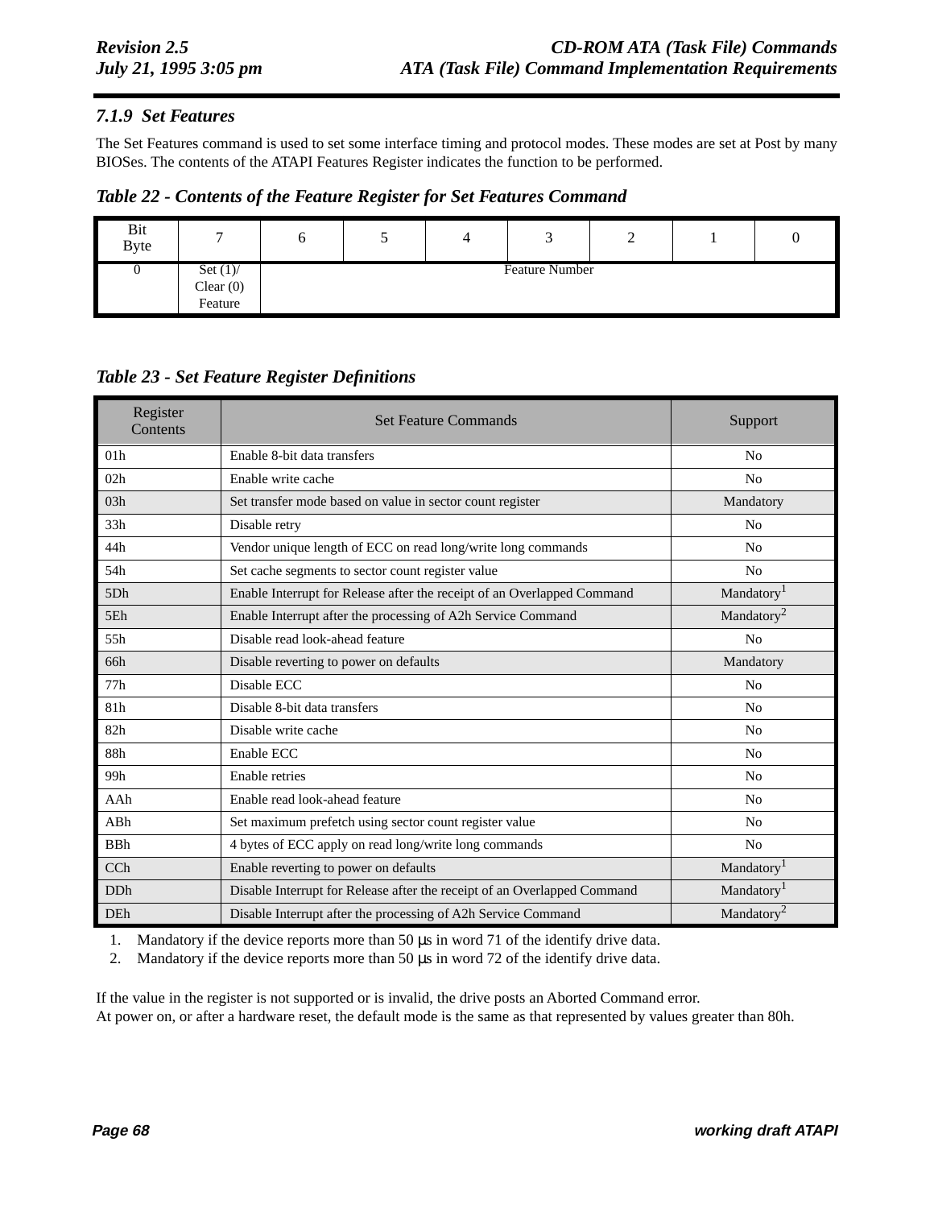### *7.1.9 Set Features*

The Set Features command is used to set some interface timing and protocol modes. These modes are set at Post by many BIOSes. The contents of the ATAPI Features Register indicates the function to be performed.

***Table 22 - Contents of the Feature Register for Set Features Command***

| Bit / Byte | 7 | 6 | 5 | 4 | 3 | 2 | 1 | 0 |
|---|---|---|---|---|---|---|---|---|
| 0 | Set (1)/ Clear (0) Feature | Feature Number | | | | | | |

***Table 23 - Set Feature Register Definitions***

| Register Contents | Set Feature Commands | Support |
|---|---|---|
| 01h | Enable 8-bit data transfers | No |
| 02h | Enable write cache | No |
| 03h | Set transfer mode based on value in sector count register | Mandatory |
| 33h | Disable retry | No |
| 44h | Vendor unique length of ECC on read long/write long commands | No |
| 54h | Set cache segments to sector count register value | No |
| 5Dh | Enable Interrupt for Release after the receipt of an Overlapped Command | Mandatory[1] |
| 5Eh | Enable Interrupt after the processing of A2h Service Command | Mandatory[2] |
| 55h | Disable read look-ahead feature | No |
| 66h | Disable reverting to power on defaults | Mandatory |
| 77h | Disable ECC | No |
| 81h | Disable 8-bit data transfers | No |
| 82h | Disable write cache | No |
| 88h | Enable ECC | No |
| 99h | Enable retries | No |
| AAh | Enable read look-ahead feature | No |
| ABh | Set maximum prefetch using sector count register value | No |
| BBh | 4 bytes of ECC apply on read long/write long commands | No |
| CCh | Enable reverting to power on defaults | Mandatory[1] |
| DDh | Disable Interrupt for Release after the receipt of an Overlapped Command | Mandatory[1] |
| DEh | Disable Interrupt after the processing of A2h Service Command | Mandatory[2] |

1. Mandatory if the device reports more than 50 µs in word 71 of the identify drive data.
2. Mandatory if the device reports more than 50 µs in word 72 of the identify drive data.

If the value in the register is not supported or is invalid, the drive posts an Aborted Command error.
At power on, or after a hardware reset, the default mode is the same as that represented by values greater than 80h.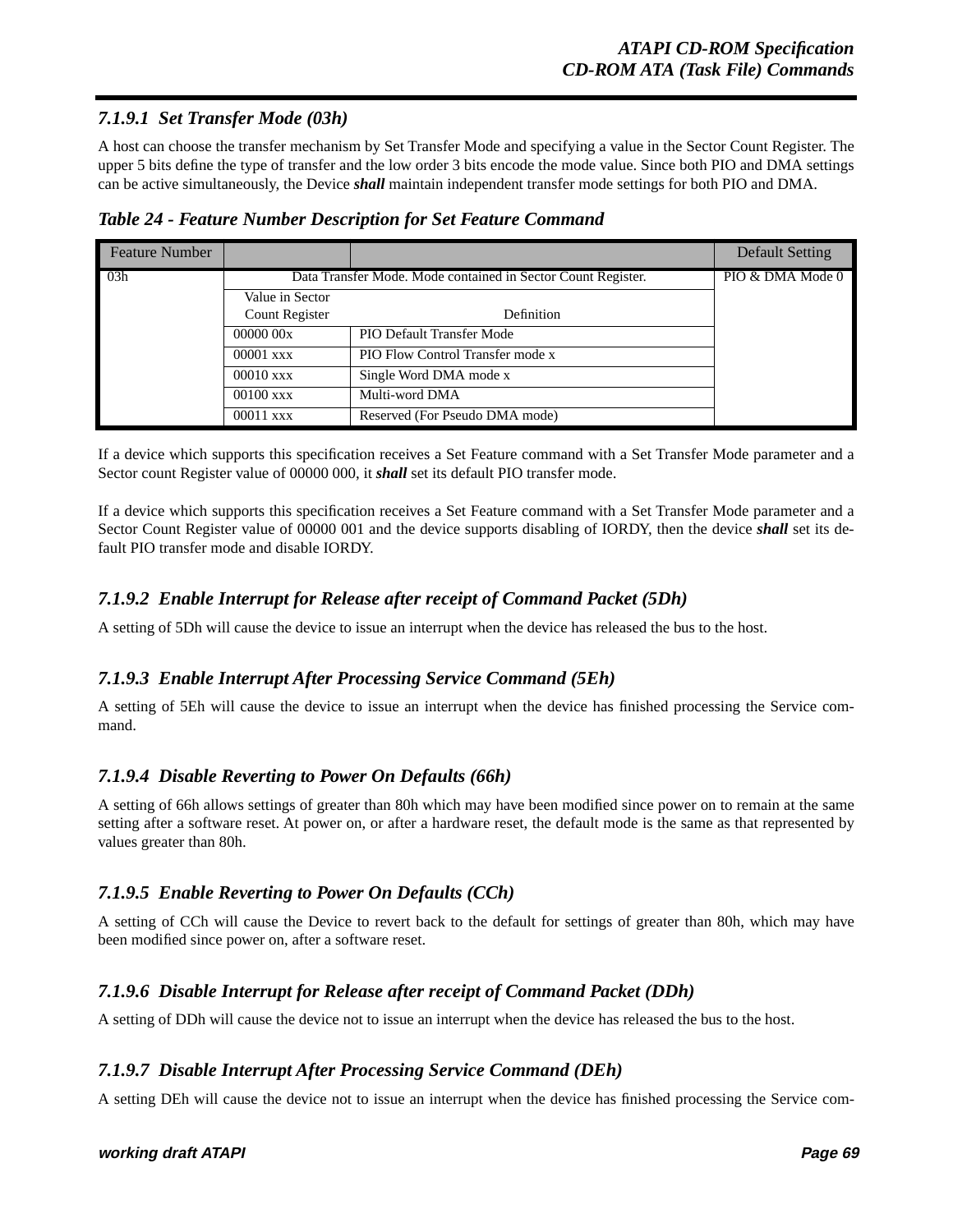#### *7.1.9.1 Set Transfer Mode (03h)*

A host can choose the transfer mechanism by Set Transfer Mode and specifying a value in the Sector Count Register. The upper 5 bits define the type of transfer and the low order 3 bits encode the mode value. Since both PIO and DMA settings can be active simultaneously, the Device ***shall*** maintain independent transfer mode settings for both PIO and DMA.

***Table 24 - Feature Number Description for Set Feature Command***

| Feature Number | | | Default Setting |
|---|---|---|---|
| 03h | Data Transfer Mode. Mode contained in Sector Count Register. | | PIO & DMA Mode 0 |
| | Value in Sector Count Register | Definition | |
| | 00000 00x | PIO Default Transfer Mode | |
| | 00001 xxx | PIO Flow Control Transfer mode x | |
| | 00010 xxx | Single Word DMA mode x | |
| | 00100 xxx | Multi-word DMA | |
| | 00011 xxx | Reserved (For Pseudo DMA mode) | |

If a device which supports this specification receives a Set Feature command with a Set Transfer Mode parameter and a Sector count Register value of 00000 000, it ***shall*** set its default PIO transfer mode.

If a device which supports this specification receives a Set Feature command with a Set Transfer Mode parameter and a Sector Count Register value of 00000 001 and the device supports disabling of IORDY, then the device ***shall*** set its default PIO transfer mode and disable IORDY.

#### *7.1.9.2 Enable Interrupt for Release after receipt of Command Packet (5Dh)*

A setting of 5Dh will cause the device to issue an interrupt when the device has released the bus to the host.

#### *7.1.9.3 Enable Interrupt After Processing Service Command (5Eh)*

A setting of 5Eh will cause the device to issue an interrupt when the device has finished processing the Service command.

#### *7.1.9.4 Disable Reverting to Power On Defaults (66h)*

A setting of 66h allows settings of greater than 80h which may have been modified since power on to remain at the same setting after a software reset. At power on, or after a hardware reset, the default mode is the same as that represented by values greater than 80h.

#### *7.1.9.5 Enable Reverting to Power On Defaults (CCh)*

A setting of CCh will cause the Device to revert back to the default for settings of greater than 80h, which may have been modified since power on, after a software reset.

#### *7.1.9.6 Disable Interrupt for Release after receipt of Command Packet (DDh)*

A setting of DDh will cause the device not to issue an interrupt when the device has released the bus to the host.

#### *7.1.9.7 Disable Interrupt After Processing Service Command (DEh)*

A setting DEh will cause the device not to issue an interrupt when the device has finished processing the Service com-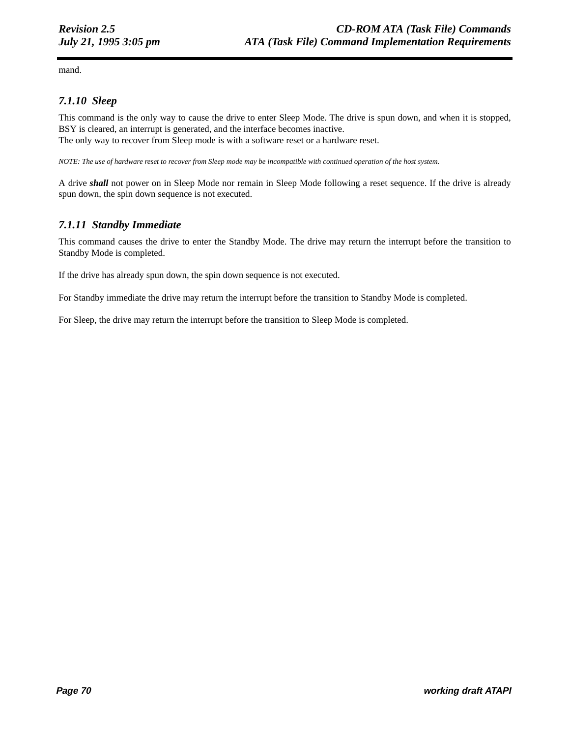mand.

### 7.1.10  Sleep

This command is the only way to cause the drive to enter Sleep Mode. The drive is spun down, and when it is stopped, BSY is cleared, an interrupt is generated, and the interface becomes inactive.
The only way to recover from Sleep mode is with a software reset or a hardware reset.

*NOTE: The use of hardware reset to recover from Sleep mode may be incompatible with continued operation of the host system.*

A drive ***shall*** not power on in Sleep Mode nor remain in Sleep Mode following a reset sequence. If the drive is already spun down, the spin down sequence is not executed.

### 7.1.11  Standby Immediate

This command causes the drive to enter the Standby Mode. The drive may return the interrupt before the transition to Standby Mode is completed.

If the drive has already spun down, the spin down sequence is not executed.

For Standby immediate the drive may return the interrupt before the transition to Standby Mode is completed.

For Sleep, the drive may return the interrupt before the transition to Sleep Mode is completed.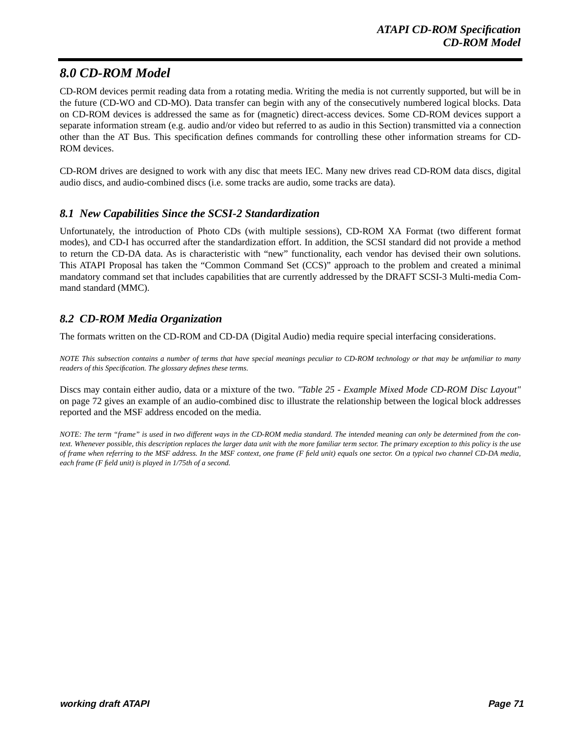# 8.0 CD-ROM Model

CD-ROM devices permit reading data from a rotating media. Writing the media is not currently supported, but will be in the future (CD-WO and CD-MO). Data transfer can begin with any of the consecutively numbered logical blocks. Data on CD-ROM devices is addressed the same as for (magnetic) direct-access devices. Some CD-ROM devices support a separate information stream (e.g. audio and/or video but referred to as audio in this Section) transmitted via a connection other than the AT Bus. This specification defines commands for controlling these other information streams for CD-ROM devices.

CD-ROM drives are designed to work with any disc that meets IEC. Many new drives read CD-ROM data discs, digital audio discs, and audio-combined discs (i.e. some tracks are audio, some tracks are data).

## 8.1 New Capabilities Since the SCSI-2 Standardization

Unfortunately, the introduction of Photo CDs (with multiple sessions), CD-ROM XA Format (two different format modes), and CD-I has occurred after the standardization effort. In addition, the SCSI standard did not provide a method to return the CD-DA data. As is characteristic with “new” functionality, each vendor has devised their own solutions. This ATAPI Proposal has taken the “Common Command Set (CCS)” approach to the problem and created a minimal mandatory command set that includes capabilities that are currently addressed by the DRAFT SCSI-3 Multi-media Command standard (MMC).

## 8.2 CD-ROM Media Organization

The formats written on the CD-ROM and CD-DA (Digital Audio) media require special interfacing considerations.

*NOTE This subsection contains a number of terms that have special meanings peculiar to CD-ROM technology or that may be unfamiliar to many readers of this Specification. The glossary defines these terms.*

Discs may contain either audio, data or a mixture of the two. *"Table 25 - Example Mixed Mode CD-ROM Disc Layout"* on page 72 gives an example of an audio-combined disc to illustrate the relationship between the logical block addresses reported and the MSF address encoded on the media.

*NOTE: The term “frame” is used in two different ways in the CD-ROM media standard. The intended meaning can only be determined from the context. Whenever possible, this description replaces the larger data unit with the more familiar term sector. The primary exception to this policy is the use of frame when referring to the MSF address. In the MSF context, one frame (F field unit) equals one sector. On a typical two channel CD-DA media, each frame (F field unit) is played in 1/75th of a second.*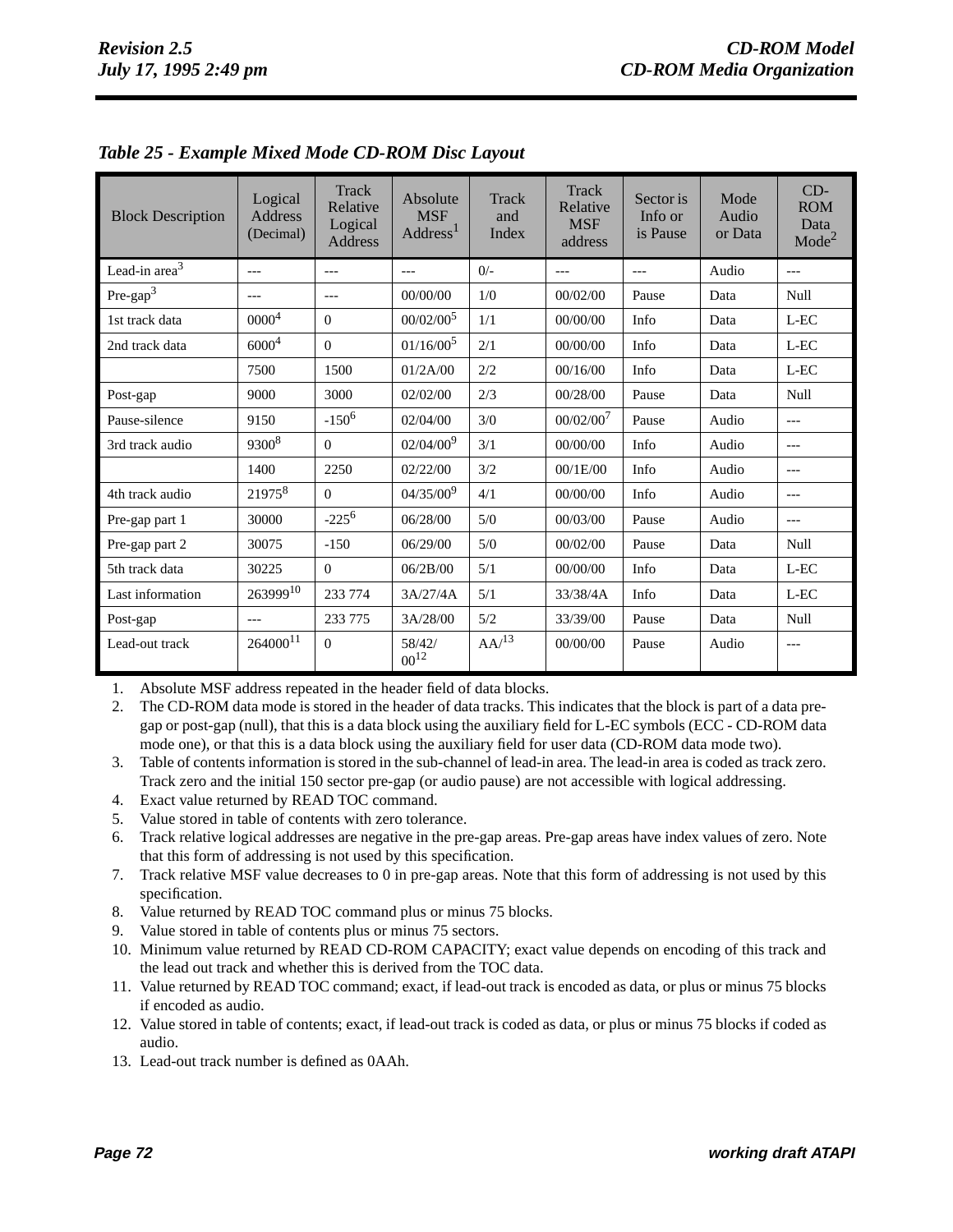*Table 25 - Example Mixed Mode CD-ROM Disc Layout*

| Block Description | Logical Address (Decimal) | Track Relative Logical Address | Absolute MSF Address[1] | Track and Index | Track Relative MSF address | Sector is Info or is Pause | Mode Audio or Data | CD-ROM Data Mode[2] |
|---|---|---|---|---|---|---|---|---|
| Lead-in area[3] | --- | --- | --- | 0/- | --- | --- | Audio | --- |
| Pre-gap[3] | --- | --- | 00/00/00 | 1/0 | 00/02/00 | Pause | Data | Null |
| 1st track data | 0000[4] | 0 | 00/02/00[5] | 1/1 | 00/00/00 | Info | Data | L-EC |
| 2nd track data | 6000[4] | 0 | 01/16/00[5] | 2/1 | 00/00/00 | Info | Data | L-EC |
| | 7500 | 1500 | 01/2A/00 | 2/2 | 00/16/00 | Info | Data | L-EC |
| Post-gap | 9000 | 3000 | 02/02/00 | 2/3 | 00/28/00 | Pause | Data | Null |
| Pause-silence | 9150 | -150[6] | 02/04/00 | 3/0 | 00/02/00[7] | Pause | Audio | --- |
| 3rd track audio | 9300[8] | 0 | 02/04/00[9] | 3/1 | 00/00/00 | Info | Audio | --- |
| | 1400 | 2250 | 02/22/00 | 3/2 | 00/1E/00 | Info | Audio | --- |
| 4th track audio | 21975[8] | 0 | 04/35/00[9] | 4/1 | 00/00/00 | Info | Audio | --- |
| Pre-gap part 1 | 30000 | -225[6] | 06/28/00 | 5/0 | 00/03/00 | Pause | Audio | --- |
| Pre-gap part 2 | 30075 | -150 | 06/29/00 | 5/0 | 00/02/00 | Pause | Data | Null |
| 5th track data | 30225 | 0 | 06/2B/00 | 5/1 | 00/00/00 | Info | Data | L-EC |
| Last information | 263999[10] | 233 774 | 3A/27/4A | 5/1 | 33/38/4A | Info | Data | L-EC |
| Post-gap | --- | 233 775 | 3A/28/00 | 5/2 | 33/39/00 | Pause | Data | Null |
| Lead-out track | 264000[11] | 0 | 58/42/ 00[12] | AA/[13] | 00/00/00 | Pause | Audio | --- |

1. Absolute MSF address repeated in the header field of data blocks.
2. The CD-ROM data mode is stored in the header of data tracks. This indicates that the block is part of a data pre-gap or post-gap (null), that this is a data block using the auxiliary field for L-EC symbols (ECC - CD-ROM data mode one), or that this is a data block using the auxiliary field for user data (CD-ROM data mode two).
3. Table of contents information is stored in the sub-channel of lead-in area. The lead-in area is coded as track zero. Track zero and the initial 150 sector pre-gap (or audio pause) are not accessible with logical addressing.
4. Exact value returned by READ TOC command.
5. Value stored in table of contents with zero tolerance.
6. Track relative logical addresses are negative in the pre-gap areas. Pre-gap areas have index values of zero. Note that this form of addressing is not used by this specification.
7. Track relative MSF value decreases to 0 in pre-gap areas. Note that this form of addressing is not used by this specification.
8. Value returned by READ TOC command plus or minus 75 blocks.
9. Value stored in table of contents plus or minus 75 sectors.
10. Minimum value returned by READ CD-ROM CAPACITY; exact value depends on encoding of this track and the lead out track and whether this is derived from the TOC data.
11. Value returned by READ TOC command; exact, if lead-out track is encoded as data, or plus or minus 75 blocks if encoded as audio.
12. Value stored in table of contents; exact, if lead-out track is coded as data, or plus or minus 75 blocks if coded as audio.
13. Lead-out track number is defined as 0AAh.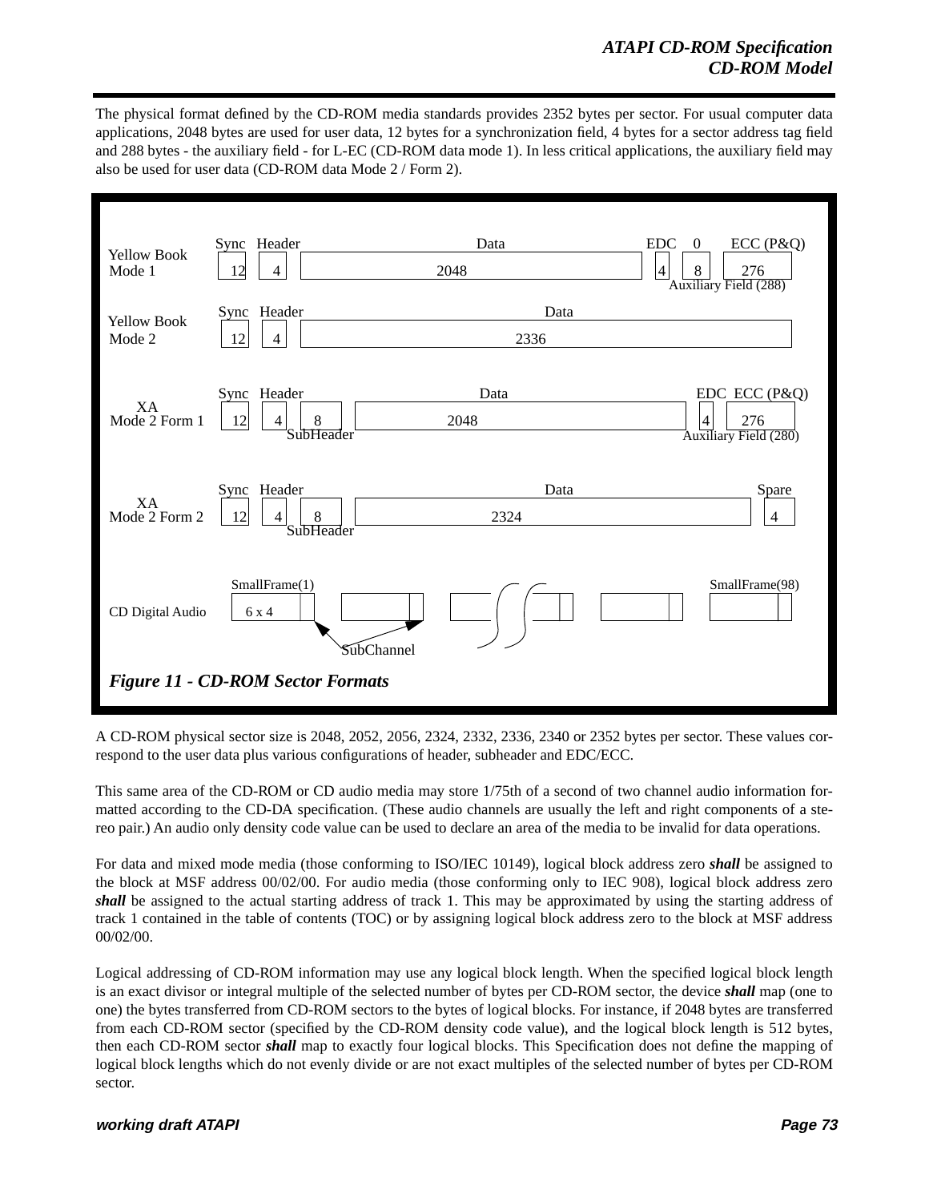The physical format defined by the CD-ROM media standards provides 2352 bytes per sector. For usual computer data applications, 2048 bytes are used for user data, 12 bytes for a synchronization field, 4 bytes for a sector address tag field and 288 bytes - the auxiliary field - for L-EC (CD-ROM data mode 1). In less critical applications, the auxiliary field may also be used for user data (CD-ROM data Mode 2 / Form 2).

| Format | Fields (bytes) |
| --- | --- |
| Yellow Book Mode 1 | Sync 12, Header 4, Data 2048, EDC 4, 0 8, ECC (P&Q) 276 — Auxiliary Field (288) |
| Yellow Book Mode 2 | Sync 12, Header 4, Data 2336 |
| XA Mode 2 Form 1 | Sync 12, Header 4, SubHeader 8, Data 2048, EDC 4, ECC (P&Q) 276 — Auxiliary Field (280) |
| XA Mode 2 Form 2 | Sync 12, Header 4, SubHeader 8, Data 2324, Spare 4 |
| CD Digital Audio | SmallFrame(1) 6 x 4 … SmallFrame(98), SubChannel |

***Figure 11 - CD-ROM Sector Formats***

A CD-ROM physical sector size is 2048, 2052, 2056, 2324, 2332, 2336, 2340 or 2352 bytes per sector. These values correspond to the user data plus various configurations of header, subheader and EDC/ECC.

This same area of the CD-ROM or CD audio media may store 1/75th of a second of two channel audio information formatted according to the CD-DA specification. (These audio channels are usually the left and right components of a stereo pair.) An audio only density code value can be used to declare an area of the media to be invalid for data operations.

For data and mixed mode media (those conforming to ISO/IEC 10149), logical block address zero ***shall*** be assigned to the block at MSF address 00/02/00. For audio media (those conforming only to IEC 908), logical block address zero ***shall*** be assigned to the actual starting address of track 1. This may be approximated by using the starting address of track 1 contained in the table of contents (TOC) or by assigning logical block address zero to the block at MSF address 00/02/00.

Logical addressing of CD-ROM information may use any logical block length. When the specified logical block length is an exact divisor or integral multiple of the selected number of bytes per CD-ROM sector, the device ***shall*** map (one to one) the bytes transferred from CD-ROM sectors to the bytes of logical blocks. For instance, if 2048 bytes are transferred from each CD-ROM sector (specified by the CD-ROM density code value), and the logical block length is 512 bytes, then each CD-ROM sector ***shall*** map to exactly four logical blocks. This Specification does not define the mapping of logical block lengths which do not evenly divide or are not exact multiples of the selected number of bytes per CD-ROM sector.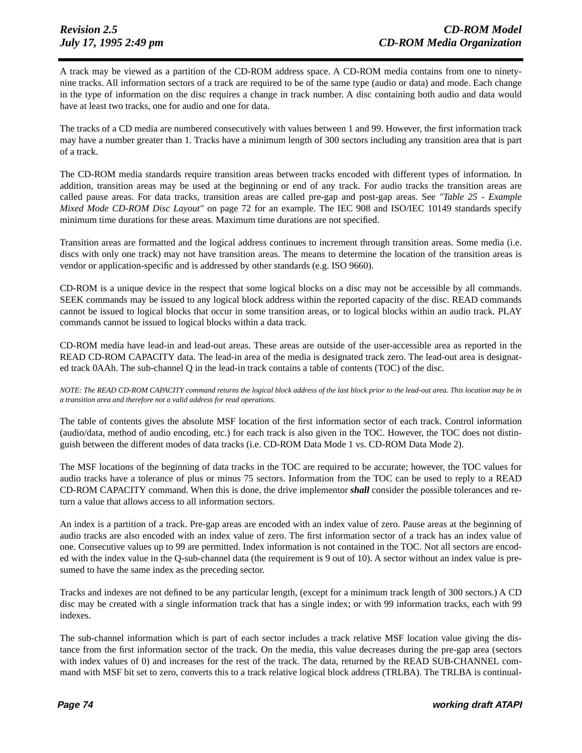A track may be viewed as a partition of the CD-ROM address space. A CD-ROM media contains from one to ninety-nine tracks. All information sectors of a track are required to be of the same type (audio or data) and mode. Each change in the type of information on the disc requires a change in track number. A disc containing both audio and data would have at least two tracks, one for audio and one for data.

The tracks of a CD media are numbered consecutively with values between 1 and 99. However, the first information track may have a number greater than 1. Tracks have a minimum length of 300 sectors including any transition area that is part of a track.

The CD-ROM media standards require transition areas between tracks encoded with different types of information. In addition, transition areas may be used at the beginning or end of any track. For audio tracks the transition areas are called pause areas. For data tracks, transition areas are called pre-gap and post-gap areas. See *"Table 25 - Example Mixed Mode CD-ROM Disc Layout"* on page 72 for an example. The IEC 908 and ISO/IEC 10149 standards specify minimum time durations for these areas. Maximum time durations are not specified.

Transition areas are formatted and the logical address continues to increment through transition areas. Some media (i.e. discs with only one track) may not have transition areas. The means to determine the location of the transition areas is vendor or application-specific and is addressed by other standards (e.g. ISO 9660).

CD-ROM is a unique device in the respect that some logical blocks on a disc may not be accessible by all commands. SEEK commands may be issued to any logical block address within the reported capacity of the disc. READ commands cannot be issued to logical blocks that occur in some transition areas, or to logical blocks within an audio track. PLAY commands cannot be issued to logical blocks within a data track.

CD-ROM media have lead-in and lead-out areas. These areas are outside of the user-accessible area as reported in the READ CD-ROM CAPACITY data. The lead-in area of the media is designated track zero. The lead-out area is designated track 0AAh. The sub-channel Q in the lead-in track contains a table of contents (TOC) of the disc.

*NOTE: The READ CD-ROM CAPACITY command returns the logical block address of the last block prior to the lead-out area. This location may be in a transition area and therefore not a valid address for read operations.*

The table of contents gives the absolute MSF location of the first information sector of each track. Control information (audio/data, method of audio encoding, etc.) for each track is also given in the TOC. However, the TOC does not distinguish between the different modes of data tracks (i.e. CD-ROM Data Mode 1 vs. CD-ROM Data Mode 2).

The MSF locations of the beginning of data tracks in the TOC are required to be accurate; however, the TOC values for audio tracks have a tolerance of plus or minus 75 sectors. Information from the TOC can be used to reply to a READ CD-ROM CAPACITY command. When this is done, the drive implementor ***shall*** consider the possible tolerances and return a value that allows access to all information sectors.

An index is a partition of a track. Pre-gap areas are encoded with an index value of zero. Pause areas at the beginning of audio tracks are also encoded with an index value of zero. The first information sector of a track has an index value of one. Consecutive values up to 99 are permitted. Index information is not contained in the TOC. Not all sectors are encoded with the index value in the Q-sub-channel data (the requirement is 9 out of 10). A sector without an index value is presumed to have the same index as the preceding sector.

Tracks and indexes are not defined to be any particular length, (except for a minimum track length of 300 sectors.) A CD disc may be created with a single information track that has a single index; or with 99 information tracks, each with 99 indexes.

The sub-channel information which is part of each sector includes a track relative MSF location value giving the distance from the first information sector of the track. On the media, this value decreases during the pre-gap area (sectors with index values of 0) and increases for the rest of the track. The data, returned by the READ SUB-CHANNEL command with MSF bit set to zero, converts this to a track relative logical block address (TRLBA). The TRLBA is continual-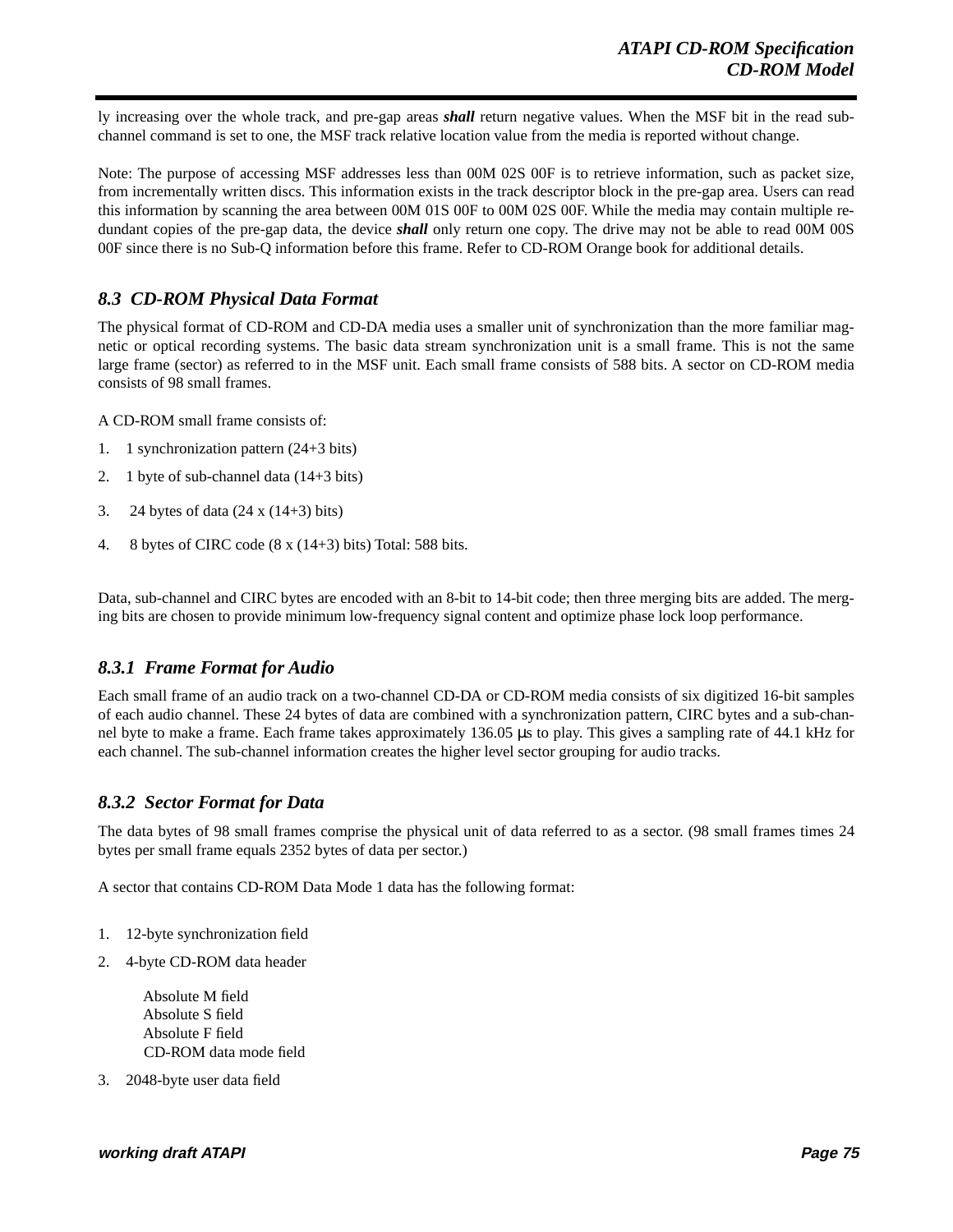ly increasing over the whole track, and pre-gap areas ***shall*** return negative values. When the MSF bit in the read sub-channel command is set to one, the MSF track relative location value from the media is reported without change.

Note: The purpose of accessing MSF addresses less than 00M 02S 00F is to retrieve information, such as packet size, from incrementally written discs. This information exists in the track descriptor block in the pre-gap area. Users can read this information by scanning the area between 00M 01S 00F to 00M 02S 00F. While the media may contain multiple redundant copies of the pre-gap data, the device ***shall*** only return one copy. The drive may not be able to read 00M 00S 00F since there is no Sub-Q information before this frame. Refer to CD-ROM Orange book for additional details.

## *8.3 CD-ROM Physical Data Format*

The physical format of CD-ROM and CD-DA media uses a smaller unit of synchronization than the more familiar magnetic or optical recording systems. The basic data stream synchronization unit is a small frame. This is not the same large frame (sector) as referred to in the MSF unit. Each small frame consists of 588 bits. A sector on CD-ROM media consists of 98 small frames.

A CD-ROM small frame consists of:

1. 1 synchronization pattern (24+3 bits)
2. 1 byte of sub-channel data (14+3 bits)
3. 24 bytes of data (24 x (14+3) bits)
4. 8 bytes of CIRC code (8 x (14+3) bits) Total: 588 bits.

Data, sub-channel and CIRC bytes are encoded with an 8-bit to 14-bit code; then three merging bits are added. The merging bits are chosen to provide minimum low-frequency signal content and optimize phase lock loop performance.

### *8.3.1 Frame Format for Audio*

Each small frame of an audio track on a two-channel CD-DA or CD-ROM media consists of six digitized 16-bit samples of each audio channel. These 24 bytes of data are combined with a synchronization pattern, CIRC bytes and a sub-channel byte to make a frame. Each frame takes approximately 136.05 µs to play. This gives a sampling rate of 44.1 kHz for each channel. The sub-channel information creates the higher level sector grouping for audio tracks.

### *8.3.2 Sector Format for Data*

The data bytes of 98 small frames comprise the physical unit of data referred to as a sector. (98 small frames times 24 bytes per small frame equals 2352 bytes of data per sector.)

A sector that contains CD-ROM Data Mode 1 data has the following format:

1. 12-byte synchronization field
2. 4-byte CD-ROM data header

   Absolute M field
   Absolute S field
   Absolute F field
   CD-ROM data mode field

3. 2048-byte user data field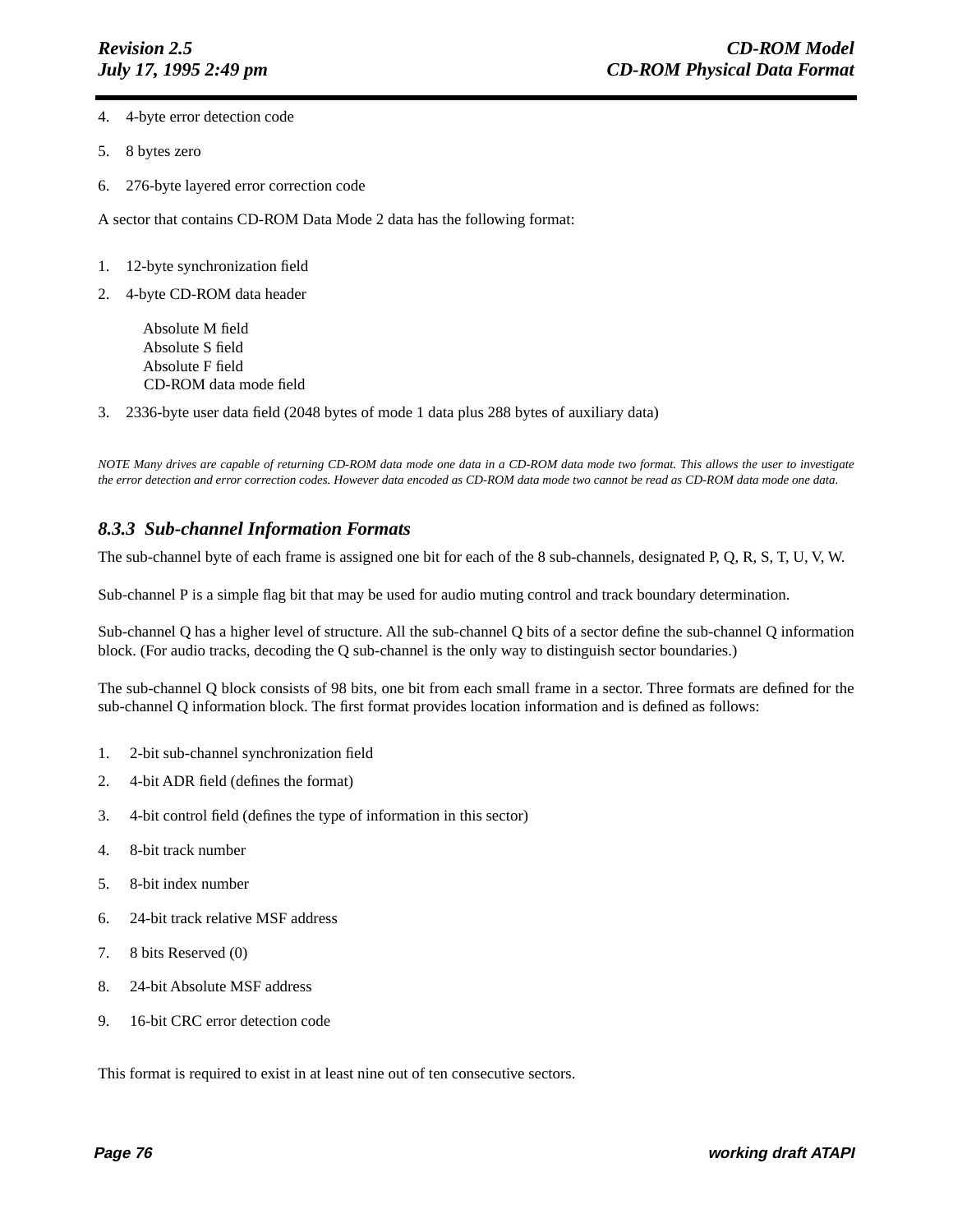4. 4-byte error detection code
5. 8 bytes zero
6. 276-byte layered error correction code

A sector that contains CD-ROM Data Mode 2 data has the following format:

1. 12-byte synchronization field
2. 4-byte CD-ROM data header

   Absolute M field
   Absolute S field
   Absolute F field
   CD-ROM data mode field

3. 2336-byte user data field (2048 bytes of mode 1 data plus 288 bytes of auxiliary data)

*NOTE Many drives are capable of returning CD-ROM data mode one data in a CD-ROM data mode two format. This allows the user to investigate the error detection and error correction codes. However data encoded as CD-ROM data mode two cannot be read as CD-ROM data mode one data.*

### 8.3.3 Sub-channel Information Formats

The sub-channel byte of each frame is assigned one bit for each of the 8 sub-channels, designated P, Q, R, S, T, U, V, W.

Sub-channel P is a simple flag bit that may be used for audio muting control and track boundary determination.

Sub-channel Q has a higher level of structure. All the sub-channel Q bits of a sector define the sub-channel Q information block. (For audio tracks, decoding the Q sub-channel is the only way to distinguish sector boundaries.)

The sub-channel Q block consists of 98 bits, one bit from each small frame in a sector. Three formats are defined for the sub-channel Q information block. The first format provides location information and is defined as follows:

1. 2-bit sub-channel synchronization field
2. 4-bit ADR field (defines the format)
3. 4-bit control field (defines the type of information in this sector)
4. 8-bit track number
5. 8-bit index number
6. 24-bit track relative MSF address
7. 8 bits Reserved (0)
8. 24-bit Absolute MSF address
9. 16-bit CRC error detection code

This format is required to exist in at least nine out of ten consecutive sectors.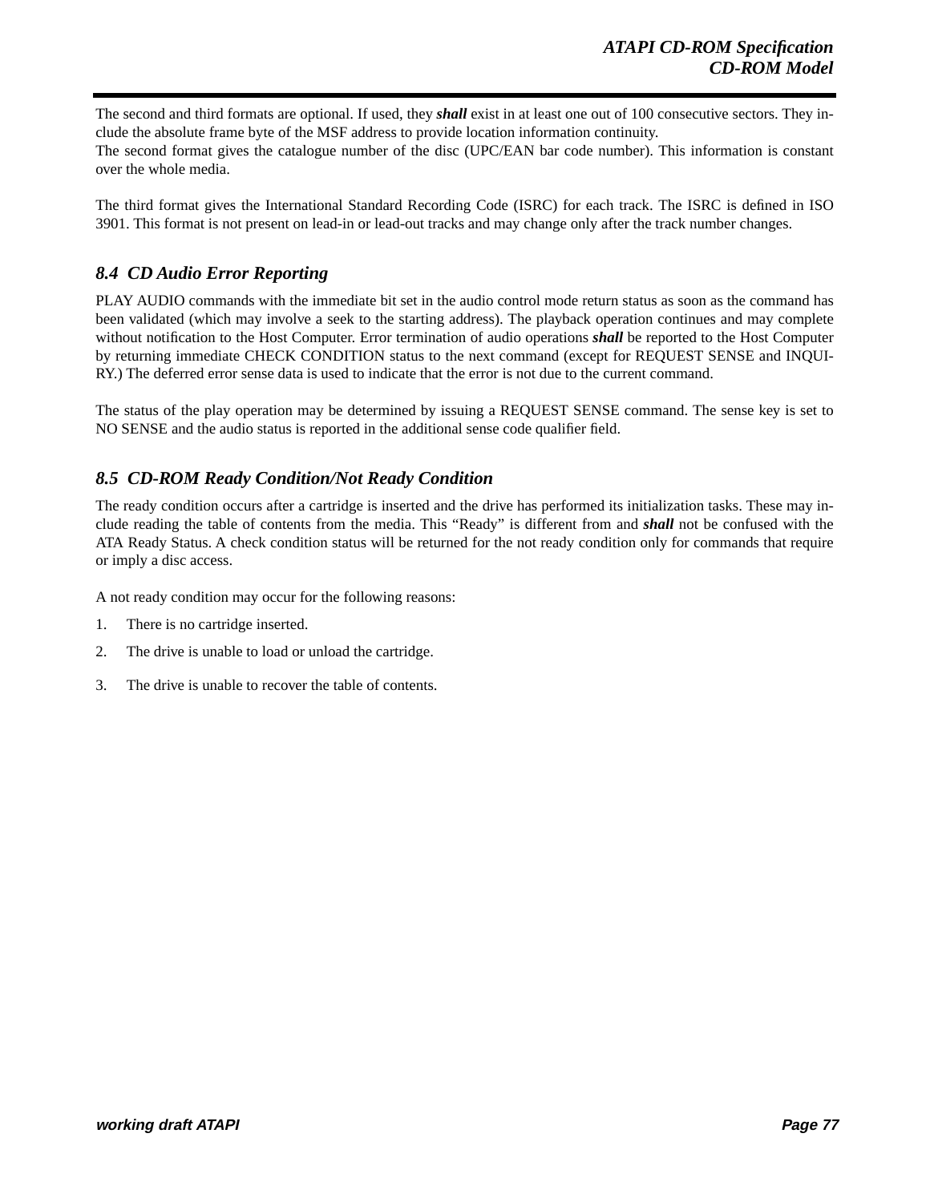The second and third formats are optional. If used, they ***shall*** exist in at least one out of 100 consecutive sectors. They include the absolute frame byte of the MSF address to provide location information continuity.
The second format gives the catalogue number of the disc (UPC/EAN bar code number). This information is constant over the whole media.

The third format gives the International Standard Recording Code (ISRC) for each track. The ISRC is defined in ISO 3901. This format is not present on lead-in or lead-out tracks and may change only after the track number changes.

## *8.4 CD Audio Error Reporting*

PLAY AUDIO commands with the immediate bit set in the audio control mode return status as soon as the command has been validated (which may involve a seek to the starting address). The playback operation continues and may complete without notification to the Host Computer. Error termination of audio operations ***shall*** be reported to the Host Computer by returning immediate CHECK CONDITION status to the next command (except for REQUEST SENSE and INQUIRY.) The deferred error sense data is used to indicate that the error is not due to the current command.

The status of the play operation may be determined by issuing a REQUEST SENSE command. The sense key is set to NO SENSE and the audio status is reported in the additional sense code qualifier field.

## *8.5 CD-ROM Ready Condition/Not Ready Condition*

The ready condition occurs after a cartridge is inserted and the drive has performed its initialization tasks. These may include reading the table of contents from the media. This “Ready” is different from and ***shall*** not be confused with the ATA Ready Status. A check condition status will be returned for the not ready condition only for commands that require or imply a disc access.

A not ready condition may occur for the following reasons:

1. There is no cartridge inserted.
2. The drive is unable to load or unload the cartridge.
3. The drive is unable to recover the table of contents.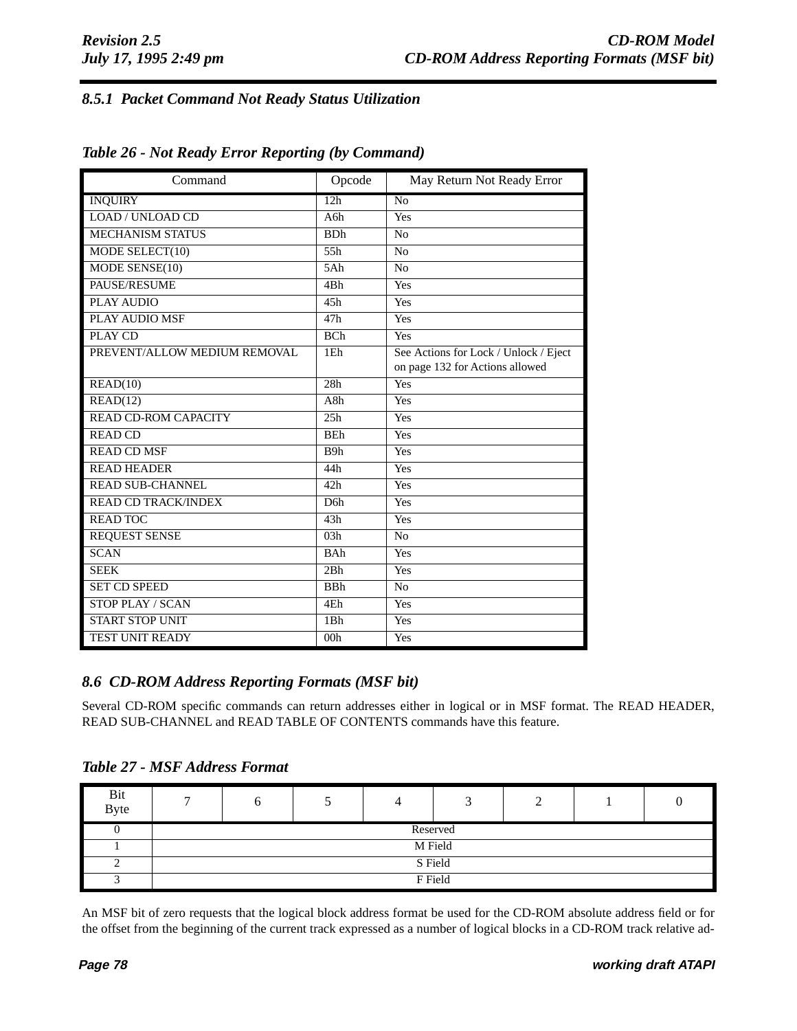### 8.5.1 Packet Command Not Ready Status Utilization

*Table 26 - Not Ready Error Reporting (by Command)*

| Command | Opcode | May Return Not Ready Error |
|---|---|---|
| INQUIRY | 12h | No |
| LOAD / UNLOAD CD | A6h | Yes |
| MECHANISM STATUS | BDh | No |
| MODE SELECT(10) | 55h | No |
| MODE SENSE(10) | 5Ah | No |
| PAUSE/RESUME | 4Bh | Yes |
| PLAY AUDIO | 45h | Yes |
| PLAY AUDIO MSF | 47h | Yes |
| PLAY CD | BCh | Yes |
| PREVENT/ALLOW MEDIUM REMOVAL | 1Eh | See Actions for Lock / Unlock / Eject on page 132 for Actions allowed |
| READ(10) | 28h | Yes |
| READ(12) | A8h | Yes |
| READ CD-ROM CAPACITY | 25h | Yes |
| READ CD | BEh | Yes |
| READ CD MSF | B9h | Yes |
| READ HEADER | 44h | Yes |
| READ SUB-CHANNEL | 42h | Yes |
| READ CD TRACK/INDEX | D6h | Yes |
| READ TOC | 43h | Yes |
| REQUEST SENSE | 03h | No |
| SCAN | BAh | Yes |
| SEEK | 2Bh | Yes |
| SET CD SPEED | BBh | No |
| STOP PLAY / SCAN | 4Eh | Yes |
| START STOP UNIT | 1Bh | Yes |
| TEST UNIT READY | 00h | Yes |

## 8.6 CD-ROM Address Reporting Formats (MSF bit)

Several CD-ROM specific commands can return addresses either in logical or in MSF format. The READ HEADER, READ SUB-CHANNEL and READ TABLE OF CONTENTS commands have this feature.

*Table 27 - MSF Address Format*

| Bit / Byte | 7 | 6 | 5 | 4 | 3 | 2 | 1 | 0 |
|---|---|---|---|---|---|---|---|---|
| 0 | Reserved | | | | | | | |
| 1 | M Field | | | | | | | |
| 2 | S Field | | | | | | | |
| 3 | F Field | | | | | | | |

An MSF bit of zero requests that the logical block address format be used for the CD-ROM absolute address field or for the offset from the beginning of the current track expressed as a number of logical blocks in a CD-ROM track relative ad-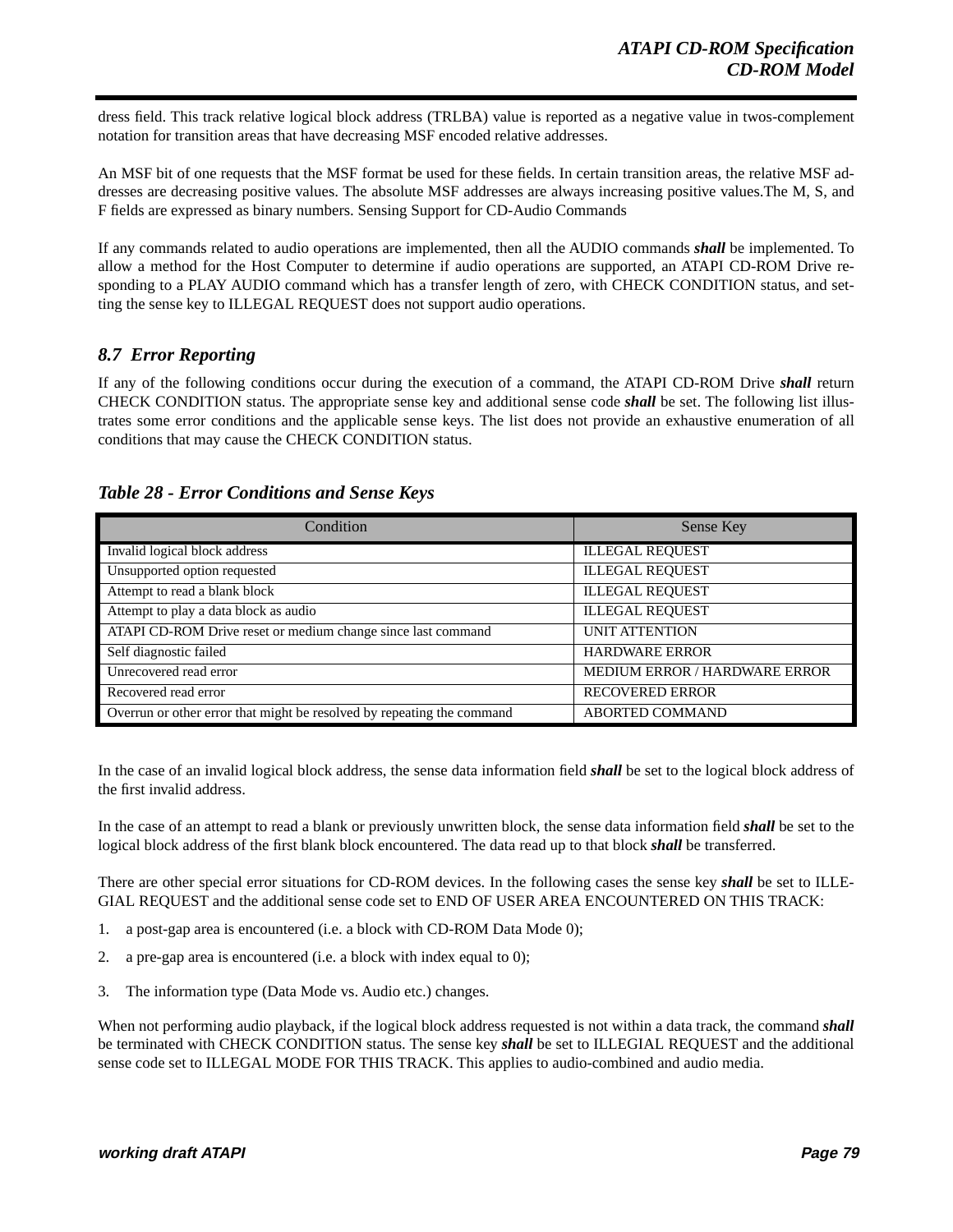dress field. This track relative logical block address (TRLBA) value is reported as a negative value in twos-complement notation for transition areas that have decreasing MSF encoded relative addresses.

An MSF bit of one requests that the MSF format be used for these fields. In certain transition areas, the relative MSF addresses are decreasing positive values. The absolute MSF addresses are always increasing positive values.The M, S, and F fields are expressed as binary numbers. Sensing Support for CD-Audio Commands

If any commands related to audio operations are implemented, then all the AUDIO commands ***shall*** be implemented. To allow a method for the Host Computer to determine if audio operations are supported, an ATAPI CD-ROM Drive responding to a PLAY AUDIO command which has a transfer length of zero, with CHECK CONDITION status, and setting the sense key to ILLEGAL REQUEST does not support audio operations.

## *8.7 Error Reporting*

If any of the following conditions occur during the execution of a command, the ATAPI CD-ROM Drive ***shall*** return CHECK CONDITION status. The appropriate sense key and additional sense code ***shall*** be set. The following list illustrates some error conditions and the applicable sense keys. The list does not provide an exhaustive enumeration of all conditions that may cause the CHECK CONDITION status.

***Table 28 - Error Conditions and Sense Keys***

| Condition | Sense Key |
|---|---|
| Invalid logical block address | ILLEGAL REQUEST |
| Unsupported option requested | ILLEGAL REQUEST |
| Attempt to read a blank block | ILLEGAL REQUEST |
| Attempt to play a data block as audio | ILLEGAL REQUEST |
| ATAPI CD-ROM Drive reset or medium change since last command | UNIT ATTENTION |
| Self diagnostic failed | HARDWARE ERROR |
| Unrecovered read error | MEDIUM ERROR / HARDWARE ERROR |
| Recovered read error | RECOVERED ERROR |
| Overrun or other error that might be resolved by repeating the command | ABORTED COMMAND |

In the case of an invalid logical block address, the sense data information field ***shall*** be set to the logical block address of the first invalid address.

In the case of an attempt to read a blank or previously unwritten block, the sense data information field ***shall*** be set to the logical block address of the first blank block encountered. The data read up to that block ***shall*** be transferred.

There are other special error situations for CD-ROM devices. In the following cases the sense key ***shall*** be set to ILLEGIAL REQUEST and the additional sense code set to END OF USER AREA ENCOUNTERED ON THIS TRACK:

1. a post-gap area is encountered (i.e. a block with CD-ROM Data Mode 0);
2. a pre-gap area is encountered (i.e. a block with index equal to 0);
3. The information type (Data Mode vs. Audio etc.) changes.

When not performing audio playback, if the logical block address requested is not within a data track, the command ***shall*** be terminated with CHECK CONDITION status. The sense key ***shall*** be set to ILLEGIAL REQUEST and the additional sense code set to ILLEGAL MODE FOR THIS TRACK. This applies to audio-combined and audio media.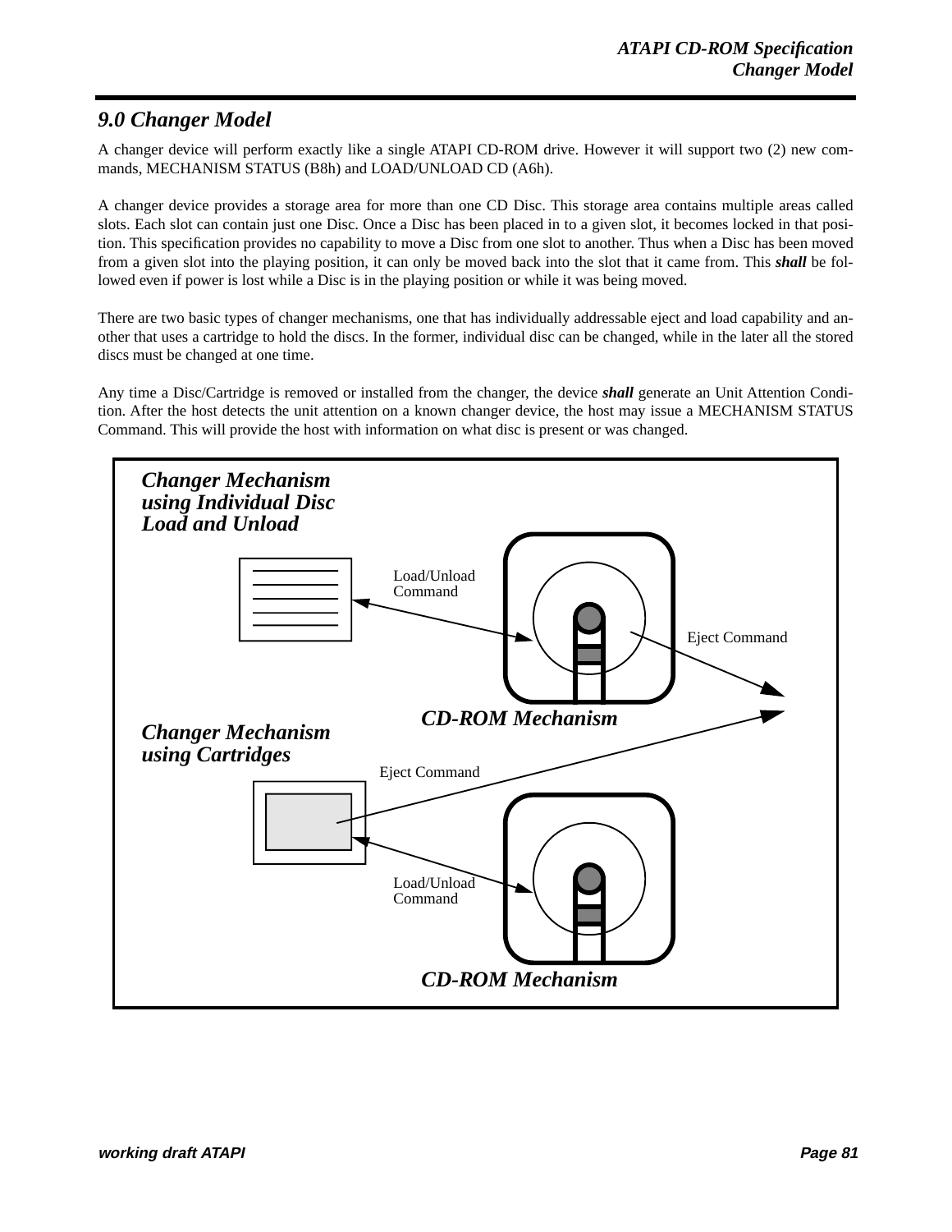# 9.0 Changer Model

A changer device will perform exactly like a single ATAPI CD-ROM drive. However it will support two (2) new commands, MECHANISM STATUS (B8h) and LOAD/UNLOAD CD (A6h).

A changer device provides a storage area for more than one CD Disc. This storage area contains multiple areas called slots. Each slot can contain just one Disc. Once a Disc has been placed in to a given slot, it becomes locked in that position. This specification provides no capability to move a Disc from one slot to another. Thus when a Disc has been moved from a given slot into the playing position, it can only be moved back into the slot that it came from. This ***shall*** be followed even if power is lost while a Disc is in the playing position or while it was being moved.

There are two basic types of changer mechanisms, one that has individually addressable eject and load capability and another that uses a cartridge to hold the discs. In the former, individual disc can be changed, while in the later all the stored discs must be changed at one time.

Any time a Disc/Cartridge is removed or installed from the changer, the device ***shall*** generate an Unit Attention Condition. After the host detects the unit attention on a known changer device, the host may issue a MECHANISM STATUS Command. This will provide the host with information on what disc is present or was changed.

***Changer Mechanism using Individual Disc Load and Unload***

Load/Unload Command

Eject Command

***CD-ROM Mechanism***

***Changer Mechanism using Cartridges***

Eject Command

Load/Unload Command

***CD-ROM Mechanism***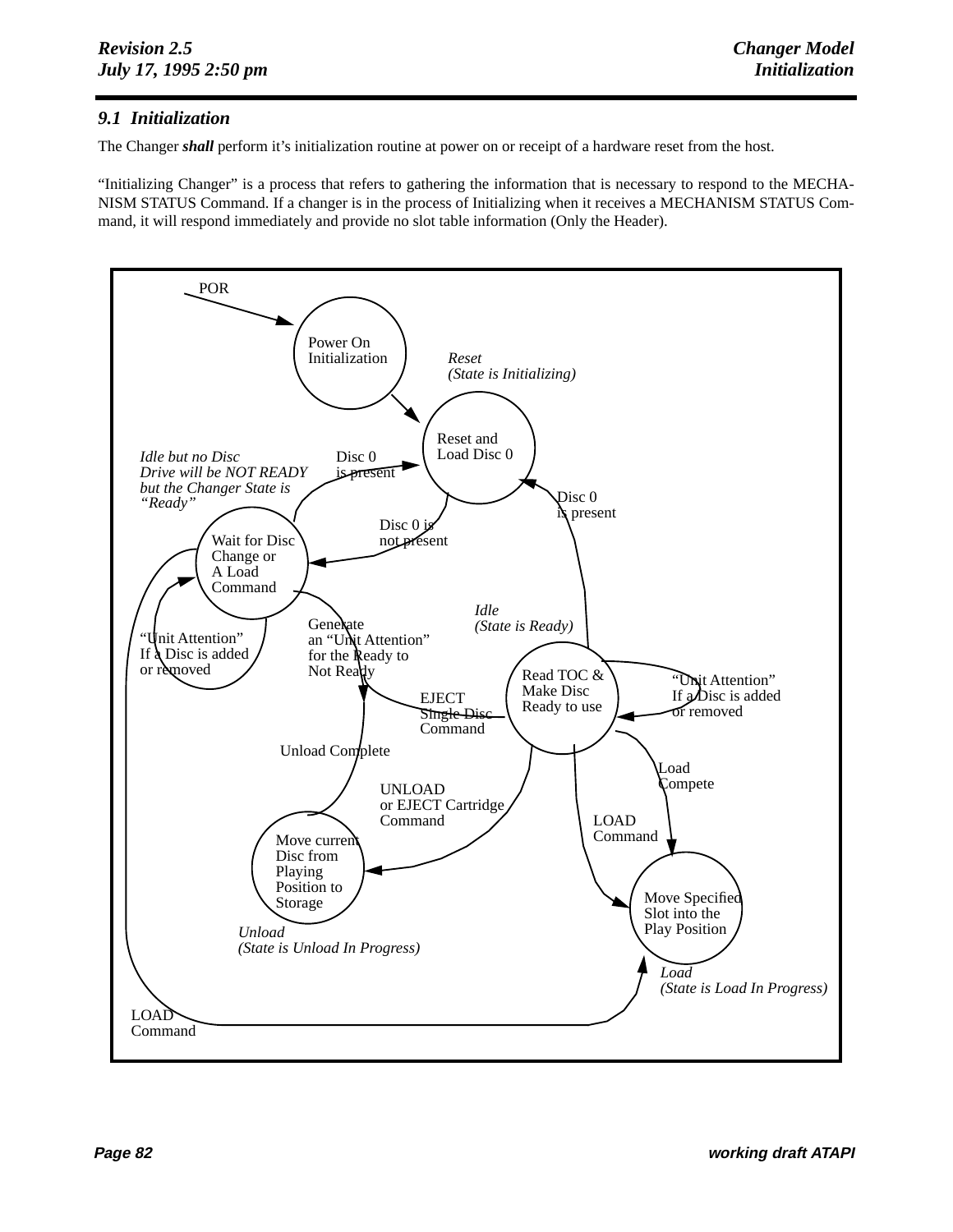### 9.1 Initialization

The Changer ***shall*** perform it's initialization routine at power on or receipt of a hardware reset from the host.

"Initializing Changer" is a process that refers to gathering the information that is necessary to respond to the MECHANISM STATUS Command. If a changer is in the process of Initializing when it receives a MECHANISM STATUS Command, it will respond immediately and provide no slot table information (Only the Header).

POR

Power On Initialization

*Reset*
*(State is Initializing)*

Reset and Load Disc 0

*Idle but no Disc*
*Drive will be NOT READY but the Changer State is "Ready"*

Disc 0 is present

Disc 0 is present

Disc 0 is not present

Wait for Disc Change or A Load Command

*Idle*
*(State is Ready)*

"Unit Attention" If a Disc is added or removed

Generate an "Unit Attention" for the Ready to Not Ready

Read TOC & Make Disc Ready to use

"Unit Attention" If a Disc is added or removed

EJECT Single Disc Command

Unload Complete

Load Compete

UNLOAD or EJECT Cartridge Command

LOAD Command

Move current Disc from Playing Position to Storage

Move Specified Slot into the Play Position

*Unload*
*(State is Unload In Progress)*

*Load*
*(State is Load In Progress)*

LOAD Command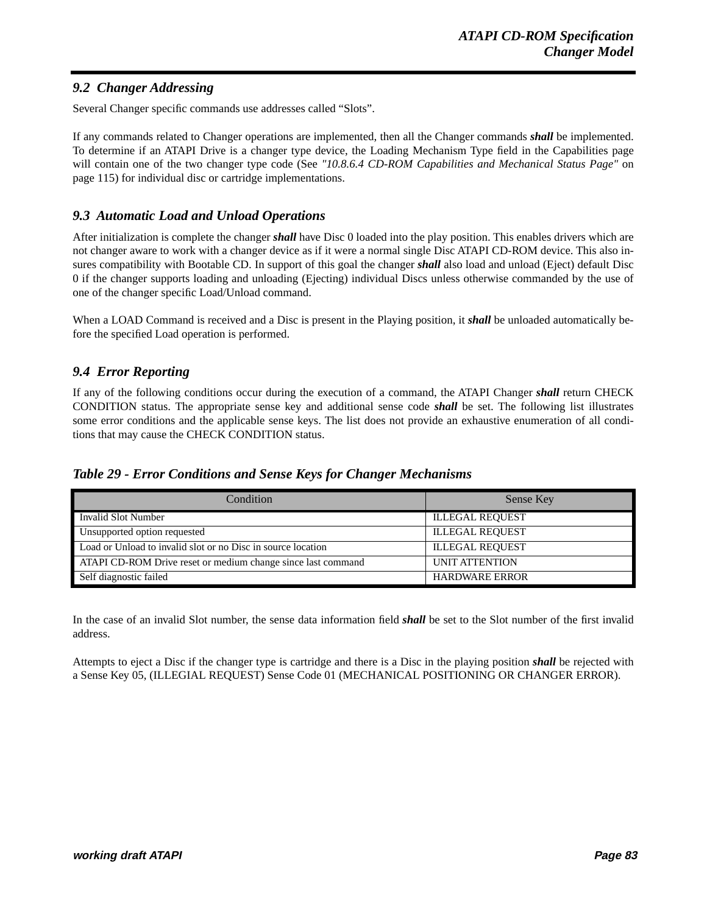## *9.2 Changer Addressing*

Several Changer specific commands use addresses called “Slots”.

If any commands related to Changer operations are implemented, then all the Changer commands ***shall*** be implemented. To determine if an ATAPI Drive is a changer type device, the Loading Mechanism Type field in the Capabilities page will contain one of the two changer type code (See *"10.8.6.4 CD-ROM Capabilities and Mechanical Status Page"* on page 115) for individual disc or cartridge implementations.

## *9.3 Automatic Load and Unload Operations*

After initialization is complete the changer ***shall*** have Disc 0 loaded into the play position. This enables drivers which are not changer aware to work with a changer device as if it were a normal single Disc ATAPI CD-ROM device. This also insures compatibility with Bootable CD. In support of this goal the changer ***shall*** also load and unload (Eject) default Disc 0 if the changer supports loading and unloading (Ejecting) individual Discs unless otherwise commanded by the use of one of the changer specific Load/Unload command.

When a LOAD Command is received and a Disc is present in the Playing position, it ***shall*** be unloaded automatically before the specified Load operation is performed.

## *9.4 Error Reporting*

If any of the following conditions occur during the execution of a command, the ATAPI Changer ***shall*** return CHECK CONDITION status. The appropriate sense key and additional sense code ***shall*** be set. The following list illustrates some error conditions and the applicable sense keys. The list does not provide an exhaustive enumeration of all conditions that may cause the CHECK CONDITION status.

***Table 29 - Error Conditions and Sense Keys for Changer Mechanisms***

| Condition | Sense Key |
|---|---|
| Invalid Slot Number | ILLEGAL REQUEST |
| Unsupported option requested | ILLEGAL REQUEST |
| Load or Unload to invalid slot or no Disc in source location | ILLEGAL REQUEST |
| ATAPI CD-ROM Drive reset or medium change since last command | UNIT ATTENTION |
| Self diagnostic failed | HARDWARE ERROR |

In the case of an invalid Slot number, the sense data information field ***shall*** be set to the Slot number of the first invalid address.

Attempts to eject a Disc if the changer type is cartridge and there is a Disc in the playing position ***shall*** be rejected with a Sense Key 05, (ILLEGIAL REQUEST) Sense Code 01 (MECHANICAL POSITIONING OR CHANGER ERROR).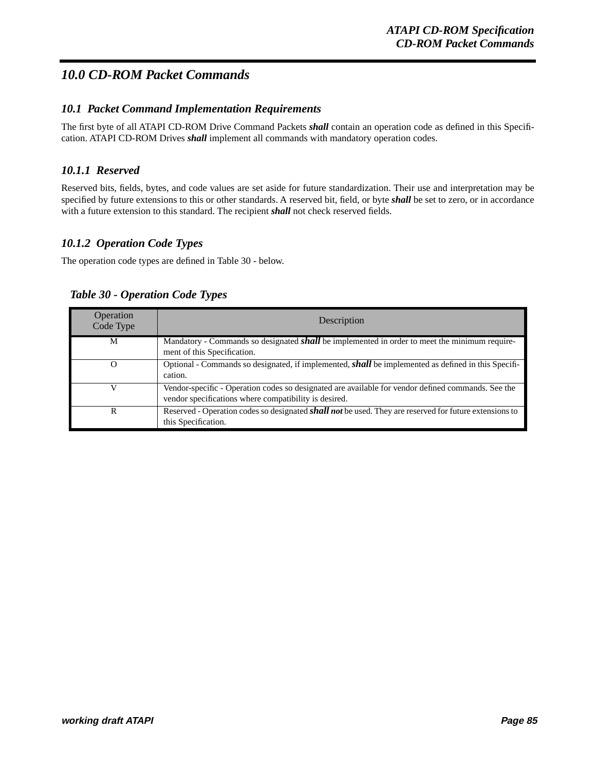# 10.0 CD-ROM Packet Commands

## 10.1 Packet Command Implementation Requirements

The first byte of all ATAPI CD-ROM Drive Command Packets ***shall*** contain an operation code as defined in this Specification. ATAPI CD-ROM Drives ***shall*** implement all commands with mandatory operation codes.

### 10.1.1 Reserved

Reserved bits, fields, bytes, and code values are set aside for future standardization. Their use and interpretation may be specified by future extensions to this or other standards. A reserved bit, field, or byte ***shall*** be set to zero, or in accordance with a future extension to this standard. The recipient ***shall*** not check reserved fields.

### 10.1.2 Operation Code Types

The operation code types are defined in Table 30 - below.

***Table 30 - Operation Code Types***

| Operation Code Type | Description |
|---|---|
| M | Mandatory - Commands so designated ***shall*** be implemented in order to meet the minimum requirement of this Specification. |
| O | Optional - Commands so designated, if implemented, ***shall*** be implemented as defined in this Specification. |
| V | Vendor-specific - Operation codes so designated are available for vendor defined commands. See the vendor specifications where compatibility is desired. |
| R | Reserved - Operation codes so designated ***shall not*** be used. They are reserved for future extensions to this Specification. |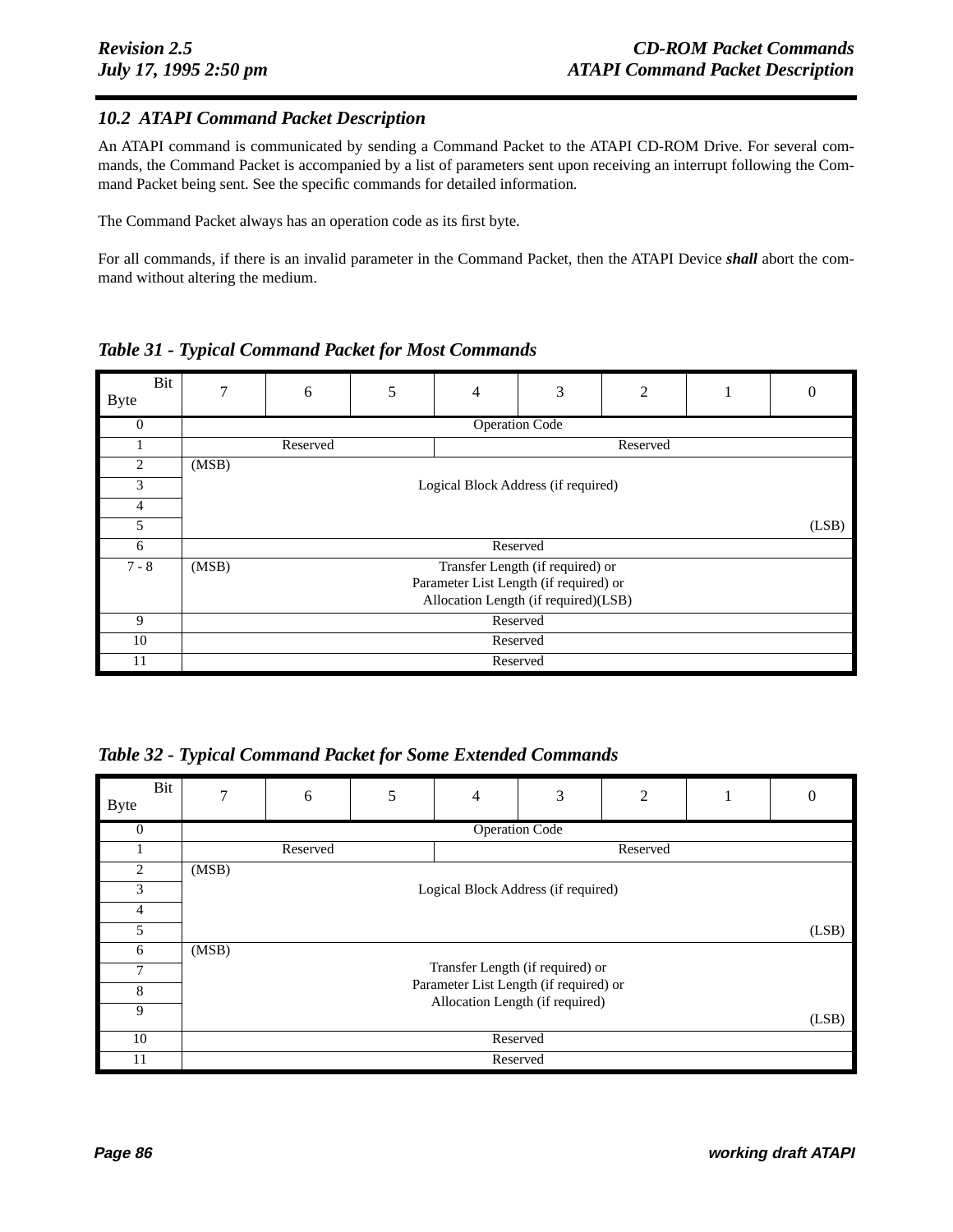## 10.2 ATAPI Command Packet Description

An ATAPI command is communicated by sending a Command Packet to the ATAPI CD-ROM Drive. For several commands, the Command Packet is accompanied by a list of parameters sent upon receiving an interrupt following the Command Packet being sent. See the specific commands for detailed information.

The Command Packet always has an operation code as its first byte.

For all commands, if there is an invalid parameter in the Command Packet, then the ATAPI Device ***shall*** abort the command without altering the medium.

***Table 31 - Typical Command Packet for Most Commands***

| Byte \ Bit | 7 | 6 | 5 | 4 | 3 | 2 | 1 | 0 |
|---|---|---|---|---|---|---|---|---|
| 0 | Operation Code | | | | | | | |
| 1 | Reserved | | | Reserved | | | | |
| 2 | (MSB) | | | | | | | |
| 3 | Logical Block Address (if required) | | | | | | | |
| 4 | | | | | | | | |
| 5 | | | | | | | | (LSB) |
| 6 | Reserved | | | | | | | |
| 7 - 8 | (MSB) Transfer Length (if required) or Parameter List Length (if required) or Allocation Length (if required)(LSB) | | | | | | | |
| 9 | Reserved | | | | | | | |
| 10 | Reserved | | | | | | | |
| 11 | Reserved | | | | | | | |

***Table 32 - Typical Command Packet for Some Extended Commands***

| Byte \ Bit | 7 | 6 | 5 | 4 | 3 | 2 | 1 | 0 |
|---|---|---|---|---|---|---|---|---|
| 0 | Operation Code | | | | | | | |
| 1 | Reserved | | | Reserved | | | | |
| 2 | (MSB) | | | | | | | |
| 3 | Logical Block Address (if required) | | | | | | | |
| 4 | | | | | | | | |
| 5 | | | | | | | | (LSB) |
| 6 | (MSB) | | | | | | | |
| 7 | Transfer Length (if required) or | | | | | | | |
| 8 | Parameter List Length (if required) or | | | | | | | |
| 9 | Allocation Length (if required) | | | | | | | (LSB) |
| 10 | Reserved | | | | | | | |
| 11 | Reserved | | | | | | | |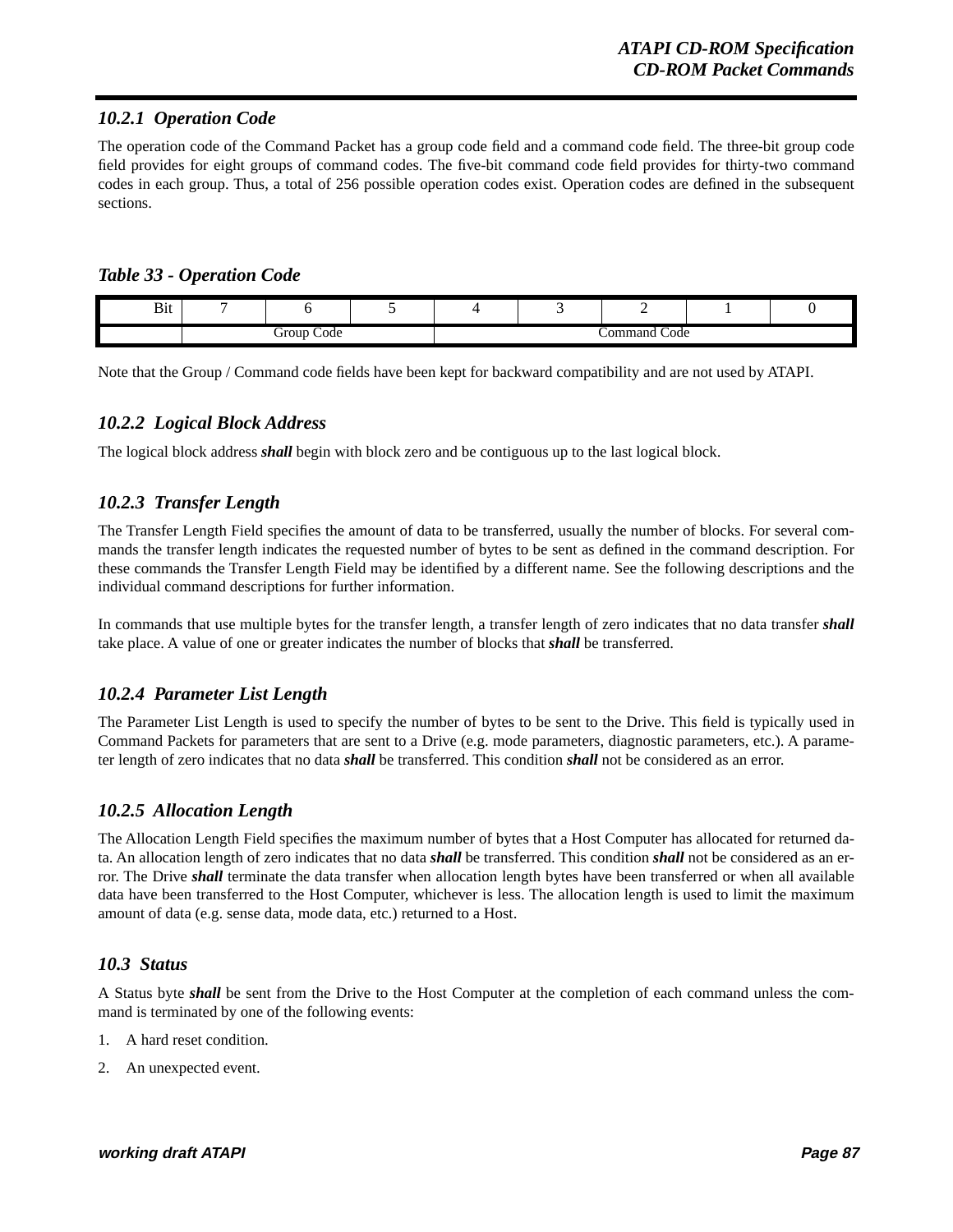### 10.2.1 Operation Code

The operation code of the Command Packet has a group code field and a command code field. The three-bit group code field provides for eight groups of command codes. The five-bit command code field provides for thirty-two command codes in each group. Thus, a total of 256 possible operation codes exist. Operation codes are defined in the subsequent sections.

***Table 33 - Operation Code***

| Bit | 7 | 6 | 5 | 4 | 3 | 2 | 1 | 0 |
|---|---|---|---|---|---|---|---|---|
| | Group Code | | | Command Code | | | | |

Note that the Group / Command code fields have been kept for backward compatibility and are not used by ATAPI.

### 10.2.2 Logical Block Address

The logical block address ***shall*** begin with block zero and be contiguous up to the last logical block.

### 10.2.3 Transfer Length

The Transfer Length Field specifies the amount of data to be transferred, usually the number of blocks. For several commands the transfer length indicates the requested number of bytes to be sent as defined in the command description. For these commands the Transfer Length Field may be identified by a different name. See the following descriptions and the individual command descriptions for further information.

In commands that use multiple bytes for the transfer length, a transfer length of zero indicates that no data transfer ***shall*** take place. A value of one or greater indicates the number of blocks that ***shall*** be transferred.

### 10.2.4 Parameter List Length

The Parameter List Length is used to specify the number of bytes to be sent to the Drive. This field is typically used in Command Packets for parameters that are sent to a Drive (e.g. mode parameters, diagnostic parameters, etc.). A parameter length of zero indicates that no data ***shall*** be transferred. This condition ***shall*** not be considered as an error.

### 10.2.5 Allocation Length

The Allocation Length Field specifies the maximum number of bytes that a Host Computer has allocated for returned data. An allocation length of zero indicates that no data ***shall*** be transferred. This condition ***shall*** not be considered as an error. The Drive ***shall*** terminate the data transfer when allocation length bytes have been transferred or when all available data have been transferred to the Host Computer, whichever is less. The allocation length is used to limit the maximum amount of data (e.g. sense data, mode data, etc.) returned to a Host.

### 10.3 Status

A Status byte ***shall*** be sent from the Drive to the Host Computer at the completion of each command unless the command is terminated by one of the following events:

1. A hard reset condition.
2. An unexpected event.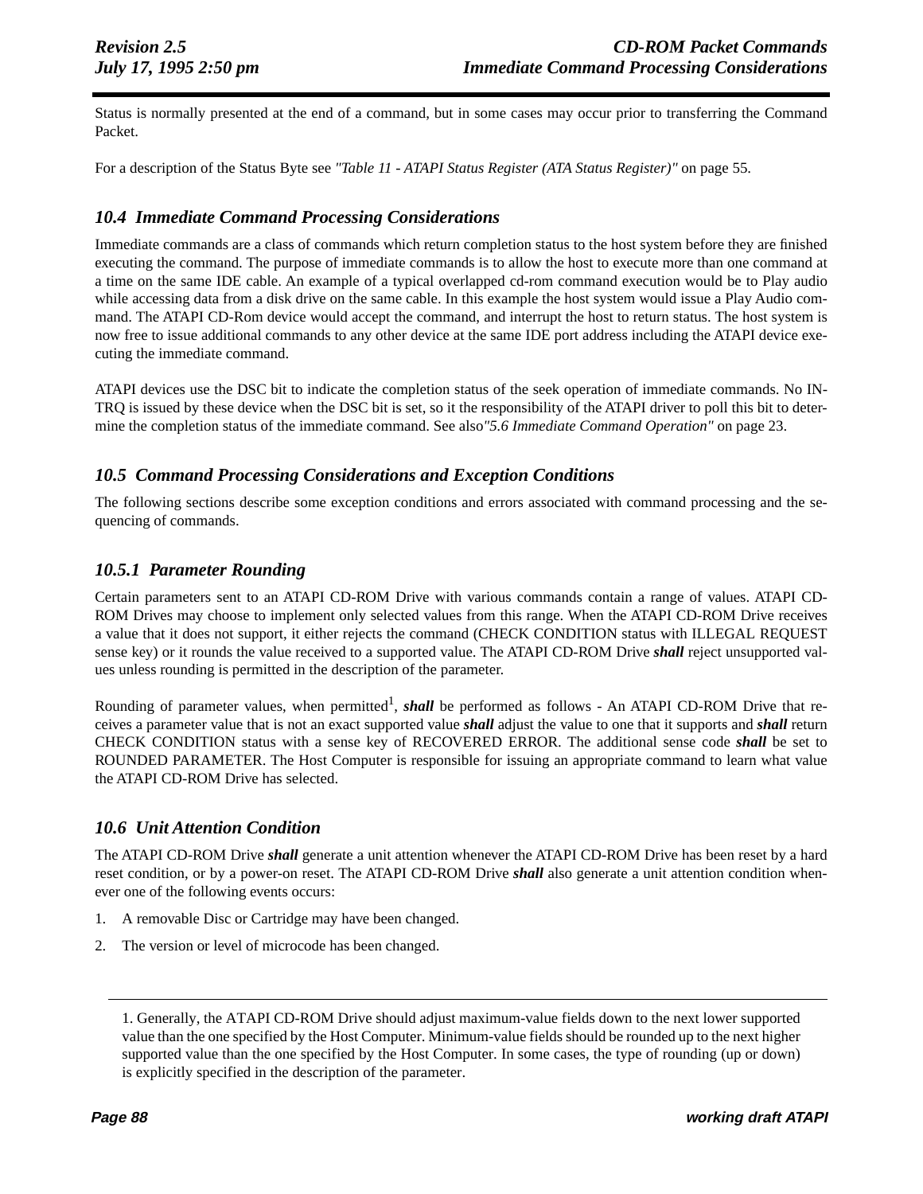Status is normally presented at the end of a command, but in some cases may occur prior to transferring the Command Packet.

For a description of the Status Byte see *"Table 11 - ATAPI Status Register (ATA Status Register)"* on page 55.

## 10.4 Immediate Command Processing Considerations

Immediate commands are a class of commands which return completion status to the host system before they are finished executing the command. The purpose of immediate commands is to allow the host to execute more than one command at a time on the same IDE cable. An example of a typical overlapped cd-rom command execution would be to Play audio while accessing data from a disk drive on the same cable. In this example the host system would issue a Play Audio command. The ATAPI CD-Rom device would accept the command, and interrupt the host to return status. The host system is now free to issue additional commands to any other device at the same IDE port address including the ATAPI device executing the immediate command.

ATAPI devices use the DSC bit to indicate the completion status of the seek operation of immediate commands. No INTRQ is issued by these device when the DSC bit is set, so it the responsibility of the ATAPI driver to poll this bit to determine the completion status of the immediate command. See also *"5.6 Immediate Command Operation"* on page 23.

## 10.5 Command Processing Considerations and Exception Conditions

The following sections describe some exception conditions and errors associated with command processing and the sequencing of commands.

### 10.5.1 Parameter Rounding

Certain parameters sent to an ATAPI CD-ROM Drive with various commands contain a range of values. ATAPI CD-ROM Drives may choose to implement only selected values from this range. When the ATAPI CD-ROM Drive receives a value that it does not support, it either rejects the command (CHECK CONDITION status with ILLEGAL REQUEST sense key) or it rounds the value received to a supported value. The ATAPI CD-ROM Drive ***shall*** reject unsupported values unless rounding is permitted in the description of the parameter.

Rounding of parameter values, when permitted[1], ***shall*** be performed as follows - An ATAPI CD-ROM Drive that receives a parameter value that is not an exact supported value ***shall*** adjust the value to one that it supports and ***shall*** return CHECK CONDITION status with a sense key of RECOVERED ERROR. The additional sense code ***shall*** be set to ROUNDED PARAMETER. The Host Computer is responsible for issuing an appropriate command to learn what value the ATAPI CD-ROM Drive has selected.

## 10.6 Unit Attention Condition

The ATAPI CD-ROM Drive ***shall*** generate a unit attention whenever the ATAPI CD-ROM Drive has been reset by a hard reset condition, or by a power-on reset. The ATAPI CD-ROM Drive ***shall*** also generate a unit attention condition whenever one of the following events occurs:

1. A removable Disc or Cartridge may have been changed.
2. The version or level of microcode has been changed.

---

1. Generally, the ATAPI CD-ROM Drive should adjust maximum-value fields down to the next lower supported value than the one specified by the Host Computer. Minimum-value fields should be rounded up to the next higher supported value than the one specified by the Host Computer. In some cases, the type of rounding (up or down) is explicitly specified in the description of the parameter.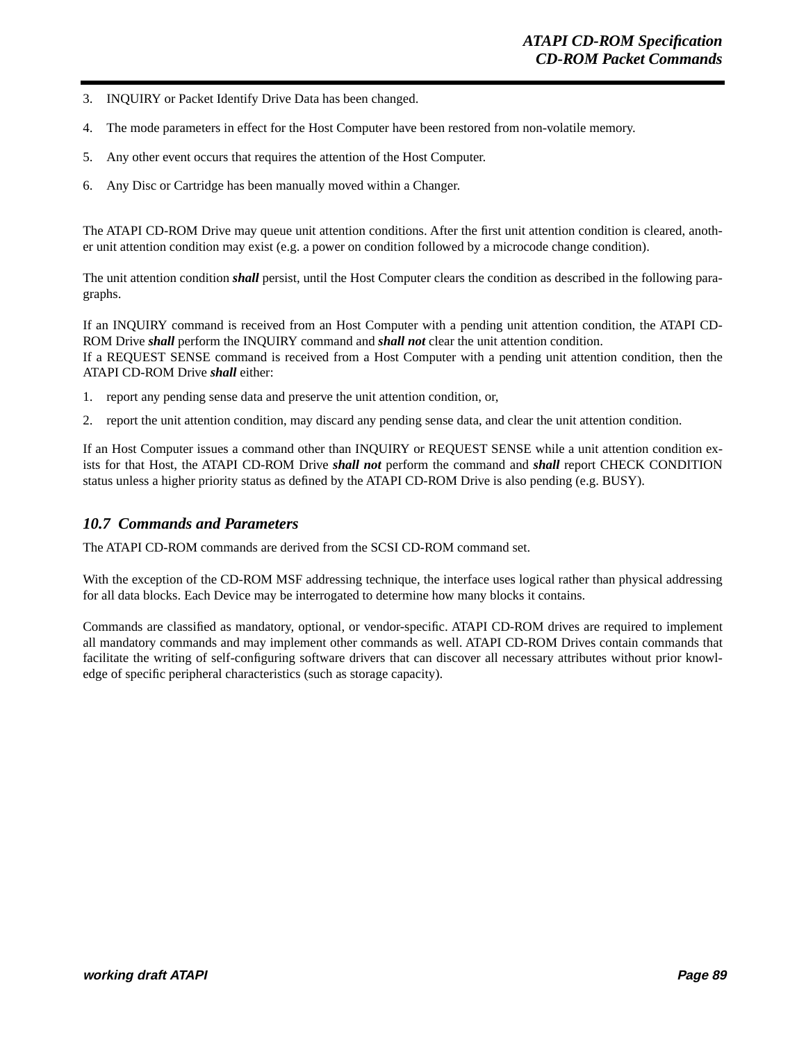3. INQUIRY or Packet Identify Drive Data has been changed.

4. The mode parameters in effect for the Host Computer have been restored from non-volatile memory.

5. Any other event occurs that requires the attention of the Host Computer.

6. Any Disc or Cartridge has been manually moved within a Changer.

The ATAPI CD-ROM Drive may queue unit attention conditions. After the first unit attention condition is cleared, another unit attention condition may exist (e.g. a power on condition followed by a microcode change condition).

The unit attention condition ***shall*** persist, until the Host Computer clears the condition as described in the following paragraphs.

If an INQUIRY command is received from an Host Computer with a pending unit attention condition, the ATAPI CD-ROM Drive ***shall*** perform the INQUIRY command and ***shall not*** clear the unit attention condition.
If a REQUEST SENSE command is received from a Host Computer with a pending unit attention condition, then the ATAPI CD-ROM Drive ***shall*** either:

1. report any pending sense data and preserve the unit attention condition, or,

2. report the unit attention condition, may discard any pending sense data, and clear the unit attention condition.

If an Host Computer issues a command other than INQUIRY or REQUEST SENSE while a unit attention condition exists for that Host, the ATAPI CD-ROM Drive ***shall not*** perform the command and ***shall*** report CHECK CONDITION status unless a higher priority status as defined by the ATAPI CD-ROM Drive is also pending (e.g. BUSY).

## *10.7 Commands and Parameters*

The ATAPI CD-ROM commands are derived from the SCSI CD-ROM command set.

With the exception of the CD-ROM MSF addressing technique, the interface uses logical rather than physical addressing for all data blocks. Each Device may be interrogated to determine how many blocks it contains.

Commands are classified as mandatory, optional, or vendor-specific. ATAPI CD-ROM drives are required to implement all mandatory commands and may implement other commands as well. ATAPI CD-ROM Drives contain commands that facilitate the writing of self-configuring software drivers that can discover all necessary attributes without prior knowledge of specific peripheral characteristics (such as storage capacity).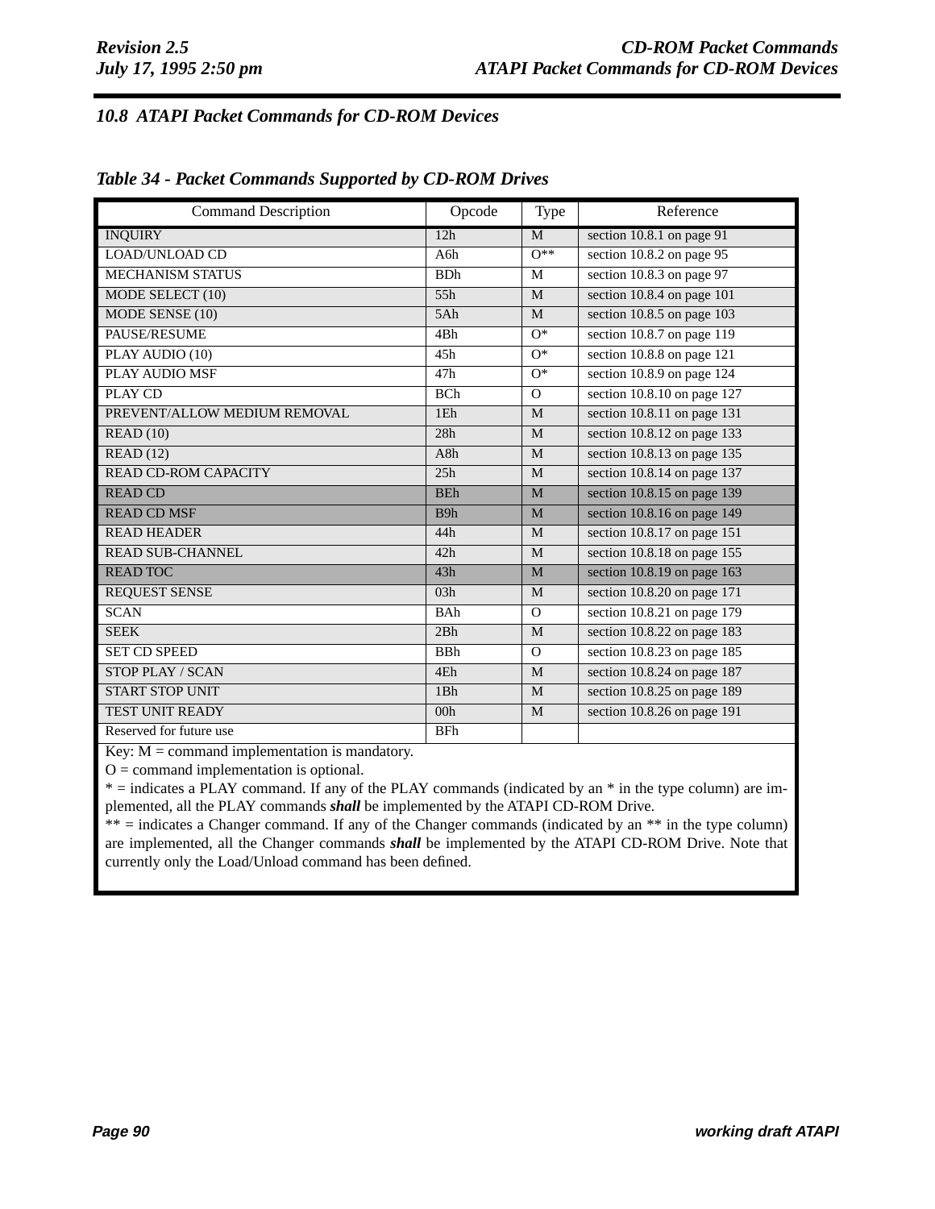### 10.8 ATAPI Packet Commands for CD-ROM Devices

*Table 34 - Packet Commands Supported by CD-ROM Drives*

| Command Description | Opcode | Type | Reference |
|---|---|---|---|
| INQUIRY | 12h | M | section 10.8.1 on page 91 |
| LOAD/UNLOAD CD | A6h | O** | section 10.8.2 on page 95 |
| MECHANISM STATUS | BDh | M | section 10.8.3 on page 97 |
| MODE SELECT (10) | 55h | M | section 10.8.4 on page 101 |
| MODE SENSE (10) | 5Ah | M | section 10.8.5 on page 103 |
| PAUSE/RESUME | 4Bh | O* | section 10.8.7 on page 119 |
| PLAY AUDIO (10) | 45h | O* | section 10.8.8 on page 121 |
| PLAY AUDIO MSF | 47h | O* | section 10.8.9 on page 124 |
| PLAY CD | BCh | O | section 10.8.10 on page 127 |
| PREVENT/ALLOW MEDIUM REMOVAL | 1Eh | M | section 10.8.11 on page 131 |
| READ (10) | 28h | M | section 10.8.12 on page 133 |
| READ (12) | A8h | M | section 10.8.13 on page 135 |
| READ CD-ROM CAPACITY | 25h | M | section 10.8.14 on page 137 |
| READ CD | BEh | M | section 10.8.15 on page 139 |
| READ CD MSF | B9h | M | section 10.8.16 on page 149 |
| READ HEADER | 44h | M | section 10.8.17 on page 151 |
| READ SUB-CHANNEL | 42h | M | section 10.8.18 on page 155 |
| READ TOC | 43h | M | section 10.8.19 on page 163 |
| REQUEST SENSE | 03h | M | section 10.8.20 on page 171 |
| SCAN | BAh | O | section 10.8.21 on page 179 |
| SEEK | 2Bh | M | section 10.8.22 on page 183 |
| SET CD SPEED | BBh | O | section 10.8.23 on page 185 |
| STOP PLAY / SCAN | 4Eh | M | section 10.8.24 on page 187 |
| START STOP UNIT | 1Bh | M | section 10.8.25 on page 189 |
| TEST UNIT READY | 00h | M | section 10.8.26 on page 191 |
| Reserved for future use | BFh | | |

Key: M = command implementation is mandatory.
O = command implementation is optional.
* = indicates a PLAY command. If any of the PLAY commands (indicated by an * in the type column) are implemented, all the PLAY commands ***shall*** be implemented by the ATAPI CD-ROM Drive.
** = indicates a Changer command. If any of the Changer commands (indicated by an ** in the type column) are implemented, all the Changer commands ***shall*** be implemented by the ATAPI CD-ROM Drive. Note that currently only the Load/Unload command has been defined.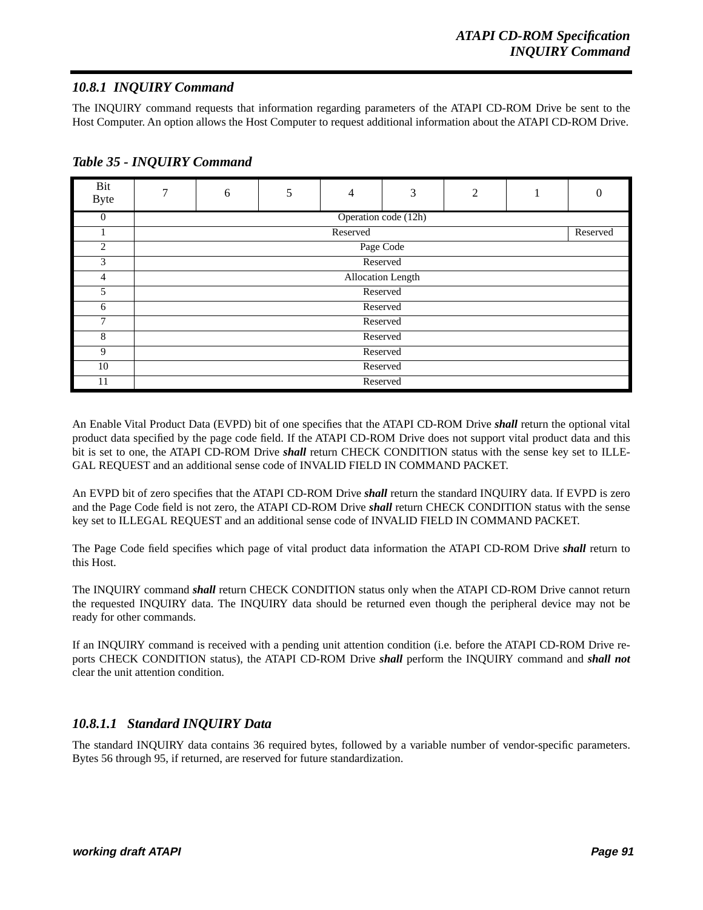### 10.8.1 INQUIRY Command

The INQUIRY command requests that information regarding parameters of the ATAPI CD-ROM Drive be sent to the Host Computer. An option allows the Host Computer to request additional information about the ATAPI CD-ROM Drive.

**Table 35 - INQUIRY Command**

| Bit / Byte | 7 | 6 | 5 | 4 | 3 | 2 | 1 | 0 |
|---|---|---|---|---|---|---|---|---|
| 0 | Operation code (12h) | | | | | | | |
| 1 | Reserved | | | | | | | Reserved |
| 2 | Page Code | | | | | | | |
| 3 | Reserved | | | | | | | |
| 4 | Allocation Length | | | | | | | |
| 5 | Reserved | | | | | | | |
| 6 | Reserved | | | | | | | |
| 7 | Reserved | | | | | | | |
| 8 | Reserved | | | | | | | |
| 9 | Reserved | | | | | | | |
| 10 | Reserved | | | | | | | |
| 11 | Reserved | | | | | | | |

An Enable Vital Product Data (EVPD) bit of one specifies that the ATAPI CD-ROM Drive ***shall*** return the optional vital product data specified by the page code field. If the ATAPI CD-ROM Drive does not support vital product data and this bit is set to one, the ATAPI CD-ROM Drive ***shall*** return CHECK CONDITION status with the sense key set to ILLEGAL REQUEST and an additional sense code of INVALID FIELD IN COMMAND PACKET.

An EVPD bit of zero specifies that the ATAPI CD-ROM Drive ***shall*** return the standard INQUIRY data. If EVPD is zero and the Page Code field is not zero, the ATAPI CD-ROM Drive ***shall*** return CHECK CONDITION status with the sense key set to ILLEGAL REQUEST and an additional sense code of INVALID FIELD IN COMMAND PACKET.

The Page Code field specifies which page of vital product data information the ATAPI CD-ROM Drive ***shall*** return to this Host.

The INQUIRY command ***shall*** return CHECK CONDITION status only when the ATAPI CD-ROM Drive cannot return the requested INQUIRY data. The INQUIRY data should be returned even though the peripheral device may not be ready for other commands.

If an INQUIRY command is received with a pending unit attention condition (i.e. before the ATAPI CD-ROM Drive reports CHECK CONDITION status), the ATAPI CD-ROM Drive ***shall*** perform the INQUIRY command and ***shall not*** clear the unit attention condition.

#### 10.8.1.1 Standard INQUIRY Data

The standard INQUIRY data contains 36 required bytes, followed by a variable number of vendor-specific parameters. Bytes 56 through 95, if returned, are reserved for future standardization.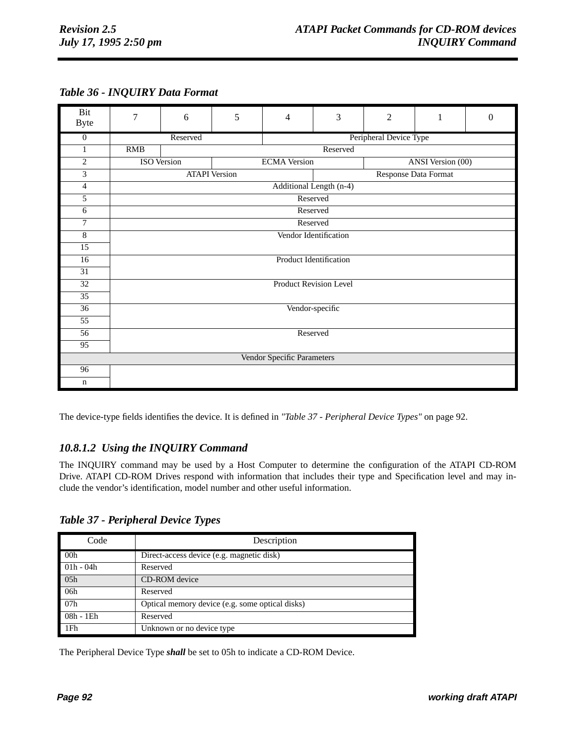*Table 36 - INQUIRY Data Format*

| Bit / Byte | 7 | 6 | 5 | 4 | 3 | 2 | 1 | 0 |
|---|---|---|---|---|---|---|---|---|
| 0 | Reserved | | | Peripheral Device Type | | | | |
| 1 | RMB | Reserved | | | | | | |
| 2 | ISO Version | | ECMA Version | | | ANSI Version (00) | | |
| 3 | ATAPI Version | | | | Response Data Format | | | |
| 4 | Additional Length (n-4) | | | | | | | |
| 5 | Reserved | | | | | | | |
| 6 | Reserved | | | | | | | |
| 7 | Reserved | | | | | | | |
| 8 - 15 | Vendor Identification | | | | | | | |
| 16 - 31 | Product Identification | | | | | | | |
| 32 - 35 | Product Revision Level | | | | | | | |
| 36 - 55 | Vendor-specific | | | | | | | |
| 56 - 95 | Reserved | | | | | | | |
| Vendor Specific Parameters | | | | | | | | |
| 96 - n | | | | | | | | |

The device-type fields identifies the device. It is defined in *"Table 37 - Peripheral Device Types"* on page 92.

### *10.8.1.2 Using the INQUIRY Command*

The INQUIRY command may be used by a Host Computer to determine the configuration of the ATAPI CD-ROM Drive. ATAPI CD-ROM Drives respond with information that includes their type and Specification level and may include the vendor's identification, model number and other useful information.

*Table 37 - Peripheral Device Types*

| Code | Description |
|---|---|
| 00h | Direct-access device (e.g. magnetic disk) |
| 01h - 04h | Reserved |
| 05h | CD-ROM device |
| 06h | Reserved |
| 07h | Optical memory device (e.g. some optical disks) |
| 08h - 1Eh | Reserved |
| 1Fh | Unknown or no device type |

The Peripheral Device Type ***shall*** be set to 05h to indicate a CD-ROM Device.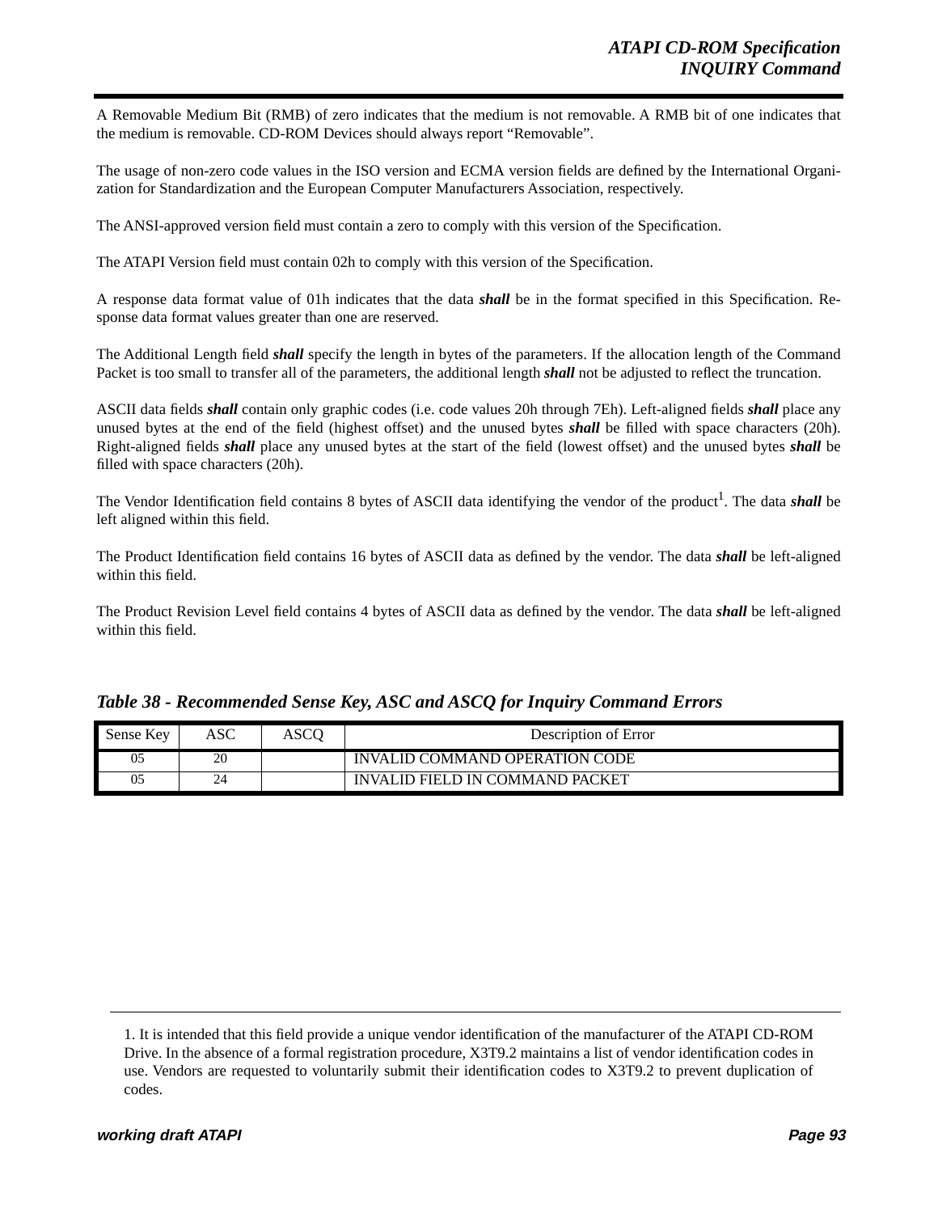A Removable Medium Bit (RMB) of zero indicates that the medium is not removable. A RMB bit of one indicates that the medium is removable. CD-ROM Devices should always report “Removable”.

The usage of non-zero code values in the ISO version and ECMA version fields are defined by the International Organization for Standardization and the European Computer Manufacturers Association, respectively.

The ANSI-approved version field must contain a zero to comply with this version of the Specification.

The ATAPI Version field must contain 02h to comply with this version of the Specification.

A response data format value of 01h indicates that the data ***shall*** be in the format specified in this Specification. Response data format values greater than one are reserved.

The Additional Length field ***shall*** specify the length in bytes of the parameters. If the allocation length of the Command Packet is too small to transfer all of the parameters, the additional length ***shall*** not be adjusted to reflect the truncation.

ASCII data fields ***shall*** contain only graphic codes (i.e. code values 20h through 7Eh). Left-aligned fields ***shall*** place any unused bytes at the end of the field (highest offset) and the unused bytes ***shall*** be filled with space characters (20h). Right-aligned fields ***shall*** place any unused bytes at the start of the field (lowest offset) and the unused bytes ***shall*** be filled with space characters (20h).

The Vendor Identification field contains 8 bytes of ASCII data identifying the vendor of the product[1]. The data ***shall*** be left aligned within this field.

The Product Identification field contains 16 bytes of ASCII data as defined by the vendor. The data ***shall*** be left-aligned within this field.

The Product Revision Level field contains 4 bytes of ASCII data as defined by the vendor. The data ***shall*** be left-aligned within this field.

***Table 38 - Recommended Sense Key, ASC and ASCQ for Inquiry Command Errors***

| Sense Key | ASC | ASCQ | Description of Error |
|---|---|---|---|
| 05 | 20 | | INVALID COMMAND OPERATION CODE |
| 05 | 24 | | INVALID FIELD IN COMMAND PACKET |

1. It is intended that this field provide a unique vendor identification of the manufacturer of the ATAPI CD-ROM Drive. In the absence of a formal registration procedure, X3T9.2 maintains a list of vendor identification codes in use. Vendors are requested to voluntarily submit their identification codes to X3T9.2 to prevent duplication of codes.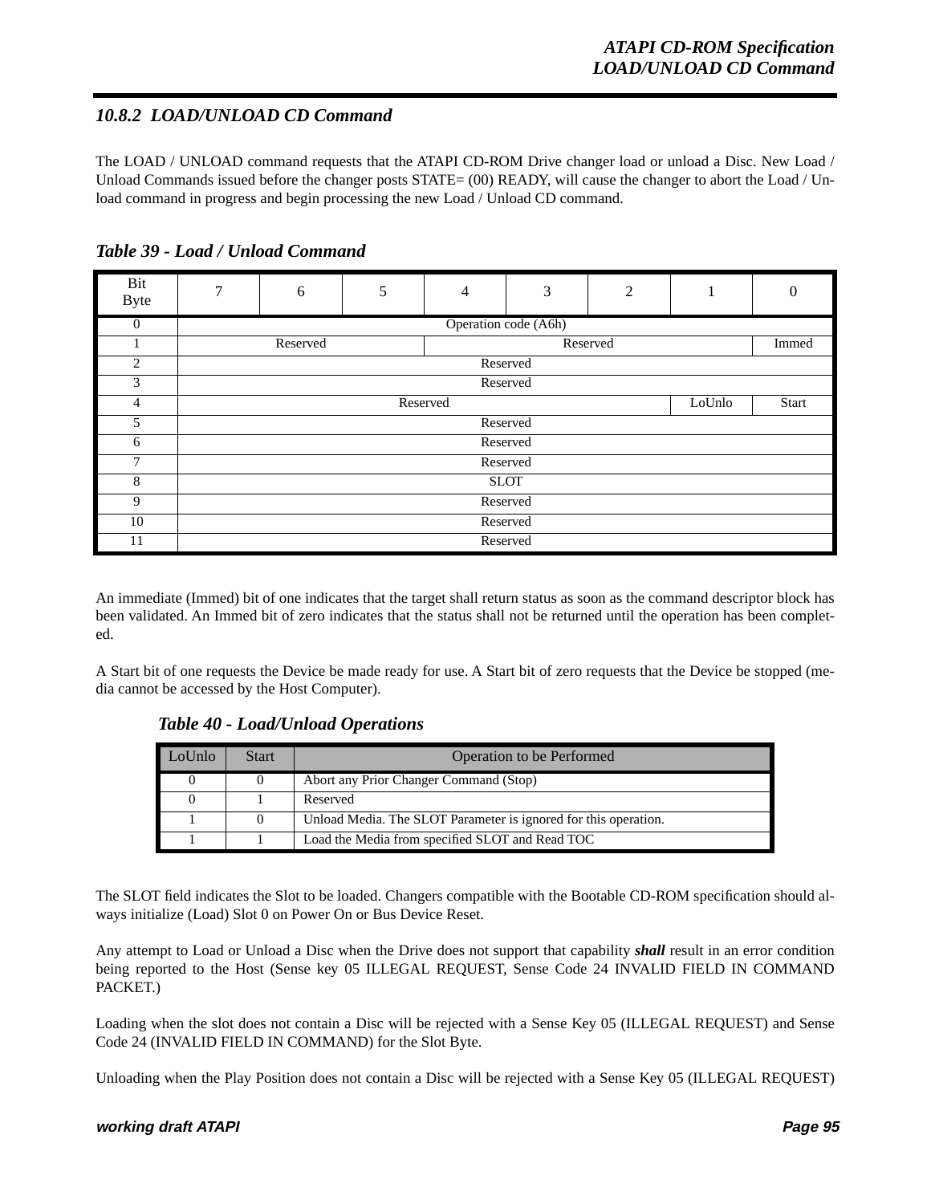### 10.8.2 LOAD/UNLOAD CD Command

The LOAD / UNLOAD command requests that the ATAPI CD-ROM Drive changer load or unload a Disc. New Load / Unload Commands issued before the changer posts STATE= (00) READY, will cause the changer to abort the Load / Unload command in progress and begin processing the new Load / Unload CD command.

***Table 39 - Load / Unload Command***

| Bit / Byte | 7 | 6 | 5 | 4 | 3 | 2 | 1 | 0 |
|---|---|---|---|---|---|---|---|---|
| 0 | Operation code (A6h) | | | | | | | |
| 1 | Reserved | | | Reserved | | | | Immed |
| 2 | Reserved | | | | | | | |
| 3 | Reserved | | | | | | | |
| 4 | Reserved | | | | | | LoUnlo | Start |
| 5 | Reserved | | | | | | | |
| 6 | Reserved | | | | | | | |
| 7 | Reserved | | | | | | | |
| 8 | SLOT | | | | | | | |
| 9 | Reserved | | | | | | | |
| 10 | Reserved | | | | | | | |
| 11 | Reserved | | | | | | | |

An immediate (Immed) bit of one indicates that the target shall return status as soon as the command descriptor block has been validated. An Immed bit of zero indicates that the status shall not be returned until the operation has been completed.

A Start bit of one requests the Device be made ready for use. A Start bit of zero requests that the Device be stopped (media cannot be accessed by the Host Computer).

***Table 40 - Load/Unload Operations***

| LoUnlo | Start | Operation to be Performed |
|---|---|---|
| 0 | 0 | Abort any Prior Changer Command (Stop) |
| 0 | 1 | Reserved |
| 1 | 0 | Unload Media. The SLOT Parameter is ignored for this operation. |
| 1 | 1 | Load the Media from specified SLOT and Read TOC |

The SLOT field indicates the Slot to be loaded. Changers compatible with the Bootable CD-ROM specification should always initialize (Load) Slot 0 on Power On or Bus Device Reset.

Any attempt to Load or Unload a Disc when the Drive does not support that capability ***shall*** result in an error condition being reported to the Host (Sense key 05 ILLEGAL REQUEST, Sense Code 24 INVALID FIELD IN COMMAND PACKET.)

Loading when the slot does not contain a Disc will be rejected with a Sense Key 05 (ILLEGAL REQUEST) and Sense Code 24 (INVALID FIELD IN COMMAND) for the Slot Byte.

Unloading when the Play Position does not contain a Disc will be rejected with a Sense Key 05 (ILLEGAL REQUEST)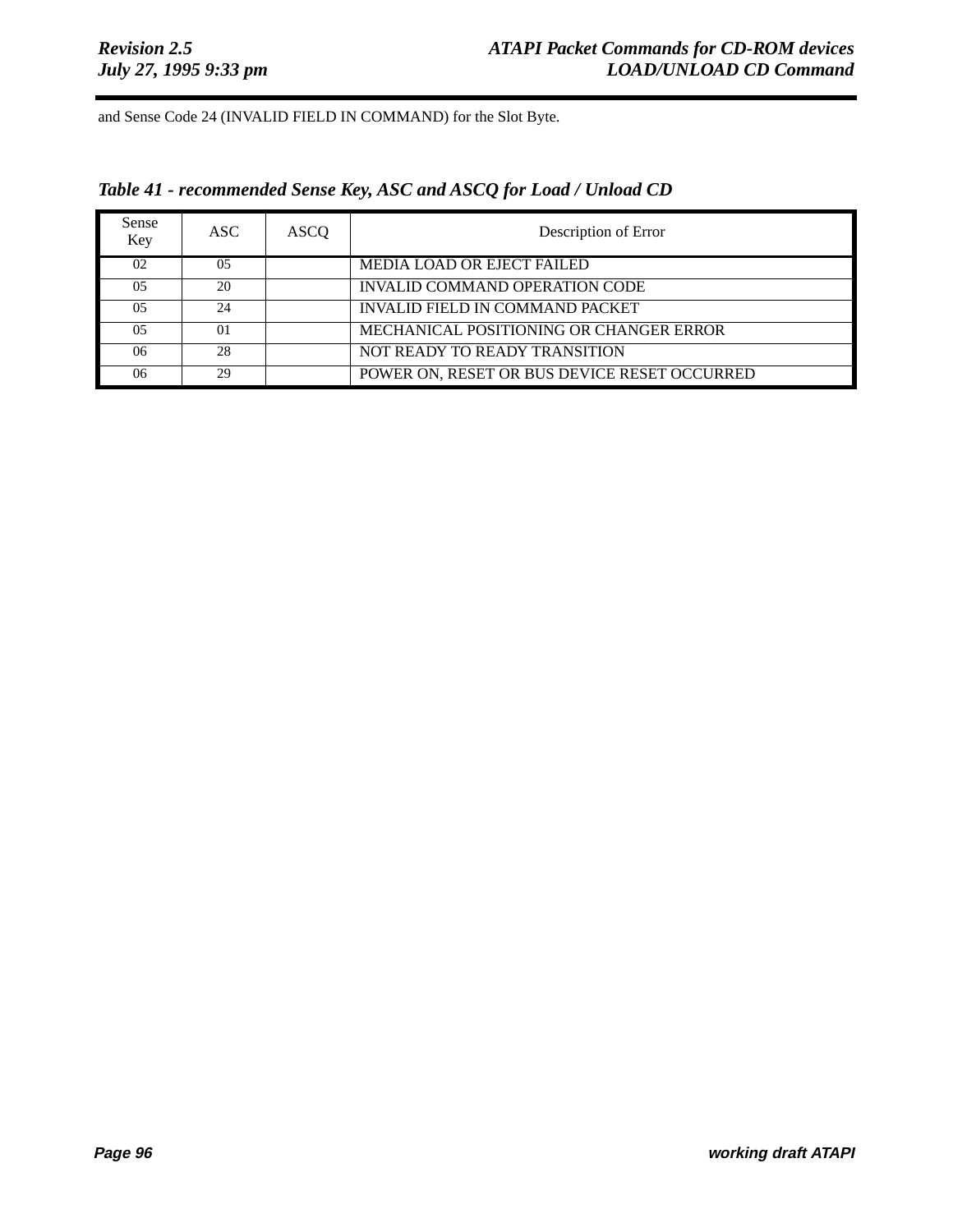and Sense Code 24 (INVALID FIELD IN COMMAND) for the Slot Byte.

*Table 41 - recommended Sense Key, ASC and ASCQ for Load / Unload CD*

| Sense Key | ASC | ASCQ | Description of Error |
|---|---|---|---|
| 02 | 05 | | MEDIA LOAD OR EJECT FAILED |
| 05 | 20 | | INVALID COMMAND OPERATION CODE |
| 05 | 24 | | INVALID FIELD IN COMMAND PACKET |
| 05 | 01 | | MECHANICAL POSITIONING OR CHANGER ERROR |
| 06 | 28 | | NOT READY TO READY TRANSITION |
| 06 | 29 | | POWER ON, RESET OR BUS DEVICE RESET OCCURRED |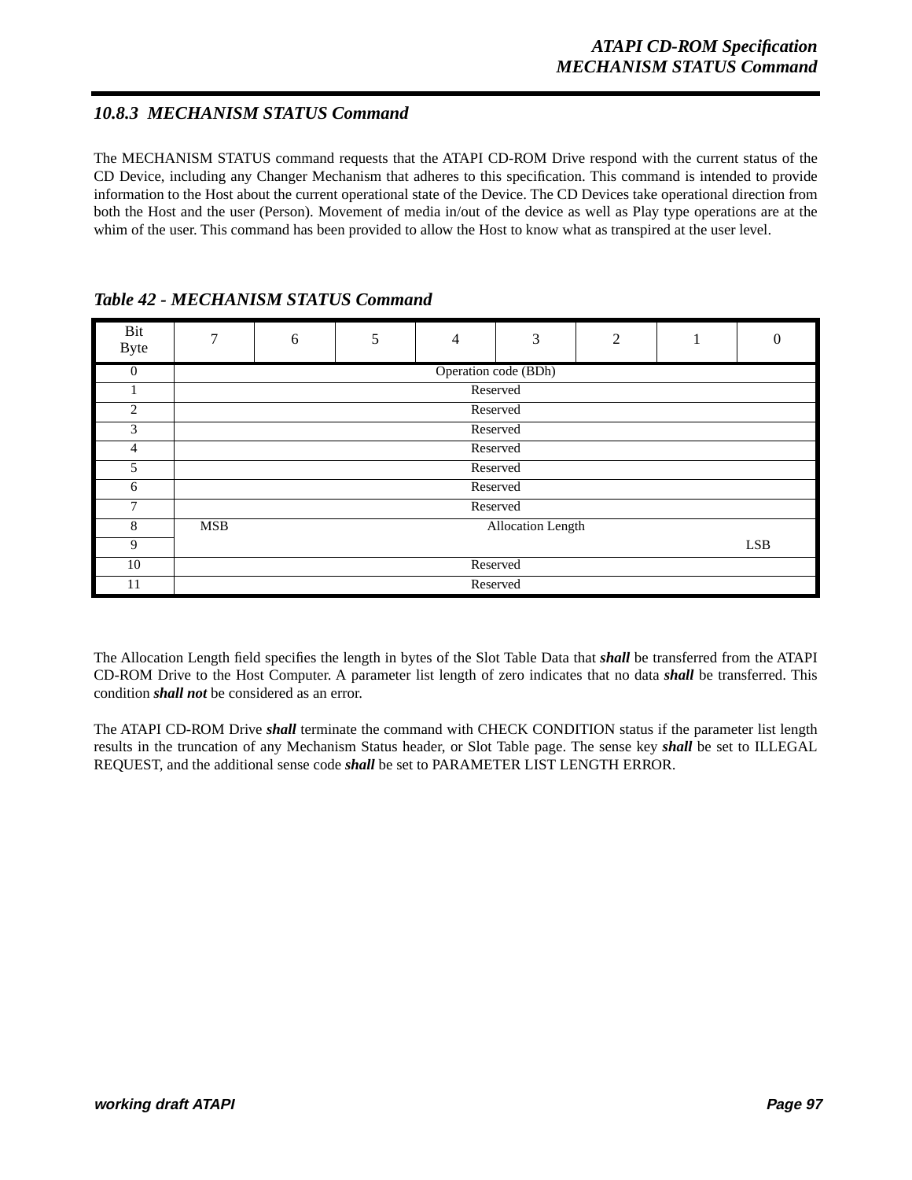### 10.8.3 MECHANISM STATUS Command

The MECHANISM STATUS command requests that the ATAPI CD-ROM Drive respond with the current status of the CD Device, including any Changer Mechanism that adheres to this specification. This command is intended to provide information to the Host about the current operational state of the Device. The CD Devices take operational direction from both the Host and the user (Person). Movement of media in/out of the device as well as Play type operations are at the whim of the user. This command has been provided to allow the Host to know what as transpired at the user level.

***Table 42 - MECHANISM STATUS Command***

| Bit / Byte | 7 | 6 | 5 | 4 | 3 | 2 | 1 | 0 |
|---|---|---|---|---|---|---|---|---|
| 0 | Operation code (BDh) | | | | | | | |
| 1 | Reserved | | | | | | | |
| 2 | Reserved | | | | | | | |
| 3 | Reserved | | | | | | | |
| 4 | Reserved | | | | | | | |
| 5 | Reserved | | | | | | | |
| 6 | Reserved | | | | | | | |
| 7 | Reserved | | | | | | | |
| 8 | MSB | | | | Allocation Length | | | |
| 9 | | | | | | | | LSB |
| 10 | Reserved | | | | | | | |
| 11 | Reserved | | | | | | | |

The Allocation Length field specifies the length in bytes of the Slot Table Data that ***shall*** be transferred from the ATAPI CD-ROM Drive to the Host Computer. A parameter list length of zero indicates that no data ***shall*** be transferred. This condition ***shall not*** be considered as an error.

The ATAPI CD-ROM Drive ***shall*** terminate the command with CHECK CONDITION status if the parameter list length results in the truncation of any Mechanism Status header, or Slot Table page. The sense key ***shall*** be set to ILLEGAL REQUEST, and the additional sense code ***shall*** be set to PARAMETER LIST LENGTH ERROR.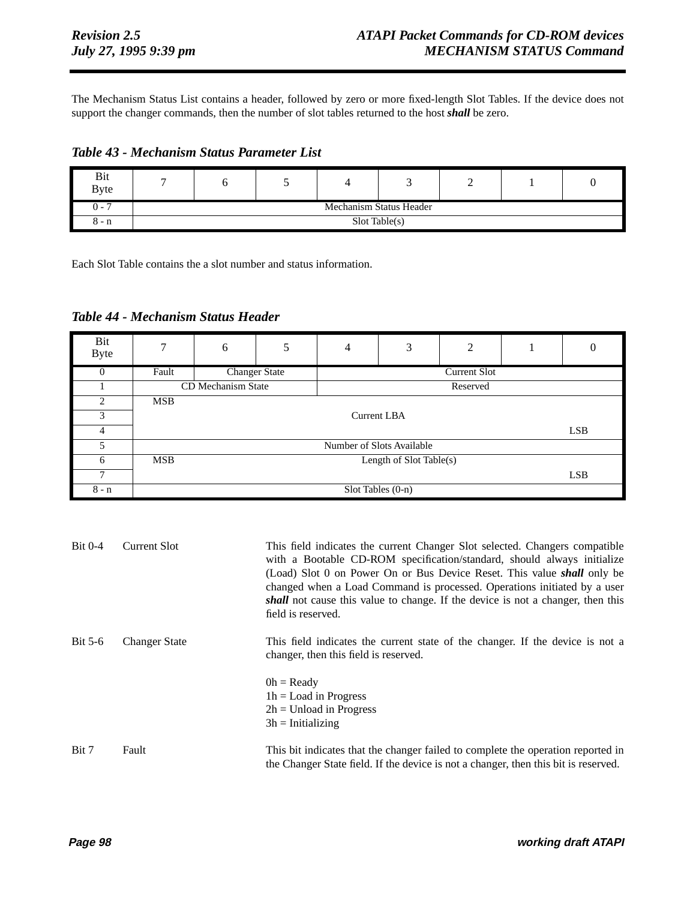The Mechanism Status List contains a header, followed by zero or more fixed-length Slot Tables. If the device does not support the changer commands, then the number of slot tables returned to the host ***shall*** be zero.

### *Table 43 - Mechanism Status Parameter List*

| Bit / Byte | 7 | 6 | 5 | 4 | 3 | 2 | 1 | 0 |
|---|---|---|---|---|---|---|---|---|
| 0 - 7 | Mechanism Status Header | | | | | | | |
| 8 - n | Slot Table(s) | | | | | | | |

Each Slot Table contains the a slot number and status information.

### *Table 44 - Mechanism Status Header*

| Bit / Byte | 7 | 6 | 5 | 4 | 3 | 2 | 1 | 0 |
|---|---|---|---|---|---|---|---|---|
| 0 | Fault | Changer State | | Current Slot | | | | |
| 1 | CD Mechanism State | | | Reserved | | | | |
| 2 | MSB | | | | | | | |
| 3 | Current LBA | | | | | | | |
| 4 | | | | | | | | LSB |
| 5 | Number of Slots Available | | | | | | | |
| 6 | MSB | Length of Slot Table(s) | | | | | | |
| 7 | | | | | | | | LSB |
| 8 - n | Slot Tables (0-n) | | | | | | | |

**Bit 0-4 — Current Slot**

This field indicates the current Changer Slot selected. Changers compatible with a Bootable CD-ROM specification/standard, should always initialize (Load) Slot 0 on Power On or Bus Device Reset. This value ***shall*** only be changed when a Load Command is processed. Operations initiated by a user ***shall*** not cause this value to change. If the device is not a changer, then this field is reserved.

**Bit 5-6 — Changer State**

This field indicates the current state of the changer. If the device is not a changer, then this field is reserved.

0h = Ready
1h = Load in Progress
2h = Unload in Progress
3h = Initializing

**Bit 7 — Fault**

This bit indicates that the changer failed to complete the operation reported in the Changer State field. If the device is not a changer, then this bit is reserved.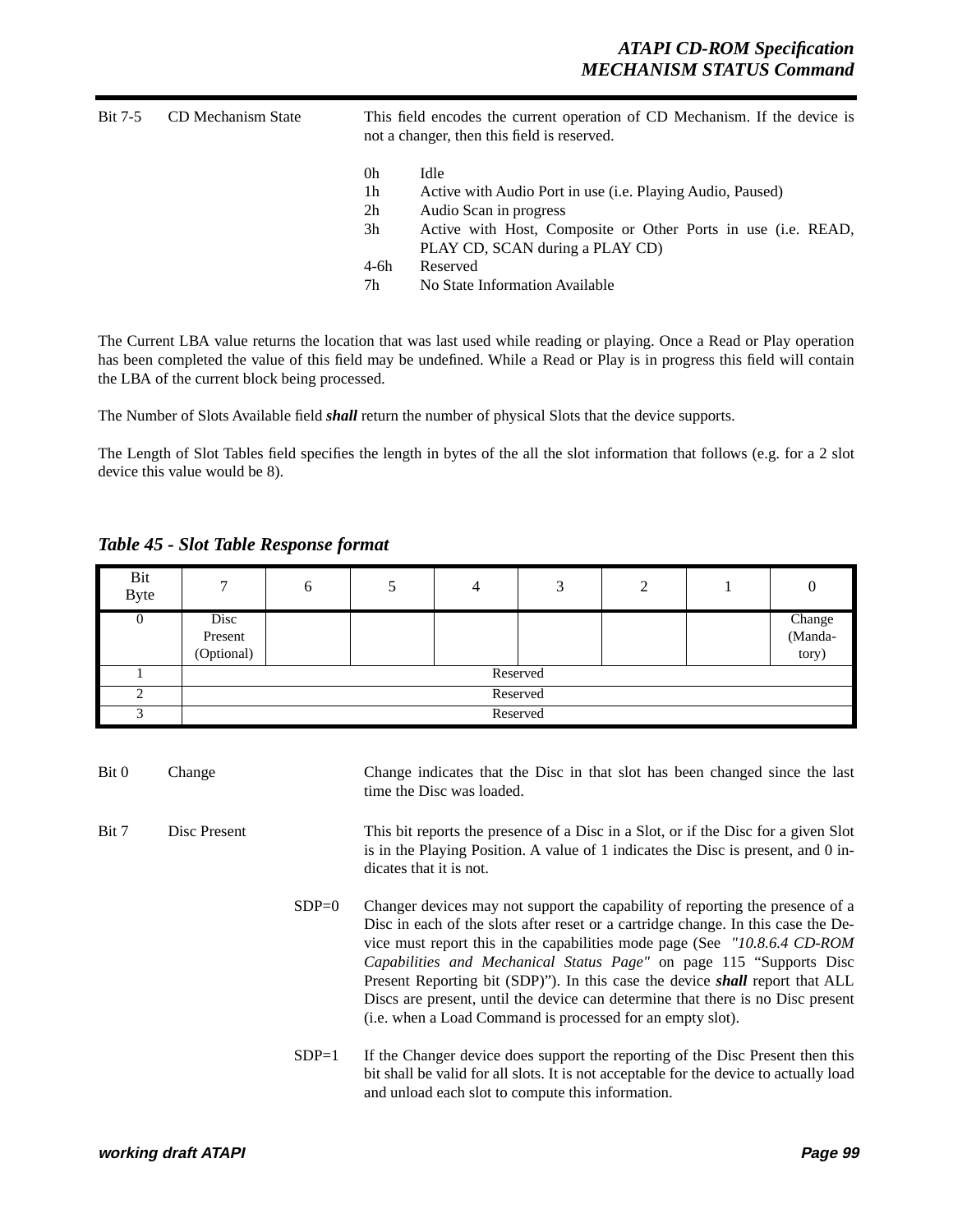| | | |
|---|---|---|
| Bit 7-5 | CD Mechanism State | This field encodes the current operation of CD Mechanism. If the device is not a changer, then this field is reserved.<br><br>0h Idle<br>1h Active with Audio Port in use (i.e. Playing Audio, Paused)<br>2h Audio Scan in progress<br>3h Active with Host, Composite or Other Ports in use (i.e. READ, PLAY CD, SCAN during a PLAY CD)<br>4-6h Reserved<br>7h No State Information Available |

The Current LBA value returns the location that was last used while reading or playing. Once a Read or Play operation has been completed the value of this field may be undefined. While a Read or Play is in progress this field will contain the LBA of the current block being processed.

The Number of Slots Available field ***shall*** return the number of physical Slots that the device supports.

The Length of Slot Tables field specifies the length in bytes of the all the slot information that follows (e.g. for a 2 slot device this value would be 8).

***Table 45 - Slot Table Response format***

| Bit / Byte | 7 | 6 | 5 | 4 | 3 | 2 | 1 | 0 |
|---|---|---|---|---|---|---|---|---|
| 0 | Disc Present (Optional) | | | | | | | Change (Mandatory) |
| 1 | Reserved | | | | | | | |
| 2 | Reserved | | | | | | | |
| 3 | Reserved | | | | | | | |

| | | | |
|---|---|---|---|
| Bit 0 | Change | | Change indicates that the Disc in that slot has been changed since the last time the Disc was loaded. |
| Bit 7 | Disc Present | | This bit reports the presence of a Disc in a Slot, or if the Disc for a given Slot is in the Playing Position. A value of 1 indicates the Disc is present, and 0 indicates that it is not. |
| | | SDP=0 | Changer devices may not support the capability of reporting the presence of a Disc in each of the slots after reset or a cartridge change. In this case the Device must report this in the capabilities mode page (See *"10.8.6.4 CD-ROM Capabilities and Mechanical Status Page"* on page 115 "Supports Disc Present Reporting bit (SDP)"). In this case the device ***shall*** report that ALL Discs are present, until the device can determine that there is no Disc present (i.e. when a Load Command is processed for an empty slot). |
| | | SDP=1 | If the Changer device does support the reporting of the Disc Present then this bit shall be valid for all slots. It is not acceptable for the device to actually load and unload each slot to compute this information. |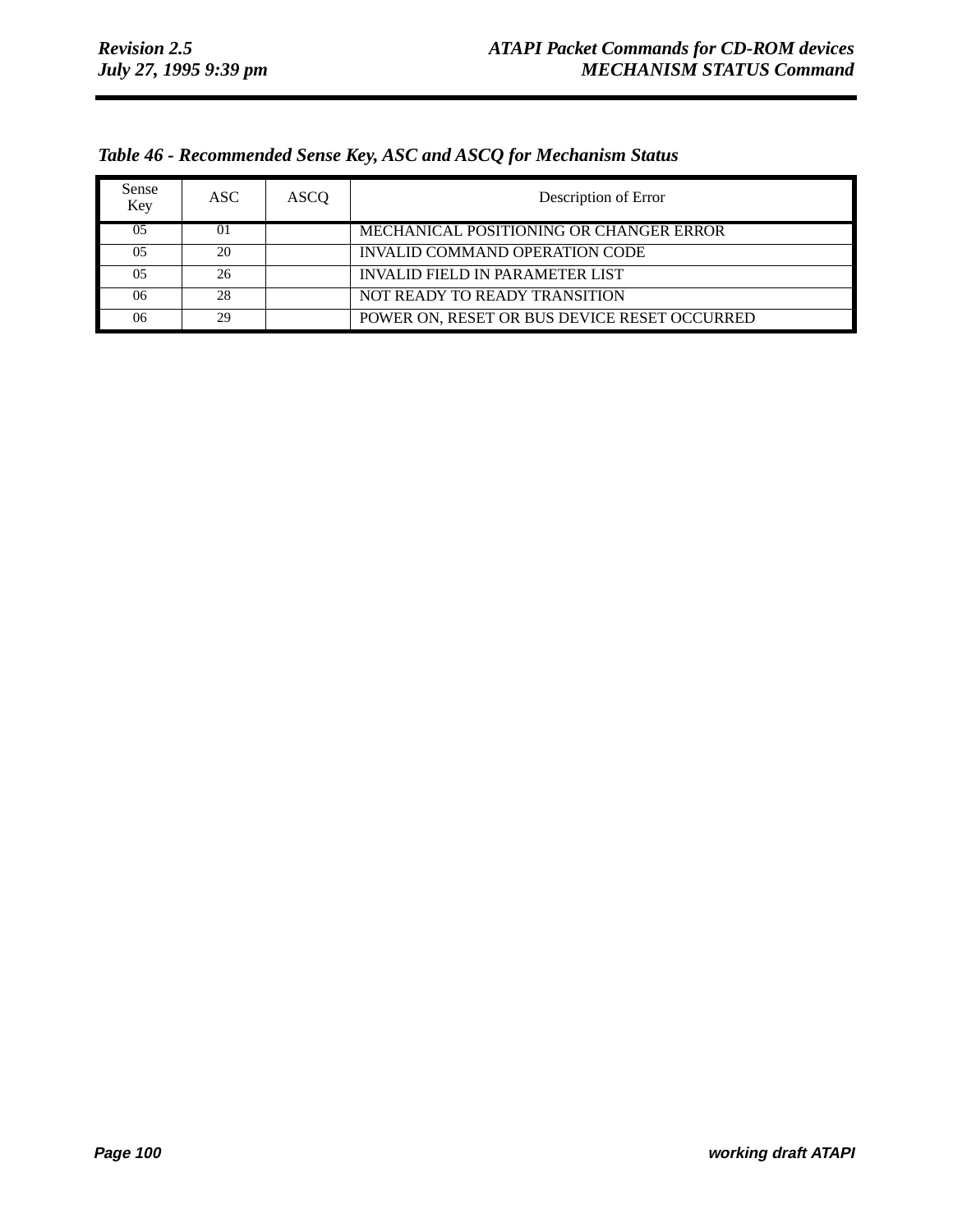*Table 46 - Recommended Sense Key, ASC and ASCQ for Mechanism Status*

| Sense Key | ASC | ASCQ | Description of Error |
|---|---|---|---|
| 05 | 01 | | MECHANICAL POSITIONING OR CHANGER ERROR |
| 05 | 20 | | INVALID COMMAND OPERATION CODE |
| 05 | 26 | | INVALID FIELD IN PARAMETER LIST |
| 06 | 28 | | NOT READY TO READY TRANSITION |
| 06 | 29 | | POWER ON, RESET OR BUS DEVICE RESET OCCURRED |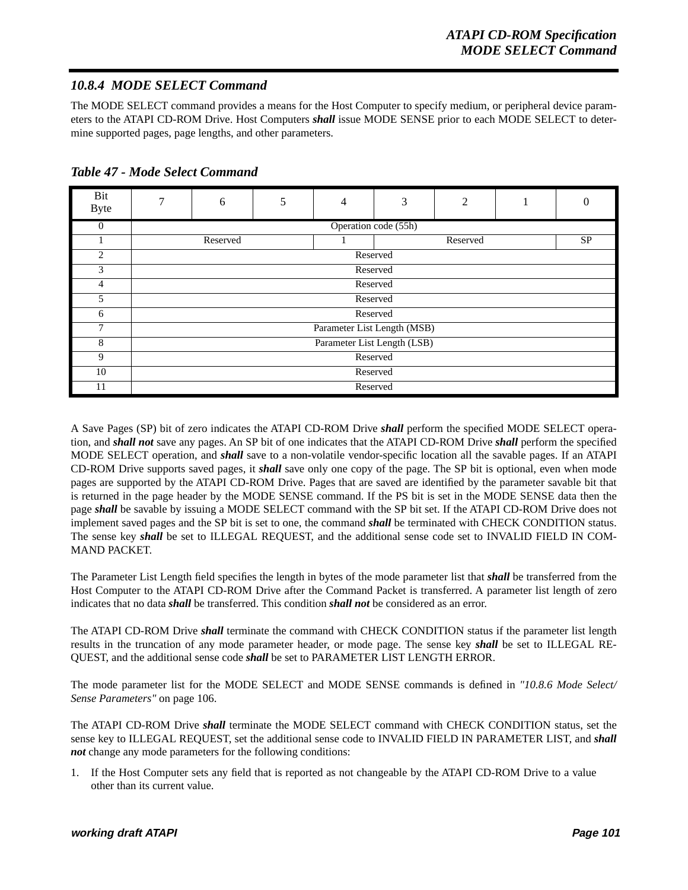### *10.8.4 MODE SELECT Command*

The MODE SELECT command provides a means for the Host Computer to specify medium, or peripheral device parameters to the ATAPI CD-ROM Drive. Host Computers ***shall*** issue MODE SENSE prior to each MODE SELECT to determine supported pages, page lengths, and other parameters.

***Table 47 - Mode Select Command***

| Bit / Byte | 7 | 6 | 5 | 4 | 3 | 2 | 1 | 0 |
|---|---|---|---|---|---|---|---|---|
| 0 | Operation code (55h) | | | | | | | |
| 1 | Reserved | | | 1 | Reserved | | | SP |
| 2 | Reserved | | | | | | | |
| 3 | Reserved | | | | | | | |
| 4 | Reserved | | | | | | | |
| 5 | Reserved | | | | | | | |
| 6 | Reserved | | | | | | | |
| 7 | Parameter List Length (MSB) | | | | | | | |
| 8 | Parameter List Length (LSB) | | | | | | | |
| 9 | Reserved | | | | | | | |
| 10 | Reserved | | | | | | | |
| 11 | Reserved | | | | | | | |

A Save Pages (SP) bit of zero indicates the ATAPI CD-ROM Drive ***shall*** perform the specified MODE SELECT operation, and ***shall not*** save any pages. An SP bit of one indicates that the ATAPI CD-ROM Drive ***shall*** perform the specified MODE SELECT operation, and ***shall*** save to a non-volatile vendor-specific location all the savable pages. If an ATAPI CD-ROM Drive supports saved pages, it ***shall*** save only one copy of the page. The SP bit is optional, even when mode pages are supported by the ATAPI CD-ROM Drive. Pages that are saved are identified by the parameter savable bit that is returned in the page header by the MODE SENSE command. If the PS bit is set in the MODE SENSE data then the page ***shall*** be savable by issuing a MODE SELECT command with the SP bit set. If the ATAPI CD-ROM Drive does not implement saved pages and the SP bit is set to one, the command ***shall*** be terminated with CHECK CONDITION status. The sense key ***shall*** be set to ILLEGAL REQUEST, and the additional sense code set to INVALID FIELD IN COMMAND PACKET.

The Parameter List Length field specifies the length in bytes of the mode parameter list that ***shall*** be transferred from the Host Computer to the ATAPI CD-ROM Drive after the Command Packet is transferred. A parameter list length of zero indicates that no data ***shall*** be transferred. This condition ***shall not*** be considered as an error.

The ATAPI CD-ROM Drive ***shall*** terminate the command with CHECK CONDITION status if the parameter list length results in the truncation of any mode parameter header, or mode page. The sense key ***shall*** be set to ILLEGAL REQUEST, and the additional sense code ***shall*** be set to PARAMETER LIST LENGTH ERROR.

The mode parameter list for the MODE SELECT and MODE SENSE commands is defined in *"10.8.6 Mode Select/ Sense Parameters"* on page 106.

The ATAPI CD-ROM Drive ***shall*** terminate the MODE SELECT command with CHECK CONDITION status, set the sense key to ILLEGAL REQUEST, set the additional sense code to INVALID FIELD IN PARAMETER LIST, and ***shall not*** change any mode parameters for the following conditions:

1. If the Host Computer sets any field that is reported as not changeable by the ATAPI CD-ROM Drive to a value other than its current value.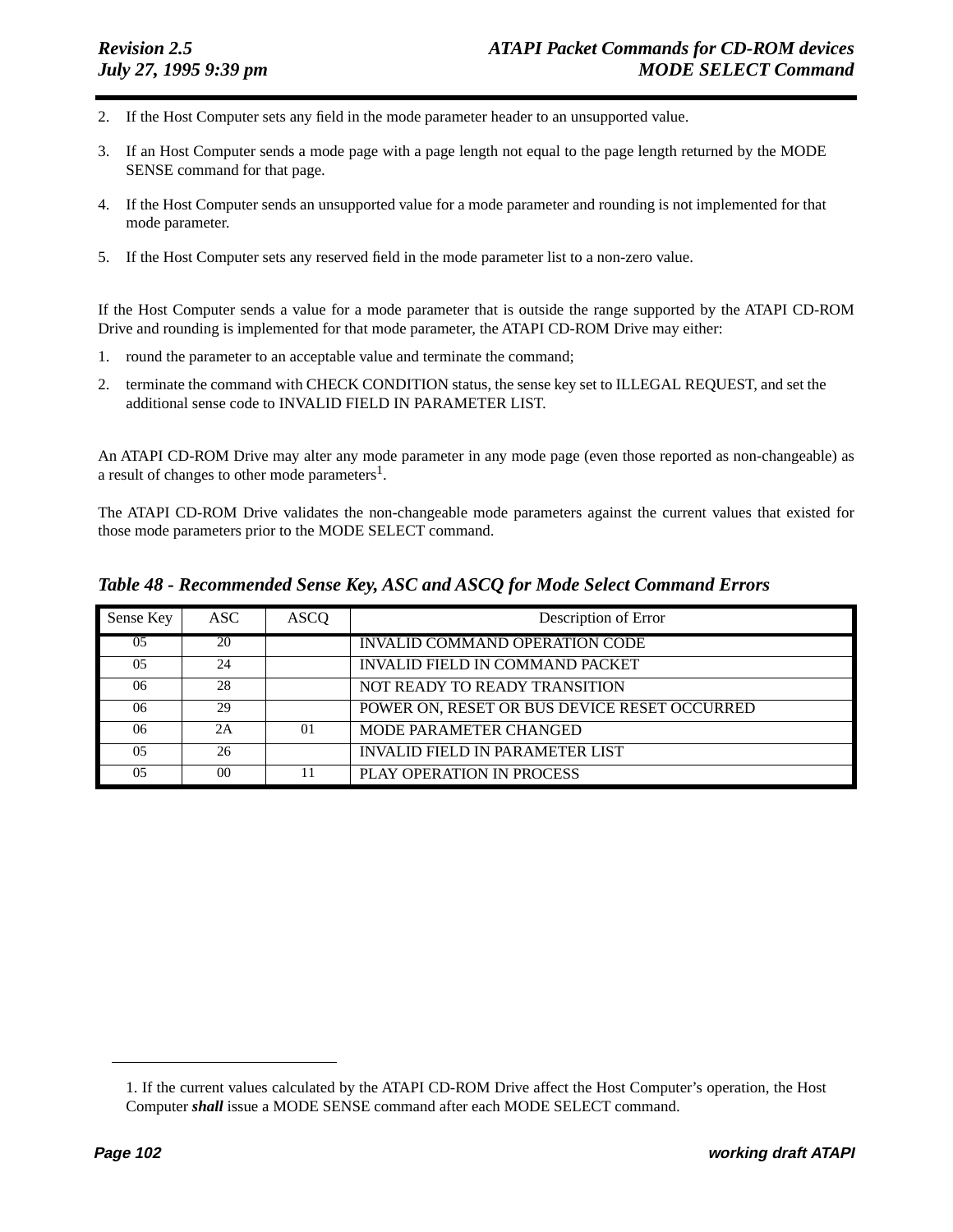2. If the Host Computer sets any field in the mode parameter header to an unsupported value.
3. If an Host Computer sends a mode page with a page length not equal to the page length returned by the MODE SENSE command for that page.
4. If the Host Computer sends an unsupported value for a mode parameter and rounding is not implemented for that mode parameter.
5. If the Host Computer sets any reserved field in the mode parameter list to a non-zero value.

If the Host Computer sends a value for a mode parameter that is outside the range supported by the ATAPI CD-ROM Drive and rounding is implemented for that mode parameter, the ATAPI CD-ROM Drive may either:

1. round the parameter to an acceptable value and terminate the command;
2. terminate the command with CHECK CONDITION status, the sense key set to ILLEGAL REQUEST, and set the additional sense code to INVALID FIELD IN PARAMETER LIST.

An ATAPI CD-ROM Drive may alter any mode parameter in any mode page (even those reported as non-changeable) as a result of changes to other mode parameters[1].

The ATAPI CD-ROM Drive validates the non-changeable mode parameters against the current values that existed for those mode parameters prior to the MODE SELECT command.

***Table 48 - Recommended Sense Key, ASC and ASCQ for Mode Select Command Errors***

| Sense Key | ASC | ASCQ | Description of Error |
|---|---|---|---|
| 05 | 20 | | INVALID COMMAND OPERATION CODE |
| 05 | 24 | | INVALID FIELD IN COMMAND PACKET |
| 06 | 28 | | NOT READY TO READY TRANSITION |
| 06 | 29 | | POWER ON, RESET OR BUS DEVICE RESET OCCURRED |
| 06 | 2A | 01 | MODE PARAMETER CHANGED |
| 05 | 26 | | INVALID FIELD IN PARAMETER LIST |
| 05 | 00 | 11 | PLAY OPERATION IN PROCESS |

1. If the current values calculated by the ATAPI CD-ROM Drive affect the Host Computer's operation, the Host Computer ***shall*** issue a MODE SENSE command after each MODE SELECT command.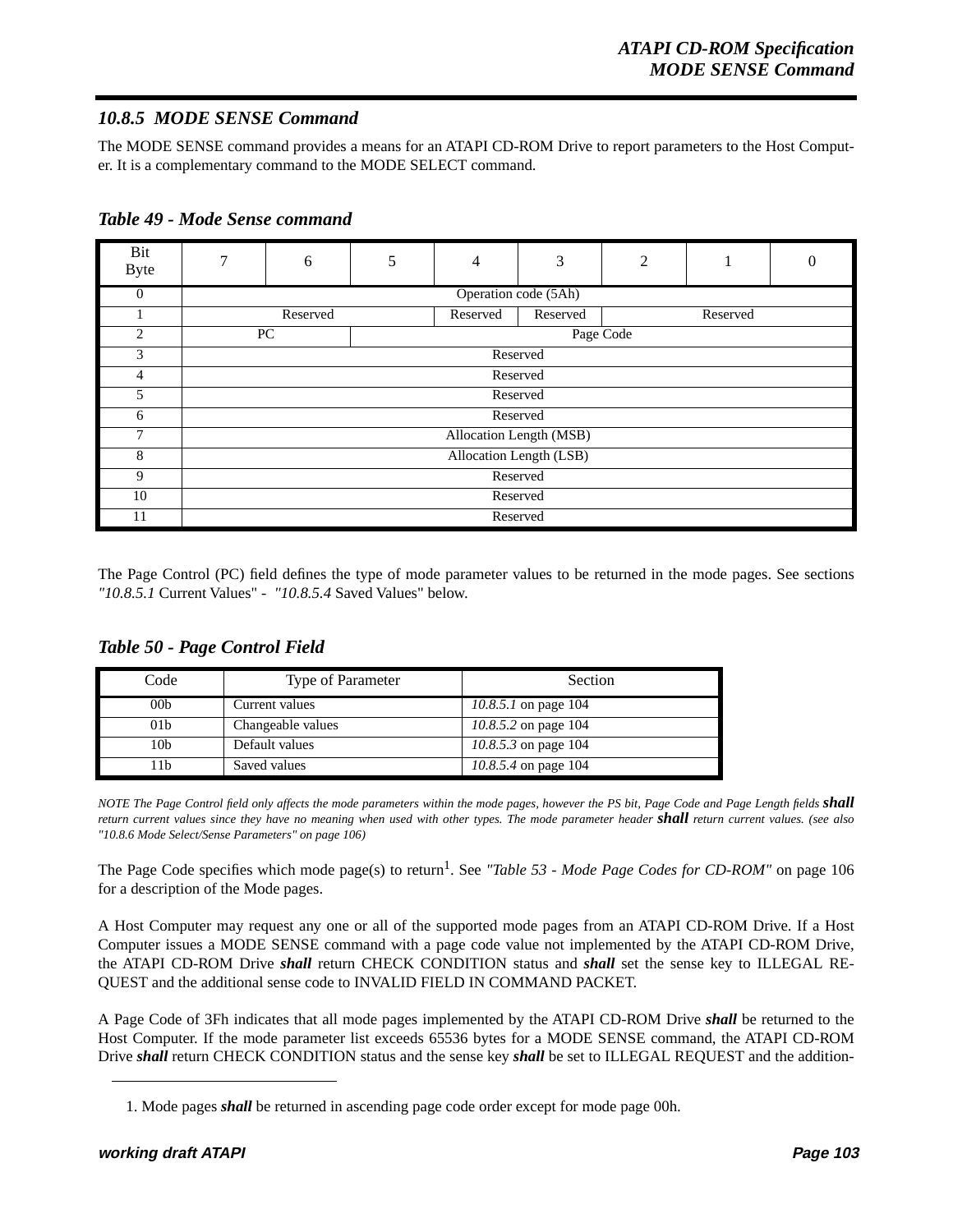### *10.8.5 MODE SENSE Command*

The MODE SENSE command provides a means for an ATAPI CD-ROM Drive to report parameters to the Host Computer. It is a complementary command to the MODE SELECT command.

***Table 49 - Mode Sense command***

| Bit / Byte | 7 | 6 | 5 | 4 | 3 | 2 | 1 | 0 |
|---|---|---|---|---|---|---|---|---|
| 0 | Operation code (5Ah) | | | | | | | |
| 1 | Reserved | | | Reserved | Reserved | Reserved | | |
| 2 | PC | | Page Code | | | | | |
| 3 | Reserved | | | | | | | |
| 4 | Reserved | | | | | | | |
| 5 | Reserved | | | | | | | |
| 6 | Reserved | | | | | | | |
| 7 | Allocation Length (MSB) | | | | | | | |
| 8 | Allocation Length (LSB) | | | | | | | |
| 9 | Reserved | | | | | | | |
| 10 | Reserved | | | | | | | |
| 11 | Reserved | | | | | | | |

The Page Control (PC) field defines the type of mode parameter values to be returned in the mode pages. See sections *"10.8.5.1* Current Values" - *"10.8.5.4* Saved Values" below.

***Table 50 - Page Control Field***

| Code | Type of Parameter | Section |
|---|---|---|
| 00b | Current values | *10.8.5.1* on page 104 |
| 01b | Changeable values | *10.8.5.2* on page 104 |
| 10b | Default values | *10.8.5.3* on page 104 |
| 11b | Saved values | *10.8.5.4* on page 104 |

*NOTE The Page Control field only affects the mode parameters within the mode pages, however the PS bit, Page Code and Page Length fields **shall** return current values since they have no meaning when used with other types. The mode parameter header **shall** return current values. (see also "10.8.6 Mode Select/Sense Parameters" on page 106)*

The Page Code specifies which mode page(s) to return[1]. See *"Table 53 - Mode Page Codes for CD-ROM"* on page 106 for a description of the Mode pages.

A Host Computer may request any one or all of the supported mode pages from an ATAPI CD-ROM Drive. If a Host Computer issues a MODE SENSE command with a page code value not implemented by the ATAPI CD-ROM Drive, the ATAPI CD-ROM Drive ***shall*** return CHECK CONDITION status and ***shall*** set the sense key to ILLEGAL REQUEST and the additional sense code to INVALID FIELD IN COMMAND PACKET.

A Page Code of 3Fh indicates that all mode pages implemented by the ATAPI CD-ROM Drive ***shall*** be returned to the Host Computer. If the mode parameter list exceeds 65536 bytes for a MODE SENSE command, the ATAPI CD-ROM Drive ***shall*** return CHECK CONDITION status and the sense key ***shall*** be set to ILLEGAL REQUEST and the addition-

1. Mode pages ***shall*** be returned in ascending page code order except for mode page 00h.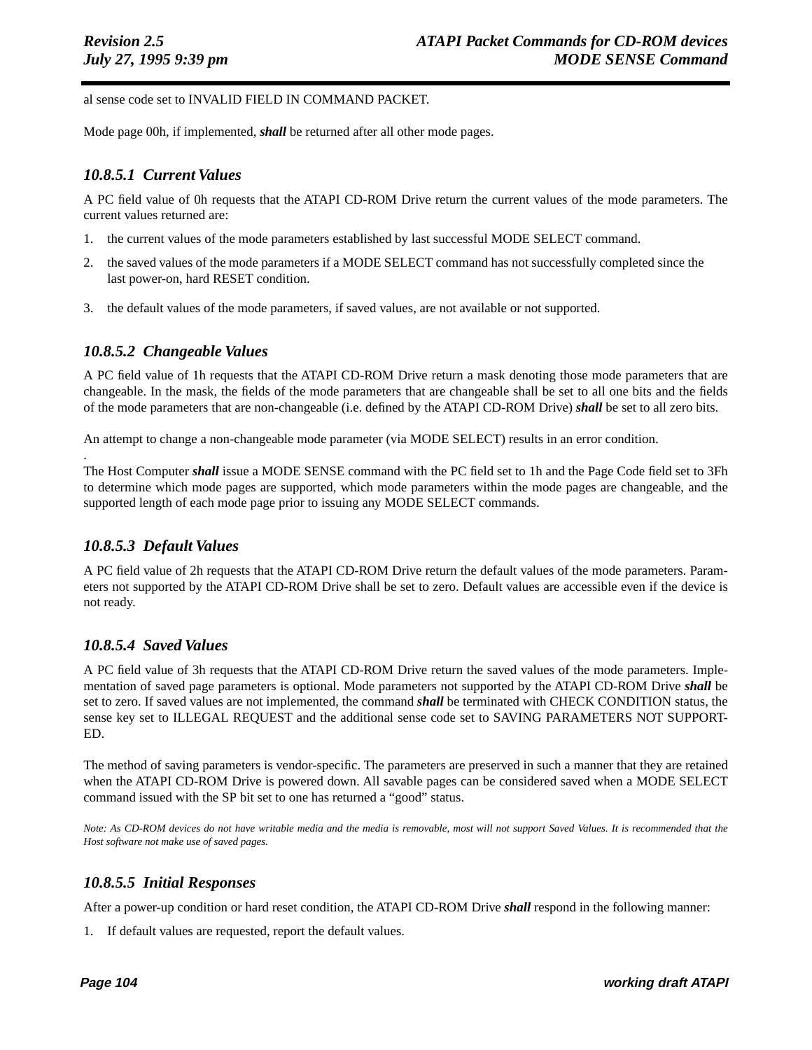al sense code set to INVALID FIELD IN COMMAND PACKET.

Mode page 00h, if implemented, ***shall*** be returned after all other mode pages.

### *10.8.5.1 Current Values*

A PC field value of 0h requests that the ATAPI CD-ROM Drive return the current values of the mode parameters. The current values returned are:

1. the current values of the mode parameters established by last successful MODE SELECT command.
2. the saved values of the mode parameters if a MODE SELECT command has not successfully completed since the last power-on, hard RESET condition.
3. the default values of the mode parameters, if saved values, are not available or not supported.

### *10.8.5.2 Changeable Values*

A PC field value of 1h requests that the ATAPI CD-ROM Drive return a mask denoting those mode parameters that are changeable. In the mask, the fields of the mode parameters that are changeable shall be set to all one bits and the fields of the mode parameters that are non-changeable (i.e. defined by the ATAPI CD-ROM Drive) ***shall*** be set to all zero bits.

An attempt to change a non-changeable mode parameter (via MODE SELECT) results in an error condition.

.
The Host Computer ***shall*** issue a MODE SENSE command with the PC field set to 1h and the Page Code field set to 3Fh to determine which mode pages are supported, which mode parameters within the mode pages are changeable, and the supported length of each mode page prior to issuing any MODE SELECT commands.

### *10.8.5.3 Default Values*

A PC field value of 2h requests that the ATAPI CD-ROM Drive return the default values of the mode parameters. Parameters not supported by the ATAPI CD-ROM Drive shall be set to zero. Default values are accessible even if the device is not ready.

### *10.8.5.4 Saved Values*

A PC field value of 3h requests that the ATAPI CD-ROM Drive return the saved values of the mode parameters. Implementation of saved page parameters is optional. Mode parameters not supported by the ATAPI CD-ROM Drive ***shall*** be set to zero. If saved values are not implemented, the command ***shall*** be terminated with CHECK CONDITION status, the sense key set to ILLEGAL REQUEST and the additional sense code set to SAVING PARAMETERS NOT SUPPORTED.

The method of saving parameters is vendor-specific. The parameters are preserved in such a manner that they are retained when the ATAPI CD-ROM Drive is powered down. All savable pages can be considered saved when a MODE SELECT command issued with the SP bit set to one has returned a "good" status.

*Note: As CD-ROM devices do not have writable media and the media is removable, most will not support Saved Values. It is recommended that the Host software not make use of saved pages.*

### *10.8.5.5 Initial Responses*

After a power-up condition or hard reset condition, the ATAPI CD-ROM Drive ***shall*** respond in the following manner:

1. If default values are requested, report the default values.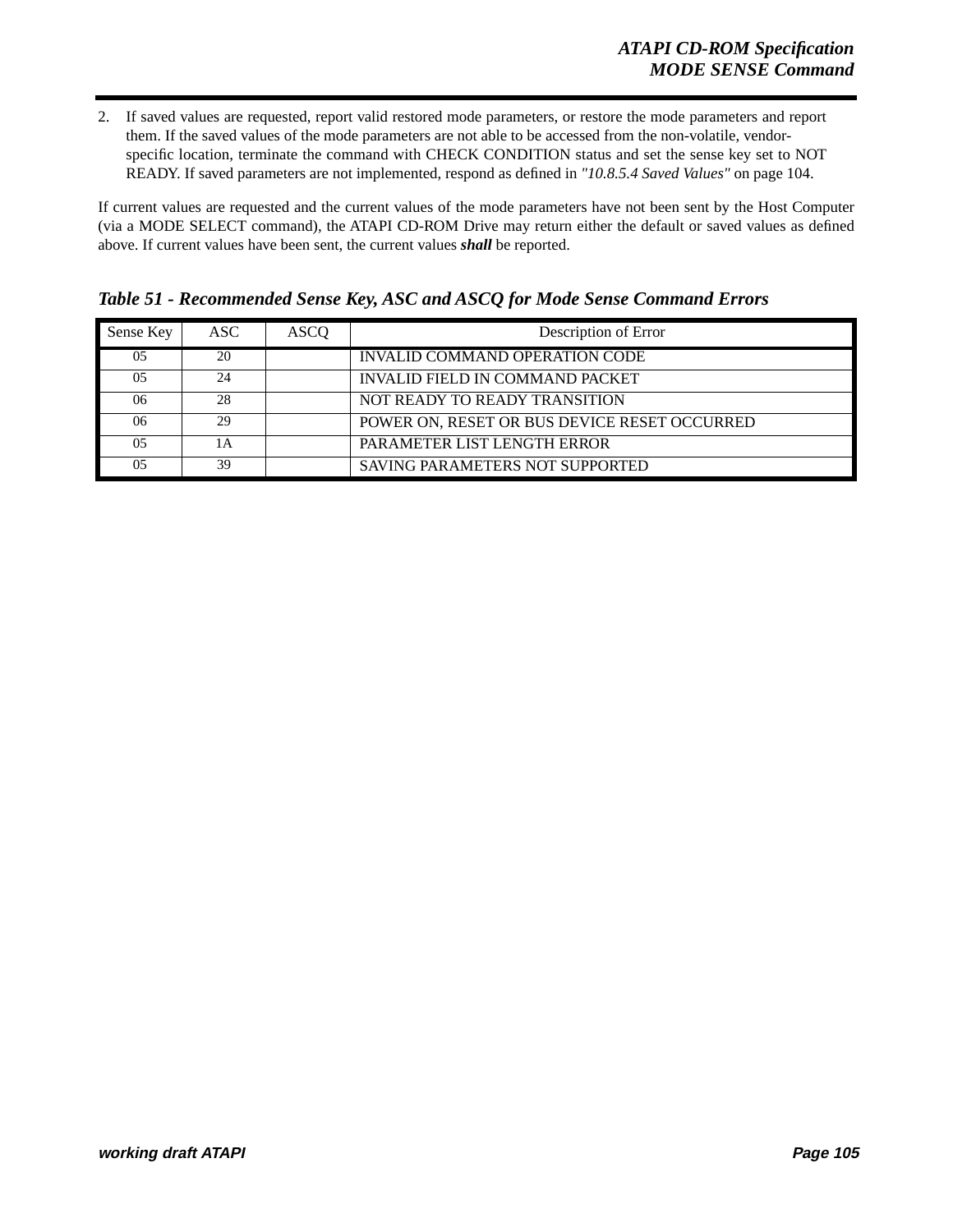2. If saved values are requested, report valid restored mode parameters, or restore the mode parameters and report them. If the saved values of the mode parameters are not able to be accessed from the non-volatile, vendor-specific location, terminate the command with CHECK CONDITION status and set the sense key set to NOT READY. If saved parameters are not implemented, respond as defined in *"10.8.5.4 Saved Values"* on page 104.

If current values are requested and the current values of the mode parameters have not been sent by the Host Computer (via a MODE SELECT command), the ATAPI CD-ROM Drive may return either the default or saved values as defined above. If current values have been sent, the current values ***shall*** be reported.

***Table 51 - Recommended Sense Key, ASC and ASCQ for Mode Sense Command Errors***

| Sense Key | ASC | ASCQ | Description of Error |
|---|---|---|---|
| 05 | 20 | | INVALID COMMAND OPERATION CODE |
| 05 | 24 | | INVALID FIELD IN COMMAND PACKET |
| 06 | 28 | | NOT READY TO READY TRANSITION |
| 06 | 29 | | POWER ON, RESET OR BUS DEVICE RESET OCCURRED |
| 05 | 1A | | PARAMETER LIST LENGTH ERROR |
| 05 | 39 | | SAVING PARAMETERS NOT SUPPORTED |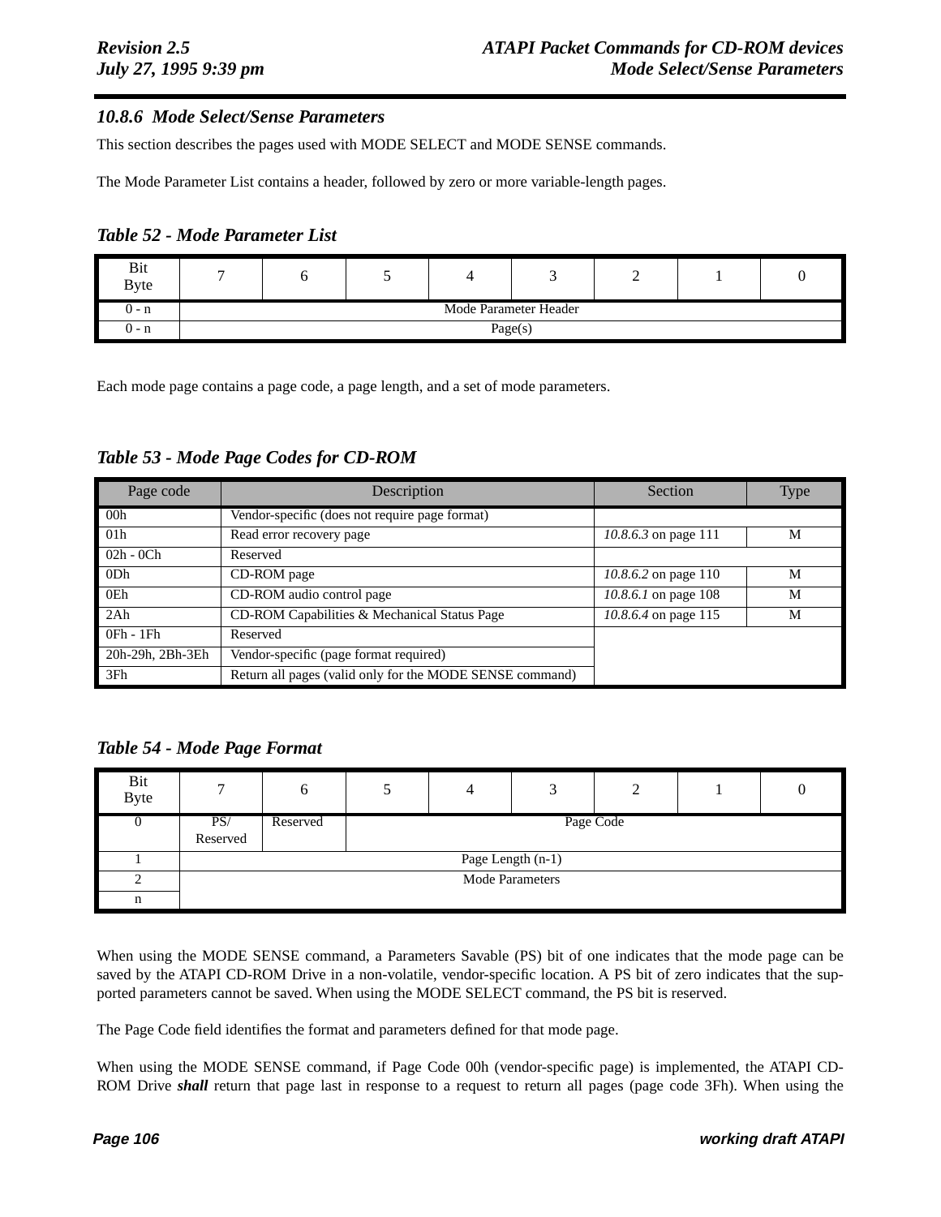### 10.8.6 Mode Select/Sense Parameters

This section describes the pages used with MODE SELECT and MODE SENSE commands.

The Mode Parameter List contains a header, followed by zero or more variable-length pages.

**Table 52 - Mode Parameter List**

| Bit / Byte | 7 | 6 | 5 | 4 | 3 | 2 | 1 | 0 |
|---|---|---|---|---|---|---|---|---|
| 0 - n | Mode Parameter Header | | | | | | | |
| 0 - n | Page(s) | | | | | | | |

Each mode page contains a page code, a page length, and a set of mode parameters.

**Table 53 - Mode Page Codes for CD-ROM**

| Page code | Description | Section | Type |
|---|---|---|---|
| 00h | Vendor-specific (does not require page format) | | |
| 01h | Read error recovery page | *10.8.6.3* on page 111 | M |
| 02h - 0Ch | Reserved | | |
| 0Dh | CD-ROM page | *10.8.6.2* on page 110 | M |
| 0Eh | CD-ROM audio control page | *10.8.6.1* on page 108 | M |
| 2Ah | CD-ROM Capabilities & Mechanical Status Page | *10.8.6.4* on page 115 | M |
| 0Fh - 1Fh | Reserved | | |
| 20h-29h, 2Bh-3Eh | Vendor-specific (page format required) | | |
| 3Fh | Return all pages (valid only for the MODE SENSE command) | | |

**Table 54 - Mode Page Format**

| Bit / Byte | 7 | 6 | 5 | 4 | 3 | 2 | 1 | 0 |
|---|---|---|---|---|---|---|---|---|
| 0 | PS/ Reserved | Reserved | Page Code | | | | | |
| 1 | Page Length (n-1) | | | | | | | |
| 2 | Mode Parameters | | | | | | | |
| n | | | | | | | | |

When using the MODE SENSE command, a Parameters Savable (PS) bit of one indicates that the mode page can be saved by the ATAPI CD-ROM Drive in a non-volatile, vendor-specific location. A PS bit of zero indicates that the supported parameters cannot be saved. When using the MODE SELECT command, the PS bit is reserved.

The Page Code field identifies the format and parameters defined for that mode page.

When using the MODE SENSE command, if Page Code 00h (vendor-specific page) is implemented, the ATAPI CD-ROM Drive ***shall*** return that page last in response to a request to return all pages (page code 3Fh). When using the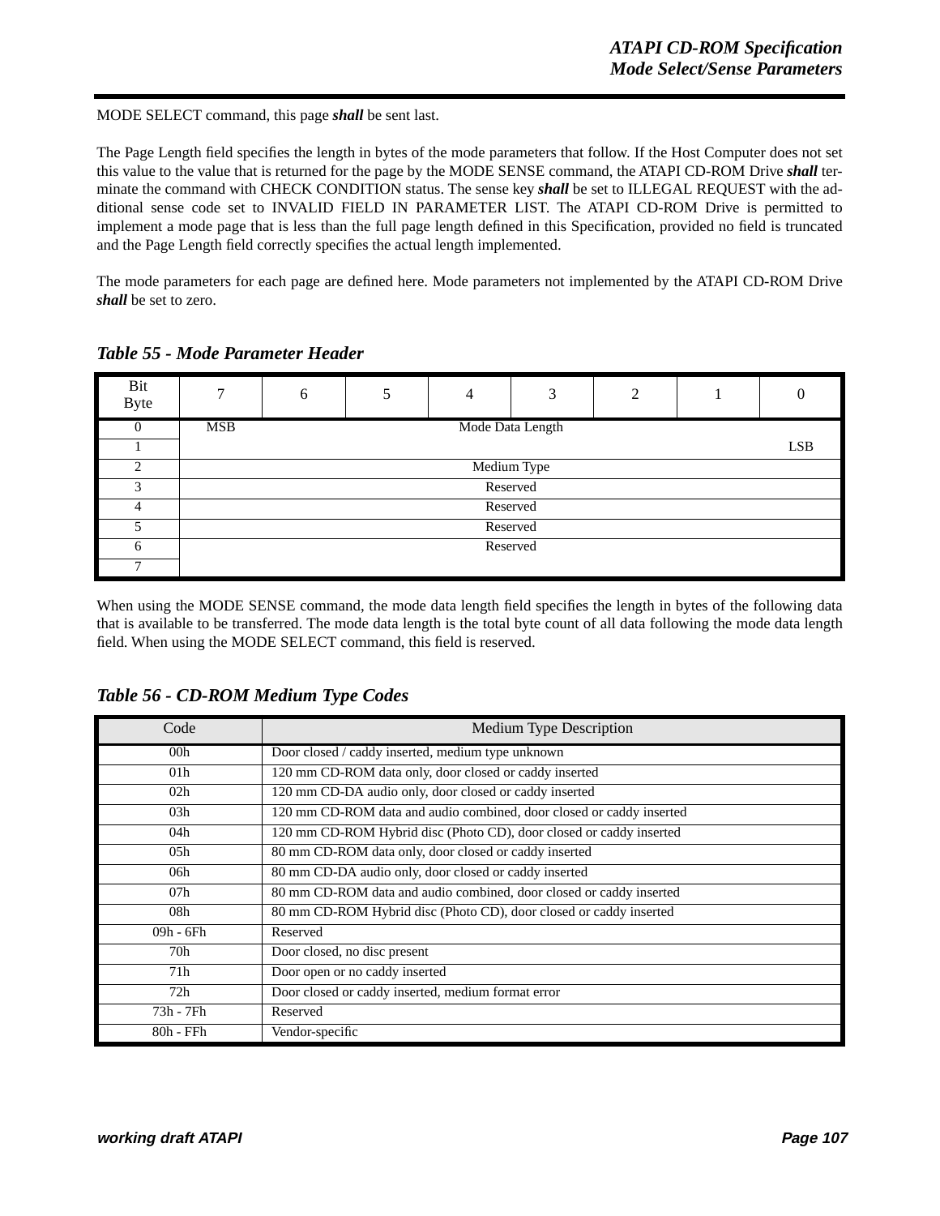MODE SELECT command, this page ***shall*** be sent last.

The Page Length field specifies the length in bytes of the mode parameters that follow. If the Host Computer does not set this value to the value that is returned for the page by the MODE SENSE command, the ATAPI CD-ROM Drive ***shall*** terminate the command with CHECK CONDITION status. The sense key ***shall*** be set to ILLEGAL REQUEST with the additional sense code set to INVALID FIELD IN PARAMETER LIST. The ATAPI CD-ROM Drive is permitted to implement a mode page that is less than the full page length defined in this Specification, provided no field is truncated and the Page Length field correctly specifies the actual length implemented.

The mode parameters for each page are defined here. Mode parameters not implemented by the ATAPI CD-ROM Drive ***shall*** be set to zero.

### *Table 55 - Mode Parameter Header*

| Bit / Byte | 7 | 6 | 5 | 4 | 3 | 2 | 1 | 0 |
|---|---|---|---|---|---|---|---|---|
| 0 | MSB | | | Mode Data Length | | | | |
| 1 | | | | | | | | LSB |
| 2 | Medium Type | | | | | | | |
| 3 | Reserved | | | | | | | |
| 4 | Reserved | | | | | | | |
| 5 | Reserved | | | | | | | |
| 6 | Reserved | | | | | | | |
| 7 | | | | | | | | |

When using the MODE SENSE command, the mode data length field specifies the length in bytes of the following data that is available to be transferred. The mode data length is the total byte count of all data following the mode data length field. When using the MODE SELECT command, this field is reserved.

### *Table 56 - CD-ROM Medium Type Codes*

| Code | Medium Type Description |
|---|---|
| 00h | Door closed / caddy inserted, medium type unknown |
| 01h | 120 mm CD-ROM data only, door closed or caddy inserted |
| 02h | 120 mm CD-DA audio only, door closed or caddy inserted |
| 03h | 120 mm CD-ROM data and audio combined, door closed or caddy inserted |
| 04h | 120 mm CD-ROM Hybrid disc (Photo CD), door closed or caddy inserted |
| 05h | 80 mm CD-ROM data only, door closed or caddy inserted |
| 06h | 80 mm CD-DA audio only, door closed or caddy inserted |
| 07h | 80 mm CD-ROM data and audio combined, door closed or caddy inserted |
| 08h | 80 mm CD-ROM Hybrid disc (Photo CD), door closed or caddy inserted |
| 09h - 6Fh | Reserved |
| 70h | Door closed, no disc present |
| 71h | Door open or no caddy inserted |
| 72h | Door closed or caddy inserted, medium format error |
| 73h - 7Fh | Reserved |
| 80h - FFh | Vendor-specific |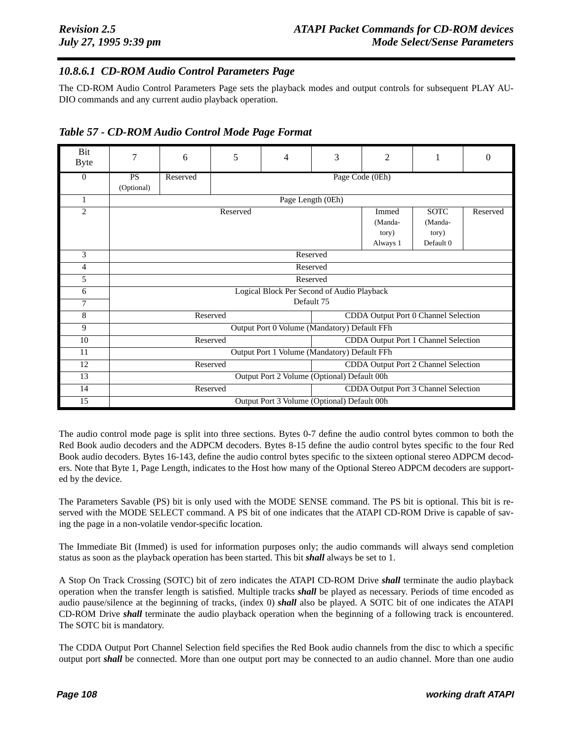#### 10.8.6.1 CD-ROM Audio Control Parameters Page

The CD-ROM Audio Control Parameters Page sets the playback modes and output controls for subsequent PLAY AUDIO commands and any current audio playback operation.

***Table 57 - CD-ROM Audio Control Mode Page Format***

| Bit<br>Byte | 7 | 6 | 5 | 4 | 3 | 2 | 1 | 0 |
|---|---|---|---|---|---|---|---|---|
| 0 | PS (Optional) | Reserved | Page Code (0Eh) | | | | | |
| 1 | Page Length (0Eh) | | | | | | | |
| 2 | Reserved | | | | | Immed (Mandatory) Always 1 | SOTC (Mandatory) Default 0 | Reserved |
| 3 | Reserved | | | | | | | |
| 4 | Reserved | | | | | | | |
| 5 | Reserved | | | | | | | |
| 6 | Logical Block Per Second of Audio Playback Default 75 | | | | | | | |
| 7 | | | | | | | | |
| 8 | Reserved | | | | CDDA Output Port 0 Channel Selection | | | |
| 9 | Output Port 0 Volume (Mandatory) Default FFh | | | | | | | |
| 10 | Reserved | | | | CDDA Output Port 1 Channel Selection | | | |
| 11 | Output Port 1 Volume (Mandatory) Default FFh | | | | | | | |
| 12 | Reserved | | | | CDDA Output Port 2 Channel Selection | | | |
| 13 | Output Port 2 Volume (Optional) Default 00h | | | | | | | |
| 14 | Reserved | | | | CDDA Output Port 3 Channel Selection | | | |
| 15 | Output Port 3 Volume (Optional) Default 00h | | | | | | | |

The audio control mode page is split into three sections. Bytes 0-7 define the audio control bytes common to both the Red Book audio decoders and the ADPCM decoders. Bytes 8-15 define the audio control bytes specific to the four Red Book audio decoders. Bytes 16-143, define the audio control bytes specific to the sixteen optional stereo ADPCM decoders. Note that Byte 1, Page Length, indicates to the Host how many of the Optional Stereo ADPCM decoders are supported by the device.

The Parameters Savable (PS) bit is only used with the MODE SENSE command. The PS bit is optional. This bit is reserved with the MODE SELECT command. A PS bit of one indicates that the ATAPI CD-ROM Drive is capable of saving the page in a non-volatile vendor-specific location.

The Immediate Bit (Immed) is used for information purposes only; the audio commands will always send completion status as soon as the playback operation has been started. This bit ***shall*** always be set to 1.

A Stop On Track Crossing (SOTC) bit of zero indicates the ATAPI CD-ROM Drive ***shall*** terminate the audio playback operation when the transfer length is satisfied. Multiple tracks ***shall*** be played as necessary. Periods of time encoded as audio pause/silence at the beginning of tracks, (index 0) ***shall*** also be played. A SOTC bit of one indicates the ATAPI CD-ROM Drive ***shall*** terminate the audio playback operation when the beginning of a following track is encountered. The SOTC bit is mandatory.

The CDDA Output Port Channel Selection field specifies the Red Book audio channels from the disc to which a specific output port ***shall*** be connected. More than one output port may be connected to an audio channel. More than one audio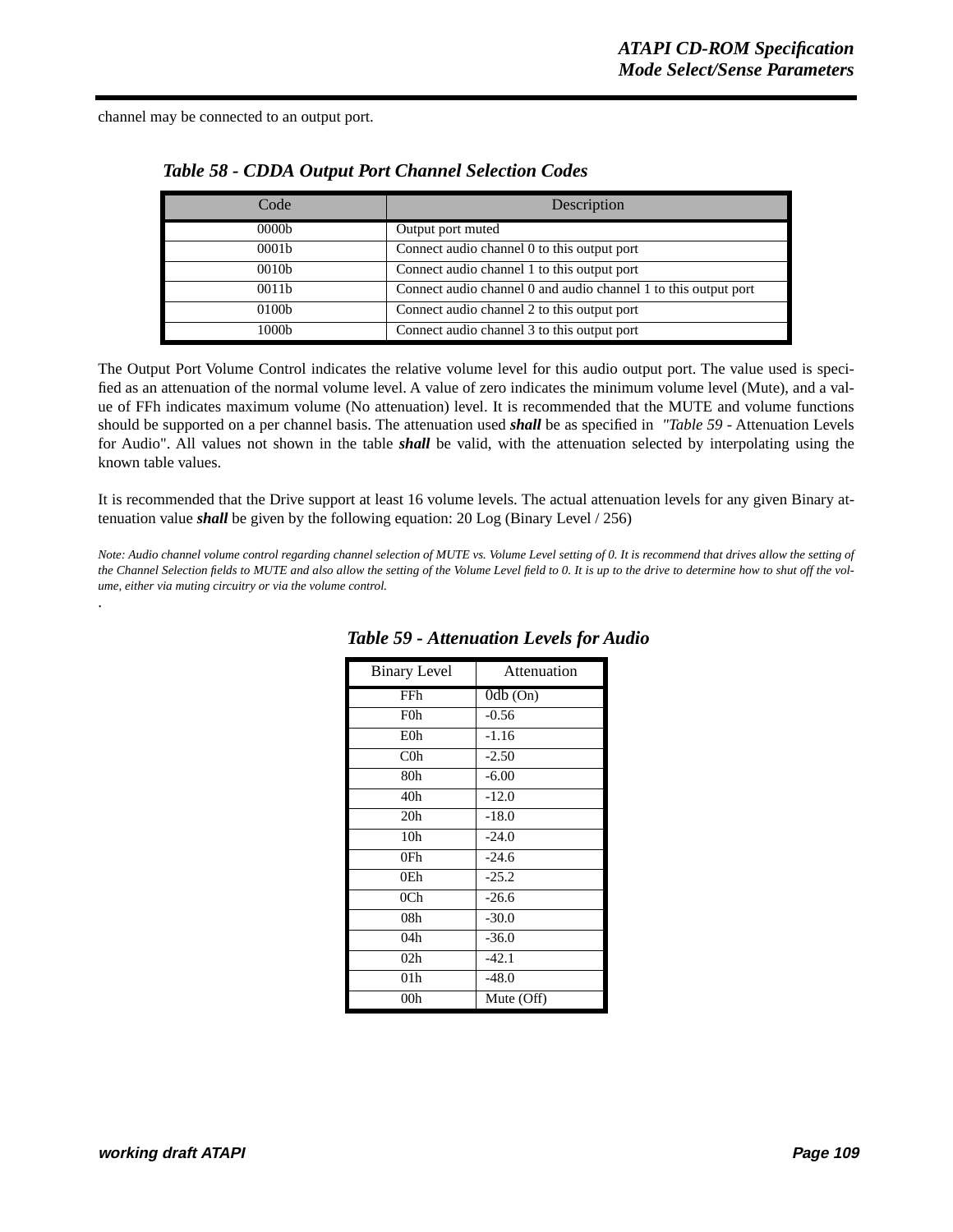channel may be connected to an output port.

***Table 58 - CDDA Output Port Channel Selection Codes***

| Code | Description |
|---|---|
| 0000b | Output port muted |
| 0001b | Connect audio channel 0 to this output port |
| 0010b | Connect audio channel 1 to this output port |
| 0011b | Connect audio channel 0 and audio channel 1 to this output port |
| 0100b | Connect audio channel 2 to this output port |
| 1000b | Connect audio channel 3 to this output port |

The Output Port Volume Control indicates the relative volume level for this audio output port. The value used is specified as an attenuation of the normal volume level. A value of zero indicates the minimum volume level (Mute), and a value of FFh indicates maximum volume (No attenuation) level. It is recommended that the MUTE and volume functions should be supported on a per channel basis. The attenuation used ***shall*** be as specified in *"Table 59* - Attenuation Levels for Audio". All values not shown in the table ***shall*** be valid, with the attenuation selected by interpolating using the known table values.

It is recommended that the Drive support at least 16 volume levels. The actual attenuation levels for any given Binary attenuation value ***shall*** be given by the following equation: 20 Log (Binary Level / 256)

*Note: Audio channel volume control regarding channel selection of MUTE vs. Volume Level setting of 0. It is recommend that drives allow the setting of the Channel Selection fields to MUTE and also allow the setting of the Volume Level field to 0. It is up to the drive to determine how to shut off the volume, either via muting circuitry or via the volume control.*

.

***Table 59 - Attenuation Levels for Audio***

| Binary Level | Attenuation |
|---|---|
| FFh | 0db (On) |
| F0h | -0.56 |
| E0h | -1.16 |
| C0h | -2.50 |
| 80h | -6.00 |
| 40h | -12.0 |
| 20h | -18.0 |
| 10h | -24.0 |
| 0Fh | -24.6 |
| 0Eh | -25.2 |
| 0Ch | -26.6 |
| 08h | -30.0 |
| 04h | -36.0 |
| 02h | -42.1 |
| 01h | -48.0 |
| 00h | Mute (Off) |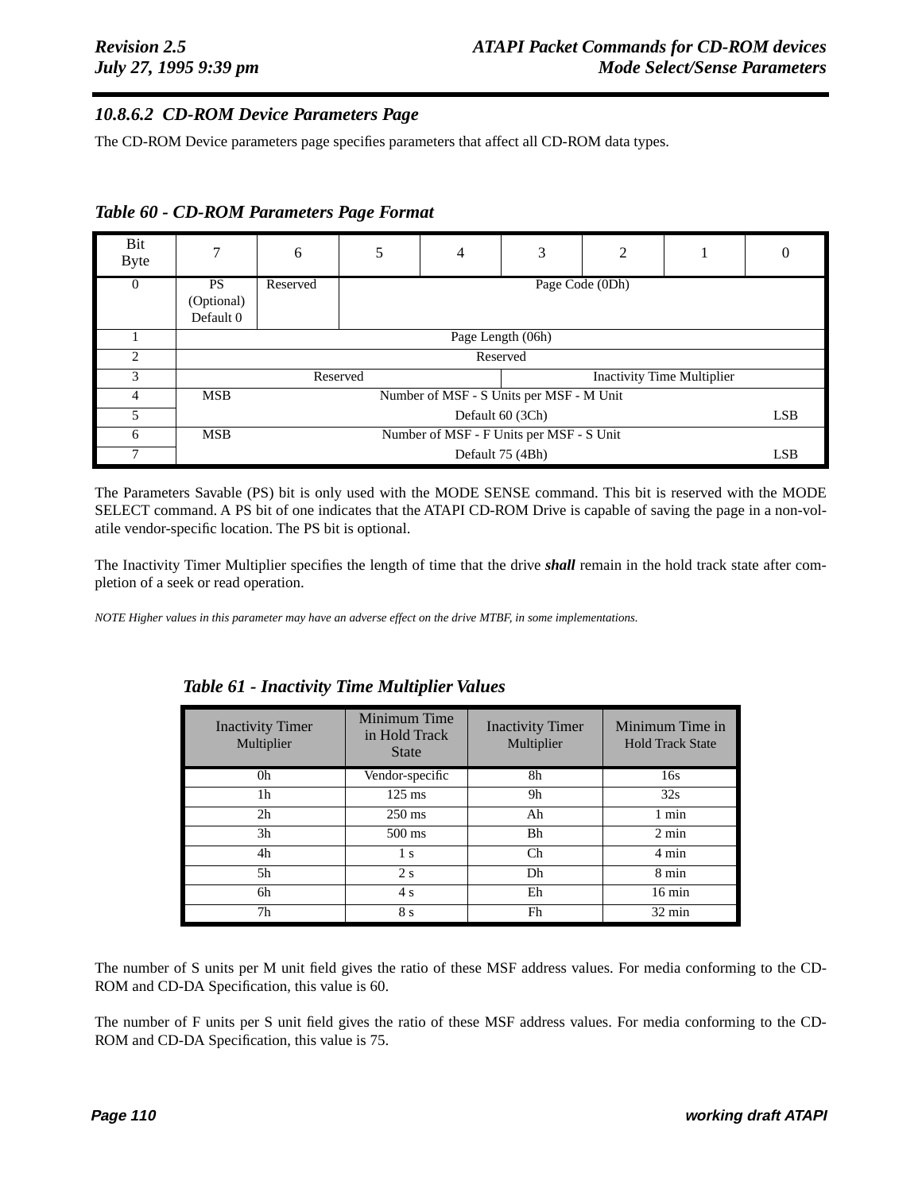### 10.8.6.2 CD-ROM Device Parameters Page

The CD-ROM Device parameters page specifies parameters that affect all CD-ROM data types.

***Table 60 - CD-ROM Parameters Page Format***

| Bit / Byte | 7 | 6 | 5 | 4 | 3 | 2 | 1 | 0 |
|---|---|---|---|---|---|---|---|---|
| 0 | PS (Optional) Default 0 | Reserved | Page Code (0Dh) | | | | | |
| 1 | Page Length (06h) | | | | | | | |
| 2 | Reserved | | | | | | | |
| 3 | Reserved | | | | Inactivity Time Multiplier | | | |
| 4 | MSB | Number of MSF - S Units per MSF - M Unit | | | | | | |
| 5 | Default 60 (3Ch) | | | | | | | LSB |
| 6 | MSB | Number of MSF - F Units per MSF - S Unit | | | | | | |
| 7 | Default 75 (4Bh) | | | | | | | LSB |

The Parameters Savable (PS) bit is only used with the MODE SENSE command. This bit is reserved with the MODE SELECT command. A PS bit of one indicates that the ATAPI CD-ROM Drive is capable of saving the page in a non-volatile vendor-specific location. The PS bit is optional.

The Inactivity Timer Multiplier specifies the length of time that the drive ***shall*** remain in the hold track state after completion of a seek or read operation.

*NOTE Higher values in this parameter may have an adverse effect on the drive MTBF, in some implementations.*

***Table 61 - Inactivity Time Multiplier Values***

| Inactivity Timer Multiplier | Minimum Time in Hold Track State | Inactivity Timer Multiplier | Minimum Time in Hold Track State |
|---|---|---|---|
| 0h | Vendor-specific | 8h | 16s |
| 1h | 125 ms | 9h | 32s |
| 2h | 250 ms | Ah | 1 min |
| 3h | 500 ms | Bh | 2 min |
| 4h | 1 s | Ch | 4 min |
| 5h | 2 s | Dh | 8 min |
| 6h | 4 s | Eh | 16 min |
| 7h | 8 s | Fh | 32 min |

The number of S units per M unit field gives the ratio of these MSF address values. For media conforming to the CD-ROM and CD-DA Specification, this value is 60.

The number of F units per S unit field gives the ratio of these MSF address values. For media conforming to the CD-ROM and CD-DA Specification, this value is 75.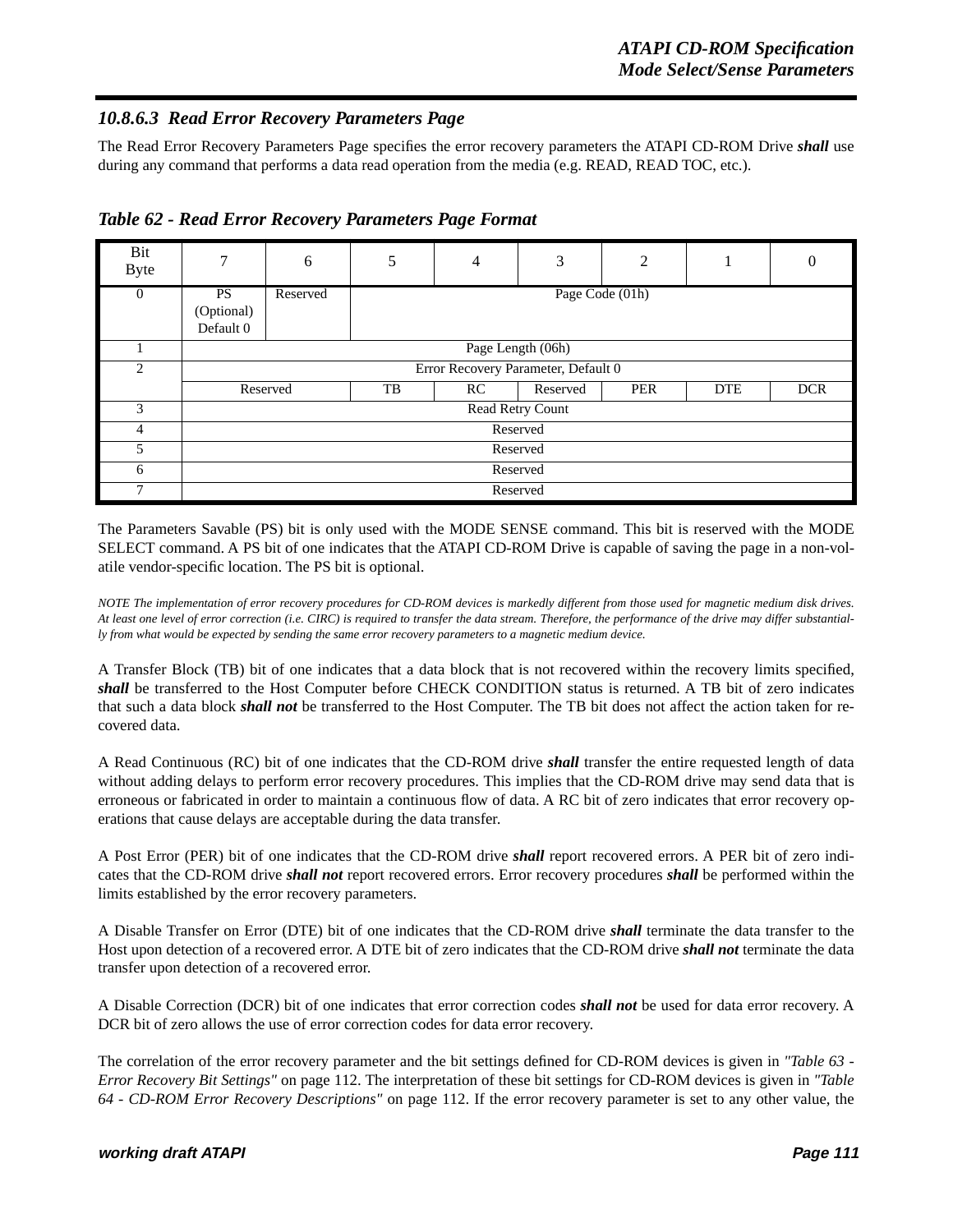#### 10.8.6.3 Read Error Recovery Parameters Page

The Read Error Recovery Parameters Page specifies the error recovery parameters the ATAPI CD-ROM Drive ***shall*** use during any command that performs a data read operation from the media (e.g. READ, READ TOC, etc.).

***Table 62 - Read Error Recovery Parameters Page Format***

| Bit / Byte | 7 | 6 | 5 | 4 | 3 | 2 | 1 | 0 |
|---|---|---|---|---|---|---|---|---|
| 0 | PS (Optional) Default 0 | Reserved | Page Code (01h) | | | | | |
| 1 | Page Length (06h) | | | | | | | |
| 2 | Error Recovery Parameter, Default 0 | | | | | | | |
| | Reserved | | TB | RC | Reserved | PER | DTE | DCR |
| 3 | Read Retry Count | | | | | | | |
| 4 | Reserved | | | | | | | |
| 5 | Reserved | | | | | | | |
| 6 | Reserved | | | | | | | |
| 7 | Reserved | | | | | | | |

The Parameters Savable (PS) bit is only used with the MODE SENSE command. This bit is reserved with the MODE SELECT command. A PS bit of one indicates that the ATAPI CD-ROM Drive is capable of saving the page in a non-volatile vendor-specific location. The PS bit is optional.

*NOTE The implementation of error recovery procedures for CD-ROM devices is markedly different from those used for magnetic medium disk drives. At least one level of error correction (i.e. CIRC) is required to transfer the data stream. Therefore, the performance of the drive may differ substantially from what would be expected by sending the same error recovery parameters to a magnetic medium device.*

A Transfer Block (TB) bit of one indicates that a data block that is not recovered within the recovery limits specified, ***shall*** be transferred to the Host Computer before CHECK CONDITION status is returned. A TB bit of zero indicates that such a data block ***shall not*** be transferred to the Host Computer. The TB bit does not affect the action taken for recovered data.

A Read Continuous (RC) bit of one indicates that the CD-ROM drive ***shall*** transfer the entire requested length of data without adding delays to perform error recovery procedures. This implies that the CD-ROM drive may send data that is erroneous or fabricated in order to maintain a continuous flow of data. A RC bit of zero indicates that error recovery operations that cause delays are acceptable during the data transfer.

A Post Error (PER) bit of one indicates that the CD-ROM drive ***shall*** report recovered errors. A PER bit of zero indicates that the CD-ROM drive ***shall not*** report recovered errors. Error recovery procedures ***shall*** be performed within the limits established by the error recovery parameters.

A Disable Transfer on Error (DTE) bit of one indicates that the CD-ROM drive ***shall*** terminate the data transfer to the Host upon detection of a recovered error. A DTE bit of zero indicates that the CD-ROM drive ***shall not*** terminate the data transfer upon detection of a recovered error.

A Disable Correction (DCR) bit of one indicates that error correction codes ***shall not*** be used for data error recovery. A DCR bit of zero allows the use of error correction codes for data error recovery.

The correlation of the error recovery parameter and the bit settings defined for CD-ROM devices is given in *"Table 63 - Error Recovery Bit Settings"* on page 112. The interpretation of these bit settings for CD-ROM devices is given in *"Table 64 - CD-ROM Error Recovery Descriptions"* on page 112. If the error recovery parameter is set to any other value, the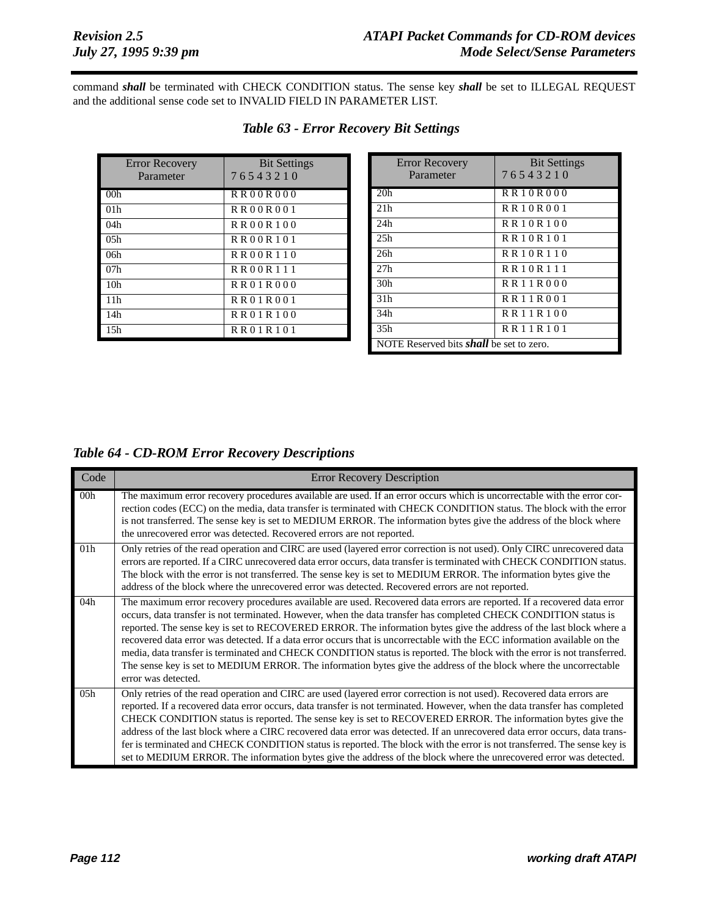command ***shall*** be terminated with CHECK CONDITION status. The sense key ***shall*** be set to ILLEGAL REQUEST and the additional sense code set to INVALID FIELD IN PARAMETER LIST.

### *Table 63 - Error Recovery Bit Settings*

| Error Recovery Parameter | Bit Settings 7 6 5 4 3 2 1 0 |
|---|---|
| 00h | R R 0 0 R 0 0 0 |
| 01h | R R 0 0 R 0 0 1 |
| 04h | R R 0 0 R 1 0 0 |
| 05h | R R 0 0 R 1 0 1 |
| 06h | R R 0 0 R 1 1 0 |
| 07h | R R 0 0 R 1 1 1 |
| 10h | R R 0 1 R 0 0 0 |
| 11h | R R 0 1 R 0 0 1 |
| 14h | R R 0 1 R 1 0 0 |
| 15h | R R 0 1 R 1 0 1 |

| Error Recovery Parameter | Bit Settings 7 6 5 4 3 2 1 0 |
|---|---|
| 20h | R R 1 0 R 0 0 0 |
| 21h | R R 1 0 R 0 0 1 |
| 24h | R R 1 0 R 1 0 0 |
| 25h | R R 1 0 R 1 0 1 |
| 26h | R R 1 0 R 1 1 0 |
| 27h | R R 1 0 R 1 1 1 |
| 30h | R R 1 1 R 0 0 0 |
| 31h | R R 1 1 R 0 0 1 |
| 34h | R R 1 1 R 1 0 0 |
| 35h | R R 1 1 R 1 0 1 |
| NOTE Reserved bits ***shall*** be set to zero. | |

### *Table 64 - CD-ROM Error Recovery Descriptions*

| Code | Error Recovery Description |
|---|---|
| 00h | The maximum error recovery procedures available are used. If an error occurs which is uncorrectable with the error correction codes (ECC) on the media, data transfer is terminated with CHECK CONDITION status. The block with the error is not transferred. The sense key is set to MEDIUM ERROR. The information bytes give the address of the block where the unrecovered error was detected. Recovered errors are not reported. |
| 01h | Only retries of the read operation and CIRC are used (layered error correction is not used). Only CIRC unrecovered data errors are reported. If a CIRC unrecovered data error occurs, data transfer is terminated with CHECK CONDITION status. The block with the error is not transferred. The sense key is set to MEDIUM ERROR. The information bytes give the address of the block where the unrecovered error was detected. Recovered errors are not reported. |
| 04h | The maximum error recovery procedures available are used. Recovered data errors are reported. If a recovered data error occurs, data transfer is not terminated. However, when the data transfer has completed CHECK CONDITION status is reported. The sense key is set to RECOVERED ERROR. The information bytes give the address of the last block where a recovered data error was detected. If a data error occurs that is uncorrectable with the ECC information available on the media, data transfer is terminated and CHECK CONDITION status is reported. The block with the error is not transferred. The sense key is set to MEDIUM ERROR. The information bytes give the address of the block where the uncorrectable error was detected. |
| 05h | Only retries of the read operation and CIRC are used (layered error correction is not used). Recovered data errors are reported. If a recovered data error occurs, data transfer is not terminated. However, when the data transfer has completed CHECK CONDITION status is reported. The sense key is set to RECOVERED ERROR. The information bytes give the address of the last block where a CIRC recovered data error was detected. If an unrecovered data error occurs, data transfer is terminated and CHECK CONDITION status is reported. The block with the error is not transferred. The sense key is set to MEDIUM ERROR. The information bytes give the address of the block where the unrecovered error was detected. |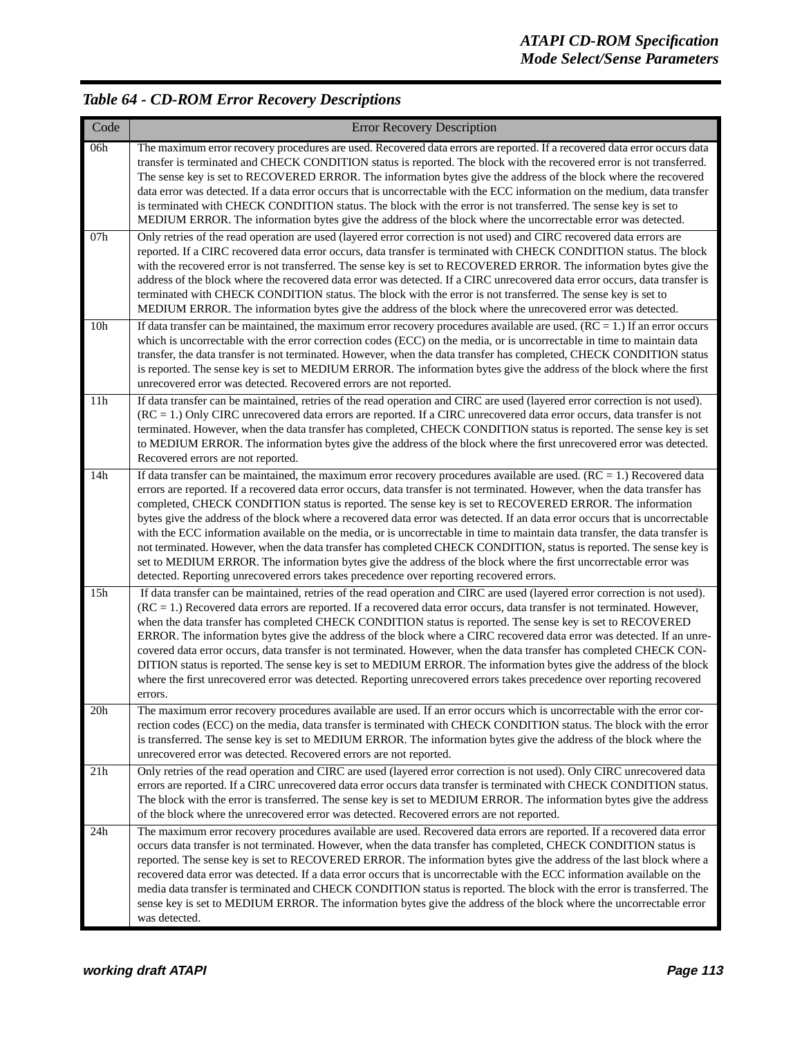## Table 64 - CD-ROM Error Recovery Descriptions

| Code | Error Recovery Description |
|---|---|
| 06h | The maximum error recovery procedures are used. Recovered data errors are reported. If a recovered data error occurs data transfer is terminated and CHECK CONDITION status is reported. The block with the recovered error is not transferred. The sense key is set to RECOVERED ERROR. The information bytes give the address of the block where the recovered data error was detected. If a data error occurs that is uncorrectable with the ECC information on the medium, data transfer is terminated with CHECK CONDITION status. The block with the error is not transferred. The sense key is set to MEDIUM ERROR. The information bytes give the address of the block where the uncorrectable error was detected. |
| 07h | Only retries of the read operation are used (layered error correction is not used) and CIRC recovered data errors are reported. If a CIRC recovered data error occurs, data transfer is terminated with CHECK CONDITION status. The block with the recovered error is not transferred. The sense key is set to RECOVERED ERROR. The information bytes give the address of the block where the recovered data error was detected. If a CIRC unrecovered data error occurs, data transfer is terminated with CHECK CONDITION status. The block with the error is not transferred. The sense key is set to MEDIUM ERROR. The information bytes give the address of the block where the unrecovered error was detected. |
| 10h | If data transfer can be maintained, the maximum error recovery procedures available are used. (RC = 1.) If an error occurs which is uncorrectable with the error correction codes (ECC) on the media, or is uncorrectable in time to maintain data transfer, the data transfer is not terminated. However, when the data transfer has completed, CHECK CONDITION status is reported. The sense key is set to MEDIUM ERROR. The information bytes give the address of the block where the first unrecovered error was detected. Recovered errors are not reported. |
| 11h | If data transfer can be maintained, retries of the read operation and CIRC are used (layered error correction is not used). (RC = 1.) Only CIRC unrecovered data errors are reported. If a CIRC unrecovered data error occurs, data transfer is not terminated. However, when the data transfer has completed, CHECK CONDITION status is reported. The sense key is set to MEDIUM ERROR. The information bytes give the address of the block where the first unrecovered error was detected. Recovered errors are not reported. |
| 14h | If data transfer can be maintained, the maximum error recovery procedures available are used. (RC = 1.) Recovered data errors are reported. If a recovered data error occurs, data transfer is not terminated. However, when the data transfer has completed, CHECK CONDITION status is reported. The sense key is set to RECOVERED ERROR. The information bytes give the address of the block where a recovered data error was detected. If an data error occurs that is uncorrectable with the ECC information available on the media, or is uncorrectable in time to maintain data transfer, the data transfer is not terminated. However, when the data transfer has completed CHECK CONDITION, status is reported. The sense key is set to MEDIUM ERROR. The information bytes give the address of the block where the first uncorrectable error was detected. Reporting unrecovered errors takes precedence over reporting recovered errors. |
| 15h | If data transfer can be maintained, retries of the read operation and CIRC are used (layered error correction is not used). (RC = 1.) Recovered data errors are reported. If a recovered data error occurs, data transfer is not terminated. However, when the data transfer has completed CHECK CONDITION status is reported. The sense key is set to RECOVERED ERROR. The information bytes give the address of the block where a CIRC recovered data error was detected. If an unrecovered data error occurs, data transfer is not terminated. However, when the data transfer has completed CHECK CONDITION status is reported. The sense key is set to MEDIUM ERROR. The information bytes give the address of the block where the first unrecovered error was detected. Reporting unrecovered errors takes precedence over reporting recovered errors. |
| 20h | The maximum error recovery procedures available are used. If an error occurs which is uncorrectable with the error correction codes (ECC) on the media, data transfer is terminated with CHECK CONDITION status. The block with the error is transferred. The sense key is set to MEDIUM ERROR. The information bytes give the address of the block where the unrecovered error was detected. Recovered errors are not reported. |
| 21h | Only retries of the read operation and CIRC are used (layered error correction is not used). Only CIRC unrecovered data errors are reported. If a CIRC unrecovered data error occurs data transfer is terminated with CHECK CONDITION status. The block with the error is transferred. The sense key is set to MEDIUM ERROR. The information bytes give the address of the block where the unrecovered error was detected. Recovered errors are not reported. |
| 24h | The maximum error recovery procedures available are used. Recovered data errors are reported. If a recovered data error occurs data transfer is not terminated. However, when the data transfer has completed, CHECK CONDITION status is reported. The sense key is set to RECOVERED ERROR. The information bytes give the address of the last block where a recovered data error was detected. If a data error occurs that is uncorrectable with the ECC information available on the media data transfer is terminated and CHECK CONDITION status is reported. The block with the error is transferred. The sense key is set to MEDIUM ERROR. The information bytes give the address of the block where the uncorrectable error was detected. |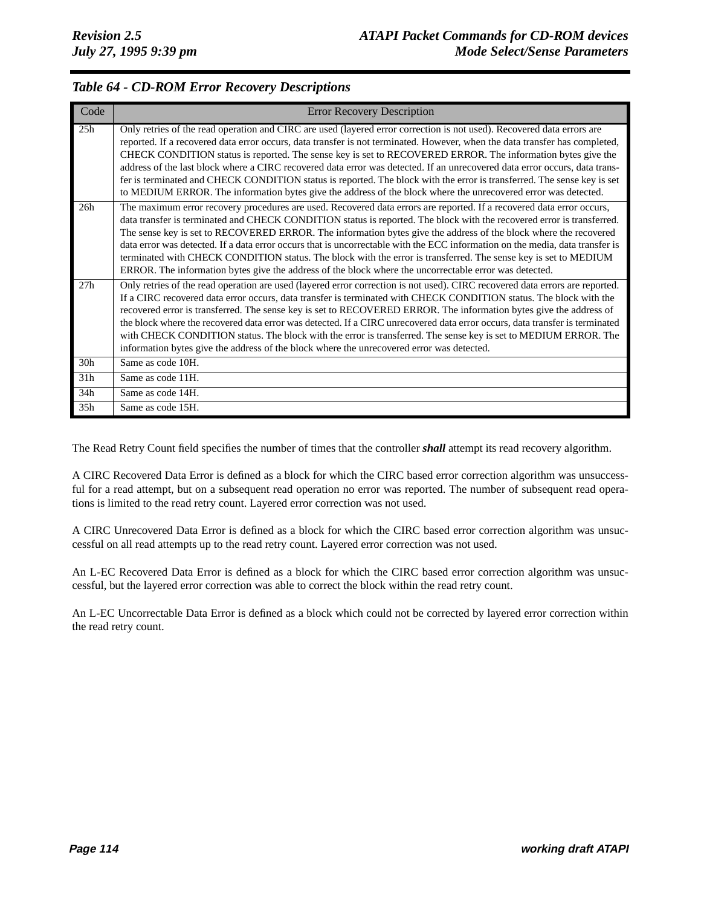### *Table 64 - CD-ROM Error Recovery Descriptions*

| Code | Error Recovery Description |
|---|---|
| 25h | Only retries of the read operation and CIRC are used (layered error correction is not used). Recovered data errors are reported. If a recovered data error occurs, data transfer is not terminated. However, when the data transfer has completed, CHECK CONDITION status is reported. The sense key is set to RECOVERED ERROR. The information bytes give the address of the last block where a CIRC recovered data error was detected. If an unrecovered data error occurs, data transfer is terminated and CHECK CONDITION status is reported. The block with the error is transferred. The sense key is set to MEDIUM ERROR. The information bytes give the address of the block where the unrecovered error was detected. |
| 26h | The maximum error recovery procedures are used. Recovered data errors are reported. If a recovered data error occurs, data transfer is terminated and CHECK CONDITION status is reported. The block with the recovered error is transferred. The sense key is set to RECOVERED ERROR. The information bytes give the address of the block where the recovered data error was detected. If a data error occurs that is uncorrectable with the ECC information on the media, data transfer is terminated with CHECK CONDITION status. The block with the error is transferred. The sense key is set to MEDIUM ERROR. The information bytes give the address of the block where the uncorrectable error was detected. |
| 27h | Only retries of the read operation are used (layered error correction is not used). CIRC recovered data errors are reported. If a CIRC recovered data error occurs, data transfer is terminated with CHECK CONDITION status. The block with the recovered error is transferred. The sense key is set to RECOVERED ERROR. The information bytes give the address of the block where the recovered data error was detected. If a CIRC unrecovered data error occurs, data transfer is terminated with CHECK CONDITION status. The block with the error is transferred. The sense key is set to MEDIUM ERROR. The information bytes give the address of the block where the unrecovered error was detected. |
| 30h | Same as code 10H. |
| 31h | Same as code 11H. |
| 34h | Same as code 14H. |
| 35h | Same as code 15H. |

The Read Retry Count field specifies the number of times that the controller ***shall*** attempt its read recovery algorithm.

A CIRC Recovered Data Error is defined as a block for which the CIRC based error correction algorithm was unsuccessful for a read attempt, but on a subsequent read operation no error was reported. The number of subsequent read operations is limited to the read retry count. Layered error correction was not used.

A CIRC Unrecovered Data Error is defined as a block for which the CIRC based error correction algorithm was unsuccessful on all read attempts up to the read retry count. Layered error correction was not used.

An L-EC Recovered Data Error is defined as a block for which the CIRC based error correction algorithm was unsuccessful, but the layered error correction was able to correct the block within the read retry count.

An L-EC Uncorrectable Data Error is defined as a block which could not be corrected by layered error correction within the read retry count.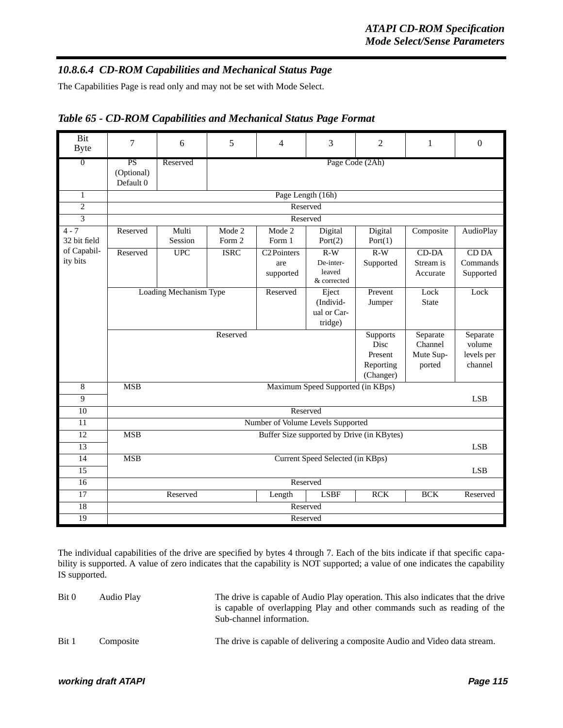### 10.8.6.4 CD-ROM Capabilities and Mechanical Status Page

The Capabilities Page is read only and may not be set with Mode Select.

*Table 65 - CD-ROM Capabilities and Mechanical Status Page Format*

| Bit / Byte | 7 | 6 | 5 | 4 | 3 | 2 | 1 | 0 |
|---|---|---|---|---|---|---|---|---|
| 0 | PS (Optional) Default 0 | Reserved | Page Code (2Ah) | | | | | |
| 1 | Page Length (16h) | | | | | | | |
| 2 | Reserved | | | | | | | |
| 3 | Reserved | | | | | | | |
| 4 - 7 32 bit field of Capability bits | Reserved | Multi Session | Mode 2 Form 2 | Mode 2 Form 1 | Digital Port(2) | Digital Port(1) | Composite | AudioPlay |
| | Reserved | UPC | ISRC | C2 Pointers are supported | R-W De-interleaved & corrected | R-W Supported | CD-DA Stream is Accurate | CD DA Commands Supported |
| | Loading Mechanism Type | | | Reserved | Eject (Individual or Cartridge) | Prevent Jumper | Lock State | Lock |
| | Reserved | | | | | Supports Disc Present Reporting (Changer) | Separate Channel Mute Supported | Separate volume levels per channel |
| 8 | MSB | Maximum Speed Supported (in KBps) | | | | | | |
| 9 | | | | | | | | LSB |
| 10 | Reserved | | | | | | | |
| 11 | Number of Volume Levels Supported | | | | | | | |
| 12 | MSB | Buffer Size supported by Drive (in KBytes) | | | | | | |
| 13 | | | | | | | | LSB |
| 14 | MSB | Current Speed Selected (in KBps) | | | | | | |
| 15 | | | | | | | | LSB |
| 16 | Reserved | | | | | | | |
| 17 | Reserved | | | Length | LSBF | RCK | BCK | Reserved |
| 18 | Reserved | | | | | | | |
| 19 | Reserved | | | | | | | |

The individual capabilities of the drive are specified by bytes 4 through 7. Each of the bits indicate if that specific capability is supported. A value of zero indicates that the capability is NOT supported; a value of one indicates the capability IS supported.

| | | |
|---|---|---|
| Bit 0 | Audio Play | The drive is capable of Audio Play operation. This also indicates that the drive is capable of overlapping Play and other commands such as reading of the Sub-channel information. |
| Bit 1 | Composite | The drive is capable of delivering a composite Audio and Video data stream. |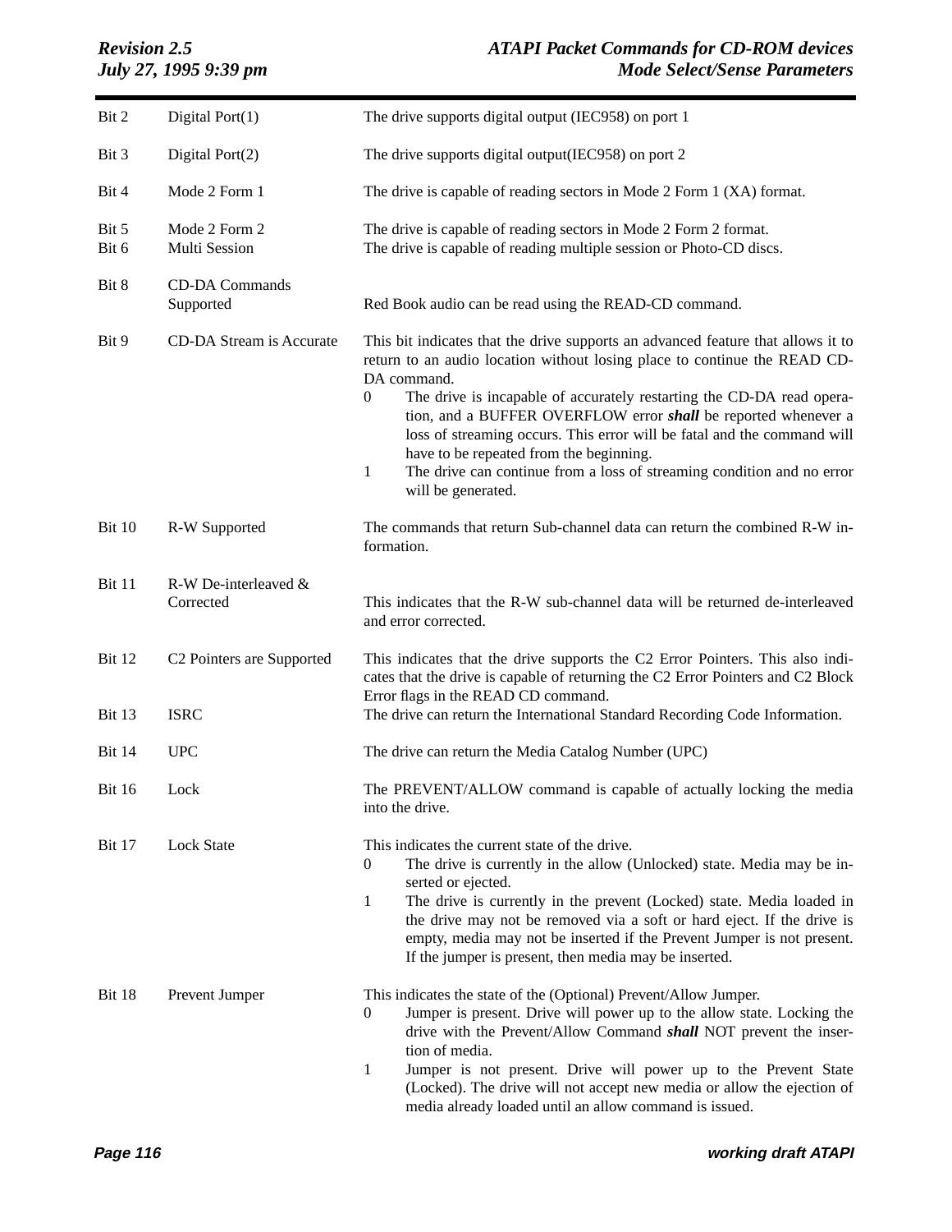| | | |
|---|---|---|
| Bit 2 | Digital Port(1) | The drive supports digital output (IEC958) on port 1 |
| Bit 3 | Digital Port(2) | The drive supports digital output(IEC958) on port 2 |
| Bit 4 | Mode 2 Form 1 | The drive is capable of reading sectors in Mode 2 Form 1 (XA) format. |
| Bit 5 | Mode 2 Form 2 | The drive is capable of reading sectors in Mode 2 Form 2 format. |
| Bit 6 | Multi Session | The drive is capable of reading multiple session or Photo-CD discs. |
| Bit 8 | CD-DA Commands Supported | Red Book audio can be read using the READ-CD command. |
| Bit 9 | CD-DA Stream is Accurate | This bit indicates that the drive supports an advanced feature that allows it to return to an audio location without losing place to continue the READ CD-DA command.<br>0 The drive is incapable of accurately restarting the CD-DA read operation, and a BUFFER OVERFLOW error ***shall*** be reported whenever a loss of streaming occurs. This error will be fatal and the command will have to be repeated from the beginning.<br>1 The drive can continue from a loss of streaming condition and no error will be generated. |
| Bit 10 | R-W Supported | The commands that return Sub-channel data can return the combined R-W information. |
| Bit 11 | R-W De-interleaved & Corrected | This indicates that the R-W sub-channel data will be returned de-interleaved and error corrected. |
| Bit 12 | C2 Pointers are Supported | This indicates that the drive supports the C2 Error Pointers. This also indicates that the drive is capable of returning the C2 Error Pointers and C2 Block Error flags in the READ CD command. |
| Bit 13 | ISRC | The drive can return the International Standard Recording Code Information. |
| Bit 14 | UPC | The drive can return the Media Catalog Number (UPC) |
| Bit 16 | Lock | The PREVENT/ALLOW command is capable of actually locking the media into the drive. |
| Bit 17 | Lock State | This indicates the current state of the drive.<br>0 The drive is currently in the allow (Unlocked) state. Media may be inserted or ejected.<br>1 The drive is currently in the prevent (Locked) state. Media loaded in the drive may not be removed via a soft or hard eject. If the drive is empty, media may not be inserted if the Prevent Jumper is not present. If the jumper is present, then media may be inserted. |
| Bit 18 | Prevent Jumper | This indicates the state of the (Optional) Prevent/Allow Jumper.<br>0 Jumper is present. Drive will power up to the allow state. Locking the drive with the Prevent/Allow Command ***shall*** NOT prevent the insertion of media.<br>1 Jumper is not present. Drive will power up to the Prevent State (Locked). The drive will not accept new media or allow the ejection of media already loaded until an allow command is issued. |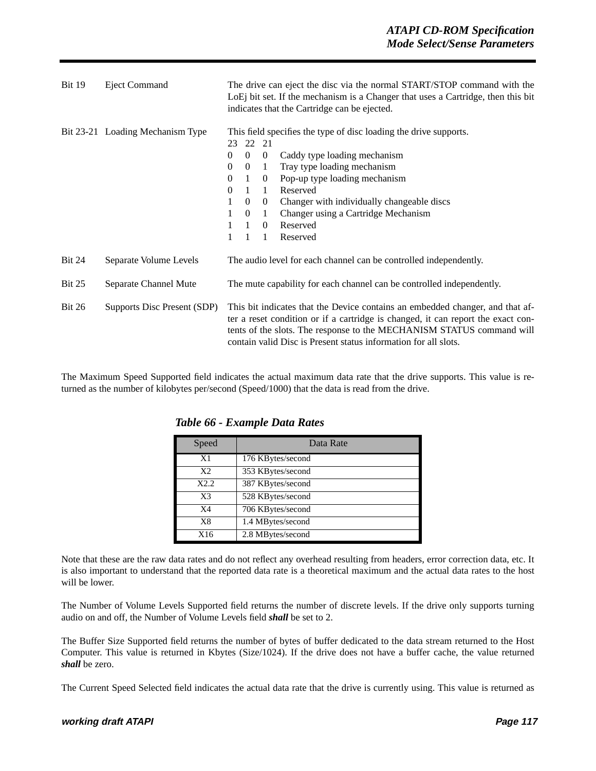| | | |
|---|---|---|
| Bit 19 | Eject Command | The drive can eject the disc via the normal START/STOP command with the LoEj bit set. If the mechanism is a Changer that uses a Cartridge, then this bit indicates that the Cartridge can be ejected. |
| Bit 23-21 | Loading Mechanism Type | This field specifies the type of disc loading the drive supports. |

| 23 | 22 | 21 | |
|---|---|---|---|
| 0 | 0 | 0 | Caddy type loading mechanism |
| 0 | 0 | 1 | Tray type loading mechanism |
| 0 | 1 | 0 | Pop-up type loading mechanism |
| 0 | 1 | 1 | Reserved |
| 1 | 0 | 0 | Changer with individually changeable discs |
| 1 | 0 | 1 | Changer using a Cartridge Mechanism |
| 1 | 1 | 0 | Reserved |
| 1 | 1 | 1 | Reserved |

| | | |
|---|---|---|
| Bit 24 | Separate Volume Levels | The audio level for each channel can be controlled independently. |
| Bit 25 | Separate Channel Mute | The mute capability for each channel can be controlled independently. |
| Bit 26 | Supports Disc Present (SDP) | This bit indicates that the Device contains an embedded changer, and that after a reset condition or if a cartridge is changed, it can report the exact contents of the slots. The response to the MECHANISM STATUS command will contain valid Disc is Present status information for all slots. |

The Maximum Speed Supported field indicates the actual maximum data rate that the drive supports. This value is returned as the number of kilobytes per/second (Speed/1000) that the data is read from the drive.

***Table 66 - Example Data Rates***

| Speed | Data Rate |
|---|---|
| X1 | 176 KBytes/second |
| X2 | 353 KBytes/second |
| X2.2 | 387 KBytes/second |
| X3 | 528 KBytes/second |
| X4 | 706 KBytes/second |
| X8 | 1.4 MBytes/second |
| X16 | 2.8 MBytes/second |

Note that these are the raw data rates and do not reflect any overhead resulting from headers, error correction data, etc. It is also important to understand that the reported data rate is a theoretical maximum and the actual data rates to the host will be lower.

The Number of Volume Levels Supported field returns the number of discrete levels. If the drive only supports turning audio on and off, the Number of Volume Levels field ***shall*** be set to 2.

The Buffer Size Supported field returns the number of bytes of buffer dedicated to the data stream returned to the Host Computer. This value is returned in Kbytes (Size/1024). If the drive does not have a buffer cache, the value returned ***shall*** be zero.

The Current Speed Selected field indicates the actual data rate that the drive is currently using. This value is returned as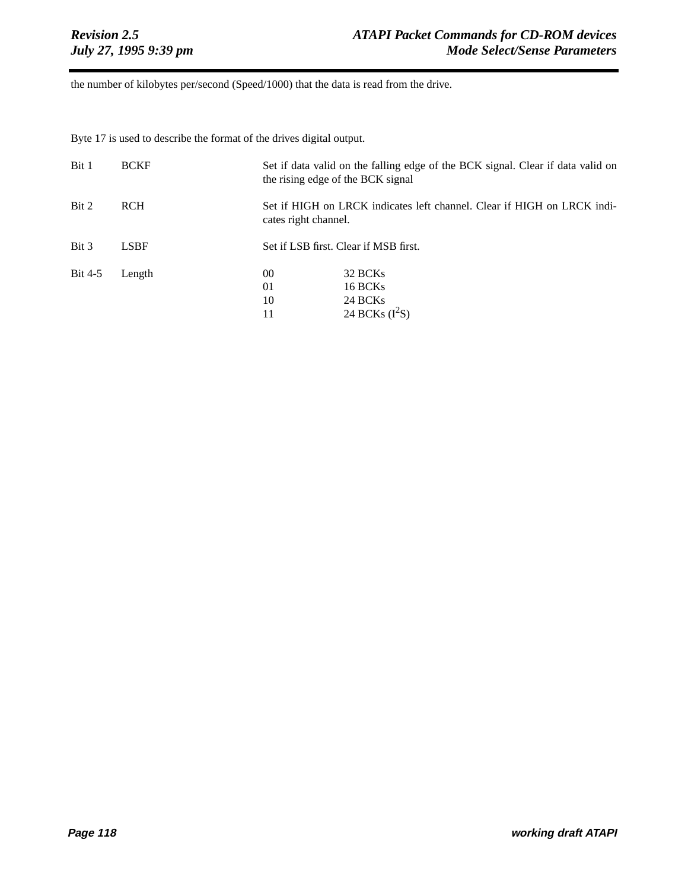the number of kilobytes per/second (Speed/1000) that the data is read from the drive.

Byte 17 is used to describe the format of the drives digital output.

| | | | |
|---|---|---|---|
| Bit 1 | BCKF | Set if data valid on the falling edge of the BCK signal. Clear if data valid on the rising edge of the BCK signal | |
| Bit 2 | RCH | Set if HIGH on LRCK indicates left channel. Clear if HIGH on LRCK indicates right channel. | |
| Bit 3 | LSBF | Set if LSB first. Clear if MSB first. | |
| Bit 4-5 | Length | 00 | 32 BCKs |
| | | 01 | 16 BCKs |
| | | 10 | 24 BCKs |
| | | 11 | 24 BCKs ($I^2S$) |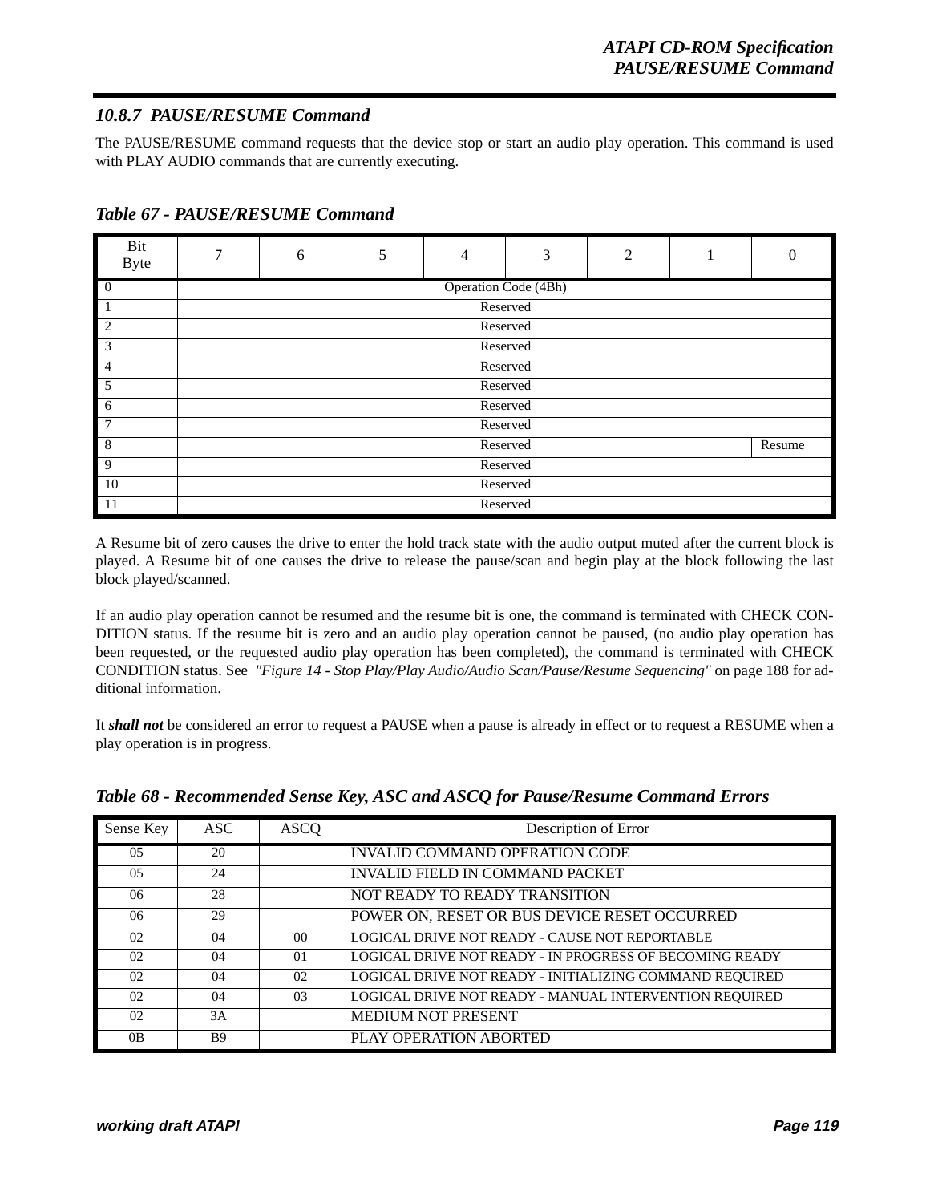### 10.8.7 PAUSE/RESUME Command

The PAUSE/RESUME command requests that the device stop or start an audio play operation. This command is used with PLAY AUDIO commands that are currently executing.

***Table 67 - PAUSE/RESUME Command***

| Bit / Byte | 7 | 6 | 5 | 4 | 3 | 2 | 1 | 0 |
|---|---|---|---|---|---|---|---|---|
| 0 | Operation Code (4Bh) | | | | | | | |
| 1 | Reserved | | | | | | | |
| 2 | Reserved | | | | | | | |
| 3 | Reserved | | | | | | | |
| 4 | Reserved | | | | | | | |
| 5 | Reserved | | | | | | | |
| 6 | Reserved | | | | | | | |
| 7 | Reserved | | | | | | | |
| 8 | Reserved | | | | | | | Resume |
| 9 | Reserved | | | | | | | |
| 10 | Reserved | | | | | | | |
| 11 | Reserved | | | | | | | |

A Resume bit of zero causes the drive to enter the hold track state with the audio output muted after the current block is played. A Resume bit of one causes the drive to release the pause/scan and begin play at the block following the last block played/scanned.

If an audio play operation cannot be resumed and the resume bit is one, the command is terminated with CHECK CONDITION status. If the resume bit is zero and an audio play operation cannot be paused, (no audio play operation has been requested, or the requested audio play operation has been completed), the command is terminated with CHECK CONDITION status. See *"Figure 14 - Stop Play/Play Audio/Audio Scan/Pause/Resume Sequencing"* on page 188 for additional information.

It ***shall not*** be considered an error to request a PAUSE when a pause is already in effect or to request a RESUME when a play operation is in progress.

***Table 68 - Recommended Sense Key, ASC and ASCQ for Pause/Resume Command Errors***

| Sense Key | ASC | ASCQ | Description of Error |
|---|---|---|---|
| 05 | 20 | | INVALID COMMAND OPERATION CODE |
| 05 | 24 | | INVALID FIELD IN COMMAND PACKET |
| 06 | 28 | | NOT READY TO READY TRANSITION |
| 06 | 29 | | POWER ON, RESET OR BUS DEVICE RESET OCCURRED |
| 02 | 04 | 00 | LOGICAL DRIVE NOT READY - CAUSE NOT REPORTABLE |
| 02 | 04 | 01 | LOGICAL DRIVE NOT READY - IN PROGRESS OF BECOMING READY |
| 02 | 04 | 02 | LOGICAL DRIVE NOT READY - INITIALIZING COMMAND REQUIRED |
| 02 | 04 | 03 | LOGICAL DRIVE NOT READY - MANUAL INTERVENTION REQUIRED |
| 02 | 3A | | MEDIUM NOT PRESENT |
| 0B | B9 | | PLAY OPERATION ABORTED |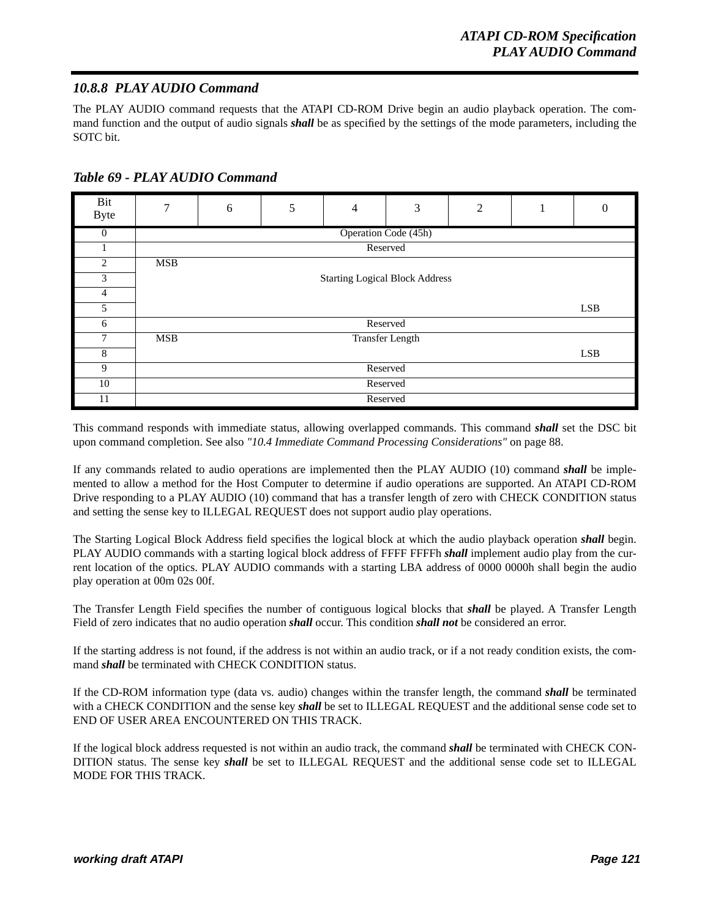### 10.8.8 PLAY AUDIO Command

The PLAY AUDIO command requests that the ATAPI CD-ROM Drive begin an audio playback operation. The command function and the output of audio signals ***shall*** be as specified by the settings of the mode parameters, including the SOTC bit.

***Table 69 - PLAY AUDIO Command***

| Bit / Byte | 7 | 6 | 5 | 4 | 3 | 2 | 1 | 0 |
|---|---|---|---|---|---|---|---|---|
| 0 | Operation Code (45h) | | | | | | | |
| 1 | Reserved | | | | | | | |
| 2 | MSB | | | | | | | |
| 3 | Starting Logical Block Address | | | | | | | |
| 4 | | | | | | | | |
| 5 | | | | | | | | LSB |
| 6 | Reserved | | | | | | | |
| 7 | MSB | | | Transfer Length | | | | |
| 8 | | | | | | | | LSB |
| 9 | Reserved | | | | | | | |
| 10 | Reserved | | | | | | | |
| 11 | Reserved | | | | | | | |

This command responds with immediate status, allowing overlapped commands. This command ***shall*** set the DSC bit upon command completion. See also *"10.4 Immediate Command Processing Considerations"* on page 88.

If any commands related to audio operations are implemented then the PLAY AUDIO (10) command ***shall*** be implemented to allow a method for the Host Computer to determine if audio operations are supported. An ATAPI CD-ROM Drive responding to a PLAY AUDIO (10) command that has a transfer length of zero with CHECK CONDITION status and setting the sense key to ILLEGAL REQUEST does not support audio play operations.

The Starting Logical Block Address field specifies the logical block at which the audio playback operation ***shall*** begin. PLAY AUDIO commands with a starting logical block address of FFFF FFFFh ***shall*** implement audio play from the current location of the optics. PLAY AUDIO commands with a starting LBA address of 0000 0000h shall begin the audio play operation at 00m 02s 00f.

The Transfer Length Field specifies the number of contiguous logical blocks that ***shall*** be played. A Transfer Length Field of zero indicates that no audio operation ***shall*** occur. This condition ***shall not*** be considered an error.

If the starting address is not found, if the address is not within an audio track, or if a not ready condition exists, the command ***shall*** be terminated with CHECK CONDITION status.

If the CD-ROM information type (data vs. audio) changes within the transfer length, the command ***shall*** be terminated with a CHECK CONDITION and the sense key ***shall*** be set to ILLEGAL REQUEST and the additional sense code set to END OF USER AREA ENCOUNTERED ON THIS TRACK.

If the logical block address requested is not within an audio track, the command ***shall*** be terminated with CHECK CONDITION status. The sense key ***shall*** be set to ILLEGAL REQUEST and the additional sense code set to ILLEGAL MODE FOR THIS TRACK.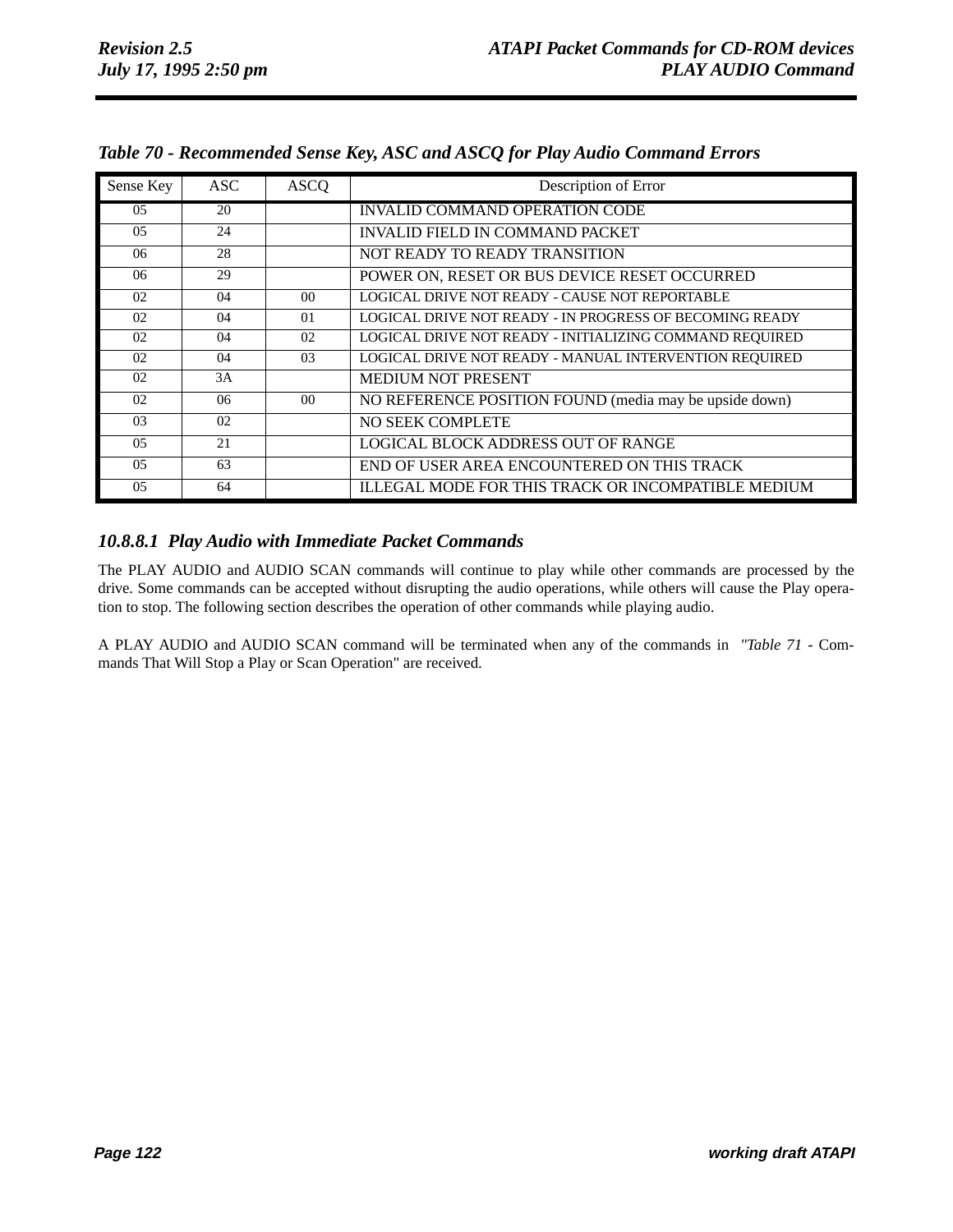*Table 70 - Recommended Sense Key, ASC and ASCQ for Play Audio Command Errors*

| Sense Key | ASC | ASCQ | Description of Error |
|---|---|---|---|
| 05 | 20 | | INVALID COMMAND OPERATION CODE |
| 05 | 24 | | INVALID FIELD IN COMMAND PACKET |
| 06 | 28 | | NOT READY TO READY TRANSITION |
| 06 | 29 | | POWER ON, RESET OR BUS DEVICE RESET OCCURRED |
| 02 | 04 | 00 | LOGICAL DRIVE NOT READY - CAUSE NOT REPORTABLE |
| 02 | 04 | 01 | LOGICAL DRIVE NOT READY - IN PROGRESS OF BECOMING READY |
| 02 | 04 | 02 | LOGICAL DRIVE NOT READY - INITIALIZING COMMAND REQUIRED |
| 02 | 04 | 03 | LOGICAL DRIVE NOT READY - MANUAL INTERVENTION REQUIRED |
| 02 | 3A | | MEDIUM NOT PRESENT |
| 02 | 06 | 00 | NO REFERENCE POSITION FOUND (media may be upside down) |
| 03 | 02 | | NO SEEK COMPLETE |
| 05 | 21 | | LOGICAL BLOCK ADDRESS OUT OF RANGE |
| 05 | 63 | | END OF USER AREA ENCOUNTERED ON THIS TRACK |
| 05 | 64 | | ILLEGAL MODE FOR THIS TRACK OR INCOMPATIBLE MEDIUM |

### 10.8.8.1 Play Audio with Immediate Packet Commands

The PLAY AUDIO and AUDIO SCAN commands will continue to play while other commands are processed by the drive. Some commands can be accepted without disrupting the audio operations, while others will cause the Play operation to stop. The following section describes the operation of other commands while playing audio.

A PLAY AUDIO and AUDIO SCAN command will be terminated when any of the commands in "*Table 71* - Commands That Will Stop a Play or Scan Operation" are received.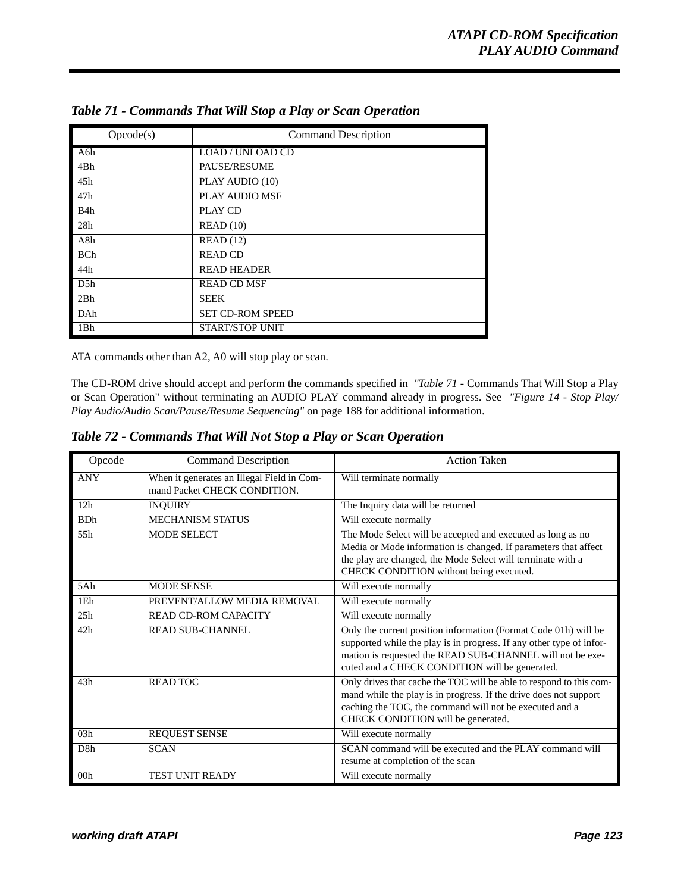*Table 71 - Commands That Will Stop a Play or Scan Operation*

| Opcode(s) | Command Description |
|---|---|
| A6h | LOAD / UNLOAD CD |
| 4Bh | PAUSE/RESUME |
| 45h | PLAY AUDIO (10) |
| 47h | PLAY AUDIO MSF |
| B4h | PLAY CD |
| 28h | READ (10) |
| A8h | READ (12) |
| BCh | READ CD |
| 44h | READ HEADER |
| D5h | READ CD MSF |
| 2Bh | SEEK |
| DAh | SET CD-ROM SPEED |
| 1Bh | START/STOP UNIT |

ATA commands other than A2, A0 will stop play or scan.

The CD-ROM drive should accept and perform the commands specified in *"Table 71* - Commands That Will Stop a Play or Scan Operation" without terminating an AUDIO PLAY command already in progress. See *"Figure 14 - Stop Play/ Play Audio/Audio Scan/Pause/Resume Sequencing"* on page 188 for additional information.

*Table 72 - Commands That Will Not Stop a Play or Scan Operation*

| Opcode | Command Description | Action Taken |
|---|---|---|
| ANY | When it generates an Illegal Field in Command Packet CHECK CONDITION. | Will terminate normally |
| 12h | INQUIRY | The Inquiry data will be returned |
| BDh | MECHANISM STATUS | Will execute normally |
| 55h | MODE SELECT | The Mode Select will be accepted and executed as long as no Media or Mode information is changed. If parameters that affect the play are changed, the Mode Select will terminate with a CHECK CONDITION without being executed. |
| 5Ah | MODE SENSE | Will execute normally |
| 1Eh | PREVENT/ALLOW MEDIA REMOVAL | Will execute normally |
| 25h | READ CD-ROM CAPACITY | Will execute normally |
| 42h | READ SUB-CHANNEL | Only the current position information (Format Code 01h) will be supported while the play is in progress. If any other type of information is requested the READ SUB-CHANNEL will not be executed and a CHECK CONDITION will be generated. |
| 43h | READ TOC | Only drives that cache the TOC will be able to respond to this command while the play is in progress. If the drive does not support caching the TOC, the command will not be executed and a CHECK CONDITION will be generated. |
| 03h | REQUEST SENSE | Will execute normally |
| D8h | SCAN | SCAN command will be executed and the PLAY command will resume at completion of the scan |
| 00h | TEST UNIT READY | Will execute normally |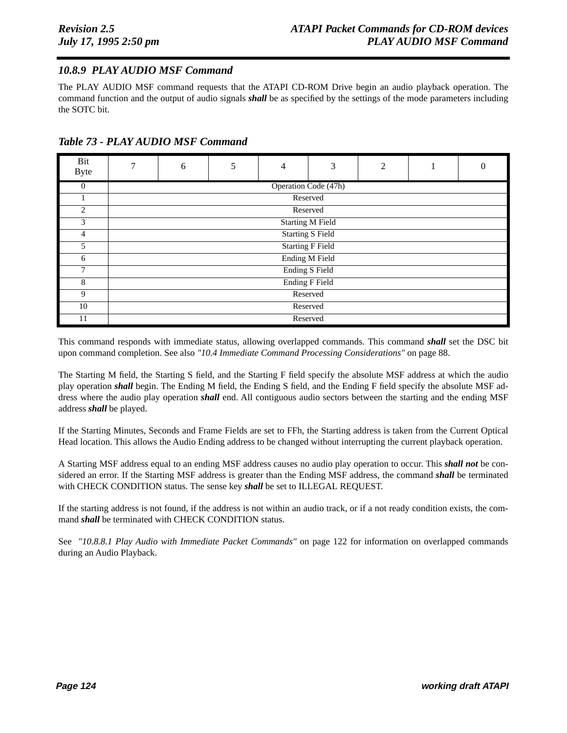### 10.8.9 PLAY AUDIO MSF Command

The PLAY AUDIO MSF command requests that the ATAPI CD-ROM Drive begin an audio playback operation. The command function and the output of audio signals ***shall*** be as specified by the settings of the mode parameters including the SOTC bit.

***Table 73 - PLAY AUDIO MSF Command***

| Bit / Byte | 7 | 6 | 5 | 4 | 3 | 2 | 1 | 0 |
|---|---|---|---|---|---|---|---|---|
| 0 | Operation Code (47h) | | | | | | | |
| 1 | Reserved | | | | | | | |
| 2 | Reserved | | | | | | | |
| 3 | Starting M Field | | | | | | | |
| 4 | Starting S Field | | | | | | | |
| 5 | Starting F Field | | | | | | | |
| 6 | Ending M Field | | | | | | | |
| 7 | Ending S Field | | | | | | | |
| 8 | Ending F Field | | | | | | | |
| 9 | Reserved | | | | | | | |
| 10 | Reserved | | | | | | | |
| 11 | Reserved | | | | | | | |

This command responds with immediate status, allowing overlapped commands. This command ***shall*** set the DSC bit upon command completion. See also *"10.4 Immediate Command Processing Considerations"* on page 88.

The Starting M field, the Starting S field, and the Starting F field specify the absolute MSF address at which the audio play operation ***shall*** begin. The Ending M field, the Ending S field, and the Ending F field specify the absolute MSF address where the audio play operation ***shall*** end. All contiguous audio sectors between the starting and the ending MSF address ***shall*** be played.

If the Starting Minutes, Seconds and Frame Fields are set to FFh, the Starting address is taken from the Current Optical Head location. This allows the Audio Ending address to be changed without interrupting the current playback operation.

A Starting MSF address equal to an ending MSF address causes no audio play operation to occur. This ***shall not*** be considered an error. If the Starting MSF address is greater than the Ending MSF address, the command ***shall*** be terminated with CHECK CONDITION status. The sense key ***shall*** be set to ILLEGAL REQUEST.

If the starting address is not found, if the address is not within an audio track, or if a not ready condition exists, the command ***shall*** be terminated with CHECK CONDITION status.

See *"10.8.8.1 Play Audio with Immediate Packet Commands"* on page 122 for information on overlapped commands during an Audio Playback.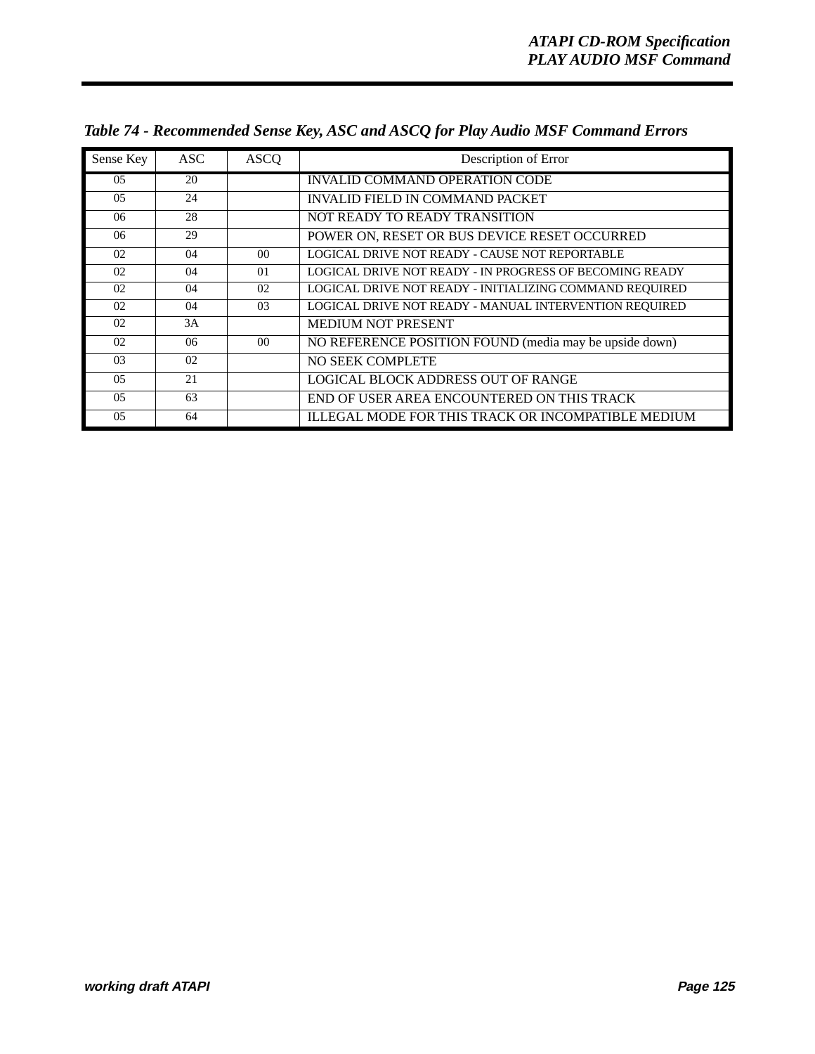*Table 74 - Recommended Sense Key, ASC and ASCQ for Play Audio MSF Command Errors*

| Sense Key | ASC | ASCQ | Description of Error |
|---|---|---|---|
| 05 | 20 | | INVALID COMMAND OPERATION CODE |
| 05 | 24 | | INVALID FIELD IN COMMAND PACKET |
| 06 | 28 | | NOT READY TO READY TRANSITION |
| 06 | 29 | | POWER ON, RESET OR BUS DEVICE RESET OCCURRED |
| 02 | 04 | 00 | LOGICAL DRIVE NOT READY - CAUSE NOT REPORTABLE |
| 02 | 04 | 01 | LOGICAL DRIVE NOT READY - IN PROGRESS OF BECOMING READY |
| 02 | 04 | 02 | LOGICAL DRIVE NOT READY - INITIALIZING COMMAND REQUIRED |
| 02 | 04 | 03 | LOGICAL DRIVE NOT READY - MANUAL INTERVENTION REQUIRED |
| 02 | 3A | | MEDIUM NOT PRESENT |
| 02 | 06 | 00 | NO REFERENCE POSITION FOUND (media may be upside down) |
| 03 | 02 | | NO SEEK COMPLETE |
| 05 | 21 | | LOGICAL BLOCK ADDRESS OUT OF RANGE |
| 05 | 63 | | END OF USER AREA ENCOUNTERED ON THIS TRACK |
| 05 | 64 | | ILLEGAL MODE FOR THIS TRACK OR INCOMPATIBLE MEDIUM |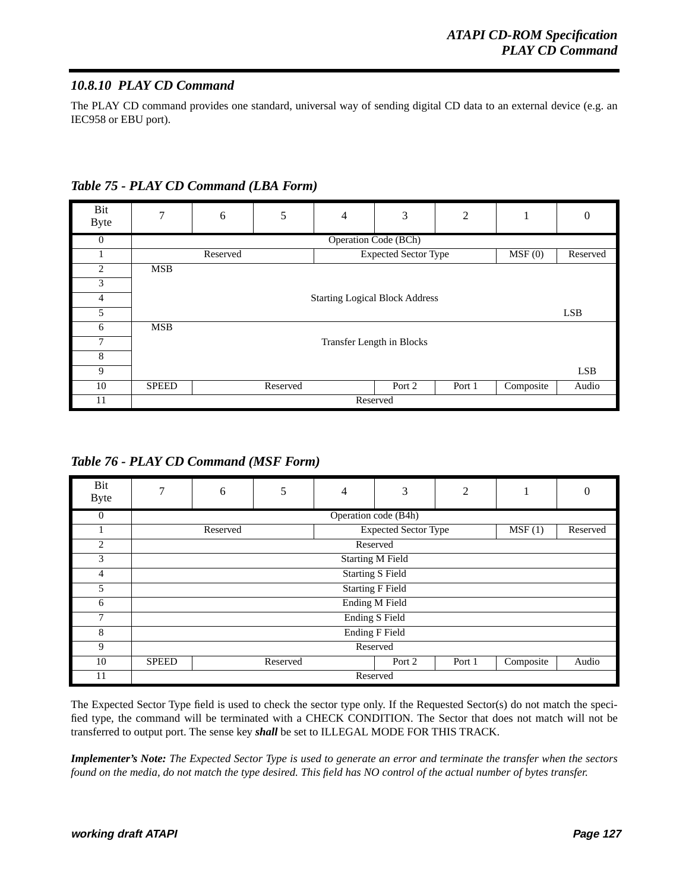### 10.8.10 PLAY CD Command

The PLAY CD command provides one standard, universal way of sending digital CD data to an external device (e.g. an IEC958 or EBU port).

***Table 75 - PLAY CD Command (LBA Form)***

| Bit / Byte | 7 | 6 | 5 | 4 | 3 | 2 | 1 | 0 |
|---|---|---|---|---|---|---|---|---|
| 0 | Operation Code (BCh) | | | | | | | |
| 1 | Reserved | | | Expected Sector Type | | | MSF (0) | Reserved |
| 2 | MSB | | | | | | | |
| 3 | | | | | | | | |
| 4 | Starting Logical Block Address | | | | | | | |
| 5 | | | | | | | | LSB |
| 6 | MSB | | | | | | | |
| 7 | Transfer Length in Blocks | | | | | | | |
| 8 | | | | | | | | |
| 9 | | | | | | | | LSB |
| 10 | SPEED | Reserved | | | Port 2 | Port 1 | Composite | Audio |
| 11 | Reserved | | | | | | | |

***Table 76 - PLAY CD Command (MSF Form)***

| Bit / Byte | 7 | 6 | 5 | 4 | 3 | 2 | 1 | 0 |
|---|---|---|---|---|---|---|---|---|
| 0 | Operation code (B4h) | | | | | | | |
| 1 | Reserved | | | Expected Sector Type | | | MSF (1) | Reserved |
| 2 | Reserved | | | | | | | |
| 3 | Starting M Field | | | | | | | |
| 4 | Starting S Field | | | | | | | |
| 5 | Starting F Field | | | | | | | |
| 6 | Ending M Field | | | | | | | |
| 7 | Ending S Field | | | | | | | |
| 8 | Ending F Field | | | | | | | |
| 9 | Reserved | | | | | | | |
| 10 | SPEED | Reserved | | | Port 2 | Port 1 | Composite | Audio |
| 11 | Reserved | | | | | | | |

The Expected Sector Type field is used to check the sector type only. If the Requested Sector(s) do not match the specified type, the command will be terminated with a CHECK CONDITION. The Sector that does not match will not be transferred to output port. The sense key ***shall*** be set to ILLEGAL MODE FOR THIS TRACK.

***Implementer's Note:*** *The Expected Sector Type is used to generate an error and terminate the transfer when the sectors found on the media, do not match the type desired. This field has NO control of the actual number of bytes transfer.*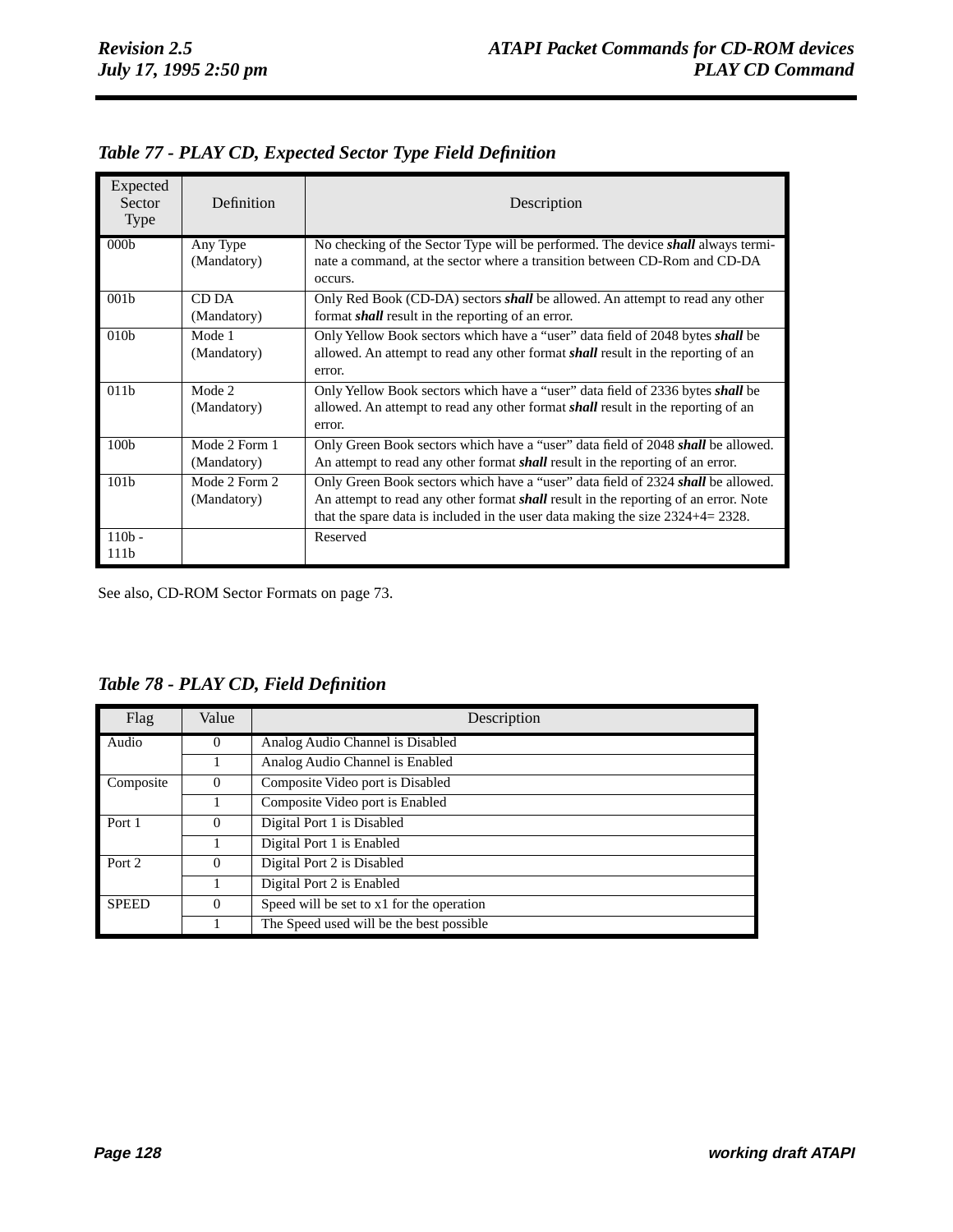### *Table 77 - PLAY CD, Expected Sector Type Field Definition*

| Expected Sector Type | Definition | Description |
|---|---|---|
| 000b | Any Type (Mandatory) | No checking of the Sector Type will be performed. The device ***shall*** always terminate a command, at the sector where a transition between CD-Rom and CD-DA occurs. |
| 001b | CD DA (Mandatory) | Only Red Book (CD-DA) sectors ***shall*** be allowed. An attempt to read any other format ***shall*** result in the reporting of an error. |
| 010b | Mode 1 (Mandatory) | Only Yellow Book sectors which have a "user" data field of 2048 bytes ***shall*** be allowed. An attempt to read any other format ***shall*** result in the reporting of an error. |
| 011b | Mode 2 (Mandatory) | Only Yellow Book sectors which have a "user" data field of 2336 bytes ***shall*** be allowed. An attempt to read any other format ***shall*** result in the reporting of an error. |
| 100b | Mode 2 Form 1 (Mandatory) | Only Green Book sectors which have a "user" data field of 2048 ***shall*** be allowed. An attempt to read any other format ***shall*** result in the reporting of an error. |
| 101b | Mode 2 Form 2 (Mandatory) | Only Green Book sectors which have a "user" data field of 2324 ***shall*** be allowed. An attempt to read any other format ***shall*** result in the reporting of an error. Note that the spare data is included in the user data making the size 2324+4= 2328. |
| 110b - 111b | | Reserved |

See also, CD-ROM Sector Formats on page 73.

### *Table 78 - PLAY CD, Field Definition*

| Flag | Value | Description |
|---|---|---|
| Audio | 0 | Analog Audio Channel is Disabled |
| | 1 | Analog Audio Channel is Enabled |
| Composite | 0 | Composite Video port is Disabled |
| | 1 | Composite Video port is Enabled |
| Port 1 | 0 | Digital Port 1 is Disabled |
| | 1 | Digital Port 1 is Enabled |
| Port 2 | 0 | Digital Port 2 is Disabled |
| | 1 | Digital Port 2 is Enabled |
| SPEED | 0 | Speed will be set to x1 for the operation |
| | 1 | The Speed used will be the best possible |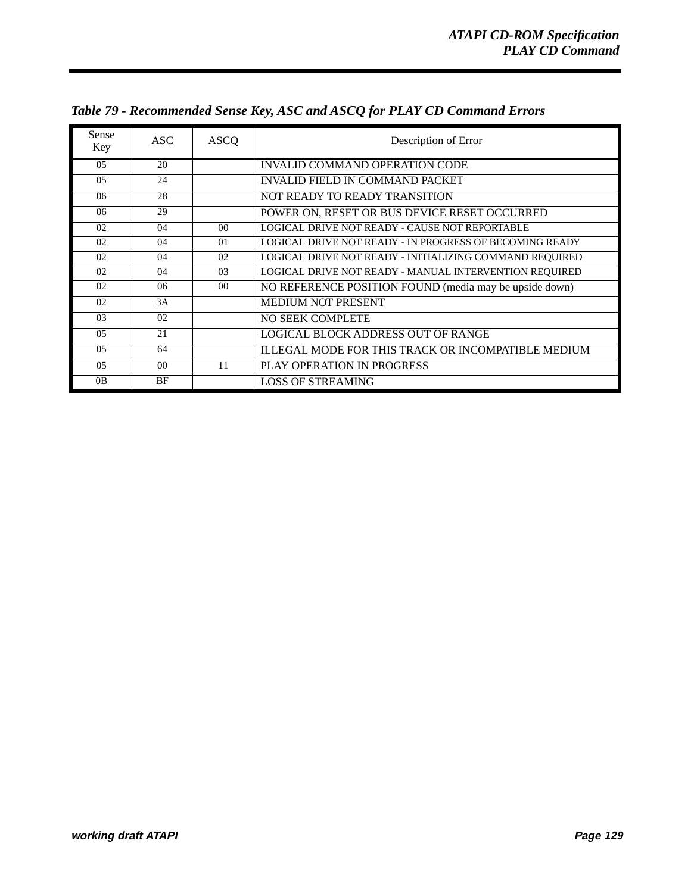*Table 79 - Recommended Sense Key, ASC and ASCQ for PLAY CD Command Errors*

| Sense Key | ASC | ASCQ | Description of Error |
|---|---|---|---|
| 05 | 20 | | INVALID COMMAND OPERATION CODE |
| 05 | 24 | | INVALID FIELD IN COMMAND PACKET |
| 06 | 28 | | NOT READY TO READY TRANSITION |
| 06 | 29 | | POWER ON, RESET OR BUS DEVICE RESET OCCURRED |
| 02 | 04 | 00 | LOGICAL DRIVE NOT READY - CAUSE NOT REPORTABLE |
| 02 | 04 | 01 | LOGICAL DRIVE NOT READY - IN PROGRESS OF BECOMING READY |
| 02 | 04 | 02 | LOGICAL DRIVE NOT READY - INITIALIZING COMMAND REQUIRED |
| 02 | 04 | 03 | LOGICAL DRIVE NOT READY - MANUAL INTERVENTION REQUIRED |
| 02 | 06 | 00 | NO REFERENCE POSITION FOUND (media may be upside down) |
| 02 | 3A | | MEDIUM NOT PRESENT |
| 03 | 02 | | NO SEEK COMPLETE |
| 05 | 21 | | LOGICAL BLOCK ADDRESS OUT OF RANGE |
| 05 | 64 | | ILLEGAL MODE FOR THIS TRACK OR INCOMPATIBLE MEDIUM |
| 05 | 00 | 11 | PLAY OPERATION IN PROGRESS |
| 0B | BF | | LOSS OF STREAMING |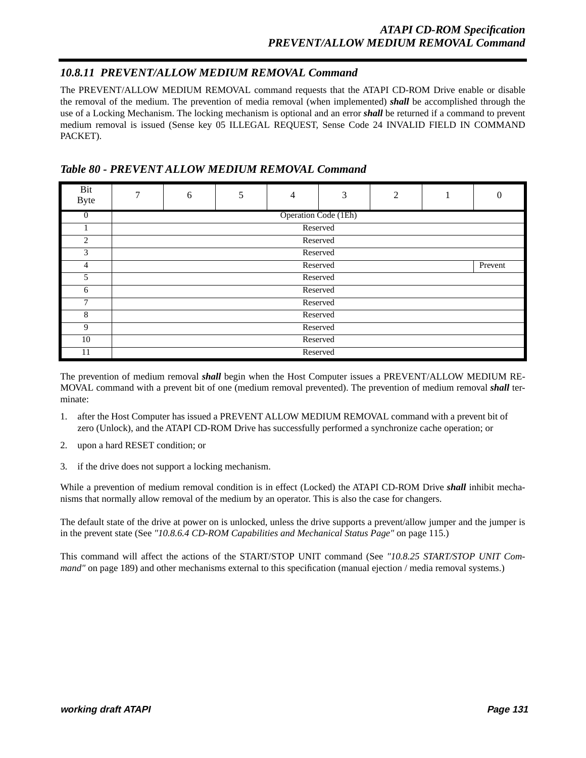### 10.8.11 PREVENT/ALLOW MEDIUM REMOVAL Command

The PREVENT/ALLOW MEDIUM REMOVAL command requests that the ATAPI CD-ROM Drive enable or disable the removal of the medium. The prevention of media removal (when implemented) ***shall*** be accomplished through the use of a Locking Mechanism. The locking mechanism is optional and an error ***shall*** be returned if a command to prevent medium removal is issued (Sense key 05 ILLEGAL REQUEST, Sense Code 24 INVALID FIELD IN COMMAND PACKET).

***Table 80 - PREVENT ALLOW MEDIUM REMOVAL Command***

| Bit / Byte | 7 | 6 | 5 | 4 | 3 | 2 | 1 | 0 |
|---|---|---|---|---|---|---|---|---|
| 0 | Operation Code (1Eh) | | | | | | | |
| 1 | Reserved | | | | | | | |
| 2 | Reserved | | | | | | | |
| 3 | Reserved | | | | | | | |
| 4 | Reserved | | | | | | | Prevent |
| 5 | Reserved | | | | | | | |
| 6 | Reserved | | | | | | | |
| 7 | Reserved | | | | | | | |
| 8 | Reserved | | | | | | | |
| 9 | Reserved | | | | | | | |
| 10 | Reserved | | | | | | | |
| 11 | Reserved | | | | | | | |

The prevention of medium removal ***shall*** begin when the Host Computer issues a PREVENT/ALLOW MEDIUM REMOVAL command with a prevent bit of one (medium removal prevented). The prevention of medium removal ***shall*** terminate:

1. after the Host Computer has issued a PREVENT ALLOW MEDIUM REMOVAL command with a prevent bit of zero (Unlock), and the ATAPI CD-ROM Drive has successfully performed a synchronize cache operation; or
2. upon a hard RESET condition; or
3. if the drive does not support a locking mechanism.

While a prevention of medium removal condition is in effect (Locked) the ATAPI CD-ROM Drive ***shall*** inhibit mechanisms that normally allow removal of the medium by an operator. This is also the case for changers.

The default state of the drive at power on is unlocked, unless the drive supports a prevent/allow jumper and the jumper is in the prevent state (See *"10.8.6.4 CD-ROM Capabilities and Mechanical Status Page"* on page 115.)

This command will affect the actions of the START/STOP UNIT command (See *"10.8.25 START/STOP UNIT Command"* on page 189) and other mechanisms external to this specification (manual ejection / media removal systems.)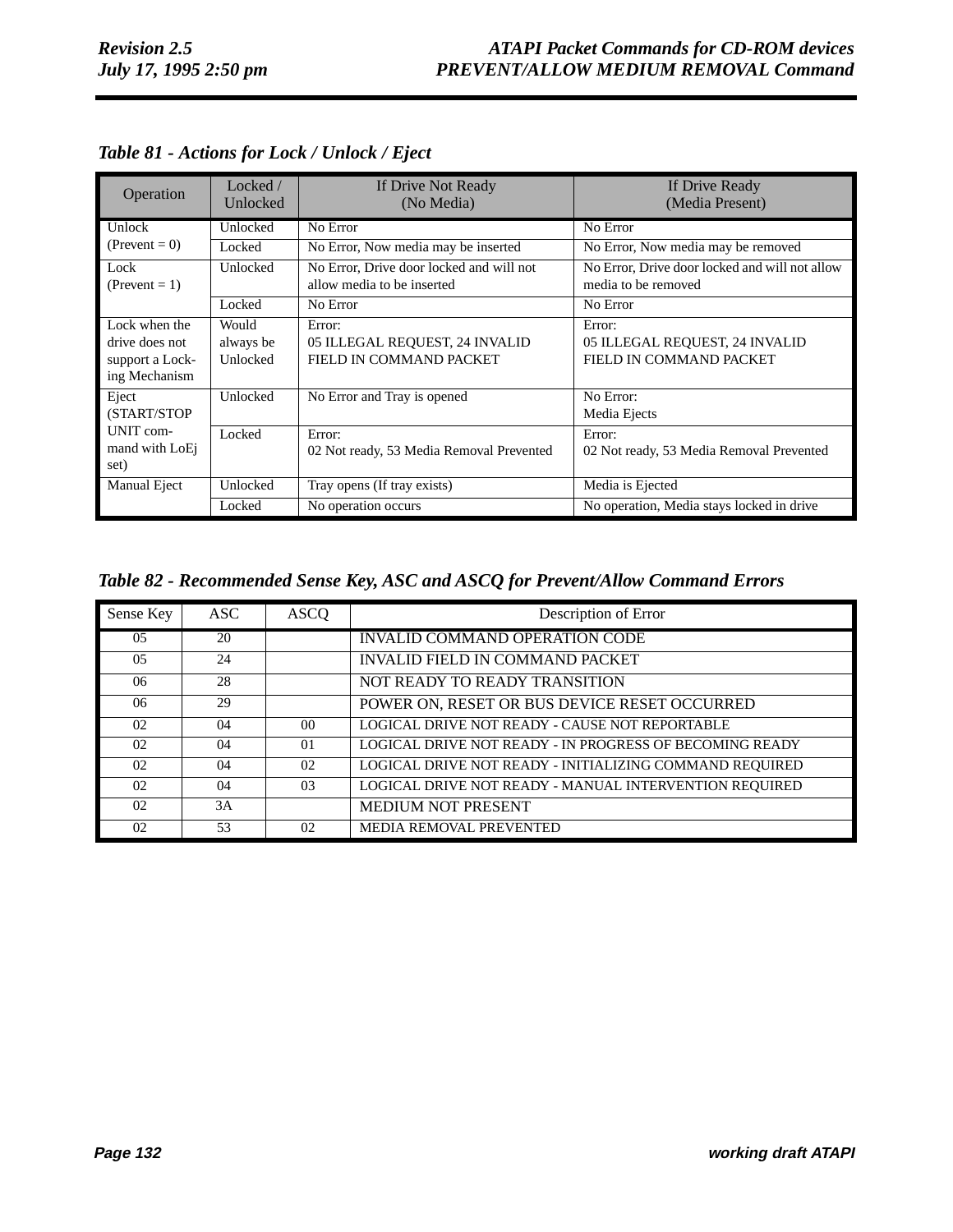### Table 81 - Actions for Lock / Unlock / Eject

| Operation | Locked / Unlocked | If Drive Not Ready (No Media) | If Drive Ready (Media Present) |
|---|---|---|---|
| Unlock (Prevent = 0) | Unlocked | No Error | No Error |
| | Locked | No Error, Now media may be inserted | No Error, Now media may be removed |
| Lock (Prevent = 1) | Unlocked | No Error, Drive door locked and will not allow media to be inserted | No Error, Drive door locked and will not allow media to be removed |
| | Locked | No Error | No Error |
| Lock when the drive does not support a Locking Mechanism | Would always be Unlocked | Error: 05 ILLEGAL REQUEST, 24 INVALID FIELD IN COMMAND PACKET | Error: 05 ILLEGAL REQUEST, 24 INVALID FIELD IN COMMAND PACKET |
| Eject (START/STOP UNIT command with LoEj set) | Unlocked | No Error and Tray is opened | No Error: Media Ejects |
| | Locked | Error: 02 Not ready, 53 Media Removal Prevented | Error: 02 Not ready, 53 Media Removal Prevented |
| Manual Eject | Unlocked | Tray opens (If tray exists) | Media is Ejected |
| | Locked | No operation occurs | No operation, Media stays locked in drive |

### Table 82 - Recommended Sense Key, ASC and ASCQ for Prevent/Allow Command Errors

| Sense Key | ASC | ASCQ | Description of Error |
|---|---|---|---|
| 05 | 20 | | INVALID COMMAND OPERATION CODE |
| 05 | 24 | | INVALID FIELD IN COMMAND PACKET |
| 06 | 28 | | NOT READY TO READY TRANSITION |
| 06 | 29 | | POWER ON, RESET OR BUS DEVICE RESET OCCURRED |
| 02 | 04 | 00 | LOGICAL DRIVE NOT READY - CAUSE NOT REPORTABLE |
| 02 | 04 | 01 | LOGICAL DRIVE NOT READY - IN PROGRESS OF BECOMING READY |
| 02 | 04 | 02 | LOGICAL DRIVE NOT READY - INITIALIZING COMMAND REQUIRED |
| 02 | 04 | 03 | LOGICAL DRIVE NOT READY - MANUAL INTERVENTION REQUIRED |
| 02 | 3A | | MEDIUM NOT PRESENT |
| 02 | 53 | 02 | MEDIA REMOVAL PREVENTED |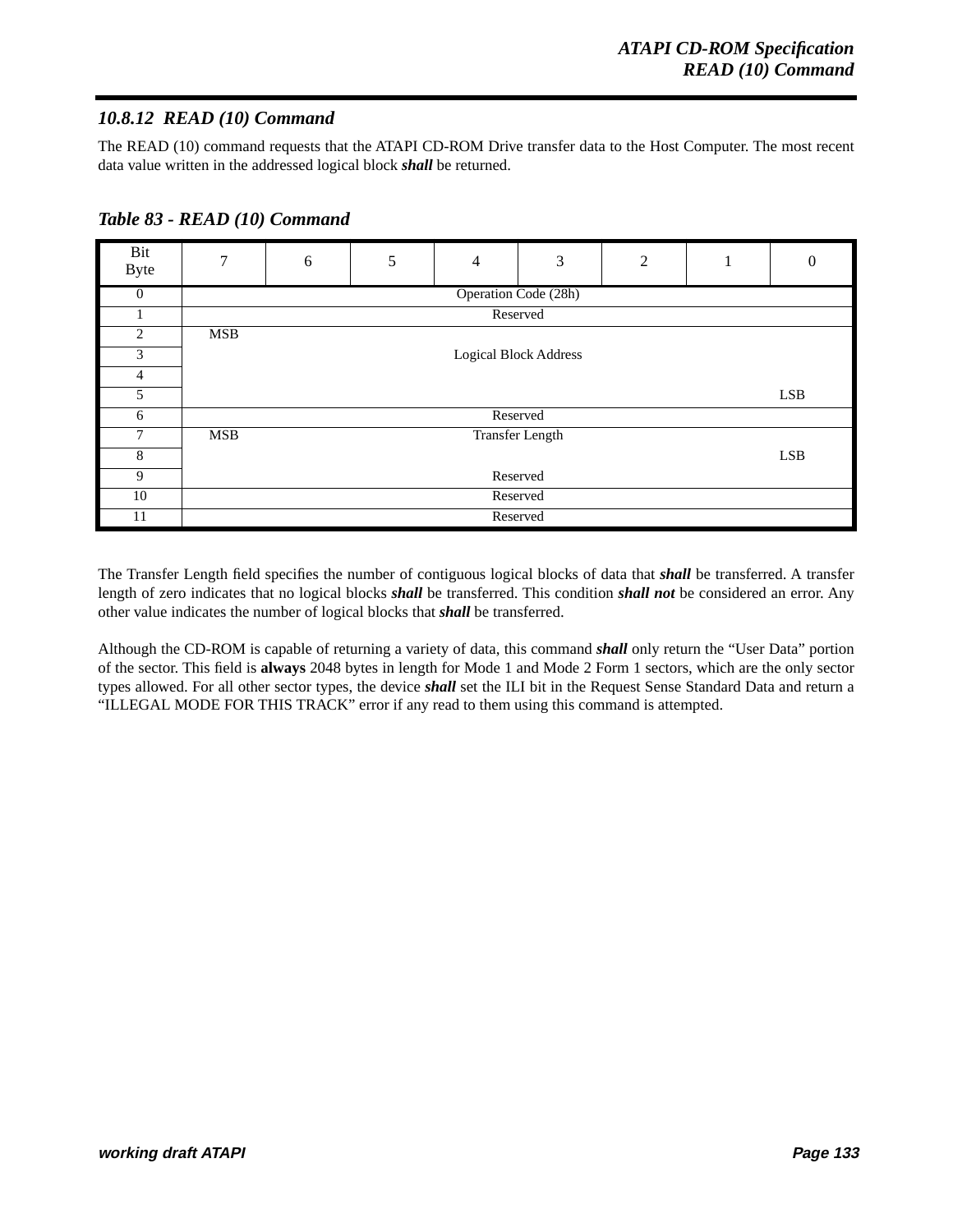### 10.8.12 READ (10) Command

The READ (10) command requests that the ATAPI CD-ROM Drive transfer data to the Host Computer. The most recent data value written in the addressed logical block ***shall*** be returned.

***Table 83 - READ (10) Command***

| Bit / Byte | 7 | 6 | 5 | 4 | 3 | 2 | 1 | 0 |
|---|---|---|---|---|---|---|---|---|
| 0 | Operation Code (28h) | | | | | | | |
| 1 | Reserved | | | | | | | |
| 2 | MSB | | | | | | | |
| 3 | Logical Block Address | | | | | | | |
| 4 | | | | | | | | |
| 5 | | | | | | | | LSB |
| 6 | Reserved | | | | | | | |
| 7 | MSB | | | Transfer Length | | | | |
| 8 | | | | | | | | LSB |
| 9 | Reserved | | | | | | | |
| 10 | Reserved | | | | | | | |
| 11 | Reserved | | | | | | | |

The Transfer Length field specifies the number of contiguous logical blocks of data that ***shall*** be transferred. A transfer length of zero indicates that no logical blocks ***shall*** be transferred. This condition ***shall not*** be considered an error. Any other value indicates the number of logical blocks that ***shall*** be transferred.

Although the CD-ROM is capable of returning a variety of data, this command ***shall*** only return the "User Data" portion of the sector. This field is **always** 2048 bytes in length for Mode 1 and Mode 2 Form 1 sectors, which are the only sector types allowed. For all other sector types, the device ***shall*** set the ILI bit in the Request Sense Standard Data and return a "ILLEGAL MODE FOR THIS TRACK" error if any read to them using this command is attempted.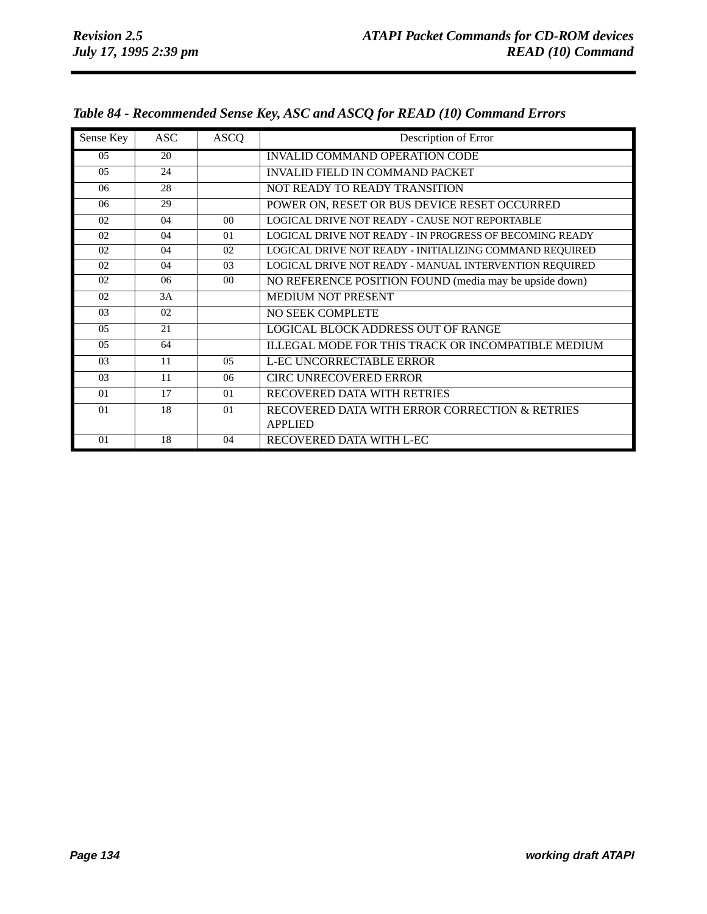*Table 84 - Recommended Sense Key, ASC and ASCQ for READ (10) Command Errors*

| Sense Key | ASC | ASCQ | Description of Error |
|---|---|---|---|
| 05 | 20 | | INVALID COMMAND OPERATION CODE |
| 05 | 24 | | INVALID FIELD IN COMMAND PACKET |
| 06 | 28 | | NOT READY TO READY TRANSITION |
| 06 | 29 | | POWER ON, RESET OR BUS DEVICE RESET OCCURRED |
| 02 | 04 | 00 | LOGICAL DRIVE NOT READY - CAUSE NOT REPORTABLE |
| 02 | 04 | 01 | LOGICAL DRIVE NOT READY - IN PROGRESS OF BECOMING READY |
| 02 | 04 | 02 | LOGICAL DRIVE NOT READY - INITIALIZING COMMAND REQUIRED |
| 02 | 04 | 03 | LOGICAL DRIVE NOT READY - MANUAL INTERVENTION REQUIRED |
| 02 | 06 | 00 | NO REFERENCE POSITION FOUND (media may be upside down) |
| 02 | 3A | | MEDIUM NOT PRESENT |
| 03 | 02 | | NO SEEK COMPLETE |
| 05 | 21 | | LOGICAL BLOCK ADDRESS OUT OF RANGE |
| 05 | 64 | | ILLEGAL MODE FOR THIS TRACK OR INCOMPATIBLE MEDIUM |
| 03 | 11 | 05 | L-EC UNCORRECTABLE ERROR |
| 03 | 11 | 06 | CIRC UNRECOVERED ERROR |
| 01 | 17 | 01 | RECOVERED DATA WITH RETRIES |
| 01 | 18 | 01 | RECOVERED DATA WITH ERROR CORRECTION & RETRIES APPLIED |
| 01 | 18 | 04 | RECOVERED DATA WITH L-EC |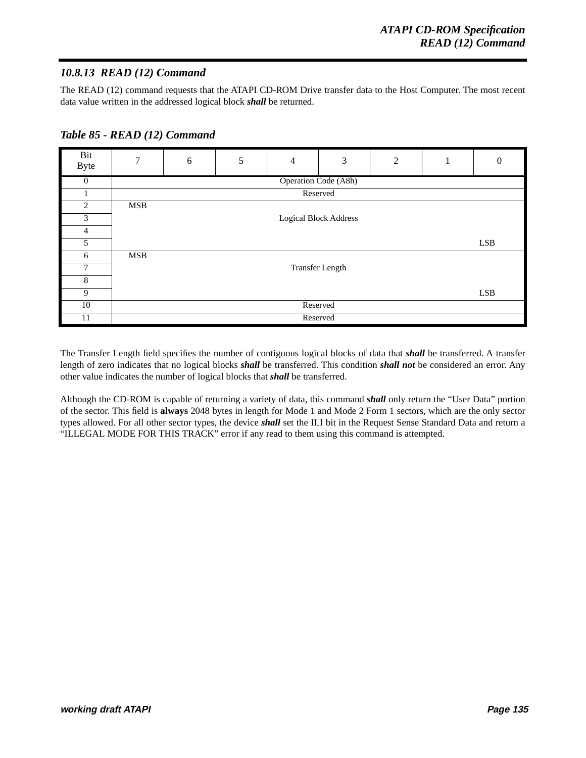### 10.8.13 READ (12) Command

The READ (12) command requests that the ATAPI CD-ROM Drive transfer data to the Host Computer. The most recent data value written in the addressed logical block ***shall*** be returned.

**_Table 85 - READ (12) Command_**

| Bit / Byte | 7 | 6 | 5 | 4 | 3 | 2 | 1 | 0 |
|---|---|---|---|---|---|---|---|---|
| 0 | Operation Code (A8h) | | | | | | | |
| 1 | Reserved | | | | | | | |
| 2 | MSB | | | | | | | |
| 3 | Logical Block Address | | | | | | | |
| 4 | | | | | | | | |
| 5 | | | | | | | | LSB |
| 6 | MSB | | | | | | | |
| 7 | Transfer Length | | | | | | | |
| 8 | | | | | | | | |
| 9 | | | | | | | | LSB |
| 10 | Reserved | | | | | | | |
| 11 | Reserved | | | | | | | |

The Transfer Length field specifies the number of contiguous logical blocks of data that ***shall*** be transferred. A transfer length of zero indicates that no logical blocks ***shall*** be transferred. This condition ***shall not*** be considered an error. Any other value indicates the number of logical blocks that ***shall*** be transferred.

Although the CD-ROM is capable of returning a variety of data, this command ***shall*** only return the "User Data" portion of the sector. This field is **always** 2048 bytes in length for Mode 1 and Mode 2 Form 1 sectors, which are the only sector types allowed. For all other sector types, the device ***shall*** set the ILI bit in the Request Sense Standard Data and return a "ILLEGAL MODE FOR THIS TRACK" error if any read to them using this command is attempted.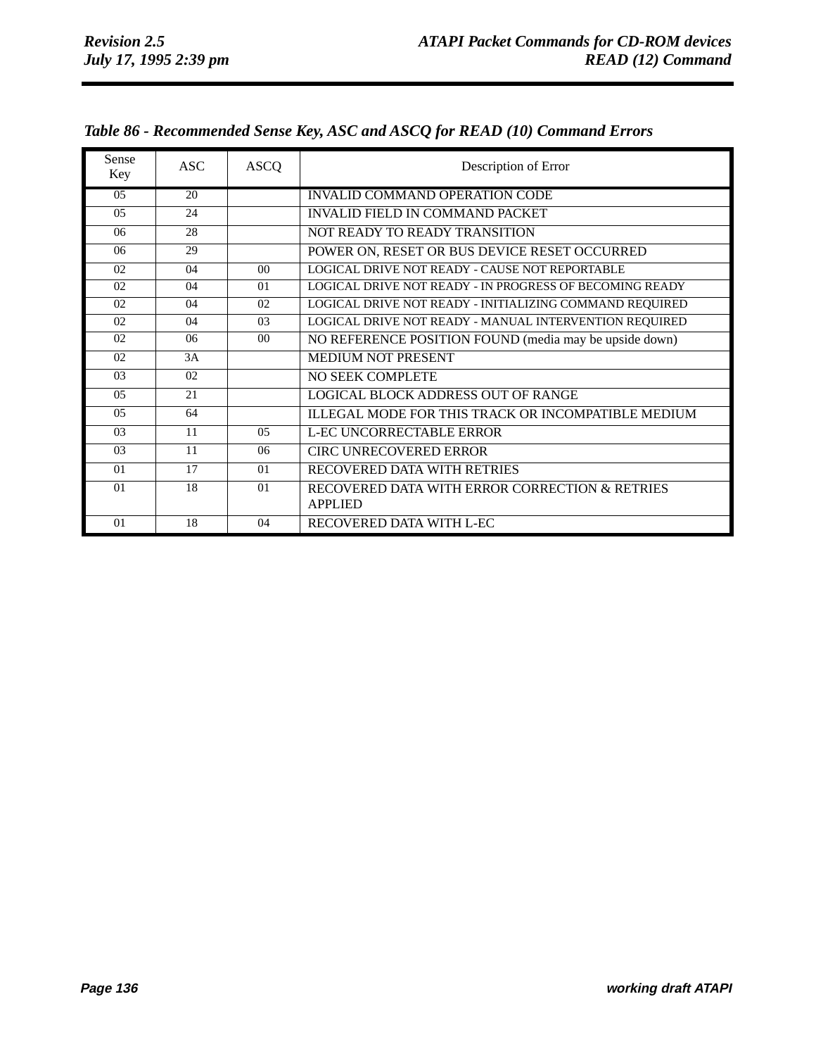*Table 86 - Recommended Sense Key, ASC and ASCQ for READ (10) Command Errors*

| Sense Key | ASC | ASCQ | Description of Error |
|---|---|---|---|
| 05 | 20 | | INVALID COMMAND OPERATION CODE |
| 05 | 24 | | INVALID FIELD IN COMMAND PACKET |
| 06 | 28 | | NOT READY TO READY TRANSITION |
| 06 | 29 | | POWER ON, RESET OR BUS DEVICE RESET OCCURRED |
| 02 | 04 | 00 | LOGICAL DRIVE NOT READY - CAUSE NOT REPORTABLE |
| 02 | 04 | 01 | LOGICAL DRIVE NOT READY - IN PROGRESS OF BECOMING READY |
| 02 | 04 | 02 | LOGICAL DRIVE NOT READY - INITIALIZING COMMAND REQUIRED |
| 02 | 04 | 03 | LOGICAL DRIVE NOT READY - MANUAL INTERVENTION REQUIRED |
| 02 | 06 | 00 | NO REFERENCE POSITION FOUND (media may be upside down) |
| 02 | 3A | | MEDIUM NOT PRESENT |
| 03 | 02 | | NO SEEK COMPLETE |
| 05 | 21 | | LOGICAL BLOCK ADDRESS OUT OF RANGE |
| 05 | 64 | | ILLEGAL MODE FOR THIS TRACK OR INCOMPATIBLE MEDIUM |
| 03 | 11 | 05 | L-EC UNCORRECTABLE ERROR |
| 03 | 11 | 06 | CIRC UNRECOVERED ERROR |
| 01 | 17 | 01 | RECOVERED DATA WITH RETRIES |
| 01 | 18 | 01 | RECOVERED DATA WITH ERROR CORRECTION & RETRIES APPLIED |
| 01 | 18 | 04 | RECOVERED DATA WITH L-EC |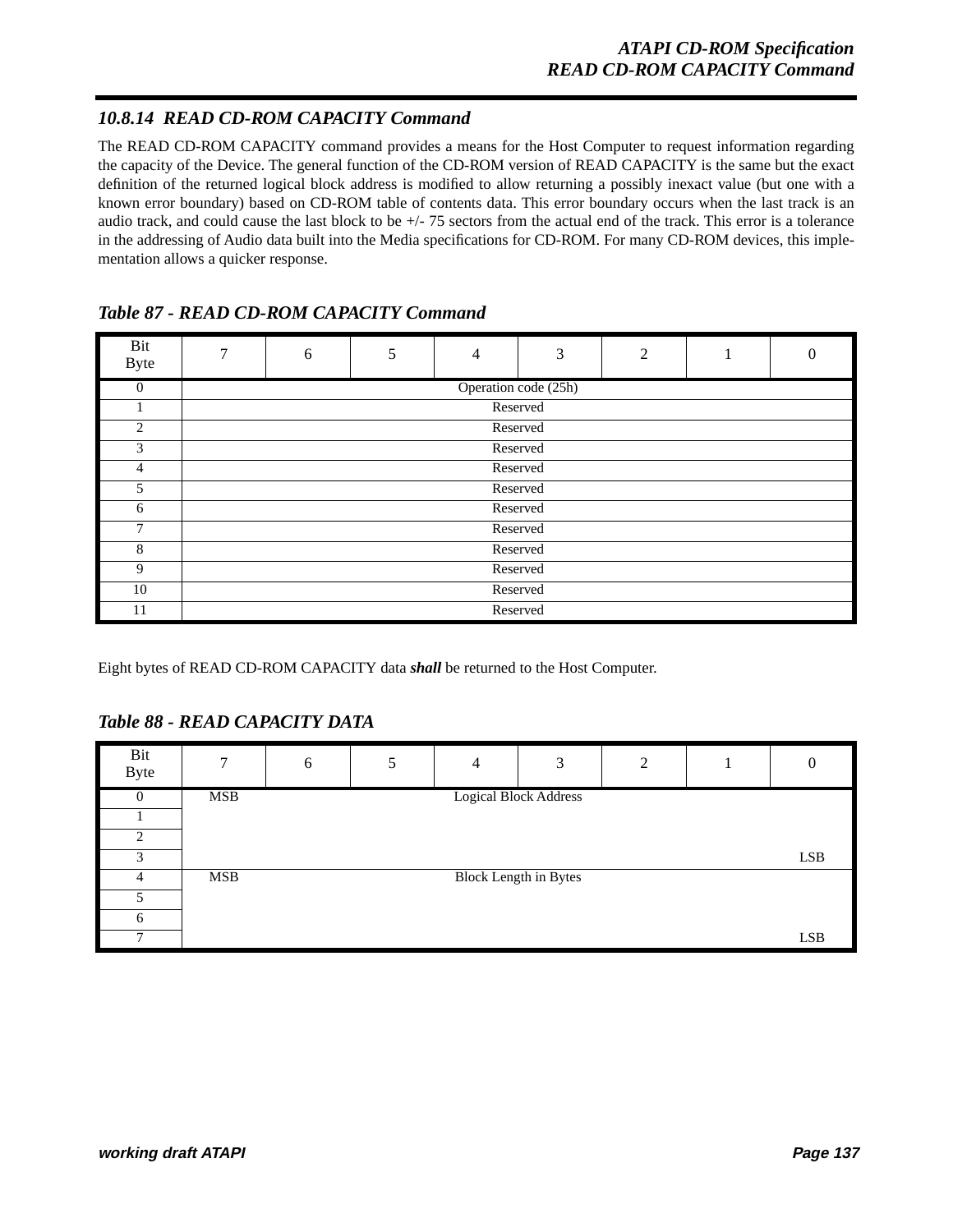### 10.8.14 READ CD-ROM CAPACITY Command

The READ CD-ROM CAPACITY command provides a means for the Host Computer to request information regarding the capacity of the Device. The general function of the CD-ROM version of READ CAPACITY is the same but the exact definition of the returned logical block address is modified to allow returning a possibly inexact value (but one with a known error boundary) based on CD-ROM table of contents data. This error boundary occurs when the last track is an audio track, and could cause the last block to be +/- 75 sectors from the actual end of the track. This error is a tolerance in the addressing of Audio data built into the Media specifications for CD-ROM. For many CD-ROM devices, this implementation allows a quicker response.

***Table 87 - READ CD-ROM CAPACITY Command***

| Bit<br>Byte | 7 | 6 | 5 | 4 | 3 | 2 | 1 | 0 |
|---|---|---|---|---|---|---|---|---|
| 0 | Operation code (25h) | | | | | | | |
| 1 | Reserved | | | | | | | |
| 2 | Reserved | | | | | | | |
| 3 | Reserved | | | | | | | |
| 4 | Reserved | | | | | | | |
| 5 | Reserved | | | | | | | |
| 6 | Reserved | | | | | | | |
| 7 | Reserved | | | | | | | |
| 8 | Reserved | | | | | | | |
| 9 | Reserved | | | | | | | |
| 10 | Reserved | | | | | | | |
| 11 | Reserved | | | | | | | |

Eight bytes of READ CD-ROM CAPACITY data ***shall*** be returned to the Host Computer.

***Table 88 - READ CAPACITY DATA***

| Bit<br>Byte | 7 | 6 | 5 | 4 | 3 | 2 | 1 | 0 |
|---|---|---|---|---|---|---|---|---|
| 0 | MSB | | | Logical Block Address | | | | |
| 1 | | | | | | | | |
| 2 | | | | | | | | |
| 3 | | | | | | | | LSB |
| 4 | MSB | | | Block Length in Bytes | | | | |
| 5 | | | | | | | | |
| 6 | | | | | | | | |
| 7 | | | | | | | | LSB |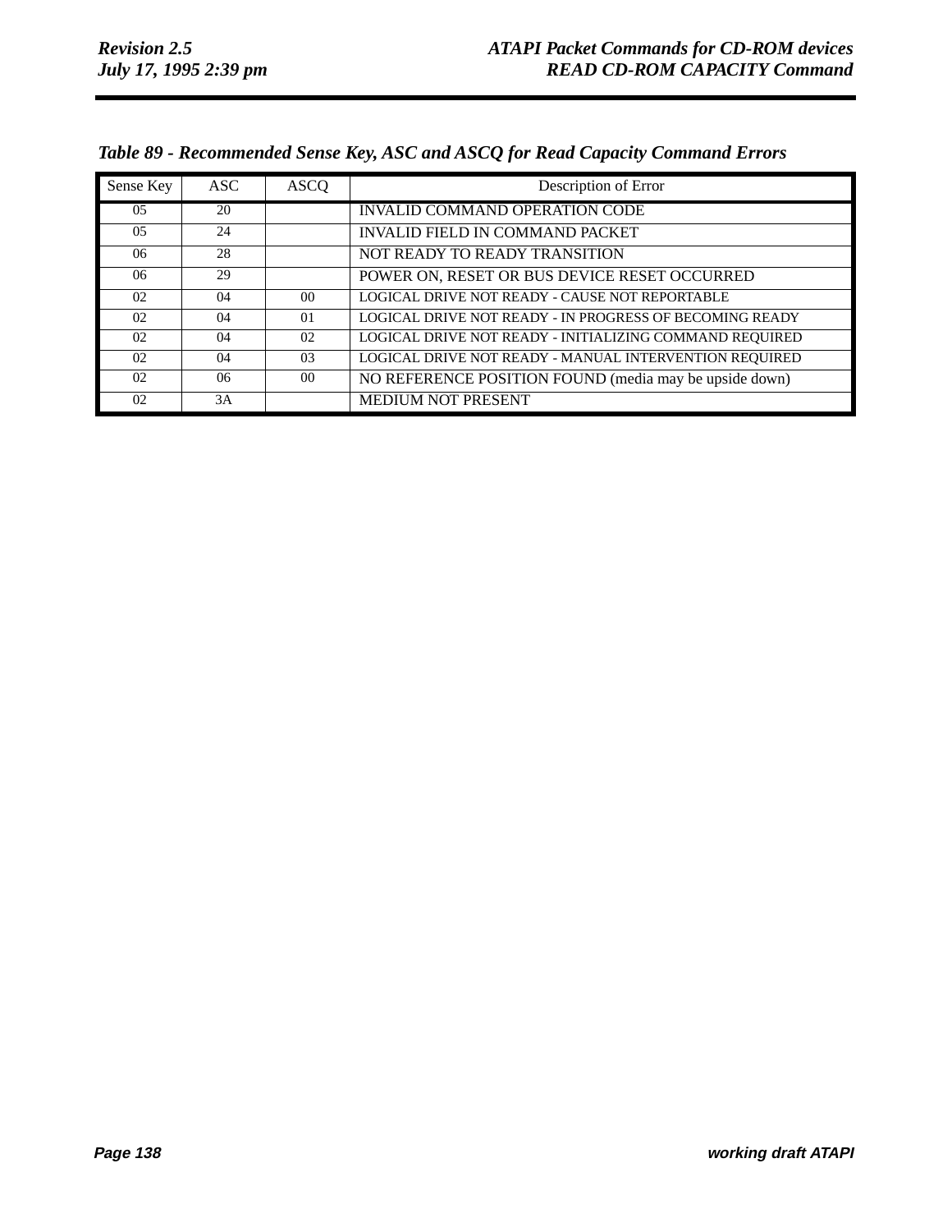*Table 89 - Recommended Sense Key, ASC and ASCQ for Read Capacity Command Errors*

| Sense Key | ASC | ASCQ | Description of Error |
|---|---|---|---|
| 05 | 20 | | INVALID COMMAND OPERATION CODE |
| 05 | 24 | | INVALID FIELD IN COMMAND PACKET |
| 06 | 28 | | NOT READY TO READY TRANSITION |
| 06 | 29 | | POWER ON, RESET OR BUS DEVICE RESET OCCURRED |
| 02 | 04 | 00 | LOGICAL DRIVE NOT READY - CAUSE NOT REPORTABLE |
| 02 | 04 | 01 | LOGICAL DRIVE NOT READY - IN PROGRESS OF BECOMING READY |
| 02 | 04 | 02 | LOGICAL DRIVE NOT READY - INITIALIZING COMMAND REQUIRED |
| 02 | 04 | 03 | LOGICAL DRIVE NOT READY - MANUAL INTERVENTION REQUIRED |
| 02 | 06 | 00 | NO REFERENCE POSITION FOUND (media may be upside down) |
| 02 | 3A | | MEDIUM NOT PRESENT |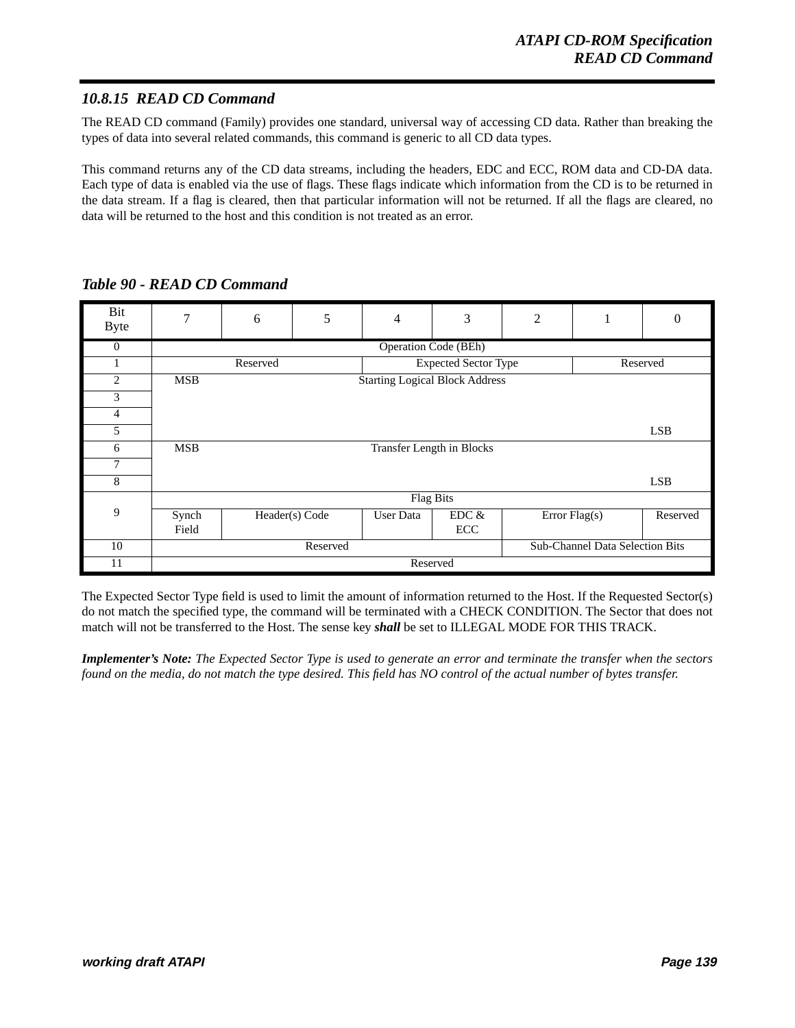### 10.8.15 READ CD Command

The READ CD command (Family) provides one standard, universal way of accessing CD data. Rather than breaking the types of data into several related commands, this command is generic to all CD data types.

This command returns any of the CD data streams, including the headers, EDC and ECC, ROM data and CD-DA data. Each type of data is enabled via the use of flags. These flags indicate which information from the CD is to be returned in the data stream. If a flag is cleared, then that particular information will not be returned. If all the flags are cleared, no data will be returned to the host and this condition is not treated as an error.

***Table 90 - READ CD Command***

| Bit / Byte | 7 | 6 | 5 | 4 | 3 | 2 | 1 | 0 |
|---|---|---|---|---|---|---|---|---|
| 0 | Operation Code (BEh) | | | | | | | |
| 1 | Reserved | | | Expected Sector Type | | | Reserved | |
| 2 | MSB | | | Starting Logical Block Address | | | | |
| 3 | | | | | | | | |
| 4 | | | | | | | | |
| 5 | | | | | | | | LSB |
| 6 | MSB | | | Transfer Length in Blocks | | | | |
| 7 | | | | | | | | |
| 8 | | | | | | | | LSB |
| 9 | Flag Bits | | | | | | | |
| | Synch Field | Header(s) Code | | User Data | EDC & ECC | Error Flag(s) | | Reserved |
| 10 | Reserved | | | | | Sub-Channel Data Selection Bits | | |
| 11 | Reserved | | | | | | | |

The Expected Sector Type field is used to limit the amount of information returned to the Host. If the Requested Sector(s) do not match the specified type, the command will be terminated with a CHECK CONDITION. The Sector that does not match will not be transferred to the Host. The sense key ***shall*** be set to ILLEGAL MODE FOR THIS TRACK.

***Implementer's Note:*** *The Expected Sector Type is used to generate an error and terminate the transfer when the sectors found on the media, do not match the type desired. This field has NO control of the actual number of bytes transfer.*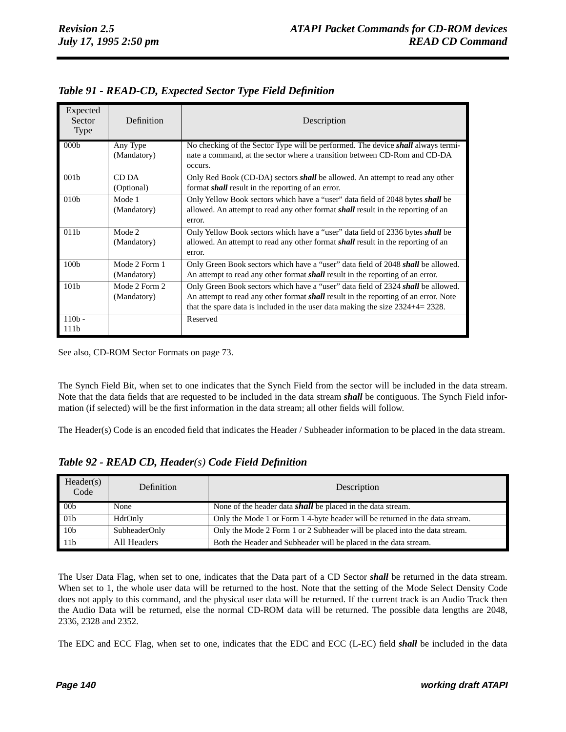### *Table 91 - READ-CD, Expected Sector Type Field Definition*

| Expected Sector Type | Definition | Description |
|---|---|---|
| 000b | Any Type (Mandatory) | No checking of the Sector Type will be performed. The device ***shall*** always terminate a command, at the sector where a transition between CD-Rom and CD-DA occurs. |
| 001b | CD DA (Optional) | Only Red Book (CD-DA) sectors ***shall*** be allowed. An attempt to read any other format ***shall*** result in the reporting of an error. |
| 010b | Mode 1 (Mandatory) | Only Yellow Book sectors which have a “user” data field of 2048 bytes ***shall*** be allowed. An attempt to read any other format ***shall*** result in the reporting of an error. |
| 011b | Mode 2 (Mandatory) | Only Yellow Book sectors which have a “user” data field of 2336 bytes ***shall*** be allowed. An attempt to read any other format ***shall*** result in the reporting of an error. |
| 100b | Mode 2 Form 1 (Mandatory) | Only Green Book sectors which have a “user” data field of 2048 ***shall*** be allowed. An attempt to read any other format ***shall*** result in the reporting of an error. |
| 101b | Mode 2 Form 2 (Mandatory) | Only Green Book sectors which have a “user” data field of 2324 ***shall*** be allowed. An attempt to read any other format ***shall*** result in the reporting of an error. Note that the spare data is included in the user data making the size 2324+4= 2328. |
| 110b - 111b | | Reserved |

See also, CD-ROM Sector Formats on page 73.

The Synch Field Bit, when set to one indicates that the Synch Field from the sector will be included in the data stream. Note that the data fields that are requested to be included in the data stream ***shall*** be contiguous. The Synch Field information (if selected) will be the first information in the data stream; all other fields will follow.

The Header(s) Code is an encoded field that indicates the Header / Subheader information to be placed in the data stream.

### *Table 92 - READ CD, Header(s) Code Field Definition*

| Header(s) Code | Definition | Description |
|---|---|---|
| 00b | None | None of the header data ***shall*** be placed in the data stream. |
| 01b | HdrOnly | Only the Mode 1 or Form 1 4-byte header will be returned in the data stream. |
| 10b | SubheaderOnly | Only the Mode 2 Form 1 or 2 Subheader will be placed into the data stream. |
| 11b | All Headers | Both the Header and Subheader will be placed in the data stream. |

The User Data Flag, when set to one, indicates that the Data part of a CD Sector ***shall*** be returned in the data stream. When set to 1, the whole user data will be returned to the host. Note that the setting of the Mode Select Density Code does not apply to this command, and the physical user data will be returned. If the current track is an Audio Track then the Audio Data will be returned, else the normal CD-ROM data will be returned. The possible data lengths are 2048, 2336, 2328 and 2352.

The EDC and ECC Flag, when set to one, indicates that the EDC and ECC (L-EC) field ***shall*** be included in the data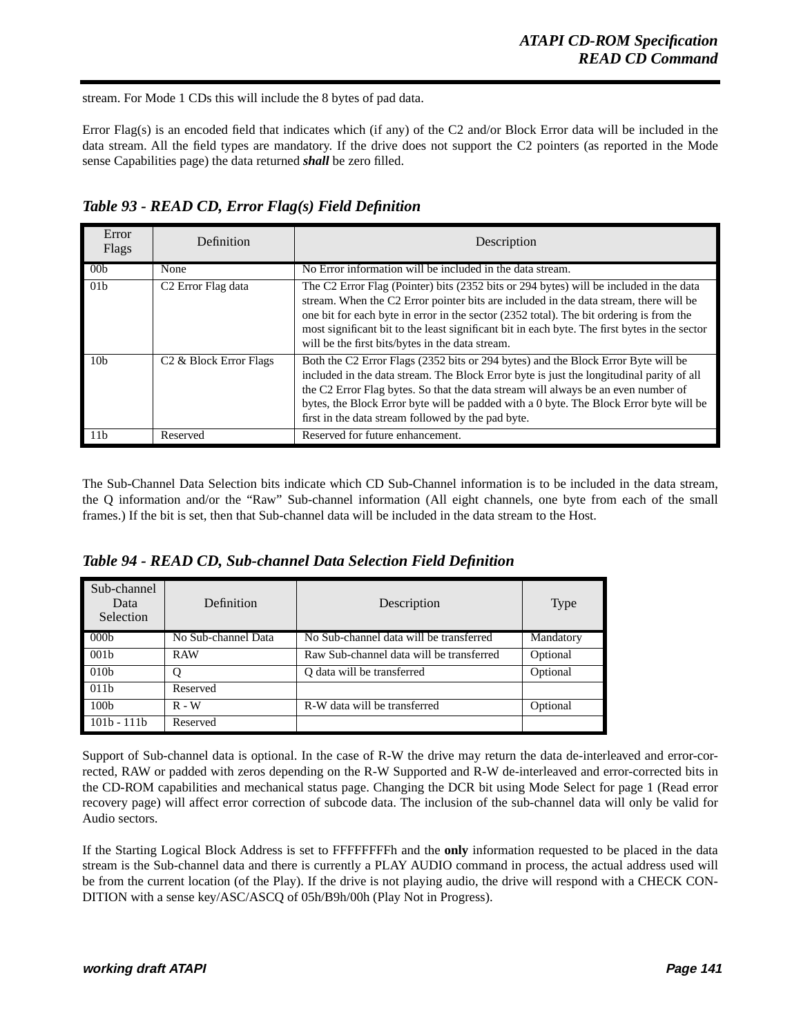stream. For Mode 1 CDs this will include the 8 bytes of pad data.

Error Flag(s) is an encoded field that indicates which (if any) of the C2 and/or Block Error data will be included in the data stream. All the field types are mandatory. If the drive does not support the C2 pointers (as reported in the Mode sense Capabilities page) the data returned ***shall*** be zero filled.

### *Table 93 - READ CD, Error Flag(s) Field Definition*

| Error Flags | Definition | Description |
|---|---|---|
| 00b | None | No Error information will be included in the data stream. |
| 01b | C2 Error Flag data | The C2 Error Flag (Pointer) bits (2352 bits or 294 bytes) will be included in the data stream. When the C2 Error pointer bits are included in the data stream, there will be one bit for each byte in error in the sector (2352 total). The bit ordering is from the most significant bit to the least significant bit in each byte. The first bytes in the sector will be the first bits/bytes in the data stream. |
| 10b | C2 & Block Error Flags | Both the C2 Error Flags (2352 bits or 294 bytes) and the Block Error Byte will be included in the data stream. The Block Error byte is just the longitudinal parity of all the C2 Error Flag bytes. So that the data stream will always be an even number of bytes, the Block Error byte will be padded with a 0 byte. The Block Error byte will be first in the data stream followed by the pad byte. |
| 11b | Reserved | Reserved for future enhancement. |

The Sub-Channel Data Selection bits indicate which CD Sub-Channel information is to be included in the data stream, the Q information and/or the “Raw” Sub-channel information (All eight channels, one byte from each of the small frames.) If the bit is set, then that Sub-channel data will be included in the data stream to the Host.

### *Table 94 - READ CD, Sub-channel Data Selection Field Definition*

| Sub-channel Data Selection | Definition | Description | Type |
|---|---|---|---|
| 000b | No Sub-channel Data | No Sub-channel data will be transferred | Mandatory |
| 001b | RAW | Raw Sub-channel data will be transferred | Optional |
| 010b | Q | Q data will be transferred | Optional |
| 011b | Reserved | | |
| 100b | R - W | R-W data will be transferred | Optional |
| 101b - 111b | Reserved | | |

Support of Sub-channel data is optional. In the case of R-W the drive may return the data de-interleaved and error-corrected, RAW or padded with zeros depending on the R-W Supported and R-W de-interleaved and error-corrected bits in the CD-ROM capabilities and mechanical status page. Changing the DCR bit using Mode Select for page 1 (Read error recovery page) will affect error correction of subcode data. The inclusion of the sub-channel data will only be valid for Audio sectors.

If the Starting Logical Block Address is set to FFFFFFFFh and the **only** information requested to be placed in the data stream is the Sub-channel data and there is currently a PLAY AUDIO command in process, the actual address used will be from the current location (of the Play). If the drive is not playing audio, the drive will respond with a CHECK CONDITION with a sense key/ASC/ASCQ of 05h/B9h/00h (Play Not in Progress).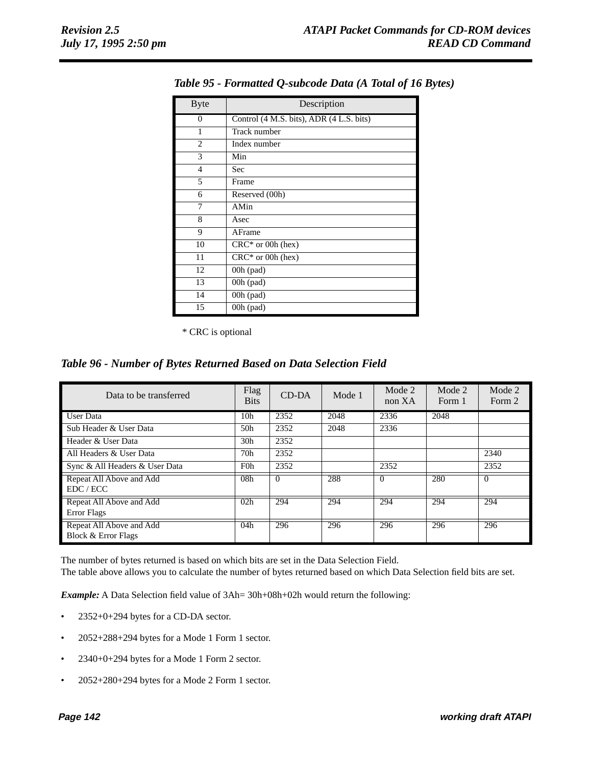### Table 95 - Formatted Q-subcode Data (A Total of 16 Bytes)

| Byte | Description |
|---|---|
| 0 | Control (4 M.S. bits), ADR (4 L.S. bits) |
| 1 | Track number |
| 2 | Index number |
| 3 | Min |
| 4 | Sec |
| 5 | Frame |
| 6 | Reserved (00h) |
| 7 | AMin |
| 8 | Asec |
| 9 | AFrame |
| 10 | CRC* or 00h (hex) |
| 11 | CRC* or 00h (hex) |
| 12 | 00h (pad) |
| 13 | 00h (pad) |
| 14 | 00h (pad) |
| 15 | 00h (pad) |

\* CRC is optional

### Table 96 - Number of Bytes Returned Based on Data Selection Field

| Data to be transferred | Flag Bits | CD-DA | Mode 1 | Mode 2 non XA | Mode 2 Form 1 | Mode 2 Form 2 |
|---|---|---|---|---|---|---|
| User Data | 10h | 2352 | 2048 | 2336 | 2048 | |
| Sub Header & User Data | 50h | 2352 | 2048 | 2336 | | |
| Header & User Data | 30h | 2352 | | | | |
| All Headers & User Data | 70h | 2352 | | | | 2340 |
| Sync & All Headers & User Data | F0h | 2352 | | 2352 | | 2352 |
| Repeat All Above and Add EDC / ECC | 08h | 0 | 288 | 0 | 280 | 0 |
| Repeat All Above and Add Error Flags | 02h | 294 | 294 | 294 | 294 | 294 |
| Repeat All Above and Add Block & Error Flags | 04h | 296 | 296 | 296 | 296 | 296 |

The number of bytes returned is based on which bits are set in the Data Selection Field.
The table above allows you to calculate the number of bytes returned based on which Data Selection field bits are set.

***Example:*** A Data Selection field value of 3Ah= 30h+08h+02h would return the following:

- 2352+0+294 bytes for a CD-DA sector.
- 2052+288+294 bytes for a Mode 1 Form 1 sector.
- 2340+0+294 bytes for a Mode 1 Form 2 sector.
- 2052+280+294 bytes for a Mode 2 Form 1 sector.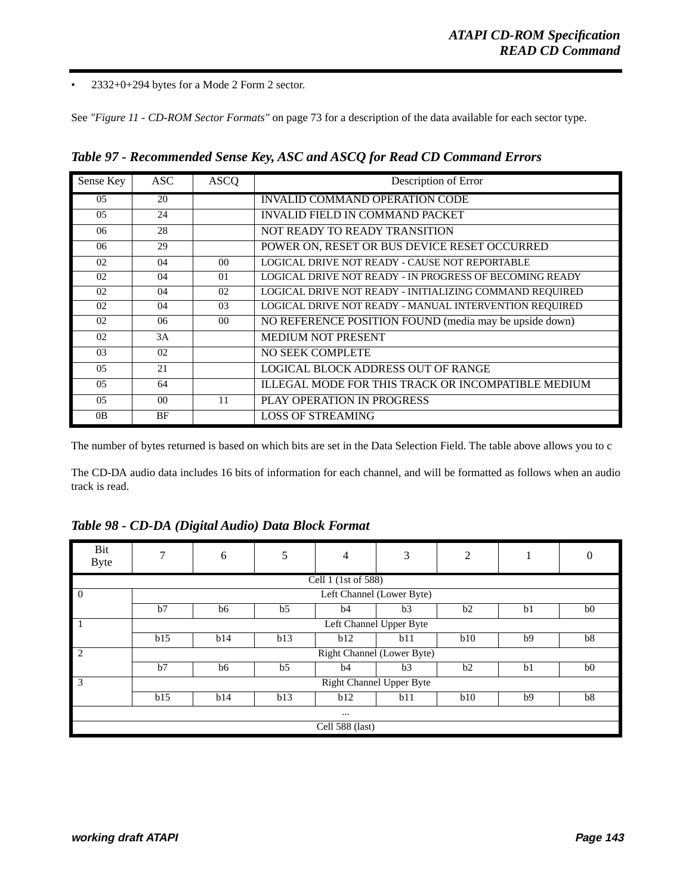- 2332+0+294 bytes for a Mode 2 Form 2 sector.

See *"Figure 11 - CD-ROM Sector Formats"* on page 73 for a description of the data available for each sector type.

***Table 97 - Recommended Sense Key, ASC and ASCQ for Read CD Command Errors***

| Sense Key | ASC | ASCQ | Description of Error |
|---|---|---|---|
| 05 | 20 | | INVALID COMMAND OPERATION CODE |
| 05 | 24 | | INVALID FIELD IN COMMAND PACKET |
| 06 | 28 | | NOT READY TO READY TRANSITION |
| 06 | 29 | | POWER ON, RESET OR BUS DEVICE RESET OCCURRED |
| 02 | 04 | 00 | LOGICAL DRIVE NOT READY - CAUSE NOT REPORTABLE |
| 02 | 04 | 01 | LOGICAL DRIVE NOT READY - IN PROGRESS OF BECOMING READY |
| 02 | 04 | 02 | LOGICAL DRIVE NOT READY - INITIALIZING COMMAND REQUIRED |
| 02 | 04 | 03 | LOGICAL DRIVE NOT READY - MANUAL INTERVENTION REQUIRED |
| 02 | 06 | 00 | NO REFERENCE POSITION FOUND (media may be upside down) |
| 02 | 3A | | MEDIUM NOT PRESENT |
| 03 | 02 | | NO SEEK COMPLETE |
| 05 | 21 | | LOGICAL BLOCK ADDRESS OUT OF RANGE |
| 05 | 64 | | ILLEGAL MODE FOR THIS TRACK OR INCOMPATIBLE MEDIUM |
| 05 | 00 | 11 | PLAY OPERATION IN PROGRESS |
| 0B | BF | | LOSS OF STREAMING |

The number of bytes returned is based on which bits are set in the Data Selection Field. The table above allows you to c

The CD-DA audio data includes 16 bits of information for each channel, and will be formatted as follows when an audio track is read.

***Table 98 - CD-DA (Digital Audio) Data Block Format***

| Bit / Byte | 7 | 6 | 5 | 4 | 3 | 2 | 1 | 0 |
|---|---|---|---|---|---|---|---|---|
| Cell 1 (1st of 588) | | | | | | | | |
| 0 | Left Channel (Lower Byte) | | | | | | | |
| | b7 | b6 | b5 | b4 | b3 | b2 | b1 | b0 |
| 1 | Left Channel Upper Byte | | | | | | | |
| | b15 | b14 | b13 | b12 | b11 | b10 | b9 | b8 |
| 2 | Right Channel (Lower Byte) | | | | | | | |
| | b7 | b6 | b5 | b4 | b3 | b2 | b1 | b0 |
| 3 | Right Channel Upper Byte | | | | | | | |
| | b15 | b14 | b13 | b12 | b11 | b10 | b9 | b8 |
| ... | | | | | | | | |
| Cell 588 (last) | | | | | | | | |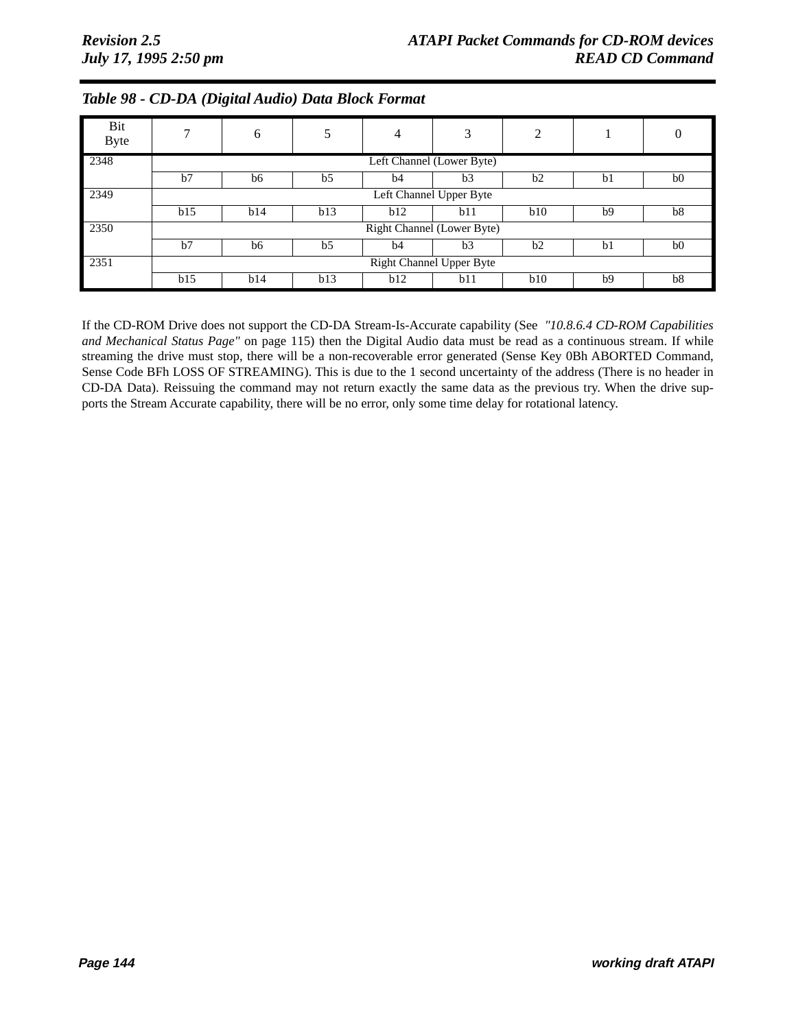*Table 98 - CD-DA (Digital Audio) Data Block Format*

| Bit / Byte | 7 | 6 | 5 | 4 | 3 | 2 | 1 | 0 |
|---|---|---|---|---|---|---|---|---|
| 2348 | Left Channel (Lower Byte) | | | | | | | |
| | b7 | b6 | b5 | b4 | b3 | b2 | b1 | b0 |
| 2349 | Left Channel Upper Byte | | | | | | | |
| | b15 | b14 | b13 | b12 | b11 | b10 | b9 | b8 |
| 2350 | Right Channel (Lower Byte) | | | | | | | |
| | b7 | b6 | b5 | b4 | b3 | b2 | b1 | b0 |
| 2351 | Right Channel Upper Byte | | | | | | | |
| | b15 | b14 | b13 | b12 | b11 | b10 | b9 | b8 |

If the CD-ROM Drive does not support the CD-DA Stream-Is-Accurate capability (See *"10.8.6.4 CD-ROM Capabilities and Mechanical Status Page"* on page 115) then the Digital Audio data must be read as a continuous stream. If while streaming the drive must stop, there will be a non-recoverable error generated (Sense Key 0Bh ABORTED Command, Sense Code BFh LOSS OF STREAMING). This is due to the 1 second uncertainty of the address (There is no header in CD-DA Data). Reissuing the command may not return exactly the same data as the previous try. When the drive supports the Stream Accurate capability, there will be no error, only some time delay for rotational latency.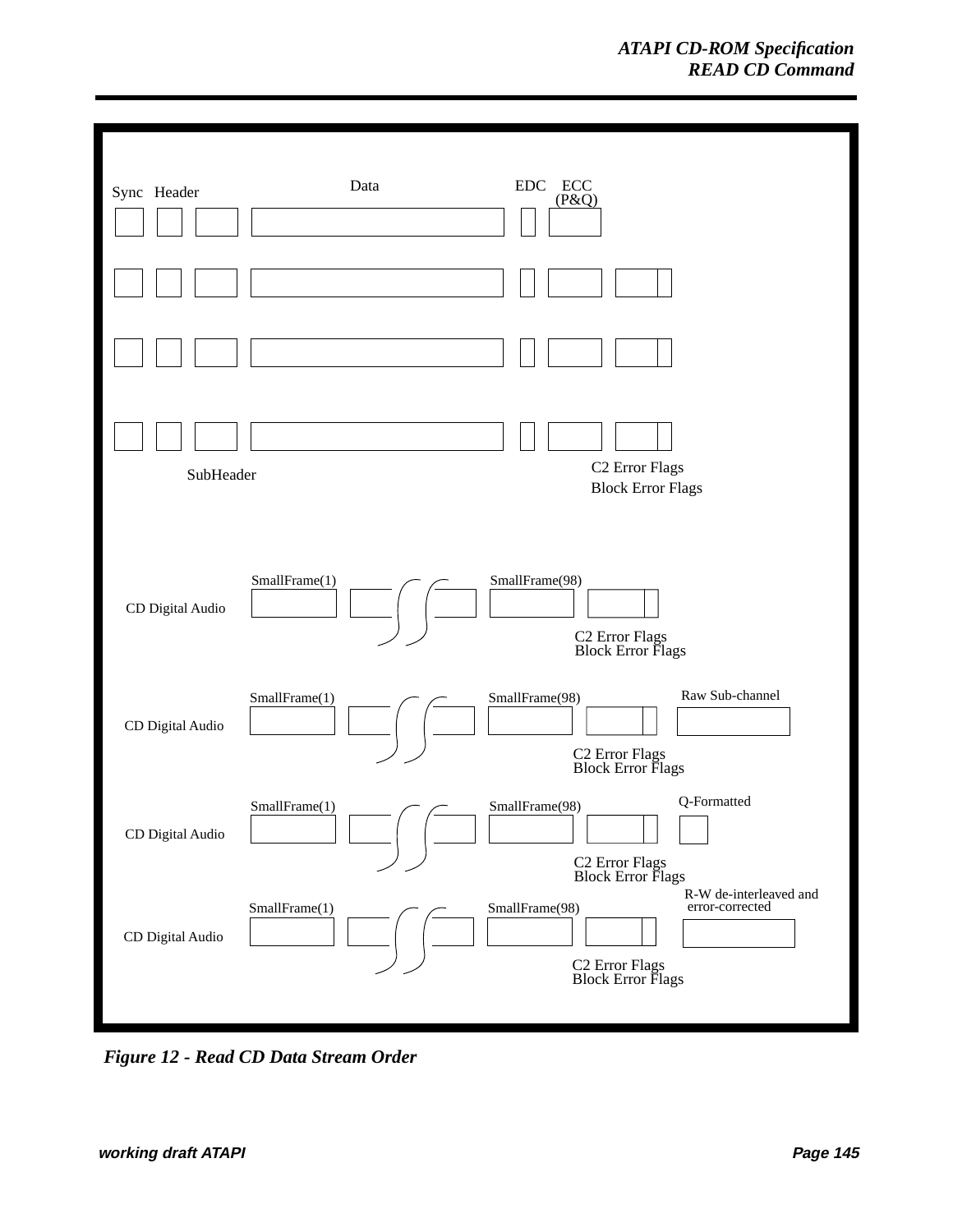Sync Header

Data

EDC ECC (P&Q)

SubHeader

C2 Error Flags

Block Error Flags

CD Digital Audio

SmallFrame(1)

SmallFrame(98)

C2 Error Flags
Block Error Flags

CD Digital Audio

SmallFrame(1)

SmallFrame(98)

Raw Sub-channel

C2 Error Flags
Block Error Flags

CD Digital Audio

SmallFrame(1)

SmallFrame(98)

Q-Formatted

C2 Error Flags
Block Error Flags

CD Digital Audio

SmallFrame(1)

SmallFrame(98)

R-W de-interleaved and error-corrected

C2 Error Flags
Block Error Flags

*Figure 12 - Read CD Data Stream Order*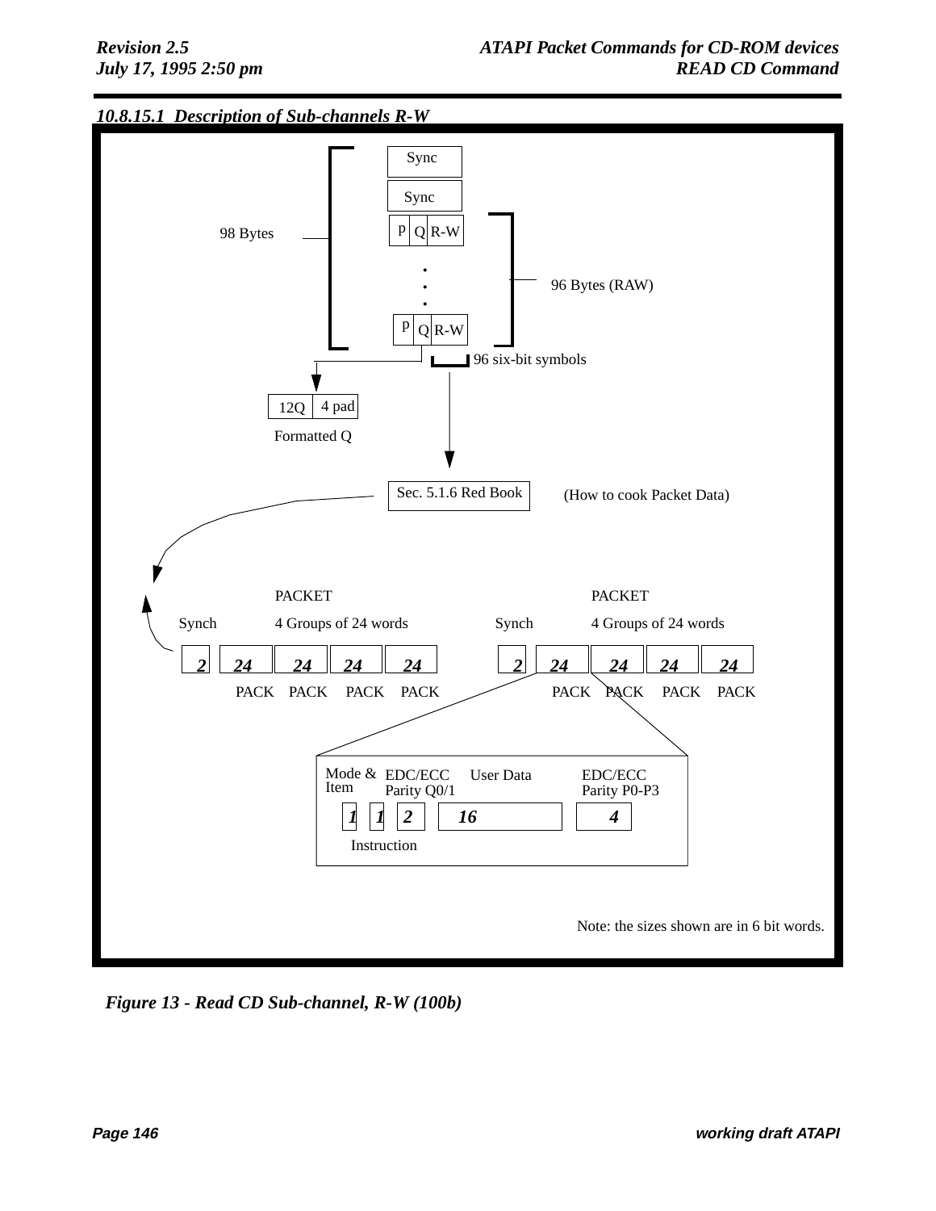#### 10.8.15.1 Description of Sub-channels R-W

Sync

Sync

P Q R-W

.
.
.

P Q R-W

98 Bytes

96 Bytes (RAW)

96 six-bit symbols

12Q | 4 pad

Formatted Q

Sec. 5.1.6 Red Book

(How to cook Packet Data)

PACKET

Synch  4 Groups of 24 words

2 | 24 | 24 | 24 | 24

PACK PACK PACK PACK

PACKET

Synch  4 Groups of 24 words

2 | 24 | 24 | 24 | 24

PACK PACK PACK PACK

Mode & Item | EDC/ECC Parity Q0/1 | User Data | EDC/ECC Parity P0-P3

1 | 1 | 2 | 16 | 4

Instruction

Note: the sizes shown are in 6 bit words.

*Figure 13 - Read CD Sub-channel, R-W (100b)*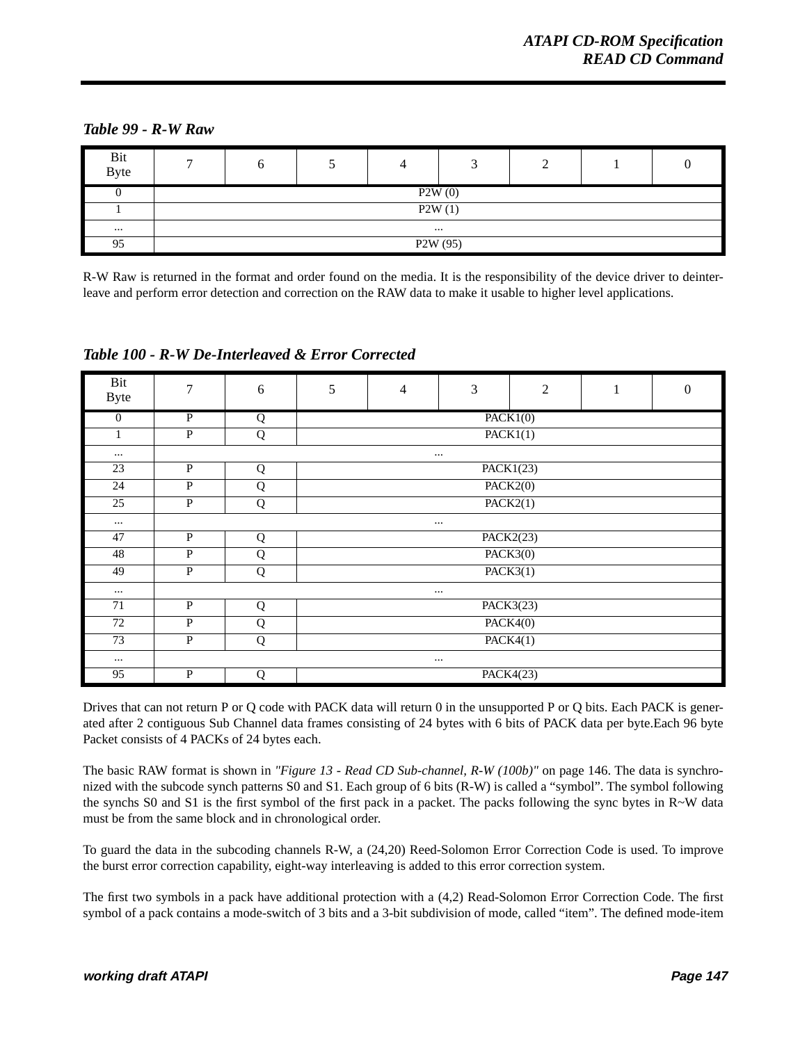***Table 99 - R-W Raw***

| Bit<br>Byte | 7 | 6 | 5 | 4 | 3 | 2 | 1 | 0 |
|---|---|---|---|---|---|---|---|---|
| 0 | P2W (0) | | | | | | | |
| 1 | P2W (1) | | | | | | | |
| ... | ... | | | | | | | |
| 95 | P2W (95) | | | | | | | |

R-W Raw is returned in the format and order found on the media. It is the responsibility of the device driver to deinterleave and perform error detection and correction on the RAW data to make it usable to higher level applications.

***Table 100 - R-W De-Interleaved & Error Corrected***

| Bit<br>Byte | 7 | 6 | 5 | 4 | 3 | 2 | 1 | 0 |
|---|---|---|---|---|---|---|---|---|
| 0 | P | Q | PACK1(0) | | | | | |
| 1 | P | Q | PACK1(1) | | | | | |
| ... | ... | | | | | | | |
| 23 | P | Q | PACK1(23) | | | | | |
| 24 | P | Q | PACK2(0) | | | | | |
| 25 | P | Q | PACK2(1) | | | | | |
| ... | ... | | | | | | | |
| 47 | P | Q | PACK2(23) | | | | | |
| 48 | P | Q | PACK3(0) | | | | | |
| 49 | P | Q | PACK3(1) | | | | | |
| ... | ... | | | | | | | |
| 71 | P | Q | PACK3(23) | | | | | |
| 72 | P | Q | PACK4(0) | | | | | |
| 73 | P | Q | PACK4(1) | | | | | |
| ... | ... | | | | | | | |
| 95 | P | Q | PACK4(23) | | | | | |

Drives that can not return P or Q code with PACK data will return 0 in the unsupported P or Q bits. Each PACK is generated after 2 contiguous Sub Channel data frames consisting of 24 bytes with 6 bits of PACK data per byte.Each 96 byte Packet consists of 4 PACKs of 24 bytes each.

The basic RAW format is shown in *"Figure 13 - Read CD Sub-channel, R-W (100b)"* on page 146. The data is synchronized with the subcode synch patterns S0 and S1. Each group of 6 bits (R-W) is called a “symbol”. The symbol following the synchs S0 and S1 is the first symbol of the first pack in a packet. The packs following the sync bytes in R~W data must be from the same block and in chronological order.

To guard the data in the subcoding channels R-W, a (24,20) Reed-Solomon Error Correction Code is used. To improve the burst error correction capability, eight-way interleaving is added to this error correction system.

The first two symbols in a pack have additional protection with a (4,2) Read-Solomon Error Correction Code. The first symbol of a pack contains a mode-switch of 3 bits and a 3-bit subdivision of mode, called “item”. The defined mode-item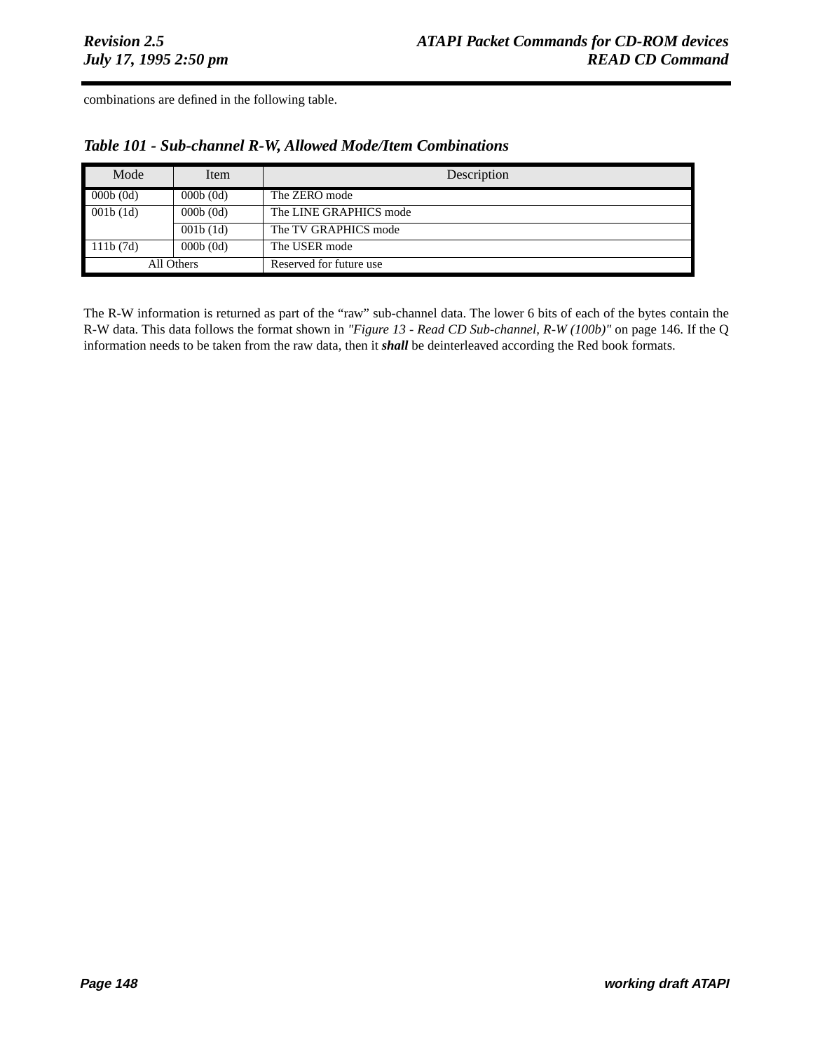combinations are defined in the following table.

***Table 101 - Sub-channel R-W, Allowed Mode/Item Combinations***

| Mode | Item | Description |
|---|---|---|
| 000b (0d) | 000b (0d) | The ZERO mode |
| 001b (1d) | 000b (0d) | The LINE GRAPHICS mode |
| | 001b (1d) | The TV GRAPHICS mode |
| 111b (7d) | 000b (0d) | The USER mode |
| All Others | | Reserved for future use |

The R-W information is returned as part of the "raw" sub-channel data. The lower 6 bits of each of the bytes contain the R-W data. This data follows the format shown in *"Figure 13 - Read CD Sub-channel, R-W (100b)"* on page 146. If the Q information needs to be taken from the raw data, then it ***shall*** be deinterleaved according the Red book formats.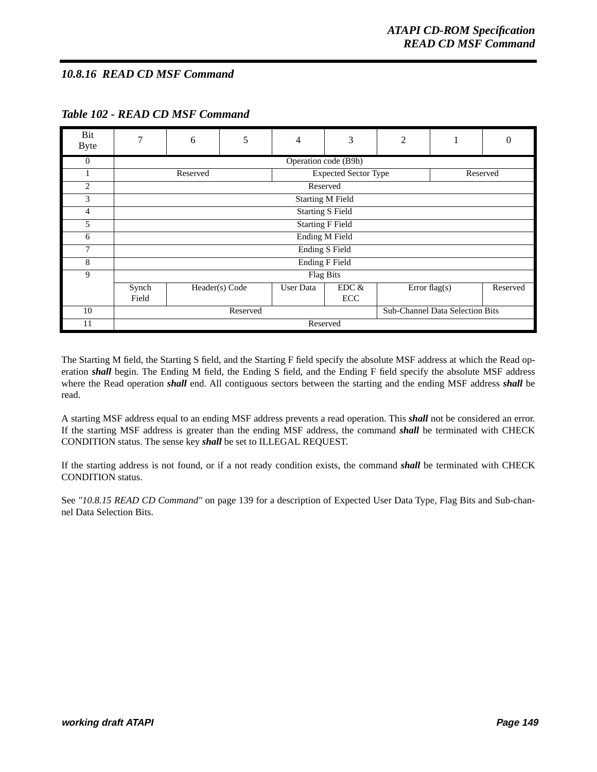### 10.8.16 READ CD MSF Command

**Table 102 - READ CD MSF Command**

| Bit<br>Byte | 7 | 6 | 5 | 4 | 3 | 2 | 1 | 0 |
|---|---|---|---|---|---|---|---|---|
| 0 | Operation code (B9h) | | | | | | | |
| 1 | Reserved | | | Expected Sector Type | | | Reserved | |
| 2 | Reserved | | | | | | | |
| 3 | Starting M Field | | | | | | | |
| 4 | Starting S Field | | | | | | | |
| 5 | Starting F Field | | | | | | | |
| 6 | Ending M Field | | | | | | | |
| 7 | Ending S Field | | | | | | | |
| 8 | Ending F Field | | | | | | | |
| 9 | Flag Bits | | | | | | | |
| | Synch Field | Header(s) Code | | User Data | EDC & ECC | Error flag(s) | | Reserved |
| 10 | Reserved | | | | | Sub-Channel Data Selection Bits | | |
| 11 | Reserved | | | | | | | |

The Starting M field, the Starting S field, and the Starting F field specify the absolute MSF address at which the Read operation ***shall*** begin. The Ending M field, the Ending S field, and the Ending F field specify the absolute MSF address where the Read operation ***shall*** end. All contiguous sectors between the starting and the ending MSF address ***shall*** be read.

A starting MSF address equal to an ending MSF address prevents a read operation. This ***shall*** not be considered an error. If the starting MSF address is greater than the ending MSF address, the command ***shall*** be terminated with CHECK CONDITION status. The sense key ***shall*** be set to ILLEGAL REQUEST.

If the starting address is not found, or if a not ready condition exists, the command ***shall*** be terminated with CHECK CONDITION status.

See *"10.8.15 READ CD Command"* on page 139 for a description of Expected User Data Type, Flag Bits and Sub-channel Data Selection Bits.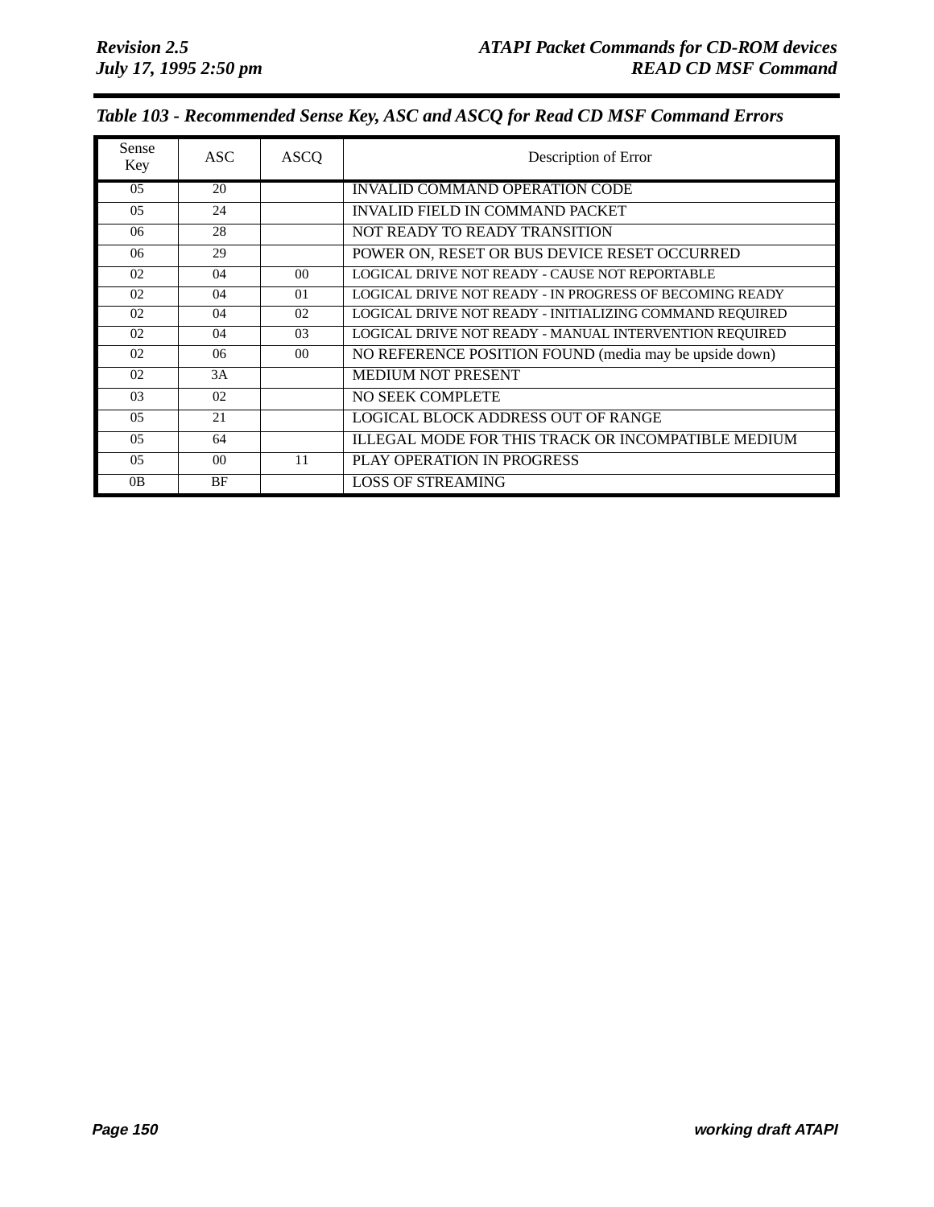*Table 103 - Recommended Sense Key, ASC and ASCQ for Read CD MSF Command Errors*

| Sense Key | ASC | ASCQ | Description of Error |
|---|---|---|---|
| 05 | 20 | | INVALID COMMAND OPERATION CODE |
| 05 | 24 | | INVALID FIELD IN COMMAND PACKET |
| 06 | 28 | | NOT READY TO READY TRANSITION |
| 06 | 29 | | POWER ON, RESET OR BUS DEVICE RESET OCCURRED |
| 02 | 04 | 00 | LOGICAL DRIVE NOT READY - CAUSE NOT REPORTABLE |
| 02 | 04 | 01 | LOGICAL DRIVE NOT READY - IN PROGRESS OF BECOMING READY |
| 02 | 04 | 02 | LOGICAL DRIVE NOT READY - INITIALIZING COMMAND REQUIRED |
| 02 | 04 | 03 | LOGICAL DRIVE NOT READY - MANUAL INTERVENTION REQUIRED |
| 02 | 06 | 00 | NO REFERENCE POSITION FOUND (media may be upside down) |
| 02 | 3A | | MEDIUM NOT PRESENT |
| 03 | 02 | | NO SEEK COMPLETE |
| 05 | 21 | | LOGICAL BLOCK ADDRESS OUT OF RANGE |
| 05 | 64 | | ILLEGAL MODE FOR THIS TRACK OR INCOMPATIBLE MEDIUM |
| 05 | 00 | 11 | PLAY OPERATION IN PROGRESS |
| 0B | BF | | LOSS OF STREAMING |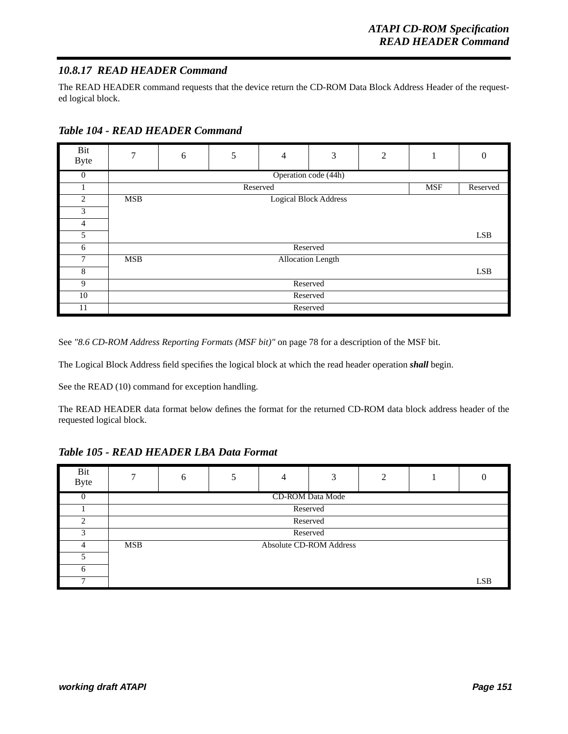### 10.8.17 READ HEADER Command

The READ HEADER command requests that the device return the CD-ROM Data Block Address Header of the requested logical block.

***Table 104 - READ HEADER Command***

| Bit<br>Byte | 7 | 6 | 5 | 4 | 3 | 2 | 1 | 0 |
|---|---|---|---|---|---|---|---|---|
| 0 | Operation code (44h) | | | | | | | |
| 1 | Reserved | | | | | | MSF | Reserved |
| 2 | MSB | Logical Block Address | | | | | | |
| 3 | | | | | | | | |
| 4 | | | | | | | | |
| 5 | | | | | | | | LSB |
| 6 | Reserved | | | | | | | |
| 7 | MSB | Allocation Length | | | | | | |
| 8 | | | | | | | | LSB |
| 9 | Reserved | | | | | | | |
| 10 | Reserved | | | | | | | |
| 11 | Reserved | | | | | | | |

See *"8.6 CD-ROM Address Reporting Formats (MSF bit)"* on page 78 for a description of the MSF bit.

The Logical Block Address field specifies the logical block at which the read header operation ***shall*** begin.

See the READ (10) command for exception handling.

The READ HEADER data format below defines the format for the returned CD-ROM data block address header of the requested logical block.

***Table 105 - READ HEADER LBA Data Format***

| Bit<br>Byte | 7 | 6 | 5 | 4 | 3 | 2 | 1 | 0 |
|---|---|---|---|---|---|---|---|---|
| 0 | CD-ROM Data Mode | | | | | | | |
| 1 | Reserved | | | | | | | |
| 2 | Reserved | | | | | | | |
| 3 | Reserved | | | | | | | |
| 4 | MSB | Absolute CD-ROM Address | | | | | | |
| 5 | | | | | | | | |
| 6 | | | | | | | | |
| 7 | | | | | | | | LSB |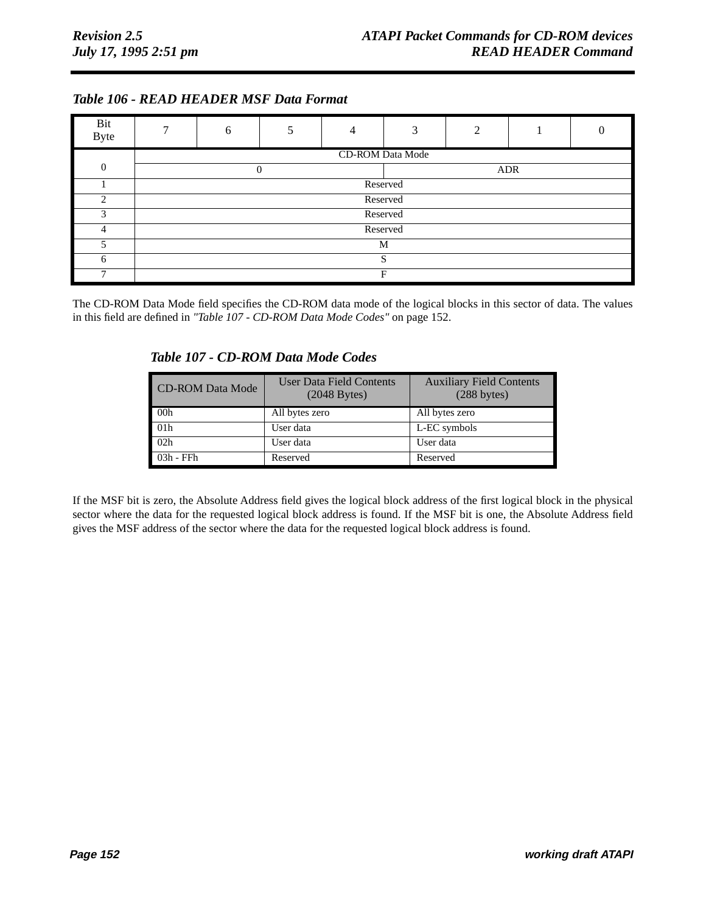*Table 106 - READ HEADER MSF Data Format*

| Bit / Byte | 7 | 6 | 5 | 4 | 3 | 2 | 1 | 0 |
|---|---|---|---|---|---|---|---|---|
| 0 | CD-ROM Data Mode | | | | | | | |
| | 0 | | | | ADR | | | |
| 1 | Reserved | | | | | | | |
| 2 | Reserved | | | | | | | |
| 3 | Reserved | | | | | | | |
| 4 | Reserved | | | | | | | |
| 5 | M | | | | | | | |
| 6 | S | | | | | | | |
| 7 | F | | | | | | | |

The CD-ROM Data Mode field specifies the CD-ROM data mode of the logical blocks in this sector of data. The values in this field are defined in *"Table 107 - CD-ROM Data Mode Codes"* on page 152.

*Table 107 - CD-ROM Data Mode Codes*

| CD-ROM Data Mode | User Data Field Contents (2048 Bytes) | Auxiliary Field Contents (288 bytes) |
|---|---|---|
| 00h | All bytes zero | All bytes zero |
| 01h | User data | L-EC symbols |
| 02h | User data | User data |
| 03h - FFh | Reserved | Reserved |

If the MSF bit is zero, the Absolute Address field gives the logical block address of the first logical block in the physical sector where the data for the requested logical block address is found. If the MSF bit is one, the Absolute Address field gives the MSF address of the sector where the data for the requested logical block address is found.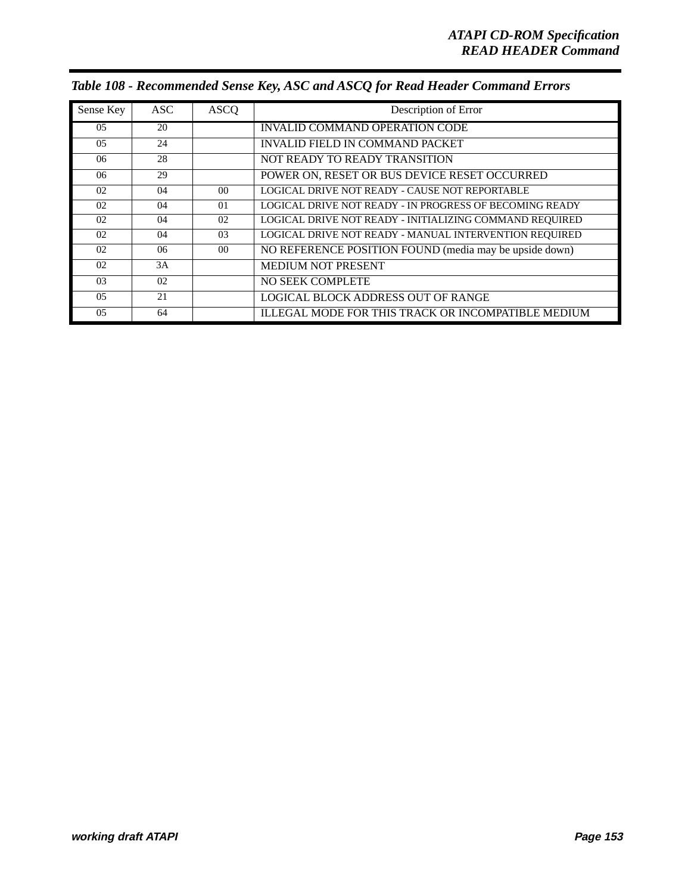*Table 108 - Recommended Sense Key, ASC and ASCQ for Read Header Command Errors*

| Sense Key | ASC | ASCQ | Description of Error |
|---|---|---|---|
| 05 | 20 | | INVALID COMMAND OPERATION CODE |
| 05 | 24 | | INVALID FIELD IN COMMAND PACKET |
| 06 | 28 | | NOT READY TO READY TRANSITION |
| 06 | 29 | | POWER ON, RESET OR BUS DEVICE RESET OCCURRED |
| 02 | 04 | 00 | LOGICAL DRIVE NOT READY - CAUSE NOT REPORTABLE |
| 02 | 04 | 01 | LOGICAL DRIVE NOT READY - IN PROGRESS OF BECOMING READY |
| 02 | 04 | 02 | LOGICAL DRIVE NOT READY - INITIALIZING COMMAND REQUIRED |
| 02 | 04 | 03 | LOGICAL DRIVE NOT READY - MANUAL INTERVENTION REQUIRED |
| 02 | 06 | 00 | NO REFERENCE POSITION FOUND (media may be upside down) |
| 02 | 3A | | MEDIUM NOT PRESENT |
| 03 | 02 | | NO SEEK COMPLETE |
| 05 | 21 | | LOGICAL BLOCK ADDRESS OUT OF RANGE |
| 05 | 64 | | ILLEGAL MODE FOR THIS TRACK OR INCOMPATIBLE MEDIUM |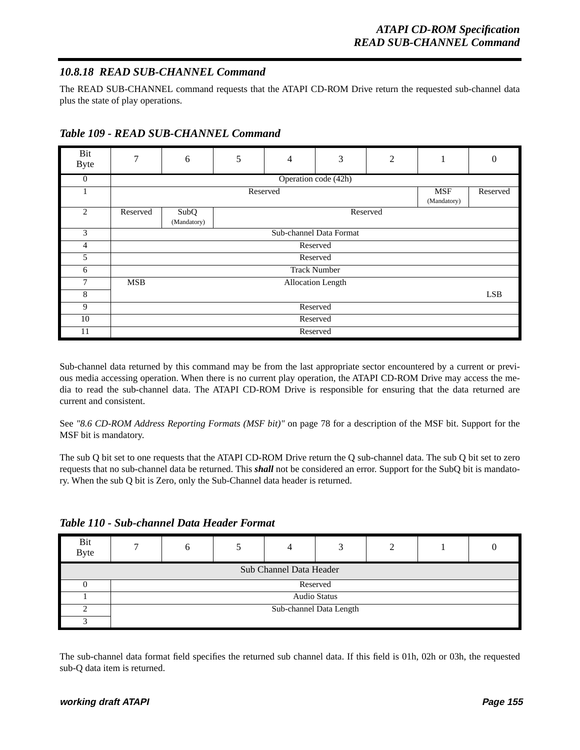### 10.8.18 READ SUB-CHANNEL Command

The READ SUB-CHANNEL command requests that the ATAPI CD-ROM Drive return the requested sub-channel data plus the state of play operations.

***Table 109 - READ SUB-CHANNEL Command***

| Bit / Byte | 7 | 6 | 5 | 4 | 3 | 2 | 1 | 0 |
|---|---|---|---|---|---|---|---|---|
| 0 | Operation code (42h) | | | | | | | |
| 1 | Reserved | | | | | | MSF (Mandatory) | Reserved |
| 2 | Reserved | SubQ (Mandatory) | Reserved | | | | | |
| 3 | Sub-channel Data Format | | | | | | | |
| 4 | Reserved | | | | | | | |
| 5 | Reserved | | | | | | | |
| 6 | Track Number | | | | | | | |
| 7 | MSB | Allocation Length | | | | | | |
| 8 | | | | | | | | LSB |
| 9 | Reserved | | | | | | | |
| 10 | Reserved | | | | | | | |
| 11 | Reserved | | | | | | | |

Sub-channel data returned by this command may be from the last appropriate sector encountered by a current or previous media accessing operation. When there is no current play operation, the ATAPI CD-ROM Drive may access the media to read the sub-channel data. The ATAPI CD-ROM Drive is responsible for ensuring that the data returned are current and consistent.

See *"8.6 CD-ROM Address Reporting Formats (MSF bit)"* on page 78 for a description of the MSF bit. Support for the MSF bit is mandatory.

The sub Q bit set to one requests that the ATAPI CD-ROM Drive return the Q sub-channel data. The sub Q bit set to zero requests that no sub-channel data be returned. This ***shall*** not be considered an error. Support for the SubQ bit is mandatory. When the sub Q bit is Zero, only the Sub-Channel data header is returned.

***Table 110 - Sub-channel Data Header Format***

| Bit / Byte | 7 | 6 | 5 | 4 | 3 | 2 | 1 | 0 |
|---|---|---|---|---|---|---|---|---|
| Sub Channel Data Header | | | | | | | | |
| 0 | Reserved | | | | | | | |
| 1 | Audio Status | | | | | | | |
| 2 | Sub-channel Data Length | | | | | | | |
| 3 | | | | | | | | |

The sub-channel data format field specifies the returned sub channel data. If this field is 01h, 02h or 03h, the requested sub-Q data item is returned.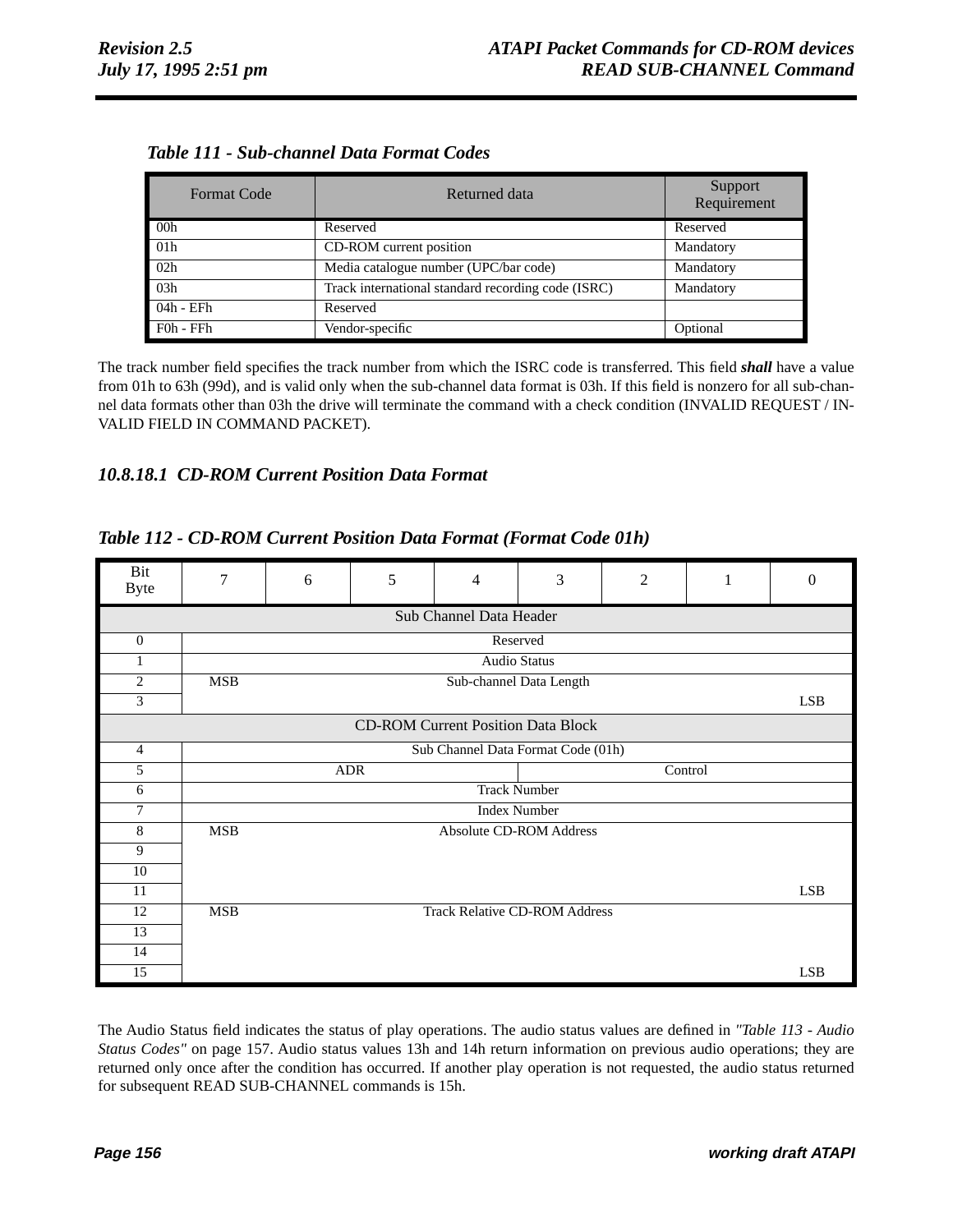*Table 111 - Sub-channel Data Format Codes*

| Format Code | Returned data | Support Requirement |
|---|---|---|
| 00h | Reserved | Reserved |
| 01h | CD-ROM current position | Mandatory |
| 02h | Media catalogue number (UPC/bar code) | Mandatory |
| 03h | Track international standard recording code (ISRC) | Mandatory |
| 04h - EFh | Reserved | |
| F0h - FFh | Vendor-specific | Optional |

The track number field specifies the track number from which the ISRC code is transferred. This field ***shall*** have a value from 01h to 63h (99d), and is valid only when the sub-channel data format is 03h. If this field is nonzero for all sub-channel data formats other than 03h the drive will terminate the command with a check condition (INVALID REQUEST / INVALID FIELD IN COMMAND PACKET).

### 10.8.18.1 CD-ROM Current Position Data Format

*Table 112 - CD-ROM Current Position Data Format (Format Code 01h)*

| Bit / Byte | 7 | 6 | 5 | 4 | 3 | 2 | 1 | 0 |
|---|---|---|---|---|---|---|---|---|
| | Sub Channel Data Header | | | | | | | |
| 0 | Reserved | | | | | | | |
| 1 | Audio Status | | | | | | | |
| 2 | MSB | Sub-channel Data Length | | | | | | |
| 3 | | | | | | | | LSB |
| | CD-ROM Current Position Data Block | | | | | | | |
| 4 | Sub Channel Data Format Code (01h) | | | | | | | |
| 5 | ADR | | | | Control | | | |
| 6 | Track Number | | | | | | | |
| 7 | Index Number | | | | | | | |
| 8 | MSB | Absolute CD-ROM Address | | | | | | |
| 9 | | | | | | | | |
| 10 | | | | | | | | |
| 11 | | | | | | | | LSB |
| 12 | MSB | Track Relative CD-ROM Address | | | | | | |
| 13 | | | | | | | | |
| 14 | | | | | | | | |
| 15 | | | | | | | | LSB |

The Audio Status field indicates the status of play operations. The audio status values are defined in *"Table 113 - Audio Status Codes"* on page 157. Audio status values 13h and 14h return information on previous audio operations; they are returned only once after the condition has occurred. If another play operation is not requested, the audio status returned for subsequent READ SUB-CHANNEL commands is 15h.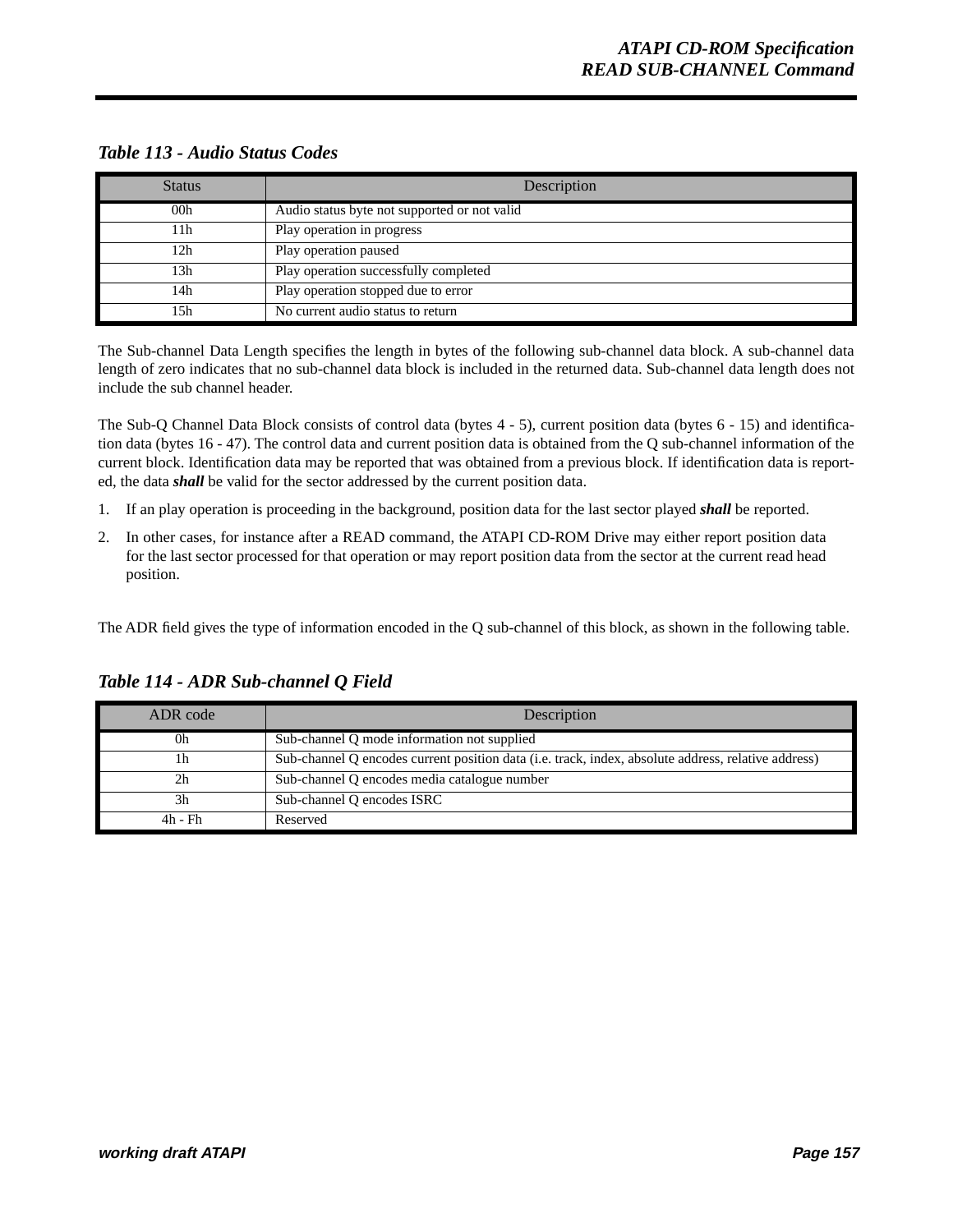***Table 113 - Audio Status Codes***

| Status | Description |
|---|---|
| 00h | Audio status byte not supported or not valid |
| 11h | Play operation in progress |
| 12h | Play operation paused |
| 13h | Play operation successfully completed |
| 14h | Play operation stopped due to error |
| 15h | No current audio status to return |

The Sub-channel Data Length specifies the length in bytes of the following sub-channel data block. A sub-channel data length of zero indicates that no sub-channel data block is included in the returned data. Sub-channel data length does not include the sub channel header.

The Sub-Q Channel Data Block consists of control data (bytes 4 - 5), current position data (bytes 6 - 15) and identification data (bytes 16 - 47). The control data and current position data is obtained from the Q sub-channel information of the current block. Identification data may be reported that was obtained from a previous block. If identification data is reported, the data ***shall*** be valid for the sector addressed by the current position data.

1. If an play operation is proceeding in the background, position data for the last sector played ***shall*** be reported.
2. In other cases, for instance after a READ command, the ATAPI CD-ROM Drive may either report position data for the last sector processed for that operation or may report position data from the sector at the current read head position.

The ADR field gives the type of information encoded in the Q sub-channel of this block, as shown in the following table.

***Table 114 - ADR Sub-channel Q Field***

| ADR code | Description |
|---|---|
| 0h | Sub-channel Q mode information not supplied |
| 1h | Sub-channel Q encodes current position data (i.e. track, index, absolute address, relative address) |
| 2h | Sub-channel Q encodes media catalogue number |
| 3h | Sub-channel Q encodes ISRC |
| 4h - Fh | Reserved |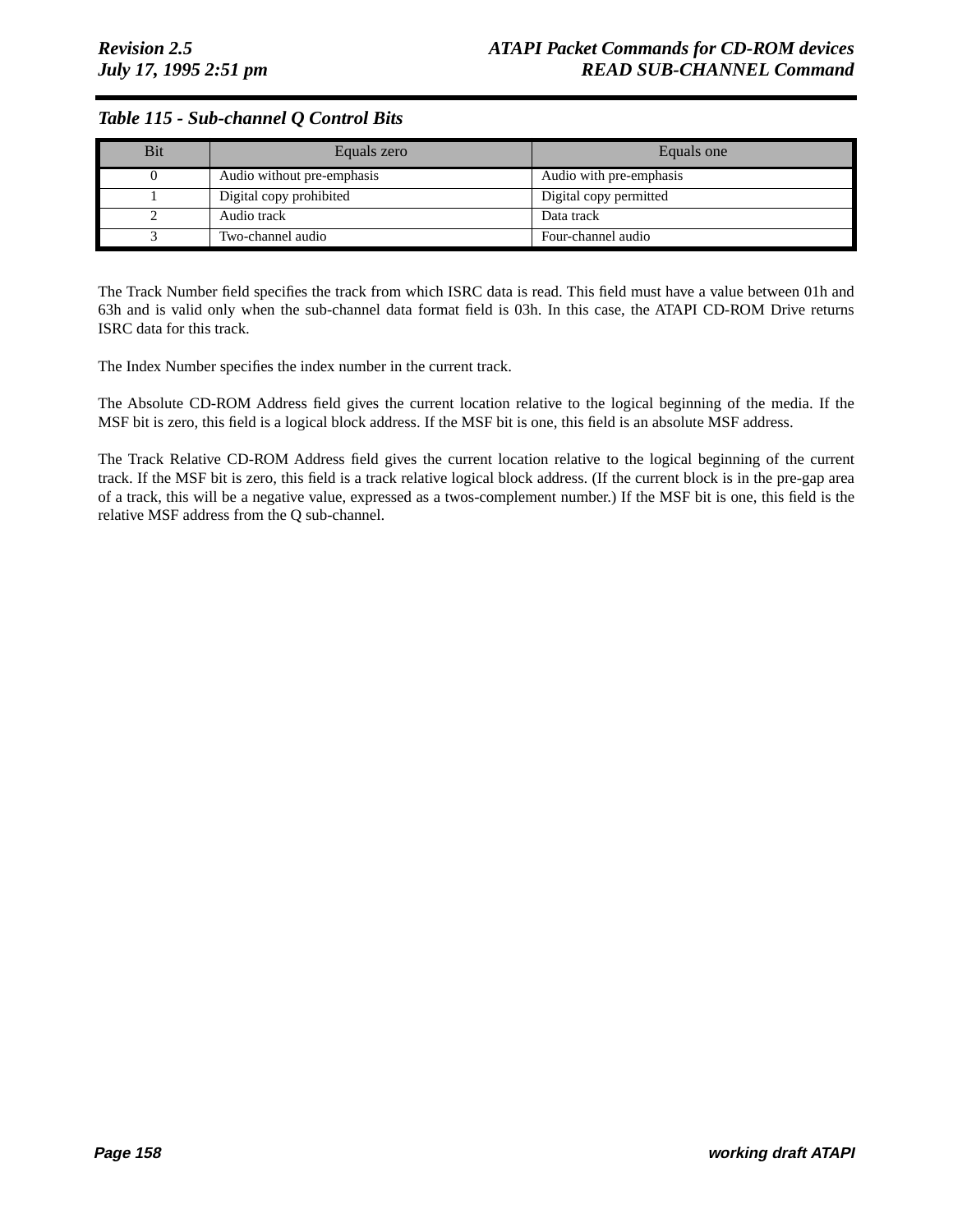*Table 115 - Sub-channel Q Control Bits*

| Bit | Equals zero | Equals one |
|---|---|---|
| 0 | Audio without pre-emphasis | Audio with pre-emphasis |
| 1 | Digital copy prohibited | Digital copy permitted |
| 2 | Audio track | Data track |
| 3 | Two-channel audio | Four-channel audio |

The Track Number field specifies the track from which ISRC data is read. This field must have a value between 01h and 63h and is valid only when the sub-channel data format field is 03h. In this case, the ATAPI CD-ROM Drive returns ISRC data for this track.

The Index Number specifies the index number in the current track.

The Absolute CD-ROM Address field gives the current location relative to the logical beginning of the media. If the MSF bit is zero, this field is a logical block address. If the MSF bit is one, this field is an absolute MSF address.

The Track Relative CD-ROM Address field gives the current location relative to the logical beginning of the current track. If the MSF bit is zero, this field is a track relative logical block address. (If the current block is in the pre-gap area of a track, this will be a negative value, expressed as a twos-complement number.) If the MSF bit is one, this field is the relative MSF address from the Q sub-channel.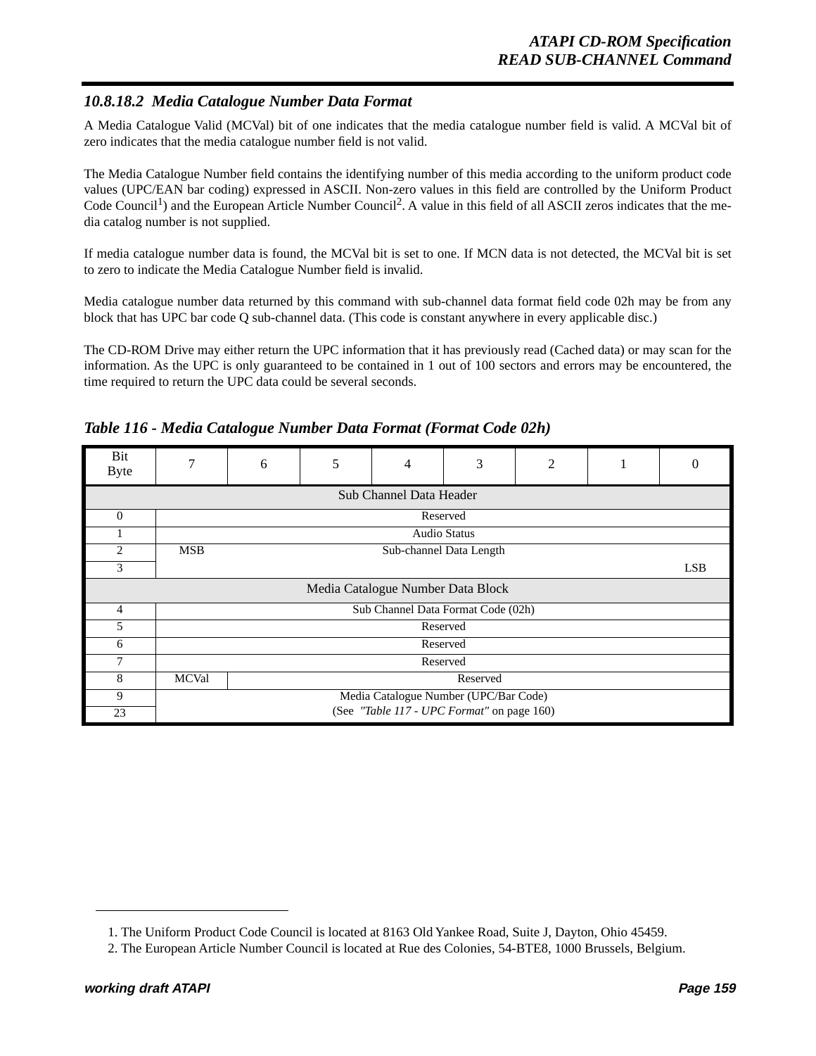#### 10.8.18.2 Media Catalogue Number Data Format

A Media Catalogue Valid (MCVal) bit of one indicates that the media catalogue number field is valid. A MCVal bit of zero indicates that the media catalogue number field is not valid.

The Media Catalogue Number field contains the identifying number of this media according to the uniform product code values (UPC/EAN bar coding) expressed in ASCII. Non-zero values in this field are controlled by the Uniform Product Code Council[1]) and the European Article Number Council[2]. A value in this field of all ASCII zeros indicates that the media catalog number is not supplied.

If media catalogue number data is found, the MCVal bit is set to one. If MCN data is not detected, the MCVal bit is set to zero to indicate the Media Catalogue Number field is invalid.

Media catalogue number data returned by this command with sub-channel data format field code 02h may be from any block that has UPC bar code Q sub-channel data. (This code is constant anywhere in every applicable disc.)

The CD-ROM Drive may either return the UPC information that it has previously read (Cached data) or may scan for the information. As the UPC is only guaranteed to be contained in 1 out of 100 sectors and errors may be encountered, the time required to return the UPC data could be several seconds.

**Table 116 - Media Catalogue Number Data Format (Format Code 02h)**

| Bit / Byte | 7 | 6 | 5 | 4 | 3 | 2 | 1 | 0 |
|---|---|---|---|---|---|---|---|---|
| | Sub Channel Data Header | | | | | | | |
| 0 | Reserved | | | | | | | |
| 1 | Audio Status | | | | | | | |
| 2 | MSB | Sub-channel Data Length | | | | | | |
| 3 | | | | | | | | LSB |
| | Media Catalogue Number Data Block | | | | | | | |
| 4 | Sub Channel Data Format Code (02h) | | | | | | | |
| 5 | Reserved | | | | | | | |
| 6 | Reserved | | | | | | | |
| 7 | Reserved | | | | | | | |
| 8 | MCVal | Reserved | | | | | | |
| 9 – 23 | Media Catalogue Number (UPC/Bar Code) (See *"Table 117 - UPC Format"* on page 160) | | | | | | | |

1. The Uniform Product Code Council is located at 8163 Old Yankee Road, Suite J, Dayton, Ohio 45459.
2. The European Article Number Council is located at Rue des Colonies, 54-BTE8, 1000 Brussels, Belgium.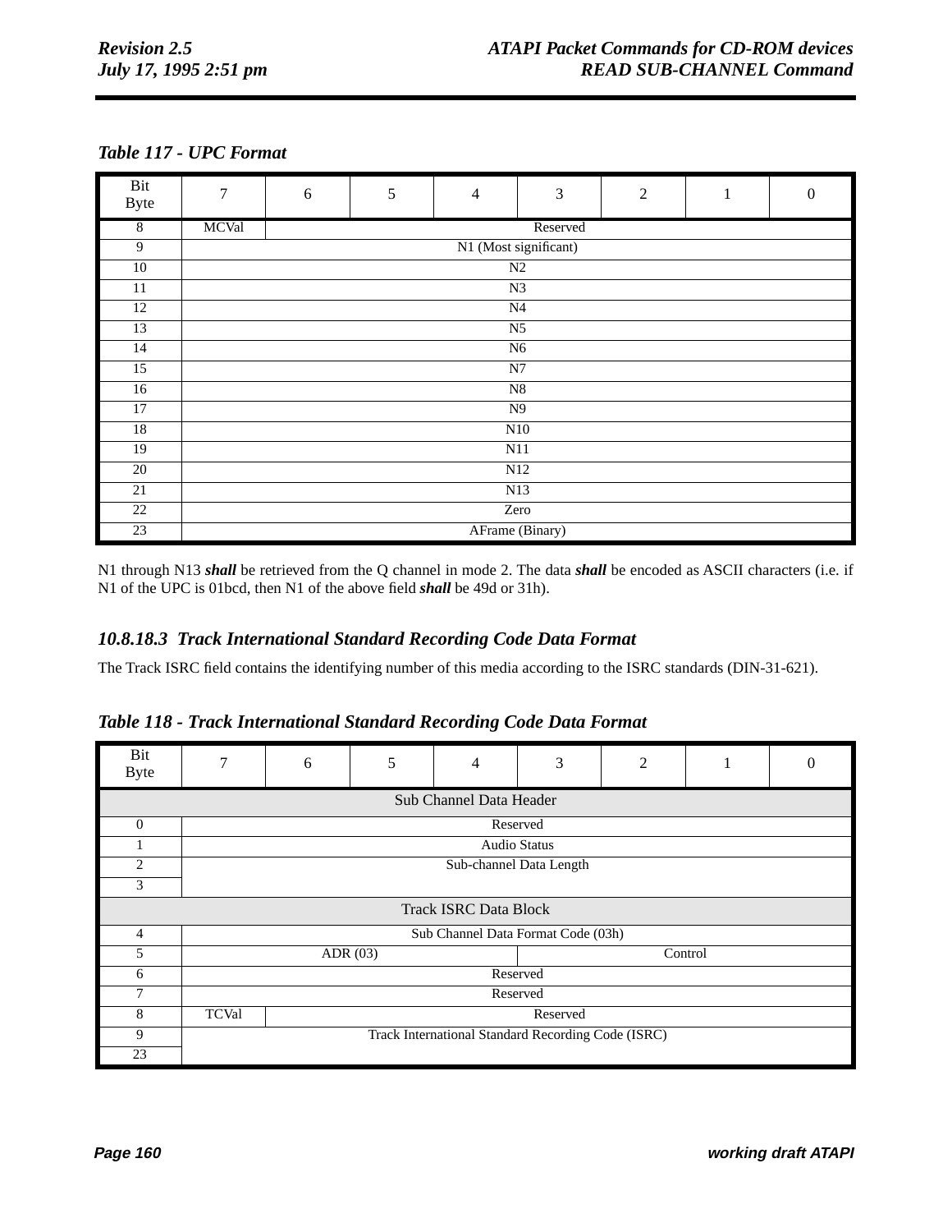**Table 117 - UPC Format**

| Bit<br>Byte | 7 | 6 | 5 | 4 | 3 | 2 | 1 | 0 |
|---|---|---|---|---|---|---|---|---|
| 8 | MCVal | Reserved | | | | | | |
| 9 | N1 (Most significant) | | | | | | | |
| 10 | N2 | | | | | | | |
| 11 | N3 | | | | | | | |
| 12 | N4 | | | | | | | |
| 13 | N5 | | | | | | | |
| 14 | N6 | | | | | | | |
| 15 | N7 | | | | | | | |
| 16 | N8 | | | | | | | |
| 17 | N9 | | | | | | | |
| 18 | N10 | | | | | | | |
| 19 | N11 | | | | | | | |
| 20 | N12 | | | | | | | |
| 21 | N13 | | | | | | | |
| 22 | Zero | | | | | | | |
| 23 | AFrame (Binary) | | | | | | | |

N1 through N13 ***shall*** be retrieved from the Q channel in mode 2. The data ***shall*** be encoded as ASCII characters (i.e. if N1 of the UPC is 01bcd, then N1 of the above field ***shall*** be 49d or 31h).

### 10.8.18.3 Track International Standard Recording Code Data Format

The Track ISRC field contains the identifying number of this media according to the ISRC standards (DIN-31-621).

**Table 118 - Track International Standard Recording Code Data Format**

| Bit<br>Byte | 7 | 6 | 5 | 4 | 3 | 2 | 1 | 0 |
|---|---|---|---|---|---|---|---|---|
| Sub Channel Data Header | | | | | | | | |
| 0 | Reserved | | | | | | | |
| 1 | Audio Status | | | | | | | |
| 2 | Sub-channel Data Length | | | | | | | |
| 3 | | | | | | | | |
| Track ISRC Data Block | | | | | | | | |
| 4 | Sub Channel Data Format Code (03h) | | | | | | | |
| 5 | ADR (03) | | | | Control | | | |
| 6 | Reserved | | | | | | | |
| 7 | Reserved | | | | | | | |
| 8 | TCVal | Reserved | | | | | | |
| 9 | Track International Standard Recording Code (ISRC) | | | | | | | |
| 23 | | | | | | | | |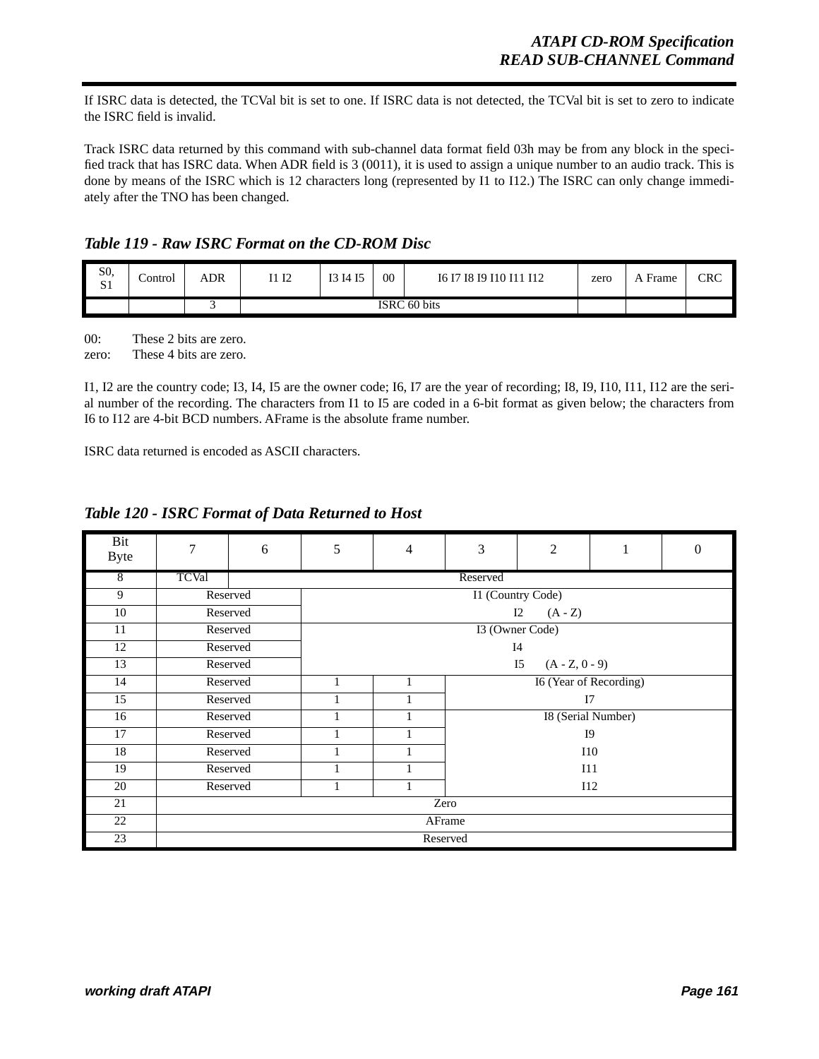If ISRC data is detected, the TCVal bit is set to one. If ISRC data is not detected, the TCVal bit is set to zero to indicate the ISRC field is invalid.

Track ISRC data returned by this command with sub-channel data format field 03h may be from any block in the specified track that has ISRC data. When ADR field is 3 (0011), it is used to assign a unique number to an audio track. This is done by means of the ISRC which is 12 characters long (represented by I1 to I12.) The ISRC can only change immediately after the TNO has been changed.

### *Table 119 - Raw ISRC Format on the CD-ROM Disc*

| S0, S1 | Control | ADR | I1 I2 | I3 I4 I5 | 00 | I6 I7 I8 I9 I10 I11 I12 | zero | A Frame | CRC |
|---|---|---|---|---|---|---|---|---|---|
| | | 3 | ISRC 60 bits | | | | | | |

00: These 2 bits are zero.
zero: These 4 bits are zero.

I1, I2 are the country code; I3, I4, I5 are the owner code; I6, I7 are the year of recording; I8, I9, I10, I11, I12 are the serial number of the recording. The characters from I1 to I5 are coded in a 6-bit format as given below; the characters from I6 to I12 are 4-bit BCD numbers. AFrame is the absolute frame number.

ISRC data returned is encoded as ASCII characters.

### *Table 120 - ISRC Format of Data Returned to Host*

| Bit / Byte | 7 | 6 | 5 | 4 | 3 | 2 | 1 | 0 |
|---|---|---|---|---|---|---|---|---|
| 8 | TCVal | Reserved | | | | | | |
| 9 | Reserved | | I1 (Country Code) | | | | | |
| 10 | Reserved | | I2 (A - Z) | | | | | |
| 11 | Reserved | | I3 (Owner Code) | | | | | |
| 12 | Reserved | | I4 | | | | | |
| 13 | Reserved | | I5 (A - Z, 0 - 9) | | | | | |
| 14 | Reserved | | 1 | 1 | I6 (Year of Recording) | | | |
| 15 | Reserved | | 1 | 1 | I7 | | | |
| 16 | Reserved | | 1 | 1 | I8 (Serial Number) | | | |
| 17 | Reserved | | 1 | 1 | I9 | | | |
| 18 | Reserved | | 1 | 1 | I10 | | | |
| 19 | Reserved | | 1 | 1 | I11 | | | |
| 20 | Reserved | | 1 | 1 | I12 | | | |
| 21 | Zero | | | | | | | |
| 22 | AFrame | | | | | | | |
| 23 | Reserved | | | | | | | |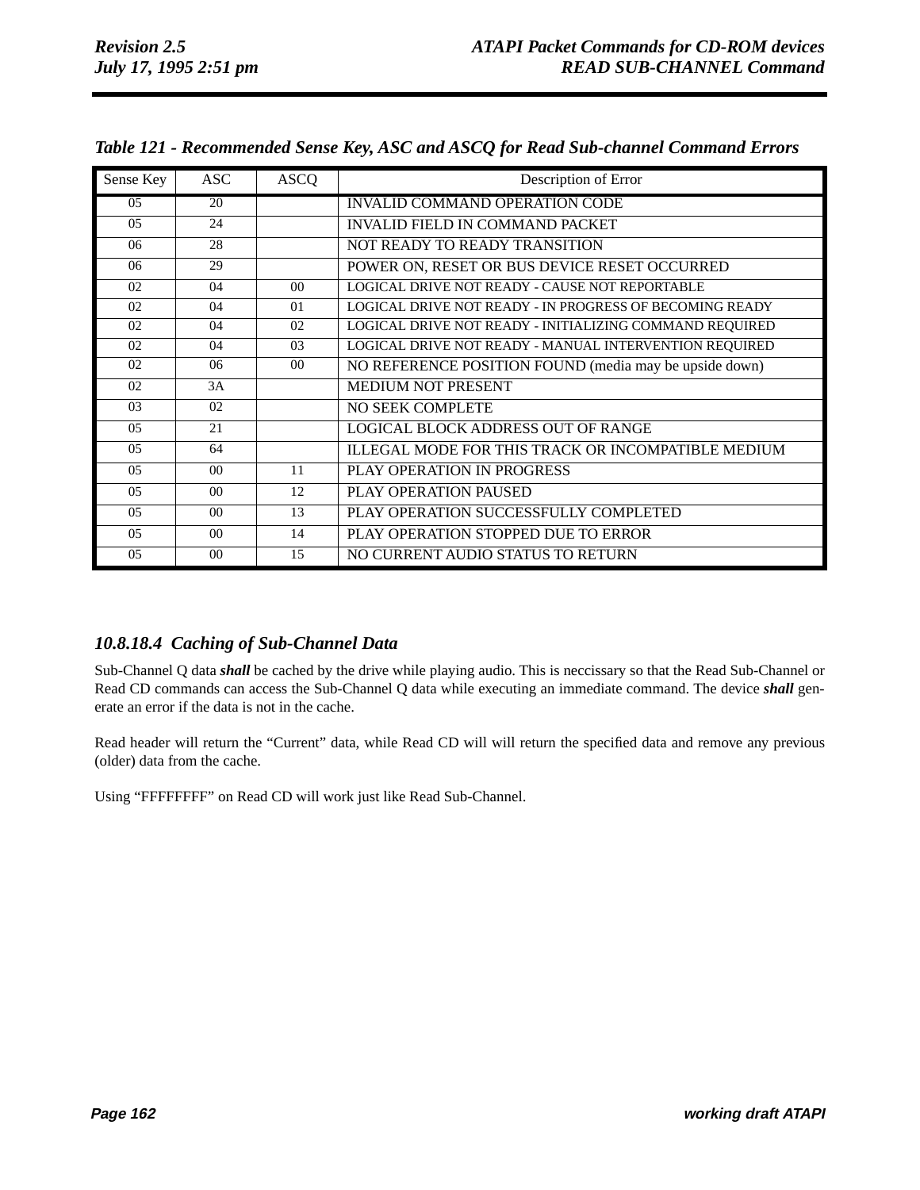*Table 121 - Recommended Sense Key, ASC and ASCQ for Read Sub-channel Command Errors*

| Sense Key | ASC | ASCQ | Description of Error |
|---|---|---|---|
| 05 | 20 | | INVALID COMMAND OPERATION CODE |
| 05 | 24 | | INVALID FIELD IN COMMAND PACKET |
| 06 | 28 | | NOT READY TO READY TRANSITION |
| 06 | 29 | | POWER ON, RESET OR BUS DEVICE RESET OCCURRED |
| 02 | 04 | 00 | LOGICAL DRIVE NOT READY - CAUSE NOT REPORTABLE |
| 02 | 04 | 01 | LOGICAL DRIVE NOT READY - IN PROGRESS OF BECOMING READY |
| 02 | 04 | 02 | LOGICAL DRIVE NOT READY - INITIALIZING COMMAND REQUIRED |
| 02 | 04 | 03 | LOGICAL DRIVE NOT READY - MANUAL INTERVENTION REQUIRED |
| 02 | 06 | 00 | NO REFERENCE POSITION FOUND (media may be upside down) |
| 02 | 3A | | MEDIUM NOT PRESENT |
| 03 | 02 | | NO SEEK COMPLETE |
| 05 | 21 | | LOGICAL BLOCK ADDRESS OUT OF RANGE |
| 05 | 64 | | ILLEGAL MODE FOR THIS TRACK OR INCOMPATIBLE MEDIUM |
| 05 | 00 | 11 | PLAY OPERATION IN PROGRESS |
| 05 | 00 | 12 | PLAY OPERATION PAUSED |
| 05 | 00 | 13 | PLAY OPERATION SUCCESSFULLY COMPLETED |
| 05 | 00 | 14 | PLAY OPERATION STOPPED DUE TO ERROR |
| 05 | 00 | 15 | NO CURRENT AUDIO STATUS TO RETURN |

### *10.8.18.4 Caching of Sub-Channel Data*

Sub-Channel Q data ***shall*** be cached by the drive while playing audio. This is neccissary so that the Read Sub-Channel or Read CD commands can access the Sub-Channel Q data while executing an immediate command. The device ***shall*** generate an error if the data is not in the cache.

Read header will return the “Current” data, while Read CD will will return the specified data and remove any previous (older) data from the cache.

Using “FFFFFFFF” on Read CD will work just like Read Sub-Channel.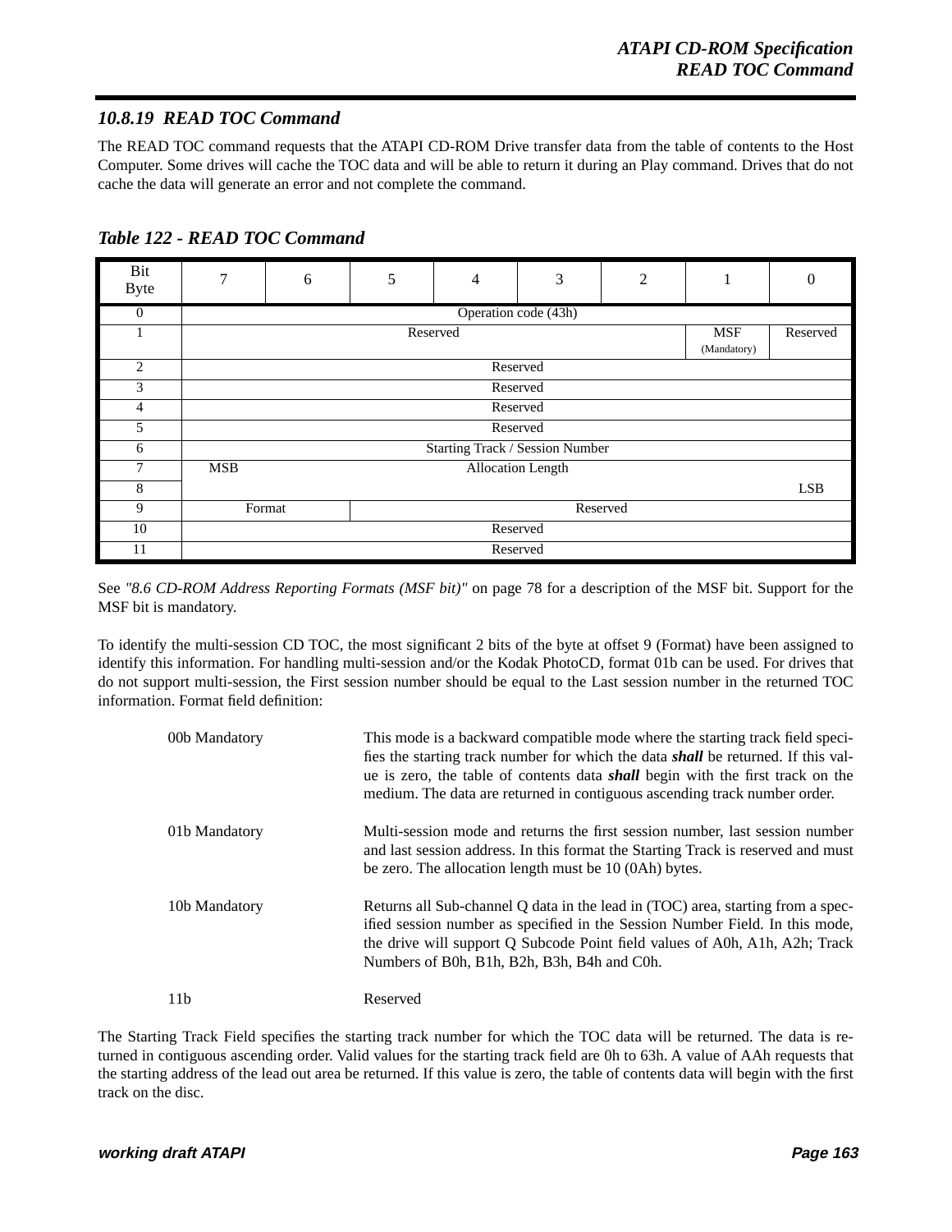### 10.8.19 READ TOC Command

The READ TOC command requests that the ATAPI CD-ROM Drive transfer data from the table of contents to the Host Computer. Some drives will cache the TOC data and will be able to return it during an Play command. Drives that do not cache the data will generate an error and not complete the command.

***Table 122 - READ TOC Command***

| Bit / Byte | 7 | 6 | 5 | 4 | 3 | 2 | 1 | 0 |
|---|---|---|---|---|---|---|---|---|
| 0 | Operation code (43h) | | | | | | | |
| 1 | Reserved | | | | | | MSF (Mandatory) | Reserved |
| 2 | Reserved | | | | | | | |
| 3 | Reserved | | | | | | | |
| 4 | Reserved | | | | | | | |
| 5 | Reserved | | | | | | | |
| 6 | Starting Track / Session Number | | | | | | | |
| 7 | MSB | Allocation Length | | | | | | |
| 8 | | | | | | | | LSB |
| 9 | Format | | Reserved | | | | | |
| 10 | Reserved | | | | | | | |
| 11 | Reserved | | | | | | | |

See *"8.6 CD-ROM Address Reporting Formats (MSF bit)"* on page 78 for a description of the MSF bit. Support for the MSF bit is mandatory.

To identify the multi-session CD TOC, the most significant 2 bits of the byte at offset 9 (Format) have been assigned to identify this information. For handling multi-session and/or the Kodak PhotoCD, format 01b can be used. For drives that do not support multi-session, the First session number should be equal to the Last session number in the returned TOC information. Format field definition:

00b Mandatory — This mode is a backward compatible mode where the starting track field specifies the starting track number for which the data ***shall*** be returned. If this value is zero, the table of contents data ***shall*** begin with the first track on the medium. The data are returned in contiguous ascending track number order.

01b Mandatory — Multi-session mode and returns the first session number, last session number and last session address. In this format the Starting Track is reserved and must be zero. The allocation length must be 10 (0Ah) bytes.

10b Mandatory — Returns all Sub-channel Q data in the lead in (TOC) area, starting from a specified session number as specified in the Session Number Field. In this mode, the drive will support Q Subcode Point field values of A0h, A1h, A2h; Track Numbers of B0h, B1h, B2h, B3h, B4h and C0h.

11b — Reserved

The Starting Track Field specifies the starting track number for which the TOC data will be returned. The data is returned in contiguous ascending order. Valid values for the starting track field are 0h to 63h. A value of AAh requests that the starting address of the lead out area be returned. If this value is zero, the table of contents data will begin with the first track on the disc.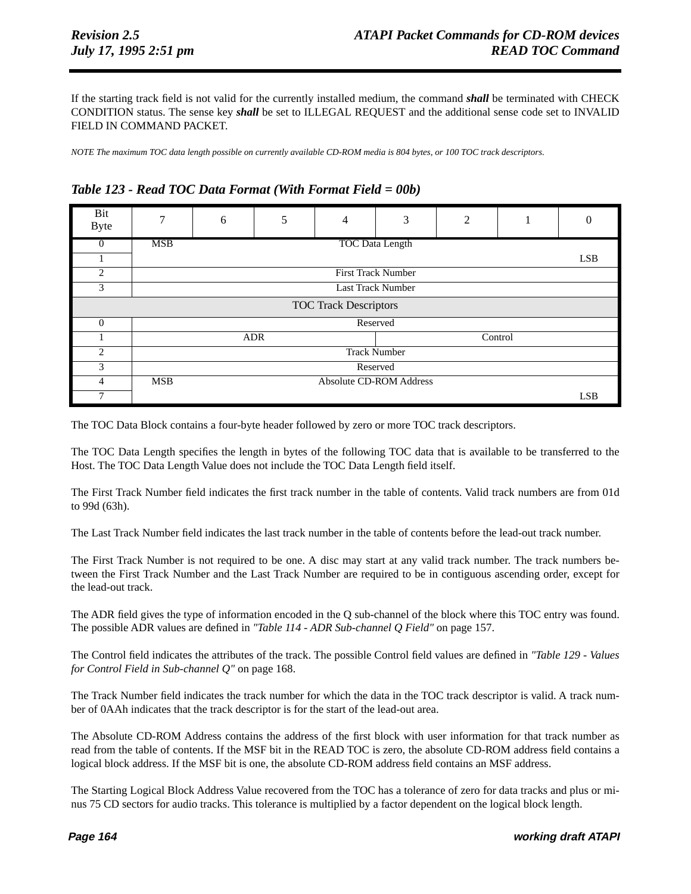If the starting track field is not valid for the currently installed medium, the command ***shall*** be terminated with CHECK CONDITION status. The sense key ***shall*** be set to ILLEGAL REQUEST and the additional sense code set to INVALID FIELD IN COMMAND PACKET.

*NOTE The maximum TOC data length possible on currently available CD-ROM media is 804 bytes, or 100 TOC track descriptors.*

### *Table 123 - Read TOC Data Format (With Format Field = 00b)*

| Bit / Byte | 7 | 6 | 5 | 4 | 3 | 2 | 1 | 0 |
|---|---|---|---|---|---|---|---|---|
| 0 | MSB | | | TOC Data Length | | | | |
| 1 | | | | | | | | LSB |
| 2 | | | | First Track Number | | | | |
| 3 | | | | Last Track Number | | | | |
| | | | | TOC Track Descriptors | | | | |
| 0 | | | | Reserved | | | | |
| 1 | | ADR | | | | Control | | |
| 2 | | | | Track Number | | | | |
| 3 | | | | Reserved | | | | |
| 4 | MSB | | | Absolute CD-ROM Address | | | | |
| 7 | | | | | | | | LSB |

The TOC Data Block contains a four-byte header followed by zero or more TOC track descriptors.

The TOC Data Length specifies the length in bytes of the following TOC data that is available to be transferred to the Host. The TOC Data Length Value does not include the TOC Data Length field itself.

The First Track Number field indicates the first track number in the table of contents. Valid track numbers are from 01d to 99d (63h).

The Last Track Number field indicates the last track number in the table of contents before the lead-out track number.

The First Track Number is not required to be one. A disc may start at any valid track number. The track numbers between the First Track Number and the Last Track Number are required to be in contiguous ascending order, except for the lead-out track.

The ADR field gives the type of information encoded in the Q sub-channel of the block where this TOC entry was found. The possible ADR values are defined in *"Table 114 - ADR Sub-channel Q Field"* on page 157.

The Control field indicates the attributes of the track. The possible Control field values are defined in *"Table 129 - Values for Control Field in Sub-channel Q"* on page 168.

The Track Number field indicates the track number for which the data in the TOC track descriptor is valid. A track number of 0AAh indicates that the track descriptor is for the start of the lead-out area.

The Absolute CD-ROM Address contains the address of the first block with user information for that track number as read from the table of contents. If the MSF bit in the READ TOC is zero, the absolute CD-ROM address field contains a logical block address. If the MSF bit is one, the absolute CD-ROM address field contains an MSF address.

The Starting Logical Block Address Value recovered from the TOC has a tolerance of zero for data tracks and plus or minus 75 CD sectors for audio tracks. This tolerance is multiplied by a factor dependent on the logical block length.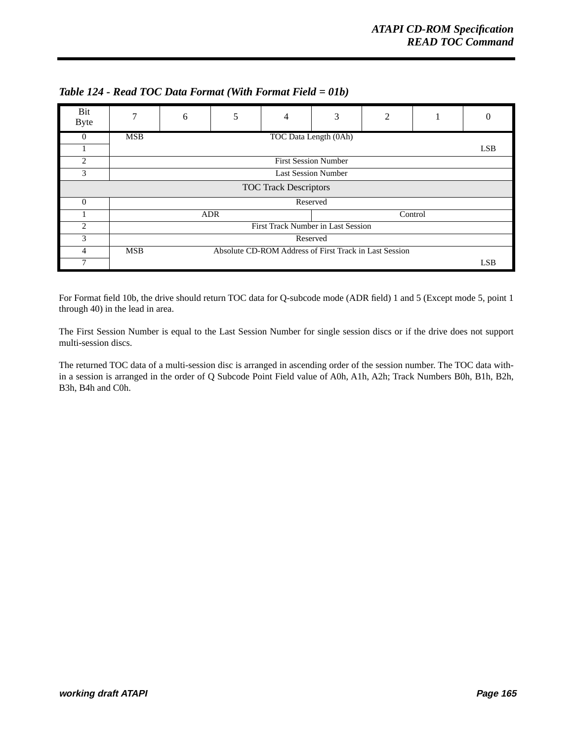*Table 124 - Read TOC Data Format (With Format Field = 01b)*

| Bit<br>Byte | 7 | 6 | 5 | 4 | 3 | 2 | 1 | 0 |
|---|---|---|---|---|---|---|---|---|
| 0 | MSB | | | TOC Data Length (0Ah) | | | | |
| 1 | | | | | | | | LSB |
| 2 | First Session Number | | | | | | | |
| 3 | Last Session Number | | | | | | | |
| TOC Track Descriptors | | | | | | | | |
| 0 | Reserved | | | | | | | |
| 1 | ADR | | | | Control | | | |
| 2 | First Track Number in Last Session | | | | | | | |
| 3 | Reserved | | | | | | | |
| 4 | MSB | | Absolute CD-ROM Address of First Track in Last Session | | | | | |
| 7 | | | | | | | | LSB |

For Format field 10b, the drive should return TOC data for Q-subcode mode (ADR field) 1 and 5 (Except mode 5, point 1 through 40) in the lead in area.

The First Session Number is equal to the Last Session Number for single session discs or if the drive does not support multi-session discs.

The returned TOC data of a multi-session disc is arranged in ascending order of the session number. The TOC data within a session is arranged in the order of Q Subcode Point Field value of A0h, A1h, A2h; Track Numbers B0h, B1h, B2h, B3h, B4h and C0h.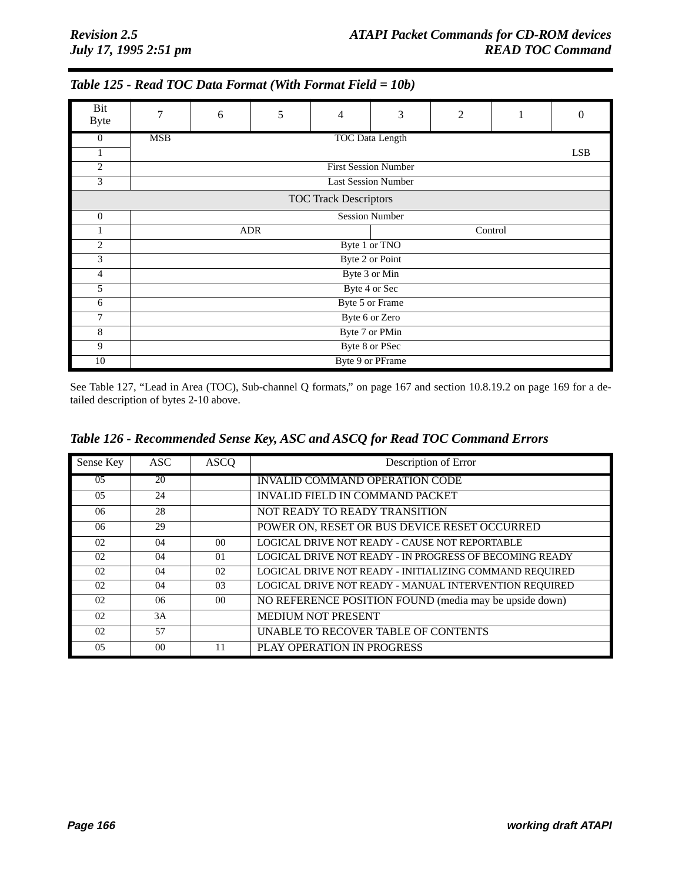*Table 125 - Read TOC Data Format (With Format Field = 10b)*

| Bit / Byte | 7 | 6 | 5 | 4 | 3 | 2 | 1 | 0 |
|---|---|---|---|---|---|---|---|---|
| 0 | MSB | | | TOC Data Length | | | | |
| 1 | | | | | | | | LSB |
| 2 | First Session Number | | | | | | | |
| 3 | Last Session Number | | | | | | | |
| | **TOC Track Descriptors** | | | | | | | |
| 0 | Session Number | | | | | | | |
| 1 | ADR | | | | Control | | | |
| 2 | Byte 1 or TNO | | | | | | | |
| 3 | Byte 2 or Point | | | | | | | |
| 4 | Byte 3 or Min | | | | | | | |
| 5 | Byte 4 or Sec | | | | | | | |
| 6 | Byte 5 or Frame | | | | | | | |
| 7 | Byte 6 or Zero | | | | | | | |
| 8 | Byte 7 or PMin | | | | | | | |
| 9 | Byte 8 or PSec | | | | | | | |
| 10 | Byte 9 or PFrame | | | | | | | |

See Table 127, "Lead in Area (TOC), Sub-channel Q formats," on page 167 and section 10.8.19.2 on page 169 for a detailed description of bytes 2-10 above.

*Table 126 - Recommended Sense Key, ASC and ASCQ for Read TOC Command Errors*

| Sense Key | ASC | ASCQ | Description of Error |
|---|---|---|---|
| 05 | 20 | | INVALID COMMAND OPERATION CODE |
| 05 | 24 | | INVALID FIELD IN COMMAND PACKET |
| 06 | 28 | | NOT READY TO READY TRANSITION |
| 06 | 29 | | POWER ON, RESET OR BUS DEVICE RESET OCCURRED |
| 02 | 04 | 00 | LOGICAL DRIVE NOT READY - CAUSE NOT REPORTABLE |
| 02 | 04 | 01 | LOGICAL DRIVE NOT READY - IN PROGRESS OF BECOMING READY |
| 02 | 04 | 02 | LOGICAL DRIVE NOT READY - INITIALIZING COMMAND REQUIRED |
| 02 | 04 | 03 | LOGICAL DRIVE NOT READY - MANUAL INTERVENTION REQUIRED |
| 02 | 06 | 00 | NO REFERENCE POSITION FOUND (media may be upside down) |
| 02 | 3A | | MEDIUM NOT PRESENT |
| 02 | 57 | | UNABLE TO RECOVER TABLE OF CONTENTS |
| 05 | 00 | 11 | PLAY OPERATION IN PROGRESS |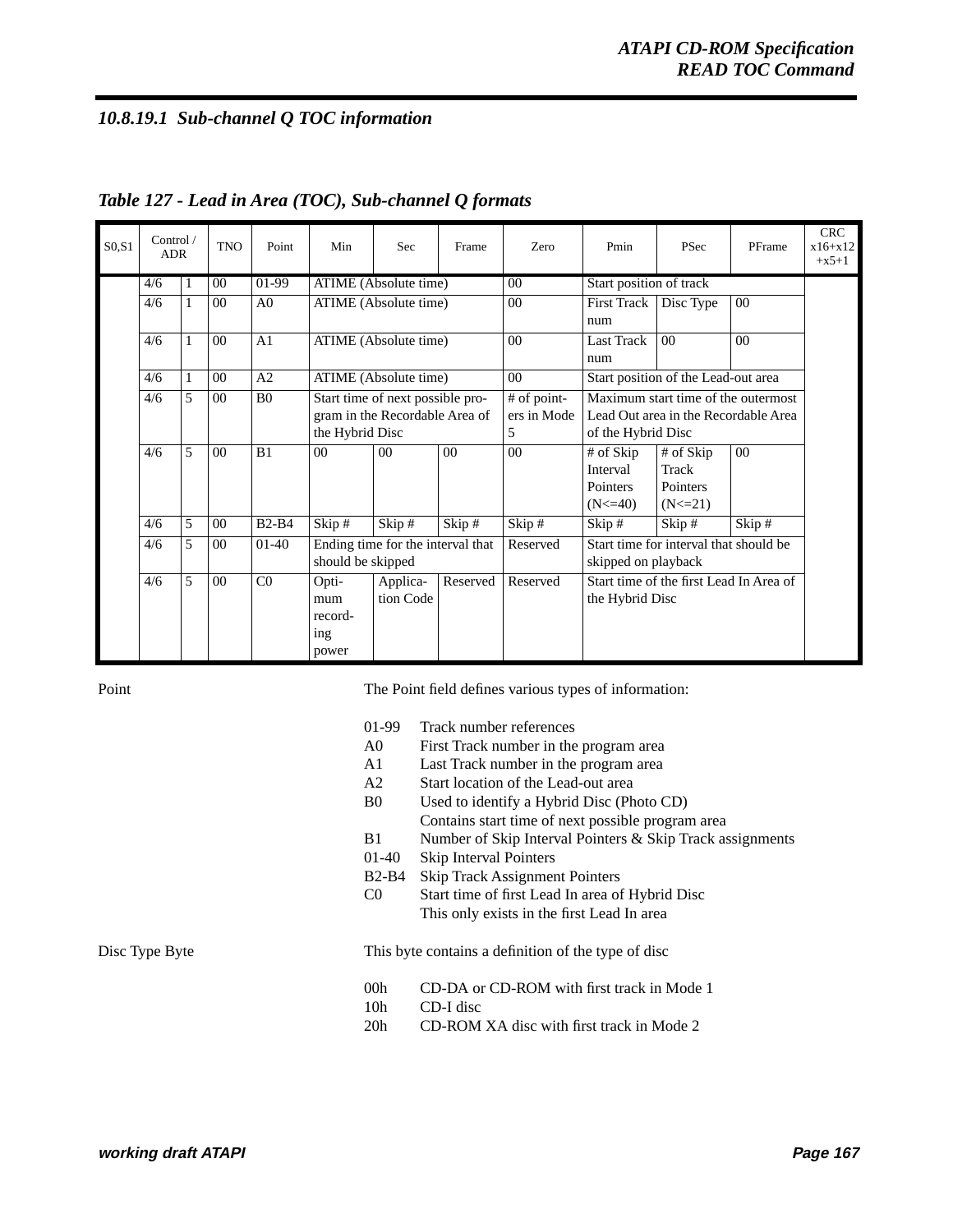#### 10.8.19.1 Sub-channel Q TOC information

*Table 127 - Lead in Area (TOC), Sub-channel Q formats*

| S0,S1 | Control / | ADR | TNO | Point | Min | Sec | Frame | Zero | Pmin | PSec | PFrame | CRC x16+x12 +x5+1 |
|---|---|---|---|---|---|---|---|---|---|---|---|---|
| | 4/6 | 1 | 00 | 01-99 | ATIME (Absolute time) | | | 00 | Start position of track | | | |
| | 4/6 | 1 | 00 | A0 | ATIME (Absolute time) | | | 00 | First Track num | Disc Type | 00 | |
| | 4/6 | 1 | 00 | A1 | ATIME (Absolute time) | | | 00 | Last Track num | 00 | 00 | |
| | 4/6 | 1 | 00 | A2 | ATIME (Absolute time) | | | 00 | Start position of the Lead-out area | | | |
| | 4/6 | 5 | 00 | B0 | Start time of next possible program in the Recordable Area of the Hybrid Disc | | | # of pointers in Mode 5 | Maximum start time of the outermost Lead Out area in the Recordable Area of the Hybrid Disc | | | |
| | 4/6 | 5 | 00 | B1 | 00 | 00 | 00 | 00 | # of Skip Interval Pointers (N<=40) | # of Skip Track Pointers (N<=21) | 00 | |
| | 4/6 | 5 | 00 | B2-B4 | Skip # | Skip # | Skip # | Skip # | Skip # | Skip # | Skip # | |
| | 4/6 | 5 | 00 | 01-40 | Ending time for the interval that should be skipped | | | Reserved | Start time for interval that should be skipped on playback | | | |
| | 4/6 | 5 | 00 | C0 | Optimum recording power | Application Code | Reserved | Reserved | Start time of the first Lead In Area of the Hybrid Disc | | | |

Point — The Point field defines various types of information:

- 01-99 Track number references
- A0 First Track number in the program area
- A1 Last Track number in the program area
- A2 Start location of the Lead-out area
- B0 Used to identify a Hybrid Disc (Photo CD)
  Contains start time of next possible program area
- B1 Number of Skip Interval Pointers & Skip Track assignments
- 01-40 Skip Interval Pointers
- B2-B4 Skip Track Assignment Pointers
- C0 Start time of first Lead In area of Hybrid Disc
  This only exists in the first Lead In area

Disc Type Byte — This byte contains a definition of the type of disc

- 00h CD-DA or CD-ROM with first track in Mode 1
- 10h CD-I disc
- 20h CD-ROM XA disc with first track in Mode 2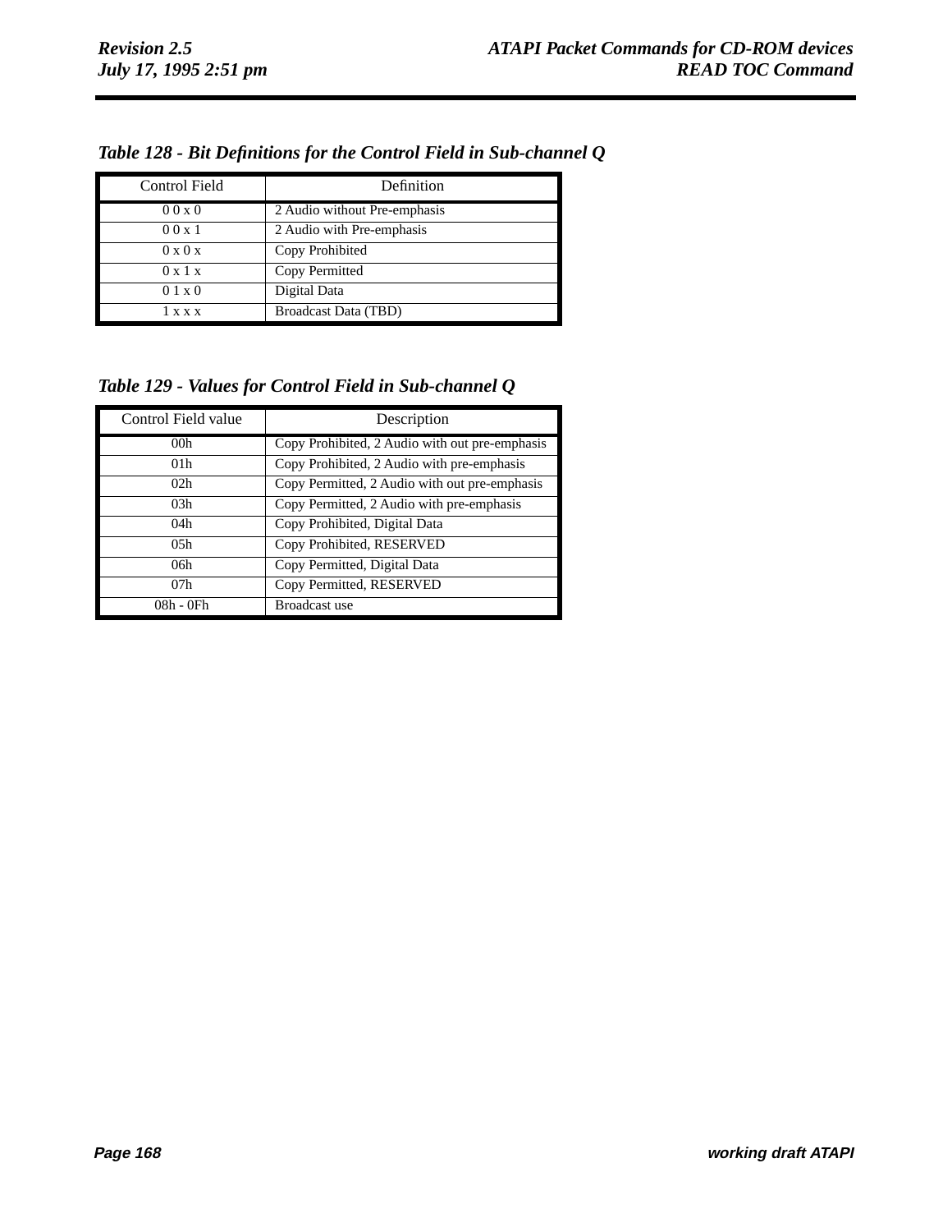*Table 128 - Bit Definitions for the Control Field in Sub-channel Q*

| Control Field | Definition |
|---|---|
| 0 0 x 0 | 2 Audio without Pre-emphasis |
| 0 0 x 1 | 2 Audio with Pre-emphasis |
| 0 x 0 x | Copy Prohibited |
| 0 x 1 x | Copy Permitted |
| 0 1 x 0 | Digital Data |
| 1 x x x | Broadcast Data (TBD) |

*Table 129 - Values for Control Field in Sub-channel Q*

| Control Field value | Description |
|---|---|
| 00h | Copy Prohibited, 2 Audio with out pre-emphasis |
| 01h | Copy Prohibited, 2 Audio with pre-emphasis |
| 02h | Copy Permitted, 2 Audio with out pre-emphasis |
| 03h | Copy Permitted, 2 Audio with pre-emphasis |
| 04h | Copy Prohibited, Digital Data |
| 05h | Copy Prohibited, RESERVED |
| 06h | Copy Permitted, Digital Data |
| 07h | Copy Permitted, RESERVED |
| 08h - 0Fh | Broadcast use |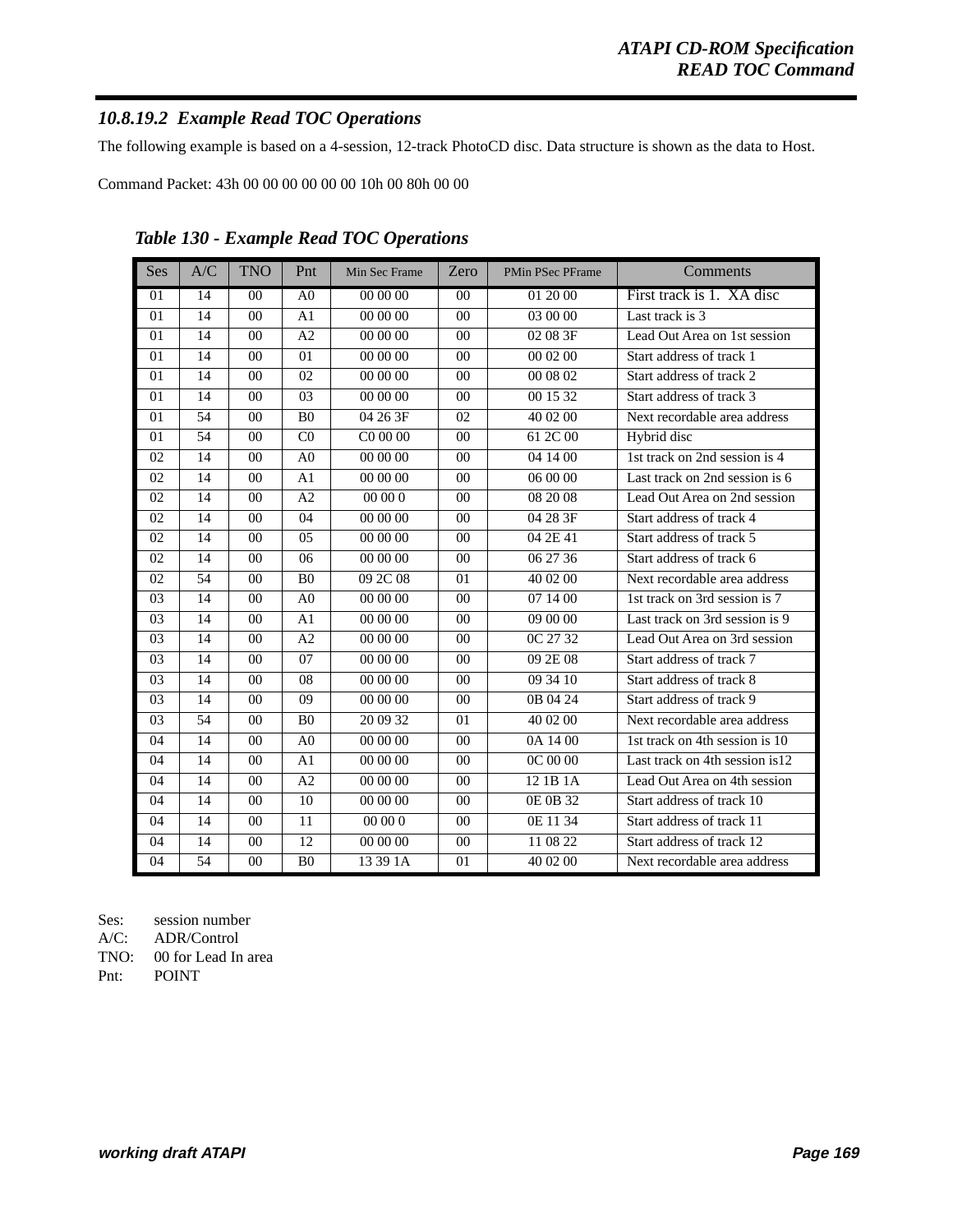### *10.8.19.2 Example Read TOC Operations*

The following example is based on a 4-session, 12-track PhotoCD disc. Data structure is shown as the data to Host.

Command Packet: 43h 00 00 00 00 00 00 10h 00 80h 00 00

***Table 130 - Example Read TOC Operations***

| Ses | A/C | TNO | Pnt | Min Sec Frame | Zero | PMin PSec PFrame | Comments |
|---|---|---|---|---|---|---|---|
| 01 | 14 | 00 | A0 | 00 00 00 | 00 | 01 20 00 | First track is 1. XA disc |
| 01 | 14 | 00 | A1 | 00 00 00 | 00 | 03 00 00 | Last track is 3 |
| 01 | 14 | 00 | A2 | 00 00 00 | 00 | 02 08 3F | Lead Out Area on 1st session |
| 01 | 14 | 00 | 01 | 00 00 00 | 00 | 00 02 00 | Start address of track 1 |
| 01 | 14 | 00 | 02 | 00 00 00 | 00 | 00 08 02 | Start address of track 2 |
| 01 | 14 | 00 | 03 | 00 00 00 | 00 | 00 15 32 | Start address of track 3 |
| 01 | 54 | 00 | B0 | 04 26 3F | 02 | 40 02 00 | Next recordable area address |
| 01 | 54 | 00 | C0 | C0 00 00 | 00 | 61 2C 00 | Hybrid disc |
| 02 | 14 | 00 | A0 | 00 00 00 | 00 | 04 14 00 | 1st track on 2nd session is 4 |
| 02 | 14 | 00 | A1 | 00 00 00 | 00 | 06 00 00 | Last track on 2nd session is 6 |
| 02 | 14 | 00 | A2 | 00 00 0 | 00 | 08 20 08 | Lead Out Area on 2nd session |
| 02 | 14 | 00 | 04 | 00 00 00 | 00 | 04 28 3F | Start address of track 4 |
| 02 | 14 | 00 | 05 | 00 00 00 | 00 | 04 2E 41 | Start address of track 5 |
| 02 | 14 | 00 | 06 | 00 00 00 | 00 | 06 27 36 | Start address of track 6 |
| 02 | 54 | 00 | B0 | 09 2C 08 | 01 | 40 02 00 | Next recordable area address |
| 03 | 14 | 00 | A0 | 00 00 00 | 00 | 07 14 00 | 1st track on 3rd session is 7 |
| 03 | 14 | 00 | A1 | 00 00 00 | 00 | 09 00 00 | Last track on 3rd session is 9 |
| 03 | 14 | 00 | A2 | 00 00 00 | 00 | 0C 27 32 | Lead Out Area on 3rd session |
| 03 | 14 | 00 | 07 | 00 00 00 | 00 | 09 2E 08 | Start address of track 7 |
| 03 | 14 | 00 | 08 | 00 00 00 | 00 | 09 34 10 | Start address of track 8 |
| 03 | 14 | 00 | 09 | 00 00 00 | 00 | 0B 04 24 | Start address of track 9 |
| 03 | 54 | 00 | B0 | 20 09 32 | 01 | 40 02 00 | Next recordable area address |
| 04 | 14 | 00 | A0 | 00 00 00 | 00 | 0A 14 00 | 1st track on 4th session is 10 |
| 04 | 14 | 00 | A1 | 00 00 00 | 00 | 0C 00 00 | Last track on 4th session is12 |
| 04 | 14 | 00 | A2 | 00 00 00 | 00 | 12 1B 1A | Lead Out Area on 4th session |
| 04 | 14 | 00 | 10 | 00 00 00 | 00 | 0E 0B 32 | Start address of track 10 |
| 04 | 14 | 00 | 11 | 00 00 0 | 00 | 0E 11 34 | Start address of track 11 |
| 04 | 14 | 00 | 12 | 00 00 00 | 00 | 11 08 22 | Start address of track 12 |
| 04 | 54 | 00 | B0 | 13 39 1A | 01 | 40 02 00 | Next recordable area address |

Ses: session number
A/C: ADR/Control
TNO: 00 for Lead In area
Pnt: POINT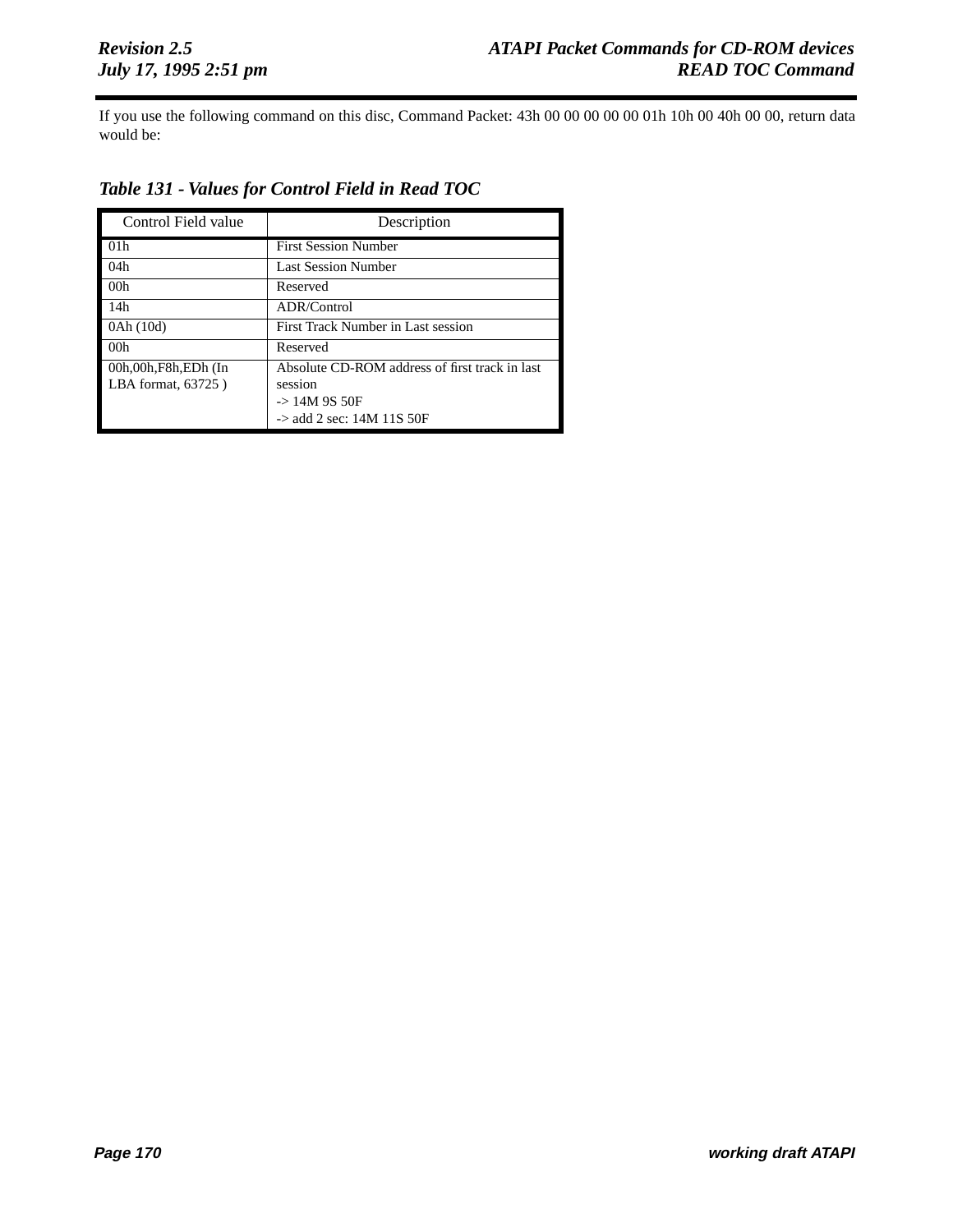If you use the following command on this disc, Command Packet: 43h 00 00 00 00 00 01h 10h 00 40h 00 00, return data would be:

### *Table 131 - Values for Control Field in Read TOC*

| Control Field value | Description |
|---|---|
| 01h | First Session Number |
| 04h | Last Session Number |
| 00h | Reserved |
| 14h | ADR/Control |
| 0Ah (10d) | First Track Number in Last session |
| 00h | Reserved |
| 00h,00h,F8h,EDh (In LBA format, 63725 ) | Absolute CD-ROM address of first track in last session<br>-> 14M 9S 50F<br>-> add 2 sec: 14M 11S 50F |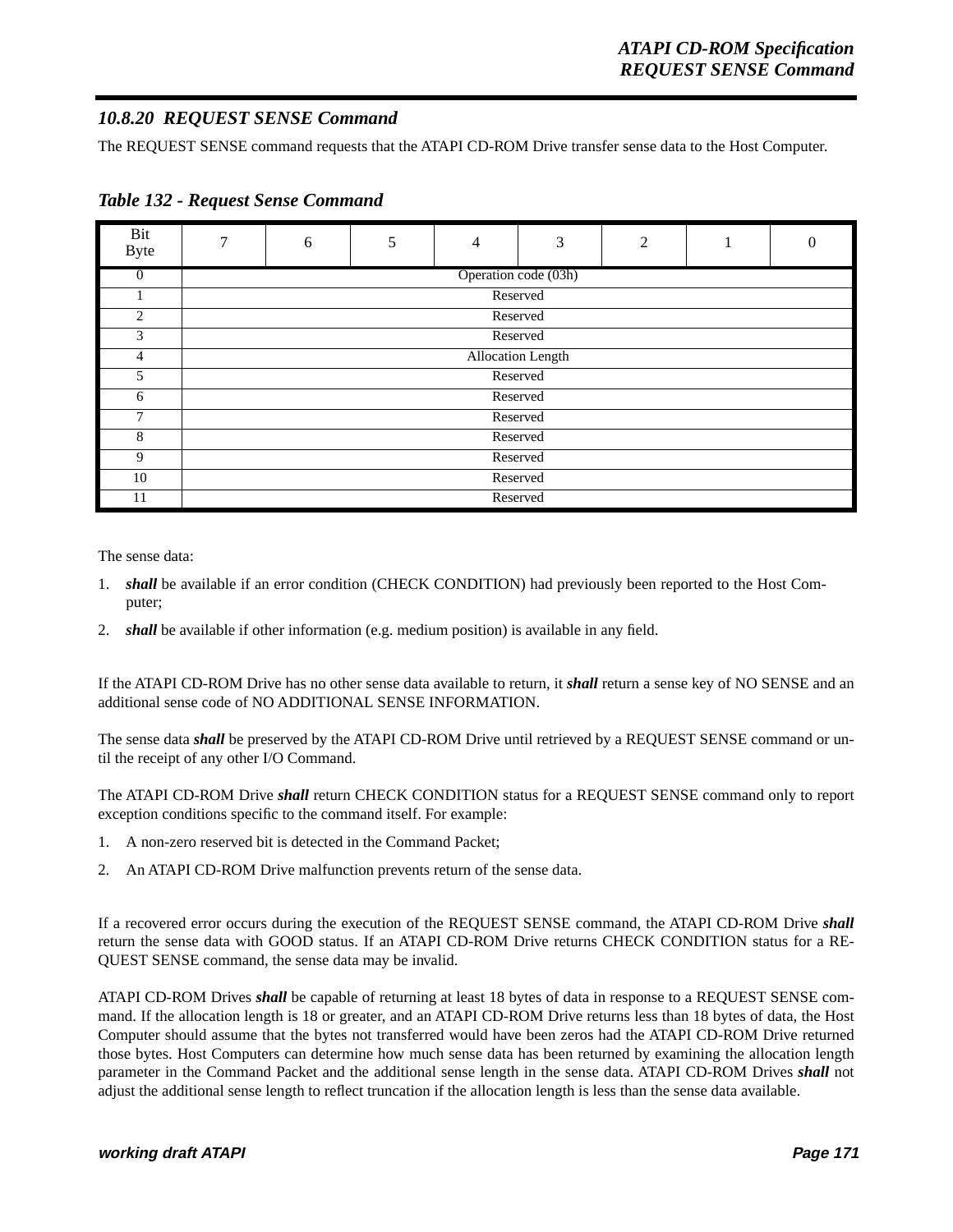### 10.8.20 REQUEST SENSE Command

The REQUEST SENSE command requests that the ATAPI CD-ROM Drive transfer sense data to the Host Computer.

***Table 132 - Request Sense Command***

| Bit / Byte | 7 | 6 | 5 | 4 | 3 | 2 | 1 | 0 |
|---|---|---|---|---|---|---|---|---|
| 0 | Operation code (03h) | | | | | | | |
| 1 | Reserved | | | | | | | |
| 2 | Reserved | | | | | | | |
| 3 | Reserved | | | | | | | |
| 4 | Allocation Length | | | | | | | |
| 5 | Reserved | | | | | | | |
| 6 | Reserved | | | | | | | |
| 7 | Reserved | | | | | | | |
| 8 | Reserved | | | | | | | |
| 9 | Reserved | | | | | | | |
| 10 | Reserved | | | | | | | |
| 11 | Reserved | | | | | | | |

The sense data:

1. ***shall*** be available if an error condition (CHECK CONDITION) had previously been reported to the Host Computer;
2. ***shall*** be available if other information (e.g. medium position) is available in any field.

If the ATAPI CD-ROM Drive has no other sense data available to return, it ***shall*** return a sense key of NO SENSE and an additional sense code of NO ADDITIONAL SENSE INFORMATION.

The sense data ***shall*** be preserved by the ATAPI CD-ROM Drive until retrieved by a REQUEST SENSE command or until the receipt of any other I/O Command.

The ATAPI CD-ROM Drive ***shall*** return CHECK CONDITION status for a REQUEST SENSE command only to report exception conditions specific to the command itself. For example:

1. A non-zero reserved bit is detected in the Command Packet;
2. An ATAPI CD-ROM Drive malfunction prevents return of the sense data.

If a recovered error occurs during the execution of the REQUEST SENSE command, the ATAPI CD-ROM Drive ***shall*** return the sense data with GOOD status. If an ATAPI CD-ROM Drive returns CHECK CONDITION status for a REQUEST SENSE command, the sense data may be invalid.

ATAPI CD-ROM Drives ***shall*** be capable of returning at least 18 bytes of data in response to a REQUEST SENSE command. If the allocation length is 18 or greater, and an ATAPI CD-ROM Drive returns less than 18 bytes of data, the Host Computer should assume that the bytes not transferred would have been zeros had the ATAPI CD-ROM Drive returned those bytes. Host Computers can determine how much sense data has been returned by examining the allocation length parameter in the Command Packet and the additional sense length in the sense data. ATAPI CD-ROM Drives ***shall*** not adjust the additional sense length to reflect truncation if the allocation length is less than the sense data available.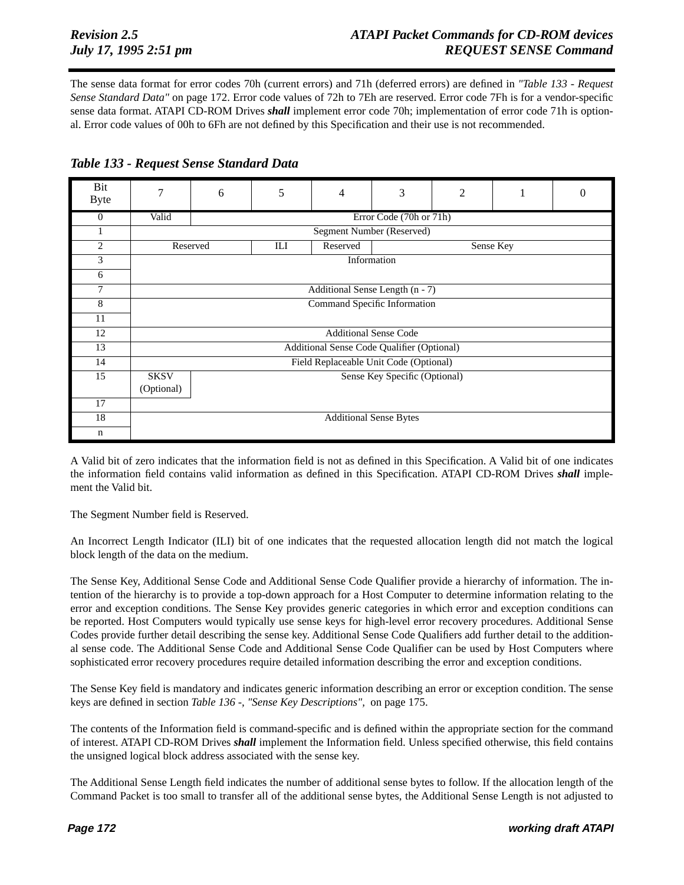The sense data format for error codes 70h (current errors) and 71h (deferred errors) are defined in *"Table 133 - Request Sense Standard Data"* on page 172. Error code values of 72h to 7Eh are reserved. Error code 7Fh is for a vendor-specific sense data format. ATAPI CD-ROM Drives ***shall*** implement error code 70h; implementation of error code 71h is optional. Error code values of 00h to 6Fh are not defined by this Specification and their use is not recommended.

### *Table 133 - Request Sense Standard Data*

| Bit / Byte | 7 | 6 | 5 | 4 | 3 | 2 | 1 | 0 |
|---|---|---|---|---|---|---|---|---|
| 0 | Valid | Error Code (70h or 71h) | | | | | | |
| 1 | Segment Number (Reserved) | | | | | | | |
| 2 | Reserved | | ILI | Reserved | Sense Key | | | |
| 3 | Information | | | | | | | |
| 6 | | | | | | | | |
| 7 | Additional Sense Length (n - 7) | | | | | | | |
| 8 | Command Specific Information | | | | | | | |
| 11 | | | | | | | | |
| 12 | Additional Sense Code | | | | | | | |
| 13 | Additional Sense Code Qualifier (Optional) | | | | | | | |
| 14 | Field Replaceable Unit Code (Optional) | | | | | | | |
| 15 | SKSV (Optional) | Sense Key Specific (Optional) | | | | | | |
| 17 | | | | | | | | |
| 18 | Additional Sense Bytes | | | | | | | |
| n | | | | | | | | |

A Valid bit of zero indicates that the information field is not as defined in this Specification. A Valid bit of one indicates the information field contains valid information as defined in this Specification. ATAPI CD-ROM Drives ***shall*** implement the Valid bit.

The Segment Number field is Reserved.

An Incorrect Length Indicator (ILI) bit of one indicates that the requested allocation length did not match the logical block length of the data on the medium.

The Sense Key, Additional Sense Code and Additional Sense Code Qualifier provide a hierarchy of information. The intention of the hierarchy is to provide a top-down approach for a Host Computer to determine information relating to the error and exception conditions. The Sense Key provides generic categories in which error and exception conditions can be reported. Host Computers would typically use sense keys for high-level error recovery procedures. Additional Sense Codes provide further detail describing the sense key. Additional Sense Code Qualifiers add further detail to the additional sense code. The Additional Sense Code and Additional Sense Code Qualifier can be used by Host Computers where sophisticated error recovery procedures require detailed information describing the error and exception conditions.

The Sense Key field is mandatory and indicates generic information describing an error or exception condition. The sense keys are defined in section *Table 136 -, "Sense Key Descriptions",* on page 175.

The contents of the Information field is command-specific and is defined within the appropriate section for the command of interest. ATAPI CD-ROM Drives ***shall*** implement the Information field. Unless specified otherwise, this field contains the unsigned logical block address associated with the sense key.

The Additional Sense Length field indicates the number of additional sense bytes to follow. If the allocation length of the Command Packet is too small to transfer all of the additional sense bytes, the Additional Sense Length is not adjusted to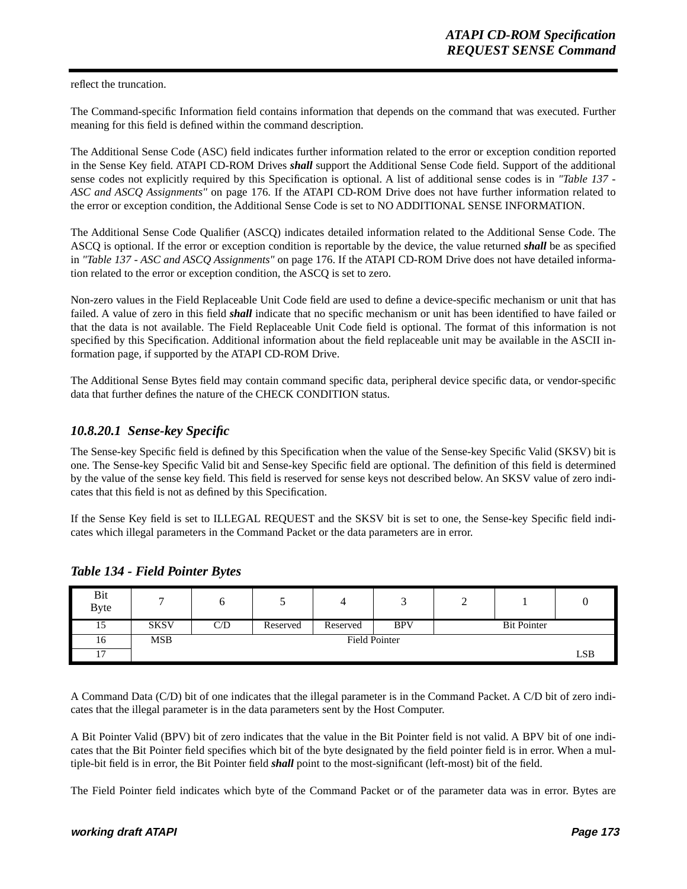reflect the truncation.

The Command-specific Information field contains information that depends on the command that was executed. Further meaning for this field is defined within the command description.

The Additional Sense Code (ASC) field indicates further information related to the error or exception condition reported in the Sense Key field. ATAPI CD-ROM Drives ***shall*** support the Additional Sense Code field. Support of the additional sense codes not explicitly required by this Specification is optional. A list of additional sense codes is in *"Table 137 - ASC and ASCQ Assignments"* on page 176. If the ATAPI CD-ROM Drive does not have further information related to the error or exception condition, the Additional Sense Code is set to NO ADDITIONAL SENSE INFORMATION.

The Additional Sense Code Qualifier (ASCQ) indicates detailed information related to the Additional Sense Code. The ASCQ is optional. If the error or exception condition is reportable by the device, the value returned ***shall*** be as specified in *"Table 137 - ASC and ASCQ Assignments"* on page 176. If the ATAPI CD-ROM Drive does not have detailed information related to the error or exception condition, the ASCQ is set to zero.

Non-zero values in the Field Replaceable Unit Code field are used to define a device-specific mechanism or unit that has failed. A value of zero in this field ***shall*** indicate that no specific mechanism or unit has been identified to have failed or that the data is not available. The Field Replaceable Unit Code field is optional. The format of this information is not specified by this Specification. Additional information about the field replaceable unit may be available in the ASCII information page, if supported by the ATAPI CD-ROM Drive.

The Additional Sense Bytes field may contain command specific data, peripheral device specific data, or vendor-specific data that further defines the nature of the CHECK CONDITION status.

### 10.8.20.1 Sense-key Specific

The Sense-key Specific field is defined by this Specification when the value of the Sense-key Specific Valid (SKSV) bit is one. The Sense-key Specific Valid bit and Sense-key Specific field are optional. The definition of this field is determined by the value of the sense key field. This field is reserved for sense keys not described below. An SKSV value of zero indicates that this field is not as defined by this Specification.

If the Sense Key field is set to ILLEGAL REQUEST and the SKSV bit is set to one, the Sense-key Specific field indicates which illegal parameters in the Command Packet or the data parameters are in error.

**Table 134 - Field Pointer Bytes**

| Bit / Byte | 7 | 6 | 5 | 4 | 3 | 2 | 1 | 0 |
|---|---|---|---|---|---|---|---|---|
| 15 | SKSV | C/D | Reserved | Reserved | BPV | Bit Pointer | | |
| 16 | MSB | Field Pointer | | | | | | |
| 17 | | | | | | | | LSB |

A Command Data (C/D) bit of one indicates that the illegal parameter is in the Command Packet. A C/D bit of zero indicates that the illegal parameter is in the data parameters sent by the Host Computer.

A Bit Pointer Valid (BPV) bit of zero indicates that the value in the Bit Pointer field is not valid. A BPV bit of one indicates that the Bit Pointer field specifies which bit of the byte designated by the field pointer field is in error. When a multiple-bit field is in error, the Bit Pointer field ***shall*** point to the most-significant (left-most) bit of the field.

The Field Pointer field indicates which byte of the Command Packet or of the parameter data was in error. Bytes are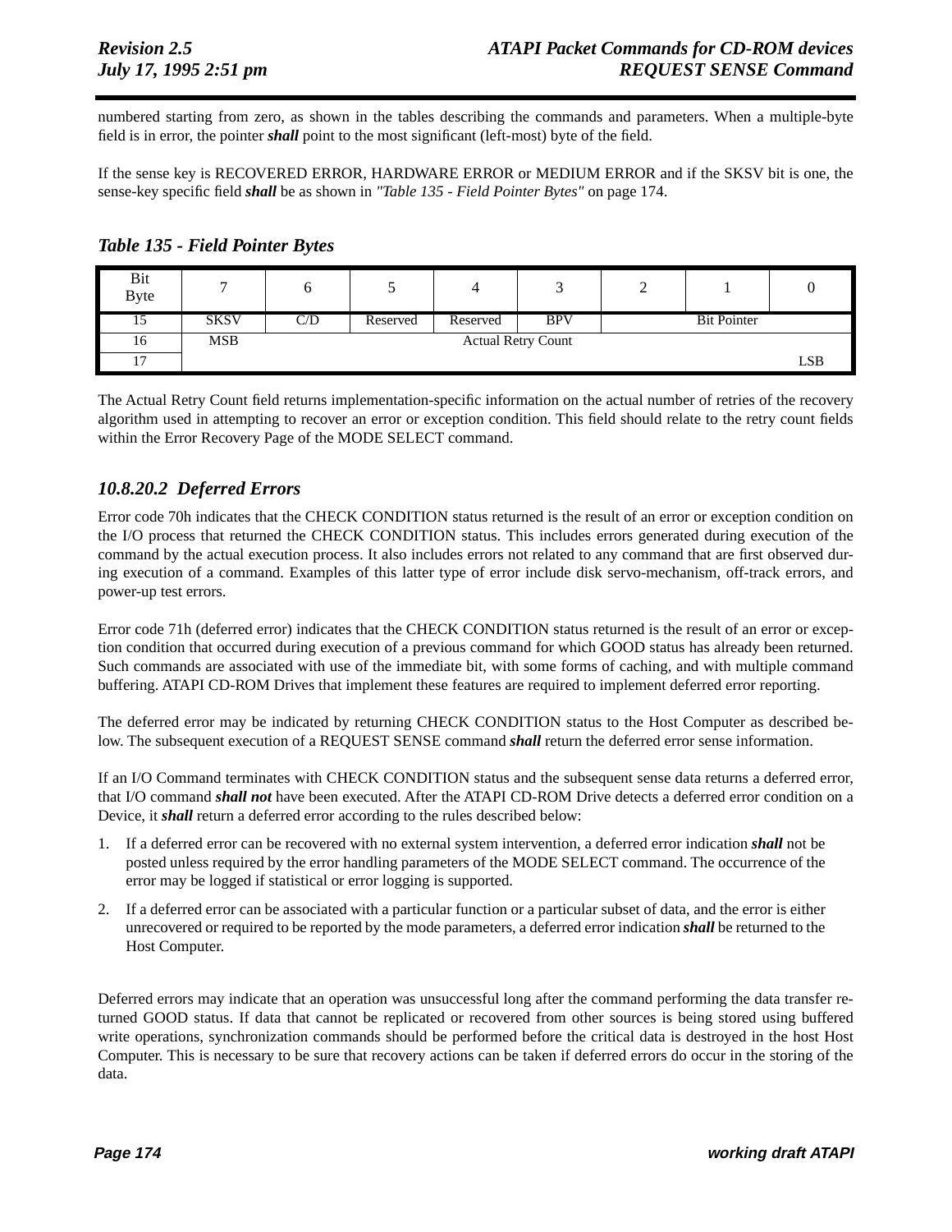numbered starting from zero, as shown in the tables describing the commands and parameters. When a multiple-byte field is in error, the pointer ***shall*** point to the most significant (left-most) byte of the field.

If the sense key is RECOVERED ERROR, HARDWARE ERROR or MEDIUM ERROR and if the SKSV bit is one, the sense-key specific field ***shall*** be as shown in *"Table 135 - Field Pointer Bytes"* on page 174.

### *Table 135 - Field Pointer Bytes*

| Bit / Byte | 7 | 6 | 5 | 4 | 3 | 2 | 1 | 0 |
|---|---|---|---|---|---|---|---|---|
| 15 | SKSV | C/D | Reserved | Reserved | BPV | Bit Pointer | | |
| 16 | MSB | Actual Retry Count | | | | | | |
| 17 | | | | | | | | LSB |

The Actual Retry Count field returns implementation-specific information on the actual number of retries of the recovery algorithm used in attempting to recover an error or exception condition. This field should relate to the retry count fields within the Error Recovery Page of the MODE SELECT command.

### *10.8.20.2 Deferred Errors*

Error code 70h indicates that the CHECK CONDITION status returned is the result of an error or exception condition on the I/O process that returned the CHECK CONDITION status. This includes errors generated during execution of the command by the actual execution process. It also includes errors not related to any command that are first observed during execution of a command. Examples of this latter type of error include disk servo-mechanism, off-track errors, and power-up test errors.

Error code 71h (deferred error) indicates that the CHECK CONDITION status returned is the result of an error or exception condition that occurred during execution of a previous command for which GOOD status has already been returned. Such commands are associated with use of the immediate bit, with some forms of caching, and with multiple command buffering. ATAPI CD-ROM Drives that implement these features are required to implement deferred error reporting.

The deferred error may be indicated by returning CHECK CONDITION status to the Host Computer as described below. The subsequent execution of a REQUEST SENSE command ***shall*** return the deferred error sense information.

If an I/O Command terminates with CHECK CONDITION status and the subsequent sense data returns a deferred error, that I/O command ***shall not*** have been executed. After the ATAPI CD-ROM Drive detects a deferred error condition on a Device, it ***shall*** return a deferred error according to the rules described below:

1. If a deferred error can be recovered with no external system intervention, a deferred error indication ***shall*** not be posted unless required by the error handling parameters of the MODE SELECT command. The occurrence of the error may be logged if statistical or error logging is supported.
2. If a deferred error can be associated with a particular function or a particular subset of data, and the error is either unrecovered or required to be reported by the mode parameters, a deferred error indication ***shall*** be returned to the Host Computer.

Deferred errors may indicate that an operation was unsuccessful long after the command performing the data transfer returned GOOD status. If data that cannot be replicated or recovered from other sources is being stored using buffered write operations, synchronization commands should be performed before the critical data is destroyed in the host Host Computer. This is necessary to be sure that recovery actions can be taken if deferred errors do occur in the storing of the data.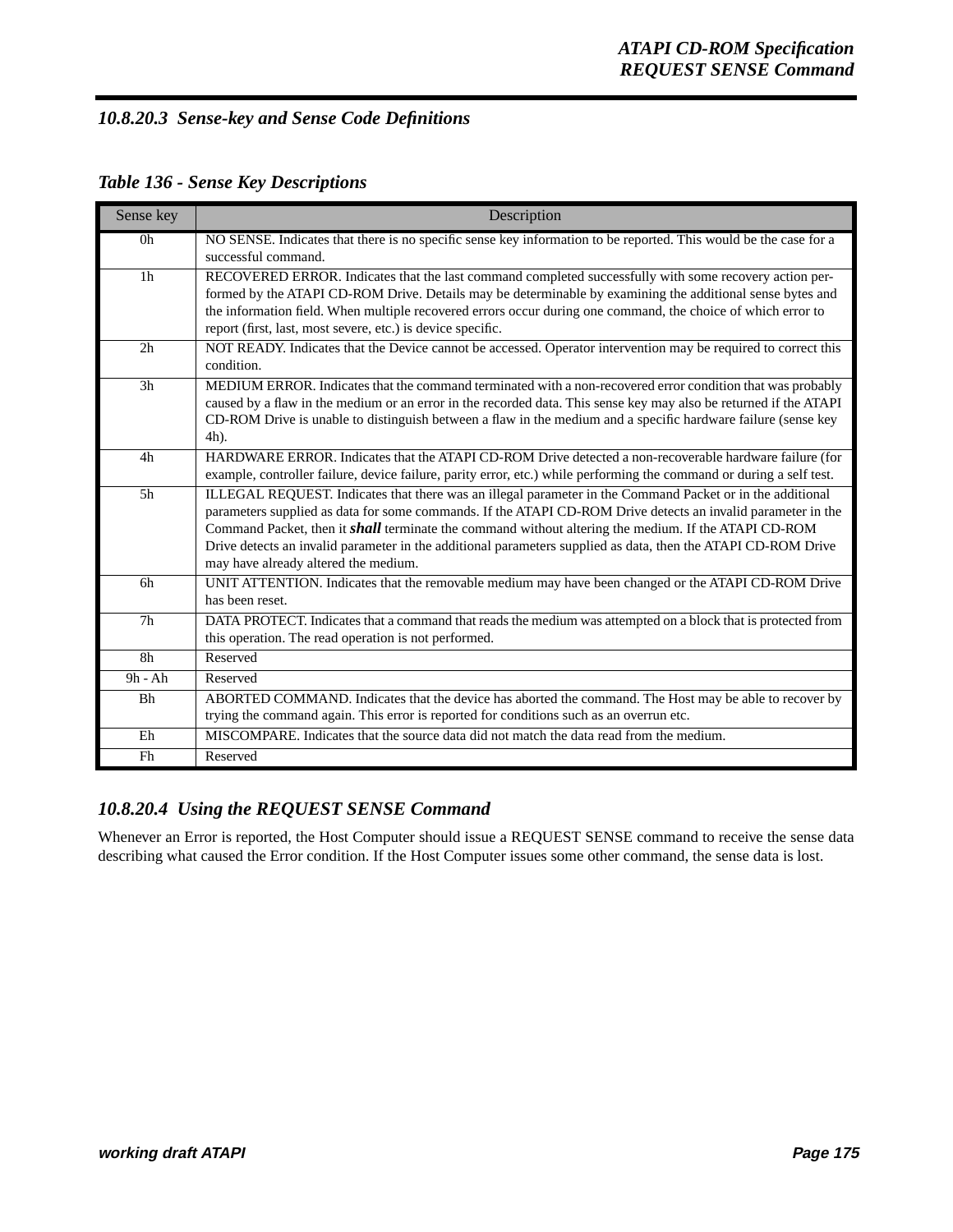### 10.8.20.3 Sense-key and Sense Code Definitions

**Table 136 - Sense Key Descriptions**

| Sense key | Description |
|---|---|
| 0h | NO SENSE. Indicates that there is no specific sense key information to be reported. This would be the case for a successful command. |
| 1h | RECOVERED ERROR. Indicates that the last command completed successfully with some recovery action performed by the ATAPI CD-ROM Drive. Details may be determinable by examining the additional sense bytes and the information field. When multiple recovered errors occur during one command, the choice of which error to report (first, last, most severe, etc.) is device specific. |
| 2h | NOT READY. Indicates that the Device cannot be accessed. Operator intervention may be required to correct this condition. |
| 3h | MEDIUM ERROR. Indicates that the command terminated with a non-recovered error condition that was probably caused by a flaw in the medium or an error in the recorded data. This sense key may also be returned if the ATAPI CD-ROM Drive is unable to distinguish between a flaw in the medium and a specific hardware failure (sense key 4h). |
| 4h | HARDWARE ERROR. Indicates that the ATAPI CD-ROM Drive detected a non-recoverable hardware failure (for example, controller failure, device failure, parity error, etc.) while performing the command or during a self test. |
| 5h | ILLEGAL REQUEST. Indicates that there was an illegal parameter in the Command Packet or in the additional parameters supplied as data for some commands. If the ATAPI CD-ROM Drive detects an invalid parameter in the Command Packet, then it ***shall*** terminate the command without altering the medium. If the ATAPI CD-ROM Drive detects an invalid parameter in the additional parameters supplied as data, then the ATAPI CD-ROM Drive may have already altered the medium. |
| 6h | UNIT ATTENTION. Indicates that the removable medium may have been changed or the ATAPI CD-ROM Drive has been reset. |
| 7h | DATA PROTECT. Indicates that a command that reads the medium was attempted on a block that is protected from this operation. The read operation is not performed. |
| 8h | Reserved |
| 9h - Ah | Reserved |
| Bh | ABORTED COMMAND. Indicates that the device has aborted the command. The Host may be able to recover by trying the command again. This error is reported for conditions such as an overrun etc. |
| Eh | MISCOMPARE. Indicates that the source data did not match the data read from the medium. |
| Fh | Reserved |

### 10.8.20.4 Using the REQUEST SENSE Command

Whenever an Error is reported, the Host Computer should issue a REQUEST SENSE command to receive the sense data describing what caused the Error condition. If the Host Computer issues some other command, the sense data is lost.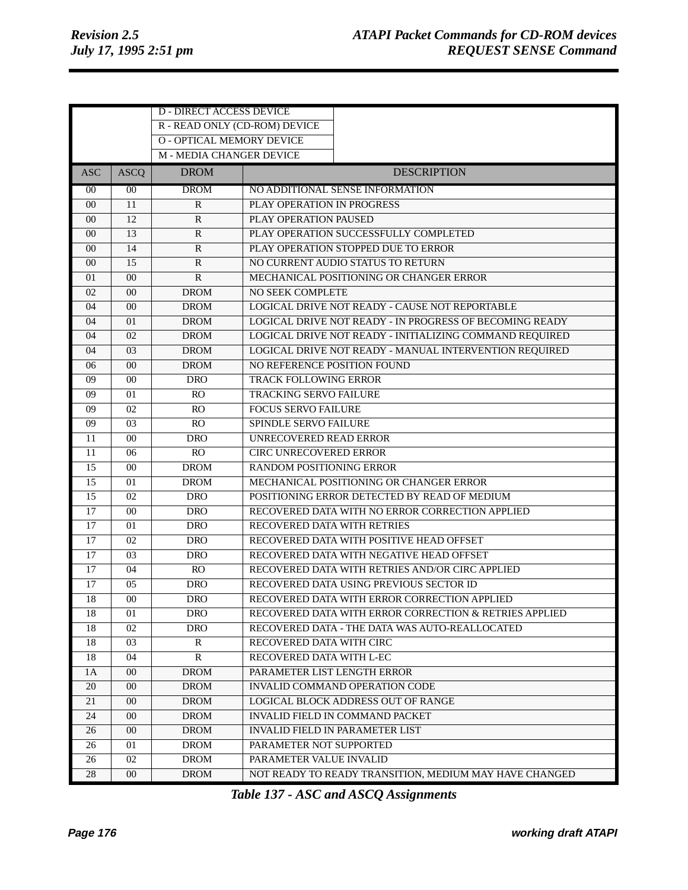| | | D - DIRECT ACCESS DEVICE | |
|---|---|---|---|
| | | R - READ ONLY (CD-ROM) DEVICE | |
| | | O - OPTICAL MEMORY DEVICE | |
| | | M - MEDIA CHANGER DEVICE | |
| **ASC** | **ASCQ** | **DROM** | **DESCRIPTION** |
| 00 | 00 | DROM | NO ADDITIONAL SENSE INFORMATION |
| 00 | 11 | R | PLAY OPERATION IN PROGRESS |
| 00 | 12 | R | PLAY OPERATION PAUSED |
| 00 | 13 | R | PLAY OPERATION SUCCESSFULLY COMPLETED |
| 00 | 14 | R | PLAY OPERATION STOPPED DUE TO ERROR |
| 00 | 15 | R | NO CURRENT AUDIO STATUS TO RETURN |
| 01 | 00 | R | MECHANICAL POSITIONING OR CHANGER ERROR |
| 02 | 00 | DROM | NO SEEK COMPLETE |
| 04 | 00 | DROM | LOGICAL DRIVE NOT READY - CAUSE NOT REPORTABLE |
| 04 | 01 | DROM | LOGICAL DRIVE NOT READY - IN PROGRESS OF BECOMING READY |
| 04 | 02 | DROM | LOGICAL DRIVE NOT READY - INITIALIZING COMMAND REQUIRED |
| 04 | 03 | DROM | LOGICAL DRIVE NOT READY - MANUAL INTERVENTION REQUIRED |
| 06 | 00 | DROM | NO REFERENCE POSITION FOUND |
| 09 | 00 | DRO | TRACK FOLLOWING ERROR |
| 09 | 01 | RO | TRACKING SERVO FAILURE |
| 09 | 02 | RO | FOCUS SERVO FAILURE |
| 09 | 03 | RO | SPINDLE SERVO FAILURE |
| 11 | 00 | DRO | UNRECOVERED READ ERROR |
| 11 | 06 | RO | CIRC UNRECOVERED ERROR |
| 15 | 00 | DROM | RANDOM POSITIONING ERROR |
| 15 | 01 | DROM | MECHANICAL POSITIONING OR CHANGER ERROR |
| 15 | 02 | DRO | POSITIONING ERROR DETECTED BY READ OF MEDIUM |
| 17 | 00 | DRO | RECOVERED DATA WITH NO ERROR CORRECTION APPLIED |
| 17 | 01 | DRO | RECOVERED DATA WITH RETRIES |
| 17 | 02 | DRO | RECOVERED DATA WITH POSITIVE HEAD OFFSET |
| 17 | 03 | DRO | RECOVERED DATA WITH NEGATIVE HEAD OFFSET |
| 17 | 04 | RO | RECOVERED DATA WITH RETRIES AND/OR CIRC APPLIED |
| 17 | 05 | DRO | RECOVERED DATA USING PREVIOUS SECTOR ID |
| 18 | 00 | DRO | RECOVERED DATA WITH ERROR CORRECTION APPLIED |
| 18 | 01 | DRO | RECOVERED DATA WITH ERROR CORRECTION & RETRIES APPLIED |
| 18 | 02 | DRO | RECOVERED DATA - THE DATA WAS AUTO-REALLOCATED |
| 18 | 03 | R | RECOVERED DATA WITH CIRC |
| 18 | 04 | R | RECOVERED DATA WITH L-EC |
| 1A | 00 | DROM | PARAMETER LIST LENGTH ERROR |
| 20 | 00 | DROM | INVALID COMMAND OPERATION CODE |
| 21 | 00 | DROM | LOGICAL BLOCK ADDRESS OUT OF RANGE |
| 24 | 00 | DROM | INVALID FIELD IN COMMAND PACKET |
| 26 | 00 | DROM | INVALID FIELD IN PARAMETER LIST |
| 26 | 01 | DROM | PARAMETER NOT SUPPORTED |
| 26 | 02 | DROM | PARAMETER VALUE INVALID |
| 28 | 00 | DROM | NOT READY TO READY TRANSITION, MEDIUM MAY HAVE CHANGED |

***Table 137 - ASC and ASCQ Assignments***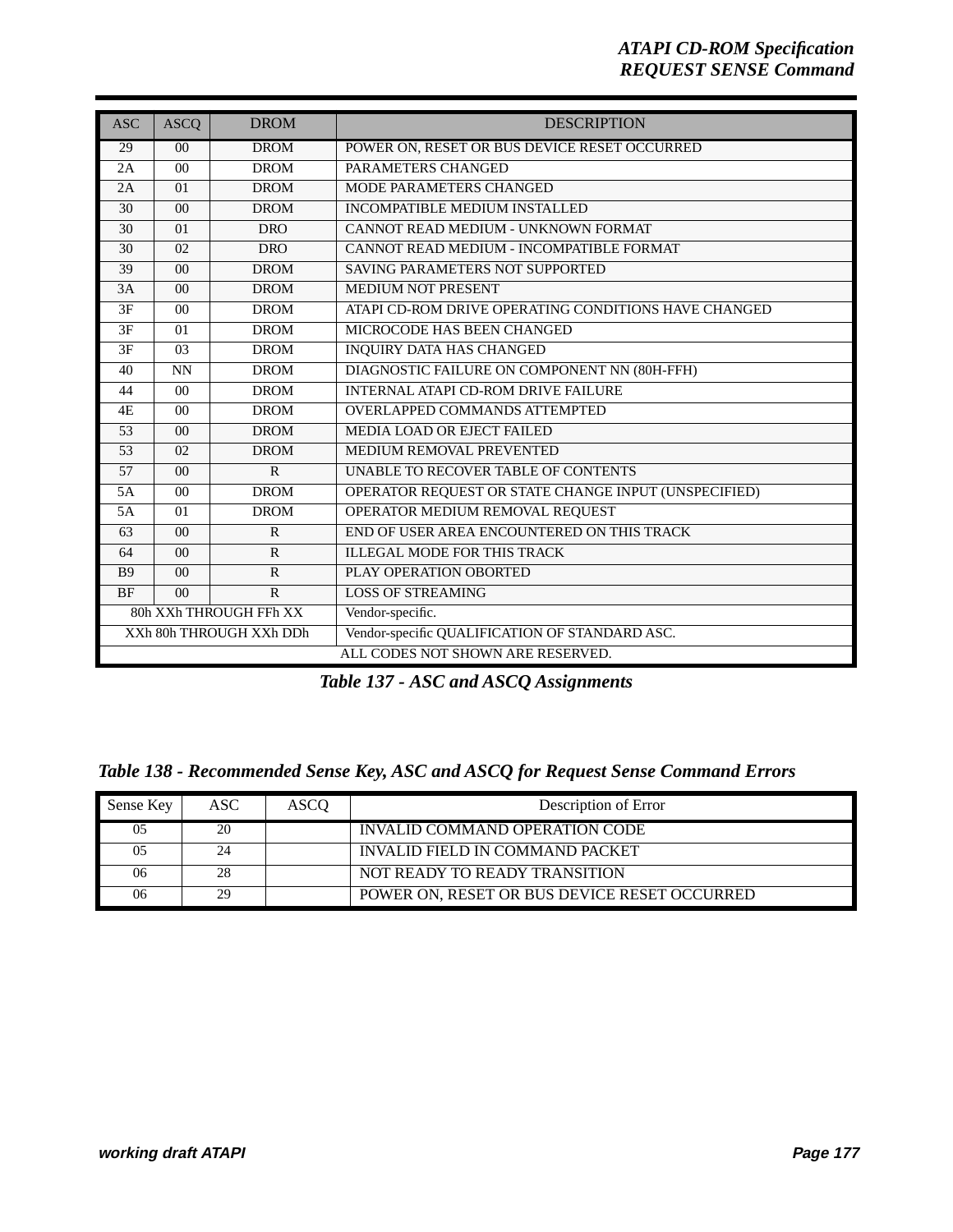| ASC | ASCQ | DROM | DESCRIPTION |
|---|---|---|---|
| 29 | 00 | DROM | POWER ON, RESET OR BUS DEVICE RESET OCCURRED |
| 2A | 00 | DROM | PARAMETERS CHANGED |
| 2A | 01 | DROM | MODE PARAMETERS CHANGED |
| 30 | 00 | DROM | INCOMPATIBLE MEDIUM INSTALLED |
| 30 | 01 | DRO | CANNOT READ MEDIUM - UNKNOWN FORMAT |
| 30 | 02 | DRO | CANNOT READ MEDIUM - INCOMPATIBLE FORMAT |
| 39 | 00 | DROM | SAVING PARAMETERS NOT SUPPORTED |
| 3A | 00 | DROM | MEDIUM NOT PRESENT |
| 3F | 00 | DROM | ATAPI CD-ROM DRIVE OPERATING CONDITIONS HAVE CHANGED |
| 3F | 01 | DROM | MICROCODE HAS BEEN CHANGED |
| 3F | 03 | DROM | INQUIRY DATA HAS CHANGED |
| 40 | NN | DROM | DIAGNOSTIC FAILURE ON COMPONENT NN (80H-FFH) |
| 44 | 00 | DROM | INTERNAL ATAPI CD-ROM DRIVE FAILURE |
| 4E | 00 | DROM | OVERLAPPED COMMANDS ATTEMPTED |
| 53 | 00 | DROM | MEDIA LOAD OR EJECT FAILED |
| 53 | 02 | DROM | MEDIUM REMOVAL PREVENTED |
| 57 | 00 | R | UNABLE TO RECOVER TABLE OF CONTENTS |
| 5A | 00 | DROM | OPERATOR REQUEST OR STATE CHANGE INPUT (UNSPECIFIED) |
| 5A | 01 | DROM | OPERATOR MEDIUM REMOVAL REQUEST |
| 63 | 00 | R | END OF USER AREA ENCOUNTERED ON THIS TRACK |
| 64 | 00 | R | ILLEGAL MODE FOR THIS TRACK |
| B9 | 00 | R | PLAY OPERATION OBORTED |
| BF | 00 | R | LOSS OF STREAMING |
| 80h XXh THROUGH FFh XX | | | Vendor-specific. |
| XXh 80h THROUGH XXh DDh | | | Vendor-specific QUALIFICATION OF STANDARD ASC. |
| ALL CODES NOT SHOWN ARE RESERVED. | | | |

***Table 137 - ASC and ASCQ Assignments***

***Table 138 - Recommended Sense Key, ASC and ASCQ for Request Sense Command Errors***

| Sense Key | ASC | ASCQ | Description of Error |
|---|---|---|---|
| 05 | 20 | | INVALID COMMAND OPERATION CODE |
| 05 | 24 | | INVALID FIELD IN COMMAND PACKET |
| 06 | 28 | | NOT READY TO READY TRANSITION |
| 06 | 29 | | POWER ON, RESET OR BUS DEVICE RESET OCCURRED |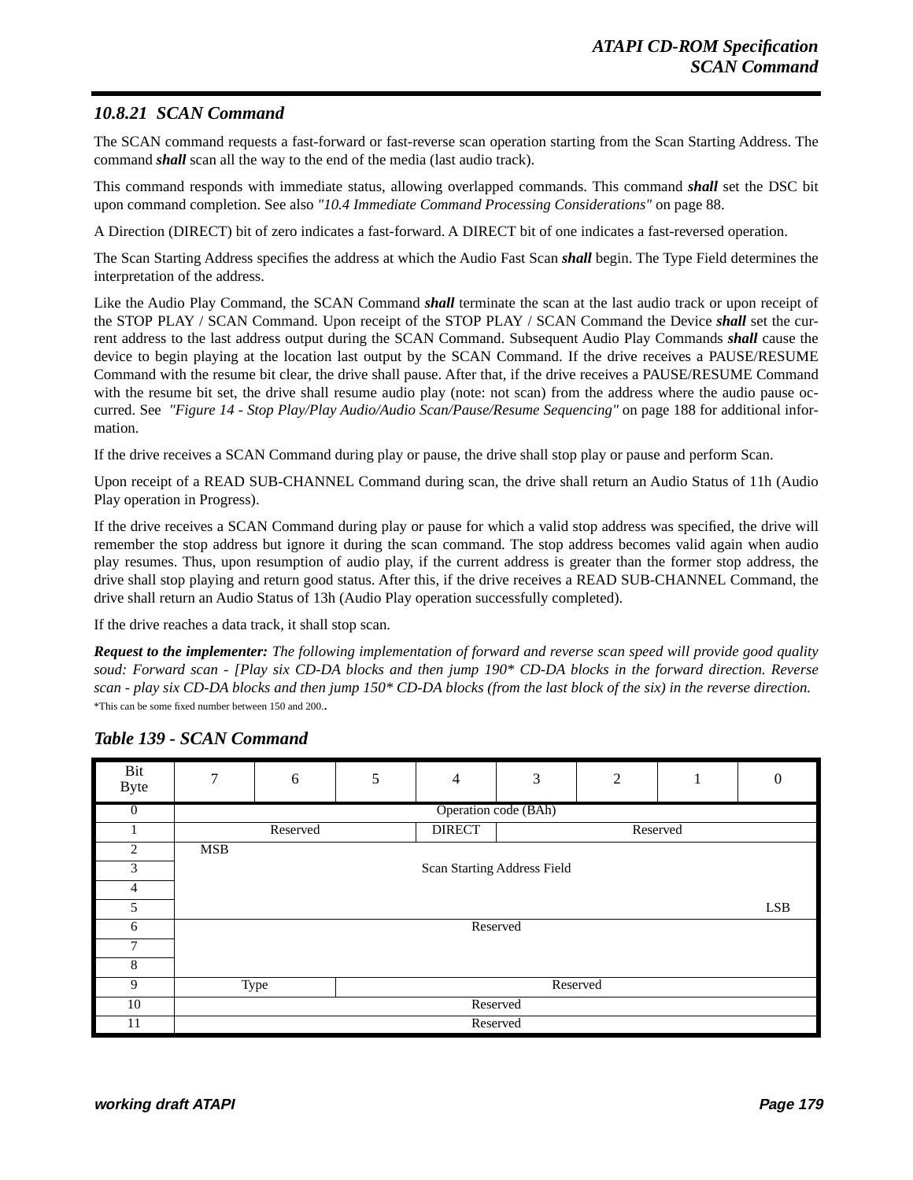### 10.8.21 SCAN Command

The SCAN command requests a fast-forward or fast-reverse scan operation starting from the Scan Starting Address. The command ***shall*** scan all the way to the end of the media (last audio track).

This command responds with immediate status, allowing overlapped commands. This command ***shall*** set the DSC bit upon command completion. See also *"10.4 Immediate Command Processing Considerations"* on page 88.

A Direction (DIRECT) bit of zero indicates a fast-forward. A DIRECT bit of one indicates a fast-reversed operation.

The Scan Starting Address specifies the address at which the Audio Fast Scan ***shall*** begin. The Type Field determines the interpretation of the address.

Like the Audio Play Command, the SCAN Command ***shall*** terminate the scan at the last audio track or upon receipt of the STOP PLAY / SCAN Command. Upon receipt of the STOP PLAY / SCAN Command the Device ***shall*** set the current address to the last address output during the SCAN Command. Subsequent Audio Play Commands ***shall*** cause the device to begin playing at the location last output by the SCAN Command. If the drive receives a PAUSE/RESUME Command with the resume bit clear, the drive shall pause. After that, if the drive receives a PAUSE/RESUME Command with the resume bit set, the drive shall resume audio play (note: not scan) from the address where the audio pause occurred. See *"Figure 14 - Stop Play/Play Audio/Audio Scan/Pause/Resume Sequencing"* on page 188 for additional information.

If the drive receives a SCAN Command during play or pause, the drive shall stop play or pause and perform Scan.

Upon receipt of a READ SUB-CHANNEL Command during scan, the drive shall return an Audio Status of 11h (Audio Play operation in Progress).

If the drive receives a SCAN Command during play or pause for which a valid stop address was specified, the drive will remember the stop address but ignore it during the scan command. The stop address becomes valid again when audio play resumes. Thus, upon resumption of audio play, if the current address is greater than the former stop address, the drive shall stop playing and return good status. After this, if the drive receives a READ SUB-CHANNEL Command, the drive shall return an Audio Status of 13h (Audio Play operation successfully completed).

If the drive reaches a data track, it shall stop scan.

***Request to the implementer:*** *The following implementation of forward and reverse scan speed will provide good quality soud: Forward scan - [Play six CD-DA blocks and then jump 190* CD-DA blocks in the forward direction. Reverse scan - play six CD-DA blocks and then jump 150* CD-DA blocks (from the last block of the six) in the reverse direction.*

*This can be some fixed number between 150 and 200..

#### Table 139 - SCAN Command

| Bit / Byte | 7 | 6 | 5 | 4 | 3 | 2 | 1 | 0 |
|---|---|---|---|---|---|---|---|---|
| 0 | Operation code (BAh) | | | | | | | |
| 1 | Reserved | | | DIRECT | Reserved | | | |
| 2 | MSB | | | | | | | |
| 3 | Scan Starting Address Field | | | | | | | |
| 4 | | | | | | | | |
| 5 | | | | | | | | LSB |
| 6 | Reserved | | | | | | | |
| 7 | | | | | | | | |
| 8 | | | | | | | | |
| 9 | Type | | Reserved | | | | | |
| 10 | Reserved | | | | | | | |
| 11 | Reserved | | | | | | | |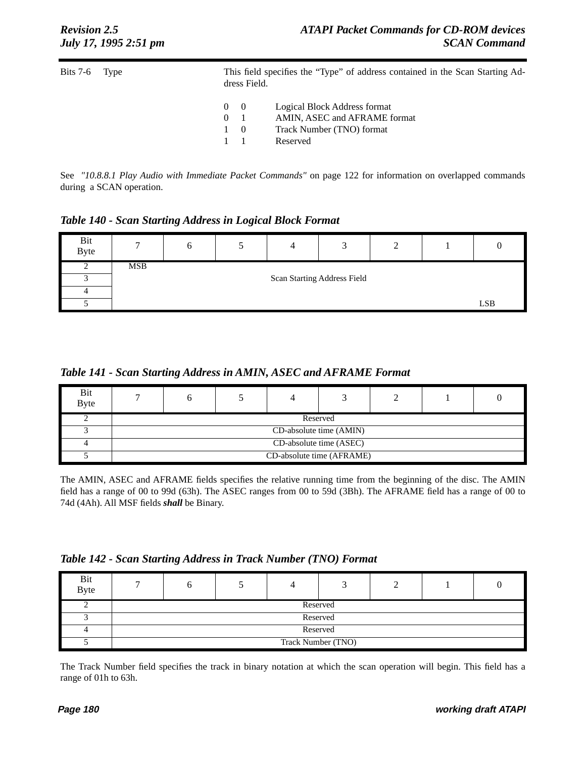| | | |
|---|---|---|
| Bits 7-6 | Type | This field specifies the “Type” of address contained in the Scan Starting Address Field. |

| | | |
|---|---|---|
| 0 | 0 | Logical Block Address format |
| 0 | 1 | AMIN, ASEC and AFRAME format |
| 1 | 0 | Track Number (TNO) format |
| 1 | 1 | Reserved |

See *"10.8.8.1 Play Audio with Immediate Packet Commands"* on page 122 for information on overlapped commands during a SCAN operation.

***Table 140 - Scan Starting Address in Logical Block Format***

| Bit / Byte | 7 | 6 | 5 | 4 | 3 | 2 | 1 | 0 |
|---|---|---|---|---|---|---|---|---|
| 2 | MSB | | | | | | | |
| 3 | Scan Starting Address Field | | | | | | | |
| 4 | | | | | | | | |
| 5 | | | | | | | | LSB |

***Table 141 - Scan Starting Address in AMIN, ASEC and AFRAME Format***

| Bit / Byte | 7 | 6 | 5 | 4 | 3 | 2 | 1 | 0 |
|---|---|---|---|---|---|---|---|---|
| 2 | Reserved | | | | | | | |
| 3 | CD-absolute time (AMIN) | | | | | | | |
| 4 | CD-absolute time (ASEC) | | | | | | | |
| 5 | CD-absolute time (AFRAME) | | | | | | | |

The AMIN, ASEC and AFRAME fields specifies the relative running time from the beginning of the disc. The AMIN field has a range of 00 to 99d (63h). The ASEC ranges from 00 to 59d (3Bh). The AFRAME field has a range of 00 to 74d (4Ah). All MSF fields ***shall*** be Binary.

***Table 142 - Scan Starting Address in Track Number (TNO) Format***

| Bit / Byte | 7 | 6 | 5 | 4 | 3 | 2 | 1 | 0 |
|---|---|---|---|---|---|---|---|---|
| 2 | Reserved | | | | | | | |
| 3 | Reserved | | | | | | | |
| 4 | Reserved | | | | | | | |
| 5 | Track Number (TNO) | | | | | | | |

The Track Number field specifies the track in binary notation at which the scan operation will begin. This field has a range of 01h to 63h.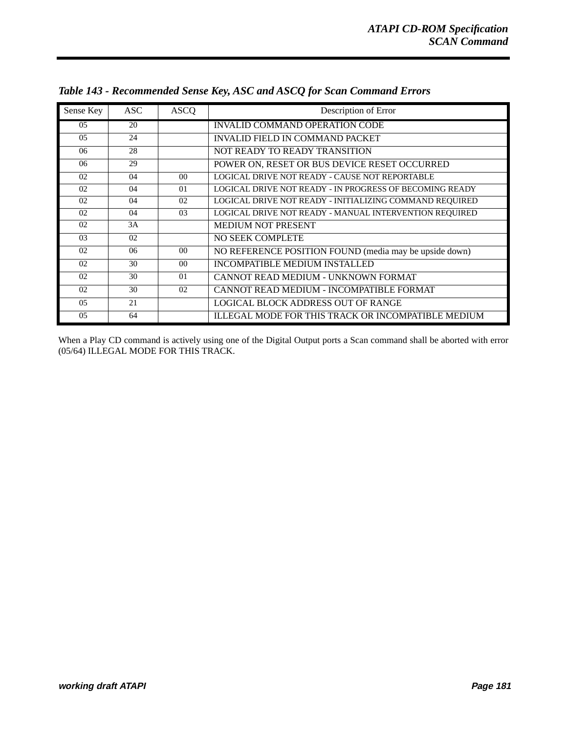*Table 143 - Recommended Sense Key, ASC and ASCQ for Scan Command Errors*

| Sense Key | ASC | ASCQ | Description of Error |
|---|---|---|---|
| 05 | 20 | | INVALID COMMAND OPERATION CODE |
| 05 | 24 | | INVALID FIELD IN COMMAND PACKET |
| 06 | 28 | | NOT READY TO READY TRANSITION |
| 06 | 29 | | POWER ON, RESET OR BUS DEVICE RESET OCCURRED |
| 02 | 04 | 00 | LOGICAL DRIVE NOT READY - CAUSE NOT REPORTABLE |
| 02 | 04 | 01 | LOGICAL DRIVE NOT READY - IN PROGRESS OF BECOMING READY |
| 02 | 04 | 02 | LOGICAL DRIVE NOT READY - INITIALIZING COMMAND REQUIRED |
| 02 | 04 | 03 | LOGICAL DRIVE NOT READY - MANUAL INTERVENTION REQUIRED |
| 02 | 3A | | MEDIUM NOT PRESENT |
| 03 | 02 | | NO SEEK COMPLETE |
| 02 | 06 | 00 | NO REFERENCE POSITION FOUND (media may be upside down) |
| 02 | 30 | 00 | INCOMPATIBLE MEDIUM INSTALLED |
| 02 | 30 | 01 | CANNOT READ MEDIUM - UNKNOWN FORMAT |
| 02 | 30 | 02 | CANNOT READ MEDIUM - INCOMPATIBLE FORMAT |
| 05 | 21 | | LOGICAL BLOCK ADDRESS OUT OF RANGE |
| 05 | 64 | | ILLEGAL MODE FOR THIS TRACK OR INCOMPATIBLE MEDIUM |

When a Play CD command is actively using one of the Digital Output ports a Scan command shall be aborted with error (05/64) ILLEGAL MODE FOR THIS TRACK.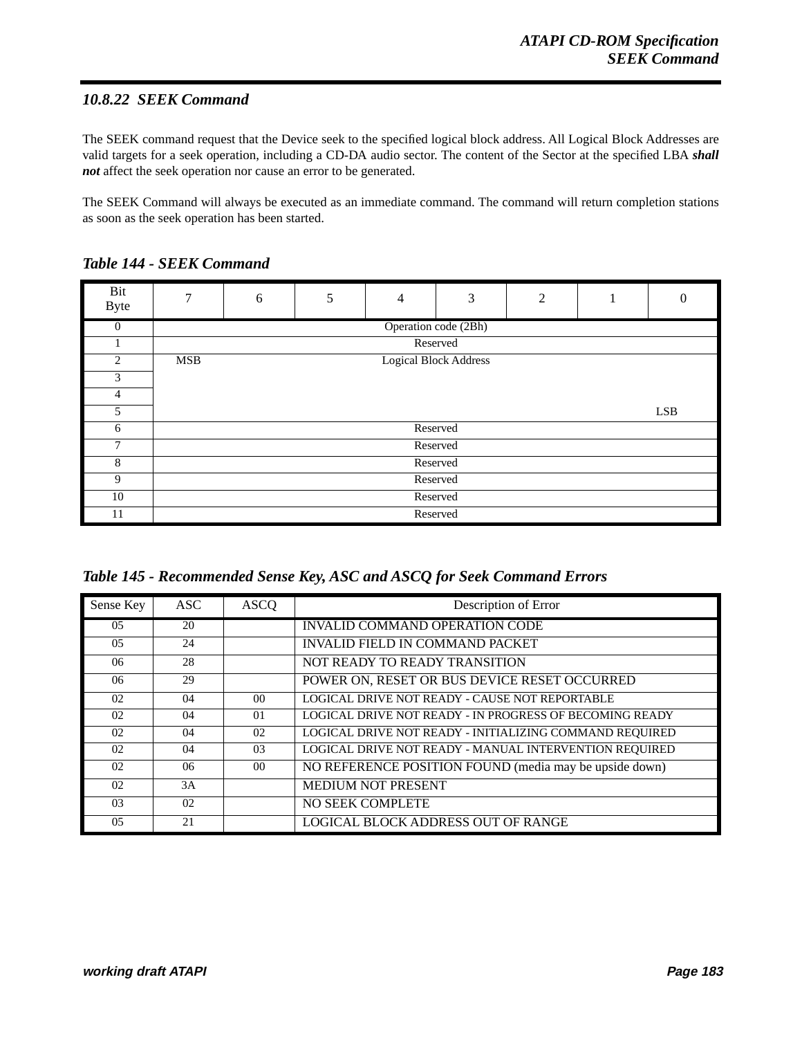### 10.8.22 SEEK Command

The SEEK command request that the Device seek to the specified logical block address. All Logical Block Addresses are valid targets for a seek operation, including a CD-DA audio sector. The content of the Sector at the specified LBA ***shall not*** affect the seek operation nor cause an error to be generated.

The SEEK Command will always be executed as an immediate command. The command will return completion stations as soon as the seek operation has been started.

***Table 144 - SEEK Command***

| Bit / Byte | 7 | 6 | 5 | 4 | 3 | 2 | 1 | 0 |
|---|---|---|---|---|---|---|---|---|
| 0 | Operation code (2Bh) | | | | | | | |
| 1 | Reserved | | | | | | | |
| 2 | MSB | | | Logical Block Address | | | | |
| 3 | | | | | | | | |
| 4 | | | | | | | | |
| 5 | | | | | | | | LSB |
| 6 | Reserved | | | | | | | |
| 7 | Reserved | | | | | | | |
| 8 | Reserved | | | | | | | |
| 9 | Reserved | | | | | | | |
| 10 | Reserved | | | | | | | |
| 11 | Reserved | | | | | | | |

***Table 145 - Recommended Sense Key, ASC and ASCQ for Seek Command Errors***

| Sense Key | ASC | ASCQ | Description of Error |
|---|---|---|---|
| 05 | 20 | | INVALID COMMAND OPERATION CODE |
| 05 | 24 | | INVALID FIELD IN COMMAND PACKET |
| 06 | 28 | | NOT READY TO READY TRANSITION |
| 06 | 29 | | POWER ON, RESET OR BUS DEVICE RESET OCCURRED |
| 02 | 04 | 00 | LOGICAL DRIVE NOT READY - CAUSE NOT REPORTABLE |
| 02 | 04 | 01 | LOGICAL DRIVE NOT READY - IN PROGRESS OF BECOMING READY |
| 02 | 04 | 02 | LOGICAL DRIVE NOT READY - INITIALIZING COMMAND REQUIRED |
| 02 | 04 | 03 | LOGICAL DRIVE NOT READY - MANUAL INTERVENTION REQUIRED |
| 02 | 06 | 00 | NO REFERENCE POSITION FOUND (media may be upside down) |
| 02 | 3A | | MEDIUM NOT PRESENT |
| 03 | 02 | | NO SEEK COMPLETE |
| 05 | 21 | | LOGICAL BLOCK ADDRESS OUT OF RANGE |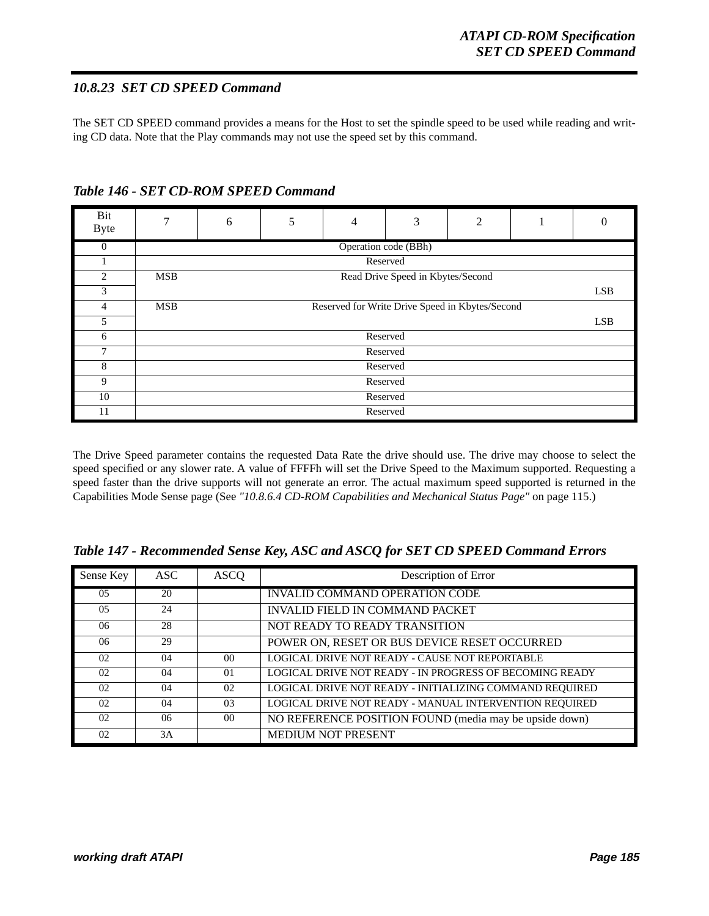### 10.8.23 SET CD SPEED Command

The SET CD SPEED command provides a means for the Host to set the spindle speed to be used while reading and writing CD data. Note that the Play commands may not use the speed set by this command.

***Table 146 - SET CD-ROM SPEED Command***

| Bit / Byte | 7 | 6 | 5 | 4 | 3 | 2 | 1 | 0 |
|---|---|---|---|---|---|---|---|---|
| 0 | Operation code (BBh) | | | | | | | |
| 1 | Reserved | | | | | | | |
| 2 | MSB | Read Drive Speed in Kbytes/Second | | | | | | |
| 3 | | | | | | | | LSB |
| 4 | MSB | Reserved for Write Drive Speed in Kbytes/Second | | | | | | |
| 5 | | | | | | | | LSB |
| 6 | Reserved | | | | | | | |
| 7 | Reserved | | | | | | | |
| 8 | Reserved | | | | | | | |
| 9 | Reserved | | | | | | | |
| 10 | Reserved | | | | | | | |
| 11 | Reserved | | | | | | | |

The Drive Speed parameter contains the requested Data Rate the drive should use. The drive may choose to select the speed specified or any slower rate. A value of FFFFh will set the Drive Speed to the Maximum supported. Requesting a speed faster than the drive supports will not generate an error. The actual maximum speed supported is returned in the Capabilities Mode Sense page (See *"10.8.6.4 CD-ROM Capabilities and Mechanical Status Page"* on page 115.)

***Table 147 - Recommended Sense Key, ASC and ASCQ for SET CD SPEED Command Errors***

| Sense Key | ASC | ASCQ | Description of Error |
|---|---|---|---|
| 05 | 20 | | INVALID COMMAND OPERATION CODE |
| 05 | 24 | | INVALID FIELD IN COMMAND PACKET |
| 06 | 28 | | NOT READY TO READY TRANSITION |
| 06 | 29 | | POWER ON, RESET OR BUS DEVICE RESET OCCURRED |
| 02 | 04 | 00 | LOGICAL DRIVE NOT READY - CAUSE NOT REPORTABLE |
| 02 | 04 | 01 | LOGICAL DRIVE NOT READY - IN PROGRESS OF BECOMING READY |
| 02 | 04 | 02 | LOGICAL DRIVE NOT READY - INITIALIZING COMMAND REQUIRED |
| 02 | 04 | 03 | LOGICAL DRIVE NOT READY - MANUAL INTERVENTION REQUIRED |
| 02 | 06 | 00 | NO REFERENCE POSITION FOUND (media may be upside down) |
| 02 | 3A | | MEDIUM NOT PRESENT |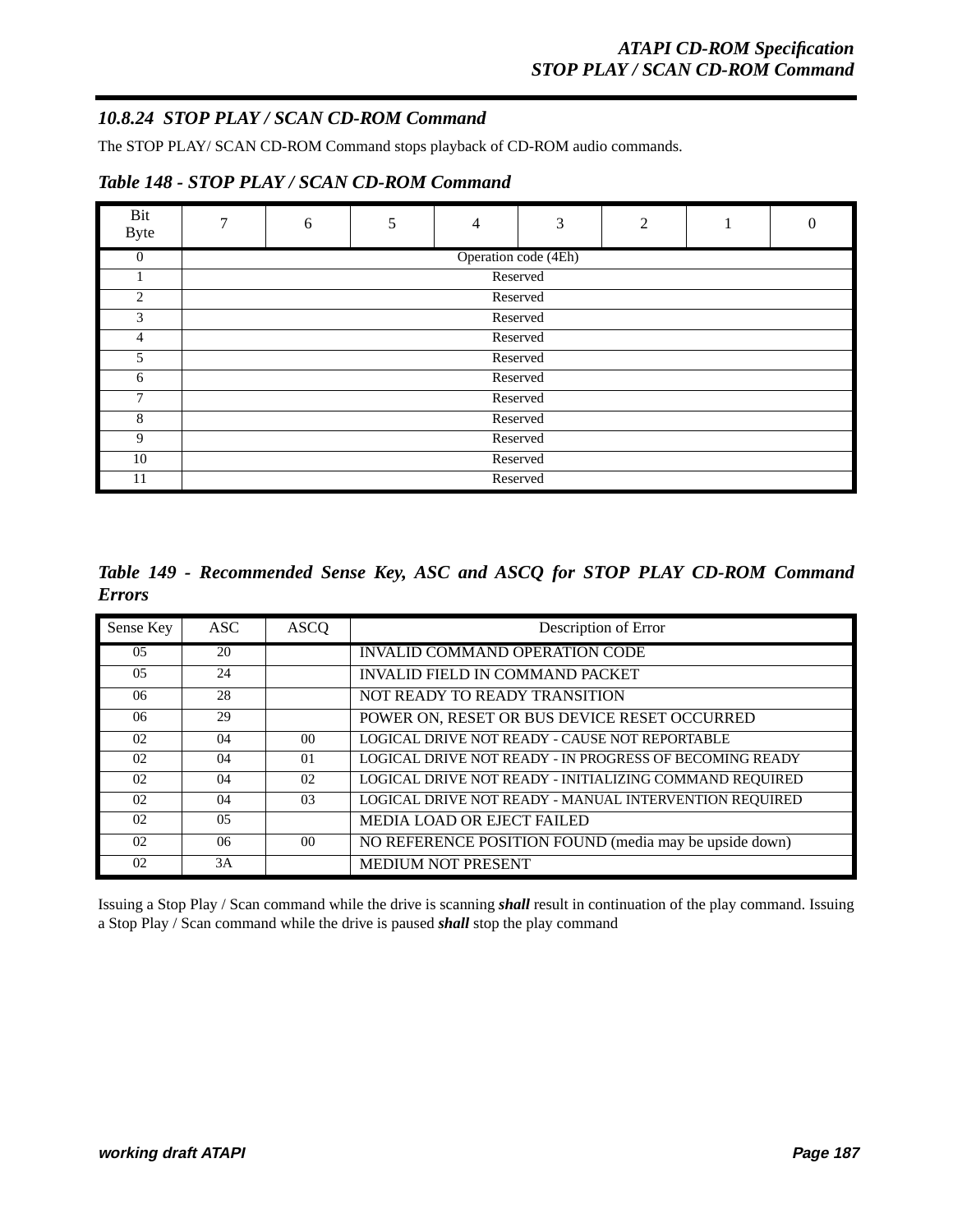### 10.8.24 STOP PLAY / SCAN CD-ROM Command

The STOP PLAY/ SCAN CD-ROM Command stops playback of CD-ROM audio commands.

***Table 148 - STOP PLAY / SCAN CD-ROM Command***

| Bit<br>Byte | 7 | 6 | 5 | 4 | 3 | 2 | 1 | 0 |
|---|---|---|---|---|---|---|---|---|
| 0 | Operation code (4Eh) | | | | | | | |
| 1 | Reserved | | | | | | | |
| 2 | Reserved | | | | | | | |
| 3 | Reserved | | | | | | | |
| 4 | Reserved | | | | | | | |
| 5 | Reserved | | | | | | | |
| 6 | Reserved | | | | | | | |
| 7 | Reserved | | | | | | | |
| 8 | Reserved | | | | | | | |
| 9 | Reserved | | | | | | | |
| 10 | Reserved | | | | | | | |
| 11 | Reserved | | | | | | | |

***Table 149 - Recommended Sense Key, ASC and ASCQ for STOP PLAY CD-ROM Command Errors***

| Sense Key | ASC | ASCQ | Description of Error |
|---|---|---|---|
| 05 | 20 | | INVALID COMMAND OPERATION CODE |
| 05 | 24 | | INVALID FIELD IN COMMAND PACKET |
| 06 | 28 | | NOT READY TO READY TRANSITION |
| 06 | 29 | | POWER ON, RESET OR BUS DEVICE RESET OCCURRED |
| 02 | 04 | 00 | LOGICAL DRIVE NOT READY - CAUSE NOT REPORTABLE |
| 02 | 04 | 01 | LOGICAL DRIVE NOT READY - IN PROGRESS OF BECOMING READY |
| 02 | 04 | 02 | LOGICAL DRIVE NOT READY - INITIALIZING COMMAND REQUIRED |
| 02 | 04 | 03 | LOGICAL DRIVE NOT READY - MANUAL INTERVENTION REQUIRED |
| 02 | 05 | | MEDIA LOAD OR EJECT FAILED |
| 02 | 06 | 00 | NO REFERENCE POSITION FOUND (media may be upside down) |
| 02 | 3A | | MEDIUM NOT PRESENT |

Issuing a Stop Play / Scan command while the drive is scanning ***shall*** result in continuation of the play command. Issuing a Stop Play / Scan command while the drive is paused ***shall*** stop the play command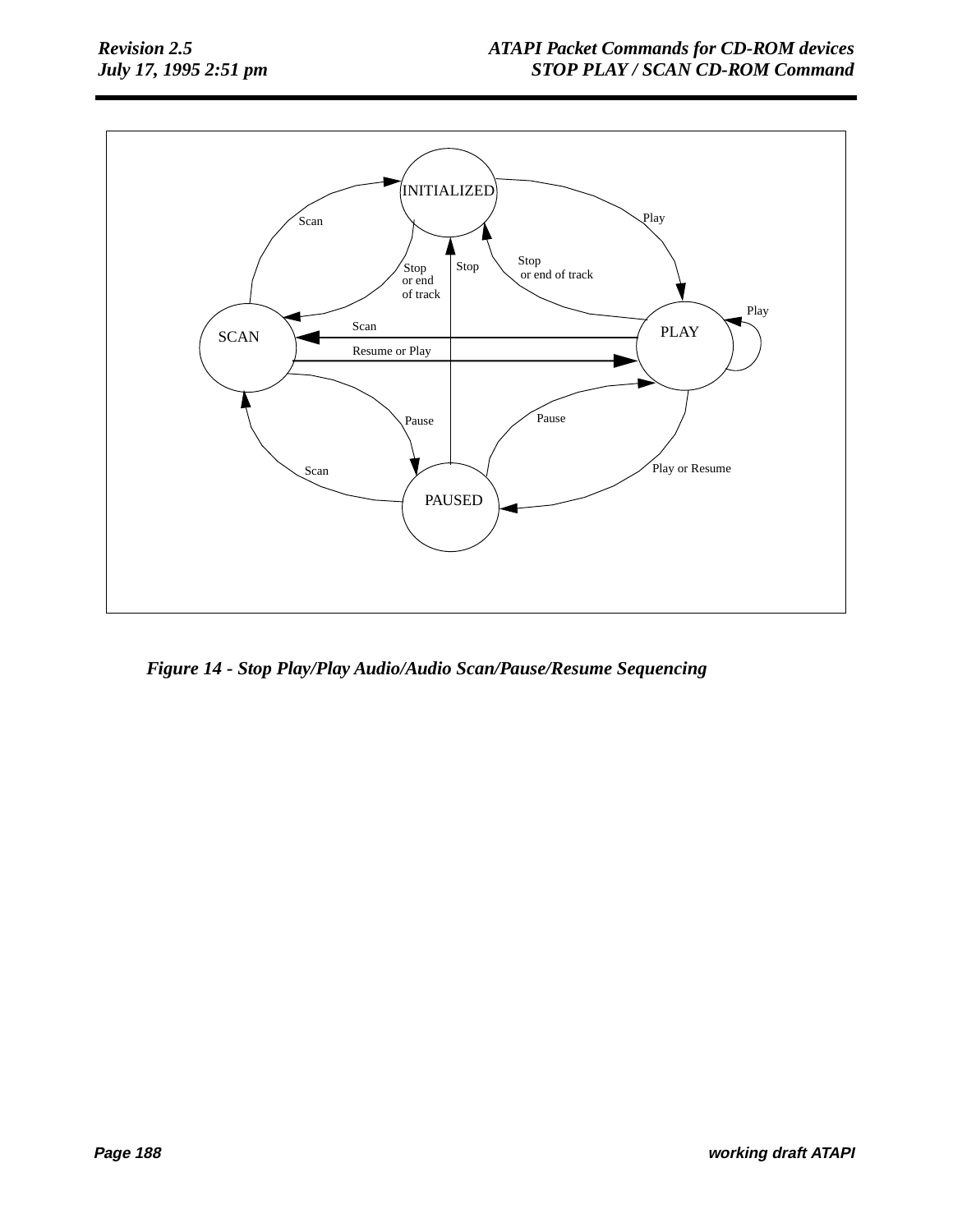Figure 14 - Stop Play/Play Audio/Audio Scan/Pause/Resume Sequencing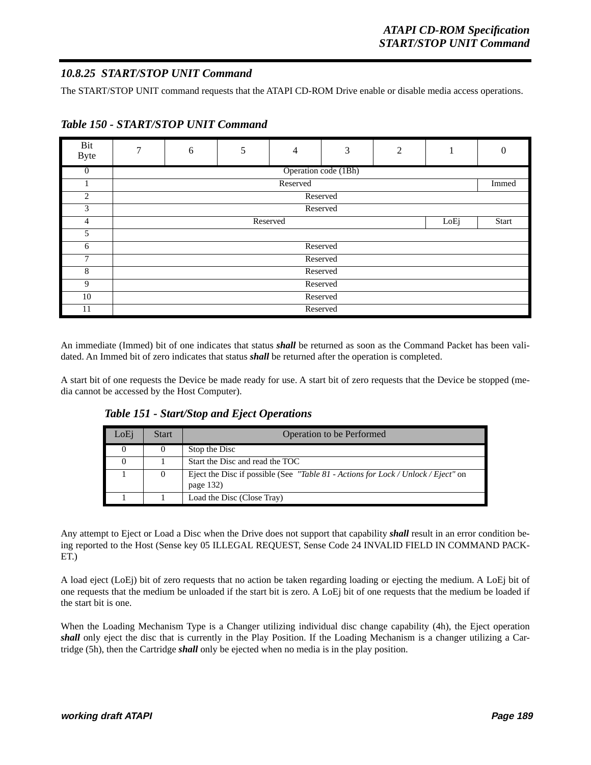### 10.8.25 START/STOP UNIT Command

The START/STOP UNIT command requests that the ATAPI CD-ROM Drive enable or disable media access operations.

***Table 150 - START/STOP UNIT Command***

| Bit / Byte | 7 | 6 | 5 | 4 | 3 | 2 | 1 | 0 |
|---|---|---|---|---|---|---|---|---|
| 0 | Operation code (1Bh) | | | | | | | |
| 1 | Reserved | | | | | | | Immed |
| 2 | Reserved | | | | | | | |
| 3 | Reserved | | | | | | | |
| 4 | Reserved | | | | | | LoEj | Start |
| 5 | | | | | | | | |
| 6 | Reserved | | | | | | | |
| 7 | Reserved | | | | | | | |
| 8 | Reserved | | | | | | | |
| 9 | Reserved | | | | | | | |
| 10 | Reserved | | | | | | | |
| 11 | Reserved | | | | | | | |

An immediate (Immed) bit of one indicates that status ***shall*** be returned as soon as the Command Packet has been validated. An Immed bit of zero indicates that status ***shall*** be returned after the operation is completed.

A start bit of one requests the Device be made ready for use. A start bit of zero requests that the Device be stopped (media cannot be accessed by the Host Computer).

***Table 151 - Start/Stop and Eject Operations***

| LoEj | Start | Operation to be Performed |
|---|---|---|
| 0 | 0 | Stop the Disc |
| 0 | 1 | Start the Disc and read the TOC |
| 1 | 0 | Eject the Disc if possible (See *"Table 81 - Actions for Lock / Unlock / Eject"* on page 132) |
| 1 | 1 | Load the Disc (Close Tray) |

Any attempt to Eject or Load a Disc when the Drive does not support that capability ***shall*** result in an error condition being reported to the Host (Sense key 05 ILLEGAL REQUEST, Sense Code 24 INVALID FIELD IN COMMAND PACKET.)

A load eject (LoEj) bit of zero requests that no action be taken regarding loading or ejecting the medium. A LoEj bit of one requests that the medium be unloaded if the start bit is zero. A LoEj bit of one requests that the medium be loaded if the start bit is one.

When the Loading Mechanism Type is a Changer utilizing individual disc change capability (4h), the Eject operation ***shall*** only eject the disc that is currently in the Play Position. If the Loading Mechanism is a changer utilizing a Cartridge (5h), then the Cartridge ***shall*** only be ejected when no media is in the play position.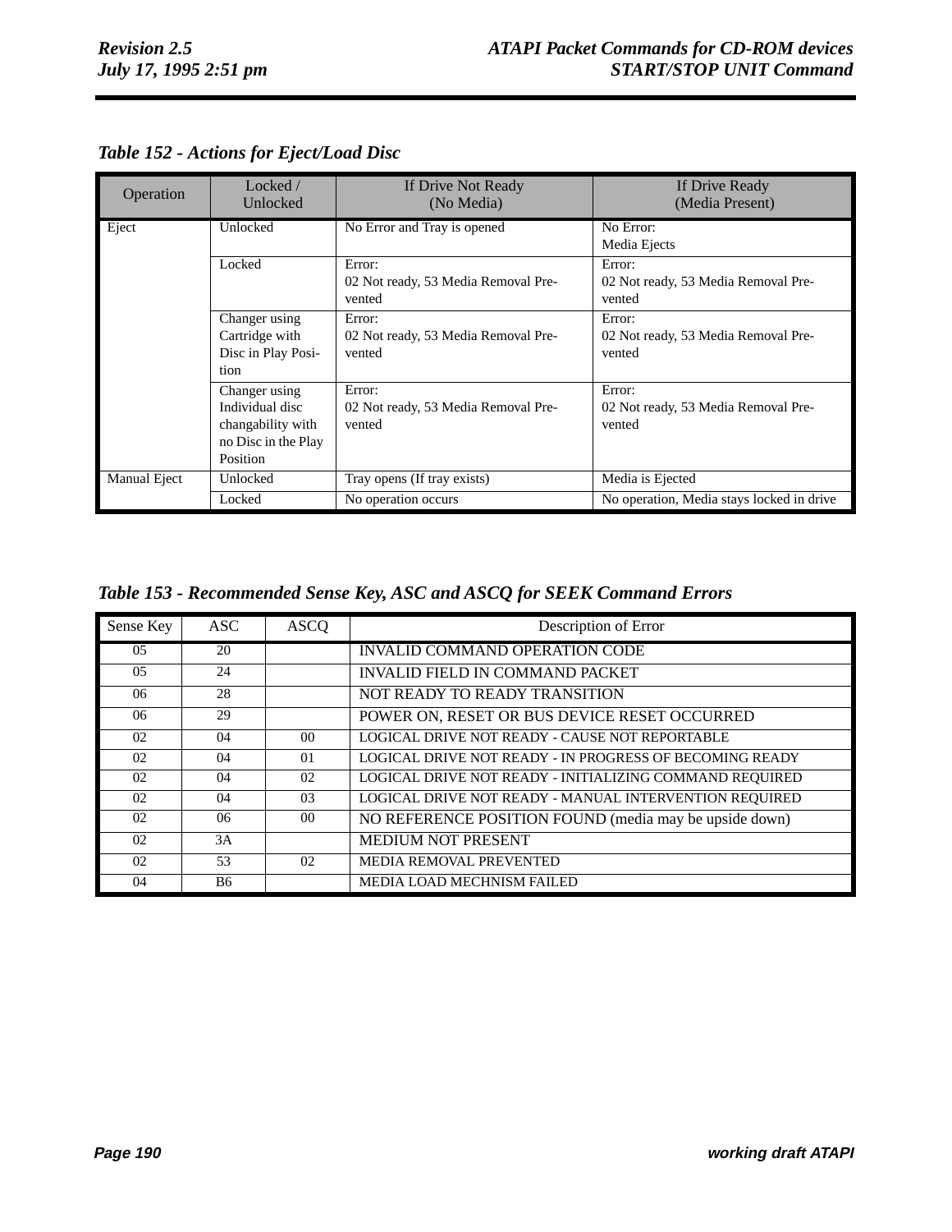*Table 152 - Actions for Eject/Load Disc*

| Operation | Locked / Unlocked | If Drive Not Ready (No Media) | If Drive Ready (Media Present) |
|---|---|---|---|
| Eject | Unlocked | No Error and Tray is opened | No Error: Media Ejects |
| | Locked | Error: 02 Not ready, 53 Media Removal Prevented | Error: 02 Not ready, 53 Media Removal Prevented |
| | Changer using Cartridge with Disc in Play Position | Error: 02 Not ready, 53 Media Removal Prevented | Error: 02 Not ready, 53 Media Removal Prevented |
| | Changer using Individual disc changability with no Disc in the Play Position | Error: 02 Not ready, 53 Media Removal Prevented | Error: 02 Not ready, 53 Media Removal Prevented |
| Manual Eject | Unlocked | Tray opens (If tray exists) | Media is Ejected |
| | Locked | No operation occurs | No operation, Media stays locked in drive |

*Table 153 - Recommended Sense Key, ASC and ASCQ for SEEK Command Errors*

| Sense Key | ASC | ASCQ | Description of Error |
|---|---|---|---|
| 05 | 20 | | INVALID COMMAND OPERATION CODE |
| 05 | 24 | | INVALID FIELD IN COMMAND PACKET |
| 06 | 28 | | NOT READY TO READY TRANSITION |
| 06 | 29 | | POWER ON, RESET OR BUS DEVICE RESET OCCURRED |
| 02 | 04 | 00 | LOGICAL DRIVE NOT READY - CAUSE NOT REPORTABLE |
| 02 | 04 | 01 | LOGICAL DRIVE NOT READY - IN PROGRESS OF BECOMING READY |
| 02 | 04 | 02 | LOGICAL DRIVE NOT READY - INITIALIZING COMMAND REQUIRED |
| 02 | 04 | 03 | LOGICAL DRIVE NOT READY - MANUAL INTERVENTION REQUIRED |
| 02 | 06 | 00 | NO REFERENCE POSITION FOUND (media may be upside down) |
| 02 | 3A | | MEDIUM NOT PRESENT |
| 02 | 53 | 02 | MEDIA REMOVAL PREVENTED |
| 04 | B6 | | MEDIA LOAD MECHNISM FAILED |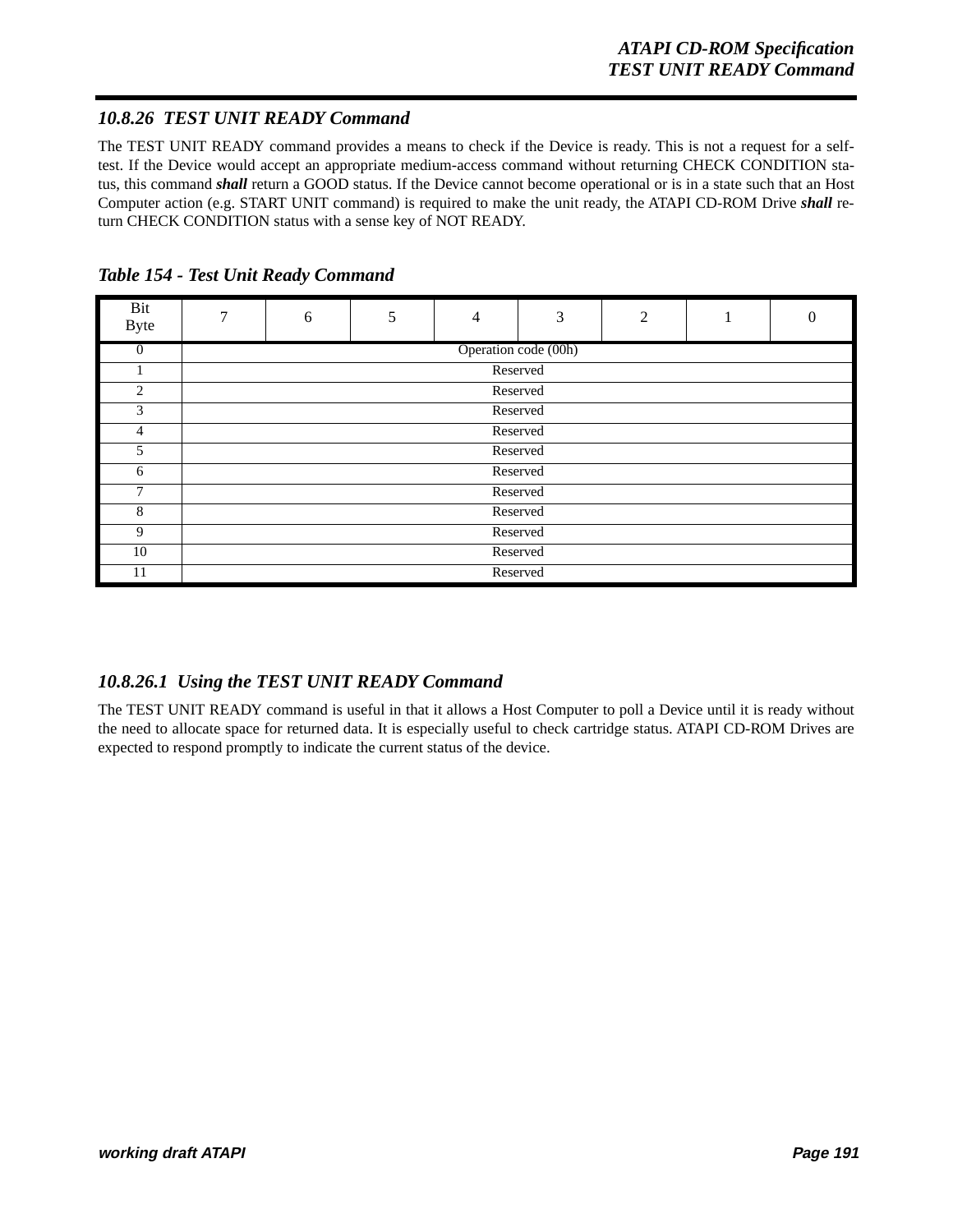### 10.8.26 TEST UNIT READY Command

The TEST UNIT READY command provides a means to check if the Device is ready. This is not a request for a self-test. If the Device would accept an appropriate medium-access command without returning CHECK CONDITION status, this command ***shall*** return a GOOD status. If the Device cannot become operational or is in a state such that an Host Computer action (e.g. START UNIT command) is required to make the unit ready, the ATAPI CD-ROM Drive ***shall*** return CHECK CONDITION status with a sense key of NOT READY.

***Table 154 - Test Unit Ready Command***

| Bit / Byte | 7 | 6 | 5 | 4 | 3 | 2 | 1 | 0 |
|---|---|---|---|---|---|---|---|---|
| 0 | Operation code (00h) | | | | | | | |
| 1 | Reserved | | | | | | | |
| 2 | Reserved | | | | | | | |
| 3 | Reserved | | | | | | | |
| 4 | Reserved | | | | | | | |
| 5 | Reserved | | | | | | | |
| 6 | Reserved | | | | | | | |
| 7 | Reserved | | | | | | | |
| 8 | Reserved | | | | | | | |
| 9 | Reserved | | | | | | | |
| 10 | Reserved | | | | | | | |
| 11 | Reserved | | | | | | | |

#### 10.8.26.1 Using the TEST UNIT READY Command

The TEST UNIT READY command is useful in that it allows a Host Computer to poll a Device until it is ready without the need to allocate space for returned data. It is especially useful to check cartridge status. ATAPI CD-ROM Drives are expected to respond promptly to indicate the current status of the device.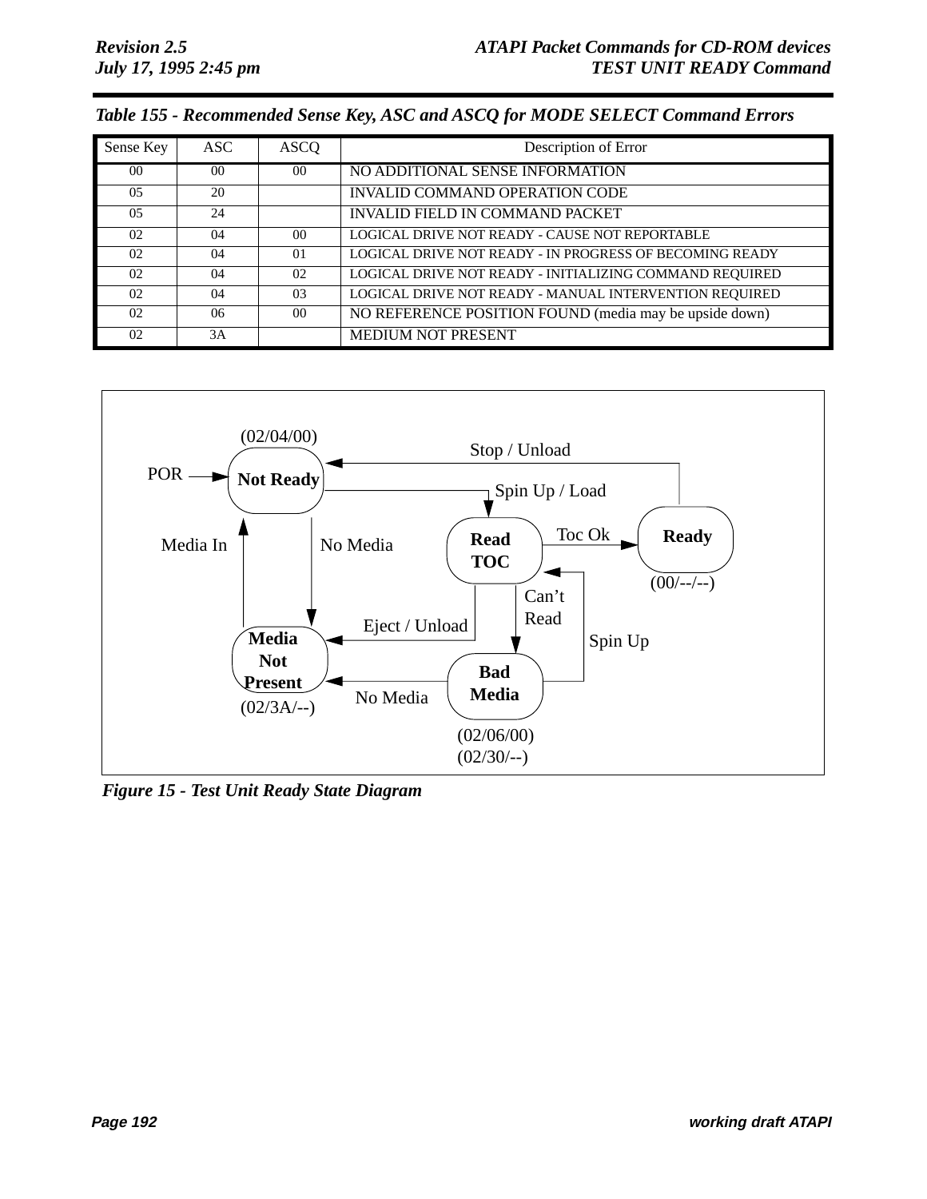*Table 155 - Recommended Sense Key, ASC and ASCQ for MODE SELECT Command Errors*

| Sense Key | ASC | ASCQ | Description of Error |
|---|---|---|---|
| 00 | 00 | 00 | NO ADDITIONAL SENSE INFORMATION |
| 05 | 20 | | INVALID COMMAND OPERATION CODE |
| 05 | 24 | | INVALID FIELD IN COMMAND PACKET |
| 02 | 04 | 00 | LOGICAL DRIVE NOT READY - CAUSE NOT REPORTABLE |
| 02 | 04 | 01 | LOGICAL DRIVE NOT READY - IN PROGRESS OF BECOMING READY |
| 02 | 04 | 02 | LOGICAL DRIVE NOT READY - INITIALIZING COMMAND REQUIRED |
| 02 | 04 | 03 | LOGICAL DRIVE NOT READY - MANUAL INTERVENTION REQUIRED |
| 02 | 06 | 00 | NO REFERENCE POSITION FOUND (media may be upside down) |
| 02 | 3A | | MEDIUM NOT PRESENT |

(02/04/00) Not Ready; POR; Stop / Unload; Spin Up / Load; Read TOC; Toc Ok; Ready (00/--/--); Media In; No Media; Can't Read; Eject / Unload; Spin Up; Media Not Present (02/3A/--); Bad Media (02/06/00) (02/30/--); No Media

*Figure 15 - Test Unit Ready State Diagram*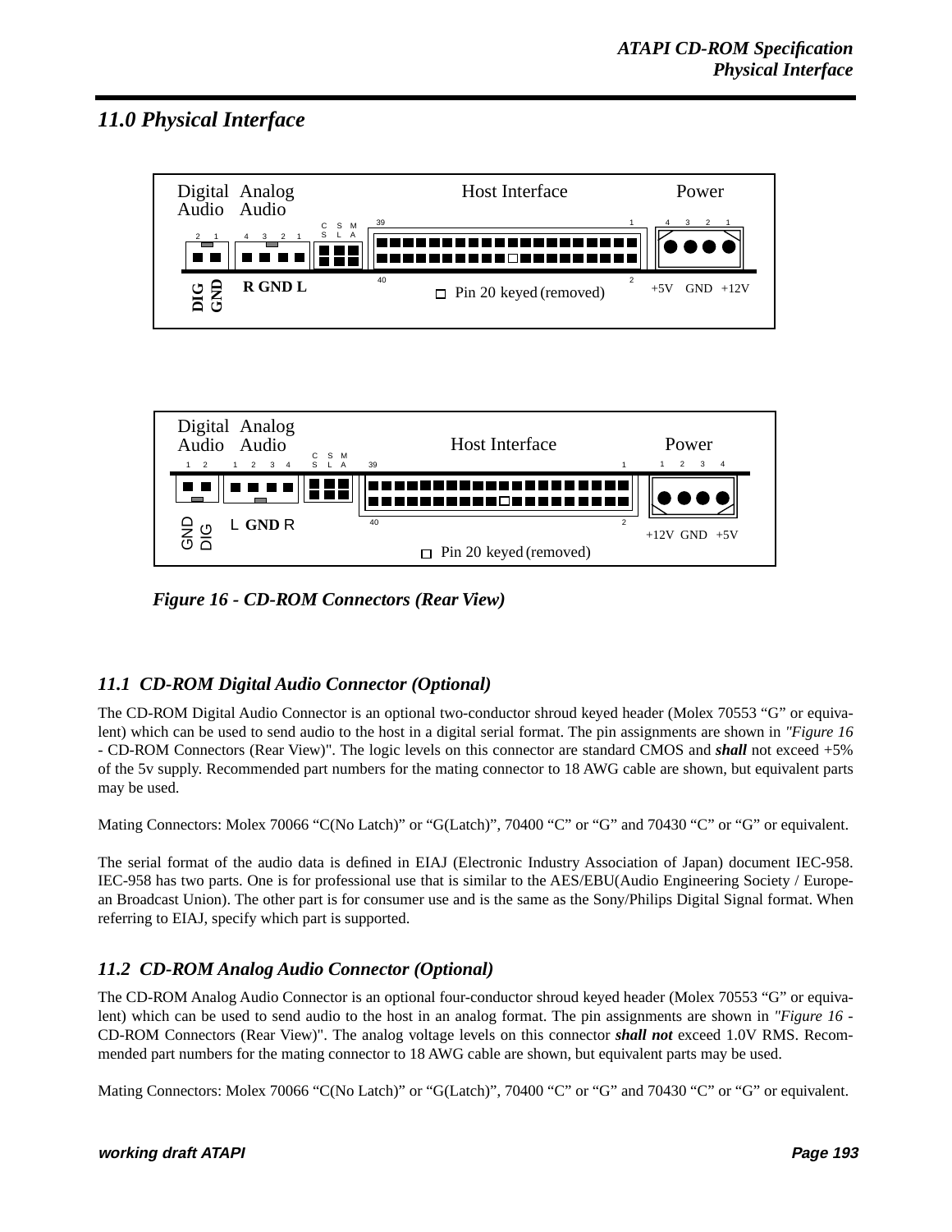# 11.0 Physical Interface

Figure 16 - CD-ROM Connectors (Rear View)

## 11.1 CD-ROM Digital Audio Connector (Optional)

The CD-ROM Digital Audio Connector is an optional two-conductor shroud keyed header (Molex 70553 "G" or equivalent) which can be used to send audio to the host in a digital serial format. The pin assignments are shown in *"Figure 16* - CD-ROM Connectors (Rear View)". The logic levels on this connector are standard CMOS and ***shall*** not exceed +5% of the 5v supply. Recommended part numbers for the mating connector to 18 AWG cable are shown, but equivalent parts may be used.

Mating Connectors: Molex 70066 "C(No Latch)" or "G(Latch)", 70400 "C" or "G" and 70430 "C" or "G" or equivalent.

The serial format of the audio data is defined in EIAJ (Electronic Industry Association of Japan) document IEC-958. IEC-958 has two parts. One is for professional use that is similar to the AES/EBU(Audio Engineering Society / European Broadcast Union). The other part is for consumer use and is the same as the Sony/Philips Digital Signal format. When referring to EIAJ, specify which part is supported.

## 11.2 CD-ROM Analog Audio Connector (Optional)

The CD-ROM Analog Audio Connector is an optional four-conductor shroud keyed header (Molex 70553 "G" or equivalent) which can be used to send audio to the host in an analog format. The pin assignments are shown in *"Figure 16* - CD-ROM Connectors (Rear View)". The analog voltage levels on this connector ***shall not*** exceed 1.0V RMS. Recommended part numbers for the mating connector to 18 AWG cable are shown, but equivalent parts may be used.

Mating Connectors: Molex 70066 "C(No Latch)" or "G(Latch)", 70400 "C" or "G" and 70430 "C" or "G" or equivalent.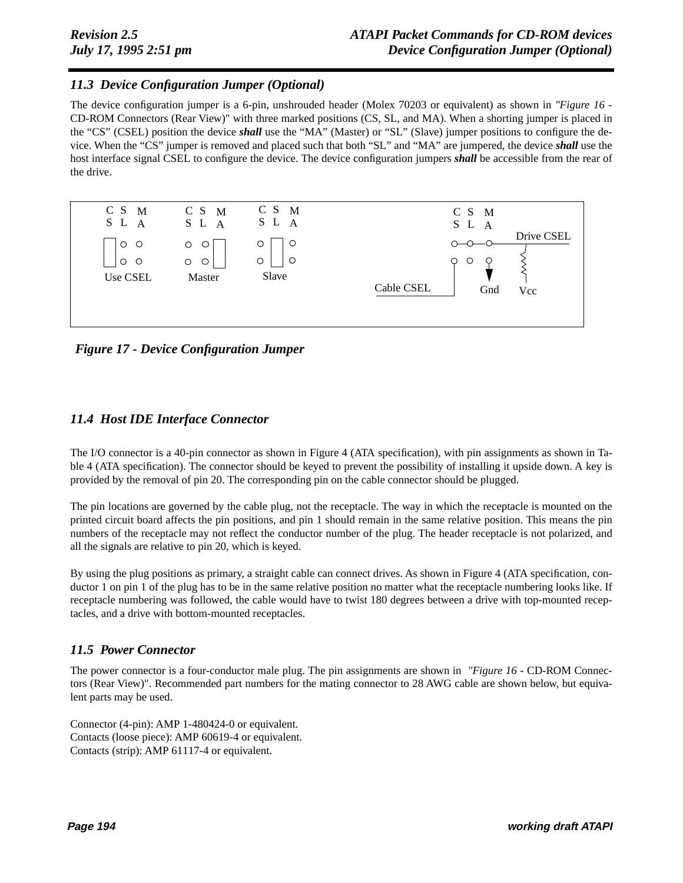## 11.3 Device Configuration Jumper (Optional)

The device configuration jumper is a 6-pin, unshrouded header (Molex 70203 or equivalent) as shown in *"Figure 16 -* CD-ROM Connectors (Rear View)" with three marked positions (CS, SL, and MA). When a shorting jumper is placed in the "CS" (CSEL) position the device ***shall*** use the "MA" (Master) or "SL" (Slave) jumper positions to configure the device. When the "CS" jumper is removed and placed such that both "SL" and "MA" are jumpered, the device ***shall*** use the host interface signal CSEL to configure the device. The device configuration jumpers ***shall*** be accessible from the rear of the drive.

CS SL MA — Use CSEL; CS SL MA — Master; CS SL MA — Slave; CS SL MA — Drive CSEL, Cable CSEL, Gnd, Vcc

*Figure 17 - Device Configuration Jumper*

## 11.4 Host IDE Interface Connector

The I/O connector is a 40-pin connector as shown in Figure 4 (ATA specification), with pin assignments as shown in Table 4 (ATA specification). The connector should be keyed to prevent the possibility of installing it upside down. A key is provided by the removal of pin 20. The corresponding pin on the cable connector should be plugged.

The pin locations are governed by the cable plug, not the receptacle. The way in which the receptacle is mounted on the printed circuit board affects the pin positions, and pin 1 should remain in the same relative position. This means the pin numbers of the receptacle may not reflect the conductor number of the plug. The header receptacle is not polarized, and all the signals are relative to pin 20, which is keyed.

By using the plug positions as primary, a straight cable can connect drives. As shown in Figure 4 (ATA specification, conductor 1 on pin 1 of the plug has to be in the same relative position no matter what the receptacle numbering looks like. If receptacle numbering was followed, the cable would have to twist 180 degrees between a drive with top-mounted receptacles, and a drive with bottom-mounted receptacles.

## 11.5 Power Connector

The power connector is a four-conductor male plug. The pin assignments are shown in *"Figure 16* - CD-ROM Connectors (Rear View)". Recommended part numbers for the mating connector to 28 AWG cable are shown below, but equivalent parts may be used.

Connector (4-pin): AMP 1-480424-0 or equivalent.
Contacts (loose piece): AMP 60619-4 or equivalent.
Contacts (strip): AMP 61117-4 or equivalent.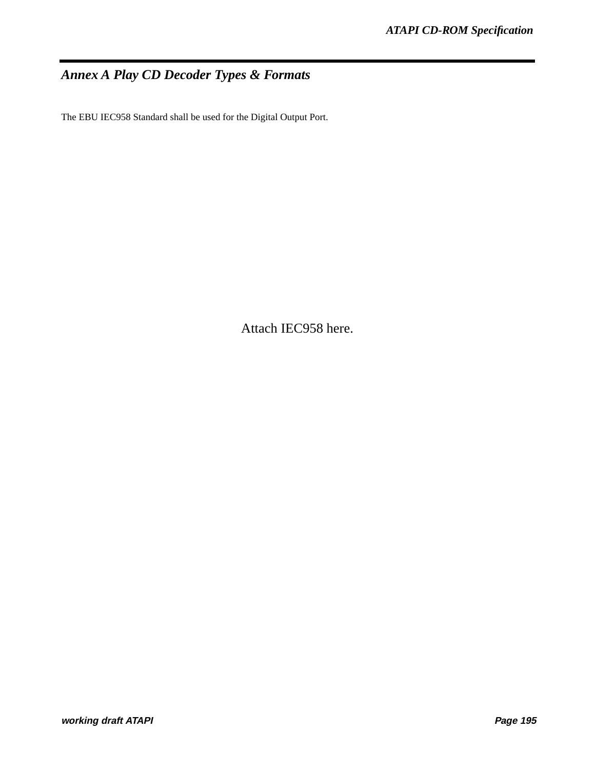# Annex A Play CD Decoder Types & Formats

The EBU IEC958 Standard shall be used for the Digital Output Port.

Attach IEC958 here.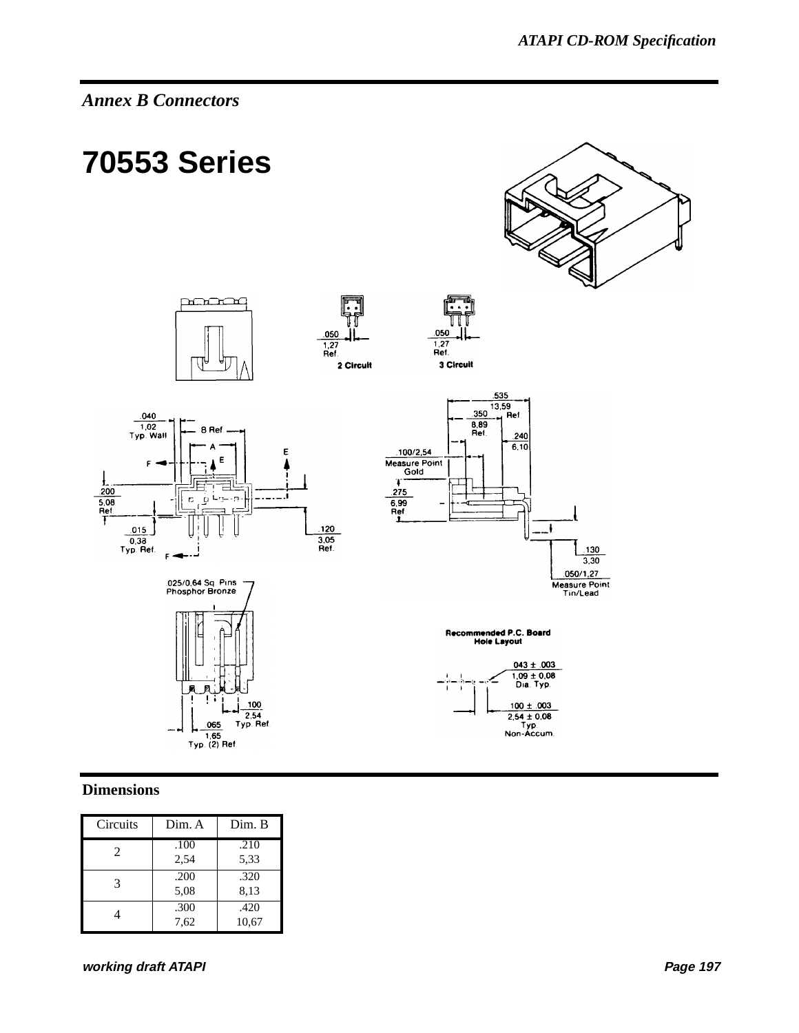## Annex B Connectors

# 70553 Series

2 Circuit

3 Circuit

Recommended P.C. Board Hole Layout

### Dimensions

| Circuits | Dim. A | Dim. B |
| --- | --- | --- |
| 2 | .100<br>2,54 | .210<br>5,33 |
| 3 | .200<br>5,08 | .320<br>8,13 |
| 4 | .300<br>7,62 | .420<br>10,67 |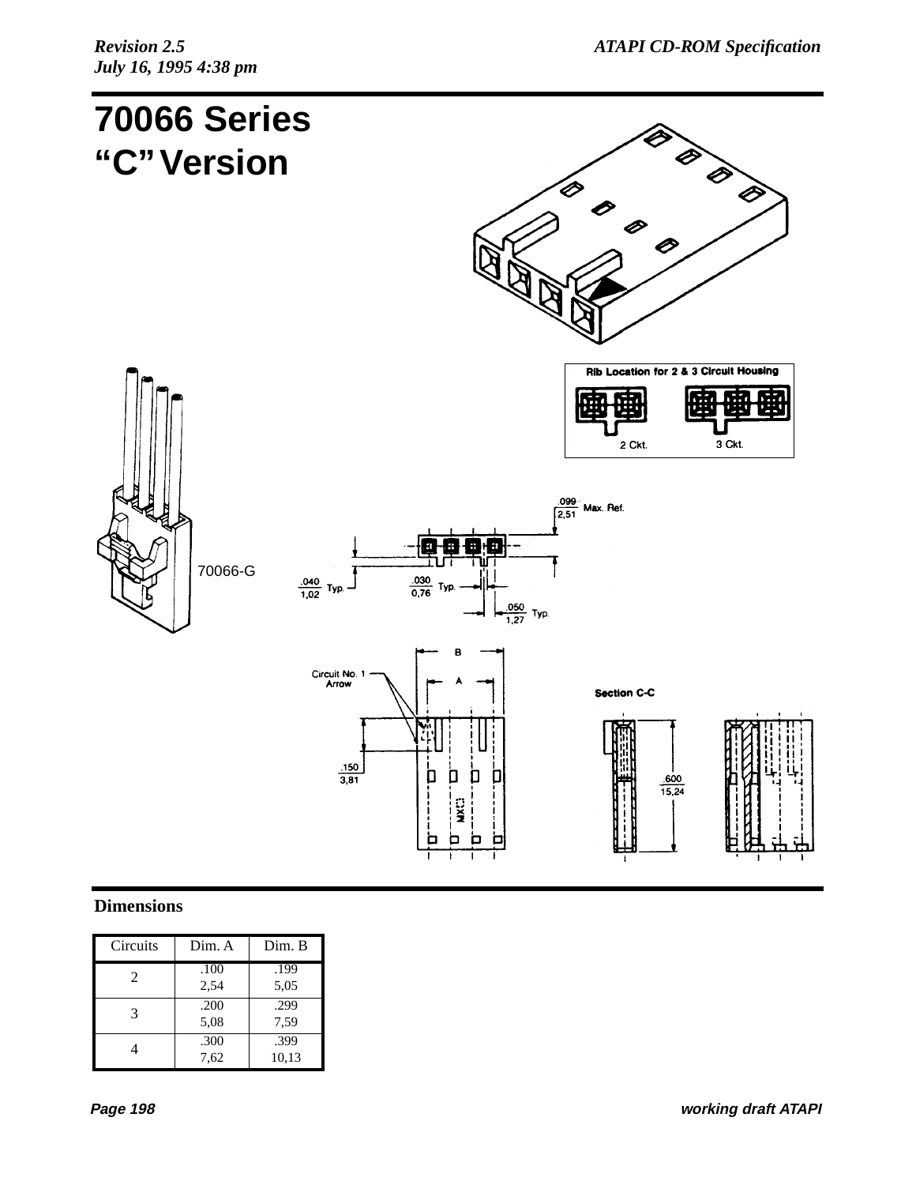# 70066 Series "C" Version

Rib Location for 2 & 3 Circuit Housing

2 Ckt. 3 Ckt.

70066-G

.099 / 2,51 Max. Ref.

.040 / 1,02 Typ.

.030 / 0,76 Typ.

.050 / 1,27 Typ.

Circuit No. 1 Arrow

B

A

.150 / 3,81

Section C-C

.600 / 15,24

## Dimensions

| Circuits | Dim. A | Dim. B |
|---|---|---|
| 2 | .100<br>2,54 | .199<br>5,05 |
| 3 | .200<br>5,08 | .299<br>7,59 |
| 4 | .300<br>7,62 | .399<br>10,13 |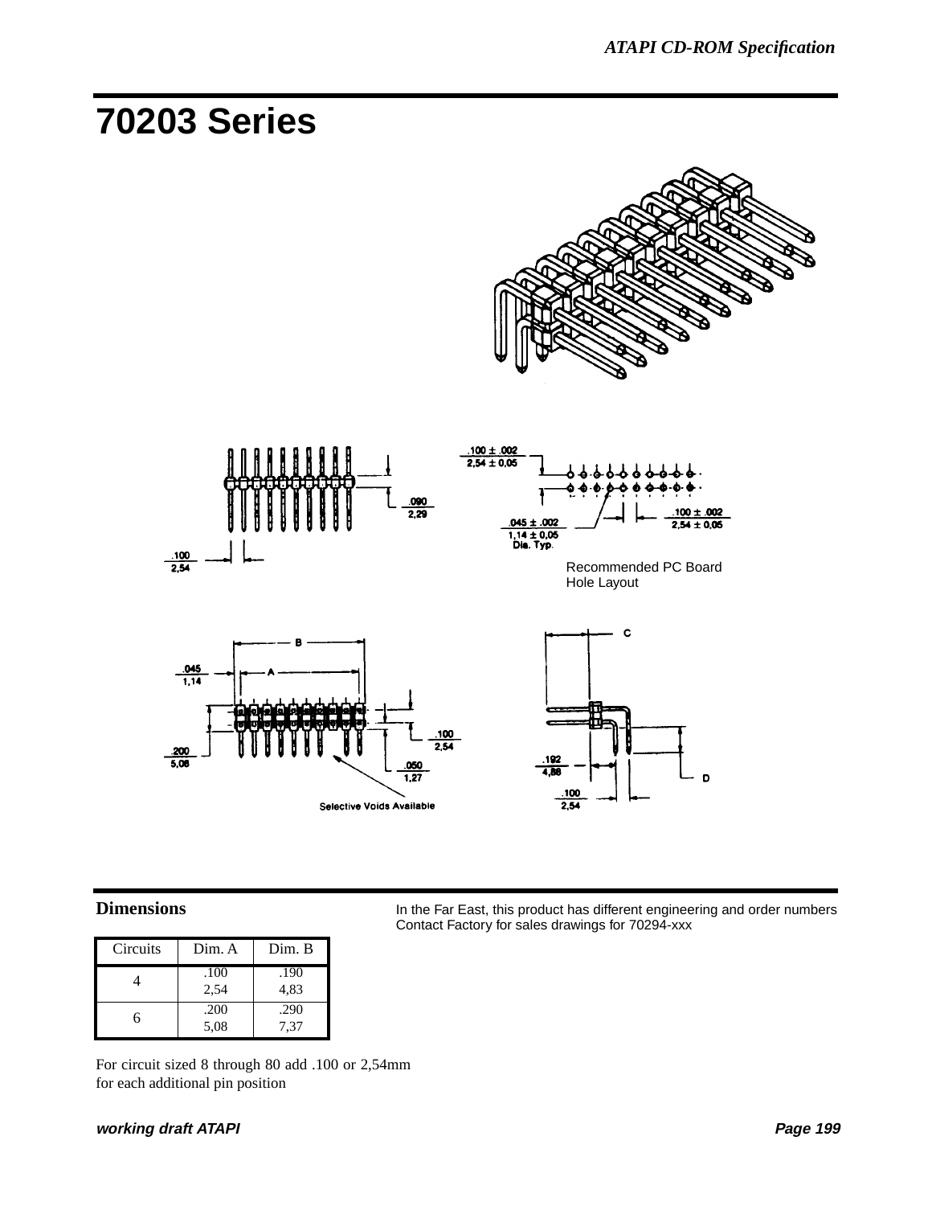# 70203 Series

.090
2,29

.100
2,54

.100 ± .002
2,54 ± 0,05

.045 ± .002
1,14 ± 0,05
Dia. Typ.

.100 ± .002
2,54 ± 0,05

Recommended PC Board Hole Layout

B

A

.045
1,14

.200
5,08

.100
2,54

.050
1,27

Selective Voids Available

C

.192
4,88

.100
2,54

D

## Dimensions

In the Far East, this product has different engineering and order numbers Contact Factory for sales drawings for 70294-xxx

| Circuits | Dim. A | Dim. B |
|---|---|---|
| 4 | .100<br>2,54 | .190<br>4,83 |
| 6 | .200<br>5,08 | .290<br>7,37 |

For circuit sized 8 through 80 add .100 or 2,54mm for each additional pin position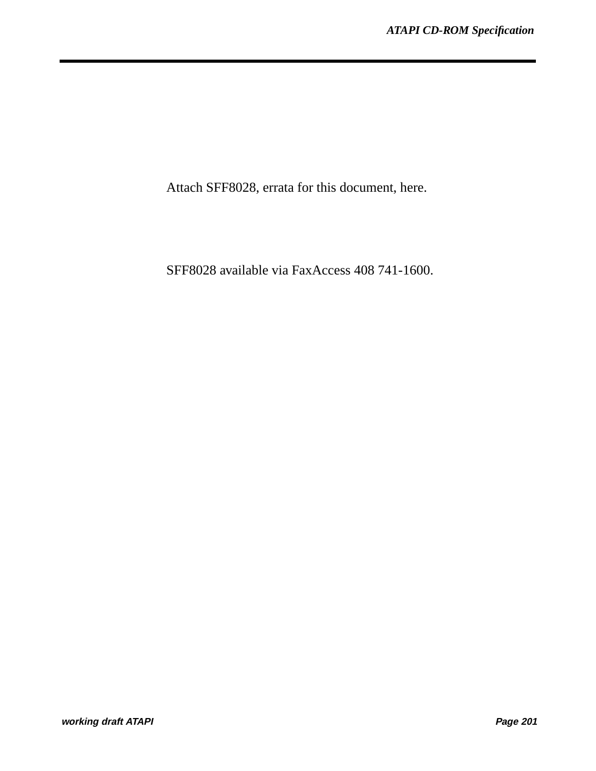Attach SFF8028, errata for this document, here.

SFF8028 available via FaxAccess 408 741-1600.